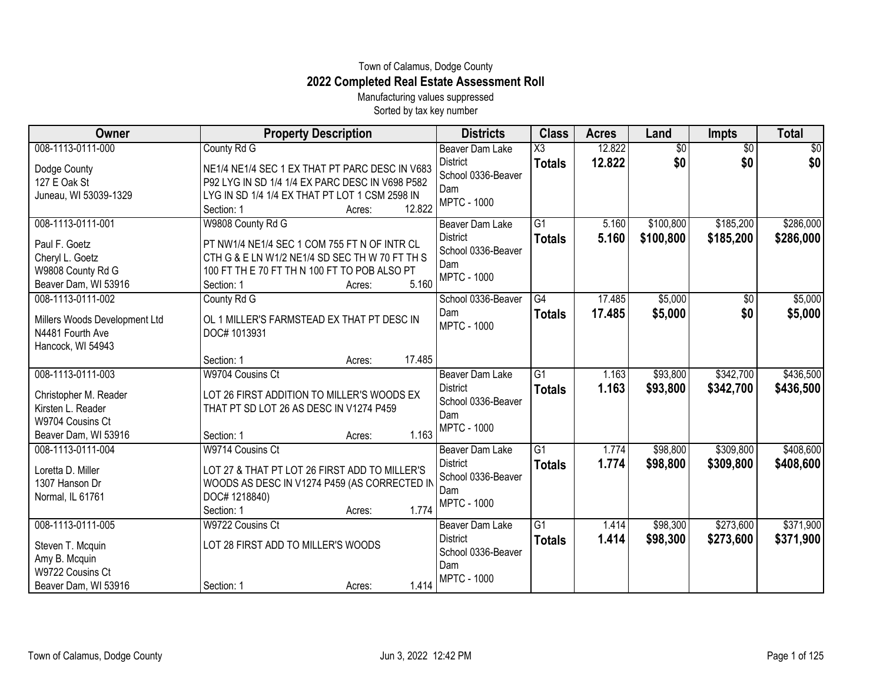Town of Calamus, Dodge County

# 2022 Completed Real Estate Assessment Roll

Manufacturing values suppressed

Sorted by tax key number

| Owner | Property Description | Districts | Class | Acres | Land | Impts | Total |
|---|---|---|---|---|---|---|---|
| 008-1113-0111-000<br>Dodge County<br>127 E Oak St<br>Juneau, WI 53039-1329 | County Rd G<br>NE1/4 NE1/4 SEC 1 EX THAT PT PARC DESC IN V683 P92 LYG IN SD 1/4 1/4 EX PARC DESC IN V698 P582 LYG IN SD 1/4 1/4 EX THAT PT LOT 1 CSM 2598 IN<br>Section: 1 Acres: 12.822 | Beaver Dam Lake District<br>School 0336-Beaver Dam<br>MPTC - 1000 | X3<br>**Totals** | 12.822<br>**12.822** | $0<br>**$0** | $0<br>**$0** | $0<br>**$0** |
| 008-1113-0111-001<br>Paul F. Goetz<br>Cheryl L. Goetz<br>W9808 County Rd G<br>Beaver Dam, WI 53916 | W9808 County Rd G<br>PT NW1/4 NE1/4 SEC 1 COM 755 FT N OF INTR CL CTH G & E LN W1/2 NE1/4 SD SEC TH W 70 FT TH S 100 FT TH E 70 FT TH N 100 FT TO POB ALSO PT<br>Section: 1 Acres: 5.160 | Beaver Dam Lake District<br>School 0336-Beaver Dam<br>MPTC - 1000 | G1<br>**Totals** | 5.160<br>**5.160** | $100,800<br>**$100,800** | $185,200<br>**$185,200** | $286,000<br>**$286,000** |
| 008-1113-0111-002<br>Millers Woods Development Ltd<br>N4481 Fourth Ave<br>Hancock, WI 54943 | County Rd G<br>OL 1 MILLER'S FARMSTEAD EX THAT PT DESC IN DOC# 1013931<br>Section: 1 Acres: 17.485 | School 0336-Beaver Dam<br>MPTC - 1000 | G4<br>**Totals** | 17.485<br>**17.485** | $5,000<br>**$5,000** | $0<br>**$0** | $5,000<br>**$5,000** |
| 008-1113-0111-003<br>Christopher M. Reader<br>Kirsten L. Reader<br>W9704 Cousins Ct<br>Beaver Dam, WI 53916 | W9704 Cousins Ct<br>LOT 26 FIRST ADDITION TO MILLER'S WOODS EX THAT PT SD LOT 26 AS DESC IN V1274 P459<br>Section: 1 Acres: 1.163 | Beaver Dam Lake District<br>School 0336-Beaver Dam<br>MPTC - 1000 | G1<br>**Totals** | 1.163<br>**1.163** | $93,800<br>**$93,800** | $342,700<br>**$342,700** | $436,500<br>**$436,500** |
| 008-1113-0111-004<br>Loretta D. Miller<br>1307 Hanson Dr<br>Normal, IL 61761 | W9714 Cousins Ct<br>LOT 27 & THAT PT LOT 26 FIRST ADD TO MILLER'S WOODS AS DESC IN V1274 P459 (AS CORRECTED IN DOC# 1218840)<br>Section: 1 Acres: 1.774 | Beaver Dam Lake District<br>School 0336-Beaver Dam<br>MPTC - 1000 | G1<br>**Totals** | 1.774<br>**1.774** | $98,800<br>**$98,800** | $309,800<br>**$309,800** | $408,600<br>**$408,600** |
| 008-1113-0111-005<br>Steven T. Mcquin<br>Amy B. Mcquin<br>W9722 Cousins Ct<br>Beaver Dam, WI 53916 | W9722 Cousins Ct<br>LOT 28 FIRST ADD TO MILLER'S WOODS<br>Section: 1 Acres: 1.414 | Beaver Dam Lake District<br>School 0336-Beaver Dam<br>MPTC - 1000 | G1<br>**Totals** | 1.414<br>**1.414** | $98,300<br>**$98,300** | $273,600<br>**$273,600** | $371,900<br>**$371,900** |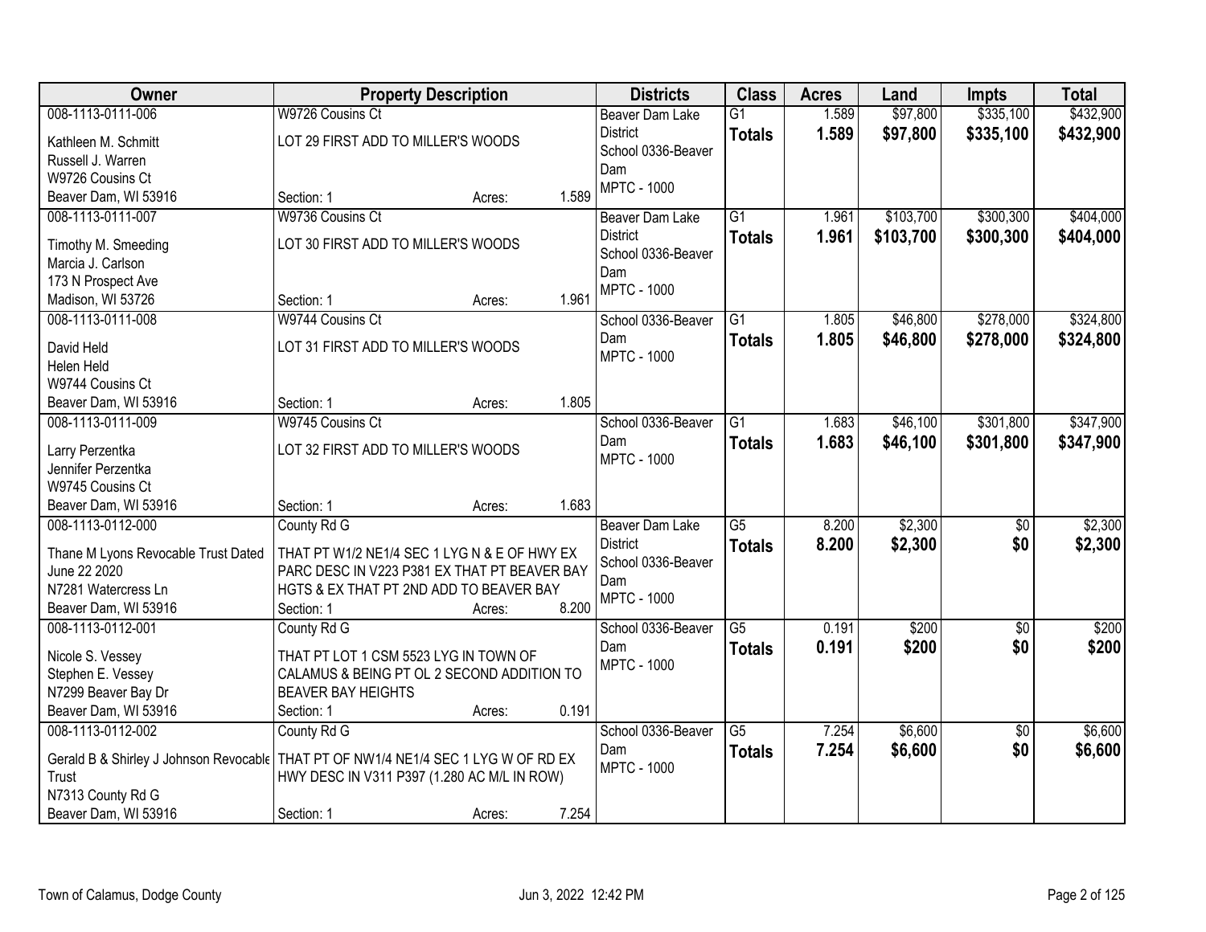| Owner | Property Description | Districts | Class | Acres | Land | Impts | Total |
|---|---|---|---|---|---|---|---|
| 008-1113-0111-006<br>Kathleen M. Schmitt<br>Russell J. Warren<br>W9726 Cousins Ct<br>Beaver Dam, WI 53916 | W9726 Cousins Ct<br>LOT 29 FIRST ADD TO MILLER'S WOODS<br>Section: 1 Acres: 1.589 | Beaver Dam Lake District<br>School 0336-Beaver Dam<br>MPTC - 1000 | G1<br>**Totals** | 1.589<br>**1.589** | $97,800<br>**$97,800** | $335,100<br>**$335,100** | $432,900<br>**$432,900** |
| 008-1113-0111-007<br>Timothy M. Smeeding<br>Marcia J. Carlson<br>173 N Prospect Ave<br>Madison, WI 53726 | W9736 Cousins Ct<br>LOT 30 FIRST ADD TO MILLER'S WOODS<br>Section: 1 Acres: 1.961 | Beaver Dam Lake District<br>School 0336-Beaver Dam<br>MPTC - 1000 | G1<br>**Totals** | 1.961<br>**1.961** | $103,700<br>**$103,700** | $300,300<br>**$300,300** | $404,000<br>**$404,000** |
| 008-1113-0111-008<br>David Held<br>Helen Held<br>W9744 Cousins Ct<br>Beaver Dam, WI 53916 | W9744 Cousins Ct<br>LOT 31 FIRST ADD TO MILLER'S WOODS<br>Section: 1 Acres: 1.805 | School 0336-Beaver Dam<br>MPTC - 1000 | G1<br>**Totals** | 1.805<br>**1.805** | $46,800<br>**$46,800** | $278,000<br>**$278,000** | $324,800<br>**$324,800** |
| 008-1113-0111-009<br>Larry Perzentka<br>Jennifer Perzentka<br>W9745 Cousins Ct<br>Beaver Dam, WI 53916 | W9745 Cousins Ct<br>LOT 32 FIRST ADD TO MILLER'S WOODS<br>Section: 1 Acres: 1.683 | School 0336-Beaver Dam<br>MPTC - 1000 | G1<br>**Totals** | 1.683<br>**1.683** | $46,100<br>**$46,100** | $301,800<br>**$301,800** | $347,900<br>**$347,900** |
| 008-1113-0112-000<br>Thane M Lyons Revocable Trust Dated June 22 2020<br>N7281 Watercress Ln<br>Beaver Dam, WI 53916 | County Rd G<br>THAT PT W1/2 NE1/4 SEC 1 LYG N & E OF HWY EX PARC DESC IN V223 P381 EX THAT PT BEAVER BAY HGTS & EX THAT PT 2ND ADD TO BEAVER BAY<br>Section: 1 Acres: 8.200 | Beaver Dam Lake District<br>School 0336-Beaver Dam<br>MPTC - 1000 | G5<br>**Totals** | 8.200<br>**8.200** | $2,300<br>**$2,300** | $0<br>**$0** | $2,300<br>**$2,300** |
| 008-1113-0112-001<br>Nicole S. Vessey<br>Stephen E. Vessey<br>N7299 Beaver Bay Dr<br>Beaver Dam, WI 53916 | County Rd G<br>THAT PT LOT 1 CSM 5523 LYG IN TOWN OF CALAMUS & BEING PT OL 2 SECOND ADDITION TO BEAVER BAY HEIGHTS<br>Section: 1 Acres: 0.191 | School 0336-Beaver Dam<br>MPTC - 1000 | G5<br>**Totals** | 0.191<br>**0.191** | $200<br>**$200** | $0<br>**$0** | $200<br>**$200** |
| 008-1113-0112-002<br>Gerald B & Shirley J Johnson Revocable Trust<br>N7313 County Rd G<br>Beaver Dam, WI 53916 | County Rd G<br>THAT PT OF NW1/4 NE1/4 SEC 1 LYG W OF RD EX HWY DESC IN V311 P397 (1.280 AC M/L IN ROW)<br>Section: 1 Acres: 7.254 | School 0336-Beaver Dam<br>MPTC - 1000 | G5<br>**Totals** | 7.254<br>**7.254** | $6,600<br>**$6,600** | $0<br>**$0** | $6,600<br>**$6,600** |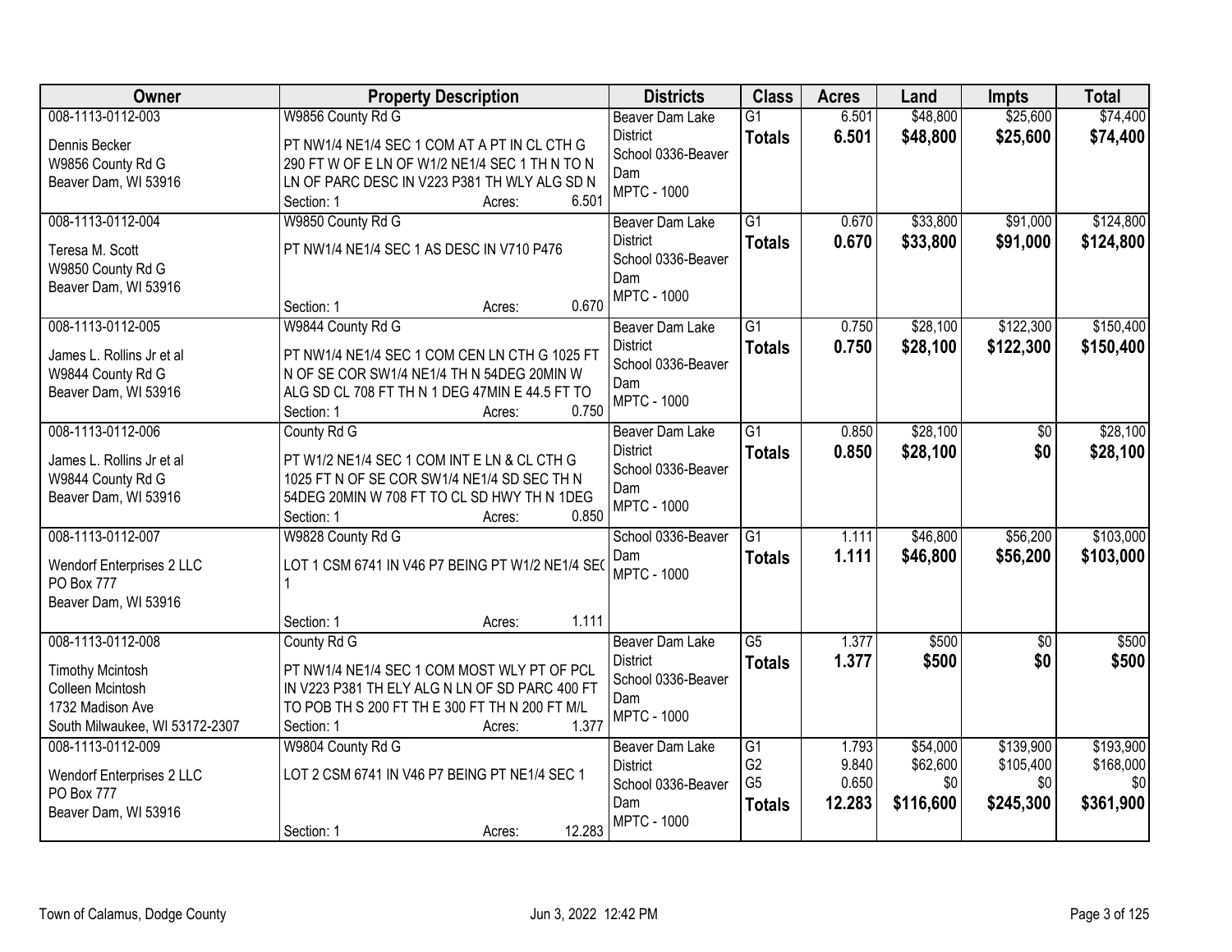| Owner | Property Description | Districts | Class | Acres | Land | Impts | Total |
|---|---|---|---|---|---|---|---|
| 008-1113-0112-003<br>Dennis Becker<br>W9856 County Rd G<br>Beaver Dam, WI 53916 | W9856 County Rd G<br>PT NW1/4 NE1/4 SEC 1 COM AT A PT IN CL CTH G 290 FT W OF E LN OF W1/2 NE1/4 SEC 1 TH N TO N LN OF PARC DESC IN V223 P381 TH WLY ALG SD N<br>Section: 1 Acres: 6.501 | Beaver Dam Lake District<br>School 0336-Beaver Dam<br>MPTC - 1000 | G1<br>**Totals** | 6.501<br>**6.501** | $48,800<br>**$48,800** | $25,600<br>**$25,600** | $74,400<br>**$74,400** |
| 008-1113-0112-004<br>Teresa M. Scott<br>W9850 County Rd G<br>Beaver Dam, WI 53916 | W9850 County Rd G<br>PT NW1/4 NE1/4 SEC 1 AS DESC IN V710 P476<br>Section: 1 Acres: 0.670 | Beaver Dam Lake District<br>School 0336-Beaver Dam<br>MPTC - 1000 | G1<br>**Totals** | 0.670<br>**0.670** | $33,800<br>**$33,800** | $91,000<br>**$91,000** | $124,800<br>**$124,800** |
| 008-1113-0112-005<br>James L. Rollins Jr et al<br>W9844 County Rd G<br>Beaver Dam, WI 53916 | W9844 County Rd G<br>PT NW1/4 NE1/4 SEC 1 COM CEN LN CTH G 1025 FT N OF SE COR SW1/4 NE1/4 TH N 54DEG 20MIN W ALG SD CL 708 FT TH N 1 DEG 47MIN E 44.5 FT TO<br>Section: 1 Acres: 0.750 | Beaver Dam Lake District<br>School 0336-Beaver Dam<br>MPTC - 1000 | G1<br>**Totals** | 0.750<br>**0.750** | $28,100<br>**$28,100** | $122,300<br>**$122,300** | $150,400<br>**$150,400** |
| 008-1113-0112-006<br>James L. Rollins Jr et al<br>W9844 County Rd G<br>Beaver Dam, WI 53916 | County Rd G<br>PT W1/2 NE1/4 SEC 1 COM INT E LN & CL CTH G 1025 FT N OF SE COR SW1/4 NE1/4 SD SEC TH N 54DEG 20MIN W 708 FT TO CL SD HWY TH N 1DEG<br>Section: 1 Acres: 0.850 | Beaver Dam Lake District<br>School 0336-Beaver Dam<br>MPTC - 1000 | G1<br>**Totals** | 0.850<br>**0.850** | $28,100<br>**$28,100** | $0<br>**$0** | $28,100<br>**$28,100** |
| 008-1113-0112-007<br>Wendorf Enterprises 2 LLC<br>PO Box 777<br>Beaver Dam, WI 53916 | W9828 County Rd G<br>LOT 1 CSM 6741 IN V46 P7 BEING PT W1/2 NE1/4 SEC 1<br>Section: 1 Acres: 1.111 | School 0336-Beaver Dam<br>MPTC - 1000 | G1<br>**Totals** | 1.111<br>**1.111** | $46,800<br>**$46,800** | $56,200<br>**$56,200** | $103,000<br>**$103,000** |
| 008-1113-0112-008<br>Timothy Mcintosh<br>Colleen Mcintosh<br>1732 Madison Ave<br>South Milwaukee, WI 53172-2307 | County Rd G<br>PT NW1/4 NE1/4 SEC 1 COM MOST WLY PT OF PCL IN V223 P381 TH ELY ALG N LN OF SD PARC 400 FT TO POB TH S 200 FT TH E 300 FT TH N 200 FT M/L<br>Section: 1 Acres: 1.377 | Beaver Dam Lake District<br>School 0336-Beaver Dam<br>MPTC - 1000 | G5<br>**Totals** | 1.377<br>**1.377** | $500<br>**$500** | $0<br>**$0** | $500<br>**$500** |
| 008-1113-0112-009<br>Wendorf Enterprises 2 LLC<br>PO Box 777<br>Beaver Dam, WI 53916 | W9804 County Rd G<br>LOT 2 CSM 6741 IN V46 P7 BEING PT NE1/4 SEC 1<br>Section: 1 Acres: 12.283 | Beaver Dam Lake District<br>School 0336-Beaver Dam<br>MPTC - 1000 | G1<br>G2<br>G5<br>**Totals** | 1.793<br>9.840<br>0.650<br>**12.283** | $54,000<br>$62,600<br>$0<br>**$116,600** | $139,900<br>$105,400<br>$0<br>**$245,300** | $193,900<br>$168,000<br>$0<br>**$361,900** |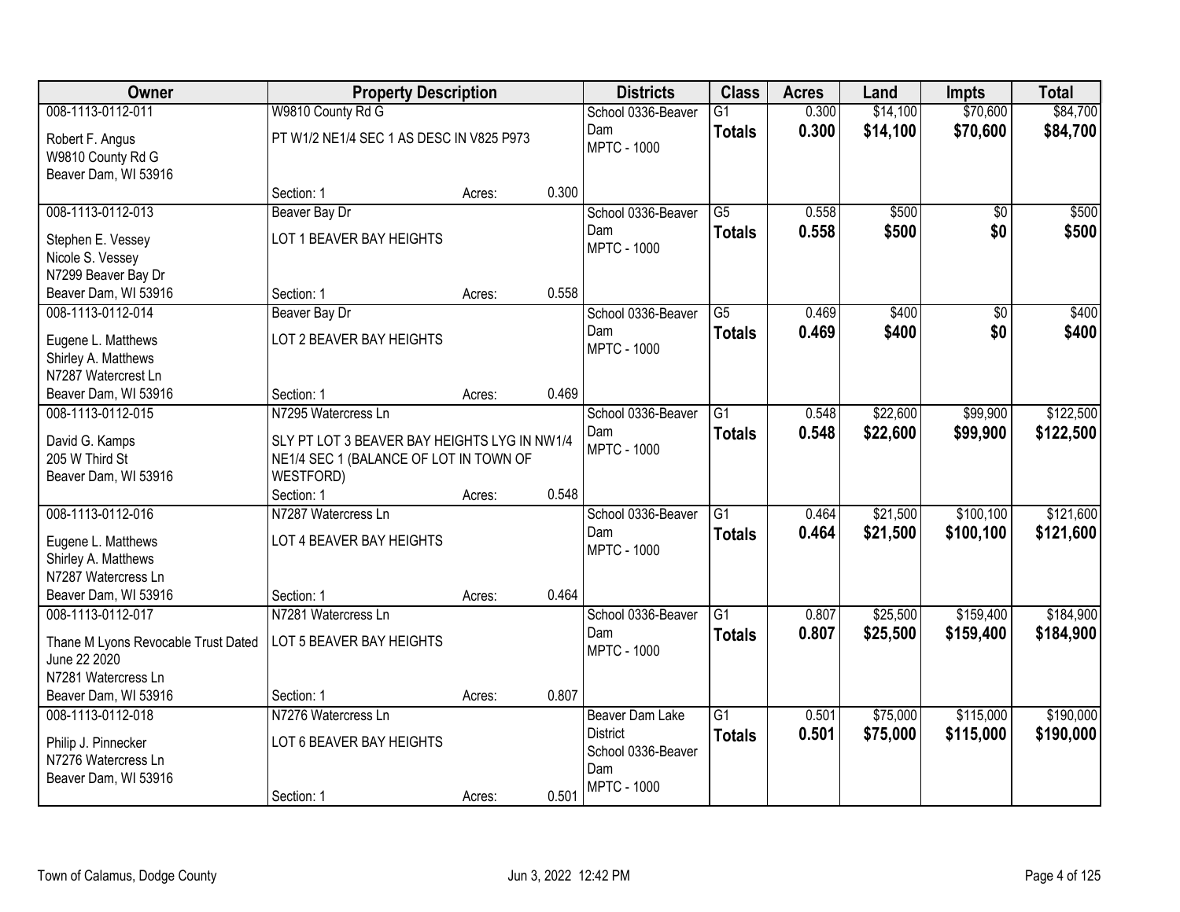| Owner | Property Description | | | Districts | Class | Acres | Land | Impts | Total |
|---|---|---|---|---|---|---|---|---|---|
| 008-1113-0112-011<br>Robert F. Angus<br>W9810 County Rd G<br>Beaver Dam, WI 53916 | W9810 County Rd G<br>PT W1/2 NE1/4 SEC 1 AS DESC IN V825 P973<br>Section: 1 | Acres: | 0.300 | School 0336-Beaver Dam<br>MPTC - 1000 | G1<br>**Totals** | 0.300<br>**0.300** | $14,100<br>**$14,100** | $70,600<br>**$70,600** | $84,700<br>**$84,700** |
| 008-1113-0112-013<br>Stephen E. Vessey<br>Nicole S. Vessey<br>N7299 Beaver Bay Dr<br>Beaver Dam, WI 53916 | Beaver Bay Dr<br>LOT 1 BEAVER BAY HEIGHTS<br>Section: 1 | Acres: | 0.558 | School 0336-Beaver Dam<br>MPTC - 1000 | G5<br>**Totals** | 0.558<br>**0.558** | $500<br>**$500** | $0<br>**$0** | $500<br>**$500** |
| 008-1113-0112-014<br>Eugene L. Matthews<br>Shirley A. Matthews<br>N7287 Watercrest Ln<br>Beaver Dam, WI 53916 | Beaver Bay Dr<br>LOT 2 BEAVER BAY HEIGHTS<br>Section: 1 | Acres: | 0.469 | School 0336-Beaver Dam<br>MPTC - 1000 | G5<br>**Totals** | 0.469<br>**0.469** | $400<br>**$400** | $0<br>**$0** | $400<br>**$400** |
| 008-1113-0112-015<br>David G. Kamps<br>205 W Third St<br>Beaver Dam, WI 53916 | N7295 Watercress Ln<br>SLY PT LOT 3 BEAVER BAY HEIGHTS LYG IN NW1/4 NE1/4 SEC 1 (BALANCE OF LOT IN TOWN OF WESTFORD)<br>Section: 1 | Acres: | 0.548 | School 0336-Beaver Dam<br>MPTC - 1000 | G1<br>**Totals** | 0.548<br>**0.548** | $22,600<br>**$22,600** | $99,900<br>**$99,900** | $122,500<br>**$122,500** |
| 008-1113-0112-016<br>Eugene L. Matthews<br>Shirley A. Matthews<br>N7287 Watercress Ln<br>Beaver Dam, WI 53916 | N7287 Watercress Ln<br>LOT 4 BEAVER BAY HEIGHTS<br>Section: 1 | Acres: | 0.464 | School 0336-Beaver Dam<br>MPTC - 1000 | G1<br>**Totals** | 0.464<br>**0.464** | $21,500<br>**$21,500** | $100,100<br>**$100,100** | $121,600<br>**$121,600** |
| 008-1113-0112-017<br>Thane M Lyons Revocable Trust Dated June 22 2020<br>N7281 Watercress Ln<br>Beaver Dam, WI 53916 | N7281 Watercress Ln<br>LOT 5 BEAVER BAY HEIGHTS<br>Section: 1 | Acres: | 0.807 | School 0336-Beaver Dam<br>MPTC - 1000 | G1<br>**Totals** | 0.807<br>**0.807** | $25,500<br>**$25,500** | $159,400<br>**$159,400** | $184,900<br>**$184,900** |
| 008-1113-0112-018<br>Philip J. Pinnecker<br>N7276 Watercress Ln<br>Beaver Dam, WI 53916 | N7276 Watercress Ln<br>LOT 6 BEAVER BAY HEIGHTS<br>Section: 1 | Acres: | 0.501 | Beaver Dam Lake District<br>School 0336-Beaver Dam<br>MPTC - 1000 | G1<br>**Totals** | 0.501<br>**0.501** | $75,000<br>**$75,000** | $115,000<br>**$115,000** | $190,000<br>**$190,000** |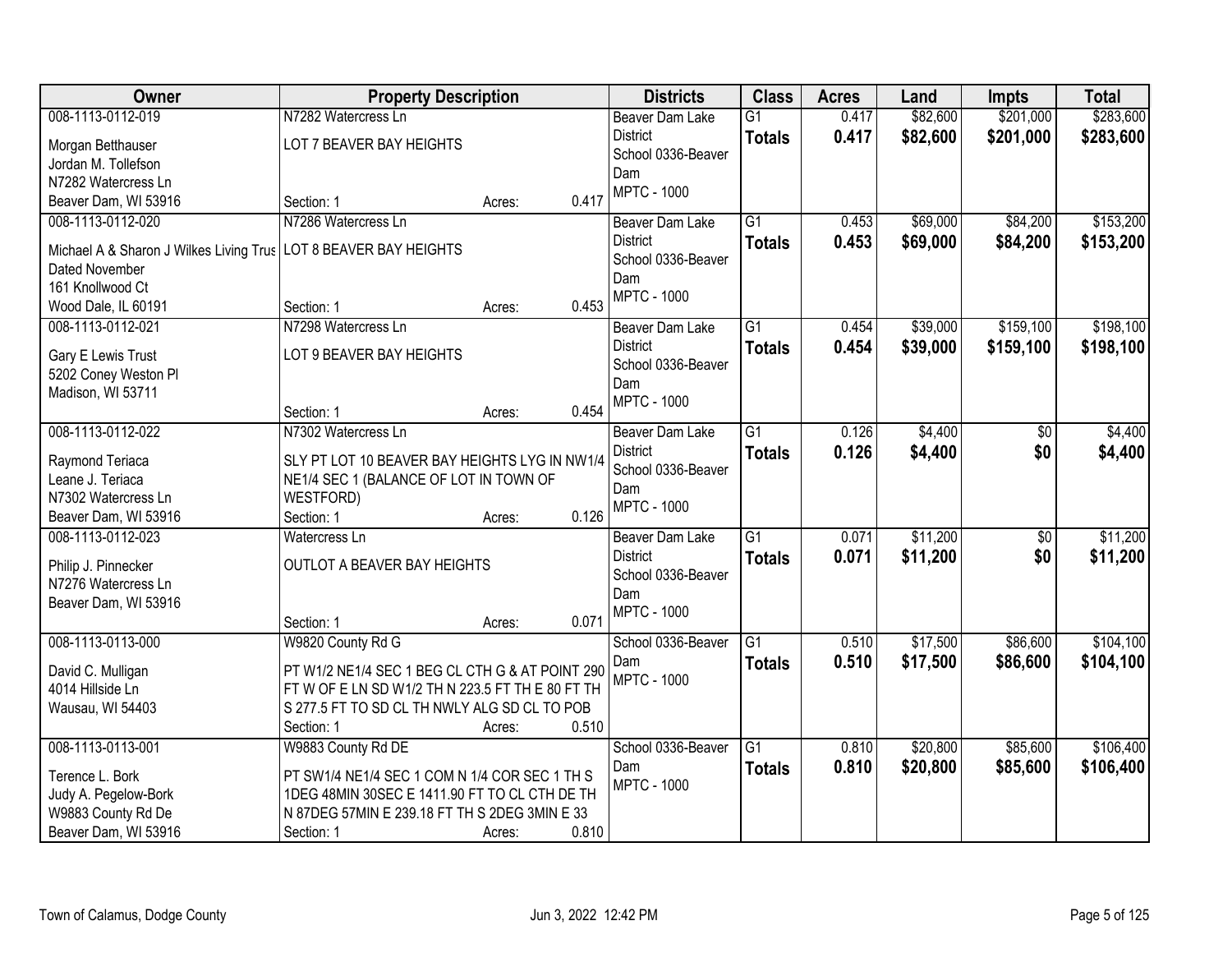| Owner | Property Description | Districts | Class | Acres | Land | Impts | Total |
|---|---|---|---|---|---|---|---|
| 008-1113-0112-019<br>Morgan Betthauser<br>Jordan M. Tollefson<br>N7282 Watercress Ln<br>Beaver Dam, WI 53916 | N7282 Watercress Ln<br>LOT 7 BEAVER BAY HEIGHTS<br>Section: 1 Acres: 0.417 | Beaver Dam Lake District<br>School 0336-Beaver Dam<br>MPTC - 1000 | G1<br>**Totals** | 0.417<br>**0.417** | $82,600<br>**$82,600** | $201,000<br>**$201,000** | $283,600<br>**$283,600** |
| 008-1113-0112-020<br>Michael A & Sharon J Wilkes Living Trus<br>Dated November<br>161 Knollwood Ct<br>Wood Dale, IL 60191 | N7286 Watercress Ln<br>LOT 8 BEAVER BAY HEIGHTS<br>Section: 1 Acres: 0.453 | Beaver Dam Lake District<br>School 0336-Beaver Dam<br>MPTC - 1000 | G1<br>**Totals** | 0.453<br>**0.453** | $69,000<br>**$69,000** | $84,200<br>**$84,200** | $153,200<br>**$153,200** |
| 008-1113-0112-021<br>Gary E Lewis Trust<br>5202 Coney Weston Pl<br>Madison, WI 53711 | N7298 Watercress Ln<br>LOT 9 BEAVER BAY HEIGHTS<br>Section: 1 Acres: 0.454 | Beaver Dam Lake District<br>School 0336-Beaver Dam<br>MPTC - 1000 | G1<br>**Totals** | 0.454<br>**0.454** | $39,000<br>**$39,000** | $159,100<br>**$159,100** | $198,100<br>**$198,100** |
| 008-1113-0112-022<br>Raymond Teriaca<br>Leane J. Teriaca<br>N7302 Watercress Ln<br>Beaver Dam, WI 53916 | N7302 Watercress Ln<br>SLY PT LOT 10 BEAVER BAY HEIGHTS LYG IN NW1/4 NE1/4 SEC 1 (BALANCE OF LOT IN TOWN OF WESTFORD)<br>Section: 1 Acres: 0.126 | Beaver Dam Lake District<br>School 0336-Beaver Dam<br>MPTC - 1000 | G1<br>**Totals** | 0.126<br>**0.126** | $4,400<br>**$4,400** | $0<br>**$0** | $4,400<br>**$4,400** |
| 008-1113-0112-023<br>Philip J. Pinnecker<br>N7276 Watercress Ln<br>Beaver Dam, WI 53916 | Watercress Ln<br>OUTLOT A BEAVER BAY HEIGHTS<br>Section: 1 Acres: 0.071 | Beaver Dam Lake District<br>School 0336-Beaver Dam<br>MPTC - 1000 | G1<br>**Totals** | 0.071<br>**0.071** | $11,200<br>**$11,200** | $0<br>**$0** | $11,200<br>**$11,200** |
| 008-1113-0113-000<br>David C. Mulligan<br>4014 Hillside Ln<br>Wausau, WI 54403 | W9820 County Rd G<br>PT W1/2 NE1/4 SEC 1 BEG CL CTH G & AT POINT 290 FT W OF E LN SD W1/2 TH N 223.5 FT TH E 80 FT TH S 277.5 FT TO SD CL TH NWLY ALG SD CL TO POB<br>Section: 1 Acres: 0.510 | School 0336-Beaver Dam<br>MPTC - 1000 | G1<br>**Totals** | 0.510<br>**0.510** | $17,500<br>**$17,500** | $86,600<br>**$86,600** | $104,100<br>**$104,100** |
| 008-1113-0113-001<br>Terence L. Bork<br>Judy A. Pegelow-Bork<br>W9883 County Rd De<br>Beaver Dam, WI 53916 | W9883 County Rd DE<br>PT SW1/4 NE1/4 SEC 1 COM N 1/4 COR SEC 1 TH S 1DEG 48MIN 30SEC E 1411.90 FT TO CL CTH DE TH N 87DEG 57MIN E 239.18 FT TH S 2DEG 3MIN E 33<br>Section: 1 Acres: 0.810 | School 0336-Beaver Dam<br>MPTC - 1000 | G1<br>**Totals** | 0.810<br>**0.810** | $20,800<br>**$20,800** | $85,600<br>**$85,600** | $106,400<br>**$106,400** |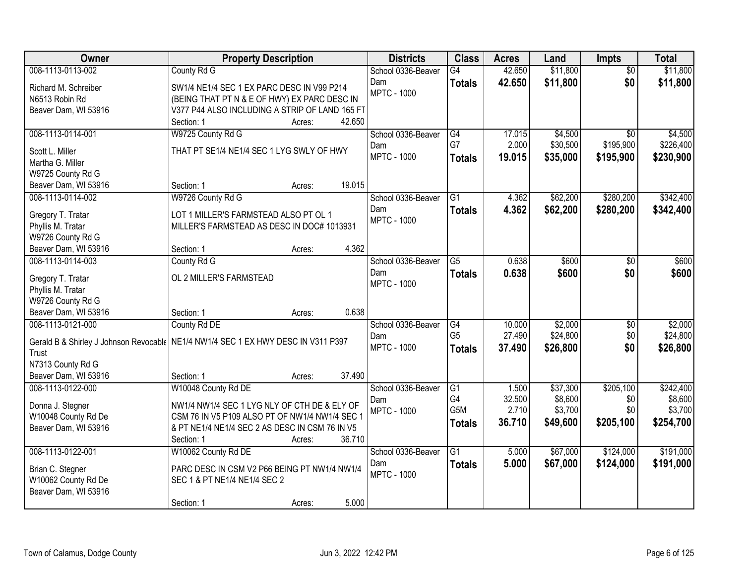| Owner | Property Description | Districts | Class | Acres | Land | Impts | Total |
|---|---|---|---|---|---|---|---|
| 008-1113-0113-002<br><br>Richard M. Schreiber<br>N6513 Robin Rd<br>Beaver Dam, WI 53916 | County Rd G<br><br>SW1/4 NE1/4 SEC 1 EX PARC DESC IN V99 P214 (BEING THAT PT N & E OF HWY) EX PARC DESC IN V377 P44 ALSO INCLUDING A STRIP OF LAND 165 FT<br>Section: 1 Acres: 42.650 | School 0336-Beaver Dam<br>MPTC - 1000 | G4<br>**Totals** | 42.650<br>**42.650** | $11,800<br>**$11,800** | $0<br>**$0** | $11,800<br>**$11,800** |
| 008-1113-0114-001<br><br>Scott L. Miller<br>Martha G. Miller<br>W9725 County Rd G<br>Beaver Dam, WI 53916 | W9725 County Rd G<br><br>THAT PT SE1/4 NE1/4 SEC 1 LYG SWLY OF HWY<br><br>Section: 1 Acres: 19.015 | School 0336-Beaver Dam<br>MPTC - 1000 | G4<br>G7<br>**Totals** | 17.015<br>2.000<br>**19.015** | $4,500<br>$30,500<br>**$35,000** | $0<br>$195,900<br>**$195,900** | $4,500<br>$226,400<br>**$230,900** |
| 008-1113-0114-002<br><br>Gregory T. Tratar<br>Phyllis M. Tratar<br>W9726 County Rd G<br>Beaver Dam, WI 53916 | W9726 County Rd G<br><br>LOT 1 MILLER'S FARMSTEAD ALSO PT OL 1 MILLER'S FARMSTEAD AS DESC IN DOC# 1013931<br><br>Section: 1 Acres: 4.362 | School 0336-Beaver Dam<br>MPTC - 1000 | G1<br>**Totals** | 4.362<br>**4.362** | $62,200<br>**$62,200** | $280,200<br>**$280,200** | $342,400<br>**$342,400** |
| 008-1113-0114-003<br><br>Gregory T. Tratar<br>Phyllis M. Tratar<br>W9726 County Rd G<br>Beaver Dam, WI 53916 | County Rd G<br><br>OL 2 MILLER'S FARMSTEAD<br><br>Section: 1 Acres: 0.638 | School 0336-Beaver Dam<br>MPTC - 1000 | G5<br>**Totals** | 0.638<br>**0.638** | $600<br>**$600** | $0<br>**$0** | $600<br>**$600** |
| 008-1113-0121-000<br><br>Gerald B & Shirley J Johnson Revocable Trust<br>N7313 County Rd G<br>Beaver Dam, WI 53916 | County Rd DE<br><br>NE1/4 NW1/4 SEC 1 EX HWY DESC IN V311 P397<br><br>Section: 1 Acres: 37.490 | School 0336-Beaver Dam<br>MPTC - 1000 | G4<br>G5<br>**Totals** | 10.000<br>27.490<br>**37.490** | $2,000<br>$24,800<br>**$26,800** | $0<br>$0<br>**$0** | $2,000<br>$24,800<br>**$26,800** |
| 008-1113-0122-000<br><br>Donna J. Stegner<br>W10048 County Rd De<br>Beaver Dam, WI 53916 | W10048 County Rd DE<br><br>NW1/4 NW1/4 SEC 1 LYG NLY OF CTH DE & ELY OF CSM 76 IN V5 P109 ALSO PT OF NW1/4 NW1/4 SEC 1 & PT NE1/4 NE1/4 SEC 2 AS DESC IN CSM 76 IN V5<br>Section: 1 Acres: 36.710 | School 0336-Beaver Dam<br>MPTC - 1000 | G1<br>G4<br>G5M<br>**Totals** | 1.500<br>32.500<br>2.710<br>**36.710** | $37,300<br>$8,600<br>$3,700<br>**$49,600** | $205,100<br>$0<br>$0<br>**$205,100** | $242,400<br>$8,600<br>$3,700<br>**$254,700** |
| 008-1113-0122-001<br><br>Brian C. Stegner<br>W10062 County Rd De<br>Beaver Dam, WI 53916 | W10062 County Rd DE<br><br>PARC DESC IN CSM V2 P66 BEING PT NW1/4 NW1/4 SEC 1 & PT NE1/4 NE1/4 SEC 2<br><br>Section: 1 Acres: 5.000 | School 0336-Beaver Dam<br>MPTC - 1000 | G1<br>**Totals** | 5.000<br>**5.000** | $67,000<br>**$67,000** | $124,000<br>**$124,000** | $191,000<br>**$191,000** |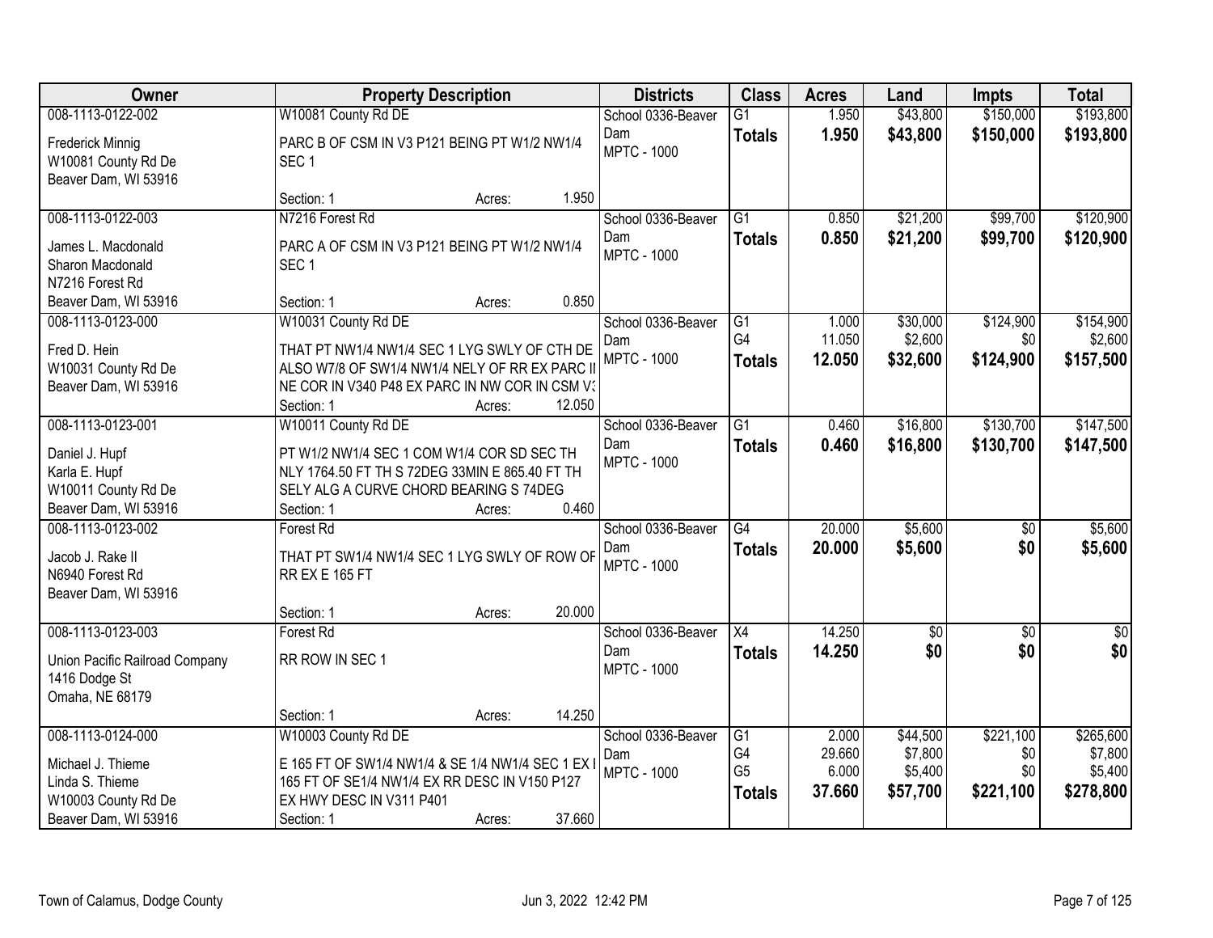| Owner | Property Description | Districts | Class | Acres | Land | Impts | Total |
|---|---|---|---|---|---|---|---|
| 008-1113-0122-002<br>Frederick Minnig<br>W10081 County Rd De<br>Beaver Dam, WI 53916 | W10081 County Rd DE<br>PARC B OF CSM IN V3 P121 BEING PT W1/2 NW1/4 SEC 1<br>Section: 1 Acres: 1.950 | School 0336-Beaver Dam<br>MPTC - 1000 | G1<br>**Totals** | 1.950<br>**1.950** | \$43,800<br>**\$43,800** | \$150,000<br>**\$150,000** | \$193,800<br>**\$193,800** |
| 008-1113-0122-003<br>James L. Macdonald<br>Sharon Macdonald<br>N7216 Forest Rd<br>Beaver Dam, WI 53916 | N7216 Forest Rd<br>PARC A OF CSM IN V3 P121 BEING PT W1/2 NW1/4 SEC 1<br>Section: 1 Acres: 0.850 | School 0336-Beaver Dam<br>MPTC - 1000 | G1<br>**Totals** | 0.850<br>**0.850** | \$21,200<br>**\$21,200** | \$99,700<br>**\$99,700** | \$120,900<br>**\$120,900** |
| 008-1113-0123-000<br>Fred D. Hein<br>W10031 County Rd De<br>Beaver Dam, WI 53916 | W10031 County Rd DE<br>THAT PT NW1/4 NW1/4 SEC 1 LYG SWLY OF CTH DE ALSO W7/8 OF SW1/4 NW1/4 NELY OF RR EX PARC II NE COR IN V340 P48 EX PARC IN NW COR IN CSM V3<br>Section: 1 Acres: 12.050 | School 0336-Beaver Dam<br>MPTC - 1000 | G1<br>G4<br>**Totals** | 1.000<br>11.050<br>**12.050** | \$30,000<br>\$2,600<br>**\$32,600** | \$124,900<br>\$0<br>**\$124,900** | \$154,900<br>\$2,600<br>**\$157,500** |
| 008-1113-0123-001<br>Daniel J. Hupf<br>Karla E. Hupf<br>W10011 County Rd De<br>Beaver Dam, WI 53916 | W10011 County Rd DE<br>PT W1/2 NW1/4 SEC 1 COM W1/4 COR SD SEC TH NLY 1764.50 FT TH S 72DEG 33MIN E 865.40 FT TH SELY ALG A CURVE CHORD BEARING S 74DEG<br>Section: 1 Acres: 0.460 | School 0336-Beaver Dam<br>MPTC - 1000 | G1<br>**Totals** | 0.460<br>**0.460** | \$16,800<br>**\$16,800** | \$130,700<br>**\$130,700** | \$147,500<br>**\$147,500** |
| 008-1113-0123-002<br>Jacob J. Rake II<br>N6940 Forest Rd<br>Beaver Dam, WI 53916 | Forest Rd<br>THAT PT SW1/4 NW1/4 SEC 1 LYG SWLY OF ROW OF RR EX E 165 FT<br>Section: 1 Acres: 20.000 | School 0336-Beaver Dam<br>MPTC - 1000 | G4<br>**Totals** | 20.000<br>**20.000** | \$5,600<br>**\$5,600** | \$0<br>**\$0** | \$5,600<br>**\$5,600** |
| 008-1113-0123-003<br>Union Pacific Railroad Company<br>1416 Dodge St<br>Omaha, NE 68179 | Forest Rd<br>RR ROW IN SEC 1<br>Section: 1 Acres: 14.250 | School 0336-Beaver Dam<br>MPTC - 1000 | X4<br>**Totals** | 14.250<br>**14.250** | \$0<br>**\$0** | \$0<br>**\$0** | \$0<br>**\$0** |
| 008-1113-0124-000<br>Michael J. Thieme<br>Linda S. Thieme<br>W10003 County Rd De<br>Beaver Dam, WI 53916 | W10003 County Rd DE<br>E 165 FT OF SW1/4 NW1/4 & SE 1/4 NW1/4 SEC 1 EX I 165 FT OF SE1/4 NW1/4 EX RR DESC IN V150 P127 EX HWY DESC IN V311 P401<br>Section: 1 Acres: 37.660 | School 0336-Beaver Dam<br>MPTC - 1000 | G1<br>G4<br>G5<br>**Totals** | 2.000<br>29.660<br>6.000<br>**37.660** | \$44,500<br>\$7,800<br>\$5,400<br>**\$57,700** | \$221,100<br>\$0<br>\$0<br>**\$221,100** | \$265,600<br>\$7,800<br>\$5,400<br>**\$278,800** |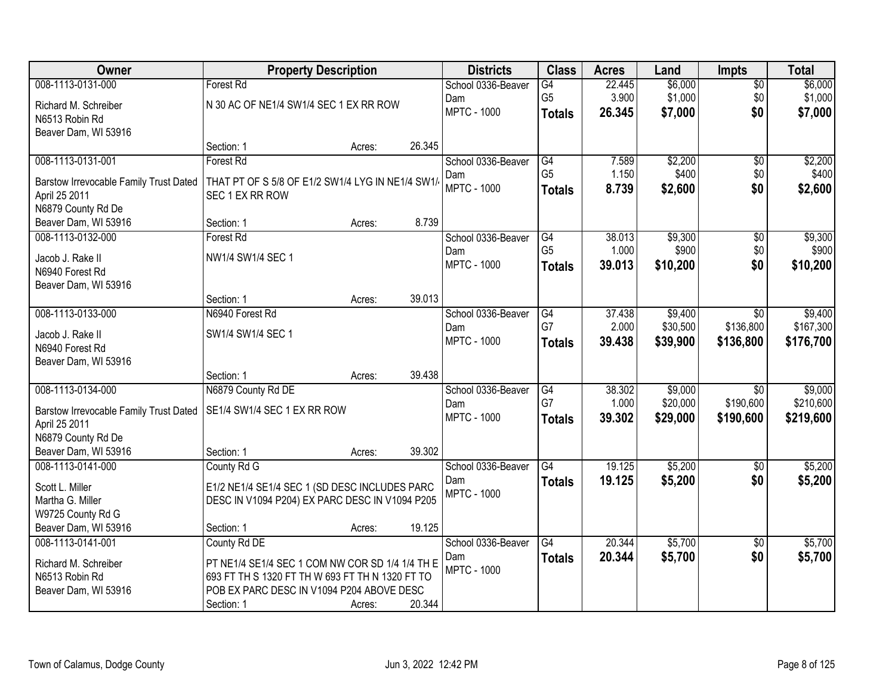| Owner | Property Description | | | Districts | Class | Acres | Land | Impts | Total |
|---|---|---|---|---|---|---|---|---|---|
| 008-1113-0131-000<br>Richard M. Schreiber<br>N6513 Robin Rd<br>Beaver Dam, WI 53916 | Forest Rd<br>N 30 AC OF NE1/4 SW1/4 SEC 1 EX RR ROW<br>Section: 1 | Acres: | 26.345 | School 0336-Beaver Dam<br>MPTC - 1000 | G4<br>G5<br>**Totals** | 22.445<br>3.900<br>**26.345** | $6,000<br>$1,000<br>**$7,000** | $0<br>$0<br>**$0** | $6,000<br>$1,000<br>**$7,000** |
| 008-1113-0131-001<br>Barstow Irrevocable Family Trust Dated April 25 2011<br>N6879 County Rd De<br>Beaver Dam, WI 53916 | Forest Rd<br>THAT PT OF S 5/8 OF E1/2 SW1/4 LYG IN NE1/4 SW1/4 SEC 1 EX RR ROW<br>Section: 1 | Acres: | 8.739 | School 0336-Beaver Dam<br>MPTC - 1000 | G4<br>G5<br>**Totals** | 7.589<br>1.150<br>**8.739** | $2,200<br>$400<br>**$2,600** | $0<br>$0<br>**$0** | $2,200<br>$400<br>**$2,600** |
| 008-1113-0132-000<br>Jacob J. Rake II<br>N6940 Forest Rd<br>Beaver Dam, WI 53916 | Forest Rd<br>NW1/4 SW1/4 SEC 1<br>Section: 1 | Acres: | 39.013 | School 0336-Beaver Dam<br>MPTC - 1000 | G4<br>G5<br>**Totals** | 38.013<br>1.000<br>**39.013** | $9,300<br>$900<br>**$10,200** | $0<br>$0<br>**$0** | $9,300<br>$900<br>**$10,200** |
| 008-1113-0133-000<br>Jacob J. Rake II<br>N6940 Forest Rd<br>Beaver Dam, WI 53916 | N6940 Forest Rd<br>SW1/4 SW1/4 SEC 1<br>Section: 1 | Acres: | 39.438 | School 0336-Beaver Dam<br>MPTC - 1000 | G4<br>G7<br>**Totals** | 37.438<br>2.000<br>**39.438** | $9,400<br>$30,500<br>**$39,900** | $0<br>$136,800<br>**$136,800** | $9,400<br>$167,300<br>**$176,700** |
| 008-1113-0134-000<br>Barstow Irrevocable Family Trust Dated April 25 2011<br>N6879 County Rd De<br>Beaver Dam, WI 53916 | N6879 County Rd DE<br>SE1/4 SW1/4 SEC 1 EX RR ROW<br>Section: 1 | Acres: | 39.302 | School 0336-Beaver Dam<br>MPTC - 1000 | G4<br>G7<br>**Totals** | 38.302<br>1.000<br>**39.302** | $9,000<br>$20,000<br>**$29,000** | $0<br>$190,600<br>**$190,600** | $9,000<br>$210,600<br>**$219,600** |
| 008-1113-0141-000<br>Scott L. Miller<br>Martha G. Miller<br>W9725 County Rd G<br>Beaver Dam, WI 53916 | County Rd G<br>E1/2 NE1/4 SE1/4 SEC 1 (SD DESC INCLUDES PARC DESC IN V1094 P204) EX PARC DESC IN V1094 P205<br>Section: 1 | Acres: | 19.125 | School 0336-Beaver Dam<br>MPTC - 1000 | G4<br>**Totals** | 19.125<br>**19.125** | $5,200<br>**$5,200** | $0<br>**$0** | $5,200<br>**$5,200** |
| 008-1113-0141-001<br>Richard M. Schreiber<br>N6513 Robin Rd<br>Beaver Dam, WI 53916 | County Rd DE<br>PT NE1/4 SE1/4 SEC 1 COM NW COR SD 1/4 1/4 TH E 693 FT TH S 1320 FT TH W 693 FT TH N 1320 FT TO POB EX PARC DESC IN V1094 P204 ABOVE DESC<br>Section: 1 | Acres: | 20.344 | School 0336-Beaver Dam<br>MPTC - 1000 | G4<br>**Totals** | 20.344<br>**20.344** | $5,700<br>**$5,700** | $0<br>**$0** | $5,700<br>**$5,700** |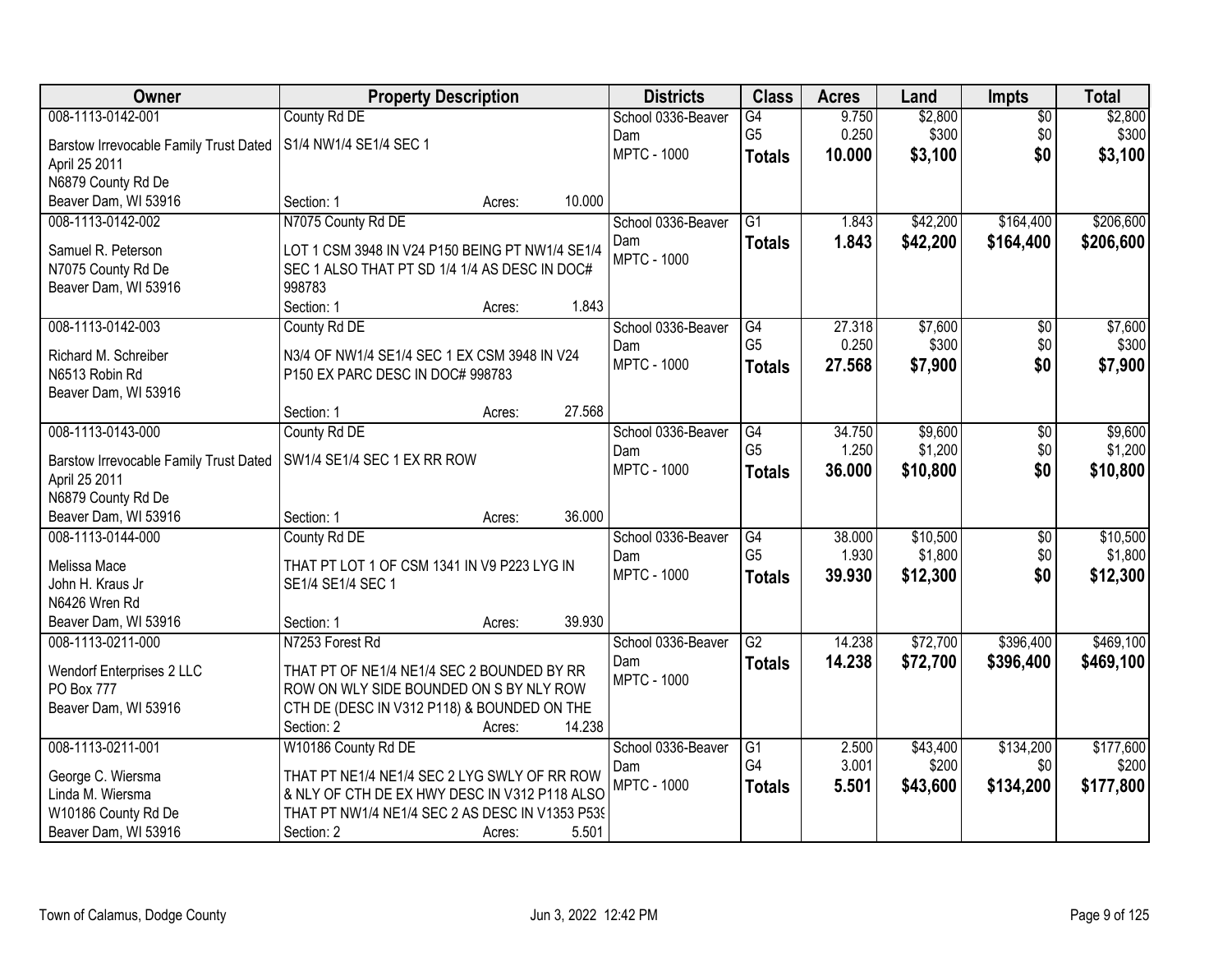| Owner | Property Description | Districts | Class | Acres | Land | Impts | Total |
|---|---|---|---|---|---|---|---|
| 008-1113-0142-001<br>Barstow Irrevocable Family Trust Dated April 25 2011<br>N6879 County Rd De<br>Beaver Dam, WI 53916 | County Rd DE<br>S1/4 NW1/4 SE1/4 SEC 1<br>Section: 1 Acres: 10.000 | School 0336-Beaver Dam<br>MPTC - 1000 | G4<br>G5<br>**Totals** | 9.750<br>0.250<br>**10.000** | $2,800<br>$300<br>**$3,100** | $0<br>$0<br>**$0** | $2,800<br>$300<br>**$3,100** |
| 008-1113-0142-002<br>Samuel R. Peterson<br>N7075 County Rd De<br>Beaver Dam, WI 53916 | N7075 County Rd DE<br>LOT 1 CSM 3948 IN V24 P150 BEING PT NW1/4 SE1/4 SEC 1 ALSO THAT PT SD 1/4 1/4 AS DESC IN DOC# 998783<br>Section: 1 Acres: 1.843 | School 0336-Beaver Dam<br>MPTC - 1000 | G1<br>**Totals** | 1.843<br>**1.843** | $42,200<br>**$42,200** | $164,400<br>**$164,400** | $206,600<br>**$206,600** |
| 008-1113-0142-003<br>Richard M. Schreiber<br>N6513 Robin Rd<br>Beaver Dam, WI 53916 | County Rd DE<br>N3/4 OF NW1/4 SE1/4 SEC 1 EX CSM 3948 IN V24 P150 EX PARC DESC IN DOC# 998783<br>Section: 1 Acres: 27.568 | School 0336-Beaver Dam<br>MPTC - 1000 | G4<br>G5<br>**Totals** | 27.318<br>0.250<br>**27.568** | $7,600<br>$300<br>**$7,900** | $0<br>$0<br>**$0** | $7,600<br>$300<br>**$7,900** |
| 008-1113-0143-000<br>Barstow Irrevocable Family Trust Dated April 25 2011<br>N6879 County Rd De<br>Beaver Dam, WI 53916 | County Rd DE<br>SW1/4 SE1/4 SEC 1 EX RR ROW<br>Section: 1 Acres: 36.000 | School 0336-Beaver Dam<br>MPTC - 1000 | G4<br>G5<br>**Totals** | 34.750<br>1.250<br>**36.000** | $9,600<br>$1,200<br>**$10,800** | $0<br>$0<br>**$0** | $9,600<br>$1,200<br>**$10,800** |
| 008-1113-0144-000<br>Melissa Mace<br>John H. Kraus Jr<br>N6426 Wren Rd<br>Beaver Dam, WI 53916 | County Rd DE<br>THAT PT LOT 1 OF CSM 1341 IN V9 P223 LYG IN SE1/4 SE1/4 SEC 1<br>Section: 1 Acres: 39.930 | School 0336-Beaver Dam<br>MPTC - 1000 | G4<br>G5<br>**Totals** | 38.000<br>1.930<br>**39.930** | $10,500<br>$1,800<br>**$12,300** | $0<br>$0<br>**$0** | $10,500<br>$1,800<br>**$12,300** |
| 008-1113-0211-000<br>Wendorf Enterprises 2 LLC<br>PO Box 777<br>Beaver Dam, WI 53916 | N7253 Forest Rd<br>THAT PT OF NE1/4 NE1/4 SEC 2 BOUNDED BY RR ROW ON WLY SIDE BOUNDED ON S BY NLY ROW CTH DE (DESC IN V312 P118) & BOUNDED ON THE<br>Section: 2 Acres: 14.238 | School 0336-Beaver Dam<br>MPTC - 1000 | G2<br>**Totals** | 14.238<br>**14.238** | $72,700<br>**$72,700** | $396,400<br>**$396,400** | $469,100<br>**$469,100** |
| 008-1113-0211-001<br>George C. Wiersma<br>Linda M. Wiersma<br>W10186 County Rd De<br>Beaver Dam, WI 53916 | W10186 County Rd DE<br>THAT PT NE1/4 NE1/4 SEC 2 LYG SWLY OF RR ROW & NLY OF CTH DE EX HWY DESC IN V312 P118 ALSO THAT PT NW1/4 NE1/4 SEC 2 AS DESC IN V1353 P539<br>Section: 2 Acres: 5.501 | School 0336-Beaver Dam<br>MPTC - 1000 | G1<br>G4<br>**Totals** | 2.500<br>3.001<br>**5.501** | $43,400<br>$200<br>**$43,600** | $134,200<br>$0<br>**$134,200** | $177,600<br>$200<br>**$177,800** |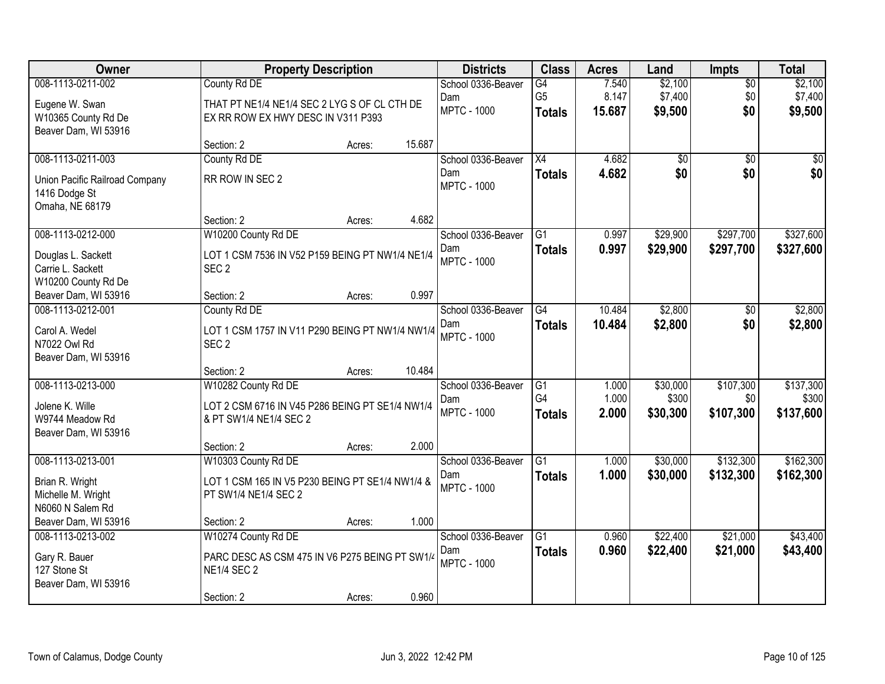| Owner | Property Description | | | Districts | Class | Acres | Land | Impts | Total |
|---|---|---|---|---|---|---|---|---|---|
| 008-1113-0211-002<br><br>Eugene W. Swan<br>W10365 County Rd De<br>Beaver Dam, WI 53916 | County Rd DE<br><br>THAT PT NE1/4 NE1/4 SEC 2 LYG S OF CL CTH DE EX RR ROW EX HWY DESC IN V311 P393<br><br>Section: 2 | Acres: | 15.687 | School 0336-Beaver Dam<br>MPTC - 1000 | G4<br>G5<br>**Totals** | 7.540<br>8.147<br>**15.687** | $2,100<br>$7,400<br>**$9,500** | $0<br>$0<br>**$0** | $2,100<br>$7,400<br>**$9,500** |
| 008-1113-0211-003<br><br>Union Pacific Railroad Company<br>1416 Dodge St<br>Omaha, NE 68179 | County Rd DE<br><br>RR ROW IN SEC 2<br><br>Section: 2 | Acres: | 4.682 | School 0336-Beaver Dam<br>MPTC - 1000 | X4<br>**Totals** | 4.682<br>**4.682** | $0<br>**$0** | $0<br>**$0** | $0<br>**$0** |
| 008-1113-0212-000<br><br>Douglas L. Sackett<br>Carrie L. Sackett<br>W10200 County Rd De<br>Beaver Dam, WI 53916 | W10200 County Rd DE<br><br>LOT 1 CSM 7536 IN V52 P159 BEING PT NW1/4 NE1/4 SEC 2<br><br>Section: 2 | Acres: | 0.997 | School 0336-Beaver Dam<br>MPTC - 1000 | G1<br>**Totals** | 0.997<br>**0.997** | $29,900<br>**$29,900** | $297,700<br>**$297,700** | $327,600<br>**$327,600** |
| 008-1113-0212-001<br><br>Carol A. Wedel<br>N7022 Owl Rd<br>Beaver Dam, WI 53916 | County Rd DE<br><br>LOT 1 CSM 1757 IN V11 P290 BEING PT NW1/4 NW1/4 SEC 2<br><br>Section: 2 | Acres: | 10.484 | School 0336-Beaver Dam<br>MPTC - 1000 | G4<br>**Totals** | 10.484<br>**10.484** | $2,800<br>**$2,800** | $0<br>**$0** | $2,800<br>**$2,800** |
| 008-1113-0213-000<br><br>Jolene K. Wille<br>W9744 Meadow Rd<br>Beaver Dam, WI 53916 | W10282 County Rd DE<br><br>LOT 2 CSM 6716 IN V45 P286 BEING PT SE1/4 NW1/4 & PT SW1/4 NE1/4 SEC 2<br><br>Section: 2 | Acres: | 2.000 | School 0336-Beaver Dam<br>MPTC - 1000 | G1<br>G4<br>**Totals** | 1.000<br>1.000<br>**2.000** | $30,000<br>$300<br>**$30,300** | $107,300<br>$0<br>**$107,300** | $137,300<br>$300<br>**$137,600** |
| 008-1113-0213-001<br><br>Brian R. Wright<br>Michelle M. Wright<br>N6060 N Salem Rd<br>Beaver Dam, WI 53916 | W10303 County Rd DE<br><br>LOT 1 CSM 165 IN V5 P230 BEING PT SE1/4 NW1/4 & PT SW1/4 NE1/4 SEC 2<br><br>Section: 2 | Acres: | 1.000 | School 0336-Beaver Dam<br>MPTC - 1000 | G1<br>**Totals** | 1.000<br>**1.000** | $30,000<br>**$30,000** | $132,300<br>**$132,300** | $162,300<br>**$162,300** |
| 008-1113-0213-002<br><br>Gary R. Bauer<br>127 Stone St<br>Beaver Dam, WI 53916 | W10274 County Rd DE<br><br>PARC DESC AS CSM 475 IN V6 P275 BEING PT SW1/4 NE1/4 SEC 2<br><br>Section: 2 | Acres: | 0.960 | School 0336-Beaver Dam<br>MPTC - 1000 | G1<br>**Totals** | 0.960<br>**0.960** | $22,400<br>**$22,400** | $21,000<br>**$21,000** | $43,400<br>**$43,400** |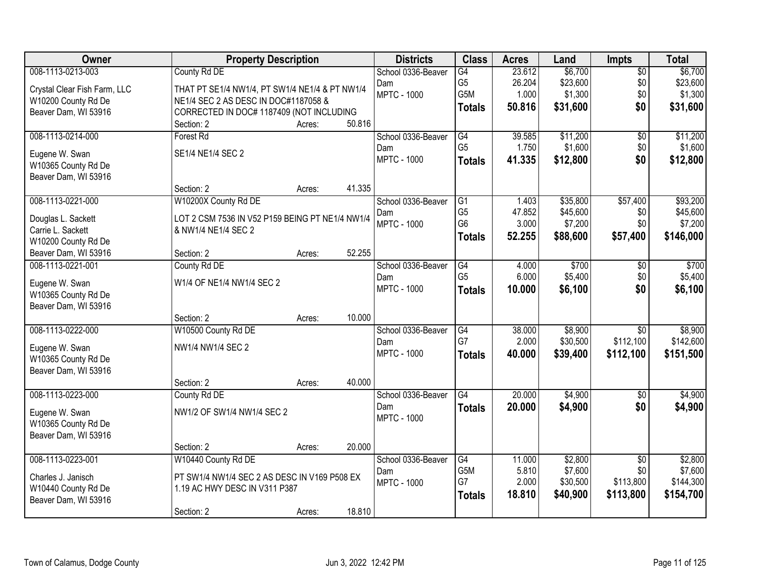| Owner | Property Description | Districts | Class | Acres | Land | Impts | Total |
|---|---|---|---|---|---|---|---|
| 008-1113-0213-003<br>Crystal Clear Fish Farm, LLC<br>W10200 County Rd De<br>Beaver Dam, WI 53916 | County Rd DE<br>THAT PT SE1/4 NW1/4, PT SW1/4 NE1/4 & PT NW1/4 NE1/4 SEC 2 AS DESC IN DOC#1187058 & CORRECTED IN DOC# 1187409 (NOT INCLUDING<br>Section: 2 Acres: 50.816 | School 0336-Beaver Dam<br>MPTC - 1000 | G4<br>G5<br>G5M<br>**Totals** | 23.612<br>26.204<br>1.000<br>**50.816** | $6,700<br>$23,600<br>$1,300<br>**$31,600** | $0<br>$0<br>$0<br>**$0** | $6,700<br>$23,600<br>$1,300<br>**$31,600** |
| 008-1113-0214-000<br>Eugene W. Swan<br>W10365 County Rd De<br>Beaver Dam, WI 53916 | Forest Rd<br>SE1/4 NE1/4 SEC 2<br>Section: 2 Acres: 41.335 | School 0336-Beaver Dam<br>MPTC - 1000 | G4<br>G5<br>**Totals** | 39.585<br>1.750<br>**41.335** | $11,200<br>$1,600<br>**$12,800** | $0<br>$0<br>**$0** | $11,200<br>$1,600<br>**$12,800** |
| 008-1113-0221-000<br>Douglas L. Sackett<br>Carrie L. Sackett<br>W10200 County Rd De<br>Beaver Dam, WI 53916 | W10200X County Rd DE<br>LOT 2 CSM 7536 IN V52 P159 BEING PT NE1/4 NW1/4 & NW1/4 NE1/4 SEC 2<br>Section: 2 Acres: 52.255 | School 0336-Beaver Dam<br>MPTC - 1000 | G1<br>G5<br>G6<br>**Totals** | 1.403<br>47.852<br>3.000<br>**52.255** | $35,800<br>$45,600<br>$7,200<br>**$88,600** | $57,400<br>$0<br>$0<br>**$57,400** | $93,200<br>$45,600<br>$7,200<br>**$146,000** |
| 008-1113-0221-001<br>Eugene W. Swan<br>W10365 County Rd De<br>Beaver Dam, WI 53916 | County Rd DE<br>W1/4 OF NE1/4 NW1/4 SEC 2<br>Section: 2 Acres: 10.000 | School 0336-Beaver Dam<br>MPTC - 1000 | G4<br>G5<br>**Totals** | 4.000<br>6.000<br>**10.000** | $700<br>$5,400<br>**$6,100** | $0<br>$0<br>**$0** | $700<br>$5,400<br>**$6,100** |
| 008-1113-0222-000<br>Eugene W. Swan<br>W10365 County Rd De<br>Beaver Dam, WI 53916 | W10500 County Rd DE<br>NW1/4 NW1/4 SEC 2<br>Section: 2 Acres: 40.000 | School 0336-Beaver Dam<br>MPTC - 1000 | G4<br>G7<br>**Totals** | 38.000<br>2.000<br>**40.000** | $8,900<br>$30,500<br>**$39,400** | $0<br>$112,100<br>**$112,100** | $8,900<br>$142,600<br>**$151,500** |
| 008-1113-0223-000<br>Eugene W. Swan<br>W10365 County Rd De<br>Beaver Dam, WI 53916 | County Rd DE<br>NW1/2 OF SW1/4 NW1/4 SEC 2<br>Section: 2 Acres: 20.000 | School 0336-Beaver Dam<br>MPTC - 1000 | G4<br>**Totals** | 20.000<br>**20.000** | $4,900<br>**$4,900** | $0<br>**$0** | $4,900<br>**$4,900** |
| 008-1113-0223-001<br>Charles J. Janisch<br>W10440 County Rd De<br>Beaver Dam, WI 53916 | W10440 County Rd DE<br>PT SW1/4 NW1/4 SEC 2 AS DESC IN V169 P508 EX 1.19 AC HWY DESC IN V311 P387<br>Section: 2 Acres: 18.810 | School 0336-Beaver Dam<br>MPTC - 1000 | G4<br>G5M<br>G7<br>**Totals** | 11.000<br>5.810<br>2.000<br>**18.810** | $2,800<br>$7,600<br>$30,500<br>**$40,900** | $0<br>$0<br>$113,800<br>**$113,800** | $2,800<br>$7,600<br>$144,300<br>**$154,700** |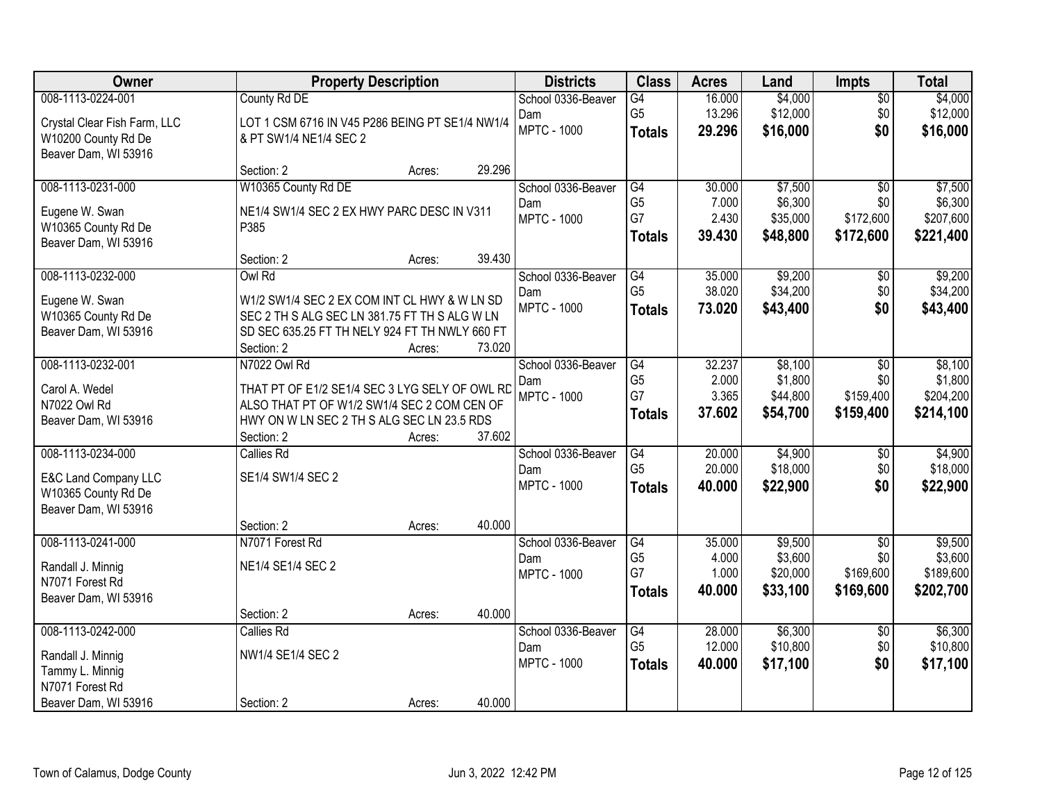| Owner | Property Description | Districts | Class | Acres | Land | Impts | Total |
|---|---|---|---|---|---|---|---|
| 008-1113-0224-001<br>Crystal Clear Fish Farm, LLC<br>W10200 County Rd De<br>Beaver Dam, WI 53916 | County Rd DE<br>LOT 1 CSM 6716 IN V45 P286 BEING PT SE1/4 NW1/4 & PT SW1/4 NE1/4 SEC 2<br>Section: 2 Acres: 29.296 | School 0336-Beaver Dam<br>MPTC - 1000 | G4<br>G5<br>**Totals** | 16.000<br>13.296<br>**29.296** | $4,000<br>$12,000<br>**$16,000** | $0<br>$0<br>**$0** | $4,000<br>$12,000<br>**$16,000** |
| 008-1113-0231-000<br>Eugene W. Swan<br>W10365 County Rd De<br>Beaver Dam, WI 53916 | W10365 County Rd DE<br>NE1/4 SW1/4 SEC 2 EX HWY PARC DESC IN V311 P385<br>Section: 2 Acres: 39.430 | School 0336-Beaver Dam<br>MPTC - 1000 | G4<br>G5<br>G7<br>**Totals** | 30.000<br>7.000<br>2.430<br>**39.430** | $7,500<br>$6,300<br>$35,000<br>**$48,800** | $0<br>$0<br>$172,600<br>**$172,600** | $7,500<br>$6,300<br>$207,600<br>**$221,400** |
| 008-1113-0232-000<br>Eugene W. Swan<br>W10365 County Rd De<br>Beaver Dam, WI 53916 | Owl Rd<br>W1/2 SW1/4 SEC 2 EX COM INT CL HWY & W LN SD SEC 2 TH S ALG SEC LN 381.75 FT TH S ALG W LN SD SEC 635.25 FT TH NELY 924 FT TH NWLY 660 FT<br>Section: 2 Acres: 73.020 | School 0336-Beaver Dam<br>MPTC - 1000 | G4<br>G5<br>**Totals** | 35.000<br>38.020<br>**73.020** | $9,200<br>$34,200<br>**$43,400** | $0<br>$0<br>**$0** | $9,200<br>$34,200<br>**$43,400** |
| 008-1113-0232-001<br>Carol A. Wedel<br>N7022 Owl Rd<br>Beaver Dam, WI 53916 | N7022 Owl Rd<br>THAT PT OF E1/2 SE1/4 SEC 3 LYG SELY OF OWL RD ALSO THAT PT OF W1/2 SW1/4 SEC 2 COM CEN OF HWY ON W LN SEC 2 TH S ALG SEC LN 23.5 RDS<br>Section: 2 Acres: 37.602 | School 0336-Beaver Dam<br>MPTC - 1000 | G4<br>G5<br>G7<br>**Totals** | 32.237<br>2.000<br>3.365<br>**37.602** | $8,100<br>$1,800<br>$44,800<br>**$54,700** | $0<br>$0<br>$159,400<br>**$159,400** | $8,100<br>$1,800<br>$204,200<br>**$214,100** |
| 008-1113-0234-000<br>E&C Land Company LLC<br>W10365 County Rd De<br>Beaver Dam, WI 53916 | Callies Rd<br>SE1/4 SW1/4 SEC 2<br>Section: 2 Acres: 40.000 | School 0336-Beaver Dam<br>MPTC - 1000 | G4<br>G5<br>**Totals** | 20.000<br>20.000<br>**40.000** | $4,900<br>$18,000<br>**$22,900** | $0<br>$0<br>**$0** | $4,900<br>$18,000<br>**$22,900** |
| 008-1113-0241-000<br>Randall J. Minnig<br>N7071 Forest Rd<br>Beaver Dam, WI 53916 | N7071 Forest Rd<br>NE1/4 SE1/4 SEC 2<br>Section: 2 Acres: 40.000 | School 0336-Beaver Dam<br>MPTC - 1000 | G4<br>G5<br>G7<br>**Totals** | 35.000<br>4.000<br>1.000<br>**40.000** | $9,500<br>$3,600<br>$20,000<br>**$33,100** | $0<br>$0<br>$169,600<br>**$169,600** | $9,500<br>$3,600<br>$189,600<br>**$202,700** |
| 008-1113-0242-000<br>Randall J. Minnig<br>Tammy L. Minnig<br>N7071 Forest Rd<br>Beaver Dam, WI 53916 | Callies Rd<br>NW1/4 SE1/4 SEC 2<br>Section: 2 Acres: 40.000 | School 0336-Beaver Dam<br>MPTC - 1000 | G4<br>G5<br>**Totals** | 28.000<br>12.000<br>**40.000** | $6,300<br>$10,800<br>**$17,100** | $0<br>$0<br>**$0** | $6,300<br>$10,800<br>**$17,100** |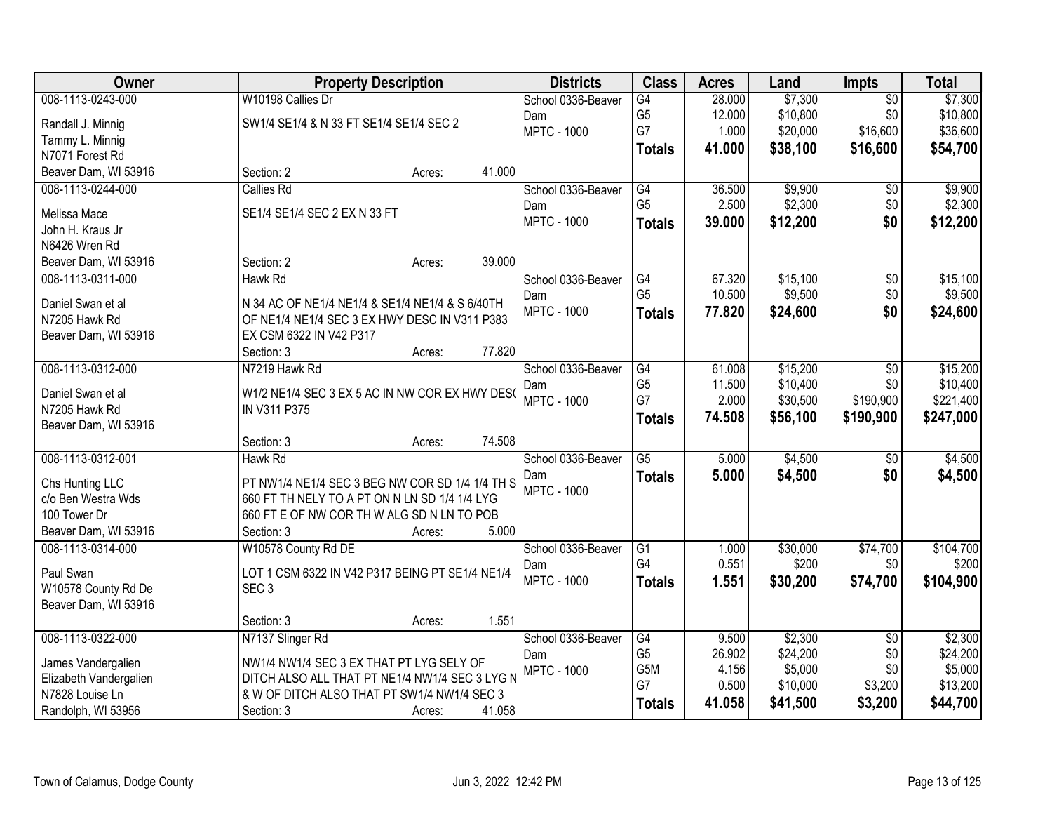| Owner | Property Description | Districts | Class | Acres | Land | Impts | Total |
|---|---|---|---|---|---|---|---|
| 008-1113-0243-000<br>Randall J. Minnig<br>Tammy L. Minnig<br>N7071 Forest Rd<br>Beaver Dam, WI 53916 | W10198 Callies Dr<br>SW1/4 SE1/4 & N 33 FT SE1/4 SE1/4 SEC 2<br>Section: 2 Acres: 41.000 | School 0336-Beaver Dam<br>MPTC - 1000 | G4<br>G5<br>G7<br>**Totals** | 28.000<br>12.000<br>1.000<br>**41.000** | $7,300<br>$10,800<br>$20,000<br>**$38,100** | $0<br>$0<br>$16,600<br>**$16,600** | $7,300<br>$10,800<br>$36,600<br>**$54,700** |
| 008-1113-0244-000<br>Melissa Mace<br>John H. Kraus Jr<br>N6426 Wren Rd<br>Beaver Dam, WI 53916 | Callies Rd<br>SE1/4 SE1/4 SEC 2 EX N 33 FT<br>Section: 2 Acres: 39.000 | School 0336-Beaver Dam<br>MPTC - 1000 | G4<br>G5<br>**Totals** | 36.500<br>2.500<br>**39.000** | $9,900<br>$2,300<br>**$12,200** | $0<br>$0<br>**$0** | $9,900<br>$2,300<br>**$12,200** |
| 008-1113-0311-000<br>Daniel Swan et al<br>N7205 Hawk Rd<br>Beaver Dam, WI 53916 | Hawk Rd<br>N 34 AC OF NE1/4 NE1/4 & SE1/4 NE1/4 & S 6/40TH OF NE1/4 NE1/4 SEC 3 EX HWY DESC IN V311 P383 EX CSM 6322 IN V42 P317<br>Section: 3 Acres: 77.820 | School 0336-Beaver Dam<br>MPTC - 1000 | G4<br>G5<br>**Totals** | 67.320<br>10.500<br>**77.820** | $15,100<br>$9,500<br>**$24,600** | $0<br>$0<br>**$0** | $15,100<br>$9,500<br>**$24,600** |
| 008-1113-0312-000<br>Daniel Swan et al<br>N7205 Hawk Rd<br>Beaver Dam, WI 53916 | N7219 Hawk Rd<br>W1/2 NE1/4 SEC 3 EX 5 AC IN NW COR EX HWY DESC IN V311 P375<br>Section: 3 Acres: 74.508 | School 0336-Beaver Dam<br>MPTC - 1000 | G4<br>G5<br>G7<br>**Totals** | 61.008<br>11.500<br>2.000<br>**74.508** | $15,200<br>$10,400<br>$30,500<br>**$56,100** | $0<br>$0<br>$190,900<br>**$190,900** | $15,200<br>$10,400<br>$221,400<br>**$247,000** |
| 008-1113-0312-001<br>Chs Hunting LLC<br>c/o Ben Westra Wds<br>100 Tower Dr<br>Beaver Dam, WI 53916 | Hawk Rd<br>PT NW1/4 NE1/4 SEC 3 BEG NW COR SD 1/4 1/4 TH S 660 FT TH NELY TO A PT ON N LN SD 1/4 1/4 LYG 660 FT E OF NW COR TH W ALG SD N LN TO POB<br>Section: 3 Acres: 5.000 | School 0336-Beaver Dam<br>MPTC - 1000 | G5<br>**Totals** | 5.000<br>**5.000** | $4,500<br>**$4,500** | $0<br>**$0** | $4,500<br>**$4,500** |
| 008-1113-0314-000<br>Paul Swan<br>W10578 County Rd De<br>Beaver Dam, WI 53916 | W10578 County Rd DE<br>LOT 1 CSM 6322 IN V42 P317 BEING PT SE1/4 NE1/4 SEC 3<br>Section: 3 Acres: 1.551 | School 0336-Beaver Dam<br>MPTC - 1000 | G1<br>G4<br>**Totals** | 1.000<br>0.551<br>**1.551** | $30,000<br>$200<br>**$30,200** | $74,700<br>$0<br>**$74,700** | $104,700<br>$200<br>**$104,900** |
| 008-1113-0322-000<br>James Vandergalien<br>Elizabeth Vandergalien<br>N7828 Louise Ln<br>Randolph, WI 53956 | N7137 Slinger Rd<br>NW1/4 NW1/4 SEC 3 EX THAT PT LYG SELY OF DITCH ALSO ALL THAT PT NE1/4 NW1/4 SEC 3 LYG N & W OF DITCH ALSO THAT PT SW1/4 NW1/4 SEC 3<br>Section: 3 Acres: 41.058 | School 0336-Beaver Dam<br>MPTC - 1000 | G4<br>G5<br>G5M<br>G7<br>**Totals** | 9.500<br>26.902<br>4.156<br>0.500<br>**41.058** | $2,300<br>$24,200<br>$5,000<br>$10,000<br>**$41,500** | $0<br>$0<br>$0<br>$3,200<br>**$3,200** | $2,300<br>$24,200<br>$5,000<br>$13,200<br>**$44,700** |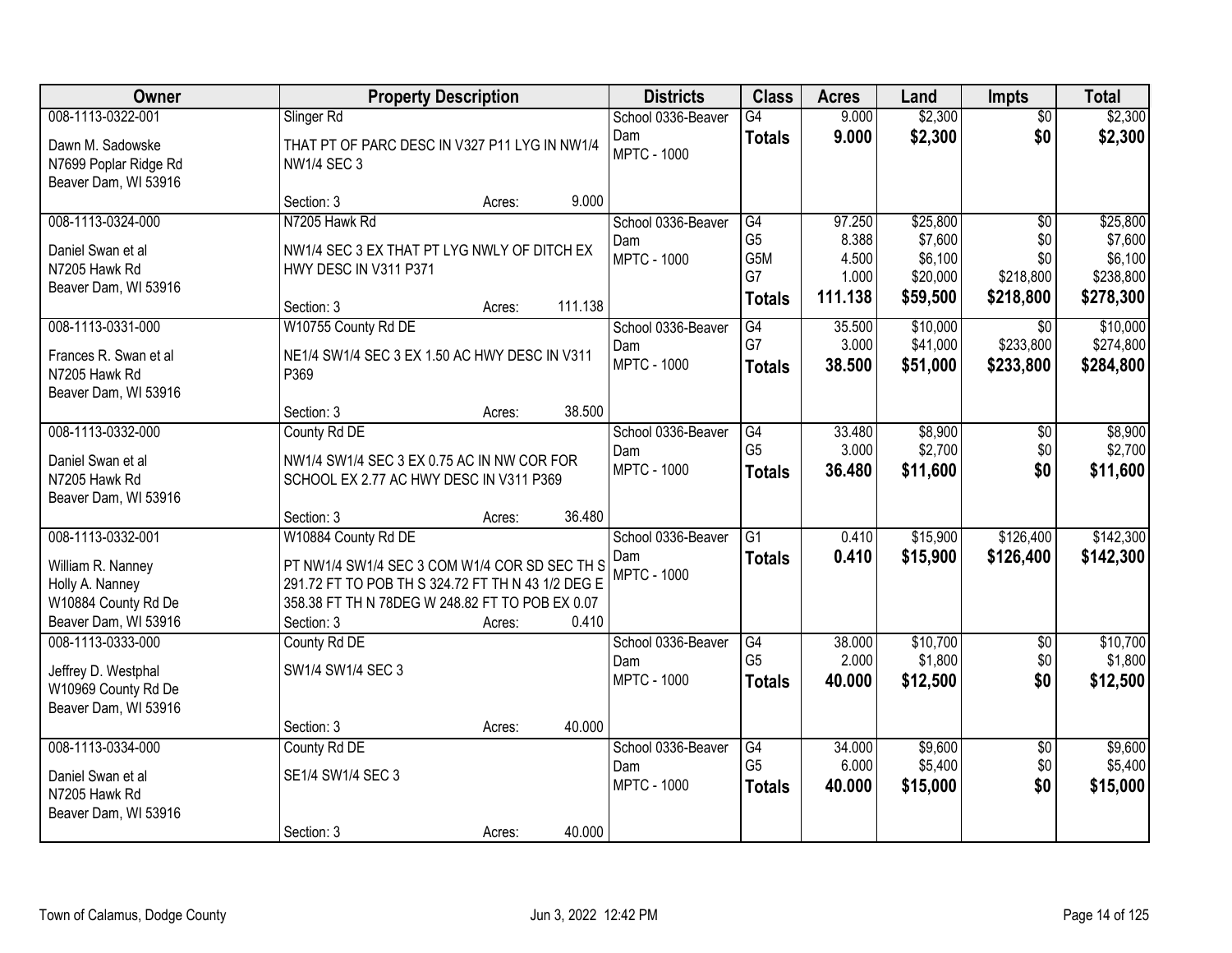| Owner | Property Description | Districts | Class | Acres | Land | Impts | Total |
|---|---|---|---|---|---|---|---|
| 008-1113-0322-001<br>Dawn M. Sadowske<br>N7699 Poplar Ridge Rd<br>Beaver Dam, WI 53916 | Slinger Rd<br>THAT PT OF PARC DESC IN V327 P11 LYG IN NW1/4 NW1/4 SEC 3<br>Section: 3 Acres: 9.000 | School 0336-Beaver Dam<br>MPTC - 1000 | G4<br>**Totals** | 9.000<br>**9.000** | $2,300<br>**$2,300** | $0<br>**$0** | $2,300<br>**$2,300** |
| 008-1113-0324-000<br>Daniel Swan et al<br>N7205 Hawk Rd<br>Beaver Dam, WI 53916 | N7205 Hawk Rd<br>NW1/4 SEC 3 EX THAT PT LYG NWLY OF DITCH EX HWY DESC IN V311 P371<br>Section: 3 Acres: 111.138 | School 0336-Beaver Dam<br>MPTC - 1000 | G4<br>G5<br>G5M<br>G7<br>**Totals** | 97.250<br>8.388<br>4.500<br>1.000<br>**111.138** | $25,800<br>$7,600<br>$6,100<br>$20,000<br>**$59,500** | $0<br>$0<br>$0<br>$218,800<br>**$218,800** | $25,800<br>$7,600<br>$6,100<br>$238,800<br>**$278,300** |
| 008-1113-0331-000<br>Frances R. Swan et al<br>N7205 Hawk Rd<br>Beaver Dam, WI 53916 | W10755 County Rd DE<br>NE1/4 SW1/4 SEC 3 EX 1.50 AC HWY DESC IN V311 P369<br>Section: 3 Acres: 38.500 | School 0336-Beaver Dam<br>MPTC - 1000 | G4<br>G7<br>**Totals** | 35.500<br>3.000<br>**38.500** | $10,000<br>$41,000<br>**$51,000** | $0<br>$233,800<br>**$233,800** | $10,000<br>$274,800<br>**$284,800** |
| 008-1113-0332-000<br>Daniel Swan et al<br>N7205 Hawk Rd<br>Beaver Dam, WI 53916 | County Rd DE<br>NW1/4 SW1/4 SEC 3 EX 0.75 AC IN NW COR FOR SCHOOL EX 2.77 AC HWY DESC IN V311 P369<br>Section: 3 Acres: 36.480 | School 0336-Beaver Dam<br>MPTC - 1000 | G4<br>G5<br>**Totals** | 33.480<br>3.000<br>**36.480** | $8,900<br>$2,700<br>**$11,600** | $0<br>$0<br>**$0** | $8,900<br>$2,700<br>**$11,600** |
| 008-1113-0332-001<br>William R. Nanney<br>Holly A. Nanney<br>W10884 County Rd De<br>Beaver Dam, WI 53916 | W10884 County Rd DE<br>PT NW1/4 SW1/4 SEC 3 COM W1/4 COR SD SEC TH S 291.72 FT TO POB TH S 324.72 FT TH N 43 1/2 DEG E 358.38 FT TH N 78DEG W 248.82 FT TO POB EX 0.07<br>Section: 3 Acres: 0.410 | School 0336-Beaver Dam<br>MPTC - 1000 | G1<br>**Totals** | 0.410<br>**0.410** | $15,900<br>**$15,900** | $126,400<br>**$126,400** | $142,300<br>**$142,300** |
| 008-1113-0333-000<br>Jeffrey D. Westphal<br>W10969 County Rd De<br>Beaver Dam, WI 53916 | County Rd DE<br>SW1/4 SW1/4 SEC 3<br>Section: 3 Acres: 40.000 | School 0336-Beaver Dam<br>MPTC - 1000 | G4<br>G5<br>**Totals** | 38.000<br>2.000<br>**40.000** | $10,700<br>$1,800<br>**$12,500** | $0<br>$0<br>**$0** | $10,700<br>$1,800<br>**$12,500** |
| 008-1113-0334-000<br>Daniel Swan et al<br>N7205 Hawk Rd<br>Beaver Dam, WI 53916 | County Rd DE<br>SE1/4 SW1/4 SEC 3<br>Section: 3 Acres: 40.000 | School 0336-Beaver Dam<br>MPTC - 1000 | G4<br>G5<br>**Totals** | 34.000<br>6.000<br>**40.000** | $9,600<br>$5,400<br>**$15,000** | $0<br>$0<br>**$0** | $9,600<br>$5,400<br>**$15,000** |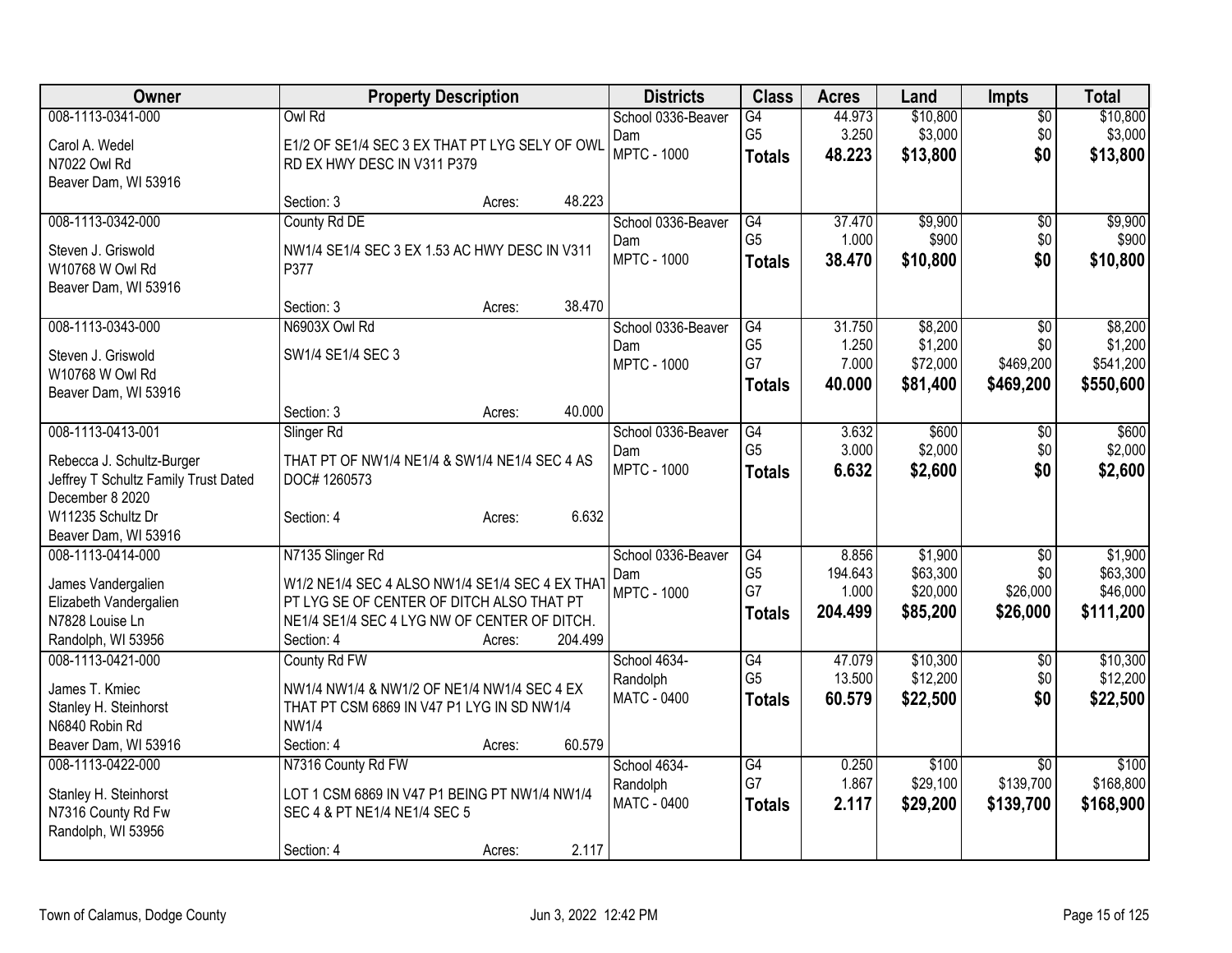| Owner | Property Description | Districts | Class | Acres | Land | Impts | Total |
|---|---|---|---|---|---|---|---|
| 008-1113-0341-000<br>Carol A. Wedel<br>N7022 Owl Rd<br>Beaver Dam, WI 53916 | Owl Rd<br>E1/2 OF SE1/4 SEC 3 EX THAT PT LYG SELY OF OWL RD EX HWY DESC IN V311 P379<br>Section: 3 Acres: 48.223 | School 0336-Beaver Dam<br>MPTC - 1000 | G4<br>G5<br>**Totals** | 44.973<br>3.250<br>**48.223** | $10,800<br>$3,000<br>**$13,800** | $0<br>$0<br>**$0** | $10,800<br>$3,000<br>**$13,800** |
| 008-1113-0342-000<br>Steven J. Griswold<br>W10768 W Owl Rd<br>Beaver Dam, WI 53916 | County Rd DE<br>NW1/4 SE1/4 SEC 3 EX 1.53 AC HWY DESC IN V311 P377<br>Section: 3 Acres: 38.470 | School 0336-Beaver Dam<br>MPTC - 1000 | G4<br>G5<br>**Totals** | 37.470<br>1.000<br>**38.470** | $9,900<br>$900<br>**$10,800** | $0<br>$0<br>**$0** | $9,900<br>$900<br>**$10,800** |
| 008-1113-0343-000<br>Steven J. Griswold<br>W10768 W Owl Rd<br>Beaver Dam, WI 53916 | N6903X Owl Rd<br>SW1/4 SE1/4 SEC 3<br>Section: 3 Acres: 40.000 | School 0336-Beaver Dam<br>MPTC - 1000 | G4<br>G5<br>G7<br>**Totals** | 31.750<br>1.250<br>7.000<br>**40.000** | $8,200<br>$1,200<br>$72,000<br>**$81,400** | $0<br>$0<br>$469,200<br>**$469,200** | $8,200<br>$1,200<br>$541,200<br>**$550,600** |
| 008-1113-0413-001<br>Rebecca J. Schultz-Burger<br>Jeffrey T Schultz Family Trust Dated December 8 2020<br>W11235 Schultz Dr<br>Beaver Dam, WI 53916 | Slinger Rd<br>THAT PT OF NW1/4 NE1/4 & SW1/4 NE1/4 SEC 4 AS DOC# 1260573<br>Section: 4 Acres: 6.632 | School 0336-Beaver Dam<br>MPTC - 1000 | G4<br>G5<br>**Totals** | 3.632<br>3.000<br>**6.632** | $600<br>$2,000<br>**$2,600** | $0<br>$0<br>**$0** | $600<br>$2,000<br>**$2,600** |
| 008-1113-0414-000<br>James Vandergalien<br>Elizabeth Vandergalien<br>N7828 Louise Ln<br>Randolph, WI 53956 | N7135 Slinger Rd<br>W1/2 NE1/4 SEC 4 ALSO NW1/4 SE1/4 SEC 4 EX THAT PT LYG SE OF CENTER OF DITCH ALSO THAT PT NE1/4 SE1/4 SEC 4 LYG NW OF CENTER OF DITCH.<br>Section: 4 Acres: 204.499 | School 0336-Beaver Dam<br>MPTC - 1000 | G4<br>G5<br>G7<br>**Totals** | 8.856<br>194.643<br>1.000<br>**204.499** | $1,900<br>$63,300<br>$20,000<br>**$85,200** | $0<br>$0<br>$26,000<br>**$26,000** | $1,900<br>$63,300<br>$46,000<br>**$111,200** |
| 008-1113-0421-000<br>James T. Kmiec<br>Stanley H. Steinhorst<br>N6840 Robin Rd<br>Beaver Dam, WI 53916 | County Rd FW<br>NW1/4 NW1/4 & NW1/2 OF NE1/4 NW1/4 SEC 4 EX THAT PT CSM 6869 IN V47 P1 LYG IN SD NW1/4 NW1/4<br>Section: 4 Acres: 60.579 | School 4634-Randolph<br>MATC - 0400 | G4<br>G5<br>**Totals** | 47.079<br>13.500<br>**60.579** | $10,300<br>$12,200<br>**$22,500** | $0<br>$0<br>**$0** | $10,300<br>$12,200<br>**$22,500** |
| 008-1113-0422-000<br>Stanley H. Steinhorst<br>N7316 County Rd Fw<br>Randolph, WI 53956 | N7316 County Rd FW<br>LOT 1 CSM 6869 IN V47 P1 BEING PT NW1/4 NW1/4 SEC 4 & PT NE1/4 NE1/4 SEC 5<br>Section: 4 Acres: 2.117 | School 4634-Randolph<br>MATC - 0400 | G4<br>G7<br>**Totals** | 0.250<br>1.867<br>**2.117** | $100<br>$29,100<br>**$29,200** | $0<br>$139,700<br>**$139,700** | $100<br>$168,800<br>**$168,900** |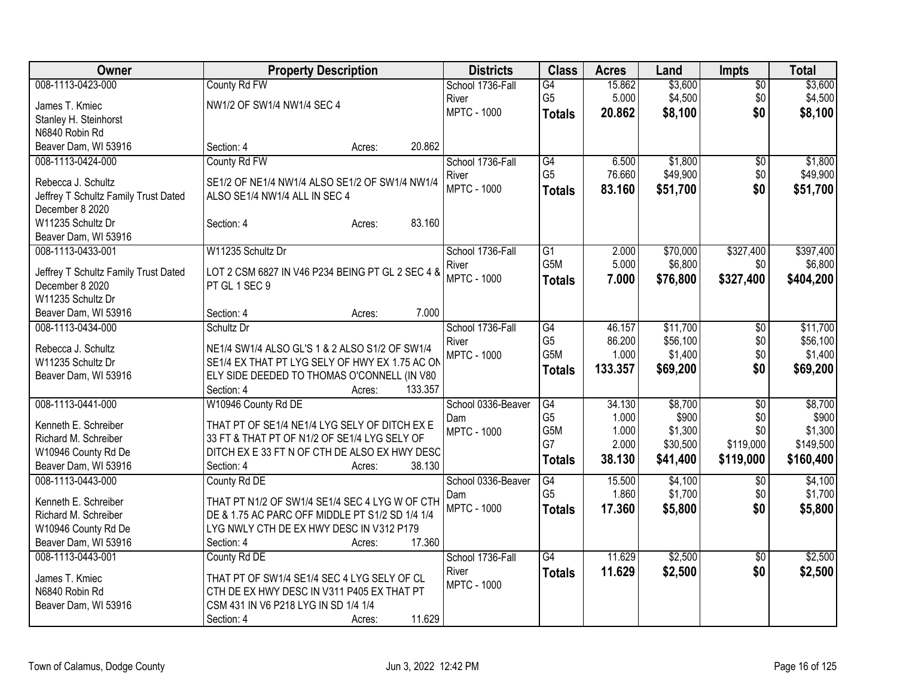| Owner | Property Description | Districts | Class | Acres | Land | Impts | Total |
|---|---|---|---|---|---|---|---|
| 008-1113-0423-000<br>James T. Kmiec<br>Stanley H. Steinhorst<br>N6840 Robin Rd<br>Beaver Dam, WI 53916 | County Rd FW<br>NW1/2 OF SW1/4 NW1/4 SEC 4<br>Section: 4 Acres: 20.862 | School 1736-Fall River<br>MPTC - 1000 | G4<br>G5<br>**Totals** | 15.862<br>5.000<br>**20.862** | $3,600<br>$4,500<br>**$8,100** | $0<br>$0<br>**$0** | $3,600<br>$4,500<br>**$8,100** |
| 008-1113-0424-000<br>Rebecca J. Schultz<br>Jeffrey T Schultz Family Trust Dated December 8 2020<br>W11235 Schultz Dr<br>Beaver Dam, WI 53916 | County Rd FW<br>SE1/2 OF NE1/4 NW1/4 ALSO SE1/2 OF SW1/4 NW1/4 ALSO SE1/4 NW1/4 ALL IN SEC 4<br>Section: 4 Acres: 83.160 | School 1736-Fall River<br>MPTC - 1000 | G4<br>G5<br>**Totals** | 6.500<br>76.660<br>**83.160** | $1,800<br>$49,900<br>**$51,700** | $0<br>$0<br>**$0** | $1,800<br>$49,900<br>**$51,700** |
| 008-1113-0433-001<br>Jeffrey T Schultz Family Trust Dated December 8 2020<br>W11235 Schultz Dr<br>Beaver Dam, WI 53916 | W11235 Schultz Dr<br>LOT 2 CSM 6827 IN V46 P234 BEING PT GL 2 SEC 4 & PT GL 1 SEC 9<br>Section: 4 Acres: 7.000 | School 1736-Fall River<br>MPTC - 1000 | G1<br>G5M<br>**Totals** | 2.000<br>5.000<br>**7.000** | $70,000<br>$6,800<br>**$76,800** | $327,400<br>$0<br>**$327,400** | $397,400<br>$6,800<br>**$404,200** |
| 008-1113-0434-000<br>Rebecca J. Schultz<br>W11235 Schultz Dr<br>Beaver Dam, WI 53916 | Schultz Dr<br>NE1/4 SW1/4 ALSO GL'S 1 & 2 ALSO S1/2 OF SW1/4 SE1/4 EX THAT PT LYG SELY OF HWY EX 1.75 AC ON ELY SIDE DEEDED TO THOMAS O'CONNELL (IN V80<br>Section: 4 Acres: 133.357 | School 1736-Fall River<br>MPTC - 1000 | G4<br>G5<br>G5M<br>**Totals** | 46.157<br>86.200<br>1.000<br>**133.357** | $11,700<br>$56,100<br>$1,400<br>**$69,200** | $0<br>$0<br>$0<br>**$0** | $11,700<br>$56,100<br>$1,400<br>**$69,200** |
| 008-1113-0441-000<br>Kenneth E. Schreiber<br>Richard M. Schreiber<br>W10946 County Rd De<br>Beaver Dam, WI 53916 | W10946 County Rd DE<br>THAT PT OF SE1/4 NE1/4 LYG SELY OF DITCH EX E 33 FT & THAT PT OF N1/2 OF SE1/4 LYG SELY OF DITCH EX E 33 FT N OF CTH DE ALSO EX HWY DESC<br>Section: 4 Acres: 38.130 | School 0336-Beaver Dam<br>MPTC - 1000 | G4<br>G5<br>G5M<br>G7<br>**Totals** | 34.130<br>1.000<br>1.000<br>2.000<br>**38.130** | $8,700<br>$900<br>$1,300<br>$30,500<br>**$41,400** | $0<br>$0<br>$0<br>$119,000<br>**$119,000** | $8,700<br>$900<br>$1,300<br>$149,500<br>**$160,400** |
| 008-1113-0443-000<br>Kenneth E. Schreiber<br>Richard M. Schreiber<br>W10946 County Rd De<br>Beaver Dam, WI 53916 | County Rd DE<br>THAT PT N1/2 OF SW1/4 SE1/4 SEC 4 LYG W OF CTH DE & 1.75 AC PARC OFF MIDDLE PT S1/2 SD 1/4 1/4 LYG NWLY CTH DE EX HWY DESC IN V312 P179<br>Section: 4 Acres: 17.360 | School 0336-Beaver Dam<br>MPTC - 1000 | G4<br>G5<br>**Totals** | 15.500<br>1.860<br>**17.360** | $4,100<br>$1,700<br>**$5,800** | $0<br>$0<br>**$0** | $4,100<br>$1,700<br>**$5,800** |
| 008-1113-0443-001<br>James T. Kmiec<br>N6840 Robin Rd<br>Beaver Dam, WI 53916 | County Rd DE<br>THAT PT OF SW1/4 SE1/4 SEC 4 LYG SELY OF CL CTH DE EX HWY DESC IN V311 P405 EX THAT PT CSM 431 IN V6 P218 LYG IN SD 1/4 1/4<br>Section: 4 Acres: 11.629 | School 1736-Fall River<br>MPTC - 1000 | G4<br>**Totals** | 11.629<br>**11.629** | $2,500<br>**$2,500** | $0<br>**$0** | $2,500<br>**$2,500** |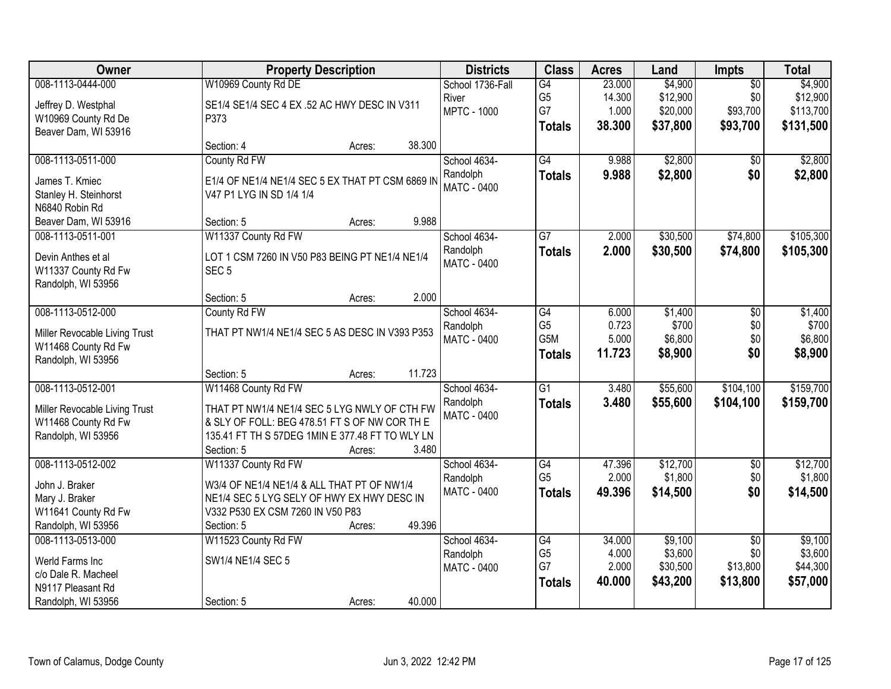| Owner | Property Description | Districts | Class | Acres | Land | Impts | Total |
|---|---|---|---|---|---|---|---|
| 008-1113-0444-000<br>Jeffrey D. Westphal<br>W10969 County Rd De<br>Beaver Dam, WI 53916 | W10969 County Rd DE<br>SE1/4 SE1/4 SEC 4 EX .52 AC HWY DESC IN V311 P373<br>Section: 4 Acres: 38.300 | School 1736-Fall River<br>MPTC - 1000 | G4<br>G5<br>G7<br>**Totals** | 23.000<br>14.300<br>1.000<br>**38.300** | $4,900<br>$12,900<br>$20,000<br>**$37,800** | $0<br>$0<br>$93,700<br>**$93,700** | $4,900<br>$12,900<br>$113,700<br>**$131,500** |
| 008-1113-0511-000<br>James T. Kmiec<br>Stanley H. Steinhorst<br>N6840 Robin Rd<br>Beaver Dam, WI 53916 | County Rd FW<br>E1/4 OF NE1/4 NE1/4 SEC 5 EX THAT PT CSM 6869 IN V47 P1 LYG IN SD 1/4 1/4<br>Section: 5 Acres: 9.988 | School 4634-Randolph<br>MATC - 0400 | G4<br>**Totals** | 9.988<br>**9.988** | $2,800<br>**$2,800** | $0<br>**$0** | $2,800<br>**$2,800** |
| 008-1113-0511-001<br>Devin Anthes et al<br>W11337 County Rd Fw<br>Randolph, WI 53956 | W11337 County Rd FW<br>LOT 1 CSM 7260 IN V50 P83 BEING PT NE1/4 NE1/4 SEC 5<br>Section: 5 Acres: 2.000 | School 4634-Randolph<br>MATC - 0400 | G7<br>**Totals** | 2.000<br>**2.000** | $30,500<br>**$30,500** | $74,800<br>**$74,800** | $105,300<br>**$105,300** |
| 008-1113-0512-000<br>Miller Revocable Living Trust<br>W11468 County Rd Fw<br>Randolph, WI 53956 | County Rd FW<br>THAT PT NW1/4 NE1/4 SEC 5 AS DESC IN V393 P353<br>Section: 5 Acres: 11.723 | School 4634-Randolph<br>MATC - 0400 | G4<br>G5<br>G5M<br>**Totals** | 6.000<br>0.723<br>5.000<br>**11.723** | $1,400<br>$700<br>$6,800<br>**$8,900** | $0<br>$0<br>$0<br>**$0** | $1,400<br>$700<br>$6,800<br>**$8,900** |
| 008-1113-0512-001<br>Miller Revocable Living Trust<br>W11468 County Rd Fw<br>Randolph, WI 53956 | W11468 County Rd FW<br>THAT PT NW1/4 NE1/4 SEC 5 LYG NWLY OF CTH FW & SLY OF FOLL: BEG 478.51 FT S OF NW COR TH E 135.41 FT TH S 57DEG 1MIN E 377.48 FT TO WLY LN<br>Section: 5 Acres: 3.480 | School 4634-Randolph<br>MATC - 0400 | G1<br>**Totals** | 3.480<br>**3.480** | $55,600<br>**$55,600** | $104,100<br>**$104,100** | $159,700<br>**$159,700** |
| 008-1113-0512-002<br>John J. Braker<br>Mary J. Braker<br>W11641 County Rd Fw<br>Randolph, WI 53956 | W11337 County Rd FW<br>W3/4 OF NE1/4 NE1/4 & ALL THAT PT OF NW1/4 NE1/4 SEC 5 LYG SELY OF HWY EX HWY DESC IN V332 P530 EX CSM 7260 IN V50 P83<br>Section: 5 Acres: 49.396 | School 4634-Randolph<br>MATC - 0400 | G4<br>G5<br>**Totals** | 47.396<br>2.000<br>**49.396** | $12,700<br>$1,800<br>**$14,500** | $0<br>$0<br>**$0** | $12,700<br>$1,800<br>**$14,500** |
| 008-1113-0513-000<br>Werld Farms Inc<br>c/o Dale R. Macheel<br>N9117 Pleasant Rd<br>Randolph, WI 53956 | W11523 County Rd FW<br>SW1/4 NE1/4 SEC 5<br>Section: 5 Acres: 40.000 | School 4634-Randolph<br>MATC - 0400 | G4<br>G5<br>G7<br>**Totals** | 34.000<br>4.000<br>2.000<br>**40.000** | $9,100<br>$3,600<br>$30,500<br>**$43,200** | $0<br>$0<br>$13,800<br>**$13,800** | $9,100<br>$3,600<br>$44,300<br>**$57,000** |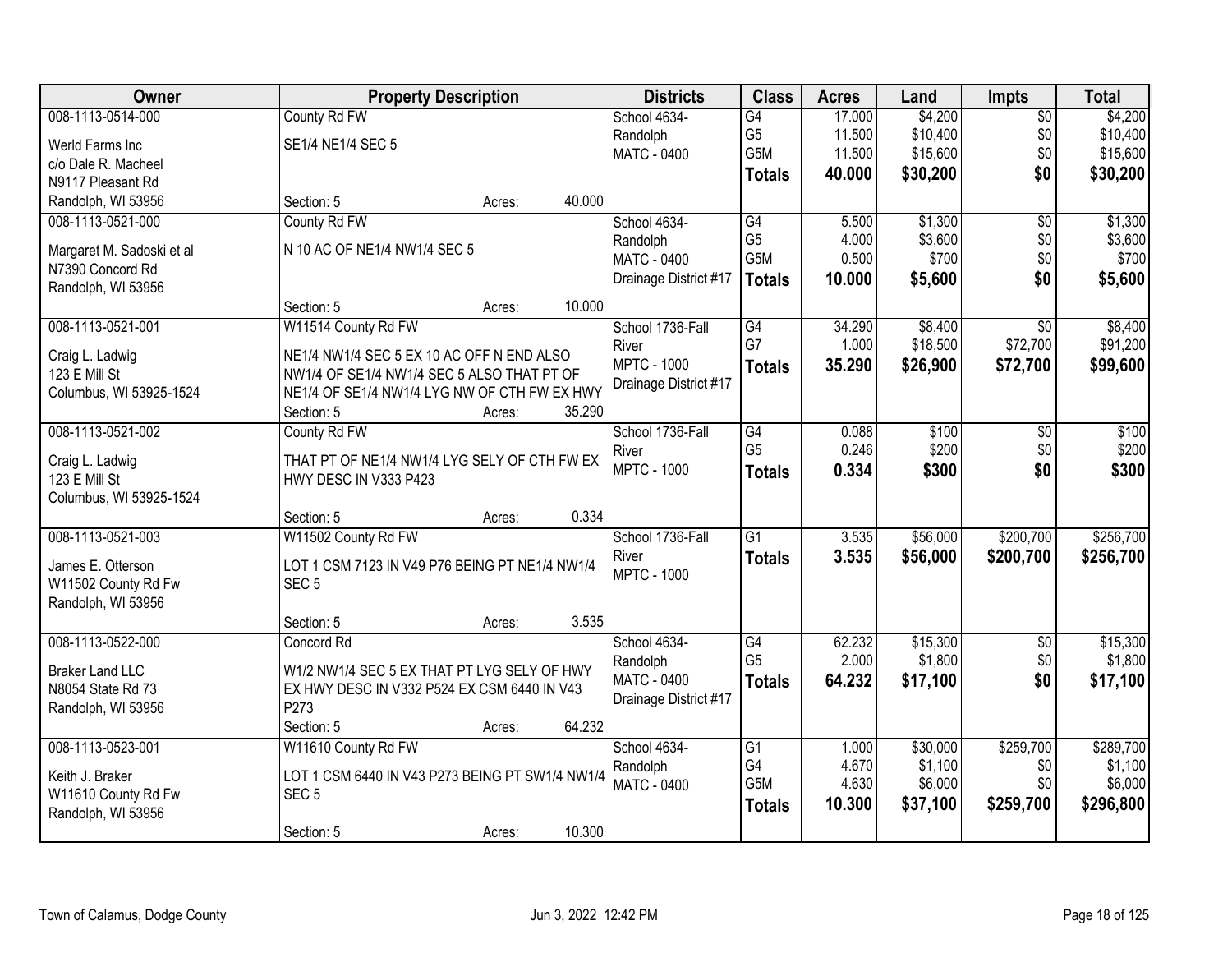| Owner | Property Description | Districts | Class | Acres | Land | Impts | Total |
|---|---|---|---|---|---|---|---|
| 008-1113-0514-000<br>Werld Farms Inc<br>c/o Dale R. Macheel<br>N9117 Pleasant Rd<br>Randolph, WI 53956 | County Rd FW<br>SE1/4 NE1/4 SEC 5<br>Section: 5 Acres: 40.000 | School 4634-Randolph<br>MATC - 0400 | G4<br>G5<br>G5M<br>**Totals** | 17.000<br>11.500<br>11.500<br>**40.000** | $4,200<br>$10,400<br>$15,600<br>**$30,200** | $0<br>$0<br>$0<br>**$0** | $4,200<br>$10,400<br>$15,600<br>**$30,200** |
| 008-1113-0521-000<br>Margaret M. Sadoski et al<br>N7390 Concord Rd<br>Randolph, WI 53956 | County Rd FW<br>N 10 AC OF NE1/4 NW1/4 SEC 5<br>Section: 5 Acres: 10.000 | School 4634-Randolph<br>MATC - 0400<br>Drainage District #17 | G4<br>G5<br>G5M<br>**Totals** | 5.500<br>4.000<br>0.500<br>**10.000** | $1,300<br>$3,600<br>$700<br>**$5,600** | $0<br>$0<br>$0<br>**$0** | $1,300<br>$3,600<br>$700<br>**$5,600** |
| 008-1113-0521-001<br>Craig L. Ladwig<br>123 E Mill St<br>Columbus, WI 53925-1524 | W11514 County Rd FW<br>NE1/4 NW1/4 SEC 5 EX 10 AC OFF N END ALSO NW1/4 OF SE1/4 NW1/4 SEC 5 ALSO THAT PT OF NE1/4 OF SE1/4 NW1/4 LYG NW OF CTH FW EX HWY<br>Section: 5 Acres: 35.290 | School 1736-Fall River<br>MPTC - 1000<br>Drainage District #17 | G4<br>G7<br>**Totals** | 34.290<br>1.000<br>**35.290** | $8,400<br>$18,500<br>**$26,900** | $0<br>$72,700<br>**$72,700** | $8,400<br>$91,200<br>**$99,600** |
| 008-1113-0521-002<br>Craig L. Ladwig<br>123 E Mill St<br>Columbus, WI 53925-1524 | County Rd FW<br>THAT PT OF NE1/4 NW1/4 LYG SELY OF CTH FW EX HWY DESC IN V333 P423<br>Section: 5 Acres: 0.334 | School 1736-Fall River<br>MPTC - 1000 | G4<br>G5<br>**Totals** | 0.088<br>0.246<br>**0.334** | $100<br>$200<br>**$300** | $0<br>$0<br>**$0** | $100<br>$200<br>**$300** |
| 008-1113-0521-003<br>James E. Otterson<br>W11502 County Rd Fw<br>Randolph, WI 53956 | W11502 County Rd FW<br>LOT 1 CSM 7123 IN V49 P76 BEING PT NE1/4 NW1/4 SEC 5<br>Section: 5 Acres: 3.535 | School 1736-Fall River<br>MPTC - 1000 | G1<br>**Totals** | 3.535<br>**3.535** | $56,000<br>**$56,000** | $200,700<br>**$200,700** | $256,700<br>**$256,700** |
| 008-1113-0522-000<br>Braker Land LLC<br>N8054 State Rd 73<br>Randolph, WI 53956 | Concord Rd<br>W1/2 NW1/4 SEC 5 EX THAT PT LYG SELY OF HWY EX HWY DESC IN V332 P524 EX CSM 6440 IN V43 P273<br>Section: 5 Acres: 64.232 | School 4634-Randolph<br>MATC - 0400<br>Drainage District #17 | G4<br>G5<br>**Totals** | 62.232<br>2.000<br>**64.232** | $15,300<br>$1,800<br>**$17,100** | $0<br>$0<br>**$0** | $15,300<br>$1,800<br>**$17,100** |
| 008-1113-0523-001<br>Keith J. Braker<br>W11610 County Rd Fw<br>Randolph, WI 53956 | W11610 County Rd FW<br>LOT 1 CSM 6440 IN V43 P273 BEING PT SW1/4 NW1/4 SEC 5<br>Section: 5 Acres: 10.300 | School 4634-Randolph<br>MATC - 0400 | G1<br>G4<br>G5M<br>**Totals** | 1.000<br>4.670<br>4.630<br>**10.300** | $30,000<br>$1,100<br>$6,000<br>**$37,100** | $259,700<br>$0<br>$0<br>**$259,700** | $289,700<br>$1,100<br>$6,000<br>**$296,800** |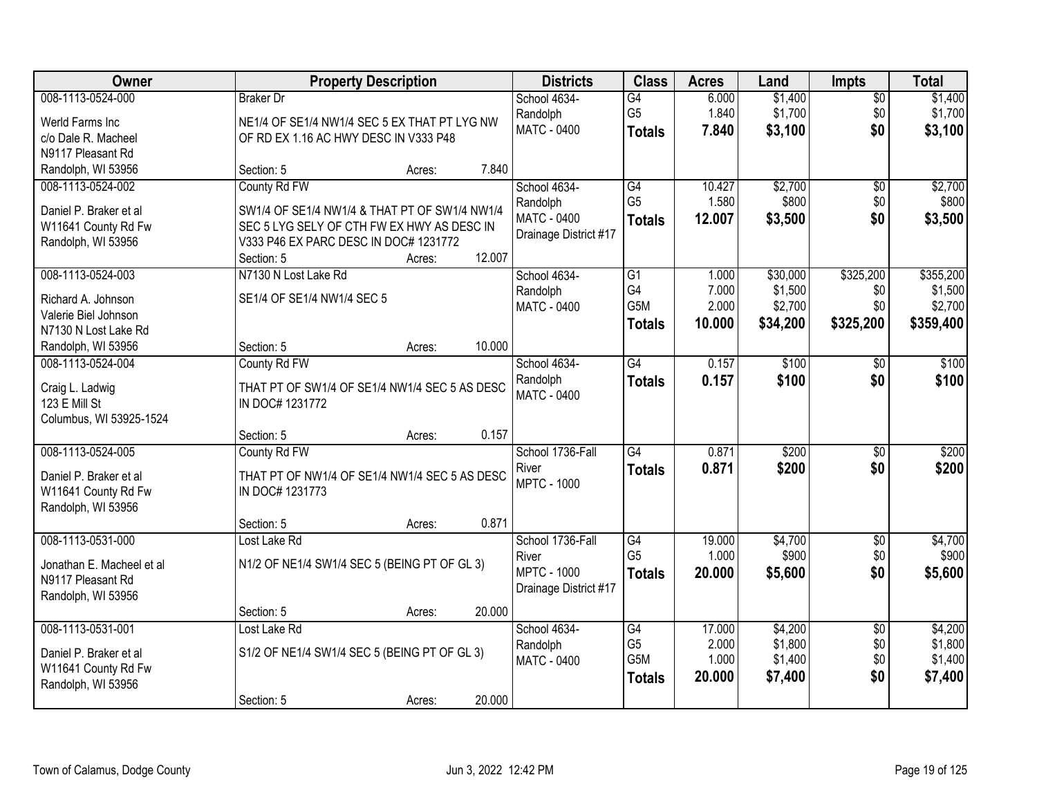| Owner | Property Description | Districts | Class | Acres | Land | Impts | Total |
|---|---|---|---|---|---|---|---|
| 008-1113-0524-000<br>Werld Farms Inc<br>c/o Dale R. Macheel<br>N9117 Pleasant Rd<br>Randolph, WI 53956 | Braker Dr<br>NE1/4 OF SE1/4 NW1/4 SEC 5 EX THAT PT LYG NW OF RD EX 1.16 AC HWY DESC IN V333 P48<br>Section: 5 Acres: 7.840 | School 4634-Randolph<br>MATC - 0400 | G4<br>G5<br>**Totals** | 6.000<br>1.840<br>**7.840** | $1,400<br>$1,700<br>**$3,100** | $0<br>$0<br>**$0** | $1,400<br>$1,700<br>**$3,100** |
| 008-1113-0524-002<br>Daniel P. Braker et al<br>W11641 County Rd Fw<br>Randolph, WI 53956 | County Rd FW<br>SW1/4 OF SE1/4 NW1/4 & THAT PT OF SW1/4 NW1/4 SEC 5 LYG SELY OF CTH FW EX HWY AS DESC IN V333 P46 EX PARC DESC IN DOC# 1231772<br>Section: 5 Acres: 12.007 | School 4634-Randolph<br>MATC - 0400<br>Drainage District #17 | G4<br>G5<br>**Totals** | 10.427<br>1.580<br>**12.007** | $2,700<br>$800<br>**$3,500** | $0<br>$0<br>**$0** | $2,700<br>$800<br>**$3,500** |
| 008-1113-0524-003<br>Richard A. Johnson<br>Valerie Biel Johnson<br>N7130 N Lost Lake Rd<br>Randolph, WI 53956 | N7130 N Lost Lake Rd<br>SE1/4 OF SE1/4 NW1/4 SEC 5<br>Section: 5 Acres: 10.000 | School 4634-Randolph<br>MATC - 0400 | G1<br>G4<br>G5M<br>**Totals** | 1.000<br>7.000<br>2.000<br>**10.000** | $30,000<br>$1,500<br>$2,700<br>**$34,200** | $325,200<br>$0<br>$0<br>**$325,200** | $355,200<br>$1,500<br>$2,700<br>**$359,400** |
| 008-1113-0524-004<br>Craig L. Ladwig<br>123 E Mill St<br>Columbus, WI 53925-1524 | County Rd FW<br>THAT PT OF SW1/4 OF SE1/4 NW1/4 SEC 5 AS DESC IN DOC# 1231772<br>Section: 5 Acres: 0.157 | School 4634-Randolph<br>MATC - 0400 | G4<br>**Totals** | 0.157<br>**0.157** | $100<br>**$100** | $0<br>**$0** | $100<br>**$100** |
| 008-1113-0524-005<br>Daniel P. Braker et al<br>W11641 County Rd Fw<br>Randolph, WI 53956 | County Rd FW<br>THAT PT OF NW1/4 OF SE1/4 NW1/4 SEC 5 AS DESC IN DOC# 1231773<br>Section: 5 Acres: 0.871 | School 1736-Fall River<br>MPTC - 1000 | G4<br>**Totals** | 0.871<br>**0.871** | $200<br>**$200** | $0<br>**$0** | $200<br>**$200** |
| 008-1113-0531-000<br>Jonathan E. Macheel et al<br>N9117 Pleasant Rd<br>Randolph, WI 53956 | Lost Lake Rd<br>N1/2 OF NE1/4 SW1/4 SEC 5 (BEING PT OF GL 3)<br>Section: 5 Acres: 20.000 | School 1736-Fall River<br>MPTC - 1000<br>Drainage District #17 | G4<br>G5<br>**Totals** | 19.000<br>1.000<br>**20.000** | $4,700<br>$900<br>**$5,600** | $0<br>$0<br>**$0** | $4,700<br>$900<br>**$5,600** |
| 008-1113-0531-001<br>Daniel P. Braker et al<br>W11641 County Rd Fw<br>Randolph, WI 53956 | Lost Lake Rd<br>S1/2 OF NE1/4 SW1/4 SEC 5 (BEING PT OF GL 3)<br>Section: 5 Acres: 20.000 | School 4634-Randolph<br>MATC - 0400 | G4<br>G5<br>G5M<br>**Totals** | 17.000<br>2.000<br>1.000<br>**20.000** | $4,200<br>$1,800<br>$1,400<br>**$7,400** | $0<br>$0<br>$0<br>**$0** | $4,200<br>$1,800<br>$1,400<br>**$7,400** |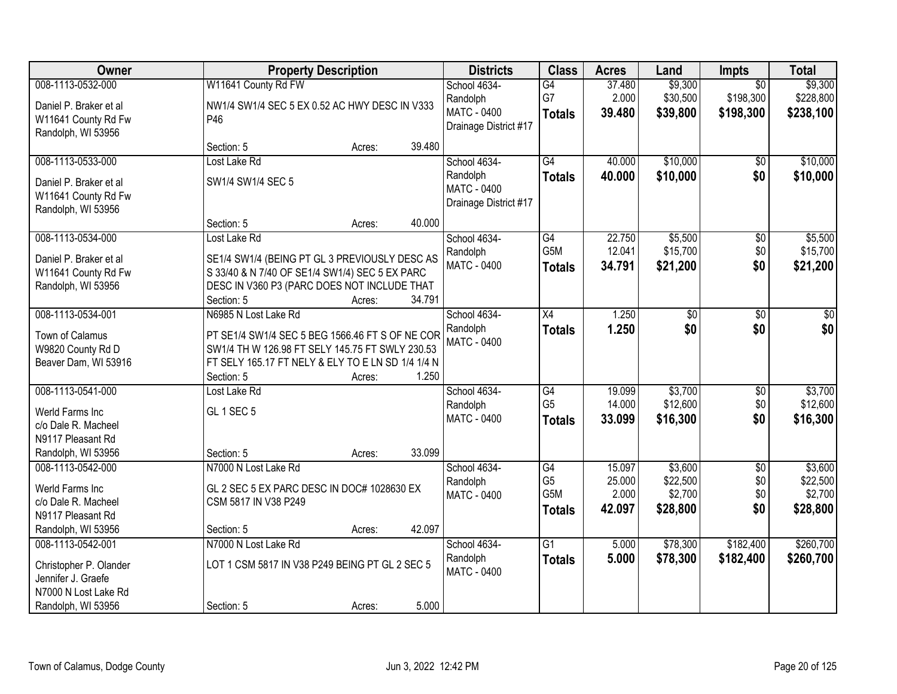| Owner | Property Description | Districts | Class | Acres | Land | Impts | Total |
|---|---|---|---|---|---|---|---|
| 008-1113-0532-000<br>Daniel P. Braker et al<br>W11641 County Rd FW<br>Randolph, WI 53956 | W11641 County Rd FW<br>NW1/4 SW1/4 SEC 5 EX 0.52 AC HWY DESC IN V333 P46<br>Section: 5 Acres: 39.480 | School 4634-Randolph<br>MATC - 0400<br>Drainage District #17 | G4<br>G7<br>**Totals** | 37.480<br>2.000<br>**39.480** | $9,300<br>$30,500<br>**$39,800** | $0<br>$198,300<br>**$198,300** | $9,300<br>$228,800<br>**$238,100** |
| 008-1113-0533-000<br>Daniel P. Braker et al<br>W11641 County Rd Fw<br>Randolph, WI 53956 | Lost Lake Rd<br>SW1/4 SW1/4 SEC 5<br>Section: 5 Acres: 40.000 | School 4634-Randolph<br>MATC - 0400<br>Drainage District #17 | G4<br>**Totals** | 40.000<br>**40.000** | $10,000<br>**$10,000** | $0<br>**$0** | $10,000<br>**$10,000** |
| 008-1113-0534-000<br>Daniel P. Braker et al<br>W11641 County Rd Fw<br>Randolph, WI 53956 | Lost Lake Rd<br>SE1/4 SW1/4 (BEING PT GL 3 PREVIOUSLY DESC AS S 33/40 & N 7/40 OF SE1/4 SW1/4) SEC 5 EX PARC DESC IN V360 P3 (PARC DOES NOT INCLUDE THAT<br>Section: 5 Acres: 34.791 | School 4634-Randolph<br>MATC - 0400 | G4<br>G5M<br>**Totals** | 22.750<br>12.041<br>**34.791** | $5,500<br>$15,700<br>**$21,200** | $0<br>$0<br>**$0** | $5,500<br>$15,700<br>**$21,200** |
| 008-1113-0534-001<br>Town of Calamus<br>W9820 County Rd D<br>Beaver Dam, WI 53916 | N6985 N Lost Lake Rd<br>PT SE1/4 SW1/4 SEC 5 BEG 1566.46 FT S OF NE COR SW1/4 TH W 126.98 FT SELY 145.75 FT SWLY 230.53 FT SELY 165.17 FT NELY & ELY TO E LN SD 1/4 1/4 N<br>Section: 5 Acres: 1.250 | School 4634-Randolph<br>MATC - 0400 | X4<br>**Totals** | 1.250<br>**1.250** | $0<br>**$0** | $0<br>**$0** | $0<br>**$0** |
| 008-1113-0541-000<br>Werld Farms Inc<br>c/o Dale R. Macheel<br>N9117 Pleasant Rd<br>Randolph, WI 53956 | Lost Lake Rd<br>GL 1 SEC 5<br>Section: 5 Acres: 33.099 | School 4634-Randolph<br>MATC - 0400 | G4<br>G5<br>**Totals** | 19.099<br>14.000<br>**33.099** | $3,700<br>$12,600<br>**$16,300** | $0<br>$0<br>**$0** | $3,700<br>$12,600<br>**$16,300** |
| 008-1113-0542-000<br>Werld Farms Inc<br>c/o Dale R. Macheel<br>N9117 Pleasant Rd<br>Randolph, WI 53956 | N7000 N Lost Lake Rd<br>GL 2 SEC 5 EX PARC DESC IN DOC# 1028630 EX CSM 5817 IN V38 P249<br>Section: 5 Acres: 42.097 | School 4634-Randolph<br>MATC - 0400 | G4<br>G5<br>G5M<br>**Totals** | 15.097<br>25.000<br>2.000<br>**42.097** | $3,600<br>$22,500<br>$2,700<br>**$28,800** | $0<br>$0<br>$0<br>**$0** | $3,600<br>$22,500<br>$2,700<br>**$28,800** |
| 008-1113-0542-001<br>Christopher P. Olander<br>Jennifer J. Graefe<br>N7000 N Lost Lake Rd<br>Randolph, WI 53956 | N7000 N Lost Lake Rd<br>LOT 1 CSM 5817 IN V38 P249 BEING PT GL 2 SEC 5<br>Section: 5 Acres: 5.000 | School 4634-Randolph<br>MATC - 0400 | G1<br>**Totals** | 5.000<br>**5.000** | $78,300<br>**$78,300** | $182,400<br>**$182,400** | $260,700<br>**$260,700** |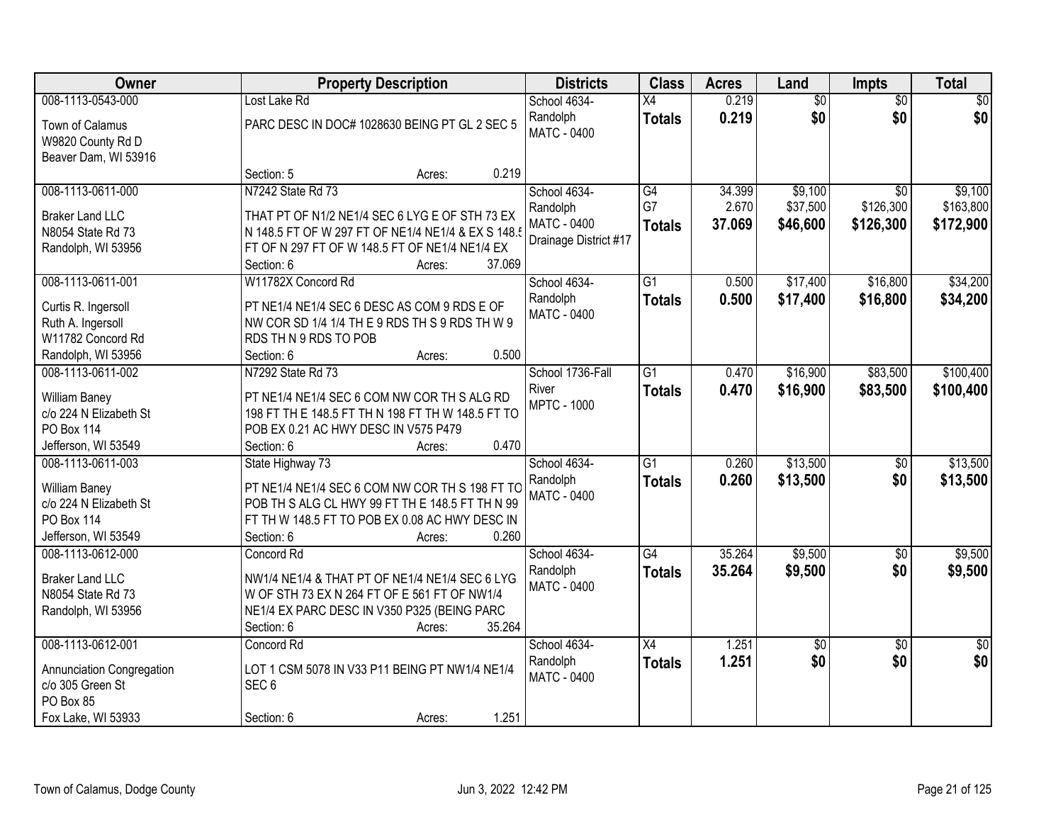| Owner | Property Description | Districts | Class | Acres | Land | Impts | Total |
|---|---|---|---|---|---|---|---|
| 008-1113-0543-000<br>Town of Calamus<br>W9820 County Rd D<br>Beaver Dam, WI 53916 | Lost Lake Rd<br>PARC DESC IN DOC# 1028630 BEING PT GL 2 SEC 5<br>Section: 5 Acres: 0.219 | School 4634-Randolph<br>MATC - 0400 | X4<br>**Totals** | 0.219<br>**0.219** | $0<br>**$0** | $0<br>**$0** | $0<br>**$0** |
| 008-1113-0611-000<br>Braker Land LLC<br>N8054 State Rd 73<br>Randolph, WI 53956 | N7242 State Rd 73<br>THAT PT OF N1/2 NE1/4 SEC 6 LYG E OF STH 73 EX N 148.5 FT OF W 297 FT OF NE1/4 NE1/4 & EX S 148.5 FT OF N 297 FT OF W 148.5 FT OF NE1/4 NE1/4 EX<br>Section: 6 Acres: 37.069 | School 4634-Randolph<br>MATC - 0400<br>Drainage District #17 | G4<br>G7<br>**Totals** | 34.399<br>2.670<br>**37.069** | $9,100<br>$37,500<br>**$46,600** | $0<br>$126,300<br>**$126,300** | $9,100<br>$163,800<br>**$172,900** |
| 008-1113-0611-001<br>Curtis R. Ingersoll<br>Ruth A. Ingersoll<br>W11782 Concord Rd<br>Randolph, WI 53956 | W11782X Concord Rd<br>PT NE1/4 NE1/4 SEC 6 DESC AS COM 9 RDS E OF NW COR SD 1/4 1/4 TH E 9 RDS TH S 9 RDS TH W 9 RDS TH N 9 RDS TO POB<br>Section: 6 Acres: 0.500 | School 4634-Randolph<br>MATC - 0400 | G1<br>**Totals** | 0.500<br>**0.500** | $17,400<br>**$17,400** | $16,800<br>**$16,800** | $34,200<br>**$34,200** |
| 008-1113-0611-002<br>William Baney<br>c/o 224 N Elizabeth St<br>PO Box 114<br>Jefferson, WI 53549 | N7292 State Rd 73<br>PT NE1/4 NE1/4 SEC 6 COM NW COR TH S ALG RD 198 FT TH E 148.5 FT TH N 198 FT TH W 148.5 FT TO POB EX 0.21 AC HWY DESC IN V575 P479<br>Section: 6 Acres: 0.470 | School 1736-Fall River<br>MPTC - 1000 | G1<br>**Totals** | 0.470<br>**0.470** | $16,900<br>**$16,900** | $83,500<br>**$83,500** | $100,400<br>**$100,400** |
| 008-1113-0611-003<br>William Baney<br>c/o 224 N Elizabeth St<br>PO Box 114<br>Jefferson, WI 53549 | State Highway 73<br>PT NE1/4 NE1/4 SEC 6 COM NW COR TH S 198 FT TO POB TH S ALG CL HWY 99 FT TH E 148.5 FT TH N 99 FT TH W 148.5 FT TO POB EX 0.08 AC HWY DESC IN<br>Section: 6 Acres: 0.260 | School 4634-Randolph<br>MATC - 0400 | G1<br>**Totals** | 0.260<br>**0.260** | $13,500<br>**$13,500** | $0<br>**$0** | $13,500<br>**$13,500** |
| 008-1113-0612-000<br>Braker Land LLC<br>N8054 State Rd 73<br>Randolph, WI 53956 | Concord Rd<br>NW1/4 NE1/4 & THAT PT OF NE1/4 NE1/4 SEC 6 LYG W OF STH 73 EX N 264 FT OF E 561 FT OF NW1/4 NE1/4 EX PARC DESC IN V350 P325 (BEING PARC<br>Section: 6 Acres: 35.264 | School 4634-Randolph<br>MATC - 0400 | G4<br>**Totals** | 35.264<br>**35.264** | $9,500<br>**$9,500** | $0<br>**$0** | $9,500<br>**$9,500** |
| 008-1113-0612-001<br>Annunciation Congregation<br>c/o 305 Green St<br>PO Box 85<br>Fox Lake, WI 53933 | Concord Rd<br>LOT 1 CSM 5078 IN V33 P11 BEING PT NW1/4 NE1/4 SEC 6<br>Section: 6 Acres: 1.251 | School 4634-Randolph<br>MATC - 0400 | X4<br>**Totals** | 1.251<br>**1.251** | $0<br>**$0** | $0<br>**$0** | $0<br>**$0** |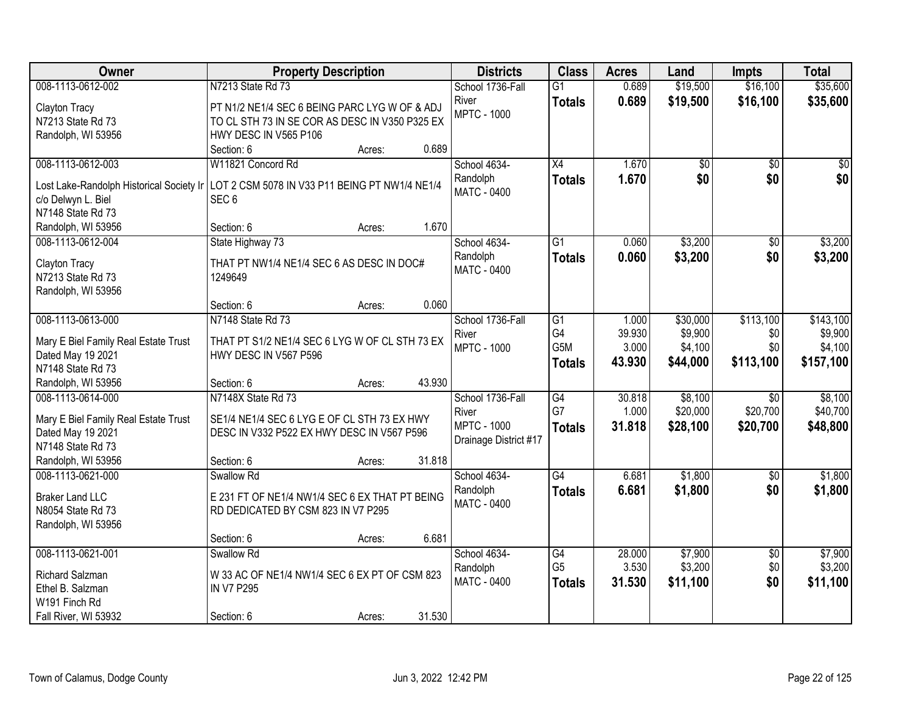| Owner | Property Description | Districts | Class | Acres | Land | Impts | Total |
|---|---|---|---|---|---|---|---|
| 008-1113-0612-002<br>Clayton Tracy<br>N7213 State Rd 73<br>Randolph, WI 53956 | N7213 State Rd 73<br>PT N1/2 NE1/4 SEC 6 BEING PARC LYG W OF & ADJ TO CL STH 73 IN SE COR AS DESC IN V350 P325 EX HWY DESC IN V565 P106<br>Section: 6 Acres: 0.689 | School 1736-Fall River<br>MPTC - 1000 | G1<br>**Totals** | 0.689<br>**0.689** | $19,500<br>**$19,500** | $16,100<br>**$16,100** | $35,600<br>**$35,600** |
| 008-1113-0612-003<br>Lost Lake-Randolph Historical Society Ir<br>c/o Delwyn L. Biel<br>N7148 State Rd 73<br>Randolph, WI 53956 | W11821 Concord Rd<br>LOT 2 CSM 5078 IN V33 P11 BEING PT NW1/4 NE1/4 SEC 6<br>Section: 6 Acres: 1.670 | School 4634-Randolph<br>MATC - 0400 | X4<br>**Totals** | 1.670<br>**1.670** | $0<br>**$0** | $0<br>**$0** | $0<br>**$0** |
| 008-1113-0612-004<br>Clayton Tracy<br>N7213 State Rd 73<br>Randolph, WI 53956 | State Highway 73<br>THAT PT NW1/4 NE1/4 SEC 6 AS DESC IN DOC# 1249649<br>Section: 6 Acres: 0.060 | School 4634-Randolph<br>MATC - 0400 | G1<br>**Totals** | 0.060<br>**0.060** | $3,200<br>**$3,200** | $0<br>**$0** | $3,200<br>**$3,200** |
| 008-1113-0613-000<br>Mary E Biel Family Real Estate Trust<br>Dated May 19 2021<br>N7148 State Rd 73<br>Randolph, WI 53956 | N7148 State Rd 73<br>THAT PT S1/2 NE1/4 SEC 6 LYG W OF CL STH 73 EX HWY DESC IN V567 P596<br>Section: 6 Acres: 43.930 | School 1736-Fall River<br>MPTC - 1000 | G1<br>G4<br>G5M<br>**Totals** | 1.000<br>39.930<br>3.000<br>**43.930** | $30,000<br>$9,900<br>$4,100<br>**$44,000** | $113,100<br>$0<br>$0<br>**$113,100** | $143,100<br>$9,900<br>$4,100<br>**$157,100** |
| 008-1113-0614-000<br>Mary E Biel Family Real Estate Trust<br>Dated May 19 2021<br>N7148 State Rd 73<br>Randolph, WI 53956 | N7148X State Rd 73<br>SE1/4 NE1/4 SEC 6 LYG E OF CL STH 73 EX HWY DESC IN V332 P522 EX HWY DESC IN V567 P596<br>Section: 6 Acres: 31.818 | School 1736-Fall River<br>MPTC - 1000<br>Drainage District #17 | G4<br>G7<br>**Totals** | 30.818<br>1.000<br>**31.818** | $8,100<br>$20,000<br>**$28,100** | $0<br>$20,700<br>**$20,700** | $8,100<br>$40,700<br>**$48,800** |
| 008-1113-0621-000<br>Braker Land LLC<br>N8054 State Rd 73<br>Randolph, WI 53956 | Swallow Rd<br>E 231 FT OF NE1/4 NW1/4 SEC 6 EX THAT PT BEING RD DEDICATED BY CSM 823 IN V7 P295<br>Section: 6 Acres: 6.681 | School 4634-Randolph<br>MATC - 0400 | G4<br>**Totals** | 6.681<br>**6.681** | $1,800<br>**$1,800** | $0<br>**$0** | $1,800<br>**$1,800** |
| 008-1113-0621-001<br>Richard Salzman<br>Ethel B. Salzman<br>W191 Finch Rd<br>Fall River, WI 53932 | Swallow Rd<br>W 33 AC OF NE1/4 NW1/4 SEC 6 EX PT OF CSM 823 IN V7 P295<br>Section: 6 Acres: 31.530 | School 4634-Randolph<br>MATC - 0400 | G4<br>G5<br>**Totals** | 28.000<br>3.530<br>**31.530** | $7,900<br>$3,200<br>**$11,100** | $0<br>$0<br>**$0** | $7,900<br>$3,200<br>**$11,100** |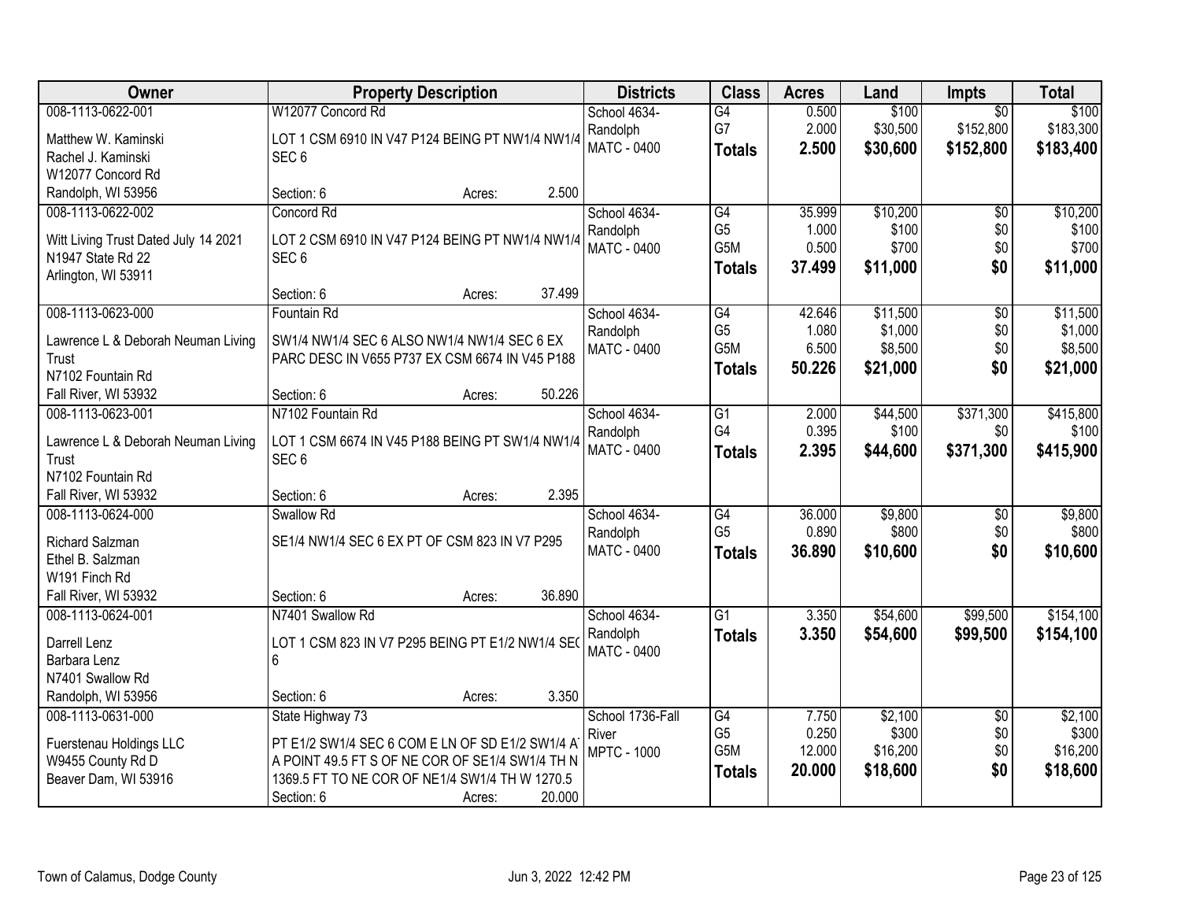| Owner | Property Description | Districts | Class | Acres | Land | Impts | Total |
|---|---|---|---|---|---|---|---|
| 008-1113-0622-001<br>Matthew W. Kaminski<br>Rachel J. Kaminski<br>W12077 Concord Rd<br>Randolph, WI 53956 | W12077 Concord Rd<br>LOT 1 CSM 6910 IN V47 P124 BEING PT NW1/4 NW1/4 SEC 6<br>Section: 6 Acres: 2.500 | School 4634-Randolph<br>MATC - 0400 | G4<br>G7<br>**Totals** | 0.500<br>2.000<br>**2.500** | \$100<br>\$30,500<br>**\$30,600** | \$0<br>\$152,800<br>**\$152,800** | \$100<br>\$183,300<br>**\$183,400** |
| 008-1113-0622-002<br>Witt Living Trust Dated July 14 2021<br>N1947 State Rd 22<br>Arlington, WI 53911 | Concord Rd<br>LOT 2 CSM 6910 IN V47 P124 BEING PT NW1/4 NW1/4 SEC 6<br>Section: 6 Acres: 37.499 | School 4634-Randolph<br>MATC - 0400 | G4<br>G5<br>G5M<br>**Totals** | 35.999<br>1.000<br>0.500<br>**37.499** | \$10,200<br>\$100<br>\$700<br>**\$11,000** | \$0<br>\$0<br>\$0<br>**\$0** | \$10,200<br>\$100<br>\$700<br>**\$11,000** |
| 008-1113-0623-000<br>Lawrence L & Deborah Neuman Living Trust<br>N7102 Fountain Rd<br>Fall River, WI 53932 | Fountain Rd<br>SW1/4 NW1/4 SEC 6 ALSO NW1/4 NW1/4 SEC 6 EX PARC DESC IN V655 P737 EX CSM 6674 IN V45 P188<br>Section: 6 Acres: 50.226 | School 4634-Randolph<br>MATC - 0400 | G4<br>G5<br>G5M<br>**Totals** | 42.646<br>1.080<br>6.500<br>**50.226** | \$11,500<br>\$1,000<br>\$8,500<br>**\$21,000** | \$0<br>\$0<br>\$0<br>**\$0** | \$11,500<br>\$1,000<br>\$8,500<br>**\$21,000** |
| 008-1113-0623-001<br>Lawrence L & Deborah Neuman Living Trust<br>N7102 Fountain Rd<br>Fall River, WI 53932 | N7102 Fountain Rd<br>LOT 1 CSM 6674 IN V45 P188 BEING PT SW1/4 NW1/4 SEC 6<br>Section: 6 Acres: 2.395 | School 4634-Randolph<br>MATC - 0400 | G1<br>G4<br>**Totals** | 2.000<br>0.395<br>**2.395** | \$44,500<br>\$100<br>**\$44,600** | \$371,300<br>\$0<br>**\$371,300** | \$415,800<br>\$100<br>**\$415,900** |
| 008-1113-0624-000<br>Richard Salzman<br>Ethel B. Salzman<br>W191 Finch Rd<br>Fall River, WI 53932 | Swallow Rd<br>SE1/4 NW1/4 SEC 6 EX PT OF CSM 823 IN V7 P295<br>Section: 6 Acres: 36.890 | School 4634-Randolph<br>MATC - 0400 | G4<br>G5<br>**Totals** | 36.000<br>0.890<br>**36.890** | \$9,800<br>\$800<br>**\$10,600** | \$0<br>\$0<br>**\$0** | \$9,800<br>\$800<br>**\$10,600** |
| 008-1113-0624-001<br>Darrell Lenz<br>Barbara Lenz<br>N7401 Swallow Rd<br>Randolph, WI 53956 | N7401 Swallow Rd<br>LOT 1 CSM 823 IN V7 P295 BEING PT E1/2 NW1/4 SEC 6<br>Section: 6 Acres: 3.350 | School 4634-Randolph<br>MATC - 0400 | G1<br>**Totals** | 3.350<br>**3.350** | \$54,600<br>**\$54,600** | \$99,500<br>**\$99,500** | \$154,100<br>**\$154,100** |
| 008-1113-0631-000<br>Fuerstenau Holdings LLC<br>W9455 County Rd D<br>Beaver Dam, WI 53916 | State Highway 73<br>PT E1/2 SW1/4 SEC 6 COM E LN OF SD E1/2 SW1/4 AT A POINT 49.5 FT S OF NE COR OF SE1/4 SW1/4 TH N 1369.5 FT TO NE COR OF NE1/4 SW1/4 TH W 1270.5<br>Section: 6 Acres: 20.000 | School 1736-Fall River<br>MPTC - 1000 | G4<br>G5<br>G5M<br>**Totals** | 7.750<br>0.250<br>12.000<br>**20.000** | \$2,100<br>\$300<br>\$16,200<br>**\$18,600** | \$0<br>\$0<br>\$0<br>**\$0** | \$2,100<br>\$300<br>\$16,200<br>**\$18,600** |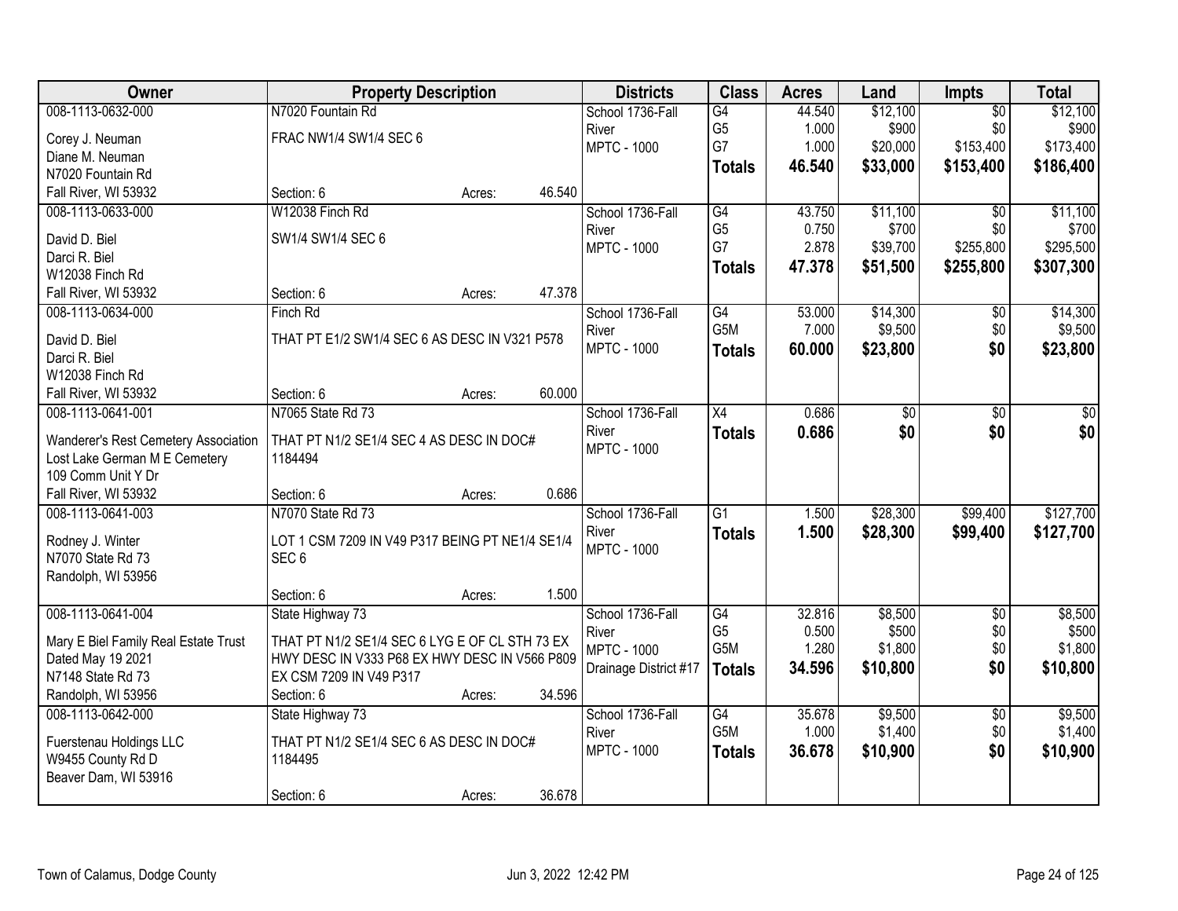| Owner | Property Description | Districts | Class | Acres | Land | Impts | Total |
|---|---|---|---|---|---|---|---|
| 008-1113-0632-000<br>Corey J. Neuman<br>Diane M. Neuman<br>N7020 Fountain Rd<br>Fall River, WI 53932 | N7020 Fountain Rd<br>FRAC NW1/4 SW1/4 SEC 6<br>Section: 6 Acres: 46.540 | School 1736-Fall River<br>MPTC - 1000 | G4<br>G5<br>G7<br>**Totals** | 44.540<br>1.000<br>1.000<br>**46.540** | $12,100<br>$900<br>$20,000<br>**$33,000** | $0<br>$0<br>$153,400<br>**$153,400** | $12,100<br>$900<br>$173,400<br>**$186,400** |
| 008-1113-0633-000<br>David D. Biel<br>Darci R. Biel<br>W12038 Finch Rd<br>Fall River, WI 53932 | W12038 Finch Rd<br>SW1/4 SW1/4 SEC 6<br>Section: 6 Acres: 47.378 | School 1736-Fall River<br>MPTC - 1000 | G4<br>G5<br>G7<br>**Totals** | 43.750<br>0.750<br>2.878<br>**47.378** | $11,100<br>$700<br>$39,700<br>**$51,500** | $0<br>$0<br>$255,800<br>**$255,800** | $11,100<br>$700<br>$295,500<br>**$307,300** |
| 008-1113-0634-000<br>David D. Biel<br>Darci R. Biel<br>W12038 Finch Rd<br>Fall River, WI 53932 | Finch Rd<br>THAT PT E1/2 SW1/4 SEC 6 AS DESC IN V321 P578<br>Section: 6 Acres: 60.000 | School 1736-Fall River<br>MPTC - 1000 | G4<br>G5M<br>**Totals** | 53.000<br>7.000<br>**60.000** | $14,300<br>$9,500<br>**$23,800** | $0<br>$0<br>**$0** | $14,300<br>$9,500<br>**$23,800** |
| 008-1113-0641-001<br>Wanderer's Rest Cemetery Association<br>Lost Lake German M E Cemetery<br>109 Comm Unit Y Dr<br>Fall River, WI 53932 | N7065 State Rd 73<br>THAT PT N1/2 SE1/4 SEC 4 AS DESC IN DOC# 1184494<br>Section: 6 Acres: 0.686 | School 1736-Fall River<br>MPTC - 1000 | X4<br>**Totals** | 0.686<br>**0.686** | $0<br>**$0** | $0<br>**$0** | $0<br>**$0** |
| 008-1113-0641-003<br>Rodney J. Winter<br>N7070 State Rd 73<br>Randolph, WI 53956 | N7070 State Rd 73<br>LOT 1 CSM 7209 IN V49 P317 BEING PT NE1/4 SE1/4 SEC 6<br>Section: 6 Acres: 1.500 | School 1736-Fall River<br>MPTC - 1000 | G1<br>**Totals** | 1.500<br>**1.500** | $28,300<br>**$28,300** | $99,400<br>**$99,400** | $127,700<br>**$127,700** |
| 008-1113-0641-004<br>Mary E Biel Family Real Estate Trust<br>Dated May 19 2021<br>N7148 State Rd 73<br>Randolph, WI 53956 | State Highway 73<br>THAT PT N1/2 SE1/4 SEC 6 LYG E OF CL STH 73 EX HWY DESC IN V333 P68 EX HWY DESC IN V566 P809 EX CSM 7209 IN V49 P317<br>Section: 6 Acres: 34.596 | School 1736-Fall River<br>MPTC - 1000<br>Drainage District #17 | G4<br>G5<br>G5M<br>**Totals** | 32.816<br>0.500<br>1.280<br>**34.596** | $8,500<br>$500<br>$1,800<br>**$10,800** | $0<br>$0<br>$0<br>**$0** | $8,500<br>$500<br>$1,800<br>**$10,800** |
| 008-1113-0642-000<br>Fuerstenau Holdings LLC<br>W9455 County Rd D<br>Beaver Dam, WI 53916 | State Highway 73<br>THAT PT N1/2 SE1/4 SEC 6 AS DESC IN DOC# 1184495<br>Section: 6 Acres: 36.678 | School 1736-Fall River<br>MPTC - 1000 | G4<br>G5M<br>**Totals** | 35.678<br>1.000<br>**36.678** | $9,500<br>$1,400<br>**$10,900** | $0<br>$0<br>**$0** | $9,500<br>$1,400<br>**$10,900** |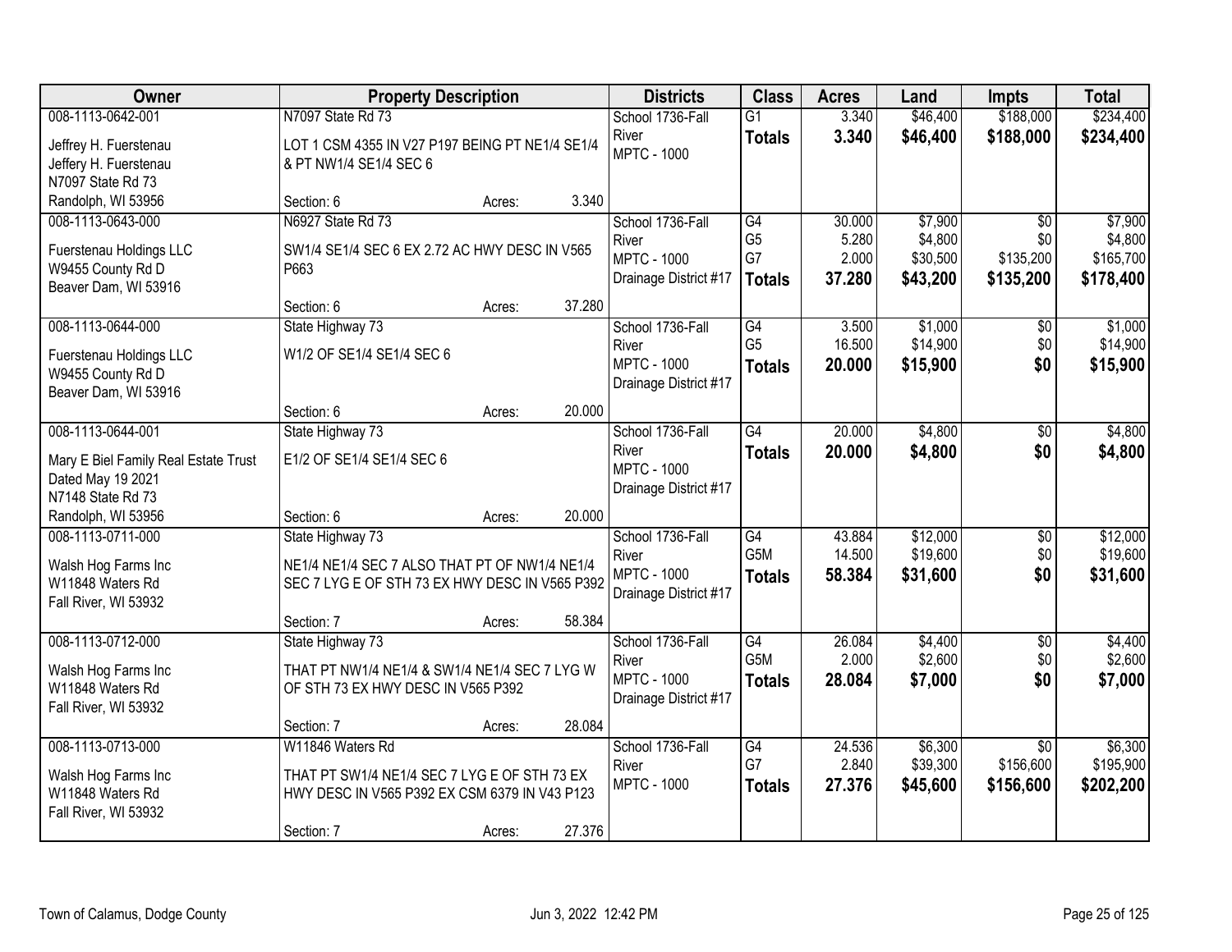| Owner | Property Description | Districts | Class | Acres | Land | Impts | Total |
|---|---|---|---|---|---|---|---|
| 008-1113-0642-001<br>Jeffrey H. Fuerstenau<br>Jeffery H. Fuerstenau<br>N7097 State Rd 73<br>Randolph, WI 53956 | N7097 State Rd 73<br>LOT 1 CSM 4355 IN V27 P197 BEING PT NE1/4 SE1/4 & PT NW1/4 SE1/4 SEC 6<br>Section: 6 Acres: 3.340 | School 1736-Fall River<br>MPTC - 1000 | G1<br>**Totals** | 3.340<br>**3.340** | $46,400<br>**$46,400** | $188,000<br>**$188,000** | $234,400<br>**$234,400** |
| 008-1113-0643-000<br>Fuerstenau Holdings LLC<br>W9455 County Rd D<br>Beaver Dam, WI 53916 | N6927 State Rd 73<br>SW1/4 SE1/4 SEC 6 EX 2.72 AC HWY DESC IN V565 P663<br>Section: 6 Acres: 37.280 | School 1736-Fall River<br>MPTC - 1000<br>Drainage District #17 | G4<br>G5<br>G7<br>**Totals** | 30.000<br>5.280<br>2.000<br>**37.280** | $7,900<br>$4,800<br>$30,500<br>**$43,200** | $0<br>$0<br>$135,200<br>**$135,200** | $7,900<br>$4,800<br>$165,700<br>**$178,400** |
| 008-1113-0644-000<br>Fuerstenau Holdings LLC<br>W9455 County Rd D<br>Beaver Dam, WI 53916 | State Highway 73<br>W1/2 OF SE1/4 SE1/4 SEC 6<br>Section: 6 Acres: 20.000 | School 1736-Fall River<br>MPTC - 1000<br>Drainage District #17 | G4<br>G5<br>**Totals** | 3.500<br>16.500<br>**20.000** | $1,000<br>$14,900<br>**$15,900** | $0<br>$0<br>**$0** | $1,000<br>$14,900<br>**$15,900** |
| 008-1113-0644-001<br>Mary E Biel Family Real Estate Trust<br>Dated May 19 2021<br>N7148 State Rd 73<br>Randolph, WI 53956 | State Highway 73<br>E1/2 OF SE1/4 SE1/4 SEC 6<br>Section: 6 Acres: 20.000 | School 1736-Fall River<br>MPTC - 1000<br>Drainage District #17 | G4<br>**Totals** | 20.000<br>**20.000** | $4,800<br>**$4,800** | $0<br>**$0** | $4,800<br>**$4,800** |
| 008-1113-0711-000<br>Walsh Hog Farms Inc<br>W11848 Waters Rd<br>Fall River, WI 53932 | State Highway 73<br>NE1/4 NE1/4 SEC 7 ALSO THAT PT OF NW1/4 NE1/4 SEC 7 LYG E OF STH 73 EX HWY DESC IN V565 P392<br>Section: 7 Acres: 58.384 | School 1736-Fall River<br>MPTC - 1000<br>Drainage District #17 | G4<br>G5M<br>**Totals** | 43.884<br>14.500<br>**58.384** | $12,000<br>$19,600<br>**$31,600** | $0<br>$0<br>**$0** | $12,000<br>$19,600<br>**$31,600** |
| 008-1113-0712-000<br>Walsh Hog Farms Inc<br>W11848 Waters Rd<br>Fall River, WI 53932 | State Highway 73<br>THAT PT NW1/4 NE1/4 & SW1/4 NE1/4 SEC 7 LYG W OF STH 73 EX HWY DESC IN V565 P392<br>Section: 7 Acres: 28.084 | School 1736-Fall River<br>MPTC - 1000<br>Drainage District #17 | G4<br>G5M<br>**Totals** | 26.084<br>2.000<br>**28.084** | $4,400<br>$2,600<br>**$7,000** | $0<br>$0<br>**$0** | $4,400<br>$2,600<br>**$7,000** |
| 008-1113-0713-000<br>Walsh Hog Farms Inc<br>W11848 Waters Rd<br>Fall River, WI 53932 | W11846 Waters Rd<br>THAT PT SW1/4 NE1/4 SEC 7 LYG E OF STH 73 EX HWY DESC IN V565 P392 EX CSM 6379 IN V43 P123<br>Section: 7 Acres: 27.376 | School 1736-Fall River<br>MPTC - 1000 | G4<br>G7<br>**Totals** | 24.536<br>2.840<br>**27.376** | $6,300<br>$39,300<br>**$45,600** | $0<br>$156,600<br>**$156,600** | $6,300<br>$195,900<br>**$202,200** |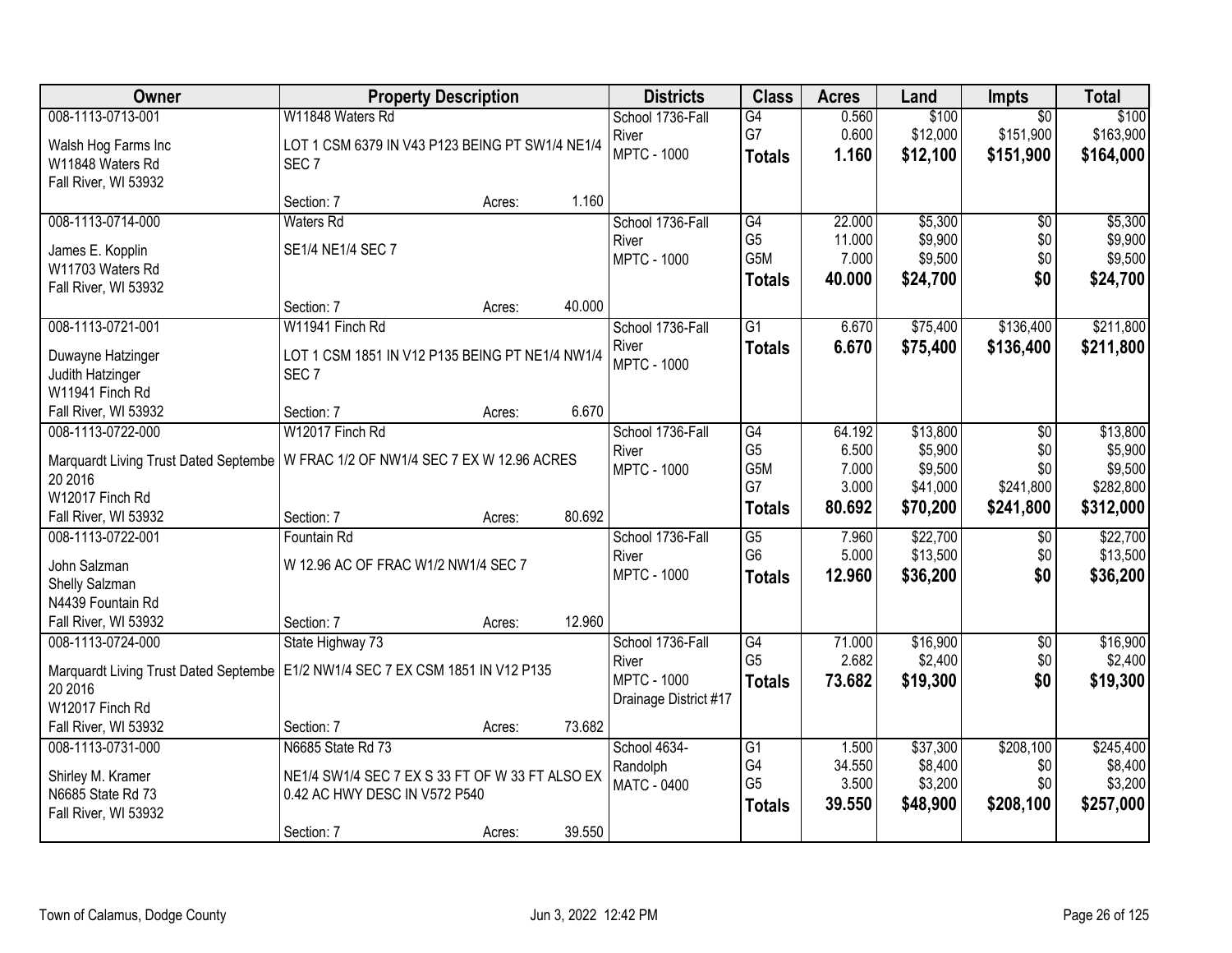| Owner | Property Description | | | Districts | Class | Acres | Land | Impts | Total |
|---|---|---|---|---|---|---|---|---|---|
| 008-1113-0713-001 | W11848 Waters Rd | | | School 1736-Fall River | G4 | 0.560 | $100 | $0 | $100 |
| Walsh Hog Farms Inc<br>W11848 Waters Rd<br>Fall River, WI 53932 | LOT 1 CSM 6379 IN V43 P123 BEING PT SW1/4 NE1/4 SEC 7 | | | MPTC - 1000 | G7 | 0.600 | $12,000 | $151,900 | $163,900 |
| | | | | | **Totals** | **1.160** | **$12,100** | **$151,900** | **$164,000** |
| | Section: 7 | Acres: | 1.160 | | | | | | |
| 008-1113-0714-000 | Waters Rd | | | School 1736-Fall River | G4 | 22.000 | $5,300 | $0 | $5,300 |
| James E. Kopplin<br>W11703 Waters Rd<br>Fall River, WI 53932 | SE1/4 NE1/4 SEC 7 | | | MPTC - 1000 | G5 | 11.000 | $9,900 | $0 | $9,900 |
| | | | | | G5M | 7.000 | $9,500 | $0 | $9,500 |
| | | | | | **Totals** | **40.000** | **$24,700** | **$0** | **$24,700** |
| | Section: 7 | Acres: | 40.000 | | | | | | |
| 008-1113-0721-001 | W11941 Finch Rd | | | School 1736-Fall River | G1 | 6.670 | $75,400 | $136,400 | $211,800 |
| Duwayne Hatzinger<br>Judith Hatzinger<br>W11941 Finch Rd<br>Fall River, WI 53932 | LOT 1 CSM 1851 IN V12 P135 BEING PT NE1/4 NW1/4 SEC 7 | | | MPTC - 1000 | **Totals** | **6.670** | **$75,400** | **$136,400** | **$211,800** |
| | Section: 7 | Acres: | 6.670 | | | | | | |
| 008-1113-0722-000 | W12017 Finch Rd | | | School 1736-Fall River | G4 | 64.192 | $13,800 | $0 | $13,800 |
| Marquardt Living Trust Dated Septembe 20 2016<br>W12017 Finch Rd<br>Fall River, WI 53932 | W FRAC 1/2 OF NW1/4 SEC 7 EX W 12.96 ACRES | | | MPTC - 1000 | G5 | 6.500 | $5,900 | $0 | $5,900 |
| | | | | | G5M | 7.000 | $9,500 | $0 | $9,500 |
| | | | | | G7 | 3.000 | $41,000 | $241,800 | $282,800 |
| | | | | | **Totals** | **80.692** | **$70,200** | **$241,800** | **$312,000** |
| | Section: 7 | Acres: | 80.692 | | | | | | |
| 008-1113-0722-001 | Fountain Rd | | | School 1736-Fall River | G5 | 7.960 | $22,700 | $0 | $22,700 |
| John Salzman<br>Shelly Salzman<br>N4439 Fountain Rd<br>Fall River, WI 53932 | W 12.96 AC OF FRAC W1/2 NW1/4 SEC 7 | | | MPTC - 1000 | G6 | 5.000 | $13,500 | $0 | $13,500 |
| | | | | | **Totals** | **12.960** | **$36,200** | **$0** | **$36,200** |
| | Section: 7 | Acres: | 12.960 | | | | | | |
| 008-1113-0724-000 | State Highway 73 | | | School 1736-Fall River | G4 | 71.000 | $16,900 | $0 | $16,900 |
| Marquardt Living Trust Dated Septembe 20 2016<br>W12017 Finch Rd<br>Fall River, WI 53932 | E1/2 NW1/4 SEC 7 EX CSM 1851 IN V12 P135 | | | MPTC - 1000<br>Drainage District #17 | G5 | 2.682 | $2,400 | $0 | $2,400 |
| | | | | | **Totals** | **73.682** | **$19,300** | **$0** | **$19,300** |
| | Section: 7 | Acres: | 73.682 | | | | | | |
| 008-1113-0731-000 | N6685 State Rd 73 | | | School 4634-Randolph | G1 | 1.500 | $37,300 | $208,100 | $245,400 |
| Shirley M. Kramer<br>N6685 State Rd 73<br>Fall River, WI 53932 | NE1/4 SW1/4 SEC 7 EX S 33 FT OF W 33 FT ALSO EX 0.42 AC HWY DESC IN V572 P540 | | | MATC - 0400 | G4 | 34.550 | $8,400 | $0 | $8,400 |
| | | | | | G5 | 3.500 | $3,200 | $0 | $3,200 |
| | | | | | **Totals** | **39.550** | **$48,900** | **$208,100** | **$257,000** |
| | Section: 7 | Acres: | 39.550 | | | | | | |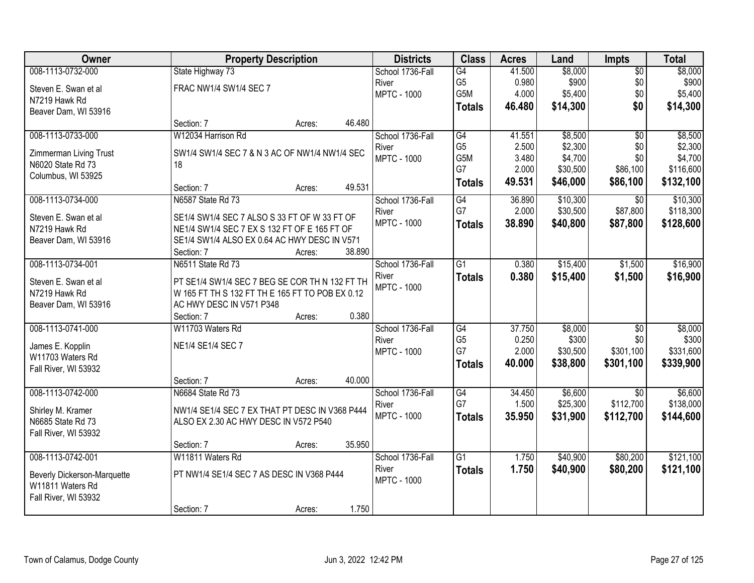| Owner | Property Description | Districts | Class | Acres | Land | Impts | Total |
|---|---|---|---|---|---|---|---|
| 008-1113-0732-000<br>Steven E. Swan et al<br>N7219 Hawk Rd<br>Beaver Dam, WI 53916 | State Highway 73<br>FRAC NW1/4 SW1/4 SEC 7<br>Section: 7 Acres: 46.480 | School 1736-Fall River<br>MPTC - 1000 | G4<br>G5<br>G5M<br>**Totals** | 41.500<br>0.980<br>4.000<br>**46.480** | $8,000<br>$900<br>$5,400<br>**$14,300** | $0<br>$0<br>$0<br>**$0** | $8,000<br>$900<br>$5,400<br>**$14,300** |
| 008-1113-0733-000<br>Zimmerman Living Trust<br>N6020 State Rd 73<br>Columbus, WI 53925 | W12034 Harrison Rd<br>SW1/4 SW1/4 SEC 7 & N 3 AC OF NW1/4 NW1/4 SEC 18<br>Section: 7 Acres: 49.531 | School 1736-Fall River<br>MPTC - 1000 | G4<br>G5<br>G5M<br>G7<br>**Totals** | 41.551<br>2.500<br>3.480<br>2.000<br>**49.531** | $8,500<br>$2,300<br>$4,700<br>$30,500<br>**$46,000** | $0<br>$0<br>$0<br>$86,100<br>**$86,100** | $8,500<br>$2,300<br>$4,700<br>$116,600<br>**$132,100** |
| 008-1113-0734-000<br>Steven E. Swan et al<br>N7219 Hawk Rd<br>Beaver Dam, WI 53916 | N6587 State Rd 73<br>SE1/4 SW1/4 SEC 7 ALSO S 33 FT OF W 33 FT OF NE1/4 SW1/4 SEC 7 EX S 132 FT OF E 165 FT OF SE1/4 SW1/4 ALSO EX 0.64 AC HWY DESC IN V571<br>Section: 7 Acres: 38.890 | School 1736-Fall River<br>MPTC - 1000 | G4<br>G7<br>**Totals** | 36.890<br>2.000<br>**38.890** | $10,300<br>$30,500<br>**$40,800** | $0<br>$87,800<br>**$87,800** | $10,300<br>$118,300<br>**$128,600** |
| 008-1113-0734-001<br>Steven E. Swan et al<br>N7219 Hawk Rd<br>Beaver Dam, WI 53916 | N6511 State Rd 73<br>PT SE1/4 SW1/4 SEC 7 BEG SE COR TH N 132 FT TH W 165 FT TH S 132 FT TH E 165 FT TO POB EX 0.12 AC HWY DESC IN V571 P348<br>Section: 7 Acres: 0.380 | School 1736-Fall River<br>MPTC - 1000 | G1<br>**Totals** | 0.380<br>**0.380** | $15,400<br>**$15,400** | $1,500<br>**$1,500** | $16,900<br>**$16,900** |
| 008-1113-0741-000<br>James E. Kopplin<br>W11703 Waters Rd<br>Fall River, WI 53932 | W11703 Waters Rd<br>NE1/4 SE1/4 SEC 7<br>Section: 7 Acres: 40.000 | School 1736-Fall River<br>MPTC - 1000 | G4<br>G5<br>G7<br>**Totals** | 37.750<br>0.250<br>2.000<br>**40.000** | $8,000<br>$300<br>$30,500<br>**$38,800** | $0<br>$0<br>$301,100<br>**$301,100** | $8,000<br>$300<br>$331,600<br>**$339,900** |
| 008-1113-0742-000<br>Shirley M. Kramer<br>N6685 State Rd 73<br>Fall River, WI 53932 | N6684 State Rd 73<br>NW1/4 SE1/4 SEC 7 EX THAT PT DESC IN V368 P444 ALSO EX 2.30 AC HWY DESC IN V572 P540<br>Section: 7 Acres: 35.950 | School 1736-Fall River<br>MPTC - 1000 | G4<br>G7<br>**Totals** | 34.450<br>1.500<br>**35.950** | $6,600<br>$25,300<br>**$31,900** | $0<br>$112,700<br>**$112,700** | $6,600<br>$138,000<br>**$144,600** |
| 008-1113-0742-001<br>Beverly Dickerson-Marquette<br>W11811 Waters Rd<br>Fall River, WI 53932 | W11811 Waters Rd<br>PT NW1/4 SE1/4 SEC 7 AS DESC IN V368 P444<br>Section: 7 Acres: 1.750 | School 1736-Fall River<br>MPTC - 1000 | G1<br>**Totals** | 1.750<br>**1.750** | $40,900<br>**$40,900** | $80,200<br>**$80,200** | $121,100<br>**$121,100** |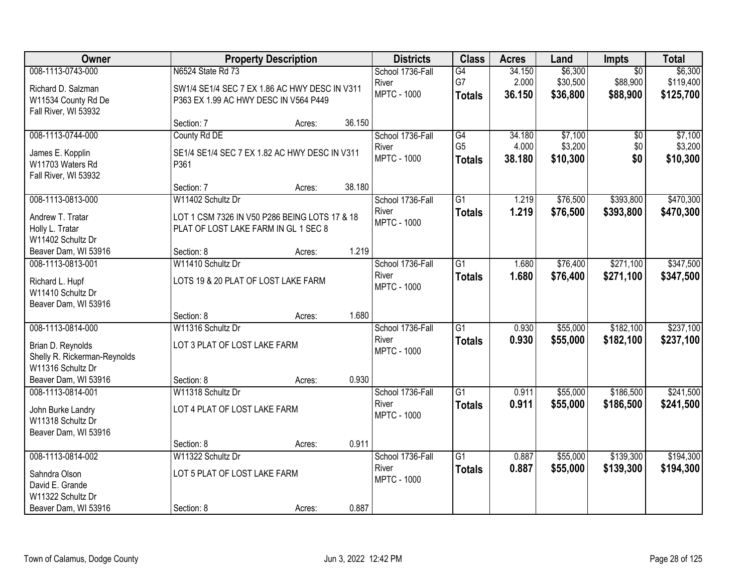| Owner | Property Description | Districts | Class | Acres | Land | Impts | Total |
|---|---|---|---|---|---|---|---|
| 008-1113-0743-000<br>Richard D. Salzman<br>W11534 County Rd De<br>Fall River, WI 53932 | N6524 State Rd 73<br>SW1/4 SE1/4 SEC 7 EX 1.86 AC HWY DESC IN V311 P363 EX 1.99 AC HWY DESC IN V564 P449<br>Section: 7 Acres: 36.150 | School 1736-Fall River<br>MPTC - 1000 | G4<br>G7<br>**Totals** | 34.150<br>2.000<br>**36.150** | $6,300<br>$30,500<br>**$36,800** | $0<br>$88,900<br>**$88,900** | $6,300<br>$119,400<br>**$125,700** |
| 008-1113-0744-000<br>James E. Kopplin<br>W11703 Waters Rd<br>Fall River, WI 53932 | County Rd DE<br>SE1/4 SE1/4 SEC 7 EX 1.82 AC HWY DESC IN V311 P361<br>Section: 7 Acres: 38.180 | School 1736-Fall River<br>MPTC - 1000 | G4<br>G5<br>**Totals** | 34.180<br>4.000<br>**38.180** | $7,100<br>$3,200<br>**$10,300** | $0<br>$0<br>**$0** | $7,100<br>$3,200<br>**$10,300** |
| 008-1113-0813-000<br>Andrew T. Tratar<br>Holly L. Tratar<br>W11402 Schultz Dr<br>Beaver Dam, WI 53916 | W11402 Schultz Dr<br>LOT 1 CSM 7326 IN V50 P286 BEING LOTS 17 & 18 PLAT OF LOST LAKE FARM IN GL 1 SEC 8<br>Section: 8 Acres: 1.219 | School 1736-Fall River<br>MPTC - 1000 | G1<br>**Totals** | 1.219<br>**1.219** | $76,500<br>**$76,500** | $393,800<br>**$393,800** | $470,300<br>**$470,300** |
| 008-1113-0813-001<br>Richard L. Hupf<br>W11410 Schultz Dr<br>Beaver Dam, WI 53916 | W11410 Schultz Dr<br>LOTS 19 & 20 PLAT OF LOST LAKE FARM<br>Section: 8 Acres: 1.680 | School 1736-Fall River<br>MPTC - 1000 | G1<br>**Totals** | 1.680<br>**1.680** | $76,400<br>**$76,400** | $271,100<br>**$271,100** | $347,500<br>**$347,500** |
| 008-1113-0814-000<br>Brian D. Reynolds<br>Shelly R. Rickerman-Reynolds<br>W11316 Schultz Dr<br>Beaver Dam, WI 53916 | W11316 Schultz Dr<br>LOT 3 PLAT OF LOST LAKE FARM<br>Section: 8 Acres: 0.930 | School 1736-Fall River<br>MPTC - 1000 | G1<br>**Totals** | 0.930<br>**0.930** | $55,000<br>**$55,000** | $182,100<br>**$182,100** | $237,100<br>**$237,100** |
| 008-1113-0814-001<br>John Burke Landry<br>W11318 Schultz Dr<br>Beaver Dam, WI 53916 | W11318 Schultz Dr<br>LOT 4 PLAT OF LOST LAKE FARM<br>Section: 8 Acres: 0.911 | School 1736-Fall River<br>MPTC - 1000 | G1<br>**Totals** | 0.911<br>**0.911** | $55,000<br>**$55,000** | $186,500<br>**$186,500** | $241,500<br>**$241,500** |
| 008-1113-0814-002<br>Sahndra Olson<br>David E. Grande<br>W11322 Schultz Dr<br>Beaver Dam, WI 53916 | W11322 Schultz Dr<br>LOT 5 PLAT OF LOST LAKE FARM<br>Section: 8 Acres: 0.887 | School 1736-Fall River<br>MPTC - 1000 | G1<br>**Totals** | 0.887<br>**0.887** | $55,000<br>**$55,000** | $139,300<br>**$139,300** | $194,300<br>**$194,300** |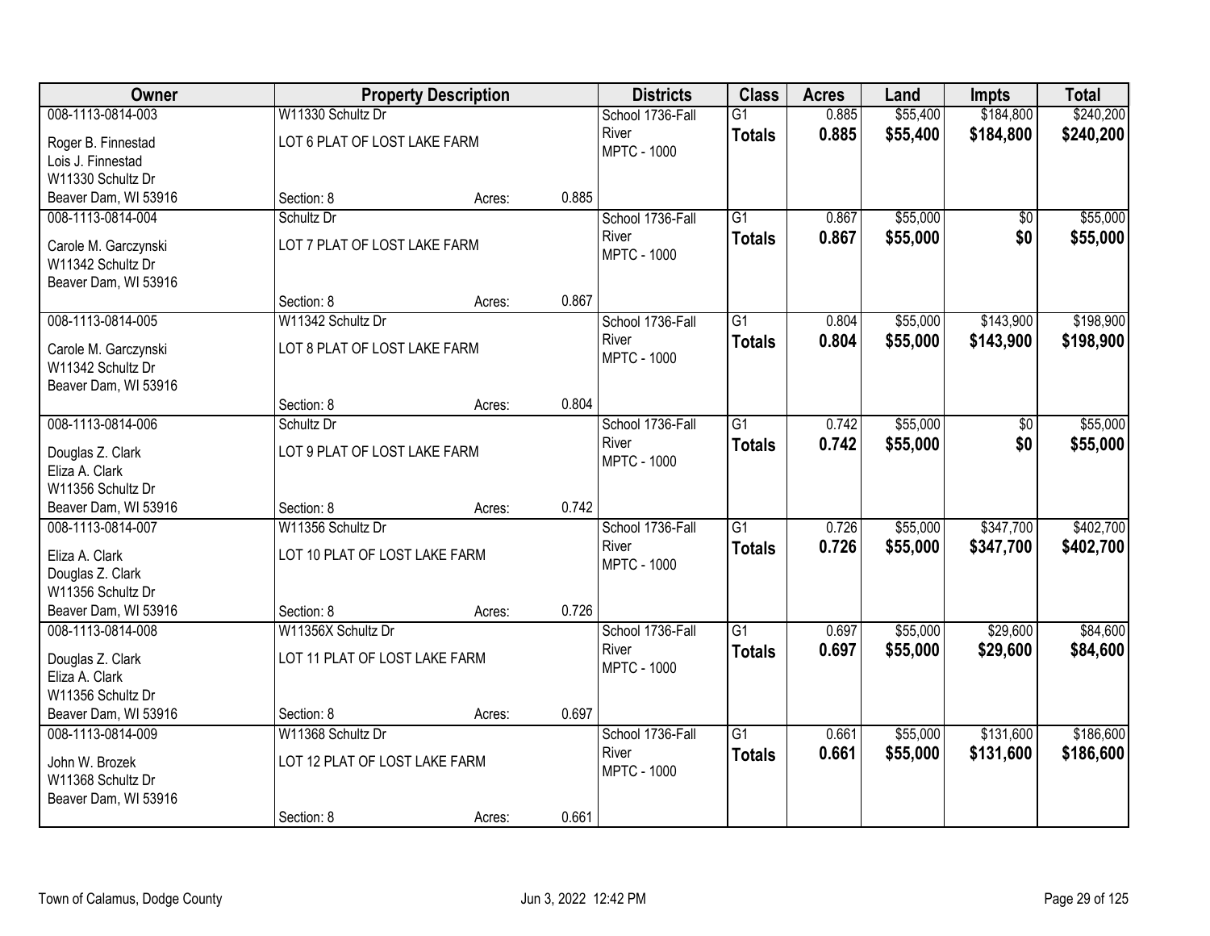| Owner | Property Description | | | Districts | Class | Acres | Land | Impts | Total |
|---|---|---|---|---|---|---|---|---|---|
| 008-1113-0814-003 | W11330 Schultz Dr | | | School 1736-Fall River | G1 | 0.885 | $55,400 | $184,800 | $240,200 |
| Roger B. Finnestad<br>Lois J. Finnestad<br>W11330 Schultz Dr<br>Beaver Dam, WI 53916 | LOT 6 PLAT OF LOST LAKE FARM | | | MPTC - 1000 | **Totals** | **0.885** | **$55,400** | **$184,800** | **$240,200** |
| | Section: 8 | Acres: | 0.885 | | | | | | |
| 008-1113-0814-004 | Schultz Dr | | | School 1736-Fall River | G1 | 0.867 | $55,000 | $0 | $55,000 |
| Carole M. Garczynski<br>W11342 Schultz Dr<br>Beaver Dam, WI 53916 | LOT 7 PLAT OF LOST LAKE FARM | | | MPTC - 1000 | **Totals** | **0.867** | **$55,000** | **$0** | **$55,000** |
| | Section: 8 | Acres: | 0.867 | | | | | | |
| 008-1113-0814-005 | W11342 Schultz Dr | | | School 1736-Fall River | G1 | 0.804 | $55,000 | $143,900 | $198,900 |
| Carole M. Garczynski<br>W11342 Schultz Dr<br>Beaver Dam, WI 53916 | LOT 8 PLAT OF LOST LAKE FARM | | | MPTC - 1000 | **Totals** | **0.804** | **$55,000** | **$143,900** | **$198,900** |
| | Section: 8 | Acres: | 0.804 | | | | | | |
| 008-1113-0814-006 | Schultz Dr | | | School 1736-Fall River | G1 | 0.742 | $55,000 | $0 | $55,000 |
| Douglas Z. Clark<br>Eliza A. Clark<br>W11356 Schultz Dr<br>Beaver Dam, WI 53916 | LOT 9 PLAT OF LOST LAKE FARM | | | MPTC - 1000 | **Totals** | **0.742** | **$55,000** | **$0** | **$55,000** |
| | Section: 8 | Acres: | 0.742 | | | | | | |
| 008-1113-0814-007 | W11356 Schultz Dr | | | School 1736-Fall River | G1 | 0.726 | $55,000 | $347,700 | $402,700 |
| Eliza A. Clark<br>Douglas Z. Clark<br>W11356 Schultz Dr<br>Beaver Dam, WI 53916 | LOT 10 PLAT OF LOST LAKE FARM | | | MPTC - 1000 | **Totals** | **0.726** | **$55,000** | **$347,700** | **$402,700** |
| | Section: 8 | Acres: | 0.726 | | | | | | |
| 008-1113-0814-008 | W11356X Schultz Dr | | | School 1736-Fall River | G1 | 0.697 | $55,000 | $29,600 | $84,600 |
| Douglas Z. Clark<br>Eliza A. Clark<br>W11356 Schultz Dr<br>Beaver Dam, WI 53916 | LOT 11 PLAT OF LOST LAKE FARM | | | MPTC - 1000 | **Totals** | **0.697** | **$55,000** | **$29,600** | **$84,600** |
| | Section: 8 | Acres: | 0.697 | | | | | | |
| 008-1113-0814-009 | W11368 Schultz Dr | | | School 1736-Fall River | G1 | 0.661 | $55,000 | $131,600 | $186,600 |
| John W. Brozek<br>W11368 Schultz Dr<br>Beaver Dam, WI 53916 | LOT 12 PLAT OF LOST LAKE FARM | | | MPTC - 1000 | **Totals** | **0.661** | **$55,000** | **$131,600** | **$186,600** |
| | Section: 8 | Acres: | 0.661 | | | | | | |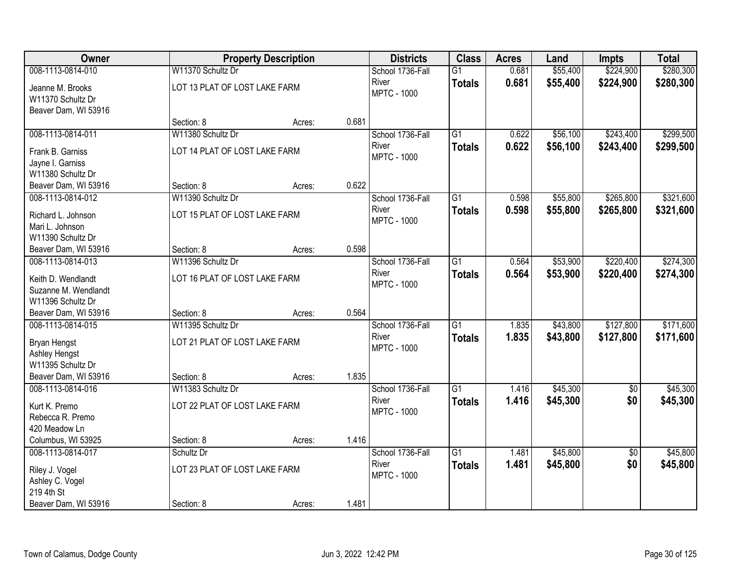| Owner | Property Description | | | Districts | Class | Acres | Land | Impts | Total |
|---|---|---|---|---|---|---|---|---|---|
| 008-1113-0814-010 | W11370 Schultz Dr | | | School 1736-Fall River | G1 | 0.681 | $55,400 | $224,900 | $280,300 |
| Jeanne M. Brooks<br>W11370 Schultz Dr<br>Beaver Dam, WI 53916 | LOT 13 PLAT OF LOST LAKE FARM | | | MPTC - 1000 | **Totals** | **0.681** | **$55,400** | **$224,900** | **$280,300** |
| | Section: 8 | Acres: | 0.681 | | | | | | |
| 008-1113-0814-011 | W11380 Schultz Dr | | | School 1736-Fall River | G1 | 0.622 | $56,100 | $243,400 | $299,500 |
| Frank B. Garniss<br>Jayne I. Garniss<br>W11380 Schultz Dr<br>Beaver Dam, WI 53916 | LOT 14 PLAT OF LOST LAKE FARM | | | MPTC - 1000 | **Totals** | **0.622** | **$56,100** | **$243,400** | **$299,500** |
| | Section: 8 | Acres: | 0.622 | | | | | | |
| 008-1113-0814-012 | W11390 Schultz Dr | | | School 1736-Fall River | G1 | 0.598 | $55,800 | $265,800 | $321,600 |
| Richard L. Johnson<br>Mari L. Johnson<br>W11390 Schultz Dr<br>Beaver Dam, WI 53916 | LOT 15 PLAT OF LOST LAKE FARM | | | MPTC - 1000 | **Totals** | **0.598** | **$55,800** | **$265,800** | **$321,600** |
| | Section: 8 | Acres: | 0.598 | | | | | | |
| 008-1113-0814-013 | W11396 Schultz Dr | | | School 1736-Fall River | G1 | 0.564 | $53,900 | $220,400 | $274,300 |
| Keith D. Wendlandt<br>Suzanne M. Wendlandt<br>W11396 Schultz Dr<br>Beaver Dam, WI 53916 | LOT 16 PLAT OF LOST LAKE FARM | | | MPTC - 1000 | **Totals** | **0.564** | **$53,900** | **$220,400** | **$274,300** |
| | Section: 8 | Acres: | 0.564 | | | | | | |
| 008-1113-0814-015 | W11395 Schultz Dr | | | School 1736-Fall River | G1 | 1.835 | $43,800 | $127,800 | $171,600 |
| Bryan Hengst<br>Ashley Hengst<br>W11395 Schultz Dr<br>Beaver Dam, WI 53916 | LOT 21 PLAT OF LOST LAKE FARM | | | MPTC - 1000 | **Totals** | **1.835** | **$43,800** | **$127,800** | **$171,600** |
| | Section: 8 | Acres: | 1.835 | | | | | | |
| 008-1113-0814-016 | W11383 Schultz Dr | | | School 1736-Fall River | G1 | 1.416 | $45,300 | $0 | $45,300 |
| Kurt K. Premo<br>Rebecca R. Premo<br>420 Meadow Ln<br>Columbus, WI 53925 | LOT 22 PLAT OF LOST LAKE FARM | | | MPTC - 1000 | **Totals** | **1.416** | **$45,300** | **$0** | **$45,300** |
| | Section: 8 | Acres: | 1.416 | | | | | | |
| 008-1113-0814-017 | Schultz Dr | | | School 1736-Fall River | G1 | 1.481 | $45,800 | $0 | $45,800 |
| Riley J. Vogel<br>Ashley C. Vogel<br>219 4th St<br>Beaver Dam, WI 53916 | LOT 23 PLAT OF LOST LAKE FARM | | | MPTC - 1000 | **Totals** | **1.481** | **$45,800** | **$0** | **$45,800** |
| | Section: 8 | Acres: | 1.481 | | | | | | |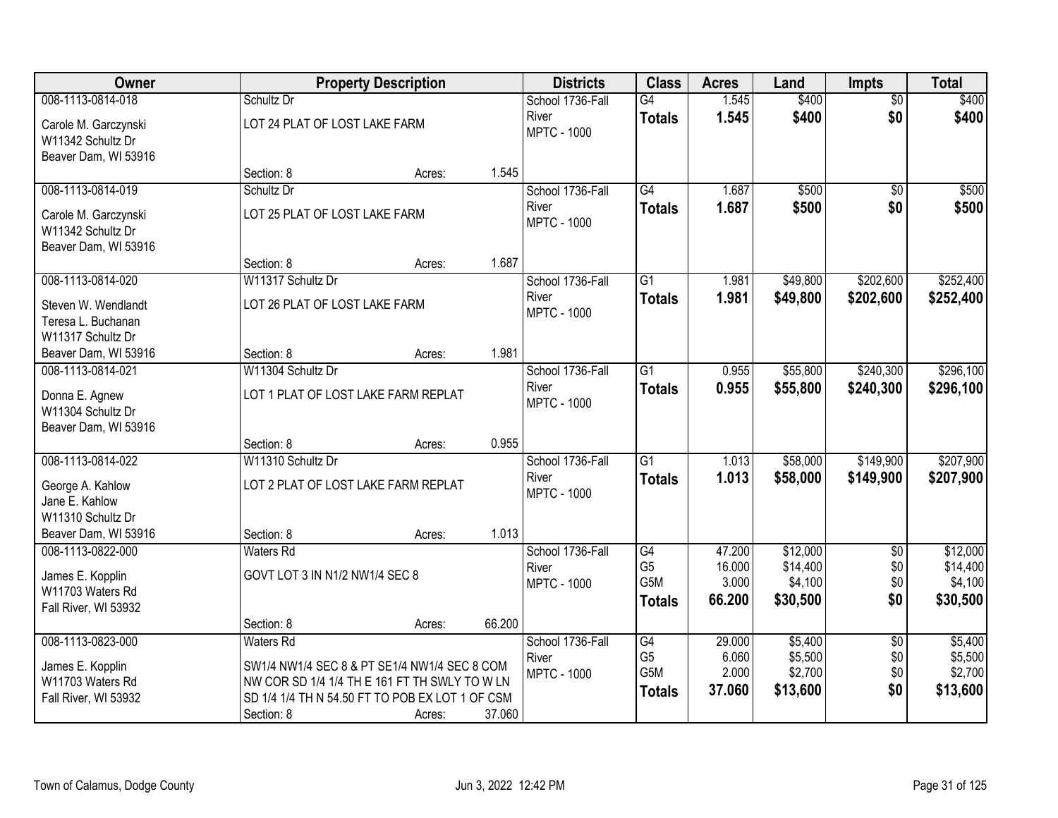| Owner | Property Description | Districts | Class | Acres | Land | Impts | Total |
|---|---|---|---|---|---|---|---|
| 008-1113-0814-018<br>Carole M. Garczynski<br>W11342 Schultz Dr<br>Beaver Dam, WI 53916 | Schultz Dr<br>LOT 24 PLAT OF LOST LAKE FARM<br>Section: 8 Acres: 1.545 | School 1736-Fall River<br>MPTC - 1000 | G4<br>**Totals** | 1.545<br>**1.545** | $400<br>**$400** | $0<br>**$0** | $400<br>**$400** |
| 008-1113-0814-019<br>Carole M. Garczynski<br>W11342 Schultz Dr<br>Beaver Dam, WI 53916 | Schultz Dr<br>LOT 25 PLAT OF LOST LAKE FARM<br>Section: 8 Acres: 1.687 | School 1736-Fall River<br>MPTC - 1000 | G4<br>**Totals** | 1.687<br>**1.687** | $500<br>**$500** | $0<br>**$0** | $500<br>**$500** |
| 008-1113-0814-020<br>Steven W. Wendlandt<br>Teresa L. Buchanan<br>W11317 Schultz Dr<br>Beaver Dam, WI 53916 | W11317 Schultz Dr<br>LOT 26 PLAT OF LOST LAKE FARM<br>Section: 8 Acres: 1.981 | School 1736-Fall River<br>MPTC - 1000 | G1<br>**Totals** | 1.981<br>**1.981** | $49,800<br>**$49,800** | $202,600<br>**$202,600** | $252,400<br>**$252,400** |
| 008-1113-0814-021<br>Donna E. Agnew<br>W11304 Schultz Dr<br>Beaver Dam, WI 53916 | W11304 Schultz Dr<br>LOT 1 PLAT OF LOST LAKE FARM REPLAT<br>Section: 8 Acres: 0.955 | School 1736-Fall River<br>MPTC - 1000 | G1<br>**Totals** | 0.955<br>**0.955** | $55,800<br>**$55,800** | $240,300<br>**$240,300** | $296,100<br>**$296,100** |
| 008-1113-0814-022<br>George A. Kahlow<br>Jane E. Kahlow<br>W11310 Schultz Dr<br>Beaver Dam, WI 53916 | W11310 Schultz Dr<br>LOT 2 PLAT OF LOST LAKE FARM REPLAT<br>Section: 8 Acres: 1.013 | School 1736-Fall River<br>MPTC - 1000 | G1<br>**Totals** | 1.013<br>**1.013** | $58,000<br>**$58,000** | $149,900<br>**$149,900** | $207,900<br>**$207,900** |
| 008-1113-0822-000<br>James E. Kopplin<br>W11703 Waters Rd<br>Fall River, WI 53932 | Waters Rd<br>GOVT LOT 3 IN N1/2 NW1/4 SEC 8<br>Section: 8 Acres: 66.200 | School 1736-Fall River<br>MPTC - 1000 | G4<br>G5<br>G5M<br>**Totals** | 47.200<br>16.000<br>3.000<br>**66.200** | $12,000<br>$14,400<br>$4,100<br>**$30,500** | $0<br>$0<br>$0<br>**$0** | $12,000<br>$14,400<br>$4,100<br>**$30,500** |
| 008-1113-0823-000<br>James E. Kopplin<br>W11703 Waters Rd<br>Fall River, WI 53932 | Waters Rd<br>SW1/4 NW1/4 SEC 8 & PT SE1/4 NW1/4 SEC 8 COM NW COR SD 1/4 1/4 TH E 161 FT TH SWLY TO W LN SD 1/4 1/4 TH N 54.50 FT TO POB EX LOT 1 OF CSM<br>Section: 8 Acres: 37.060 | School 1736-Fall River<br>MPTC - 1000 | G4<br>G5<br>G5M<br>**Totals** | 29.000<br>6.060<br>2.000<br>**37.060** | $5,400<br>$5,500<br>$2,700<br>**$13,600** | $0<br>$0<br>$0<br>**$0** | $5,400<br>$5,500<br>$2,700<br>**$13,600** |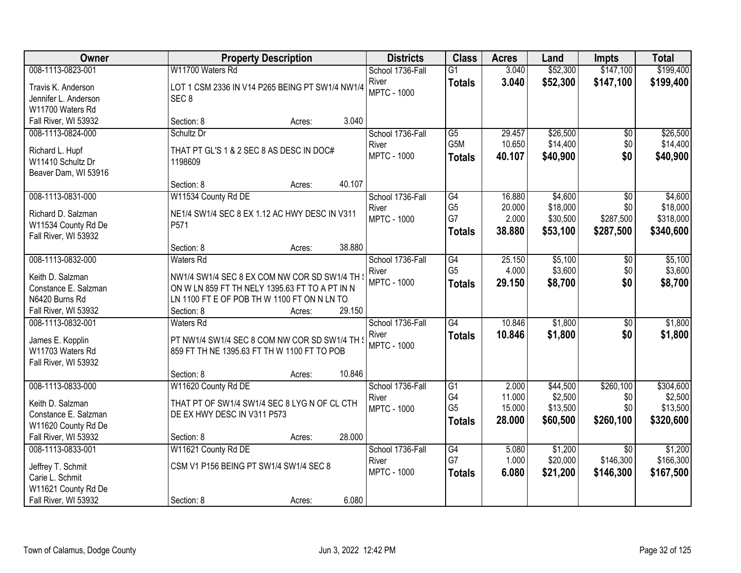| Owner | Property Description | Districts | Class | Acres | Land | Impts | Total |
|---|---|---|---|---|---|---|---|
| 008-1113-0823-001<br>Travis K. Anderson<br>Jennifer L. Anderson<br>W11700 Waters Rd<br>Fall River, WI 53932 | W11700 Waters Rd<br>LOT 1 CSM 2336 IN V14 P265 BEING PT SW1/4 NW1/4 SEC 8<br>Section: 8 Acres: 3.040 | School 1736-Fall River<br>MPTC - 1000 | G1<br>**Totals** | 3.040<br>**3.040** | \$52,300<br>**\$52,300** | \$147,100<br>**\$147,100** | \$199,400<br>**\$199,400** |
| 008-1113-0824-000<br>Richard L. Hupf<br>W11410 Schultz Dr<br>Beaver Dam, WI 53916 | Schultz Dr<br>THAT PT GL'S 1 & 2 SEC 8 AS DESC IN DOC# 1198609<br>Section: 8 Acres: 40.107 | School 1736-Fall River<br>MPTC - 1000 | G5<br>G5M<br>**Totals** | 29.457<br>10.650<br>**40.107** | \$26,500<br>\$14,400<br>**\$40,900** | \$0<br>\$0<br>**\$0** | \$26,500<br>\$14,400<br>**\$40,900** |
| 008-1113-0831-000<br>Richard D. Salzman<br>W11534 County Rd De<br>Fall River, WI 53932 | W11534 County Rd DE<br>NE1/4 SW1/4 SEC 8 EX 1.12 AC HWY DESC IN V311 P571<br>Section: 8 Acres: 38.880 | School 1736-Fall River<br>MPTC - 1000 | G4<br>G5<br>G7<br>**Totals** | 16.880<br>20.000<br>2.000<br>**38.880** | \$4,600<br>\$18,000<br>\$30,500<br>**\$53,100** | \$0<br>\$0<br>\$287,500<br>**\$287,500** | \$4,600<br>\$18,000<br>\$318,000<br>**\$340,600** |
| 008-1113-0832-000<br>Keith D. Salzman<br>Constance E. Salzman<br>N6420 Burns Rd<br>Fall River, WI 53932 | Waters Rd<br>NW1/4 SW1/4 SEC 8 EX COM NW COR SD SW1/4 TH S ON W LN 859 FT TH NELY 1395.63 FT TO A PT IN N LN 1100 FT E OF POB TH W 1100 FT ON N LN TO<br>Section: 8 Acres: 29.150 | School 1736-Fall River<br>MPTC - 1000 | G4<br>G5<br>**Totals** | 25.150<br>4.000<br>**29.150** | \$5,100<br>\$3,600<br>**\$8,700** | \$0<br>\$0<br>**\$0** | \$5,100<br>\$3,600<br>**\$8,700** |
| 008-1113-0832-001<br>James E. Kopplin<br>W11703 Waters Rd<br>Fall River, WI 53932 | Waters Rd<br>PT NW1/4 SW1/4 SEC 8 COM NW COR SD SW1/4 TH S 859 FT TH NE 1395.63 FT TH W 1100 FT TO POB<br>Section: 8 Acres: 10.846 | School 1736-Fall River<br>MPTC - 1000 | G4<br>**Totals** | 10.846<br>**10.846** | \$1,800<br>**\$1,800** | \$0<br>**\$0** | \$1,800<br>**\$1,800** |
| 008-1113-0833-000<br>Keith D. Salzman<br>Constance E. Salzman<br>W11620 County Rd De<br>Fall River, WI 53932 | W11620 County Rd DE<br>THAT PT OF SW1/4 SW1/4 SEC 8 LYG N OF CL CTH DE EX HWY DESC IN V311 P573<br>Section: 8 Acres: 28.000 | School 1736-Fall River<br>MPTC - 1000 | G1<br>G4<br>G5<br>**Totals** | 2.000<br>11.000<br>15.000<br>**28.000** | \$44,500<br>\$2,500<br>\$13,500<br>**\$60,500** | \$260,100<br>\$0<br>\$0<br>**\$260,100** | \$304,600<br>\$2,500<br>\$13,500<br>**\$320,600** |
| 008-1113-0833-001<br>Jeffrey T. Schmit<br>Carie L. Schmit<br>W11621 County Rd De<br>Fall River, WI 53932 | W11621 County Rd DE<br>CSM V1 P156 BEING PT SW1/4 SW1/4 SEC 8<br>Section: 8 Acres: 6.080 | School 1736-Fall River<br>MPTC - 1000 | G4<br>G7<br>**Totals** | 5.080<br>1.000<br>**6.080** | \$1,200<br>\$20,000<br>**\$21,200** | \$0<br>\$146,300<br>**\$146,300** | \$1,200<br>\$166,300<br>**\$167,500** |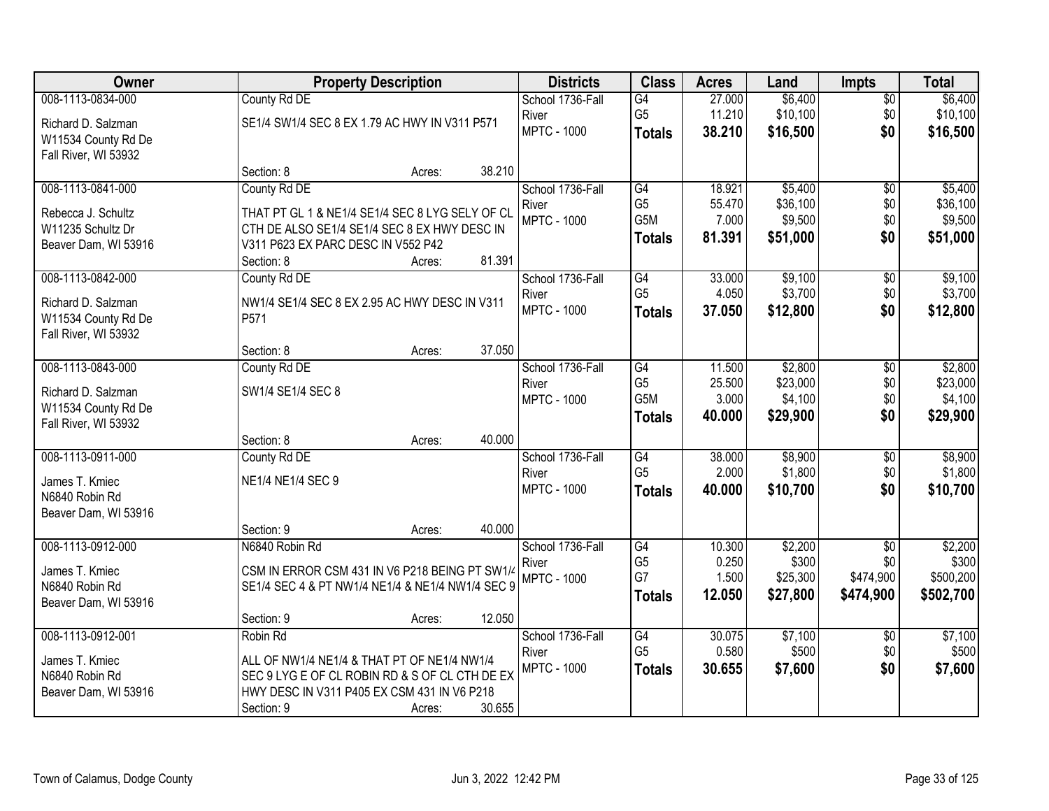| Owner | Property Description | Districts | Class | Acres | Land | Impts | Total |
|---|---|---|---|---|---|---|---|
| 008-1113-0834-000<br>Richard D. Salzman<br>W11534 County Rd De<br>Fall River, WI 53932 | County Rd DE<br>SE1/4 SW1/4 SEC 8 EX 1.79 AC HWY IN V311 P571<br>Section: 8 Acres: 38.210 | School 1736-Fall River<br>MPTC - 1000 | G4<br>G5<br>**Totals** | 27.000<br>11.210<br>**38.210** | $6,400<br>$10,100<br>**$16,500** | $0<br>$0<br>**$0** | $6,400<br>$10,100<br>**$16,500** |
| 008-1113-0841-000<br>Rebecca J. Schultz<br>W11235 Schultz Dr<br>Beaver Dam, WI 53916 | County Rd DE<br>THAT PT GL 1 & NE1/4 SE1/4 SEC 8 LYG SELY OF CL CTH DE ALSO SE1/4 SE1/4 SEC 8 EX HWY DESC IN V311 P623 EX PARC DESC IN V552 P42<br>Section: 8 Acres: 81.391 | School 1736-Fall River<br>MPTC - 1000 | G4<br>G5<br>G5M<br>**Totals** | 18.921<br>55.470<br>7.000<br>**81.391** | $5,400<br>$36,100<br>$9,500<br>**$51,000** | $0<br>$0<br>$0<br>**$0** | $5,400<br>$36,100<br>$9,500<br>**$51,000** |
| 008-1113-0842-000<br>Richard D. Salzman<br>W11534 County Rd De<br>Fall River, WI 53932 | County Rd DE<br>NW1/4 SE1/4 SEC 8 EX 2.95 AC HWY DESC IN V311 P571<br>Section: 8 Acres: 37.050 | School 1736-Fall River<br>MPTC - 1000 | G4<br>G5<br>**Totals** | 33.000<br>4.050<br>**37.050** | $9,100<br>$3,700<br>**$12,800** | $0<br>$0<br>**$0** | $9,100<br>$3,700<br>**$12,800** |
| 008-1113-0843-000<br>Richard D. Salzman<br>W11534 County Rd De<br>Fall River, WI 53932 | County Rd DE<br>SW1/4 SE1/4 SEC 8<br>Section: 8 Acres: 40.000 | School 1736-Fall River<br>MPTC - 1000 | G4<br>G5<br>G5M<br>**Totals** | 11.500<br>25.500<br>3.000<br>**40.000** | $2,800<br>$23,000<br>$4,100<br>**$29,900** | $0<br>$0<br>$0<br>**$0** | $2,800<br>$23,000<br>$4,100<br>**$29,900** |
| 008-1113-0911-000<br>James T. Kmiec<br>N6840 Robin Rd<br>Beaver Dam, WI 53916 | County Rd DE<br>NE1/4 NE1/4 SEC 9<br>Section: 9 Acres: 40.000 | School 1736-Fall River<br>MPTC - 1000 | G4<br>G5<br>**Totals** | 38.000<br>2.000<br>**40.000** | $8,900<br>$1,800<br>**$10,700** | $0<br>$0<br>**$0** | $8,900<br>$1,800<br>**$10,700** |
| 008-1113-0912-000<br>James T. Kmiec<br>N6840 Robin Rd<br>Beaver Dam, WI 53916 | N6840 Robin Rd<br>CSM IN ERROR CSM 431 IN V6 P218 BEING PT SW1/4 SE1/4 SEC 4 & PT NW1/4 NE1/4 & NE1/4 NW1/4 SEC 9<br>Section: 9 Acres: 12.050 | School 1736-Fall River<br>MPTC - 1000 | G4<br>G5<br>G7<br>**Totals** | 10.300<br>0.250<br>1.500<br>**12.050** | $2,200<br>$300<br>$25,300<br>**$27,800** | $0<br>$0<br>$474,900<br>**$474,900** | $2,200<br>$300<br>$500,200<br>**$502,700** |
| 008-1113-0912-001<br>James T. Kmiec<br>N6840 Robin Rd<br>Beaver Dam, WI 53916 | Robin Rd<br>ALL OF NW1/4 NE1/4 & THAT PT OF NE1/4 NW1/4 SEC 9 LYG E OF CL ROBIN RD & S OF CL CTH DE EX HWY DESC IN V311 P405 EX CSM 431 IN V6 P218<br>Section: 9 Acres: 30.655 | School 1736-Fall River<br>MPTC - 1000 | G4<br>G5<br>**Totals** | 30.075<br>0.580<br>**30.655** | $7,100<br>$500<br>**$7,600** | $0<br>$0<br>**$0** | $7,100<br>$500<br>**$7,600** |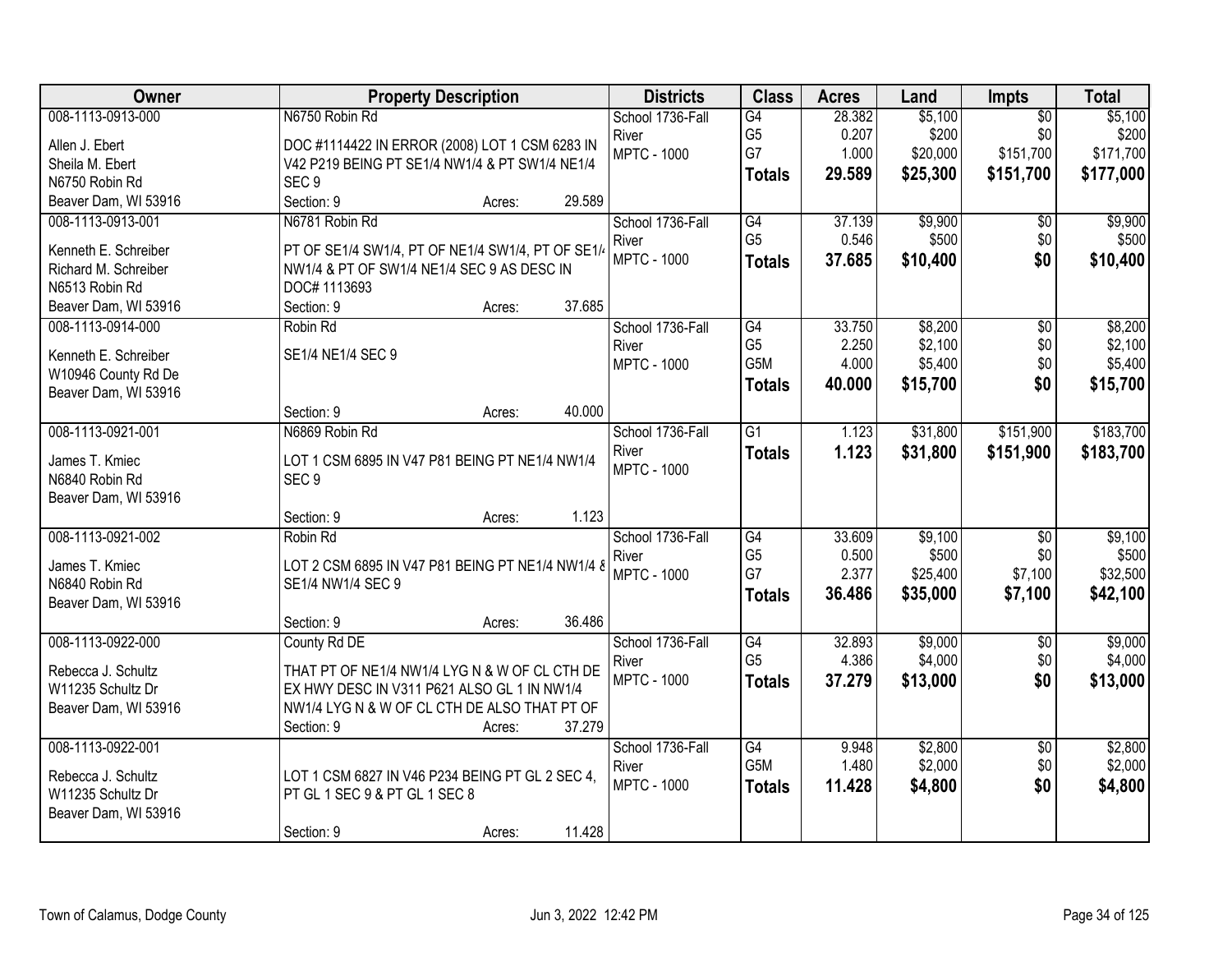| Owner | Property Description | Districts | Class | Acres | Land | Impts | Total |
|---|---|---|---|---|---|---|---|
| 008-1113-0913-000<br><br>Allen J. Ebert<br>Sheila M. Ebert<br>N6750 Robin Rd<br>Beaver Dam, WI 53916 | N6750 Robin Rd<br><br>DOC #1114422 IN ERROR (2008) LOT 1 CSM 6283 IN V42 P219 BEING PT SE1/4 NW1/4 & PT SW1/4 NE1/4 SEC 9<br>Section: 9 Acres: 29.589 | School 1736-Fall River<br>MPTC - 1000 | G4<br>G5<br>G7<br>**Totals** | 28.382<br>0.207<br>1.000<br>**29.589** | $5,100<br>$200<br>$20,000<br>**$25,300** | $0<br>$0<br>$151,700<br>**$151,700** | $5,100<br>$200<br>$171,700<br>**$177,000** |
| 008-1113-0913-001<br><br>Kenneth E. Schreiber<br>Richard M. Schreiber<br>N6513 Robin Rd<br>Beaver Dam, WI 53916 | N6781 Robin Rd<br><br>PT OF SE1/4 SW1/4, PT OF NE1/4 SW1/4, PT OF SE1/4 NW1/4 & PT OF SW1/4 NE1/4 SEC 9 AS DESC IN DOC# 1113693<br>Section: 9 Acres: 37.685 | School 1736-Fall River<br>MPTC - 1000 | G4<br>G5<br>**Totals** | 37.139<br>0.546<br>**37.685** | $9,900<br>$500<br>**$10,400** | $0<br>$0<br>**$0** | $9,900<br>$500<br>**$10,400** |
| 008-1113-0914-000<br><br>Kenneth E. Schreiber<br>W10946 County Rd De<br>Beaver Dam, WI 53916 | Robin Rd<br><br>SE1/4 NE1/4 SEC 9<br><br>Section: 9 Acres: 40.000 | School 1736-Fall River<br>MPTC - 1000 | G4<br>G5<br>G5M<br>**Totals** | 33.750<br>2.250<br>4.000<br>**40.000** | $8,200<br>$2,100<br>$5,400<br>**$15,700** | $0<br>$0<br>$0<br>**$0** | $8,200<br>$2,100<br>$5,400<br>**$15,700** |
| 008-1113-0921-001<br><br>James T. Kmiec<br>N6840 Robin Rd<br>Beaver Dam, WI 53916 | N6869 Robin Rd<br><br>LOT 1 CSM 6895 IN V47 P81 BEING PT NE1/4 NW1/4 SEC 9<br><br>Section: 9 Acres: 1.123 | School 1736-Fall River<br>MPTC - 1000 | G1<br>**Totals** | 1.123<br>**1.123** | $31,800<br>**$31,800** | $151,900<br>**$151,900** | $183,700<br>**$183,700** |
| 008-1113-0921-002<br><br>James T. Kmiec<br>N6840 Robin Rd<br>Beaver Dam, WI 53916 | Robin Rd<br><br>LOT 2 CSM 6895 IN V47 P81 BEING PT NE1/4 NW1/4 & SE1/4 NW1/4 SEC 9<br><br>Section: 9 Acres: 36.486 | School 1736-Fall River<br>MPTC - 1000 | G4<br>G5<br>G7<br>**Totals** | 33.609<br>0.500<br>2.377<br>**36.486** | $9,100<br>$500<br>$25,400<br>**$35,000** | $0<br>$0<br>$7,100<br>**$7,100** | $9,100<br>$500<br>$32,500<br>**$42,100** |
| 008-1113-0922-000<br><br>Rebecca J. Schultz<br>W11235 Schultz Dr<br>Beaver Dam, WI 53916 | County Rd DE<br><br>THAT PT OF NE1/4 NW1/4 LYG N & W OF CL CTH DE EX HWY DESC IN V311 P621 ALSO GL 1 IN NW1/4 NW1/4 LYG N & W OF CL CTH DE ALSO THAT PT OF<br>Section: 9 Acres: 37.279 | School 1736-Fall River<br>MPTC - 1000 | G4<br>G5<br>**Totals** | 32.893<br>4.386<br>**37.279** | $9,000<br>$4,000<br>**$13,000** | $0<br>$0<br>**$0** | $9,000<br>$4,000<br>**$13,000** |
| 008-1113-0922-001<br><br>Rebecca J. Schultz<br>W11235 Schultz Dr<br>Beaver Dam, WI 53916 | LOT 1 CSM 6827 IN V46 P234 BEING PT GL 2 SEC 4, PT GL 1 SEC 9 & PT GL 1 SEC 8<br><br>Section: 9 Acres: 11.428 | School 1736-Fall River<br>MPTC - 1000 | G4<br>G5M<br>**Totals** | 9.948<br>1.480<br>**11.428** | $2,800<br>$2,000<br>**$4,800** | $0<br>$0<br>**$0** | $2,800<br>$2,000<br>**$4,800** |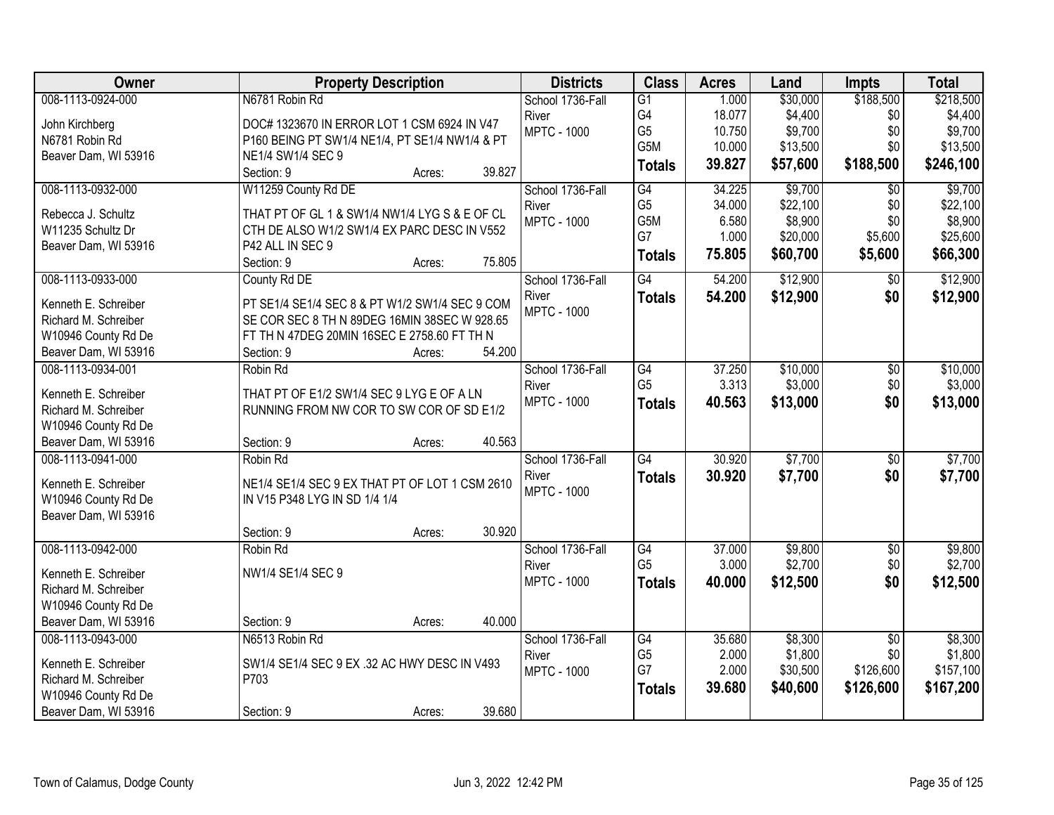| Owner | Property Description | Districts | Class | Acres | Land | Impts | Total |
|---|---|---|---|---|---|---|---|
| 008-1113-0924-000<br><br>John Kirchberg<br>N6781 Robin Rd<br>Beaver Dam, WI 53916 | N6781 Robin Rd<br><br>DOC# 1323670 IN ERROR LOT 1 CSM 6924 IN V47 P160 BEING PT SW1/4 NE1/4, PT SE1/4 NW1/4 & PT NE1/4 SW1/4 SEC 9<br>Section: 9 Acres: 39.827 | School 1736-Fall River<br>MPTC - 1000 | G1<br>G4<br>G5<br>G5M<br>**Totals** | 1.000<br>18.077<br>10.750<br>10.000<br>**39.827** | $30,000<br>$4,400<br>$9,700<br>$13,500<br>**$57,600** | $188,500<br>$0<br>$0<br>$0<br>**$188,500** | $218,500<br>$4,400<br>$9,700<br>$13,500<br>**$246,100** |
| 008-1113-0932-000<br><br>Rebecca J. Schultz<br>W11235 Schultz Dr<br>Beaver Dam, WI 53916 | W11259 County Rd DE<br><br>THAT PT OF GL 1 & SW1/4 NW1/4 LYG S & E OF CL CTH DE ALSO W1/2 SW1/4 EX PARC DESC IN V552 P42 ALL IN SEC 9<br>Section: 9 Acres: 75.805 | School 1736-Fall River<br>MPTC - 1000 | G4<br>G5<br>G5M<br>G7<br>**Totals** | 34.225<br>34.000<br>6.580<br>1.000<br>**75.805** | $9,700<br>$22,100<br>$8,900<br>$20,000<br>**$60,700** | $0<br>$0<br>$0<br>$5,600<br>**$5,600** | $9,700<br>$22,100<br>$8,900<br>$25,600<br>**$66,300** |
| 008-1113-0933-000<br><br>Kenneth E. Schreiber<br>Richard M. Schreiber<br>W10946 County Rd De<br>Beaver Dam, WI 53916 | County Rd DE<br><br>PT SE1/4 SE1/4 SEC 8 & PT W1/2 SW1/4 SEC 9 COM SE COR SEC 8 TH N 89DEG 16MIN 38SEC W 928.65 FT TH N 47DEG 20MIN 16SEC E 2758.60 FT TH N<br>Section: 9 Acres: 54.200 | School 1736-Fall River<br>MPTC - 1000 | G4<br>**Totals** | 54.200<br>**54.200** | $12,900<br>**$12,900** | $0<br>**$0** | $12,900<br>**$12,900** |
| 008-1113-0934-001<br><br>Kenneth E. Schreiber<br>Richard M. Schreiber<br>W10946 County Rd De<br>Beaver Dam, WI 53916 | Robin Rd<br><br>THAT PT OF E1/2 SW1/4 SEC 9 LYG E OF A LN RUNNING FROM NW COR TO SW COR OF SD E1/2<br>Section: 9 Acres: 40.563 | School 1736-Fall River<br>MPTC - 1000 | G4<br>G5<br>**Totals** | 37.250<br>3.313<br>**40.563** | $10,000<br>$3,000<br>**$13,000** | $0<br>$0<br>**$0** | $10,000<br>$3,000<br>**$13,000** |
| 008-1113-0941-000<br><br>Kenneth E. Schreiber<br>W10946 County Rd De<br>Beaver Dam, WI 53916 | Robin Rd<br><br>NE1/4 SE1/4 SEC 9 EX THAT PT OF LOT 1 CSM 2610 IN V15 P348 LYG IN SD 1/4 1/4<br>Section: 9 Acres: 30.920 | School 1736-Fall River<br>MPTC - 1000 | G4<br>**Totals** | 30.920<br>**30.920** | $7,700<br>**$7,700** | $0<br>**$0** | $7,700<br>**$7,700** |
| 008-1113-0942-000<br><br>Kenneth E. Schreiber<br>Richard M. Schreiber<br>W10946 County Rd De<br>Beaver Dam, WI 53916 | Robin Rd<br><br>NW1/4 SE1/4 SEC 9<br>Section: 9 Acres: 40.000 | School 1736-Fall River<br>MPTC - 1000 | G4<br>G5<br>**Totals** | 37.000<br>3.000<br>**40.000** | $9,800<br>$2,700<br>**$12,500** | $0<br>$0<br>**$0** | $9,800<br>$2,700<br>**$12,500** |
| 008-1113-0943-000<br><br>Kenneth E. Schreiber<br>Richard M. Schreiber<br>W10946 County Rd De<br>Beaver Dam, WI 53916 | N6513 Robin Rd<br><br>SW1/4 SE1/4 SEC 9 EX .32 AC HWY DESC IN V493 P703<br>Section: 9 Acres: 39.680 | School 1736-Fall River<br>MPTC - 1000 | G4<br>G5<br>G7<br>**Totals** | 35.680<br>2.000<br>2.000<br>**39.680** | $8,300<br>$1,800<br>$30,500<br>**$40,600** | $0<br>$0<br>$126,600<br>**$126,600** | $8,300<br>$1,800<br>$157,100<br>**$167,200** |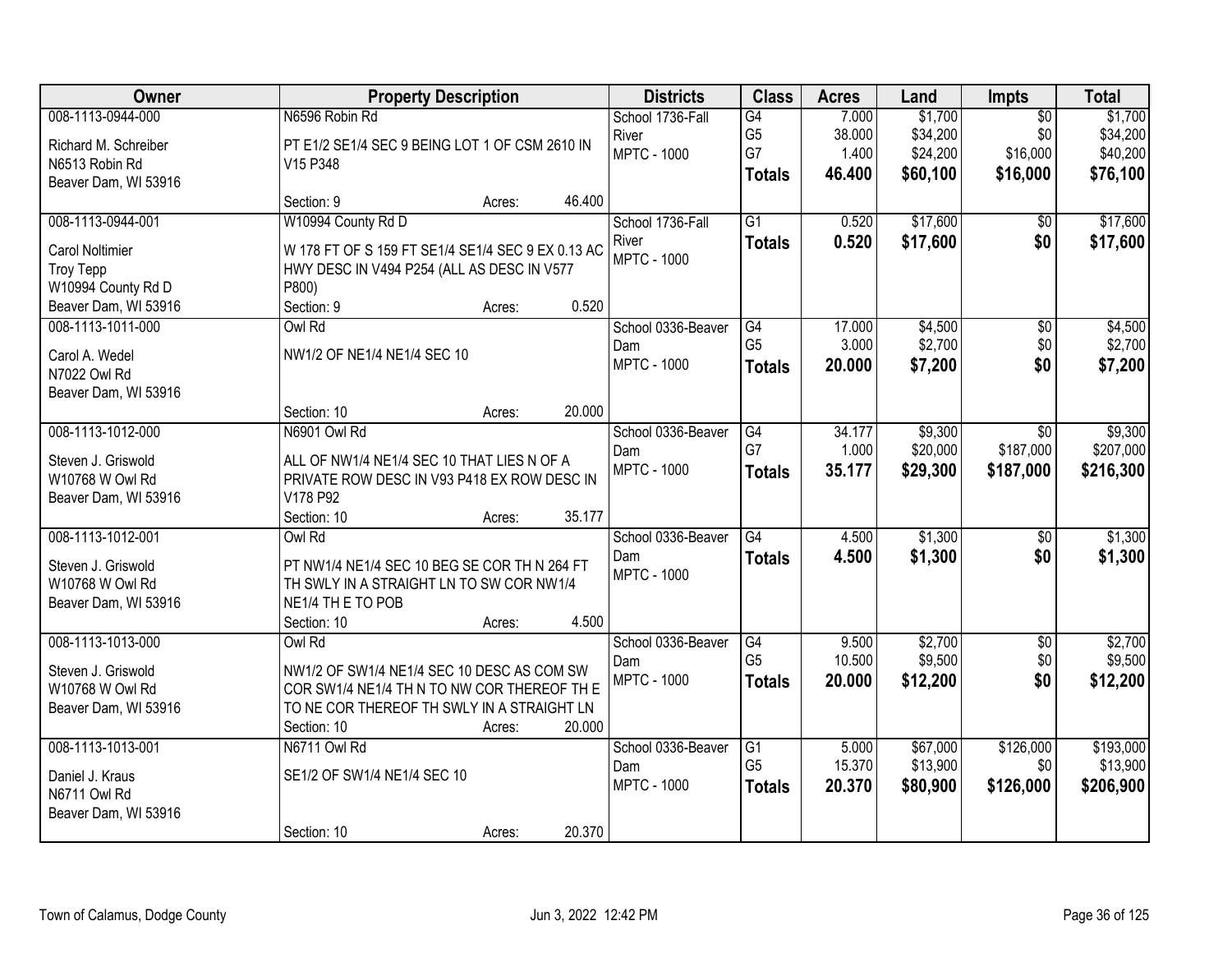| Owner | Property Description | Districts | Class | Acres | Land | Impts | Total |
|---|---|---|---|---|---|---|---|
| 008-1113-0944-000<br><br>Richard M. Schreiber<br>N6513 Robin Rd<br>Beaver Dam, WI 53916 | N6596 Robin Rd<br><br>PT E1/2 SE1/4 SEC 9 BEING LOT 1 OF CSM 2610 IN V15 P348<br><br>Section: 9 Acres: 46.400 | School 1736-Fall River<br>MPTC - 1000 | G4<br>G5<br>G7<br>**Totals** | 7.000<br>38.000<br>1.400<br>**46.400** | $1,700<br>$34,200<br>$24,200<br>**$60,100** | $0<br>$0<br>$16,000<br>**$16,000** | $1,700<br>$34,200<br>$40,200<br>**$76,100** |
| 008-1113-0944-001<br><br>Carol Noltimier<br>Troy Tepp<br>W10994 County Rd D<br>Beaver Dam, WI 53916 | W10994 County Rd D<br><br>W 178 FT OF S 159 FT SE1/4 SE1/4 SEC 9 EX 0.13 AC HWY DESC IN V494 P254 (ALL AS DESC IN V577 P800)<br>Section: 9 Acres: 0.520 | School 1736-Fall River<br>MPTC - 1000 | G1<br>**Totals** | 0.520<br>**0.520** | $17,600<br>**$17,600** | $0<br>**$0** | $17,600<br>**$17,600** |
| 008-1113-1011-000<br><br>Carol A. Wedel<br>N7022 Owl Rd<br>Beaver Dam, WI 53916 | Owl Rd<br><br>NW1/2 OF NE1/4 NE1/4 SEC 10<br><br>Section: 10 Acres: 20.000 | School 0336-Beaver Dam<br>MPTC - 1000 | G4<br>G5<br>**Totals** | 17.000<br>3.000<br>**20.000** | $4,500<br>$2,700<br>**$7,200** | $0<br>$0<br>**$0** | $4,500<br>$2,700<br>**$7,200** |
| 008-1113-1012-000<br><br>Steven J. Griswold<br>W10768 W Owl Rd<br>Beaver Dam, WI 53916 | N6901 Owl Rd<br><br>ALL OF NW1/4 NE1/4 SEC 10 THAT LIES N OF A PRIVATE ROW DESC IN V93 P418 EX ROW DESC IN V178 P92<br>Section: 10 Acres: 35.177 | School 0336-Beaver Dam<br>MPTC - 1000 | G4<br>G7<br>**Totals** | 34.177<br>1.000<br>**35.177** | $9,300<br>$20,000<br>**$29,300** | $0<br>$187,000<br>**$187,000** | $9,300<br>$207,000<br>**$216,300** |
| 008-1113-1012-001<br><br>Steven J. Griswold<br>W10768 W Owl Rd<br>Beaver Dam, WI 53916 | Owl Rd<br><br>PT NW1/4 NE1/4 SEC 10 BEG SE COR TH N 264 FT TH SWLY IN A STRAIGHT LN TO SW COR NW1/4 NE1/4 TH E TO POB<br>Section: 10 Acres: 4.500 | School 0336-Beaver Dam<br>MPTC - 1000 | G4<br>**Totals** | 4.500<br>**4.500** | $1,300<br>**$1,300** | $0<br>**$0** | $1,300<br>**$1,300** |
| 008-1113-1013-000<br><br>Steven J. Griswold<br>W10768 W Owl Rd<br>Beaver Dam, WI 53916 | Owl Rd<br><br>NW1/2 OF SW1/4 NE1/4 SEC 10 DESC AS COM SW COR SW1/4 NE1/4 TH N TO NW COR THEREOF TH E TO NE COR THEREOF TH SWLY IN A STRAIGHT LN<br>Section: 10 Acres: 20.000 | School 0336-Beaver Dam<br>MPTC - 1000 | G4<br>G5<br>**Totals** | 9.500<br>10.500<br>**20.000** | $2,700<br>$9,500<br>**$12,200** | $0<br>$0<br>**$0** | $2,700<br>$9,500<br>**$12,200** |
| 008-1113-1013-001<br><br>Daniel J. Kraus<br>N6711 Owl Rd<br>Beaver Dam, WI 53916 | N6711 Owl Rd<br><br>SE1/2 OF SW1/4 NE1/4 SEC 10<br><br>Section: 10 Acres: 20.370 | School 0336-Beaver Dam<br>MPTC - 1000 | G1<br>G5<br>**Totals** | 5.000<br>15.370<br>**20.370** | $67,000<br>$13,900<br>**$80,900** | $126,000<br>$0<br>**$126,000** | $193,000<br>$13,900<br>**$206,900** |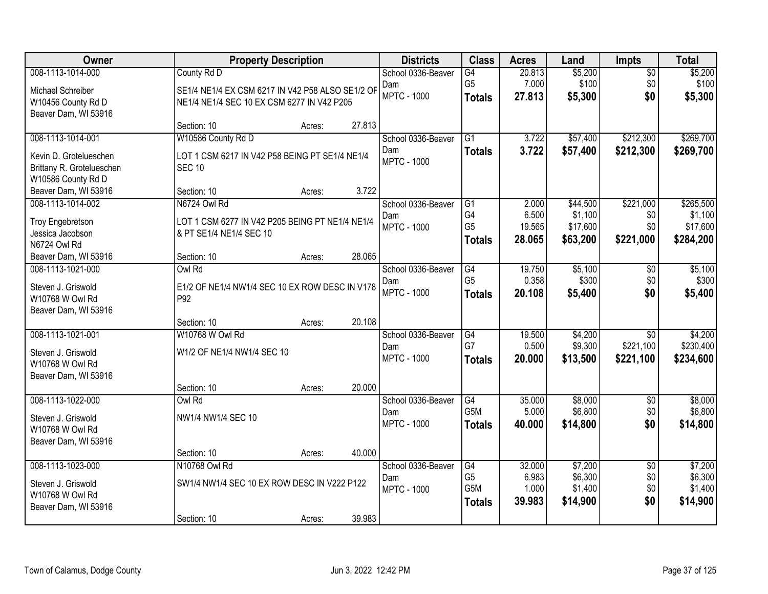| Owner | Property Description | Districts | Class | Acres | Land | Impts | Total |
|---|---|---|---|---|---|---|---|
| 008-1113-1014-000<br>Michael Schreiber<br>W10456 County Rd D<br>Beaver Dam, WI 53916 | County Rd D<br>SE1/4 NE1/4 EX CSM 6217 IN V42 P58 ALSO SE1/2 OF NE1/4 NE1/4 SEC 10 EX CSM 6277 IN V42 P205<br>Section: 10 Acres: 27.813 | School 0336-Beaver Dam<br>MPTC - 1000 | G4<br>G5<br>**Totals** | 20.813<br>7.000<br>**27.813** | $5,200<br>$100<br>**$5,300** | $0<br>$0<br>**$0** | $5,200<br>$100<br>**$5,300** |
| 008-1113-1014-001<br>Kevin D. Grotelueschen<br>Brittany R. Grotelueschen<br>W10586 County Rd D<br>Beaver Dam, WI 53916 | W10586 County Rd D<br>LOT 1 CSM 6217 IN V42 P58 BEING PT SE1/4 NE1/4 SEC 10<br>Section: 10 Acres: 3.722 | School 0336-Beaver Dam<br>MPTC - 1000 | G1<br>**Totals** | 3.722<br>**3.722** | $57,400<br>**$57,400** | $212,300<br>**$212,300** | $269,700<br>**$269,700** |
| 008-1113-1014-002<br>Troy Engebretson<br>Jessica Jacobson<br>N6724 Owl Rd<br>Beaver Dam, WI 53916 | N6724 Owl Rd<br>LOT 1 CSM 6277 IN V42 P205 BEING PT NE1/4 NE1/4 & PT SE1/4 NE1/4 SEC 10<br>Section: 10 Acres: 28.065 | School 0336-Beaver Dam<br>MPTC - 1000 | G1<br>G4<br>G5<br>**Totals** | 2.000<br>6.500<br>19.565<br>**28.065** | $44,500<br>$1,100<br>$17,600<br>**$63,200** | $221,000<br>$0<br>$0<br>**$221,000** | $265,500<br>$1,100<br>$17,600<br>**$284,200** |
| 008-1113-1021-000<br>Steven J. Griswold<br>W10768 W Owl Rd<br>Beaver Dam, WI 53916 | Owl Rd<br>E1/2 OF NE1/4 NW1/4 SEC 10 EX ROW DESC IN V178 P92<br>Section: 10 Acres: 20.108 | School 0336-Beaver Dam<br>MPTC - 1000 | G4<br>G5<br>**Totals** | 19.750<br>0.358<br>**20.108** | $5,100<br>$300<br>**$5,400** | $0<br>$0<br>**$0** | $5,100<br>$300<br>**$5,400** |
| 008-1113-1021-001<br>Steven J. Griswold<br>W10768 W Owl Rd<br>Beaver Dam, WI 53916 | W10768 W Owl Rd<br>W1/2 OF NE1/4 NW1/4 SEC 10<br>Section: 10 Acres: 20.000 | School 0336-Beaver Dam<br>MPTC - 1000 | G4<br>G7<br>**Totals** | 19.500<br>0.500<br>**20.000** | $4,200<br>$9,300<br>**$13,500** | $0<br>$221,100<br>**$221,100** | $4,200<br>$230,400<br>**$234,600** |
| 008-1113-1022-000<br>Steven J. Griswold<br>W10768 W Owl Rd<br>Beaver Dam, WI 53916 | Owl Rd<br>NW1/4 NW1/4 SEC 10<br>Section: 10 Acres: 40.000 | School 0336-Beaver Dam<br>MPTC - 1000 | G4<br>G5M<br>**Totals** | 35.000<br>5.000<br>**40.000** | $8,000<br>$6,800<br>**$14,800** | $0<br>$0<br>**$0** | $8,000<br>$6,800<br>**$14,800** |
| 008-1113-1023-000<br>Steven J. Griswold<br>W10768 W Owl Rd<br>Beaver Dam, WI 53916 | N10768 Owl Rd<br>SW1/4 NW1/4 SEC 10 EX ROW DESC IN V222 P122<br>Section: 10 Acres: 39.983 | School 0336-Beaver Dam<br>MPTC - 1000 | G4<br>G5<br>G5M<br>**Totals** | 32.000<br>6.983<br>1.000<br>**39.983** | $7,200<br>$6,300<br>$1,400<br>**$14,900** | $0<br>$0<br>$0<br>**$0** | $7,200<br>$6,300<br>$1,400<br>**$14,900** |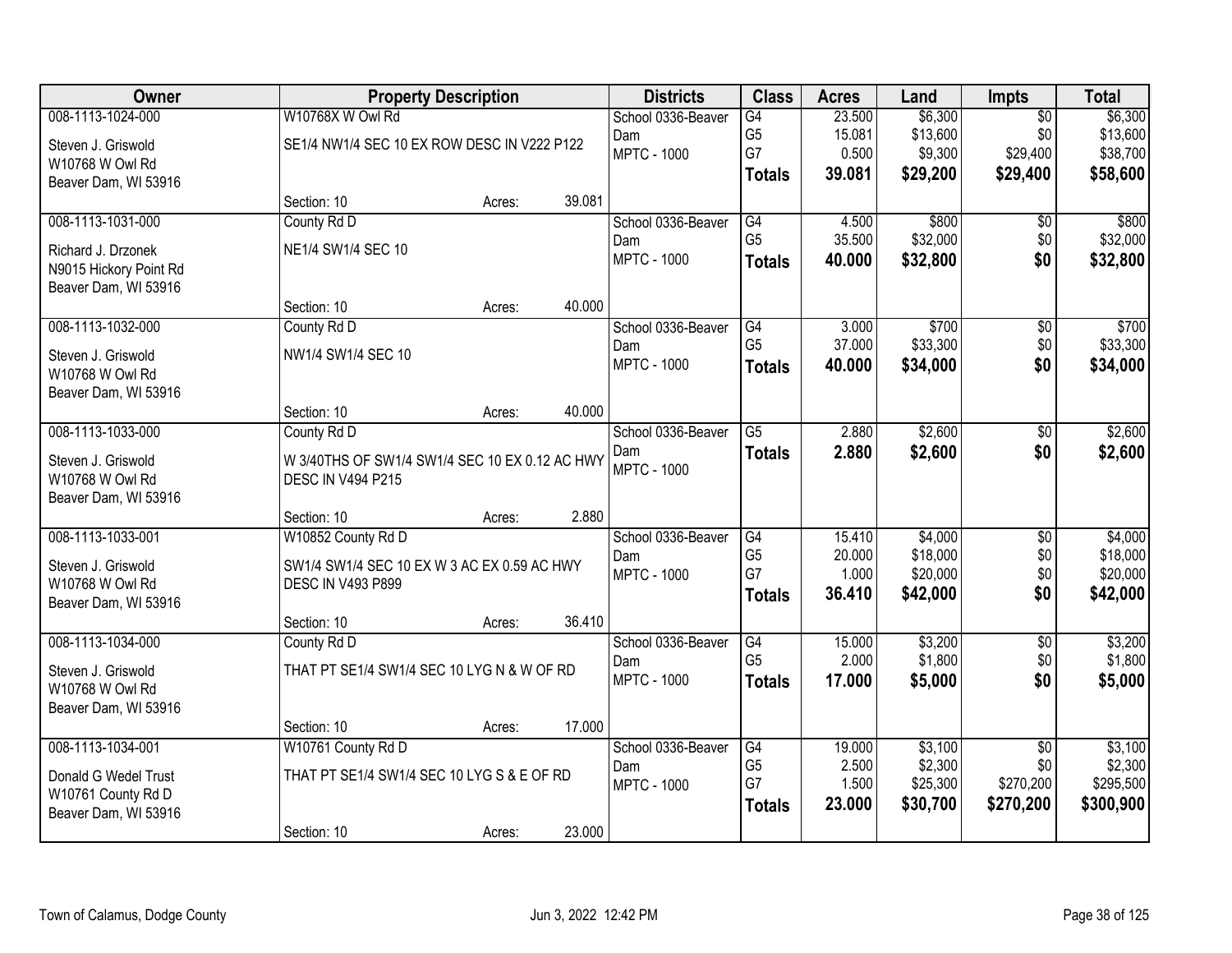| Owner | Property Description | | | Districts | Class | Acres | Land | Impts | Total |
|---|---|---|---|---|---|---|---|---|---|
| 008-1113-1024-000 | W10768X W Owl Rd | | | School 0336-Beaver | G4 | 23.500 | $6,300 | $0 | $6,300 |
| Steven J. Griswold | SE1/4 NW1/4 SEC 10 EX ROW DESC IN V222 P122 | | | Dam | G5 | 15.081 | $13,600 | $0 | $13,600 |
| W10768 W Owl Rd | | | | MPTC - 1000 | G7 | 0.500 | $9,300 | $29,400 | $38,700 |
| Beaver Dam, WI 53916 | | | | | **Totals** | **39.081** | **$29,200** | **$29,400** | **$58,600** |
| | Section: 10 | Acres: | 39.081 | | | | | | |
| 008-1113-1031-000 | County Rd D | | | School 0336-Beaver | G4 | 4.500 | $800 | $0 | $800 |
| Richard J. Drzonek | NE1/4 SW1/4 SEC 10 | | | Dam | G5 | 35.500 | $32,000 | $0 | $32,000 |
| N9015 Hickory Point Rd | | | | MPTC - 1000 | **Totals** | **40.000** | **$32,800** | **$0** | **$32,800** |
| Beaver Dam, WI 53916 | | | | | | | | | |
| | Section: 10 | Acres: | 40.000 | | | | | | |
| 008-1113-1032-000 | County Rd D | | | School 0336-Beaver | G4 | 3.000 | $700 | $0 | $700 |
| Steven J. Griswold | NW1/4 SW1/4 SEC 10 | | | Dam | G5 | 37.000 | $33,300 | $0 | $33,300 |
| W10768 W Owl Rd | | | | MPTC - 1000 | **Totals** | **40.000** | **$34,000** | **$0** | **$34,000** |
| Beaver Dam, WI 53916 | | | | | | | | | |
| | Section: 10 | Acres: | 40.000 | | | | | | |
| 008-1113-1033-000 | County Rd D | | | School 0336-Beaver | G5 | 2.880 | $2,600 | $0 | $2,600 |
| Steven J. Griswold | W 3/40THS OF SW1/4 SW1/4 SEC 10 EX 0.12 AC HWY | | | Dam | **Totals** | **2.880** | **$2,600** | **$0** | **$2,600** |
| W10768 W Owl Rd | DESC IN V494 P215 | | | MPTC - 1000 | | | | | |
| Beaver Dam, WI 53916 | | | | | | | | | |
| | Section: 10 | Acres: | 2.880 | | | | | | |
| 008-1113-1033-001 | W10852 County Rd D | | | School 0336-Beaver | G4 | 15.410 | $4,000 | $0 | $4,000 |
| Steven J. Griswold | SW1/4 SW1/4 SEC 10 EX W 3 AC EX 0.59 AC HWY | | | Dam | G5 | 20.000 | $18,000 | $0 | $18,000 |
| W10768 W Owl Rd | DESC IN V493 P899 | | | MPTC - 1000 | G7 | 1.000 | $20,000 | $0 | $20,000 |
| Beaver Dam, WI 53916 | | | | | **Totals** | **36.410** | **$42,000** | **$0** | **$42,000** |
| | Section: 10 | Acres: | 36.410 | | | | | | |
| 008-1113-1034-000 | County Rd D | | | School 0336-Beaver | G4 | 15.000 | $3,200 | $0 | $3,200 |
| Steven J. Griswold | THAT PT SE1/4 SW1/4 SEC 10 LYG N & W OF RD | | | Dam | G5 | 2.000 | $1,800 | $0 | $1,800 |
| W10768 W Owl Rd | | | | MPTC - 1000 | **Totals** | **17.000** | **$5,000** | **$0** | **$5,000** |
| Beaver Dam, WI 53916 | | | | | | | | | |
| | Section: 10 | Acres: | 17.000 | | | | | | |
| 008-1113-1034-001 | W10761 County Rd D | | | School 0336-Beaver | G4 | 19.000 | $3,100 | $0 | $3,100 |
| Donald G Wedel Trust | THAT PT SE1/4 SW1/4 SEC 10 LYG S & E OF RD | | | Dam | G5 | 2.500 | $2,300 | $0 | $2,300 |
| W10761 County Rd D | | | | MPTC - 1000 | G7 | 1.500 | $25,300 | $270,200 | $295,500 |
| Beaver Dam, WI 53916 | | | | | **Totals** | **23.000** | **$30,700** | **$270,200** | **$300,900** |
| | Section: 10 | Acres: | 23.000 | | | | | | |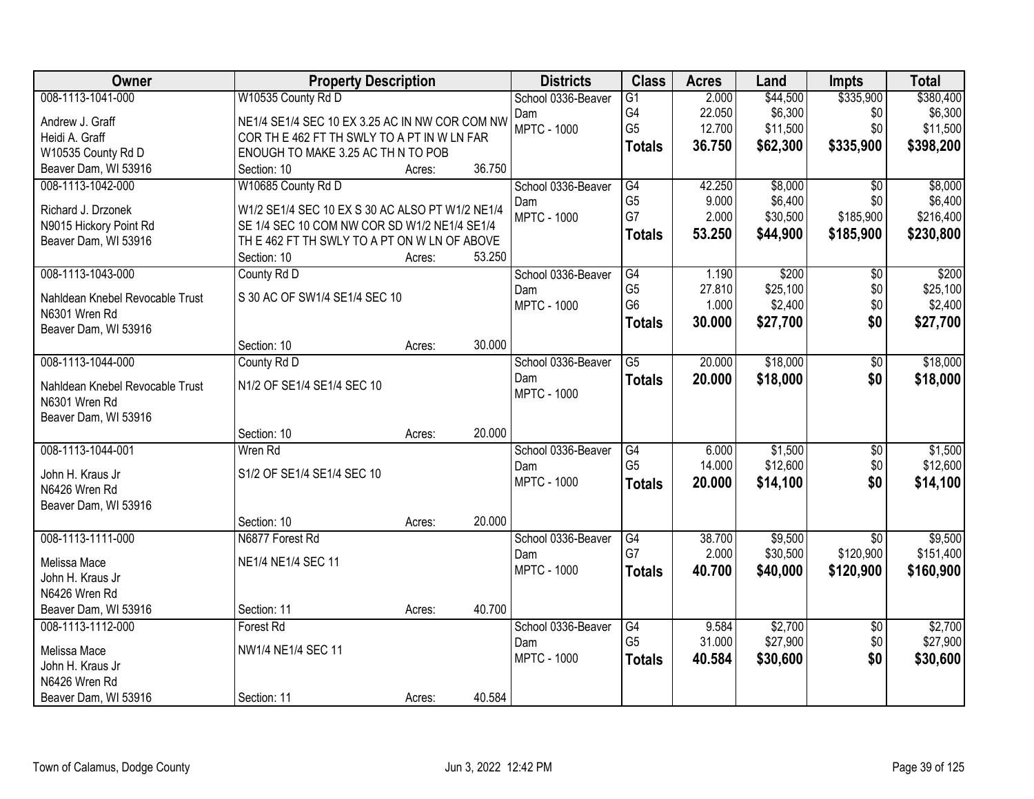| Owner | Property Description | Districts | Class | Acres | Land | Impts | Total |
|---|---|---|---|---|---|---|---|
| 008-1113-1041-000<br>Andrew J. Graff<br>Heidi A. Graff<br>W10535 County Rd D<br>Beaver Dam, WI 53916 | W10535 County Rd D<br>NE1/4 SE1/4 SEC 10 EX 3.25 AC IN NW COR COM NW COR TH E 462 FT TH SWLY TO A PT IN W LN FAR ENOUGH TO MAKE 3.25 AC TH N TO POB<br>Section: 10 Acres: 36.750 | School 0336-Beaver Dam<br>MPTC - 1000 | G1<br>G4<br>G5<br>**Totals** | 2.000<br>22.050<br>12.700<br>**36.750** | $44,500<br>$6,300<br>$11,500<br>**$62,300** | $335,900<br>$0<br>$0<br>**$335,900** | $380,400<br>$6,300<br>$11,500<br>**$398,200** |
| 008-1113-1042-000<br>Richard J. Drzonek<br>N9015 Hickory Point Rd<br>Beaver Dam, WI 53916 | W10685 County Rd D<br>W1/2 SE1/4 SEC 10 EX S 30 AC ALSO PT W1/2 NE1/4 SE 1/4 SEC 10 COM NW COR SD W1/2 NE1/4 SE1/4 TH E 462 FT TH SWLY TO A PT ON W LN OF ABOVE<br>Section: 10 Acres: 53.250 | School 0336-Beaver Dam<br>MPTC - 1000 | G4<br>G5<br>G7<br>**Totals** | 42.250<br>9.000<br>2.000<br>**53.250** | $8,000<br>$6,400<br>$30,500<br>**$44,900** | $0<br>$0<br>$185,900<br>**$185,900** | $8,000<br>$6,400<br>$216,400<br>**$230,800** |
| 008-1113-1043-000<br>Nahldean Knebel Revocable Trust<br>N6301 Wren Rd<br>Beaver Dam, WI 53916 | County Rd D<br>S 30 AC OF SW1/4 SE1/4 SEC 10<br>Section: 10 Acres: 30.000 | School 0336-Beaver Dam<br>MPTC - 1000 | G4<br>G5<br>G6<br>**Totals** | 1.190<br>27.810<br>1.000<br>**30.000** | $200<br>$25,100<br>$2,400<br>**$27,700** | $0<br>$0<br>$0<br>**$0** | $200<br>$25,100<br>$2,400<br>**$27,700** |
| 008-1113-1044-000<br>Nahldean Knebel Revocable Trust<br>N6301 Wren Rd<br>Beaver Dam, WI 53916 | County Rd D<br>N1/2 OF SE1/4 SE1/4 SEC 10<br>Section: 10 Acres: 20.000 | School 0336-Beaver Dam<br>MPTC - 1000 | G5<br>**Totals** | 20.000<br>**20.000** | $18,000<br>**$18,000** | $0<br>**$0** | $18,000<br>**$18,000** |
| 008-1113-1044-001<br>John H. Kraus Jr<br>N6426 Wren Rd<br>Beaver Dam, WI 53916 | Wren Rd<br>S1/2 OF SE1/4 SE1/4 SEC 10<br>Section: 10 Acres: 20.000 | School 0336-Beaver Dam<br>MPTC - 1000 | G4<br>G5<br>**Totals** | 6.000<br>14.000<br>**20.000** | $1,500<br>$12,600<br>**$14,100** | $0<br>$0<br>**$0** | $1,500<br>$12,600<br>**$14,100** |
| 008-1113-1111-000<br>Melissa Mace<br>John H. Kraus Jr<br>N6426 Wren Rd<br>Beaver Dam, WI 53916 | N6877 Forest Rd<br>NE1/4 NE1/4 SEC 11<br>Section: 11 Acres: 40.700 | School 0336-Beaver Dam<br>MPTC - 1000 | G4<br>G7<br>**Totals** | 38.700<br>2.000<br>**40.700** | $9,500<br>$30,500<br>**$40,000** | $0<br>$120,900<br>**$120,900** | $9,500<br>$151,400<br>**$160,900** |
| 008-1113-1112-000<br>Melissa Mace<br>John H. Kraus Jr<br>N6426 Wren Rd<br>Beaver Dam, WI 53916 | Forest Rd<br>NW1/4 NE1/4 SEC 11<br>Section: 11 Acres: 40.584 | School 0336-Beaver Dam<br>MPTC - 1000 | G4<br>G5<br>**Totals** | 9.584<br>31.000<br>**40.584** | $2,700<br>$27,900<br>**$30,600** | $0<br>$0<br>**$0** | $2,700<br>$27,900<br>**$30,600** |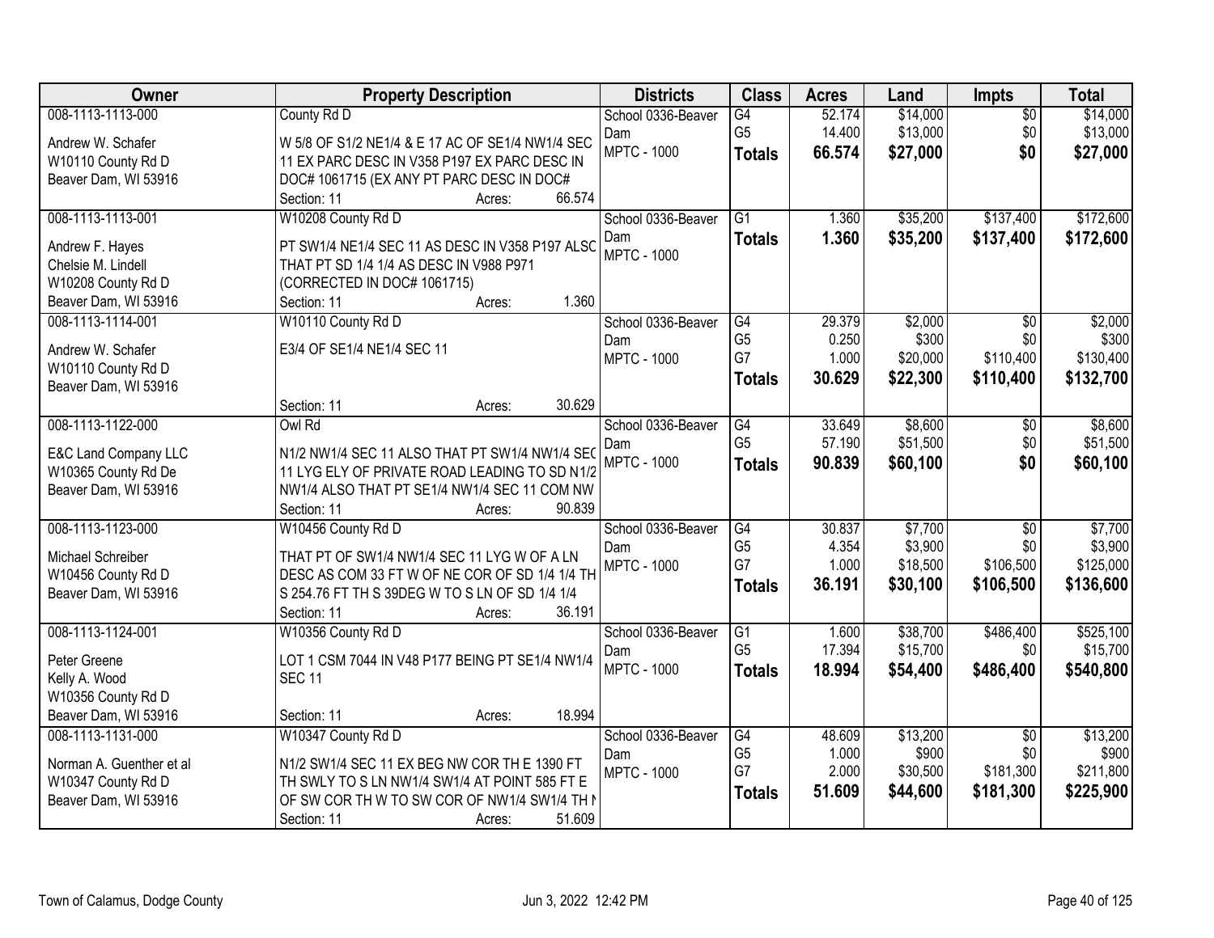| Owner | Property Description | Districts | Class | Acres | Land | Impts | Total |
|---|---|---|---|---|---|---|---|
| 008-1113-1113-000<br>Andrew W. Schafer<br>W10110 County Rd D<br>Beaver Dam, WI 53916 | County Rd D<br>W 5/8 OF S1/2 NE1/4 & E 17 AC OF SE1/4 NW1/4 SEC 11 EX PARC DESC IN V358 P197 EX PARC DESC IN DOC# 1061715 (EX ANY PT PARC DESC IN DOC#<br>Section: 11 Acres: 66.574 | School 0336-Beaver Dam<br>MPTC - 1000 | G4<br>G5<br>**Totals** | 52.174<br>14.400<br>**66.574** | $14,000<br>$13,000<br>**$27,000** | $0<br>$0<br>**$0** | $14,000<br>$13,000<br>**$27,000** |
| 008-1113-1113-001<br>Andrew F. Hayes<br>Chelsie M. Lindell<br>W10208 County Rd D<br>Beaver Dam, WI 53916 | W10208 County Rd D<br>PT SW1/4 NE1/4 SEC 11 AS DESC IN V358 P197 ALSC THAT PT SD 1/4 1/4 AS DESC IN V988 P971 (CORRECTED IN DOC# 1061715)<br>Section: 11 Acres: 1.360 | School 0336-Beaver Dam<br>MPTC - 1000 | G1<br>**Totals** | 1.360<br>**1.360** | $35,200<br>**$35,200** | $137,400<br>**$137,400** | $172,600<br>**$172,600** |
| 008-1113-1114-001<br>Andrew W. Schafer<br>W10110 County Rd D<br>Beaver Dam, WI 53916 | W10110 County Rd D<br>E3/4 OF SE1/4 NE1/4 SEC 11<br>Section: 11 Acres: 30.629 | School 0336-Beaver Dam<br>MPTC - 1000 | G4<br>G5<br>G7<br>**Totals** | 29.379<br>0.250<br>1.000<br>**30.629** | $2,000<br>$300<br>$20,000<br>**$22,300** | $0<br>$0<br>$110,400<br>**$110,400** | $2,000<br>$300<br>$130,400<br>**$132,700** |
| 008-1113-1122-000<br>E&C Land Company LLC<br>W10365 County Rd De<br>Beaver Dam, WI 53916 | Owl Rd<br>N1/2 NW1/4 SEC 11 ALSO THAT PT SW1/4 NW1/4 SEC 11 LYG ELY OF PRIVATE ROAD LEADING TO SD N1/2 NW1/4 ALSO THAT PT SE1/4 NW1/4 SEC 11 COM NW<br>Section: 11 Acres: 90.839 | School 0336-Beaver Dam<br>MPTC - 1000 | G4<br>G5<br>**Totals** | 33.649<br>57.190<br>**90.839** | $8,600<br>$51,500<br>**$60,100** | $0<br>$0<br>**$0** | $8,600<br>$51,500<br>**$60,100** |
| 008-1113-1123-000<br>Michael Schreiber<br>W10456 County Rd D<br>Beaver Dam, WI 53916 | W10456 County Rd D<br>THAT PT OF SW1/4 NW1/4 SEC 11 LYG W OF A LN DESC AS COM 33 FT W OF NE COR OF SD 1/4 1/4 TH S 254.76 FT TH S 39DEG W TO S LN OF SD 1/4 1/4<br>Section: 11 Acres: 36.191 | School 0336-Beaver Dam<br>MPTC - 1000 | G4<br>G5<br>G7<br>**Totals** | 30.837<br>4.354<br>1.000<br>**36.191** | $7,700<br>$3,900<br>$18,500<br>**$30,100** | $0<br>$0<br>$106,500<br>**$106,500** | $7,700<br>$3,900<br>$125,000<br>**$136,600** |
| 008-1113-1124-001<br>Peter Greene<br>Kelly A. Wood<br>W10356 County Rd D<br>Beaver Dam, WI 53916 | W10356 County Rd D<br>LOT 1 CSM 7044 IN V48 P177 BEING PT SE1/4 NW1/4 SEC 11<br>Section: 11 Acres: 18.994 | School 0336-Beaver Dam<br>MPTC - 1000 | G1<br>G5<br>**Totals** | 1.600<br>17.394<br>**18.994** | $38,700<br>$15,700<br>**$54,400** | $486,400<br>$0<br>**$486,400** | $525,100<br>$15,700<br>**$540,800** |
| 008-1113-1131-000<br>Norman A. Guenther et al<br>W10347 County Rd D<br>Beaver Dam, WI 53916 | W10347 County Rd D<br>N1/2 SW1/4 SEC 11 EX BEG NW COR TH E 1390 FT TH SWLY TO S LN NW1/4 SW1/4 AT POINT 585 FT E OF SW COR TH W TO SW COR OF NW1/4 SW1/4 TH N<br>Section: 11 Acres: 51.609 | School 0336-Beaver Dam<br>MPTC - 1000 | G4<br>G5<br>G7<br>**Totals** | 48.609<br>1.000<br>2.000<br>**51.609** | $13,200<br>$900<br>$30,500<br>**$44,600** | $0<br>$0<br>$181,300<br>**$181,300** | $13,200<br>$900<br>$211,800<br>**$225,900** |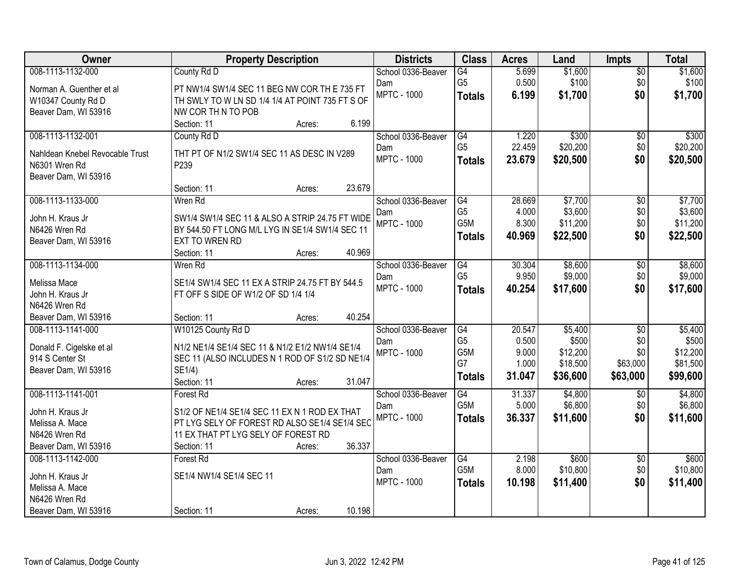| Owner | Property Description | Districts | Class | Acres | Land | Impts | Total |
|---|---|---|---|---|---|---|---|
| 008-1113-1132-000<br>Norman A. Guenther et al<br>W10347 County Rd D<br>Beaver Dam, WI 53916 | County Rd D<br>PT NW1/4 SW1/4 SEC 11 BEG NW COR TH E 735 FT TH SWLY TO W LN SD 1/4 1/4 AT POINT 735 FT S OF NW COR TH N TO POB<br>Section: 11 Acres: 6.199 | School 0336-Beaver Dam<br>MPTC - 1000 | G4<br>G5<br>**Totals** | 5.699<br>0.500<br>**6.199** | $1,600<br>$100<br>**$1,700** | $0<br>$0<br>**$0** | $1,600<br>$100<br>**$1,700** |
| 008-1113-1132-001<br>Nahldean Knebel Revocable Trust<br>N6301 Wren Rd<br>Beaver Dam, WI 53916 | County Rd D<br>THT PT OF N1/2 SW1/4 SEC 11 AS DESC IN V289 P239<br>Section: 11 Acres: 23.679 | School 0336-Beaver Dam<br>MPTC - 1000 | G4<br>G5<br>**Totals** | 1.220<br>22.459<br>**23.679** | $300<br>$20,200<br>**$20,500** | $0<br>$0<br>**$0** | $300<br>$20,200<br>**$20,500** |
| 008-1113-1133-000<br>John H. Kraus Jr<br>N6426 Wren Rd<br>Beaver Dam, WI 53916 | Wren Rd<br>SW1/4 SW1/4 SEC 11 & ALSO A STRIP 24.75 FT WIDE BY 544.50 FT LONG M/L LYG IN SE1/4 SW1/4 SEC 11 EXT TO WREN RD<br>Section: 11 Acres: 40.969 | School 0336-Beaver Dam<br>MPTC - 1000 | G4<br>G5<br>G5M<br>**Totals** | 28.669<br>4.000<br>8.300<br>**40.969** | $7,700<br>$3,600<br>$11,200<br>**$22,500** | $0<br>$0<br>$0<br>**$0** | $7,700<br>$3,600<br>$11,200<br>**$22,500** |
| 008-1113-1134-000<br>Melissa Mace<br>John H. Kraus Jr<br>N6426 Wren Rd<br>Beaver Dam, WI 53916 | Wren Rd<br>SE1/4 SW1/4 SEC 11 EX A STRIP 24.75 FT BY 544.5 FT OFF S SIDE OF W1/2 OF SD 1/4 1/4<br>Section: 11 Acres: 40.254 | School 0336-Beaver Dam<br>MPTC - 1000 | G4<br>G5<br>**Totals** | 30.304<br>9.950<br>**40.254** | $8,600<br>$9,000<br>**$17,600** | $0<br>$0<br>**$0** | $8,600<br>$9,000<br>**$17,600** |
| 008-1113-1141-000<br>Donald F. Cigelske et al<br>914 S Center St<br>Beaver Dam, WI 53916 | W10125 County Rd D<br>N1/2 NE1/4 SE1/4 SEC 11 & N1/2 E1/2 NW1/4 SE1/4 SEC 11 (ALSO INCLUDES N 1 ROD OF S1/2 SD NE1/4 SE1/4)<br>Section: 11 Acres: 31.047 | School 0336-Beaver Dam<br>MPTC - 1000 | G4<br>G5<br>G5M<br>G7<br>**Totals** | 20.547<br>0.500<br>9.000<br>1.000<br>**31.047** | $5,400<br>$500<br>$12,200<br>$18,500<br>**$36,600** | $0<br>$0<br>$0<br>$63,000<br>**$63,000** | $5,400<br>$500<br>$12,200<br>$81,500<br>**$99,600** |
| 008-1113-1141-001<br>John H. Kraus Jr<br>Melissa A. Mace<br>N6426 Wren Rd<br>Beaver Dam, WI 53916 | Forest Rd<br>S1/2 OF NE1/4 SE1/4 SEC 11 EX N 1 ROD EX THAT PT LYG SELY OF FOREST RD ALSO SE1/4 SE1/4 SEC 11 EX THAT PT LYG SELY OF FOREST RD<br>Section: 11 Acres: 36.337 | School 0336-Beaver Dam<br>MPTC - 1000 | G4<br>G5M<br>**Totals** | 31.337<br>5.000<br>**36.337** | $4,800<br>$6,800<br>**$11,600** | $0<br>$0<br>**$0** | $4,800<br>$6,800<br>**$11,600** |
| 008-1113-1142-000<br>John H. Kraus Jr<br>Melissa A. Mace<br>N6426 Wren Rd<br>Beaver Dam, WI 53916 | Forest Rd<br>SE1/4 NW1/4 SE1/4 SEC 11<br>Section: 11 Acres: 10.198 | School 0336-Beaver Dam<br>MPTC - 1000 | G4<br>G5M<br>**Totals** | 2.198<br>8.000<br>**10.198** | $600<br>$10,800<br>**$11,400** | $0<br>$0<br>**$0** | $600<br>$10,800<br>**$11,400** |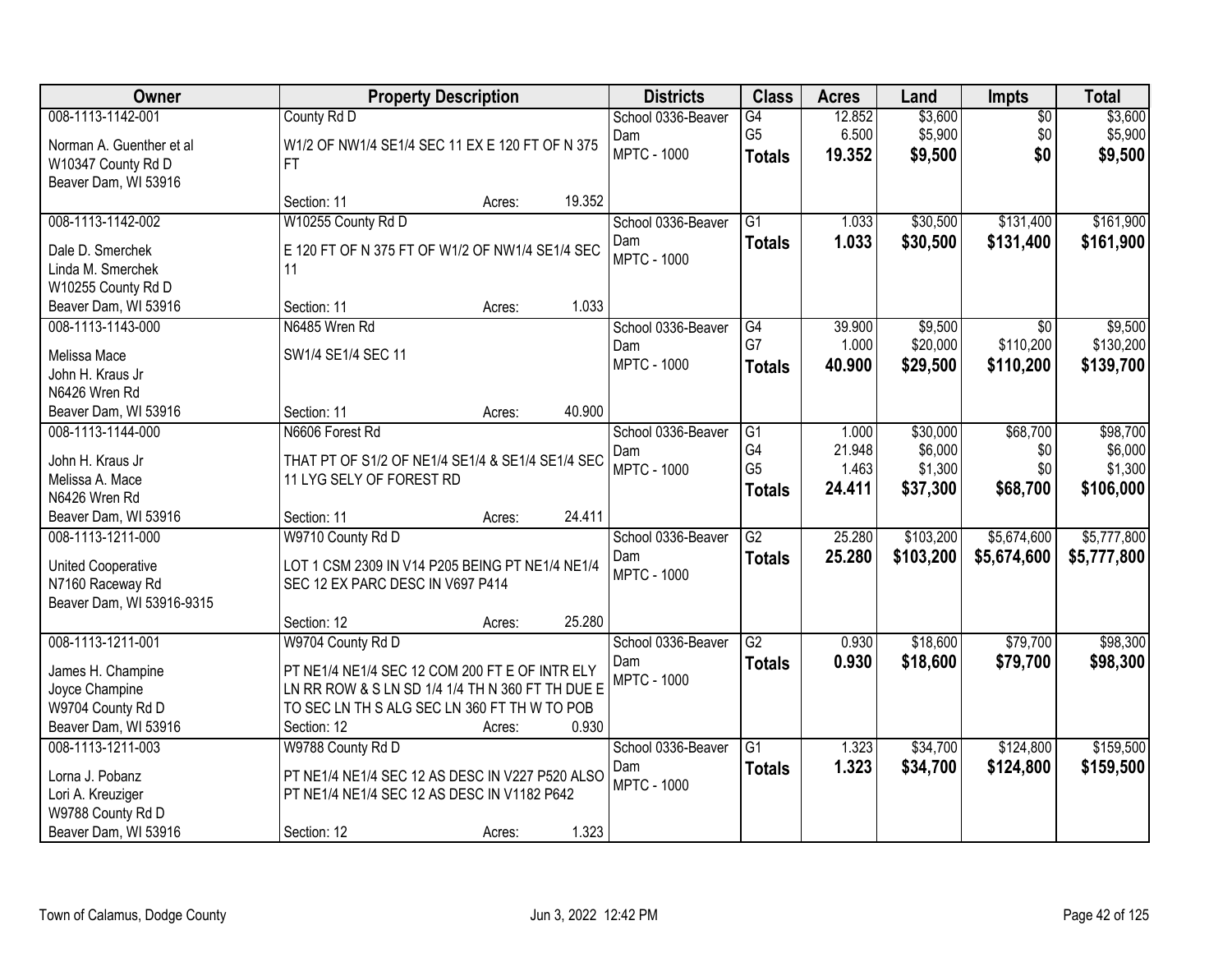| Owner | Property Description | Districts | Class | Acres | Land | Impts | Total |
|---|---|---|---|---|---|---|---|
| 008-1113-1142-001<br>Norman A. Guenther et al<br>W10347 County Rd D<br>Beaver Dam, WI 53916 | County Rd D<br>W1/2 OF NW1/4 SE1/4 SEC 11 EX E 120 FT OF N 375 FT<br>Section: 11 Acres: 19.352 | School 0336-Beaver Dam<br>MPTC - 1000 | G4<br>G5<br>**Totals** | 12.852<br>6.500<br>**19.352** | $3,600<br>$5,900<br>**$9,500** | $0<br>$0<br>**$0** | $3,600<br>$5,900<br>**$9,500** |
| 008-1113-1142-002<br>Dale D. Smerchek<br>Linda M. Smerchek<br>W10255 County Rd D<br>Beaver Dam, WI 53916 | W10255 County Rd D<br>E 120 FT OF N 375 FT OF W1/2 OF NW1/4 SE1/4 SEC 11<br>Section: 11 Acres: 1.033 | School 0336-Beaver Dam<br>MPTC - 1000 | G1<br>**Totals** | 1.033<br>**1.033** | $30,500<br>**$30,500** | $131,400<br>**$131,400** | $161,900<br>**$161,900** |
| 008-1113-1143-000<br>Melissa Mace<br>John H. Kraus Jr<br>N6426 Wren Rd<br>Beaver Dam, WI 53916 | N6485 Wren Rd<br>SW1/4 SE1/4 SEC 11<br>Section: 11 Acres: 40.900 | School 0336-Beaver Dam<br>MPTC - 1000 | G4<br>G7<br>**Totals** | 39.900<br>1.000<br>**40.900** | $9,500<br>$20,000<br>**$29,500** | $0<br>$110,200<br>**$110,200** | $9,500<br>$130,200<br>**$139,700** |
| 008-1113-1144-000<br>John H. Kraus Jr<br>Melissa A. Mace<br>N6426 Wren Rd<br>Beaver Dam, WI 53916 | N6606 Forest Rd<br>THAT PT OF S1/2 OF NE1/4 SE1/4 & SE1/4 SE1/4 SEC 11 LYG SELY OF FOREST RD<br>Section: 11 Acres: 24.411 | School 0336-Beaver Dam<br>MPTC - 1000 | G1<br>G4<br>G5<br>**Totals** | 1.000<br>21.948<br>1.463<br>**24.411** | $30,000<br>$6,000<br>$1,300<br>**$37,300** | $68,700<br>$0<br>$0<br>**$68,700** | $98,700<br>$6,000<br>$1,300<br>**$106,000** |
| 008-1113-1211-000<br>United Cooperative<br>N7160 Raceway Rd<br>Beaver Dam, WI 53916-9315 | W9710 County Rd D<br>LOT 1 CSM 2309 IN V14 P205 BEING PT NE1/4 NE1/4 SEC 12 EX PARC DESC IN V697 P414<br>Section: 12 Acres: 25.280 | School 0336-Beaver Dam<br>MPTC - 1000 | G2<br>**Totals** | 25.280<br>**25.280** | $103,200<br>**$103,200** | $5,674,600<br>**$5,674,600** | $5,777,800<br>**$5,777,800** |
| 008-1113-1211-001<br>James H. Champine<br>Joyce Champine<br>W9704 County Rd D<br>Beaver Dam, WI 53916 | W9704 County Rd D<br>PT NE1/4 NE1/4 SEC 12 COM 200 FT E OF INTR ELY LN RR ROW & S LN SD 1/4 1/4 TH N 360 FT TH DUE E TO SEC LN TH S ALG SEC LN 360 FT TH W TO POB<br>Section: 12 Acres: 0.930 | School 0336-Beaver Dam<br>MPTC - 1000 | G2<br>**Totals** | 0.930<br>**0.930** | $18,600<br>**$18,600** | $79,700<br>**$79,700** | $98,300<br>**$98,300** |
| 008-1113-1211-003<br>Lorna J. Pobanz<br>Lori A. Kreuziger<br>W9788 County Rd D<br>Beaver Dam, WI 53916 | W9788 County Rd D<br>PT NE1/4 NE1/4 SEC 12 AS DESC IN V227 P520 ALSO PT NE1/4 NE1/4 SEC 12 AS DESC IN V1182 P642<br>Section: 12 Acres: 1.323 | School 0336-Beaver Dam<br>MPTC - 1000 | G1<br>**Totals** | 1.323<br>**1.323** | $34,700<br>**$34,700** | $124,800<br>**$124,800** | $159,500<br>**$159,500** |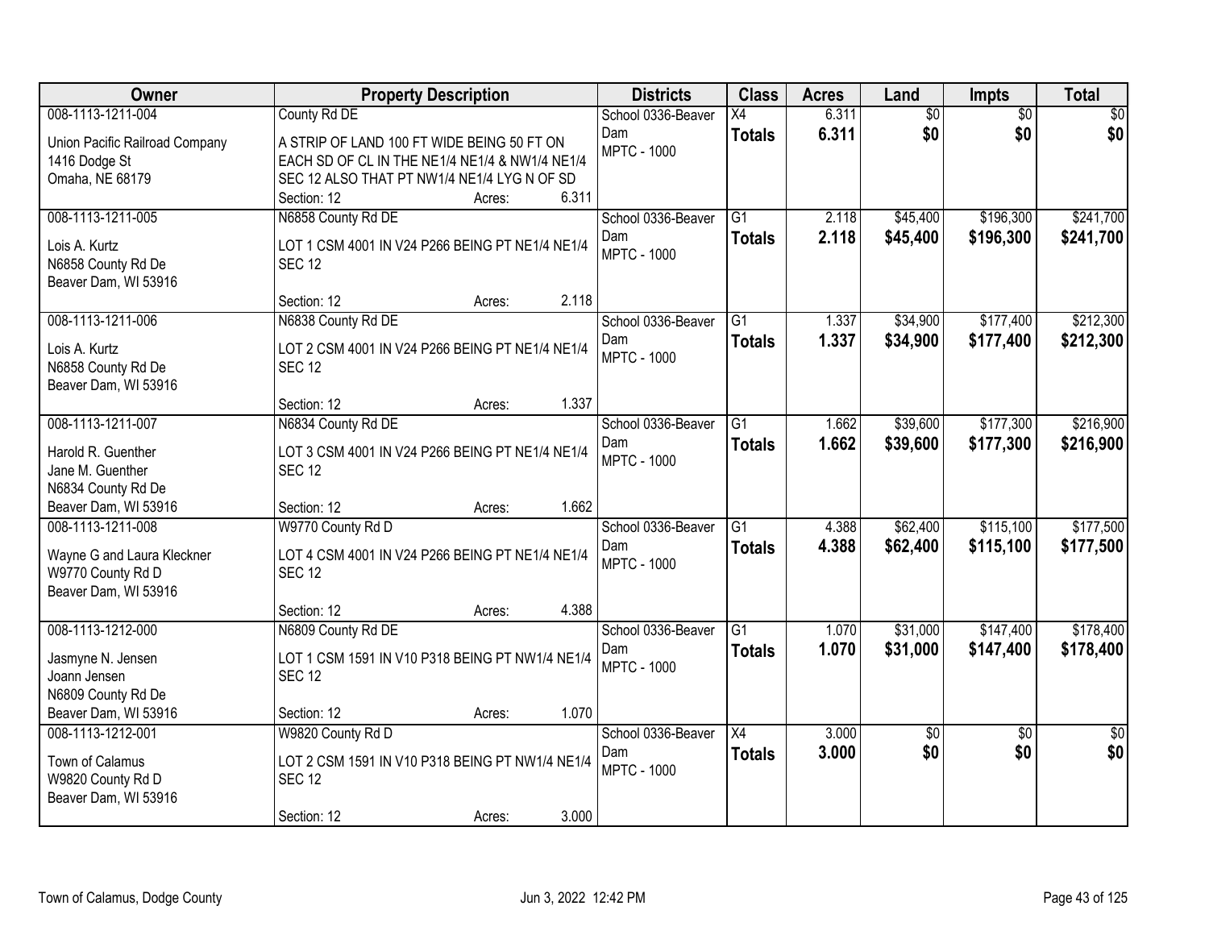| Owner | Property Description | Districts | Class | Acres | Land | Impts | Total |
|---|---|---|---|---|---|---|---|
| 008-1113-1211-004<br>Union Pacific Railroad Company<br>1416 Dodge St<br>Omaha, NE 68179 | County Rd DE<br>A STRIP OF LAND 100 FT WIDE BEING 50 FT ON EACH SD OF CL IN THE NE1/4 NE1/4 & NW1/4 NE1/4 SEC 12 ALSO THAT PT NW1/4 NE1/4 LYG N OF SD<br>Section: 12 Acres: 6.311 | School 0336-Beaver Dam<br>MPTC - 1000 | X4<br>**Totals** | 6.311<br>**6.311** | $0<br>**$0** | $0<br>**$0** | $0<br>**$0** |
| 008-1113-1211-005<br>Lois A. Kurtz<br>N6858 County Rd De<br>Beaver Dam, WI 53916 | N6858 County Rd DE<br>LOT 1 CSM 4001 IN V24 P266 BEING PT NE1/4 NE1/4 SEC 12<br>Section: 12 Acres: 2.118 | School 0336-Beaver Dam<br>MPTC - 1000 | G1<br>**Totals** | 2.118<br>**2.118** | $45,400<br>**$45,400** | $196,300<br>**$196,300** | $241,700<br>**$241,700** |
| 008-1113-1211-006<br>Lois A. Kurtz<br>N6858 County Rd De<br>Beaver Dam, WI 53916 | N6838 County Rd DE<br>LOT 2 CSM 4001 IN V24 P266 BEING PT NE1/4 NE1/4 SEC 12<br>Section: 12 Acres: 1.337 | School 0336-Beaver Dam<br>MPTC - 1000 | G1<br>**Totals** | 1.337<br>**1.337** | $34,900<br>**$34,900** | $177,400<br>**$177,400** | $212,300<br>**$212,300** |
| 008-1113-1211-007<br>Harold R. Guenther<br>Jane M. Guenther<br>N6834 County Rd De<br>Beaver Dam, WI 53916 | N6834 County Rd DE<br>LOT 3 CSM 4001 IN V24 P266 BEING PT NE1/4 NE1/4 SEC 12<br>Section: 12 Acres: 1.662 | School 0336-Beaver Dam<br>MPTC - 1000 | G1<br>**Totals** | 1.662<br>**1.662** | $39,600<br>**$39,600** | $177,300<br>**$177,300** | $216,900<br>**$216,900** |
| 008-1113-1211-008<br>Wayne G and Laura Kleckner<br>W9770 County Rd D<br>Beaver Dam, WI 53916 | W9770 County Rd D<br>LOT 4 CSM 4001 IN V24 P266 BEING PT NE1/4 NE1/4 SEC 12<br>Section: 12 Acres: 4.388 | School 0336-Beaver Dam<br>MPTC - 1000 | G1<br>**Totals** | 4.388<br>**4.388** | $62,400<br>**$62,400** | $115,100<br>**$115,100** | $177,500<br>**$177,500** |
| 008-1113-1212-000<br>Jasmyne N. Jensen<br>Joann Jensen<br>N6809 County Rd De<br>Beaver Dam, WI 53916 | N6809 County Rd DE<br>LOT 1 CSM 1591 IN V10 P318 BEING PT NW1/4 NE1/4 SEC 12<br>Section: 12 Acres: 1.070 | School 0336-Beaver Dam<br>MPTC - 1000 | G1<br>**Totals** | 1.070<br>**1.070** | $31,000<br>**$31,000** | $147,400<br>**$147,400** | $178,400<br>**$178,400** |
| 008-1113-1212-001<br>Town of Calamus<br>W9820 County Rd D<br>Beaver Dam, WI 53916 | W9820 County Rd D<br>LOT 2 CSM 1591 IN V10 P318 BEING PT NW1/4 NE1/4 SEC 12<br>Section: 12 Acres: 3.000 | School 0336-Beaver Dam<br>MPTC - 1000 | X4<br>**Totals** | 3.000<br>**3.000** | $0<br>**$0** | $0<br>**$0** | $0<br>**$0** |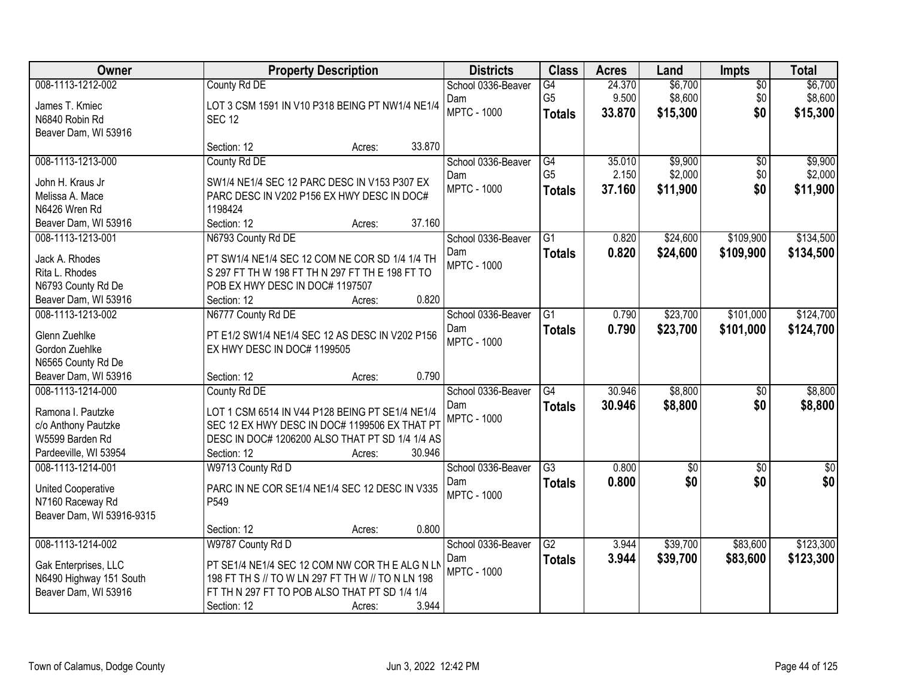| Owner | Property Description | Districts | Class | Acres | Land | Impts | Total |
|---|---|---|---|---|---|---|---|
| 008-1113-1212-002<br>James T. Kmiec<br>N6840 Robin Rd<br>Beaver Dam, WI 53916 | County Rd DE<br>LOT 3 CSM 1591 IN V10 P318 BEING PT NW1/4 NE1/4 SEC 12<br>Section: 12 Acres: 33.870 | School 0336-Beaver Dam<br>MPTC - 1000 | G4<br>G5<br>**Totals** | 24.370<br>9.500<br>**33.870** | $6,700<br>$8,600<br>**$15,300** | $0<br>$0<br>**$0** | $6,700<br>$8,600<br>**$15,300** |
| 008-1113-1213-000<br>John H. Kraus Jr<br>Melissa A. Mace<br>N6426 Wren Rd<br>Beaver Dam, WI 53916 | County Rd DE<br>SW1/4 NE1/4 SEC 12 PARC DESC IN V153 P307 EX PARC DESC IN V202 P156 EX HWY DESC IN DOC# 1198424<br>Section: 12 Acres: 37.160 | School 0336-Beaver Dam<br>MPTC - 1000 | G4<br>G5<br>**Totals** | 35.010<br>2.150<br>**37.160** | $9,900<br>$2,000<br>**$11,900** | $0<br>$0<br>**$0** | $9,900<br>$2,000<br>**$11,900** |
| 008-1113-1213-001<br>Jack A. Rhodes<br>Rita L. Rhodes<br>N6793 County Rd De<br>Beaver Dam, WI 53916 | N6793 County Rd DE<br>PT SW1/4 NE1/4 SEC 12 COM NE COR SD 1/4 1/4 TH S 297 FT TH W 198 FT TH N 297 FT TH E 198 FT TO POB EX HWY DESC IN DOC# 1197507<br>Section: 12 Acres: 0.820 | School 0336-Beaver Dam<br>MPTC - 1000 | G1<br>**Totals** | 0.820<br>**0.820** | $24,600<br>**$24,600** | $109,900<br>**$109,900** | $134,500<br>**$134,500** |
| 008-1113-1213-002<br>Glenn Zuehlke<br>Gordon Zuehlke<br>N6565 County Rd De<br>Beaver Dam, WI 53916 | N6777 County Rd DE<br>PT E1/2 SW1/4 NE1/4 SEC 12 AS DESC IN V202 P156 EX HWY DESC IN DOC# 1199505<br>Section: 12 Acres: 0.790 | School 0336-Beaver Dam<br>MPTC - 1000 | G1<br>**Totals** | 0.790<br>**0.790** | $23,700<br>**$23,700** | $101,000<br>**$101,000** | $124,700<br>**$124,700** |
| 008-1113-1214-000<br>Ramona I. Pautzke<br>c/o Anthony Pautzke<br>W5599 Barden Rd<br>Pardeeville, WI 53954 | County Rd DE<br>LOT 1 CSM 6514 IN V44 P128 BEING PT SE1/4 NE1/4 SEC 12 EX HWY DESC IN DOC# 1199506 EX THAT PT DESC IN DOC# 1206200 ALSO THAT PT SD 1/4 1/4 AS<br>Section: 12 Acres: 30.946 | School 0336-Beaver Dam<br>MPTC - 1000 | G4<br>**Totals** | 30.946<br>**30.946** | $8,800<br>**$8,800** | $0<br>**$0** | $8,800<br>**$8,800** |
| 008-1113-1214-001<br>United Cooperative<br>N7160 Raceway Rd<br>Beaver Dam, WI 53916-9315 | W9713 County Rd D<br>PARC IN NE COR SE1/4 NE1/4 SEC 12 DESC IN V335 P549<br>Section: 12 Acres: 0.800 | School 0336-Beaver Dam<br>MPTC - 1000 | G3<br>**Totals** | 0.800<br>**0.800** | $0<br>**$0** | $0<br>**$0** | $0<br>**$0** |
| 008-1113-1214-002<br>Gak Enterprises, LLC<br>N6490 Highway 151 South<br>Beaver Dam, WI 53916 | W9787 County Rd D<br>PT SE1/4 NE1/4 SEC 12 COM NW COR TH E ALG N LN 198 FT TH S // TO W LN 297 FT TH W // TO N LN 198 FT TH N 297 FT TO POB ALSO THAT PT SD 1/4 1/4<br>Section: 12 Acres: 3.944 | School 0336-Beaver Dam<br>MPTC - 1000 | G2<br>**Totals** | 3.944<br>**3.944** | $39,700<br>**$39,700** | $83,600<br>**$83,600** | $123,300<br>**$123,300** |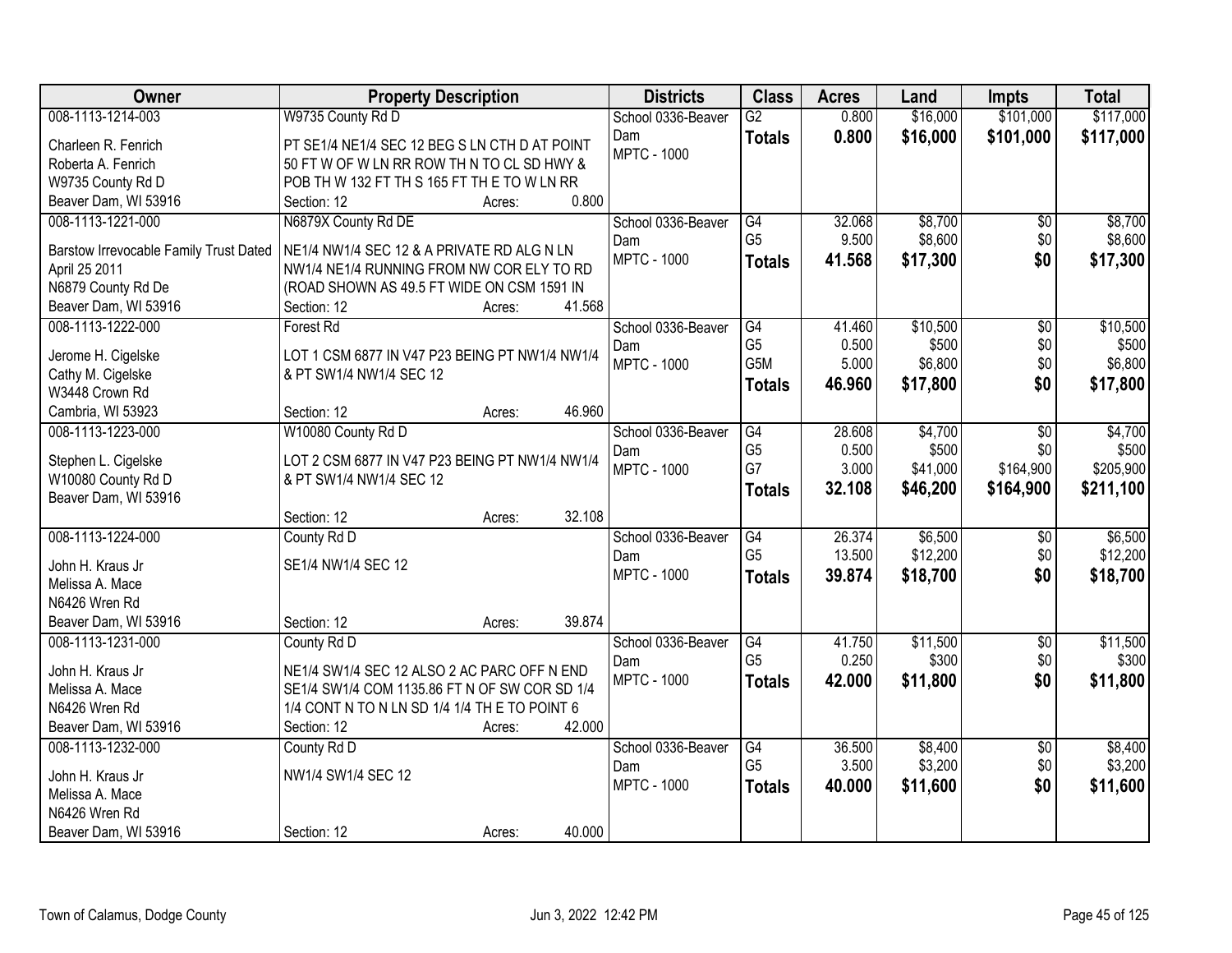| Owner | Property Description | Districts | Class | Acres | Land | Impts | Total |
|---|---|---|---|---|---|---|---|
| 008-1113-1214-003<br>Charleen R. Fenrich<br>Roberta A. Fenrich<br>W9735 County Rd D<br>Beaver Dam, WI 53916 | W9735 County Rd D<br>PT SE1/4 NE1/4 SEC 12 BEG S LN CTH D AT POINT 50 FT W OF W LN RR ROW TH N TO CL SD HWY & POB TH W 132 FT TH S 165 FT TH E TO W LN RR<br>Section: 12 Acres: 0.800 | School 0336-Beaver Dam<br>MPTC - 1000 | G2<br>**Totals** | 0.800<br>**0.800** | $16,000<br>**$16,000** | $101,000<br>**$101,000** | $117,000<br>**$117,000** |
| 008-1113-1221-000<br>Barstow Irrevocable Family Trust Dated April 25 2011<br>N6879 County Rd De<br>Beaver Dam, WI 53916 | N6879X County Rd DE<br>NE1/4 NW1/4 SEC 12 & A PRIVATE RD ALG N LN NW1/4 NE1/4 RUNNING FROM NW COR ELY TO RD (ROAD SHOWN AS 49.5 FT WIDE ON CSM 1591 IN<br>Section: 12 Acres: 41.568 | School 0336-Beaver Dam<br>MPTC - 1000 | G4<br>G5<br>**Totals** | 32.068<br>9.500<br>**41.568** | $8,700<br>$8,600<br>**$17,300** | $0<br>$0<br>**$0** | $8,700<br>$8,600<br>**$17,300** |
| 008-1113-1222-000<br>Jerome H. Cigelske<br>Cathy M. Cigelske<br>W3448 Crown Rd<br>Cambria, WI 53923 | Forest Rd<br>LOT 1 CSM 6877 IN V47 P23 BEING PT NW1/4 NW1/4 & PT SW1/4 NW1/4 SEC 12<br>Section: 12 Acres: 46.960 | School 0336-Beaver Dam<br>MPTC - 1000 | G4<br>G5<br>G5M<br>**Totals** | 41.460<br>0.500<br>5.000<br>**46.960** | $10,500<br>$500<br>$6,800<br>**$17,800** | $0<br>$0<br>$0<br>**$0** | $10,500<br>$500<br>$6,800<br>**$17,800** |
| 008-1113-1223-000<br>Stephen L. Cigelske<br>W10080 County Rd D<br>Beaver Dam, WI 53916 | W10080 County Rd D<br>LOT 2 CSM 6877 IN V47 P23 BEING PT NW1/4 NW1/4 & PT SW1/4 NW1/4 SEC 12<br>Section: 12 Acres: 32.108 | School 0336-Beaver Dam<br>MPTC - 1000 | G4<br>G5<br>G7<br>**Totals** | 28.608<br>0.500<br>3.000<br>**32.108** | $4,700<br>$500<br>$41,000<br>**$46,200** | $0<br>$0<br>$164,900<br>**$164,900** | $4,700<br>$500<br>$205,900<br>**$211,100** |
| 008-1113-1224-000<br>John H. Kraus Jr<br>Melissa A. Mace<br>N6426 Wren Rd<br>Beaver Dam, WI 53916 | County Rd D<br>SE1/4 NW1/4 SEC 12<br>Section: 12 Acres: 39.874 | School 0336-Beaver Dam<br>MPTC - 1000 | G4<br>G5<br>**Totals** | 26.374<br>13.500<br>**39.874** | $6,500<br>$12,200<br>**$18,700** | $0<br>$0<br>**$0** | $6,500<br>$12,200<br>**$18,700** |
| 008-1113-1231-000<br>John H. Kraus Jr<br>Melissa A. Mace<br>N6426 Wren Rd<br>Beaver Dam, WI 53916 | County Rd D<br>NE1/4 SW1/4 SEC 12 ALSO 2 AC PARC OFF N END SE1/4 SW1/4 COM 1135.86 FT N OF SW COR SD 1/4 1/4 CONT N TO N LN SD 1/4 1/4 TH E TO POINT 6<br>Section: 12 Acres: 42.000 | School 0336-Beaver Dam<br>MPTC - 1000 | G4<br>G5<br>**Totals** | 41.750<br>0.250<br>**42.000** | $11,500<br>$300<br>**$11,800** | $0<br>$0<br>**$0** | $11,500<br>$300<br>**$11,800** |
| 008-1113-1232-000<br>John H. Kraus Jr<br>Melissa A. Mace<br>N6426 Wren Rd<br>Beaver Dam, WI 53916 | County Rd D<br>NW1/4 SW1/4 SEC 12<br>Section: 12 Acres: 40.000 | School 0336-Beaver Dam<br>MPTC - 1000 | G4<br>G5<br>**Totals** | 36.500<br>3.500<br>**40.000** | $8,400<br>$3,200<br>**$11,600** | $0<br>$0<br>**$0** | $8,400<br>$3,200<br>**$11,600** |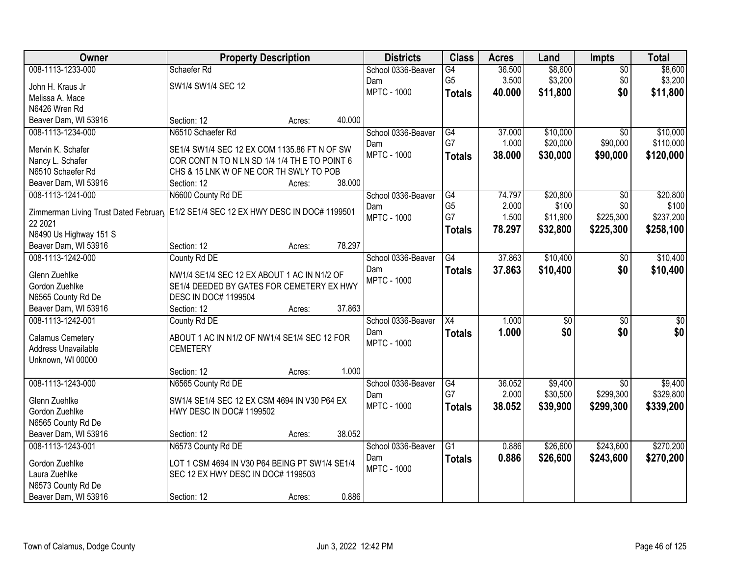| Owner | Property Description | Districts | Class | Acres | Land | Impts | Total |
|---|---|---|---|---|---|---|---|
| 008-1113-1233-000<br>John H. Kraus Jr<br>Melissa A. Mace<br>N6426 Wren Rd<br>Beaver Dam, WI 53916 | Schaefer Rd<br>SW1/4 SW1/4 SEC 12<br>Section: 12 Acres: 40.000 | School 0336-Beaver Dam<br>MPTC - 1000 | G4<br>G5<br>**Totals** | 36.500<br>3.500<br>**40.000** | $8,600<br>$3,200<br>**$11,800** | $0<br>$0<br>**$0** | $8,600<br>$3,200<br>**$11,800** |
| 008-1113-1234-000<br>Mervin K. Schafer<br>Nancy L. Schafer<br>N6510 Schaefer Rd<br>Beaver Dam, WI 53916 | N6510 Schaefer Rd<br>SE1/4 SW1/4 SEC 12 EX COM 1135.86 FT N OF SW COR CONT N TO N LN SD 1/4 1/4 TH E TO POINT 6 CHS & 15 LNK W OF NE COR TH SWLY TO POB<br>Section: 12 Acres: 38.000 | School 0336-Beaver Dam<br>MPTC - 1000 | G4<br>G7<br>**Totals** | 37.000<br>1.000<br>**38.000** | $10,000<br>$20,000<br>**$30,000** | $0<br>$90,000<br>**$90,000** | $10,000<br>$110,000<br>**$120,000** |
| 008-1113-1241-000<br>Zimmerman Living Trust Dated February 22 2021<br>N6490 Us Highway 151 S<br>Beaver Dam, WI 53916 | N6600 County Rd DE<br>E1/2 SE1/4 SEC 12 EX HWY DESC IN DOC# 1199501<br>Section: 12 Acres: 78.297 | School 0336-Beaver Dam<br>MPTC - 1000 | G4<br>G5<br>G7<br>**Totals** | 74.797<br>2.000<br>1.500<br>**78.297** | $20,800<br>$100<br>$11,900<br>**$32,800** | $0<br>$0<br>$225,300<br>**$225,300** | $20,800<br>$100<br>$237,200<br>**$258,100** |
| 008-1113-1242-000<br>Glenn Zuehlke<br>Gordon Zuehlke<br>N6565 County Rd De<br>Beaver Dam, WI 53916 | County Rd DE<br>NW1/4 SE1/4 SEC 12 EX ABOUT 1 AC IN N1/2 OF SE1/4 DEEDED BY GATES FOR CEMETERY EX HWY DESC IN DOC# 1199504<br>Section: 12 Acres: 37.863 | School 0336-Beaver Dam<br>MPTC - 1000 | G4<br>**Totals** | 37.863<br>**37.863** | $10,400<br>**$10,400** | $0<br>**$0** | $10,400<br>**$10,400** |
| 008-1113-1242-001<br>Calamus Cemetery<br>Address Unavailable<br>Unknown, WI 00000 | County Rd DE<br>ABOUT 1 AC IN N1/2 OF NW1/4 SE1/4 SEC 12 FOR CEMETERY<br>Section: 12 Acres: 1.000 | School 0336-Beaver Dam<br>MPTC - 1000 | X4<br>**Totals** | 1.000<br>**1.000** | $0<br>**$0** | $0<br>**$0** | $0<br>**$0** |
| 008-1113-1243-000<br>Glenn Zuehlke<br>Gordon Zuehlke<br>N6565 County Rd De<br>Beaver Dam, WI 53916 | N6565 County Rd DE<br>SW1/4 SE1/4 SEC 12 EX CSM 4694 IN V30 P64 EX HWY DESC IN DOC# 1199502<br>Section: 12 Acres: 38.052 | School 0336-Beaver Dam<br>MPTC - 1000 | G4<br>G7<br>**Totals** | 36.052<br>2.000<br>**38.052** | $9,400<br>$30,500<br>**$39,900** | $0<br>$299,300<br>**$299,300** | $9,400<br>$329,800<br>**$339,200** |
| 008-1113-1243-001<br>Gordon Zuehlke<br>Laura Zuehlke<br>N6573 County Rd De<br>Beaver Dam, WI 53916 | N6573 County Rd DE<br>LOT 1 CSM 4694 IN V30 P64 BEING PT SW1/4 SE1/4 SEC 12 EX HWY DESC IN DOC# 1199503<br>Section: 12 Acres: 0.886 | School 0336-Beaver Dam<br>MPTC - 1000 | G1<br>**Totals** | 0.886<br>**0.886** | $26,600<br>**$26,600** | $243,600<br>**$243,600** | $270,200<br>**$270,200** |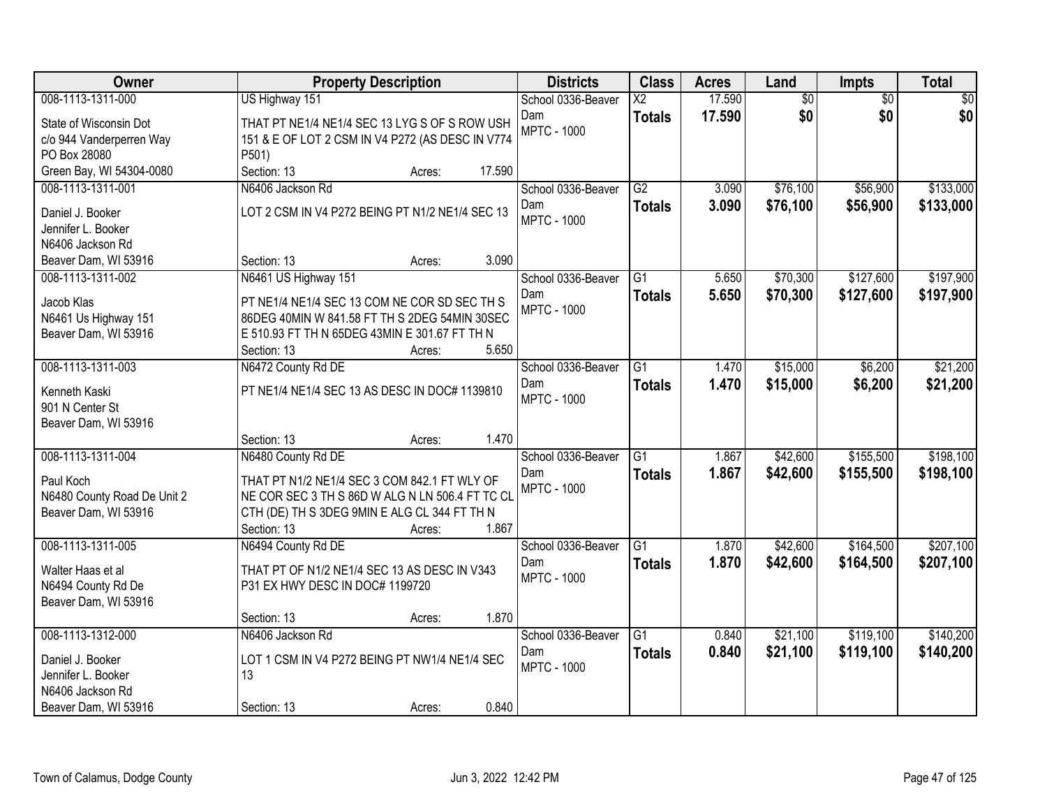| Owner | Property Description | Districts | Class | Acres | Land | Impts | Total |
|---|---|---|---|---|---|---|---|
| 008-1113-1311-000<br>State of Wisconsin Dot<br>c/o 944 Vanderperren Way<br>PO Box 28080<br>Green Bay, WI 54304-0080 | US Highway 151<br>THAT PT NE1/4 NE1/4 SEC 13 LYG S OF S ROW USH 151 & E OF LOT 2 CSM IN V4 P272 (AS DESC IN V774 P501)<br>Section: 13 Acres: 17.590 | School 0336-Beaver Dam<br>MPTC - 1000 | X2<br>**Totals** | 17.590<br>**17.590** | $0<br>**$0** | $0<br>**$0** | $0<br>**$0** |
| 008-1113-1311-001<br>Daniel J. Booker<br>Jennifer L. Booker<br>N6406 Jackson Rd<br>Beaver Dam, WI 53916 | N6406 Jackson Rd<br>LOT 2 CSM IN V4 P272 BEING PT N1/2 NE1/4 SEC 13<br>Section: 13 Acres: 3.090 | School 0336-Beaver Dam<br>MPTC - 1000 | G2<br>**Totals** | 3.090<br>**3.090** | $76,100<br>**$76,100** | $56,900<br>**$56,900** | $133,000<br>**$133,000** |
| 008-1113-1311-002<br>Jacob Klas<br>N6461 Us Highway 151<br>Beaver Dam, WI 53916 | N6461 US Highway 151<br>PT NE1/4 NE1/4 SEC 13 COM NE COR SD SEC TH S 86DEG 40MIN W 841.58 FT TH S 2DEG 54MIN 30SEC E 510.93 FT TH N 65DEG 43MIN E 301.67 FT TH N<br>Section: 13 Acres: 5.650 | School 0336-Beaver Dam<br>MPTC - 1000 | G1<br>**Totals** | 5.650<br>**5.650** | $70,300<br>**$70,300** | $127,600<br>**$127,600** | $197,900<br>**$197,900** |
| 008-1113-1311-003<br>Kenneth Kaski<br>901 N Center St<br>Beaver Dam, WI 53916 | N6472 County Rd DE<br>PT NE1/4 NE1/4 SEC 13 AS DESC IN DOC# 1139810<br>Section: 13 Acres: 1.470 | School 0336-Beaver Dam<br>MPTC - 1000 | G1<br>**Totals** | 1.470<br>**1.470** | $15,000<br>**$15,000** | $6,200<br>**$6,200** | $21,200<br>**$21,200** |
| 008-1113-1311-004<br>Paul Koch<br>N6480 County Road De Unit 2<br>Beaver Dam, WI 53916 | N6480 County Rd DE<br>THAT PT N1/2 NE1/4 SEC 3 COM 842.1 FT WLY OF NE COR SEC 3 TH S 86D W ALG N LN 506.4 FT TC CL CTH (DE) TH S 3DEG 9MIN E ALG CL 344 FT TH N<br>Section: 13 Acres: 1.867 | School 0336-Beaver Dam<br>MPTC - 1000 | G1<br>**Totals** | 1.867<br>**1.867** | $42,600<br>**$42,600** | $155,500<br>**$155,500** | $198,100<br>**$198,100** |
| 008-1113-1311-005<br>Walter Haas et al<br>N6494 County Rd De<br>Beaver Dam, WI 53916 | N6494 County Rd DE<br>THAT PT OF N1/2 NE1/4 SEC 13 AS DESC IN V343 P31 EX HWY DESC IN DOC# 1199720<br>Section: 13 Acres: 1.870 | School 0336-Beaver Dam<br>MPTC - 1000 | G1<br>**Totals** | 1.870<br>**1.870** | $42,600<br>**$42,600** | $164,500<br>**$164,500** | $207,100<br>**$207,100** |
| 008-1113-1312-000<br>Daniel J. Booker<br>Jennifer L. Booker<br>N6406 Jackson Rd<br>Beaver Dam, WI 53916 | N6406 Jackson Rd<br>LOT 1 CSM IN V4 P272 BEING PT NW1/4 NE1/4 SEC 13<br>Section: 13 Acres: 0.840 | School 0336-Beaver Dam<br>MPTC - 1000 | G1<br>**Totals** | 0.840<br>**0.840** | $21,100<br>**$21,100** | $119,100<br>**$119,100** | $140,200<br>**$140,200** |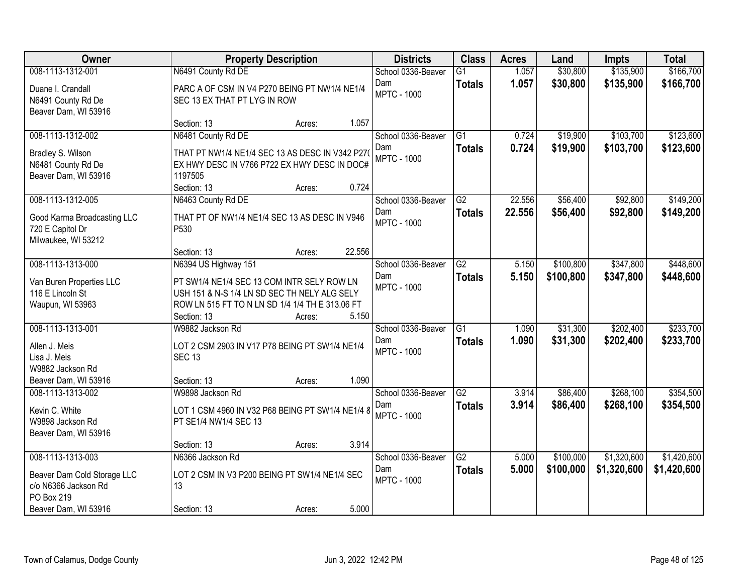| Owner | Property Description | Districts | Class | Acres | Land | Impts | Total |
|---|---|---|---|---|---|---|---|
| 008-1113-1312-001<br>Duane I. Crandall<br>N6491 County Rd De<br>Beaver Dam, WI 53916 | N6491 County Rd DE<br>PARC A OF CSM IN V4 P270 BEING PT NW1/4 NE1/4 SEC 13 EX THAT PT LYG IN ROW<br>Section: 13 Acres: 1.057 | School 0336-Beaver Dam<br>MPTC - 1000 | G1<br>**Totals** | 1.057<br>**1.057** | $30,800<br>**$30,800** | $135,900<br>**$135,900** | $166,700<br>**$166,700** |
| 008-1113-1312-002<br>Bradley S. Wilson<br>N6481 County Rd De<br>Beaver Dam, WI 53916 | N6481 County Rd DE<br>THAT PT NW1/4 NE1/4 SEC 13 AS DESC IN V342 P270 EX HWY DESC IN V766 P722 EX HWY DESC IN DOC# 1197505<br>Section: 13 Acres: 0.724 | School 0336-Beaver Dam<br>MPTC - 1000 | G1<br>**Totals** | 0.724<br>**0.724** | $19,900<br>**$19,900** | $103,700<br>**$103,700** | $123,600<br>**$123,600** |
| 008-1113-1312-005<br>Good Karma Broadcasting LLC<br>720 E Capitol Dr<br>Milwaukee, WI 53212 | N6463 County Rd DE<br>THAT PT OF NW1/4 NE1/4 SEC 13 AS DESC IN V946 P530<br>Section: 13 Acres: 22.556 | School 0336-Beaver Dam<br>MPTC - 1000 | G2<br>**Totals** | 22.556<br>**22.556** | $56,400<br>**$56,400** | $92,800<br>**$92,800** | $149,200<br>**$149,200** |
| 008-1113-1313-000<br>Van Buren Properties LLC<br>116 E Lincoln St<br>Waupun, WI 53963 | N6394 US Highway 151<br>PT SW1/4 NE1/4 SEC 13 COM INTR SELY ROW LN USH 151 & N-S 1/4 LN SD SEC TH NELY ALG SELY ROW LN 515 FT TO N LN SD 1/4 1/4 TH E 313.06 FT<br>Section: 13 Acres: 5.150 | School 0336-Beaver Dam<br>MPTC - 1000 | G2<br>**Totals** | 5.150<br>**5.150** | $100,800<br>**$100,800** | $347,800<br>**$347,800** | $448,600<br>**$448,600** |
| 008-1113-1313-001<br>Allen J. Meis<br>Lisa J. Meis<br>W9882 Jackson Rd<br>Beaver Dam, WI 53916 | W9882 Jackson Rd<br>LOT 2 CSM 2903 IN V17 P78 BEING PT SW1/4 NE1/4 SEC 13<br>Section: 13 Acres: 1.090 | School 0336-Beaver Dam<br>MPTC - 1000 | G1<br>**Totals** | 1.090<br>**1.090** | $31,300<br>**$31,300** | $202,400<br>**$202,400** | $233,700<br>**$233,700** |
| 008-1113-1313-002<br>Kevin C. White<br>W9898 Jackson Rd<br>Beaver Dam, WI 53916 | W9898 Jackson Rd<br>LOT 1 CSM 4960 IN V32 P68 BEING PT SW1/4 NE1/4 & PT SE1/4 NW1/4 SEC 13<br>Section: 13 Acres: 3.914 | School 0336-Beaver Dam<br>MPTC - 1000 | G2<br>**Totals** | 3.914<br>**3.914** | $86,400<br>**$86,400** | $268,100<br>**$268,100** | $354,500<br>**$354,500** |
| 008-1113-1313-003<br>Beaver Dam Cold Storage LLC<br>c/o N6366 Jackson Rd<br>PO Box 219<br>Beaver Dam, WI 53916 | N6366 Jackson Rd<br>LOT 2 CSM IN V3 P200 BEING PT SW1/4 NE1/4 SEC 13<br>Section: 13 Acres: 5.000 | School 0336-Beaver Dam<br>MPTC - 1000 | G2<br>**Totals** | 5.000<br>**5.000** | $100,000<br>**$100,000** | $1,320,600<br>**$1,320,600** | $1,420,600<br>**$1,420,600** |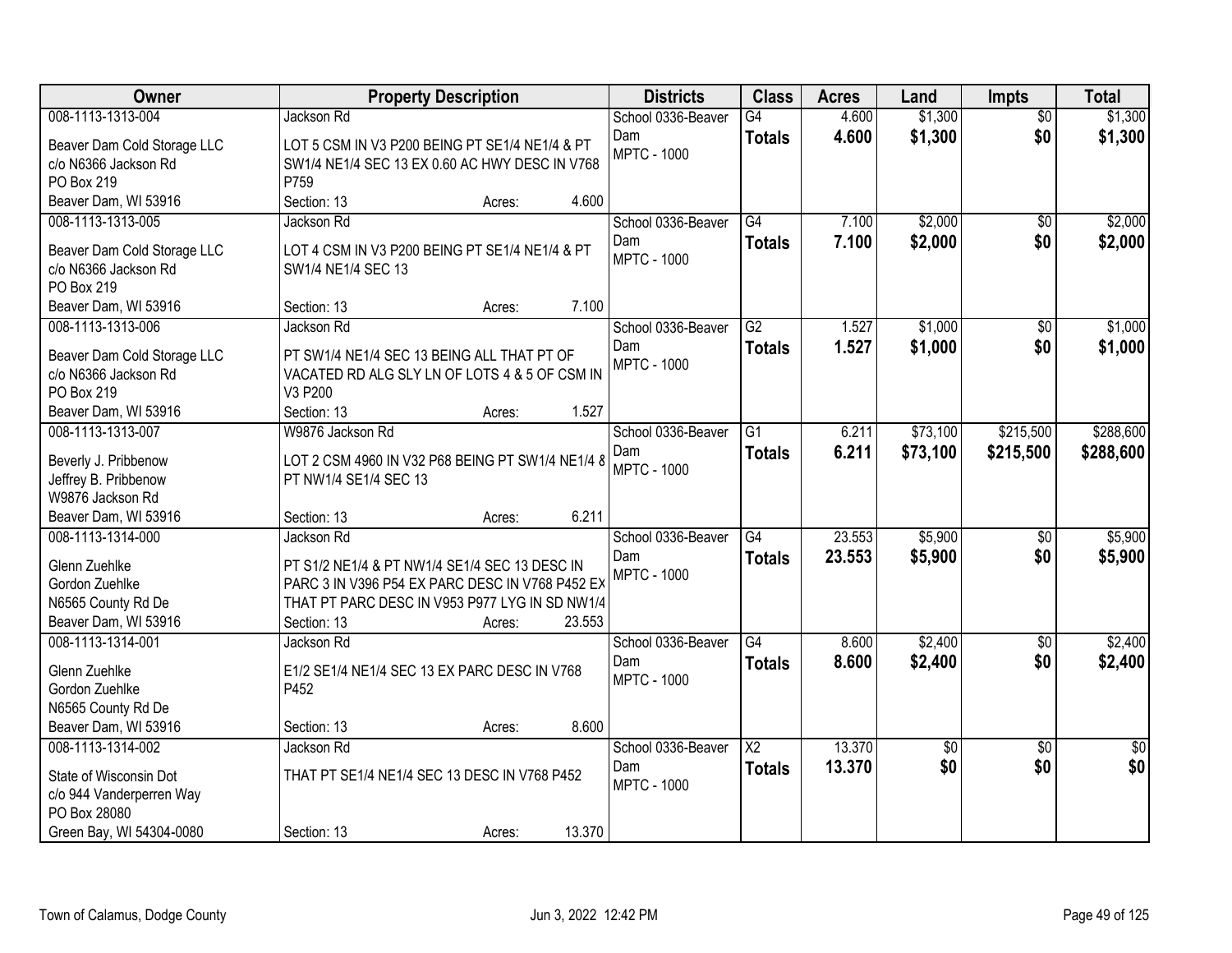| Owner | Property Description | Districts | Class | Acres | Land | Impts | Total |
|---|---|---|---|---|---|---|---|
| 008-1113-1313-004<br>Beaver Dam Cold Storage LLC<br>c/o N6366 Jackson Rd<br>PO Box 219<br>Beaver Dam, WI 53916 | Jackson Rd<br>LOT 5 CSM IN V3 P200 BEING PT SE1/4 NE1/4 & PT SW1/4 NE1/4 SEC 13 EX 0.60 AC HWY DESC IN V768 P759<br>Section: 13 Acres: 4.600 | School 0336-Beaver Dam<br>MPTC - 1000 | G4<br>**Totals** | 4.600<br>**4.600** | $1,300<br>**$1,300** | $0<br>**$0** | $1,300<br>**$1,300** |
| 008-1113-1313-005<br>Beaver Dam Cold Storage LLC<br>c/o N6366 Jackson Rd<br>PO Box 219<br>Beaver Dam, WI 53916 | Jackson Rd<br>LOT 4 CSM IN V3 P200 BEING PT SE1/4 NE1/4 & PT SW1/4 NE1/4 SEC 13<br>Section: 13 Acres: 7.100 | School 0336-Beaver Dam<br>MPTC - 1000 | G4<br>**Totals** | 7.100<br>**7.100** | $2,000<br>**$2,000** | $0<br>**$0** | $2,000<br>**$2,000** |
| 008-1113-1313-006<br>Beaver Dam Cold Storage LLC<br>c/o N6366 Jackson Rd<br>PO Box 219<br>Beaver Dam, WI 53916 | Jackson Rd<br>PT SW1/4 NE1/4 SEC 13 BEING ALL THAT PT OF VACATED RD ALG SLY LN OF LOTS 4 & 5 OF CSM IN V3 P200<br>Section: 13 Acres: 1.527 | School 0336-Beaver Dam<br>MPTC - 1000 | G2<br>**Totals** | 1.527<br>**1.527** | $1,000<br>**$1,000** | $0<br>**$0** | $1,000<br>**$1,000** |
| 008-1113-1313-007<br>Beverly J. Pribbenow<br>Jeffrey B. Pribbenow<br>W9876 Jackson Rd<br>Beaver Dam, WI 53916 | W9876 Jackson Rd<br>LOT 2 CSM 4960 IN V32 P68 BEING PT SW1/4 NE1/4 & PT NW1/4 SE1/4 SEC 13<br>Section: 13 Acres: 6.211 | School 0336-Beaver Dam<br>MPTC - 1000 | G1<br>**Totals** | 6.211<br>**6.211** | $73,100<br>**$73,100** | $215,500<br>**$215,500** | $288,600<br>**$288,600** |
| 008-1113-1314-000<br>Glenn Zuehlke<br>Gordon Zuehlke<br>N6565 County Rd De<br>Beaver Dam, WI 53916 | Jackson Rd<br>PT S1/2 NE1/4 & PT NW1/4 SE1/4 SEC 13 DESC IN PARC 3 IN V396 P54 EX PARC DESC IN V768 P452 EX THAT PT PARC DESC IN V953 P977 LYG IN SD NW1/4<br>Section: 13 Acres: 23.553 | School 0336-Beaver Dam<br>MPTC - 1000 | G4<br>**Totals** | 23.553<br>**23.553** | $5,900<br>**$5,900** | $0<br>**$0** | $5,900<br>**$5,900** |
| 008-1113-1314-001<br>Glenn Zuehlke<br>Gordon Zuehlke<br>N6565 County Rd De<br>Beaver Dam, WI 53916 | Jackson Rd<br>E1/2 SE1/4 NE1/4 SEC 13 EX PARC DESC IN V768 P452<br>Section: 13 Acres: 8.600 | School 0336-Beaver Dam<br>MPTC - 1000 | G4<br>**Totals** | 8.600<br>**8.600** | $2,400<br>**$2,400** | $0<br>**$0** | $2,400<br>**$2,400** |
| 008-1113-1314-002<br>State of Wisconsin Dot<br>c/o 944 Vanderperren Way<br>PO Box 28080<br>Green Bay, WI 54304-0080 | Jackson Rd<br>THAT PT SE1/4 NE1/4 SEC 13 DESC IN V768 P452<br>Section: 13 Acres: 13.370 | School 0336-Beaver Dam<br>MPTC - 1000 | X2<br>**Totals** | 13.370<br>**13.370** | $0<br>**$0** | $0<br>**$0** | $0<br>**$0** |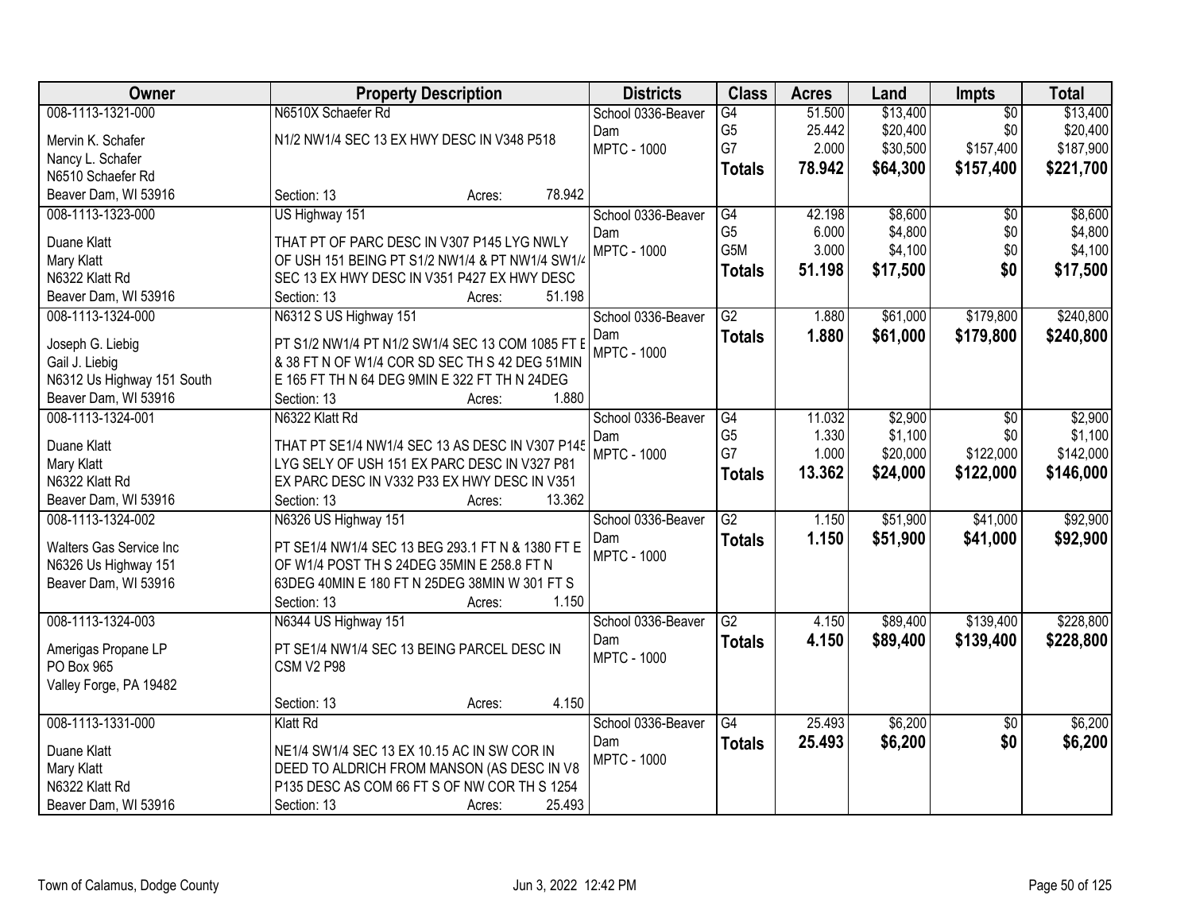| Owner | Property Description | Districts | Class | Acres | Land | Impts | Total |
|---|---|---|---|---|---|---|---|
| 008-1113-1321-000<br>Mervin K. Schafer<br>Nancy L. Schafer<br>N6510 Schaefer Rd<br>Beaver Dam, WI 53916 | N6510X Schaefer Rd<br>N1/2 NW1/4 SEC 13 EX HWY DESC IN V348 P518<br>Section: 13 Acres: 78.942 | School 0336-Beaver Dam<br>MPTC - 1000 | G4<br>G5<br>G7<br>**Totals** | 51.500<br>25.442<br>2.000<br>**78.942** | $13,400<br>$20,400<br>$30,500<br>**$64,300** | $0<br>$0<br>$157,400<br>**$157,400** | $13,400<br>$20,400<br>$187,900<br>**$221,700** |
| 008-1113-1323-000<br>Duane Klatt<br>Mary Klatt<br>N6322 Klatt Rd<br>Beaver Dam, WI 53916 | US Highway 151<br>THAT PT OF PARC DESC IN V307 P145 LYG NWLY OF USH 151 BEING PT S1/2 NW1/4 & PT NW1/4 SW1/4 SEC 13 EX HWY DESC IN V351 P427 EX HWY DESC<br>Section: 13 Acres: 51.198 | School 0336-Beaver Dam<br>MPTC - 1000 | G4<br>G5<br>G5M<br>**Totals** | 42.198<br>6.000<br>3.000<br>**51.198** | $8,600<br>$4,800<br>$4,100<br>**$17,500** | $0<br>$0<br>$0<br>**$0** | $8,600<br>$4,800<br>$4,100<br>**$17,500** |
| 008-1113-1324-000<br>Joseph G. Liebig<br>Gail J. Liebig<br>N6312 Us Highway 151 South<br>Beaver Dam, WI 53916 | N6312 S US Highway 151<br>PT S1/2 NW1/4 PT N1/2 SW1/4 SEC 13 COM 1085 FT E & 38 FT N OF W1/4 COR SD SEC TH S 42 DEG 51MIN E 165 FT TH N 64 DEG 9MIN E 322 FT TH N 24DEG<br>Section: 13 Acres: 1.880 | School 0336-Beaver Dam<br>MPTC - 1000 | G2<br>**Totals** | 1.880<br>**1.880** | $61,000<br>**$61,000** | $179,800<br>**$179,800** | $240,800<br>**$240,800** |
| 008-1113-1324-001<br>Duane Klatt<br>Mary Klatt<br>N6322 Klatt Rd<br>Beaver Dam, WI 53916 | N6322 Klatt Rd<br>THAT PT SE1/4 NW1/4 SEC 13 AS DESC IN V307 P145 LYG SELY OF USH 151 EX PARC DESC IN V327 P81 EX PARC DESC IN V332 P33 EX HWY DESC IN V351<br>Section: 13 Acres: 13.362 | School 0336-Beaver Dam<br>MPTC - 1000 | G4<br>G5<br>G7<br>**Totals** | 11.032<br>1.330<br>1.000<br>**13.362** | $2,900<br>$1,100<br>$20,000<br>**$24,000** | $0<br>$0<br>$122,000<br>**$122,000** | $2,900<br>$1,100<br>$142,000<br>**$146,000** |
| 008-1113-1324-002<br>Walters Gas Service Inc<br>N6326 Us Highway 151<br>Beaver Dam, WI 53916 | N6326 US Highway 151<br>PT SE1/4 NW1/4 SEC 13 BEG 293.1 FT N & 1380 FT E OF W1/4 POST TH S 24DEG 35MIN E 258.8 FT N 63DEG 40MIN E 180 FT N 25DEG 38MIN W 301 FT S<br>Section: 13 Acres: 1.150 | School 0336-Beaver Dam<br>MPTC - 1000 | G2<br>**Totals** | 1.150<br>**1.150** | $51,900<br>**$51,900** | $41,000<br>**$41,000** | $92,900<br>**$92,900** |
| 008-1113-1324-003<br>Amerigas Propane LP<br>PO Box 965<br>Valley Forge, PA 19482 | N6344 US Highway 151<br>PT SE1/4 NW1/4 SEC 13 BEING PARCEL DESC IN CSM V2 P98<br>Section: 13 Acres: 4.150 | School 0336-Beaver Dam<br>MPTC - 1000 | G2<br>**Totals** | 4.150<br>**4.150** | $89,400<br>**$89,400** | $139,400<br>**$139,400** | $228,800<br>**$228,800** |
| 008-1113-1331-000<br>Duane Klatt<br>Mary Klatt<br>N6322 Klatt Rd<br>Beaver Dam, WI 53916 | Klatt Rd<br>NE1/4 SW1/4 SEC 13 EX 10.15 AC IN SW COR IN DEED TO ALDRICH FROM MANSON (AS DESC IN V8 P135 DESC AS COM 66 FT S OF NW COR TH S 1254<br>Section: 13 Acres: 25.493 | School 0336-Beaver Dam<br>MPTC - 1000 | G4<br>**Totals** | 25.493<br>**25.493** | $6,200<br>**$6,200** | $0<br>**$0** | $6,200<br>**$6,200** |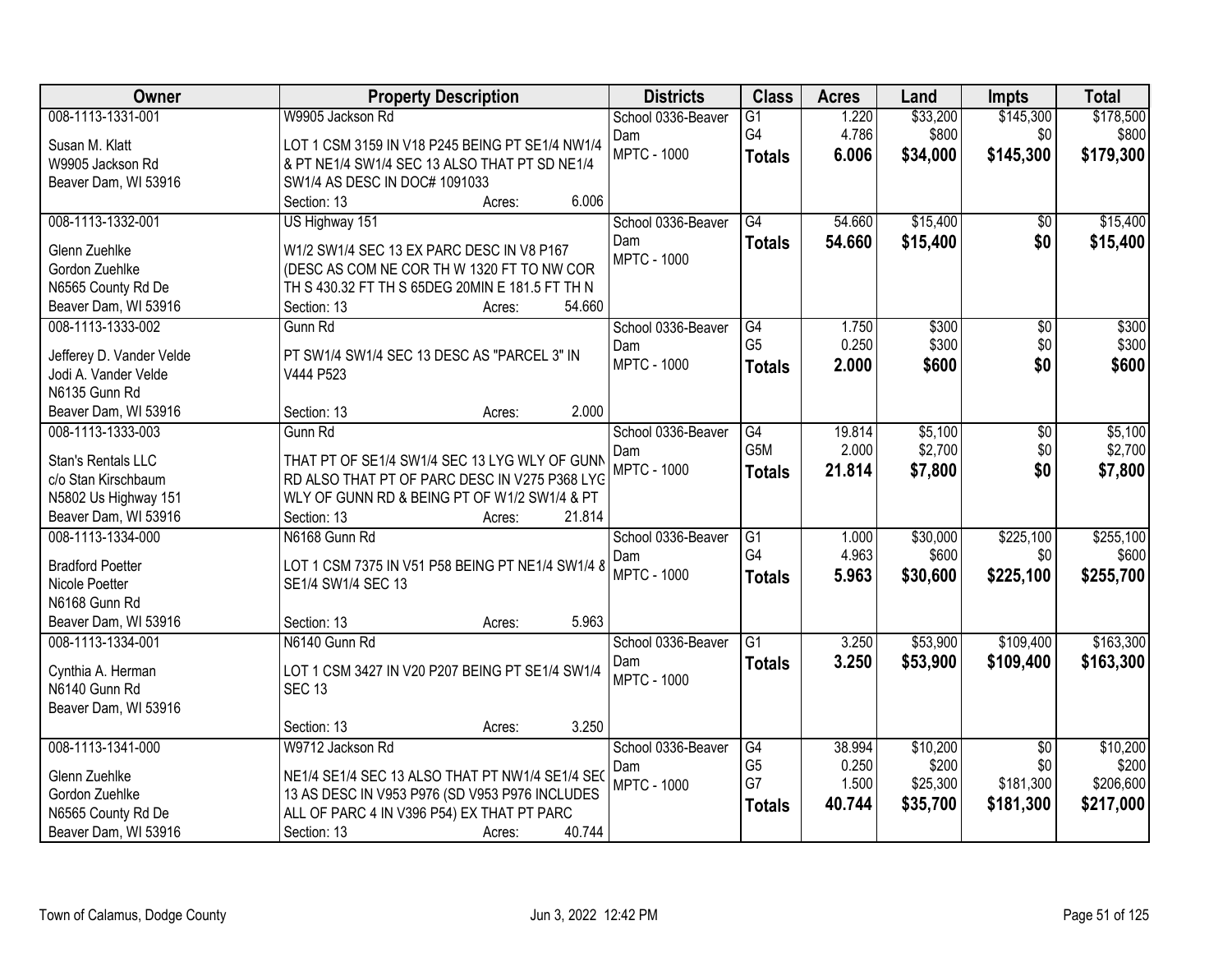| Owner | Property Description | Districts | Class | Acres | Land | Impts | Total |
|---|---|---|---|---|---|---|---|
| 008-1113-1331-001<br>Susan M. Klatt<br>W9905 Jackson Rd<br>Beaver Dam, WI 53916 | W9905 Jackson Rd<br>LOT 1 CSM 3159 IN V18 P245 BEING PT SE1/4 NW1/4 & PT NE1/4 SW1/4 SEC 13 ALSO THAT PT SD NE1/4 SW1/4 AS DESC IN DOC# 1091033<br>Section: 13 Acres: 6.006 | School 0336-Beaver Dam<br>MPTC - 1000 | G1<br>G4<br>**Totals** | 1.220<br>4.786<br>**6.006** | $33,200<br>$800<br>**$34,000** | $145,300<br>$0<br>**$145,300** | $178,500<br>$800<br>**$179,300** |
| 008-1113-1332-001<br>Glenn Zuehlke<br>Gordon Zuehlke<br>N6565 County Rd De<br>Beaver Dam, WI 53916 | US Highway 151<br>W1/2 SW1/4 SEC 13 EX PARC DESC IN V8 P167 (DESC AS COM NE COR TH W 1320 FT TO NW COR TH S 430.32 FT TH S 65DEG 20MIN E 181.5 FT TH N<br>Section: 13 Acres: 54.660 | School 0336-Beaver Dam<br>MPTC - 1000 | G4<br>**Totals** | 54.660<br>**54.660** | $15,400<br>**$15,400** | $0<br>**$0** | $15,400<br>**$15,400** |
| 008-1113-1333-002<br>Jefferey D. Vander Velde<br>Jodi A. Vander Velde<br>N6135 Gunn Rd<br>Beaver Dam, WI 53916 | Gunn Rd<br>PT SW1/4 SW1/4 SEC 13 DESC AS "PARCEL 3" IN V444 P523<br>Section: 13 Acres: 2.000 | School 0336-Beaver Dam<br>MPTC - 1000 | G4<br>G5<br>**Totals** | 1.750<br>0.250<br>**2.000** | $300<br>$300<br>**$600** | $0<br>$0<br>**$0** | $300<br>$300<br>**$600** |
| 008-1113-1333-003<br>Stan's Rentals LLC<br>c/o Stan Kirschbaum<br>N5802 Us Highway 151<br>Beaver Dam, WI 53916 | Gunn Rd<br>THAT PT OF SE1/4 SW1/4 SEC 13 LYG WLY OF GUNN RD ALSO THAT PT OF PARC DESC IN V275 P368 LYG WLY OF GUNN RD & BEING PT OF W1/2 SW1/4 & PT<br>Section: 13 Acres: 21.814 | School 0336-Beaver Dam<br>MPTC - 1000 | G4<br>G5M<br>**Totals** | 19.814<br>2.000<br>**21.814** | $5,100<br>$2,700<br>**$7,800** | $0<br>$0<br>**$0** | $5,100<br>$2,700<br>**$7,800** |
| 008-1113-1334-000<br>Bradford Poetter<br>Nicole Poetter<br>N6168 Gunn Rd<br>Beaver Dam, WI 53916 | N6168 Gunn Rd<br>LOT 1 CSM 7375 IN V51 P58 BEING PT NE1/4 SW1/4 & SE1/4 SW1/4 SEC 13<br>Section: 13 Acres: 5.963 | School 0336-Beaver Dam<br>MPTC - 1000 | G1<br>G4<br>**Totals** | 1.000<br>4.963<br>**5.963** | $30,000<br>$600<br>**$30,600** | $225,100<br>$0<br>**$225,100** | $255,100<br>$600<br>**$255,700** |
| 008-1113-1334-001<br>Cynthia A. Herman<br>N6140 Gunn Rd<br>Beaver Dam, WI 53916 | N6140 Gunn Rd<br>LOT 1 CSM 3427 IN V20 P207 BEING PT SE1/4 SW1/4 SEC 13<br>Section: 13 Acres: 3.250 | School 0336-Beaver Dam<br>MPTC - 1000 | G1<br>**Totals** | 3.250<br>**3.250** | $53,900<br>**$53,900** | $109,400<br>**$109,400** | $163,300<br>**$163,300** |
| 008-1113-1341-000<br>Glenn Zuehlke<br>Gordon Zuehlke<br>N6565 County Rd De<br>Beaver Dam, WI 53916 | W9712 Jackson Rd<br>NE1/4 SE1/4 SEC 13 ALSO THAT PT NW1/4 SE1/4 SEC 13 AS DESC IN V953 P976 (SD V953 P976 INCLUDES ALL OF PARC 4 IN V396 P54) EX THAT PT PARC<br>Section: 13 Acres: 40.744 | School 0336-Beaver Dam<br>MPTC - 1000 | G4<br>G5<br>G7<br>**Totals** | 38.994<br>0.250<br>1.500<br>**40.744** | $10,200<br>$200<br>$25,300<br>**$35,700** | $0<br>$0<br>$181,300<br>**$181,300** | $10,200<br>$200<br>$206,600<br>**$217,000** |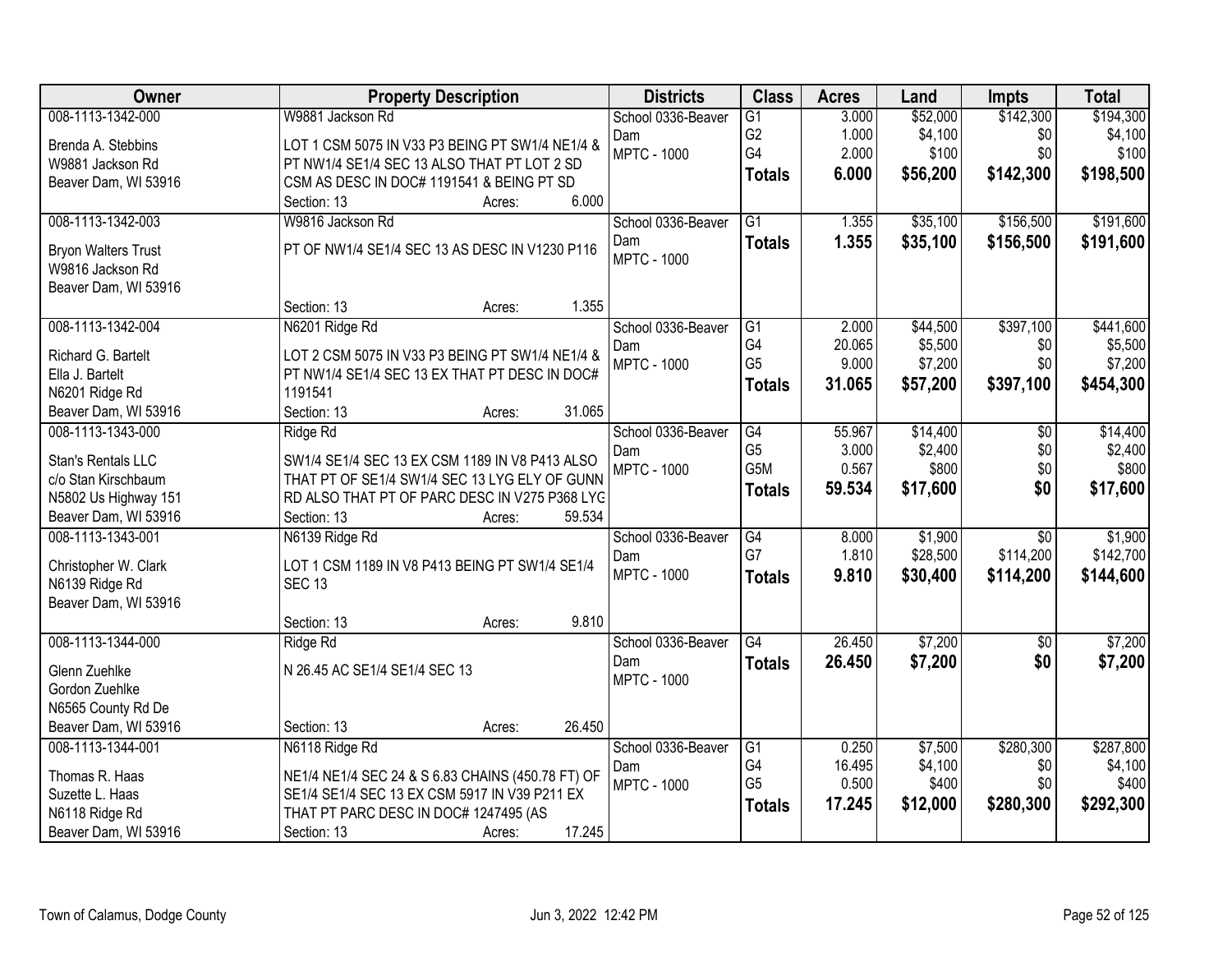| Owner | Property Description | Districts | Class | Acres | Land | Impts | Total |
|---|---|---|---|---|---|---|---|
| 008-1113-1342-000<br>Brenda A. Stebbins<br>W9881 Jackson Rd<br>Beaver Dam, WI 53916 | W9881 Jackson Rd<br>LOT 1 CSM 5075 IN V33 P3 BEING PT SW1/4 NE1/4 & PT NW1/4 SE1/4 SEC 13 ALSO THAT PT LOT 2 SD CSM AS DESC IN DOC# 1191541 & BEING PT SD<br>Section: 13 Acres: 6.000 | School 0336-Beaver Dam<br>MPTC - 1000 | G1<br>G2<br>G4<br>**Totals** | 3.000<br>1.000<br>2.000<br>**6.000** | $52,000<br>$4,100<br>$100<br>**$56,200** | $142,300<br>$0<br>$0<br>**$142,300** | $194,300<br>$4,100<br>$100<br>**$198,500** |
| 008-1113-1342-003<br>Bryon Walters Trust<br>W9816 Jackson Rd<br>Beaver Dam, WI 53916 | W9816 Jackson Rd<br>PT OF NW1/4 SE1/4 SEC 13 AS DESC IN V1230 P116<br>Section: 13 Acres: 1.355 | School 0336-Beaver Dam<br>MPTC - 1000 | G1<br>**Totals** | 1.355<br>**1.355** | $35,100<br>**$35,100** | $156,500<br>**$156,500** | $191,600<br>**$191,600** |
| 008-1113-1342-004<br>Richard G. Bartelt<br>Ella J. Bartelt<br>N6201 Ridge Rd<br>Beaver Dam, WI 53916 | N6201 Ridge Rd<br>LOT 2 CSM 5075 IN V33 P3 BEING PT SW1/4 NE1/4 & PT NW1/4 SE1/4 SEC 13 EX THAT PT DESC IN DOC# 1191541<br>Section: 13 Acres: 31.065 | School 0336-Beaver Dam<br>MPTC - 1000 | G1<br>G4<br>G5<br>**Totals** | 2.000<br>20.065<br>9.000<br>**31.065** | $44,500<br>$5,500<br>$7,200<br>**$57,200** | $397,100<br>$0<br>$0<br>**$397,100** | $441,600<br>$5,500<br>$7,200<br>**$454,300** |
| 008-1113-1343-000<br>Stan's Rentals LLC<br>c/o Stan Kirschbaum<br>N5802 Us Highway 151<br>Beaver Dam, WI 53916 | Ridge Rd<br>SW1/4 SE1/4 SEC 13 EX CSM 1189 IN V8 P413 ALSO THAT PT OF SE1/4 SW1/4 SEC 13 LYG ELY OF GUNN RD ALSO THAT PT OF PARC DESC IN V275 P368 LYG<br>Section: 13 Acres: 59.534 | School 0336-Beaver Dam<br>MPTC - 1000 | G4<br>G5<br>G5M<br>**Totals** | 55.967<br>3.000<br>0.567<br>**59.534** | $14,400<br>$2,400<br>$800<br>**$17,600** | $0<br>$0<br>$0<br>**$0** | $14,400<br>$2,400<br>$800<br>**$17,600** |
| 008-1113-1343-001<br>Christopher W. Clark<br>N6139 Ridge Rd<br>Beaver Dam, WI 53916 | N6139 Ridge Rd<br>LOT 1 CSM 1189 IN V8 P413 BEING PT SW1/4 SE1/4 SEC 13<br>Section: 13 Acres: 9.810 | School 0336-Beaver Dam<br>MPTC - 1000 | G4<br>G7<br>**Totals** | 8.000<br>1.810<br>**9.810** | $1,900<br>$28,500<br>**$30,400** | $0<br>$114,200<br>**$114,200** | $1,900<br>$142,700<br>**$144,600** |
| 008-1113-1344-000<br>Glenn Zuehlke<br>Gordon Zuehlke<br>N6565 County Rd De<br>Beaver Dam, WI 53916 | Ridge Rd<br>N 26.45 AC SE1/4 SE1/4 SEC 13<br>Section: 13 Acres: 26.450 | School 0336-Beaver Dam<br>MPTC - 1000 | G4<br>**Totals** | 26.450<br>**26.450** | $7,200<br>**$7,200** | $0<br>**$0** | $7,200<br>**$7,200** |
| 008-1113-1344-001<br>Thomas R. Haas<br>Suzette L. Haas<br>N6118 Ridge Rd<br>Beaver Dam, WI 53916 | N6118 Ridge Rd<br>NE1/4 NE1/4 SEC 24 & S 6.83 CHAINS (450.78 FT) OF SE1/4 SE1/4 SEC 13 EX CSM 5917 IN V39 P211 EX THAT PT PARC DESC IN DOC# 1247495 (AS<br>Section: 13 Acres: 17.245 | School 0336-Beaver Dam<br>MPTC - 1000 | G1<br>G4<br>G5<br>**Totals** | 0.250<br>16.495<br>0.500<br>**17.245** | $7,500<br>$4,100<br>$400<br>**$12,000** | $280,300<br>$0<br>$0<br>**$280,300** | $287,800<br>$4,100<br>$400<br>**$292,300** |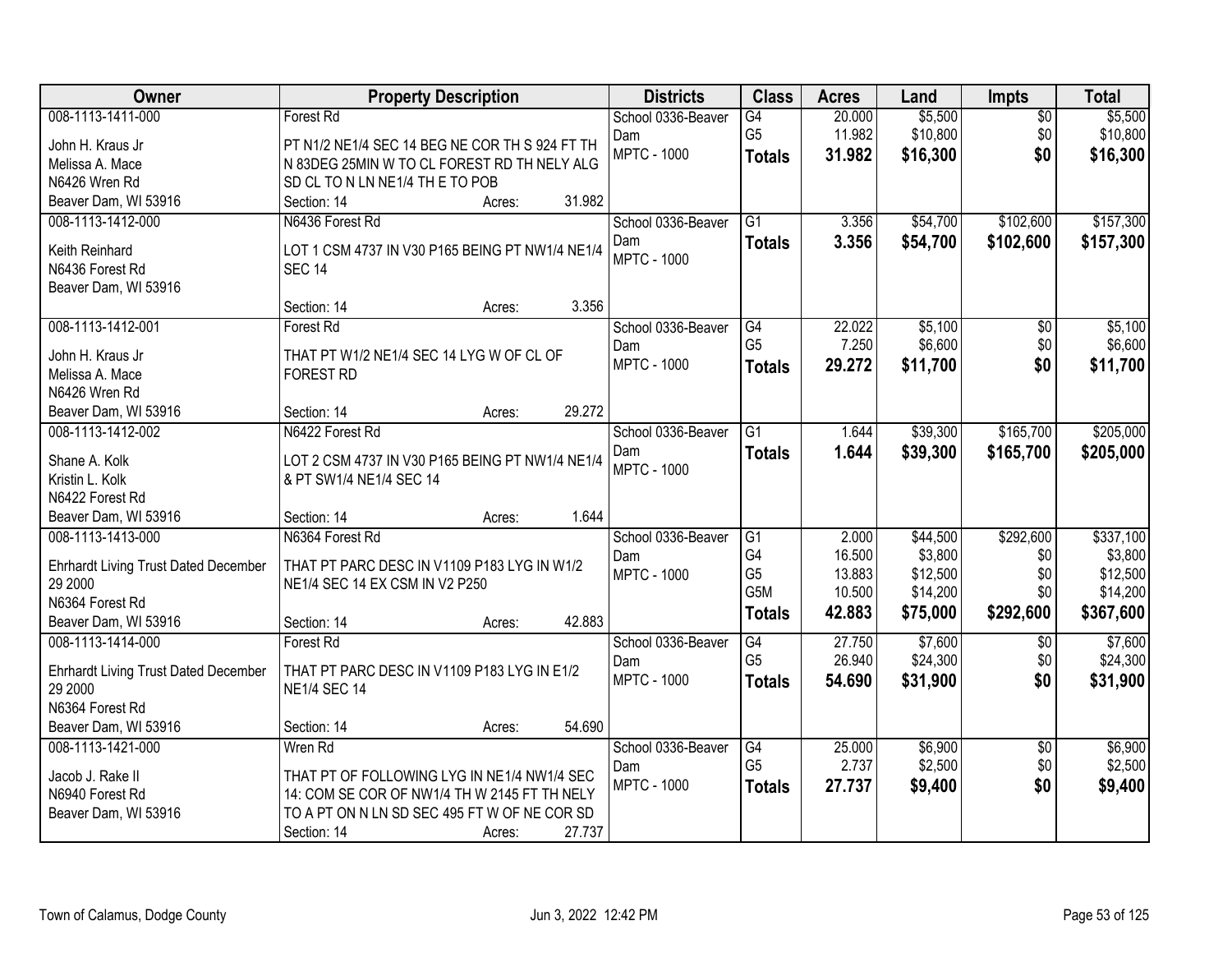| Owner | Property Description | Districts | Class | Acres | Land | Impts | Total |
|---|---|---|---|---|---|---|---|
| 008-1113-1411-000<br>John H. Kraus Jr<br>Melissa A. Mace<br>N6426 Wren Rd<br>Beaver Dam, WI 53916 | Forest Rd<br>PT N1/2 NE1/4 SEC 14 BEG NE COR TH S 924 FT TH N 83DEG 25MIN W TO CL FOREST RD TH NELY ALG SD CL TO N LN NE1/4 TH E TO POB<br>Section: 14 Acres: 31.982 | School 0336-Beaver Dam<br>MPTC - 1000 | G4<br>G5<br>**Totals** | 20.000<br>11.982<br>**31.982** | $5,500<br>$10,800<br>**$16,300** | $0<br>$0<br>**$0** | $5,500<br>$10,800<br>**$16,300** |
| 008-1113-1412-000<br>Keith Reinhard<br>N6436 Forest Rd<br>Beaver Dam, WI 53916 | N6436 Forest Rd<br>LOT 1 CSM 4737 IN V30 P165 BEING PT NW1/4 NE1/4 SEC 14<br>Section: 14 Acres: 3.356 | School 0336-Beaver Dam<br>MPTC - 1000 | G1<br>**Totals** | 3.356<br>**3.356** | $54,700<br>**$54,700** | $102,600<br>**$102,600** | $157,300<br>**$157,300** |
| 008-1113-1412-001<br>John H. Kraus Jr<br>Melissa A. Mace<br>N6426 Wren Rd<br>Beaver Dam, WI 53916 | Forest Rd<br>THAT PT W1/2 NE1/4 SEC 14 LYG W OF CL OF FOREST RD<br>Section: 14 Acres: 29.272 | School 0336-Beaver Dam<br>MPTC - 1000 | G4<br>G5<br>**Totals** | 22.022<br>7.250<br>**29.272** | $5,100<br>$6,600<br>**$11,700** | $0<br>$0<br>**$0** | $5,100<br>$6,600<br>**$11,700** |
| 008-1113-1412-002<br>Shane A. Kolk<br>Kristin L. Kolk<br>N6422 Forest Rd<br>Beaver Dam, WI 53916 | N6422 Forest Rd<br>LOT 2 CSM 4737 IN V30 P165 BEING PT NW1/4 NE1/4 & PT SW1/4 NE1/4 SEC 14<br>Section: 14 Acres: 1.644 | School 0336-Beaver Dam<br>MPTC - 1000 | G1<br>**Totals** | 1.644<br>**1.644** | $39,300<br>**$39,300** | $165,700<br>**$165,700** | $205,000<br>**$205,000** |
| 008-1113-1413-000<br>Ehrhardt Living Trust Dated December 29 2000<br>N6364 Forest Rd<br>Beaver Dam, WI 53916 | N6364 Forest Rd<br>THAT PT PARC DESC IN V1109 P183 LYG IN W1/2 NE1/4 SEC 14 EX CSM IN V2 P250<br>Section: 14 Acres: 42.883 | School 0336-Beaver Dam<br>MPTC - 1000 | G1<br>G4<br>G5<br>G5M<br>**Totals** | 2.000<br>16.500<br>13.883<br>10.500<br>**42.883** | $44,500<br>$3,800<br>$12,500<br>$14,200<br>**$75,000** | $292,600<br>$0<br>$0<br>$0<br>**$292,600** | $337,100<br>$3,800<br>$12,500<br>$14,200<br>**$367,600** |
| 008-1113-1414-000<br>Ehrhardt Living Trust Dated December 29 2000<br>N6364 Forest Rd<br>Beaver Dam, WI 53916 | Forest Rd<br>THAT PT PARC DESC IN V1109 P183 LYG IN E1/2 NE1/4 SEC 14<br>Section: 14 Acres: 54.690 | School 0336-Beaver Dam<br>MPTC - 1000 | G4<br>G5<br>**Totals** | 27.750<br>26.940<br>**54.690** | $7,600<br>$24,300<br>**$31,900** | $0<br>$0<br>**$0** | $7,600<br>$24,300<br>**$31,900** |
| 008-1113-1421-000<br>Jacob J. Rake II<br>N6940 Forest Rd<br>Beaver Dam, WI 53916 | Wren Rd<br>THAT PT OF FOLLOWING LYG IN NE1/4 NW1/4 SEC 14: COM SE COR OF NW1/4 TH W 2145 FT TH NELY TO A PT ON N LN SD SEC 495 FT W OF NE COR SD<br>Section: 14 Acres: 27.737 | School 0336-Beaver Dam<br>MPTC - 1000 | G4<br>G5<br>**Totals** | 25.000<br>2.737<br>**27.737** | $6,900<br>$2,500<br>**$9,400** | $0<br>$0<br>**$0** | $6,900<br>$2,500<br>**$9,400** |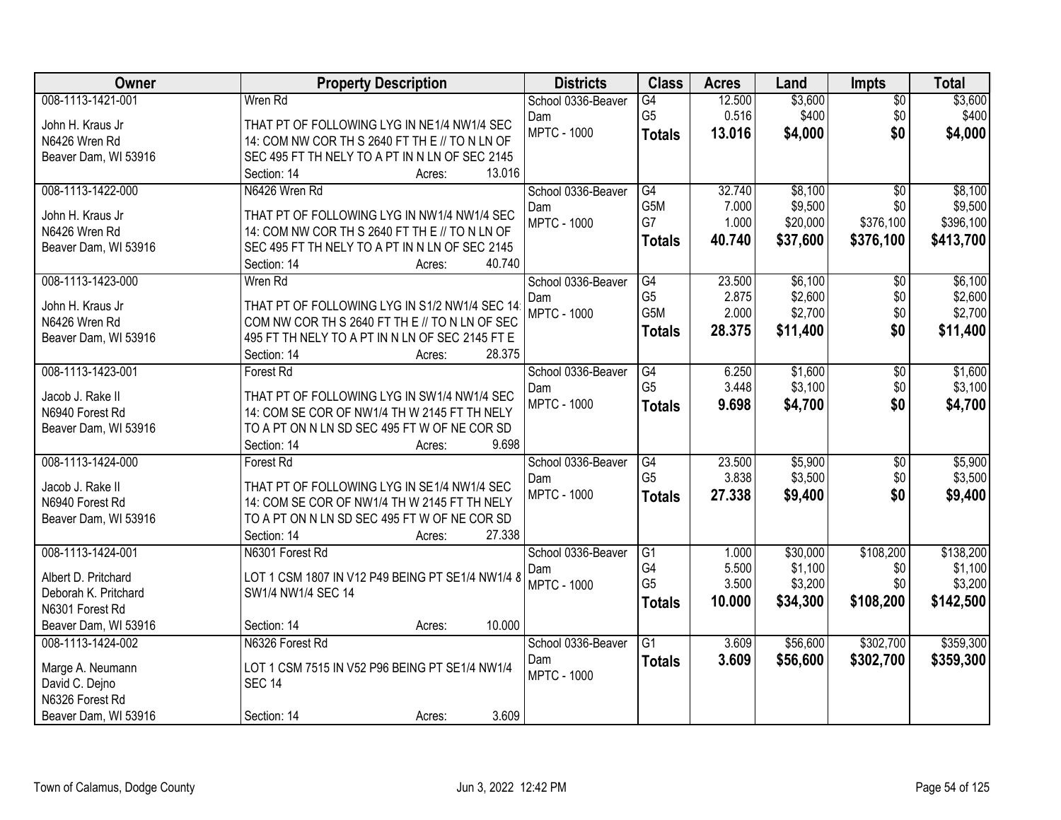| Owner | Property Description | Districts | Class | Acres | Land | Impts | Total |
|---|---|---|---|---|---|---|---|
| 008-1113-1421-001<br>John H. Kraus Jr<br>N6426 Wren Rd<br>Beaver Dam, WI 53916 | Wren Rd<br>THAT PT OF FOLLOWING LYG IN NE1/4 NW1/4 SEC 14: COM NW COR TH S 2640 FT TH E // TO N LN OF SEC 495 FT TH NELY TO A PT IN N LN OF SEC 2145<br>Section: 14 Acres: 13.016 | School 0336-Beaver Dam<br>MPTC - 1000 | G4<br>G5<br>**Totals** | 12.500<br>0.516<br>**13.016** | $3,600<br>$400<br>**$4,000** | $0<br>$0<br>**$0** | $3,600<br>$400<br>**$4,000** |
| 008-1113-1422-000<br>John H. Kraus Jr<br>N6426 Wren Rd<br>Beaver Dam, WI 53916 | N6426 Wren Rd<br>THAT PT OF FOLLOWING LYG IN NW1/4 NW1/4 SEC 14: COM NW COR TH S 2640 FT TH E // TO N LN OF SEC 495 FT TH NELY TO A PT IN N LN OF SEC 2145<br>Section: 14 Acres: 40.740 | School 0336-Beaver Dam<br>MPTC - 1000 | G4<br>G5M<br>G7<br>**Totals** | 32.740<br>7.000<br>1.000<br>**40.740** | $8,100<br>$9,500<br>$20,000<br>**$37,600** | $0<br>$0<br>$376,100<br>**$376,100** | $8,100<br>$9,500<br>$396,100<br>**$413,700** |
| 008-1113-1423-000<br>John H. Kraus Jr<br>N6426 Wren Rd<br>Beaver Dam, WI 53916 | Wren Rd<br>THAT PT OF FOLLOWING LYG IN S1/2 NW1/4 SEC 14: COM NW COR TH S 2640 FT TH E // TO N LN OF SEC 495 FT TH NELY TO A PT IN N LN OF SEC 2145 FT E<br>Section: 14 Acres: 28.375 | School 0336-Beaver Dam<br>MPTC - 1000 | G4<br>G5<br>G5M<br>**Totals** | 23.500<br>2.875<br>2.000<br>**28.375** | $6,100<br>$2,600<br>$2,700<br>**$11,400** | $0<br>$0<br>$0<br>**$0** | $6,100<br>$2,600<br>$2,700<br>**$11,400** |
| 008-1113-1423-001<br>Jacob J. Rake II<br>N6940 Forest Rd<br>Beaver Dam, WI 53916 | Forest Rd<br>THAT PT OF FOLLOWING LYG IN SW1/4 NW1/4 SEC 14: COM SE COR OF NW1/4 TH W 2145 FT TH NELY TO A PT ON N LN SD SEC 495 FT W OF NE COR SD<br>Section: 14 Acres: 9.698 | School 0336-Beaver Dam<br>MPTC - 1000 | G4<br>G5<br>**Totals** | 6.250<br>3.448<br>**9.698** | $1,600<br>$3,100<br>**$4,700** | $0<br>$0<br>**$0** | $1,600<br>$3,100<br>**$4,700** |
| 008-1113-1424-000<br>Jacob J. Rake II<br>N6940 Forest Rd<br>Beaver Dam, WI 53916 | Forest Rd<br>THAT PT OF FOLLOWING LYG IN SE1/4 NW1/4 SEC 14: COM SE COR OF NW1/4 TH W 2145 FT TH NELY TO A PT ON N LN SD SEC 495 FT W OF NE COR SD<br>Section: 14 Acres: 27.338 | School 0336-Beaver Dam<br>MPTC - 1000 | G4<br>G5<br>**Totals** | 23.500<br>3.838<br>**27.338** | $5,900<br>$3,500<br>**$9,400** | $0<br>$0<br>**$0** | $5,900<br>$3,500<br>**$9,400** |
| 008-1113-1424-001<br>Albert D. Pritchard<br>Deborah K. Pritchard<br>N6301 Forest Rd<br>Beaver Dam, WI 53916 | N6301 Forest Rd<br>LOT 1 CSM 1807 IN V12 P49 BEING PT SE1/4 NW1/4 & SW1/4 NW1/4 SEC 14<br>Section: 14 Acres: 10.000 | School 0336-Beaver Dam<br>MPTC - 1000 | G1<br>G4<br>G5<br>**Totals** | 1.000<br>5.500<br>3.500<br>**10.000** | $30,000<br>$1,100<br>$3,200<br>**$34,300** | $108,200<br>$0<br>$0<br>**$108,200** | $138,200<br>$1,100<br>$3,200<br>**$142,500** |
| 008-1113-1424-002<br>Marge A. Neumann<br>David C. Dejno<br>N6326 Forest Rd<br>Beaver Dam, WI 53916 | N6326 Forest Rd<br>LOT 1 CSM 7515 IN V52 P96 BEING PT SE1/4 NW1/4 SEC 14<br>Section: 14 Acres: 3.609 | School 0336-Beaver Dam<br>MPTC - 1000 | G1<br>**Totals** | 3.609<br>**3.609** | $56,600<br>**$56,600** | $302,700<br>**$302,700** | $359,300<br>**$359,300** |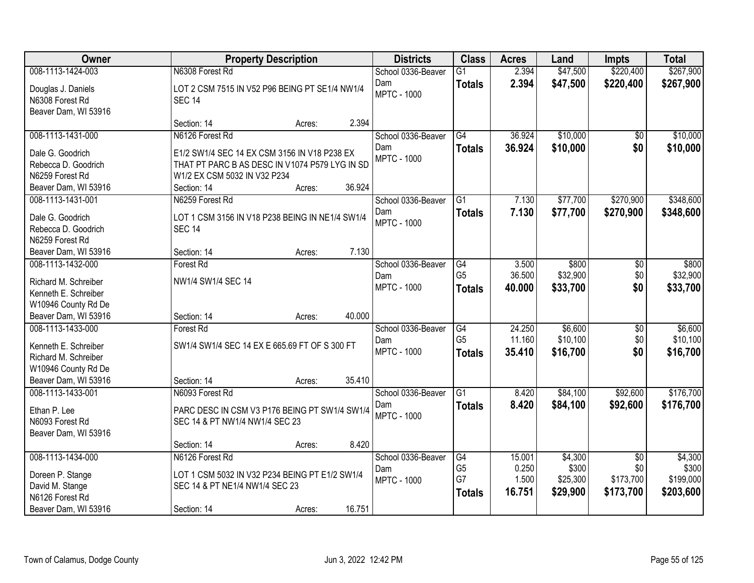| Owner | Property Description | Districts | Class | Acres | Land | Impts | Total |
|---|---|---|---|---|---|---|---|
| 008-1113-1424-003<br>Douglas J. Daniels<br>N6308 Forest Rd<br>Beaver Dam, WI 53916 | N6308 Forest Rd<br>LOT 2 CSM 7515 IN V52 P96 BEING PT SE1/4 NW1/4 SEC 14<br>Section: 14 Acres: 2.394 | School 0336-Beaver Dam<br>MPTC - 1000 | G1<br>**Totals** | 2.394<br>**2.394** | $47,500<br>**$47,500** | $220,400<br>**$220,400** | $267,900<br>**$267,900** |
| 008-1113-1431-000<br>Dale G. Goodrich<br>Rebecca D. Goodrich<br>N6259 Forest Rd<br>Beaver Dam, WI 53916 | N6126 Forest Rd<br>E1/2 SW1/4 SEC 14 EX CSM 3156 IN V18 P238 EX THAT PT PARC B AS DESC IN V1074 P579 LYG IN SD W1/2 EX CSM 5032 IN V32 P234<br>Section: 14 Acres: 36.924 | School 0336-Beaver Dam<br>MPTC - 1000 | G4<br>**Totals** | 36.924<br>**36.924** | $10,000<br>**$10,000** | $0<br>**$0** | $10,000<br>**$10,000** |
| 008-1113-1431-001<br>Dale G. Goodrich<br>Rebecca D. Goodrich<br>N6259 Forest Rd<br>Beaver Dam, WI 53916 | N6259 Forest Rd<br>LOT 1 CSM 3156 IN V18 P238 BEING IN NE1/4 SW1/4 SEC 14<br>Section: 14 Acres: 7.130 | School 0336-Beaver Dam<br>MPTC - 1000 | G1<br>**Totals** | 7.130<br>**7.130** | $77,700<br>**$77,700** | $270,900<br>**$270,900** | $348,600<br>**$348,600** |
| 008-1113-1432-000<br>Richard M. Schreiber<br>Kenneth E. Schreiber<br>W10946 County Rd De<br>Beaver Dam, WI 53916 | Forest Rd<br>NW1/4 SW1/4 SEC 14<br>Section: 14 Acres: 40.000 | School 0336-Beaver Dam<br>MPTC - 1000 | G4<br>G5<br>**Totals** | 3.500<br>36.500<br>**40.000** | $800<br>$32,900<br>**$33,700** | $0<br>$0<br>**$0** | $800<br>$32,900<br>**$33,700** |
| 008-1113-1433-000<br>Kenneth E. Schreiber<br>Richard M. Schreiber<br>W10946 County Rd De<br>Beaver Dam, WI 53916 | Forest Rd<br>SW1/4 SW1/4 SEC 14 EX E 665.69 FT OF S 300 FT<br>Section: 14 Acres: 35.410 | School 0336-Beaver Dam<br>MPTC - 1000 | G4<br>G5<br>**Totals** | 24.250<br>11.160<br>**35.410** | $6,600<br>$10,100<br>**$16,700** | $0<br>$0<br>**$0** | $6,600<br>$10,100<br>**$16,700** |
| 008-1113-1433-001<br>Ethan P. Lee<br>N6093 Forest Rd<br>Beaver Dam, WI 53916 | N6093 Forest Rd<br>PARC DESC IN CSM V3 P176 BEING PT SW1/4 SW1/4 SEC 14 & PT NW1/4 NW1/4 SEC 23<br>Section: 14 Acres: 8.420 | School 0336-Beaver Dam<br>MPTC - 1000 | G1<br>**Totals** | 8.420<br>**8.420** | $84,100<br>**$84,100** | $92,600<br>**$92,600** | $176,700<br>**$176,700** |
| 008-1113-1434-000<br>Doreen P. Stange<br>David M. Stange<br>N6126 Forest Rd<br>Beaver Dam, WI 53916 | N6126 Forest Rd<br>LOT 1 CSM 5032 IN V32 P234 BEING PT E1/2 SW1/4 SEC 14 & PT NE1/4 NW1/4 SEC 23<br>Section: 14 Acres: 16.751 | School 0336-Beaver Dam<br>MPTC - 1000 | G4<br>G5<br>G7<br>**Totals** | 15.001<br>0.250<br>1.500<br>**16.751** | $4,300<br>$300<br>$25,300<br>**$29,900** | $0<br>$0<br>$173,700<br>**$173,700** | $4,300<br>$300<br>$199,000<br>**$203,600** |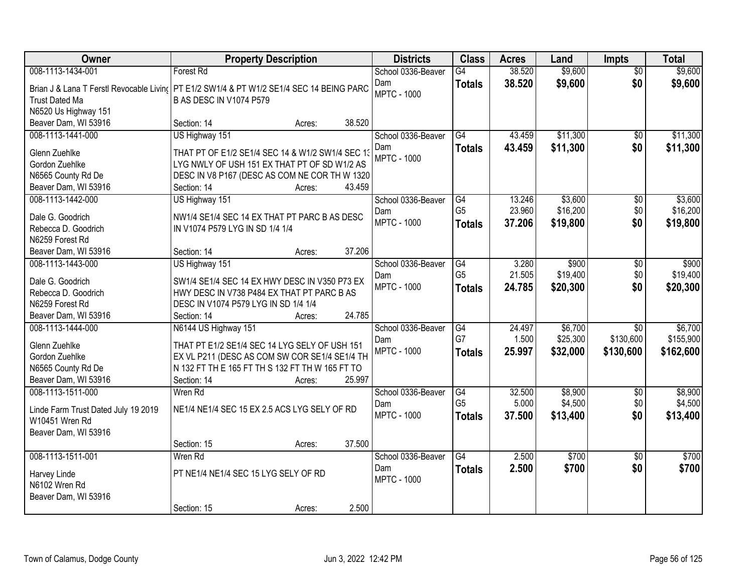| Owner | Property Description | Districts | Class | Acres | Land | Impts | Total |
|---|---|---|---|---|---|---|---|
| 008-1113-1434-001<br>Brian J & Lana T Ferstl Revocable Living Trust Dated Ma<br>N6520 Us Highway 151<br>Beaver Dam, WI 53916 | Forest Rd<br>PT E1/2 SW1/4 & PT W1/2 SE1/4 SEC 14 BEING PARC B AS DESC IN V1074 P579<br>Section: 14 Acres: 38.520 | School 0336-Beaver Dam<br>MPTC - 1000 | G4<br>**Totals** | 38.520<br>**38.520** | $9,600<br>**$9,600** | $0<br>**$0** | $9,600<br>**$9,600** |
| 008-1113-1441-000<br>Glenn Zuehlke<br>Gordon Zuehlke<br>N6565 County Rd De<br>Beaver Dam, WI 53916 | US Highway 151<br>THAT PT OF E1/2 SE1/4 SEC 14 & W1/2 SW1/4 SEC 13 LYG NWLY OF USH 151 EX THAT PT OF SD W1/2 AS DESC IN V8 P167 (DESC AS COM NE COR TH W 1320<br>Section: 14 Acres: 43.459 | School 0336-Beaver Dam<br>MPTC - 1000 | G4<br>**Totals** | 43.459<br>**43.459** | $11,300<br>**$11,300** | $0<br>**$0** | $11,300<br>**$11,300** |
| 008-1113-1442-000<br>Dale G. Goodrich<br>Rebecca D. Goodrich<br>N6259 Forest Rd<br>Beaver Dam, WI 53916 | US Highway 151<br>NW1/4 SE1/4 SEC 14 EX THAT PT PARC B AS DESC IN V1074 P579 LYG IN SD 1/4 1/4<br>Section: 14 Acres: 37.206 | School 0336-Beaver Dam<br>MPTC - 1000 | G4<br>G5<br>**Totals** | 13.246<br>23.960<br>**37.206** | $3,600<br>$16,200<br>**$19,800** | $0<br>$0<br>**$0** | $3,600<br>$16,200<br>**$19,800** |
| 008-1113-1443-000<br>Dale G. Goodrich<br>Rebecca D. Goodrich<br>N6259 Forest Rd<br>Beaver Dam, WI 53916 | US Highway 151<br>SW1/4 SE1/4 SEC 14 EX HWY DESC IN V350 P73 EX HWY DESC IN V738 P484 EX THAT PT PARC B AS DESC IN V1074 P579 LYG IN SD 1/4 1/4<br>Section: 14 Acres: 24.785 | School 0336-Beaver Dam<br>MPTC - 1000 | G4<br>G5<br>**Totals** | 3.280<br>21.505<br>**24.785** | $900<br>$19,400<br>**$20,300** | $0<br>$0<br>**$0** | $900<br>$19,400<br>**$20,300** |
| 008-1113-1444-000<br>Glenn Zuehlke<br>Gordon Zuehlke<br>N6565 County Rd De<br>Beaver Dam, WI 53916 | N6144 US Highway 151<br>THAT PT E1/2 SE1/4 SEC 14 LYG SELY OF USH 151 EX VL P211 (DESC AS COM SW COR SE1/4 SE1/4 TH N 132 FT TH E 165 FT TH S 132 FT TH W 165 FT TO<br>Section: 14 Acres: 25.997 | School 0336-Beaver Dam<br>MPTC - 1000 | G4<br>G7<br>**Totals** | 24.497<br>1.500<br>**25.997** | $6,700<br>$25,300<br>**$32,000** | $0<br>$130,600<br>**$130,600** | $6,700<br>$155,900<br>**$162,600** |
| 008-1113-1511-000<br>Linde Farm Trust Dated July 19 2019<br>W10451 Wren Rd<br>Beaver Dam, WI 53916 | Wren Rd<br>NE1/4 NE1/4 SEC 15 EX 2.5 ACS LYG SELY OF RD<br>Section: 15 Acres: 37.500 | School 0336-Beaver Dam<br>MPTC - 1000 | G4<br>G5<br>**Totals** | 32.500<br>5.000<br>**37.500** | $8,900<br>$4,500<br>**$13,400** | $0<br>$0<br>**$0** | $8,900<br>$4,500<br>**$13,400** |
| 008-1113-1511-001<br>Harvey Linde<br>N6102 Wren Rd<br>Beaver Dam, WI 53916 | Wren Rd<br>PT NE1/4 NE1/4 SEC 15 LYG SELY OF RD<br>Section: 15 Acres: 2.500 | School 0336-Beaver Dam<br>MPTC - 1000 | G4<br>**Totals** | 2.500<br>**2.500** | $700<br>**$700** | $0<br>**$0** | $700<br>**$700** |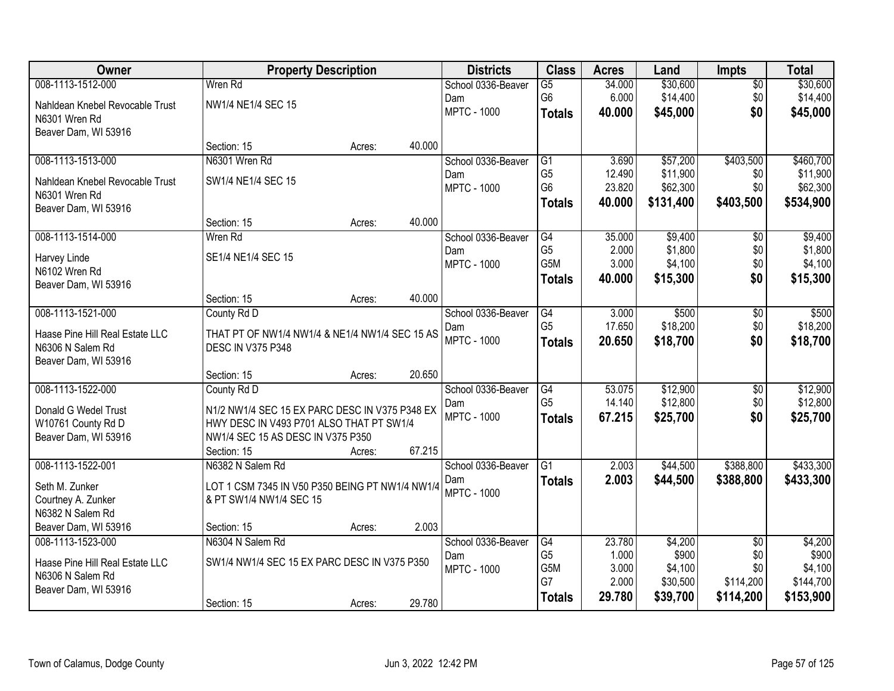| Owner | Property Description | | | Districts | Class | Acres | Land | Impts | Total |
|---|---|---|---|---|---|---|---|---|---|
| 008-1113-1512-000 | Wren Rd | | | School 0336-Beaver Dam | G5 | 34.000 | $30,600 | $0 | $30,600 |
| Nahldean Knebel Revocable Trust | NW1/4 NE1/4 SEC 15 | | | MPTC - 1000 | G6 | 6.000 | $14,400 | $0 | $14,400 |
| N6301 Wren Rd | | | | | **Totals** | **40.000** | **$45,000** | **$0** | **$45,000** |
| Beaver Dam, WI 53916 | Section: 15 | Acres: | 40.000 | | | | | | |
| 008-1113-1513-000 | N6301 Wren Rd | | | School 0336-Beaver Dam | G1 | 3.690 | $57,200 | $403,500 | $460,700 |
| Nahldean Knebel Revocable Trust | SW1/4 NE1/4 SEC 15 | | | MPTC - 1000 | G5 | 12.490 | $11,900 | $0 | $11,900 |
| N6301 Wren Rd | | | | | G6 | 23.820 | $62,300 | $0 | $62,300 |
| Beaver Dam, WI 53916 | | | | | **Totals** | **40.000** | **$131,400** | **$403,500** | **$534,900** |
| | Section: 15 | Acres: | 40.000 | | | | | | |
| 008-1113-1514-000 | Wren Rd | | | School 0336-Beaver Dam | G4 | 35.000 | $9,400 | $0 | $9,400 |
| Harvey Linde | SE1/4 NE1/4 SEC 15 | | | MPTC - 1000 | G5 | 2.000 | $1,800 | $0 | $1,800 |
| N6102 Wren Rd | | | | | G5M | 3.000 | $4,100 | $0 | $4,100 |
| Beaver Dam, WI 53916 | | | | | **Totals** | **40.000** | **$15,300** | **$0** | **$15,300** |
| | Section: 15 | Acres: | 40.000 | | | | | | |
| 008-1113-1521-000 | County Rd D | | | School 0336-Beaver Dam | G4 | 3.000 | $500 | $0 | $500 |
| Haase Pine Hill Real Estate LLC | THAT PT OF NW1/4 NW1/4 & NE1/4 NW1/4 SEC 15 AS DESC IN V375 P348 | | | MPTC - 1000 | G5 | 17.650 | $18,200 | $0 | $18,200 |
| N6306 N Salem Rd | | | | | **Totals** | **20.650** | **$18,700** | **$0** | **$18,700** |
| Beaver Dam, WI 53916 | Section: 15 | Acres: | 20.650 | | | | | | |
| 008-1113-1522-000 | County Rd D | | | School 0336-Beaver Dam | G4 | 53.075 | $12,900 | $0 | $12,900 |
| Donald G Wedel Trust | N1/2 NW1/4 SEC 15 EX PARC DESC IN V375 P348 EX HWY DESC IN V493 P701 ALSO THAT PT SW1/4 NW1/4 SEC 15 AS DESC IN V375 P350 | | | MPTC - 1000 | G5 | 14.140 | $12,800 | $0 | $12,800 |
| W10761 County Rd D | | | | | **Totals** | **67.215** | **$25,700** | **$0** | **$25,700** |
| Beaver Dam, WI 53916 | Section: 15 | Acres: | 67.215 | | | | | | |
| 008-1113-1522-001 | N6382 N Salem Rd | | | School 0336-Beaver Dam | G1 | 2.003 | $44,500 | $388,800 | $433,300 |
| Seth M. Zunker | LOT 1 CSM 7345 IN V50 P350 BEING PT NW1/4 NW1/4 & PT SW1/4 NW1/4 SEC 15 | | | MPTC - 1000 | **Totals** | **2.003** | **$44,500** | **$388,800** | **$433,300** |
| Courtney A. Zunker | | | | | | | | | |
| N6382 N Salem Rd | | | | | | | | | |
| Beaver Dam, WI 53916 | Section: 15 | Acres: | 2.003 | | | | | | |
| 008-1113-1523-000 | N6304 N Salem Rd | | | School 0336-Beaver Dam | G4 | 23.780 | $4,200 | $0 | $4,200 |
| Haase Pine Hill Real Estate LLC | SW1/4 NW1/4 SEC 15 EX PARC DESC IN V375 P350 | | | MPTC - 1000 | G5 | 1.000 | $900 | $0 | $900 |
| N6306 N Salem Rd | | | | | G5M | 3.000 | $4,100 | $0 | $4,100 |
| Beaver Dam, WI 53916 | | | | | G7 | 2.000 | $30,500 | $114,200 | $144,700 |
| | Section: 15 | Acres: | 29.780 | | **Totals** | **29.780** | **$39,700** | **$114,200** | **$153,900** |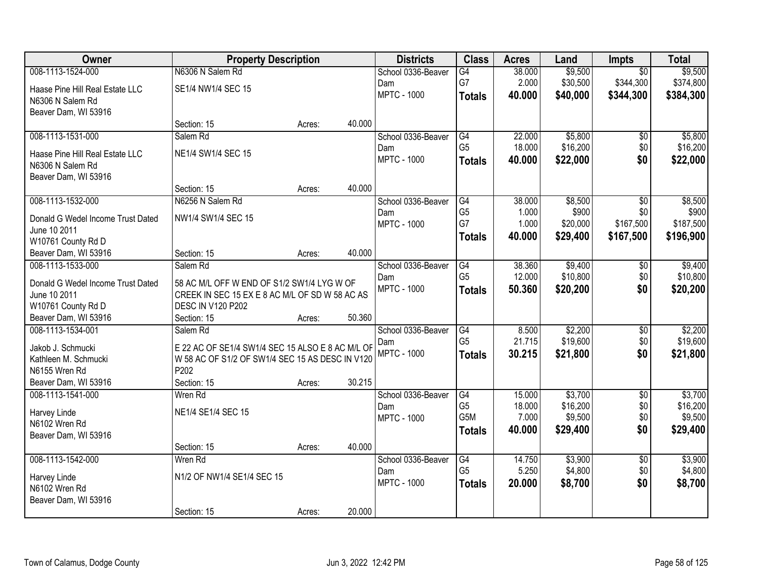| Owner | Property Description | Districts | Class | Acres | Land | Impts | Total |
|---|---|---|---|---|---|---|---|
| 008-1113-1524-000<br>Haase Pine Hill Real Estate LLC<br>N6306 N Salem Rd<br>Beaver Dam, WI 53916 | N6306 N Salem Rd<br>SE1/4 NW1/4 SEC 15<br>Section: 15 Acres: 40.000 | School 0336-Beaver Dam<br>MPTC - 1000 | G4<br>G7<br>**Totals** | 38.000<br>2.000<br>**40.000** | $9,500<br>$30,500<br>**$40,000** | $0<br>$344,300<br>**$344,300** | $9,500<br>$374,800<br>**$384,300** |
| 008-1113-1531-000<br>Haase Pine Hill Real Estate LLC<br>N6306 N Salem Rd<br>Beaver Dam, WI 53916 | Salem Rd<br>NE1/4 SW1/4 SEC 15<br>Section: 15 Acres: 40.000 | School 0336-Beaver Dam<br>MPTC - 1000 | G4<br>G5<br>**Totals** | 22.000<br>18.000<br>**40.000** | $5,800<br>$16,200<br>**$22,000** | $0<br>$0<br>**$0** | $5,800<br>$16,200<br>**$22,000** |
| 008-1113-1532-000<br>Donald G Wedel Income Trust Dated June 10 2011<br>W10761 County Rd D<br>Beaver Dam, WI 53916 | N6256 N Salem Rd<br>NW1/4 SW1/4 SEC 15<br>Section: 15 Acres: 40.000 | School 0336-Beaver Dam<br>MPTC - 1000 | G4<br>G5<br>G7<br>**Totals** | 38.000<br>1.000<br>1.000<br>**40.000** | $8,500<br>$900<br>$20,000<br>**$29,400** | $0<br>$0<br>$167,500<br>**$167,500** | $8,500<br>$900<br>$187,500<br>**$196,900** |
| 008-1113-1533-000<br>Donald G Wedel Income Trust Dated June 10 2011<br>W10761 County Rd D<br>Beaver Dam, WI 53916 | Salem Rd<br>58 AC M/L OFF W END OF S1/2 SW1/4 LYG W OF CREEK IN SEC 15 EX E 8 AC M/L OF SD W 58 AC AS DESC IN V120 P202<br>Section: 15 Acres: 50.360 | School 0336-Beaver Dam<br>MPTC - 1000 | G4<br>G5<br>**Totals** | 38.360<br>12.000<br>**50.360** | $9,400<br>$10,800<br>**$20,200** | $0<br>$0<br>**$0** | $9,400<br>$10,800<br>**$20,200** |
| 008-1113-1534-001<br>Jakob J. Schmucki<br>Kathleen M. Schmucki<br>N6155 Wren Rd<br>Beaver Dam, WI 53916 | Salem Rd<br>E 22 AC OF SE1/4 SW1/4 SEC 15 ALSO E 8 AC M/L OF W 58 AC OF S1/2 OF SW1/4 SEC 15 AS DESC IN V120 P202<br>Section: 15 Acres: 30.215 | School 0336-Beaver Dam<br>MPTC - 1000 | G4<br>G5<br>**Totals** | 8.500<br>21.715<br>**30.215** | $2,200<br>$19,600<br>**$21,800** | $0<br>$0<br>**$0** | $2,200<br>$19,600<br>**$21,800** |
| 008-1113-1541-000<br>Harvey Linde<br>N6102 Wren Rd<br>Beaver Dam, WI 53916 | Wren Rd<br>NE1/4 SE1/4 SEC 15<br>Section: 15 Acres: 40.000 | School 0336-Beaver Dam<br>MPTC - 1000 | G4<br>G5<br>G5M<br>**Totals** | 15.000<br>18.000<br>7.000<br>**40.000** | $3,700<br>$16,200<br>$9,500<br>**$29,400** | $0<br>$0<br>$0<br>**$0** | $3,700<br>$16,200<br>$9,500<br>**$29,400** |
| 008-1113-1542-000<br>Harvey Linde<br>N6102 Wren Rd<br>Beaver Dam, WI 53916 | Wren Rd<br>N1/2 OF NW1/4 SE1/4 SEC 15<br>Section: 15 Acres: 20.000 | School 0336-Beaver Dam<br>MPTC - 1000 | G4<br>G5<br>**Totals** | 14.750<br>5.250<br>**20.000** | $3,900<br>$4,800<br>**$8,700** | $0<br>$0<br>**$0** | $3,900<br>$4,800<br>**$8,700** |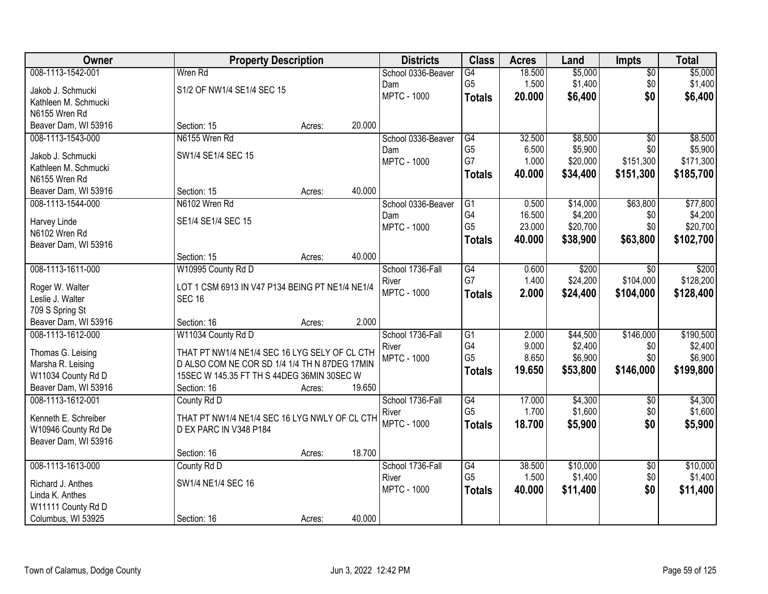| Owner | Property Description | | | Districts | Class | Acres | Land | Impts | Total |
|---|---|---|---|---|---|---|---|---|---|
| 008-1113-1542-001 | Wren Rd | | | School 0336-Beaver Dam | G4 | 18.500 | \$5,000 | \$0 | \$5,000 |
| Jakob J. Schmucki | S1/2 OF NW1/4 SE1/4 SEC 15 | | | MPTC - 1000 | G5 | 1.500 | \$1,400 | \$0 | \$1,400 |
| Kathleen M. Schmucki | | | | | **Totals** | **20.000** | **\$6,400** | **\$0** | **\$6,400** |
| N6155 Wren Rd | | | | | | | | | |
| Beaver Dam, WI 53916 | Section: 15 | Acres: | 20.000 | | | | | | |
| 008-1113-1543-000 | N6155 Wren Rd | | | School 0336-Beaver Dam | G4 | 32.500 | \$8,500 | \$0 | \$8,500 |
| Jakob J. Schmucki | SW1/4 SE1/4 SEC 15 | | | MPTC - 1000 | G5 | 6.500 | \$5,900 | \$0 | \$5,900 |
| Kathleen M. Schmucki | | | | | G7 | 1.000 | \$20,000 | \$151,300 | \$171,300 |
| N6155 Wren Rd | | | | | **Totals** | **40.000** | **\$34,400** | **\$151,300** | **\$185,700** |
| Beaver Dam, WI 53916 | Section: 15 | Acres: | 40.000 | | | | | | |
| 008-1113-1544-000 | N6102 Wren Rd | | | School 0336-Beaver Dam | G1 | 0.500 | \$14,000 | \$63,800 | \$77,800 |
| Harvey Linde | SE1/4 SE1/4 SEC 15 | | | MPTC - 1000 | G4 | 16.500 | \$4,200 | \$0 | \$4,200 |
| N6102 Wren Rd | | | | | G5 | 23.000 | \$20,700 | \$0 | \$20,700 |
| Beaver Dam, WI 53916 | | | | | **Totals** | **40.000** | **\$38,900** | **\$63,800** | **\$102,700** |
| | Section: 15 | Acres: | 40.000 | | | | | | |
| 008-1113-1611-000 | W10995 County Rd D | | | School 1736-Fall River | G4 | 0.600 | \$200 | \$0 | \$200 |
| Roger W. Walter | LOT 1 CSM 6913 IN V47 P134 BEING PT NE1/4 NE1/4 SEC 16 | | | MPTC - 1000 | G7 | 1.400 | \$24,200 | \$104,000 | \$128,200 |
| Leslie J. Walter | | | | | **Totals** | **2.000** | **\$24,400** | **\$104,000** | **\$128,400** |
| 709 S Spring St | | | | | | | | | |
| Beaver Dam, WI 53916 | Section: 16 | Acres: | 2.000 | | | | | | |
| 008-1113-1612-000 | W11034 County Rd D | | | School 1736-Fall River | G1 | 2.000 | \$44,500 | \$146,000 | \$190,500 |
| Thomas G. Leising | THAT PT NW1/4 NE1/4 SEC 16 LYG SELY OF CL CTH D ALSO COM NE COR SD 1/4 1/4 TH N 87DEG 17MIN 15SEC W 145.35 FT TH S 44DEG 36MIN 30SEC W | | | MPTC - 1000 | G4 | 9.000 | \$2,400 | \$0 | \$2,400 |
| Marsha R. Leising | | | | | G5 | 8.650 | \$6,900 | \$0 | \$6,900 |
| W11034 County Rd D | | | | | **Totals** | **19.650** | **\$53,800** | **\$146,000** | **\$199,800** |
| Beaver Dam, WI 53916 | Section: 16 | Acres: | 19.650 | | | | | | |
| 008-1113-1612-001 | County Rd D | | | School 1736-Fall River | G4 | 17.000 | \$4,300 | \$0 | \$4,300 |
| Kenneth E. Schreiber | THAT PT NW1/4 NE1/4 SEC 16 LYG NWLY OF CL CTH D EX PARC IN V348 P184 | | | MPTC - 1000 | G5 | 1.700 | \$1,600 | \$0 | \$1,600 |
| W10946 County Rd De | | | | | **Totals** | **18.700** | **\$5,900** | **\$0** | **\$5,900** |
| Beaver Dam, WI 53916 | | | | | | | | | |
| | Section: 16 | Acres: | 18.700 | | | | | | |
| 008-1113-1613-000 | County Rd D | | | School 1736-Fall River | G4 | 38.500 | \$10,000 | \$0 | \$10,000 |
| Richard J. Anthes | SW1/4 NE1/4 SEC 16 | | | MPTC - 1000 | G5 | 1.500 | \$1,400 | \$0 | \$1,400 |
| Linda K. Anthes | | | | | **Totals** | **40.000** | **\$11,400** | **\$0** | **\$11,400** |
| W11111 County Rd D | | | | | | | | | |
| Columbus, WI 53925 | Section: 16 | Acres: | 40.000 | | | | | | |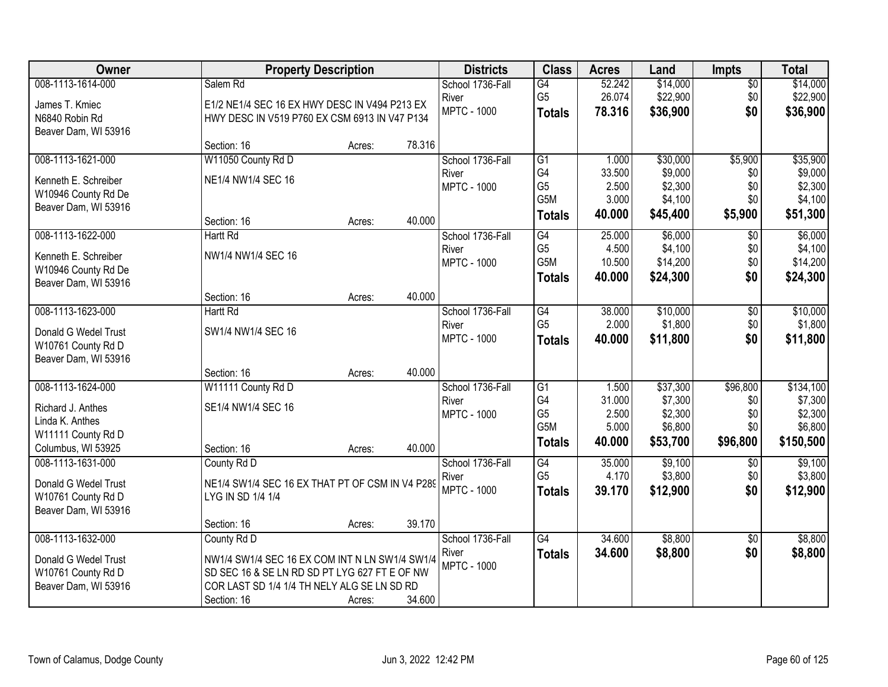| Owner | Property Description | | | Districts | Class | Acres | Land | Impts | Total |
|---|---|---|---|---|---|---|---|---|---|
| 008-1113-1614-000<br>James T. Kmiec<br>N6840 Robin Rd<br>Beaver Dam, WI 53916 | Salem Rd<br>E1/2 NE1/4 SEC 16 EX HWY DESC IN V494 P213 EX HWY DESC IN V519 P760 EX CSM 6913 IN V47 P134<br>Section: 16 | Acres: | 78.316 | School 1736-Fall River<br>MPTC - 1000 | G4<br>G5<br>**Totals** | 52.242<br>26.074<br>**78.316** | $14,000<br>$22,900<br>**$36,900** | $0<br>$0<br>**$0** | $14,000<br>$22,900<br>**$36,900** |
| 008-1113-1621-000<br>Kenneth E. Schreiber<br>W10946 County Rd De<br>Beaver Dam, WI 53916 | W11050 County Rd D<br>NE1/4 NW1/4 SEC 16<br>Section: 16 | Acres: | 40.000 | School 1736-Fall River<br>MPTC - 1000 | G1<br>G4<br>G5<br>G5M<br>**Totals** | 1.000<br>33.500<br>2.500<br>3.000<br>**40.000** | $30,000<br>$9,000<br>$2,300<br>$4,100<br>**$45,400** | $5,900<br>$0<br>$0<br>$0<br>**$5,900** | $35,900<br>$9,000<br>$2,300<br>$4,100<br>**$51,300** |
| 008-1113-1622-000<br>Kenneth E. Schreiber<br>W10946 County Rd De<br>Beaver Dam, WI 53916 | Hartt Rd<br>NW1/4 NW1/4 SEC 16<br>Section: 16 | Acres: | 40.000 | School 1736-Fall River<br>MPTC - 1000 | G4<br>G5<br>G5M<br>**Totals** | 25.000<br>4.500<br>10.500<br>**40.000** | $6,000<br>$4,100<br>$14,200<br>**$24,300** | $0<br>$0<br>$0<br>**$0** | $6,000<br>$4,100<br>$14,200<br>**$24,300** |
| 008-1113-1623-000<br>Donald G Wedel Trust<br>W10761 County Rd D<br>Beaver Dam, WI 53916 | Hartt Rd<br>SW1/4 NW1/4 SEC 16<br>Section: 16 | Acres: | 40.000 | School 1736-Fall River<br>MPTC - 1000 | G4<br>G5<br>**Totals** | 38.000<br>2.000<br>**40.000** | $10,000<br>$1,800<br>**$11,800** | $0<br>$0<br>**$0** | $10,000<br>$1,800<br>**$11,800** |
| 008-1113-1624-000<br>Richard J. Anthes<br>Linda K. Anthes<br>W11111 County Rd D<br>Columbus, WI 53925 | W11111 County Rd D<br>SE1/4 NW1/4 SEC 16<br>Section: 16 | Acres: | 40.000 | School 1736-Fall River<br>MPTC - 1000 | G1<br>G4<br>G5<br>G5M<br>**Totals** | 1.500<br>31.000<br>2.500<br>5.000<br>**40.000** | $37,300<br>$7,300<br>$2,300<br>$6,800<br>**$53,700** | $96,800<br>$0<br>$0<br>$0<br>**$96,800** | $134,100<br>$7,300<br>$2,300<br>$6,800<br>**$150,500** |
| 008-1113-1631-000<br>Donald G Wedel Trust<br>W10761 County Rd D<br>Beaver Dam, WI 53916 | County Rd D<br>NE1/4 SW1/4 SEC 16 EX THAT PT OF CSM IN V4 P289 LYG IN SD 1/4 1/4<br>Section: 16 | Acres: | 39.170 | School 1736-Fall River<br>MPTC - 1000 | G4<br>G5<br>**Totals** | 35.000<br>4.170<br>**39.170** | $9,100<br>$3,800<br>**$12,900** | $0<br>$0<br>**$0** | $9,100<br>$3,800<br>**$12,900** |
| 008-1113-1632-000<br>Donald G Wedel Trust<br>W10761 County Rd D<br>Beaver Dam, WI 53916 | County Rd D<br>NW1/4 SW1/4 SEC 16 EX COM INT N LN SW1/4 SW1/4 SD SEC 16 & SE LN RD SD PT LYG 627 FT E OF NW COR LAST SD 1/4 1/4 TH NELY ALG SE LN SD RD<br>Section: 16 | Acres: | 34.600 | School 1736-Fall River<br>MPTC - 1000 | G4<br>**Totals** | 34.600<br>**34.600** | $8,800<br>**$8,800** | $0<br>**$0** | $8,800<br>**$8,800** |

Town of Calamus, Dodge County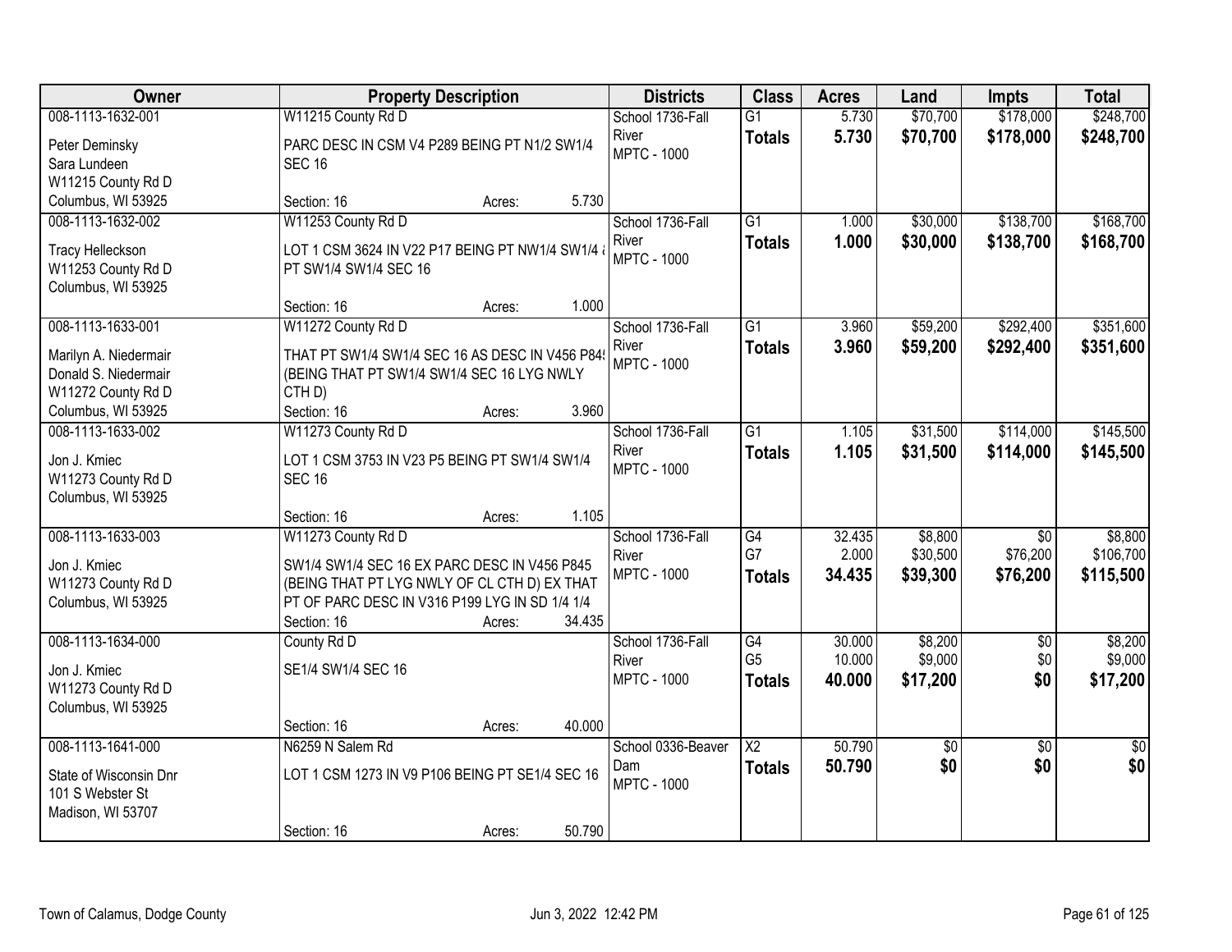| Owner | Property Description | Districts | Class | Acres | Land | Impts | Total |
|---|---|---|---|---|---|---|---|
| 008-1113-1632-001<br>Peter Deminsky<br>Sara Lundeen<br>W11215 County Rd D<br>Columbus, WI 53925 | W11215 County Rd D<br>PARC DESC IN CSM V4 P289 BEING PT N1/2 SW1/4 SEC 16<br>Section: 16 Acres: 5.730 | School 1736-Fall River<br>MPTC - 1000 | G1<br>**Totals** | 5.730<br>**5.730** | $70,700<br>**$70,700** | $178,000<br>**$178,000** | $248,700<br>**$248,700** |
| 008-1113-1632-002<br>Tracy Helleckson<br>W11253 County Rd D<br>Columbus, WI 53925 | W11253 County Rd D<br>LOT 1 CSM 3624 IN V22 P17 BEING PT NW1/4 SW1/4 & PT SW1/4 SW1/4 SEC 16<br>Section: 16 Acres: 1.000 | School 1736-Fall River<br>MPTC - 1000 | G1<br>**Totals** | 1.000<br>**1.000** | $30,000<br>**$30,000** | $138,700<br>**$138,700** | $168,700<br>**$168,700** |
| 008-1113-1633-001<br>Marilyn A. Niedermair<br>Donald S. Niedermair<br>W11272 County Rd D<br>Columbus, WI 53925 | W11272 County Rd D<br>THAT PT SW1/4 SW1/4 SEC 16 AS DESC IN V456 P845 (BEING THAT PT SW1/4 SW1/4 SEC 16 LYG NWLY CTH D)<br>Section: 16 Acres: 3.960 | School 1736-Fall River<br>MPTC - 1000 | G1<br>**Totals** | 3.960<br>**3.960** | $59,200<br>**$59,200** | $292,400<br>**$292,400** | $351,600<br>**$351,600** |
| 008-1113-1633-002<br>Jon J. Kmiec<br>W11273 County Rd D<br>Columbus, WI 53925 | W11273 County Rd D<br>LOT 1 CSM 3753 IN V23 P5 BEING PT SW1/4 SW1/4 SEC 16<br>Section: 16 Acres: 1.105 | School 1736-Fall River<br>MPTC - 1000 | G1<br>**Totals** | 1.105<br>**1.105** | $31,500<br>**$31,500** | $114,000<br>**$114,000** | $145,500<br>**$145,500** |
| 008-1113-1633-003<br>Jon J. Kmiec<br>W11273 County Rd D<br>Columbus, WI 53925 | W11273 County Rd D<br>SW1/4 SW1/4 SEC 16 EX PARC DESC IN V456 P845 (BEING THAT PT LYG NWLY OF CL CTH D) EX THAT PT OF PARC DESC IN V316 P199 LYG IN SD 1/4 1/4<br>Section: 16 Acres: 34.435 | School 1736-Fall River<br>MPTC - 1000 | G4<br>G7<br>**Totals** | 32.435<br>2.000<br>**34.435** | $8,800<br>$30,500<br>**$39,300** | $0<br>$76,200<br>**$76,200** | $8,800<br>$106,700<br>**$115,500** |
| 008-1113-1634-000<br>Jon J. Kmiec<br>W11273 County Rd D<br>Columbus, WI 53925 | County Rd D<br>SE1/4 SW1/4 SEC 16<br>Section: 16 Acres: 40.000 | School 1736-Fall River<br>MPTC - 1000 | G4<br>G5<br>**Totals** | 30.000<br>10.000<br>**40.000** | $8,200<br>$9,000<br>**$17,200** | $0<br>$0<br>**$0** | $8,200<br>$9,000<br>**$17,200** |
| 008-1113-1641-000<br>State of Wisconsin Dnr<br>101 S Webster St<br>Madison, WI 53707 | N6259 N Salem Rd<br>LOT 1 CSM 1273 IN V9 P106 BEING PT SE1/4 SEC 16<br>Section: 16 Acres: 50.790 | School 0336-Beaver Dam<br>MPTC - 1000 | X2<br>**Totals** | 50.790<br>**50.790** | $0<br>**$0** | $0<br>**$0** | $0<br>**$0** |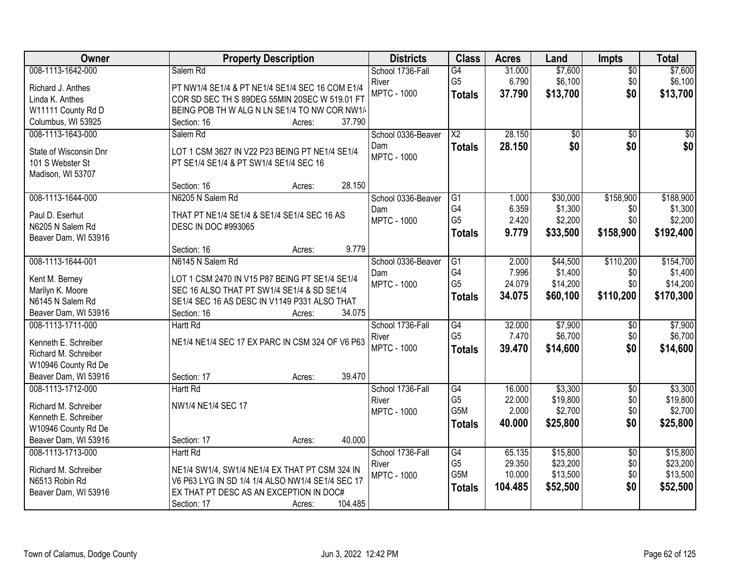| Owner | Property Description | Districts | Class | Acres | Land | Impts | Total |
|---|---|---|---|---|---|---|---|
| 008-1113-1642-000<br>Richard J. Anthes<br>Linda K. Anthes<br>W11111 County Rd D<br>Columbus, WI 53925 | Salem Rd<br>PT NW1/4 SE1/4 & PT NE1/4 SE1/4 SEC 16 COM E1/4 COR SD SEC TH S 89DEG 55MIN 20SEC W 519.01 FT BEING POB TH W ALG N LN SE1/4 TO NW COR NW1/4<br>Section: 16 Acres: 37.790 | School 1736-Fall River<br>MPTC - 1000 | G4<br>G5<br>**Totals** | 31.000<br>6.790<br>**37.790** | $7,600<br>$6,100<br>**$13,700** | $0<br>$0<br>**$0** | $7,600<br>$6,100<br>**$13,700** |
| 008-1113-1643-000<br>State of Wisconsin Dnr<br>101 S Webster St<br>Madison, WI 53707 | Salem Rd<br>LOT 1 CSM 3627 IN V22 P23 BEING PT NE1/4 SE1/4 PT SE1/4 SE1/4 & PT SW1/4 SE1/4 SEC 16<br>Section: 16 Acres: 28.150 | School 0336-Beaver Dam<br>MPTC - 1000 | X2<br>**Totals** | 28.150<br>**28.150** | $0<br>**$0** | $0<br>**$0** | $0<br>**$0** |
| 008-1113-1644-000<br>Paul D. Eserhut<br>N6205 N Salem Rd<br>Beaver Dam, WI 53916 | N6205 N Salem Rd<br>THAT PT NE1/4 SE1/4 & SE1/4 SE1/4 SEC 16 AS DESC IN DOC #993065<br>Section: 16 Acres: 9.779 | School 0336-Beaver Dam<br>MPTC - 1000 | G1<br>G4<br>G5<br>**Totals** | 1.000<br>6.359<br>2.420<br>**9.779** | $30,000<br>$1,300<br>$2,200<br>**$33,500** | $158,900<br>$0<br>$0<br>**$158,900** | $188,900<br>$1,300<br>$2,200<br>**$192,400** |
| 008-1113-1644-001<br>Kent M. Berney<br>Marilyn K. Moore<br>N6145 N Salem Rd<br>Beaver Dam, WI 53916 | N6145 N Salem Rd<br>LOT 1 CSM 2470 IN V15 P87 BEING PT SE1/4 SE1/4 SEC 16 ALSO THAT PT SW1/4 SE1/4 & SD SE1/4 SE1/4 SEC 16 AS DESC IN V1149 P331 ALSO THAT<br>Section: 16 Acres: 34.075 | School 0336-Beaver Dam<br>MPTC - 1000 | G1<br>G4<br>G5<br>**Totals** | 2.000<br>7.996<br>24.079<br>**34.075** | $44,500<br>$1,400<br>$14,200<br>**$60,100** | $110,200<br>$0<br>$0<br>**$110,200** | $154,700<br>$1,400<br>$14,200<br>**$170,300** |
| 008-1113-1711-000<br>Kenneth E. Schreiber<br>Richard M. Schreiber<br>W10946 County Rd De<br>Beaver Dam, WI 53916 | Hartt Rd<br>NE1/4 NE1/4 SEC 17 EX PARC IN CSM 324 OF V6 P63<br>Section: 17 Acres: 39.470 | School 1736-Fall River<br>MPTC - 1000 | G4<br>G5<br>**Totals** | 32.000<br>7.470<br>**39.470** | $7,900<br>$6,700<br>**$14,600** | $0<br>$0<br>**$0** | $7,900<br>$6,700<br>**$14,600** |
| 008-1113-1712-000<br>Richard M. Schreiber<br>Kenneth E. Schreiber<br>W10946 County Rd De<br>Beaver Dam, WI 53916 | Hartt Rd<br>NW1/4 NE1/4 SEC 17<br>Section: 17 Acres: 40.000 | School 1736-Fall River<br>MPTC - 1000 | G4<br>G5<br>G5M<br>**Totals** | 16.000<br>22.000<br>2.000<br>**40.000** | $3,300<br>$19,800<br>$2,700<br>**$25,800** | $0<br>$0<br>$0<br>**$0** | $3,300<br>$19,800<br>$2,700<br>**$25,800** |
| 008-1113-1713-000<br>Richard M. Schreiber<br>N6513 Robin Rd<br>Beaver Dam, WI 53916 | Hartt Rd<br>NE1/4 SW1/4, SW1/4 NE1/4 EX THAT PT CSM 324 IN V6 P63 LYG IN SD 1/4 1/4 ALSO NW1/4 SE1/4 SEC 17 EX THAT PT DESC AS AN EXCEPTION IN DOC#<br>Section: 17 Acres: 104.485 | School 1736-Fall River<br>MPTC - 1000 | G4<br>G5<br>G5M<br>**Totals** | 65.135<br>29.350<br>10.000<br>**104.485** | $15,800<br>$23,200<br>$13,500<br>**$52,500** | $0<br>$0<br>$0<br>**$0** | $15,800<br>$23,200<br>$13,500<br>**$52,500** |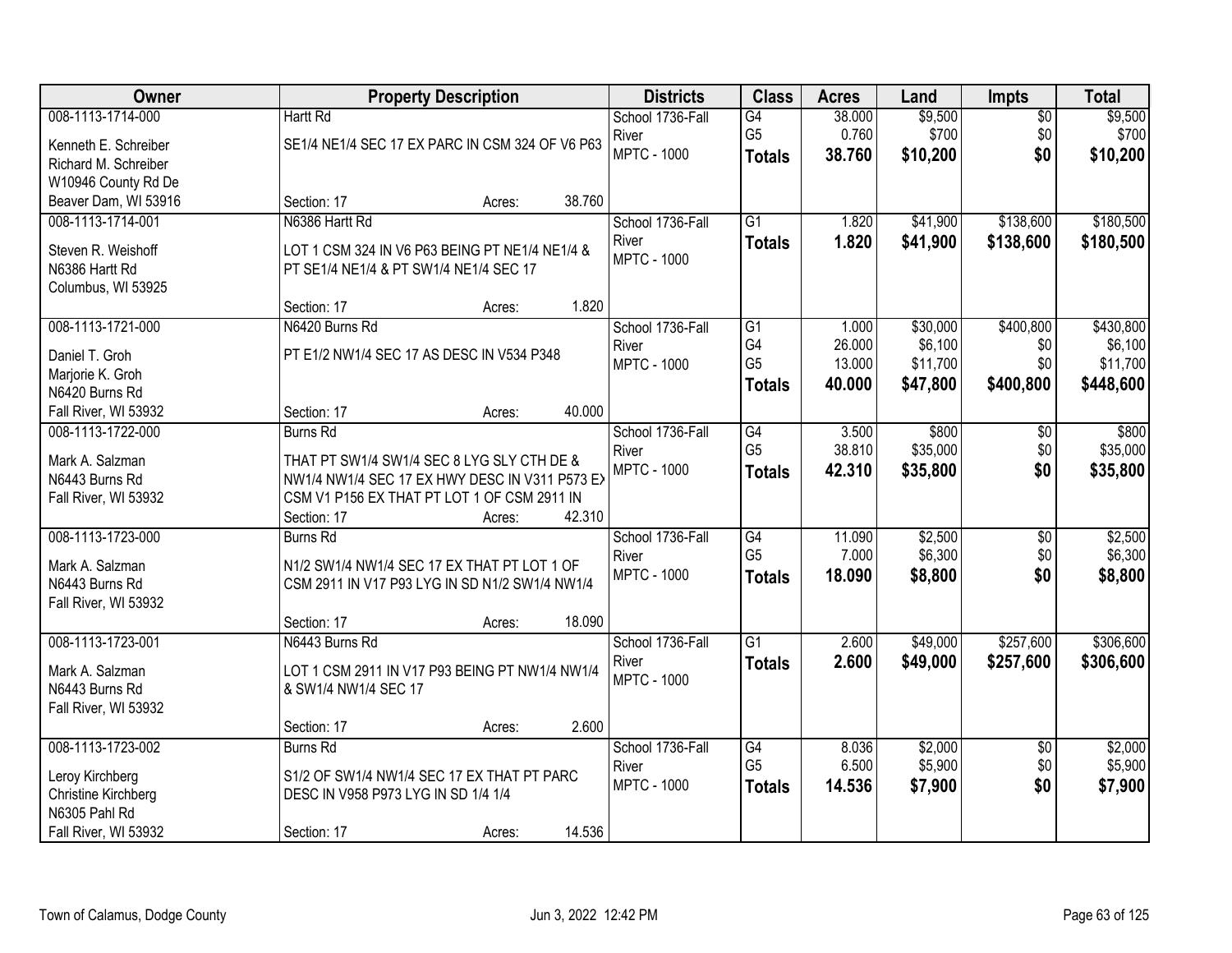| Owner | Property Description | Districts | Class | Acres | Land | Impts | Total |
|---|---|---|---|---|---|---|---|
| 008-1113-1714-000<br>Kenneth E. Schreiber<br>Richard M. Schreiber<br>W10946 County Rd De<br>Beaver Dam, WI 53916 | Hartt Rd<br>SE1/4 NE1/4 SEC 17 EX PARC IN CSM 324 OF V6 P63<br>Section: 17 Acres: 38.760 | School 1736-Fall River<br>MPTC - 1000 | G4<br>G5<br>**Totals** | 38.000<br>0.760<br>**38.760** | $9,500<br>$700<br>**$10,200** | $0<br>$0<br>**$0** | $9,500<br>$700<br>**$10,200** |
| 008-1113-1714-001<br>Steven R. Weishoff<br>N6386 Hartt Rd<br>Columbus, WI 53925 | N6386 Hartt Rd<br>LOT 1 CSM 324 IN V6 P63 BEING PT NE1/4 NE1/4 & PT SE1/4 NE1/4 & PT SW1/4 NE1/4 SEC 17<br>Section: 17 Acres: 1.820 | School 1736-Fall River<br>MPTC - 1000 | G1<br>**Totals** | 1.820<br>**1.820** | $41,900<br>**$41,900** | $138,600<br>**$138,600** | $180,500<br>**$180,500** |
| 008-1113-1721-000<br>Daniel T. Groh<br>Marjorie K. Groh<br>N6420 Burns Rd<br>Fall River, WI 53932 | N6420 Burns Rd<br>PT E1/2 NW1/4 SEC 17 AS DESC IN V534 P348<br>Section: 17 Acres: 40.000 | School 1736-Fall River<br>MPTC - 1000 | G1<br>G4<br>G5<br>**Totals** | 1.000<br>26.000<br>13.000<br>**40.000** | $30,000<br>$6,100<br>$11,700<br>**$47,800** | $400,800<br>$0<br>$0<br>**$400,800** | $430,800<br>$6,100<br>$11,700<br>**$448,600** |
| 008-1113-1722-000<br>Mark A. Salzman<br>N6443 Burns Rd<br>Fall River, WI 53932 | Burns Rd<br>THAT PT SW1/4 SW1/4 SEC 8 LYG SLY CTH DE & NW1/4 NW1/4 SEC 17 EX HWY DESC IN V311 P573 EX CSM V1 P156 EX THAT PT LOT 1 OF CSM 2911 IN<br>Section: 17 Acres: 42.310 | School 1736-Fall River<br>MPTC - 1000 | G4<br>G5<br>**Totals** | 3.500<br>38.810<br>**42.310** | $800<br>$35,000<br>**$35,800** | $0<br>$0<br>**$0** | $800<br>$35,000<br>**$35,800** |
| 008-1113-1723-000<br>Mark A. Salzman<br>N6443 Burns Rd<br>Fall River, WI 53932 | Burns Rd<br>N1/2 SW1/4 NW1/4 SEC 17 EX THAT PT LOT 1 OF CSM 2911 IN V17 P93 LYG IN SD N1/2 SW1/4 NW1/4<br>Section: 17 Acres: 18.090 | School 1736-Fall River<br>MPTC - 1000 | G4<br>G5<br>**Totals** | 11.090<br>7.000<br>**18.090** | $2,500<br>$6,300<br>**$8,800** | $0<br>$0<br>**$0** | $2,500<br>$6,300<br>**$8,800** |
| 008-1113-1723-001<br>Mark A. Salzman<br>N6443 Burns Rd<br>Fall River, WI 53932 | N6443 Burns Rd<br>LOT 1 CSM 2911 IN V17 P93 BEING PT NW1/4 NW1/4 & SW1/4 NW1/4 SEC 17<br>Section: 17 Acres: 2.600 | School 1736-Fall River<br>MPTC - 1000 | G1<br>**Totals** | 2.600<br>**2.600** | $49,000<br>**$49,000** | $257,600<br>**$257,600** | $306,600<br>**$306,600** |
| 008-1113-1723-002<br>Leroy Kirchberg<br>Christine Kirchberg<br>N6305 Pahl Rd<br>Fall River, WI 53932 | Burns Rd<br>S1/2 OF SW1/4 NW1/4 SEC 17 EX THAT PT PARC DESC IN V958 P973 LYG IN SD 1/4 1/4<br>Section: 17 Acres: 14.536 | School 1736-Fall River<br>MPTC - 1000 | G4<br>G5<br>**Totals** | 8.036<br>6.500<br>**14.536** | $2,000<br>$5,900<br>**$7,900** | $0<br>$0<br>**$0** | $2,000<br>$5,900<br>**$7,900** |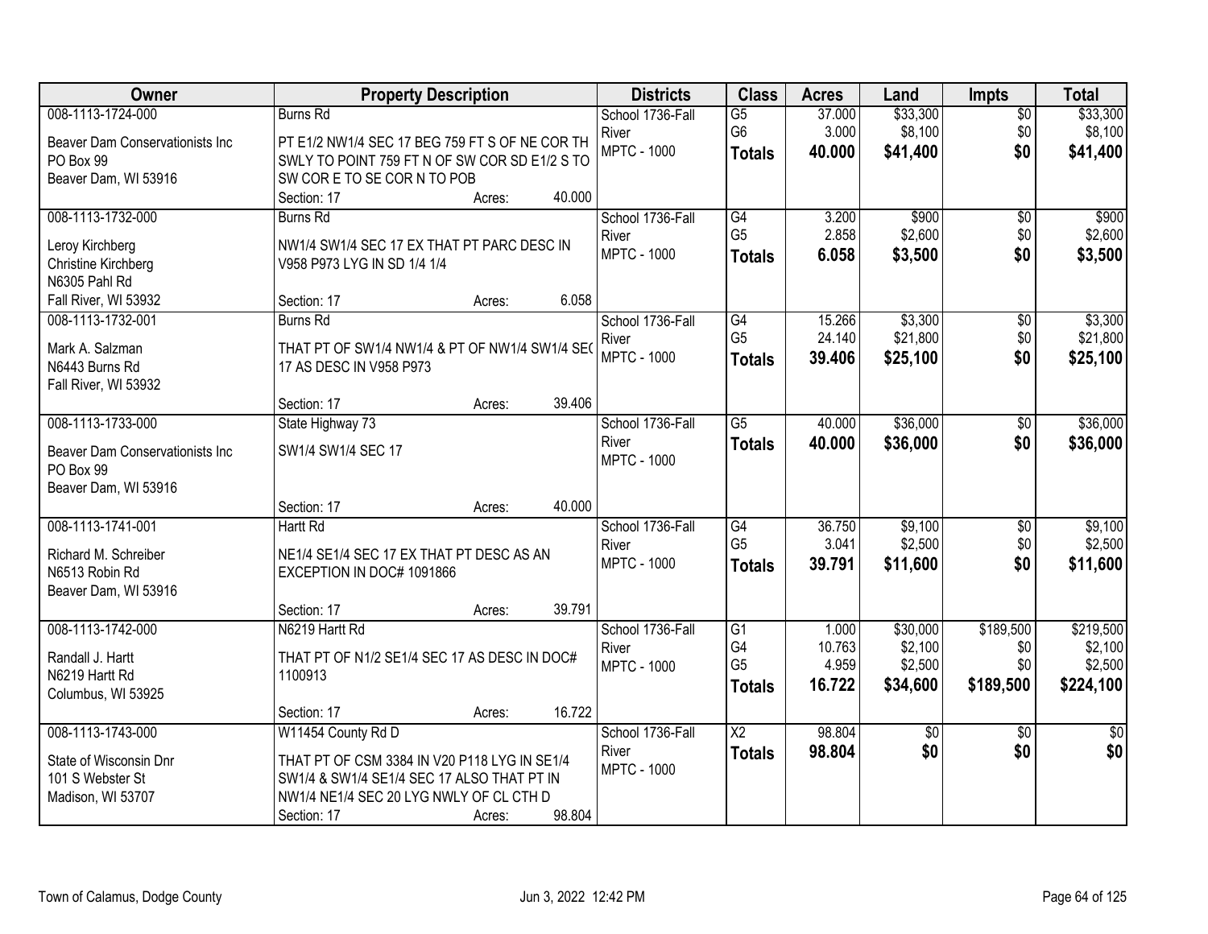| Owner | Property Description | Districts | Class | Acres | Land | Impts | Total |
|---|---|---|---|---|---|---|---|
| 008-1113-1724-000<br>Beaver Dam Conservationists Inc<br>PO Box 99<br>Beaver Dam, WI 53916 | Burns Rd<br>PT E1/2 NW1/4 SEC 17 BEG 759 FT S OF NE COR TH SWLY TO POINT 759 FT N OF SW COR SD E1/2 S TO SW COR E TO SE COR N TO POB<br>Section: 17 Acres: 40.000 | School 1736-Fall River<br>MPTC - 1000 | G5<br>G6<br>**Totals** | 37.000<br>3.000<br>**40.000** | $33,300<br>$8,100<br>**$41,400** | $0<br>$0<br>**$0** | $33,300<br>$8,100<br>**$41,400** |
| 008-1113-1732-000<br>Leroy Kirchberg<br>Christine Kirchberg<br>N6305 Pahl Rd<br>Fall River, WI 53932 | Burns Rd<br>NW1/4 SW1/4 SEC 17 EX THAT PT PARC DESC IN V958 P973 LYG IN SD 1/4 1/4<br>Section: 17 Acres: 6.058 | School 1736-Fall River<br>MPTC - 1000 | G4<br>G5<br>**Totals** | 3.200<br>2.858<br>**6.058** | $900<br>$2,600<br>**$3,500** | $0<br>$0<br>**$0** | $900<br>$2,600<br>**$3,500** |
| 008-1113-1732-001<br>Mark A. Salzman<br>N6443 Burns Rd<br>Fall River, WI 53932 | Burns Rd<br>THAT PT OF SW1/4 NW1/4 & PT OF NW1/4 SW1/4 SEC 17 AS DESC IN V958 P973<br>Section: 17 Acres: 39.406 | School 1736-Fall River<br>MPTC - 1000 | G4<br>G5<br>**Totals** | 15.266<br>24.140<br>**39.406** | $3,300<br>$21,800<br>**$25,100** | $0<br>$0<br>**$0** | $3,300<br>$21,800<br>**$25,100** |
| 008-1113-1733-000<br>Beaver Dam Conservationists Inc<br>PO Box 99<br>Beaver Dam, WI 53916 | State Highway 73<br>SW1/4 SW1/4 SEC 17<br>Section: 17 Acres: 40.000 | School 1736-Fall River<br>MPTC - 1000 | G5<br>**Totals** | 40.000<br>**40.000** | $36,000<br>**$36,000** | $0<br>**$0** | $36,000<br>**$36,000** |
| 008-1113-1741-001<br>Richard M. Schreiber<br>N6513 Robin Rd<br>Beaver Dam, WI 53916 | Hartt Rd<br>NE1/4 SE1/4 SEC 17 EX THAT PT DESC AS AN EXCEPTION IN DOC# 1091866<br>Section: 17 Acres: 39.791 | School 1736-Fall River<br>MPTC - 1000 | G4<br>G5<br>**Totals** | 36.750<br>3.041<br>**39.791** | $9,100<br>$2,500<br>**$11,600** | $0<br>$0<br>**$0** | $9,100<br>$2,500<br>**$11,600** |
| 008-1113-1742-000<br>Randall J. Hartt<br>N6219 Hartt Rd<br>Columbus, WI 53925 | N6219 Hartt Rd<br>THAT PT OF N1/2 SE1/4 SEC 17 AS DESC IN DOC# 1100913<br>Section: 17 Acres: 16.722 | School 1736-Fall River<br>MPTC - 1000 | G1<br>G4<br>G5<br>**Totals** | 1.000<br>10.763<br>4.959<br>**16.722** | $30,000<br>$2,100<br>$2,500<br>**$34,600** | $189,500<br>$0<br>$0<br>**$189,500** | $219,500<br>$2,100<br>$2,500<br>**$224,100** |
| 008-1113-1743-000<br>State of Wisconsin Dnr<br>101 S Webster St<br>Madison, WI 53707 | W11454 County Rd D<br>THAT PT OF CSM 3384 IN V20 P118 LYG IN SE1/4 SW1/4 & SW1/4 SE1/4 SEC 17 ALSO THAT PT IN NW1/4 NE1/4 SEC 20 LYG NWLY OF CL CTH D<br>Section: 17 Acres: 98.804 | School 1736-Fall River<br>MPTC - 1000 | X2<br>**Totals** | 98.804<br>**98.804** | $0<br>**$0** | $0<br>**$0** | $0<br>**$0** |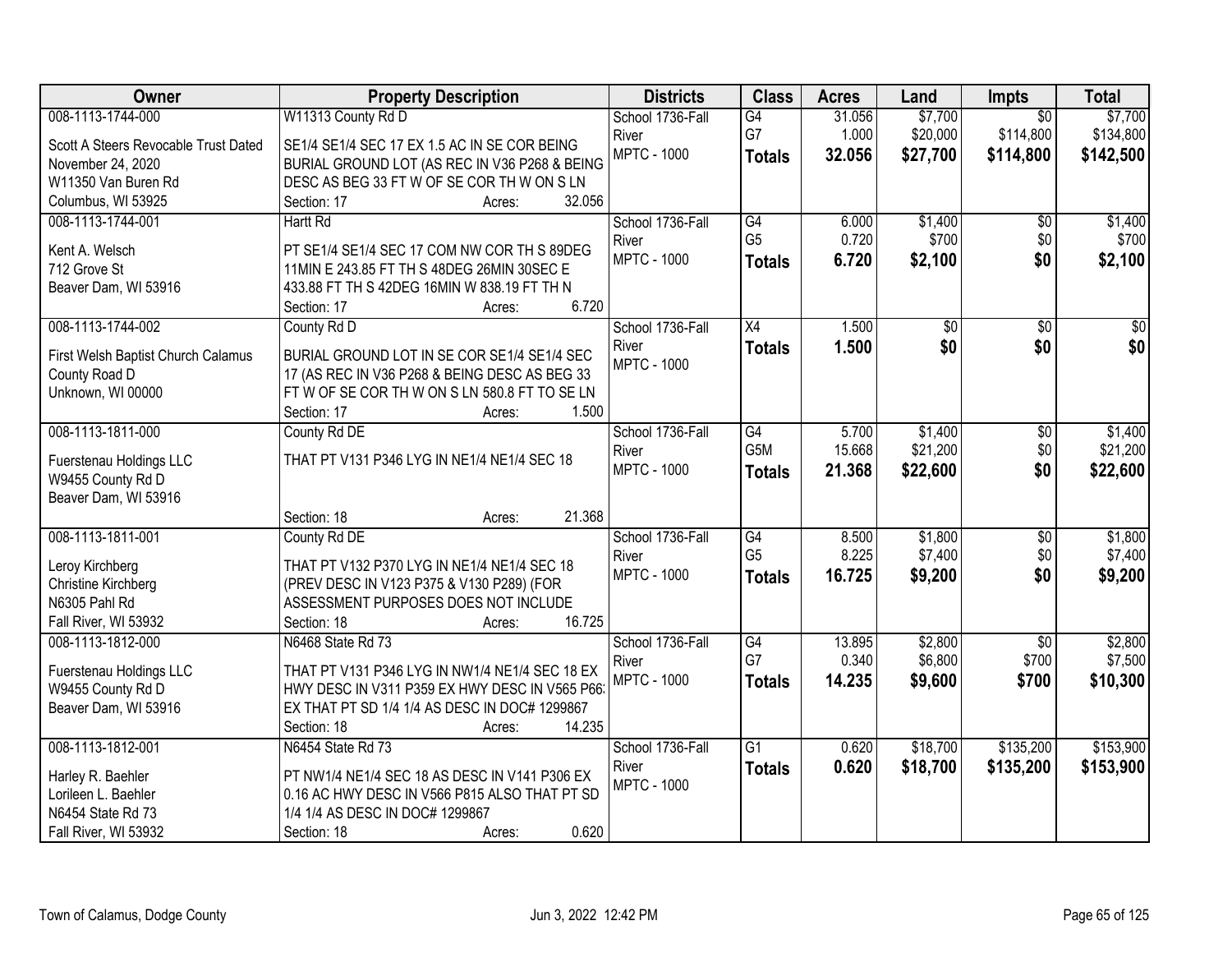| Owner | Property Description | Districts | Class | Acres | Land | Impts | Total |
|---|---|---|---|---|---|---|---|
| 008-1113-1744-000<br>Scott A Steers Revocable Trust Dated November 24, 2020<br>W11350 Van Buren Rd<br>Columbus, WI 53925 | W11313 County Rd D<br>SE1/4 SE1/4 SEC 17 EX 1.5 AC IN SE COR BEING BURIAL GROUND LOT (AS REC IN V36 P268 & BEING DESC AS BEG 33 FT W OF SE COR TH W ON S LN<br>Section: 17 Acres: 32.056 | School 1736-Fall River<br>MPTC - 1000 | G4<br>G7<br>**Totals** | 31.056<br>1.000<br>**32.056** | $7,700<br>$20,000<br>**$27,700** | $0<br>$114,800<br>**$114,800** | $7,700<br>$134,800<br>**$142,500** |
| 008-1113-1744-001<br>Kent A. Welsch<br>712 Grove St<br>Beaver Dam, WI 53916 | Hartt Rd<br>PT SE1/4 SE1/4 SEC 17 COM NW COR TH S 89DEG 11MIN E 243.85 FT TH S 48DEG 26MIN 30SEC E 433.88 FT TH S 42DEG 16MIN W 838.19 FT TH N<br>Section: 17 Acres: 6.720 | School 1736-Fall River<br>MPTC - 1000 | G4<br>G5<br>**Totals** | 6.000<br>0.720<br>**6.720** | $1,400<br>$700<br>**$2,100** | $0<br>$0<br>**$0** | $1,400<br>$700<br>**$2,100** |
| 008-1113-1744-002<br>First Welsh Baptist Church Calamus<br>County Road D<br>Unknown, WI 00000 | County Rd D<br>BURIAL GROUND LOT IN SE COR SE1/4 SE1/4 SEC 17 (AS REC IN V36 P268 & BEING DESC AS BEG 33 FT W OF SE COR TH W ON S LN 580.8 FT TO SE LN<br>Section: 17 Acres: 1.500 | School 1736-Fall River<br>MPTC - 1000 | X4<br>**Totals** | 1.500<br>**1.500** | $0<br>**$0** | $0<br>**$0** | $0<br>**$0** |
| 008-1113-1811-000<br>Fuerstenau Holdings LLC<br>W9455 County Rd D<br>Beaver Dam, WI 53916 | County Rd DE<br>THAT PT V131 P346 LYG IN NE1/4 NE1/4 SEC 18<br>Section: 18 Acres: 21.368 | School 1736-Fall River<br>MPTC - 1000 | G4<br>G5M<br>**Totals** | 5.700<br>15.668<br>**21.368** | $1,400<br>$21,200<br>**$22,600** | $0<br>$0<br>**$0** | $1,400<br>$21,200<br>**$22,600** |
| 008-1113-1811-001<br>Leroy Kirchberg<br>Christine Kirchberg<br>N6305 Pahl Rd<br>Fall River, WI 53932 | County Rd DE<br>THAT PT V132 P370 LYG IN NE1/4 NE1/4 SEC 18 (PREV DESC IN V123 P375 & V130 P289) (FOR ASSESSMENT PURPOSES DOES NOT INCLUDE<br>Section: 18 Acres: 16.725 | School 1736-Fall River<br>MPTC - 1000 | G4<br>G5<br>**Totals** | 8.500<br>8.225<br>**16.725** | $1,800<br>$7,400<br>**$9,200** | $0<br>$0<br>**$0** | $1,800<br>$7,400<br>**$9,200** |
| 008-1113-1812-000<br>Fuerstenau Holdings LLC<br>W9455 County Rd D<br>Beaver Dam, WI 53916 | N6468 State Rd 73<br>THAT PT V131 P346 LYG IN NW1/4 NE1/4 SEC 18 EX HWY DESC IN V311 P359 EX HWY DESC IN V565 P66; EX THAT PT SD 1/4 1/4 AS DESC IN DOC# 1299867<br>Section: 18 Acres: 14.235 | School 1736-Fall River<br>MPTC - 1000 | G4<br>G7<br>**Totals** | 13.895<br>0.340<br>**14.235** | $2,800<br>$6,800<br>**$9,600** | $0<br>$700<br>**$700** | $2,800<br>$7,500<br>**$10,300** |
| 008-1113-1812-001<br>Harley R. Baehler<br>Lorileen L. Baehler<br>N6454 State Rd 73<br>Fall River, WI 53932 | N6454 State Rd 73<br>PT NW1/4 NE1/4 SEC 18 AS DESC IN V141 P306 EX 0.16 AC HWY DESC IN V566 P815 ALSO THAT PT SD 1/4 1/4 AS DESC IN DOC# 1299867<br>Section: 18 Acres: 0.620 | School 1736-Fall River<br>MPTC - 1000 | G1<br>**Totals** | 0.620<br>**0.620** | $18,700<br>**$18,700** | $135,200<br>**$135,200** | $153,900<br>**$153,900** |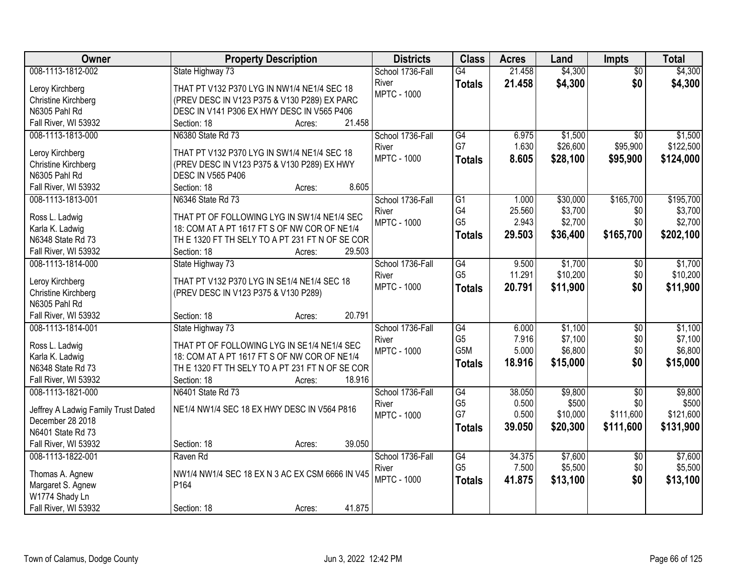| Owner | Property Description | Districts | Class | Acres | Land | Impts | Total |
|---|---|---|---|---|---|---|---|
| 008-1113-1812-002<br>Leroy Kirchberg<br>Christine Kirchberg<br>N6305 Pahl Rd<br>Fall River, WI 53932 | State Highway 73<br>THAT PT V132 P370 LYG IN NW1/4 NE1/4 SEC 18 (PREV DESC IN V123 P375 & V130 P289) EX PARC DESC IN V141 P306 EX HWY DESC IN V565 P406<br>Section: 18 Acres: 21.458 | School 1736-Fall River<br>MPTC - 1000 | G4<br>**Totals** | 21.458<br>**21.458** | $4,300<br>**$4,300** | $0<br>**$0** | $4,300<br>**$4,300** |
| 008-1113-1813-000<br>Leroy Kirchberg<br>Christine Kirchberg<br>N6305 Pahl Rd<br>Fall River, WI 53932 | N6380 State Rd 73<br>THAT PT V132 P370 LYG IN SW1/4 NE1/4 SEC 18 (PREV DESC IN V123 P375 & V130 P289) EX HWY DESC IN V565 P406<br>Section: 18 Acres: 8.605 | School 1736-Fall River<br>MPTC - 1000 | G4<br>G7<br>**Totals** | 6.975<br>1.630<br>**8.605** | $1,500<br>$26,600<br>**$28,100** | $0<br>$95,900<br>**$95,900** | $1,500<br>$122,500<br>**$124,000** |
| 008-1113-1813-001<br>Ross L. Ladwig<br>Karla K. Ladwig<br>N6348 State Rd 73<br>Fall River, WI 53932 | N6346 State Rd 73<br>THAT PT OF FOLLOWING LYG IN SW1/4 NE1/4 SEC 18: COM AT A PT 1617 FT S OF NW COR OF NE1/4 TH E 1320 FT TH SELY TO A PT 231 FT N OF SE COR<br>Section: 18 Acres: 29.503 | School 1736-Fall River<br>MPTC - 1000 | G1<br>G4<br>G5<br>**Totals** | 1.000<br>25.560<br>2.943<br>**29.503** | $30,000<br>$3,700<br>$2,700<br>**$36,400** | $165,700<br>$0<br>$0<br>**$165,700** | $195,700<br>$3,700<br>$2,700<br>**$202,100** |
| 008-1113-1814-000<br>Leroy Kirchberg<br>Christine Kirchberg<br>N6305 Pahl Rd<br>Fall River, WI 53932 | State Highway 73<br>THAT PT V132 P370 LYG IN SE1/4 NE1/4 SEC 18 (PREV DESC IN V123 P375 & V130 P289)<br>Section: 18 Acres: 20.791 | School 1736-Fall River<br>MPTC - 1000 | G4<br>G5<br>**Totals** | 9.500<br>11.291<br>**20.791** | $1,700<br>$10,200<br>**$11,900** | $0<br>$0<br>**$0** | $1,700<br>$10,200<br>**$11,900** |
| 008-1113-1814-001<br>Ross L. Ladwig<br>Karla K. Ladwig<br>N6348 State Rd 73<br>Fall River, WI 53932 | State Highway 73<br>THAT PT OF FOLLOWING LYG IN SE1/4 NE1/4 SEC 18: COM AT A PT 1617 FT S OF NW COR OF NE1/4 TH E 1320 FT TH SELY TO A PT 231 FT N OF SE COR<br>Section: 18 Acres: 18.916 | School 1736-Fall River<br>MPTC - 1000 | G4<br>G5<br>G5M<br>**Totals** | 6.000<br>7.916<br>5.000<br>**18.916** | $1,100<br>$7,100<br>$6,800<br>**$15,000** | $0<br>$0<br>$0<br>**$0** | $1,100<br>$7,100<br>$6,800<br>**$15,000** |
| 008-1113-1821-000<br>Jeffrey A Ladwig Family Trust Dated December 28 2018<br>N6401 State Rd 73<br>Fall River, WI 53932 | N6401 State Rd 73<br>NE1/4 NW1/4 SEC 18 EX HWY DESC IN V564 P816<br>Section: 18 Acres: 39.050 | School 1736-Fall River<br>MPTC - 1000 | G4<br>G5<br>G7<br>**Totals** | 38.050<br>0.500<br>0.500<br>**39.050** | $9,800<br>$500<br>$10,000<br>**$20,300** | $0<br>$0<br>$111,600<br>**$111,600** | $9,800<br>$500<br>$121,600<br>**$131,900** |
| 008-1113-1822-001<br>Thomas A. Agnew<br>Margaret S. Agnew<br>W1774 Shady Ln<br>Fall River, WI 53932 | Raven Rd<br>NW1/4 NW1/4 SEC 18 EX N 3 AC EX CSM 6666 IN V45 P164<br>Section: 18 Acres: 41.875 | School 1736-Fall River<br>MPTC - 1000 | G4<br>G5<br>**Totals** | 34.375<br>7.500<br>**41.875** | $7,600<br>$5,500<br>**$13,100** | $0<br>$0<br>**$0** | $7,600<br>$5,500<br>**$13,100** |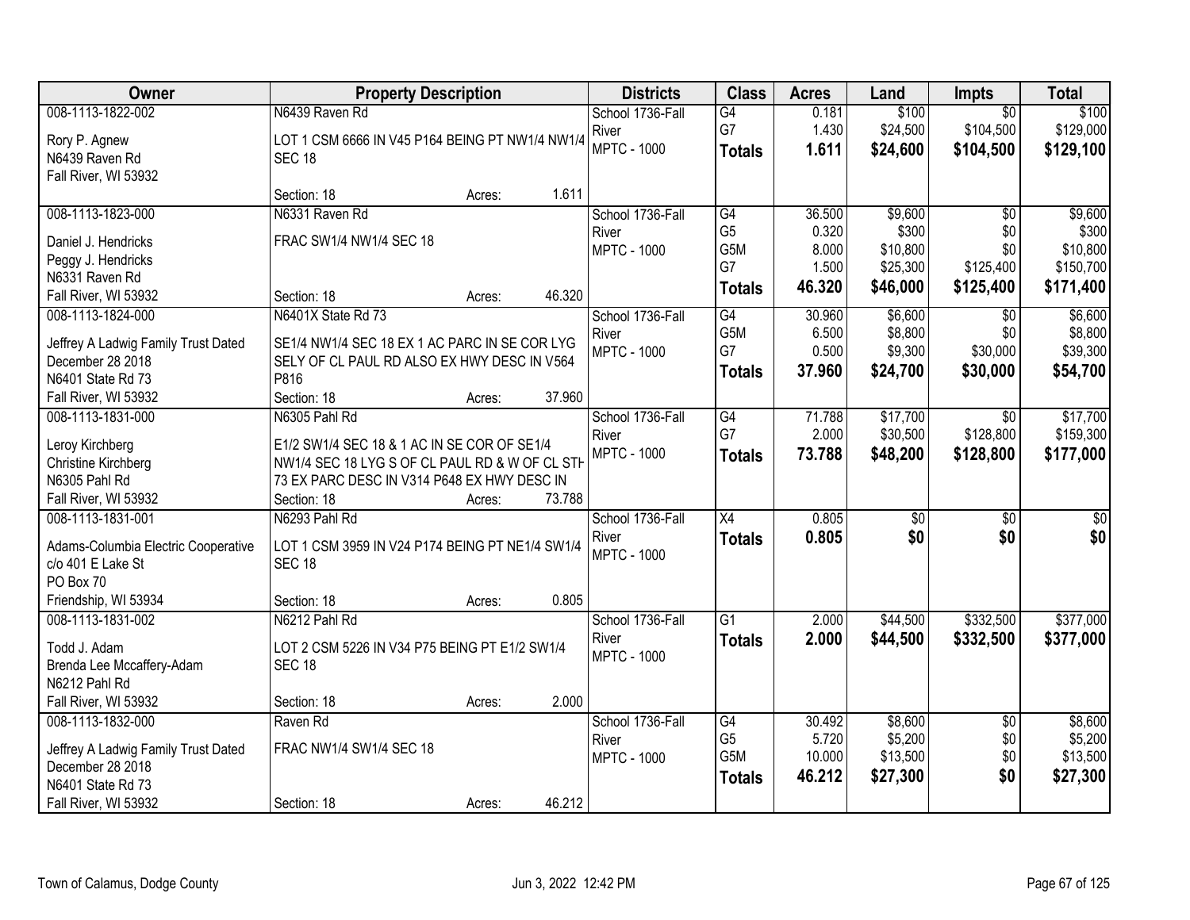| Owner | Property Description | Districts | Class | Acres | Land | Impts | Total |
|---|---|---|---|---|---|---|---|
| 008-1113-1822-002<br><br>Rory P. Agnew<br>N6439 Raven Rd<br>Fall River, WI 53932 | N6439 Raven Rd<br><br>LOT 1 CSM 6666 IN V45 P164 BEING PT NW1/4 NW1/4 SEC 18<br><br>Section: 18 Acres: 1.611 | School 1736-Fall River<br>MPTC - 1000 | G4<br>G7<br>**Totals** | 0.181<br>1.430<br>**1.611** | $100<br>$24,500<br>**$24,600** | $0<br>$104,500<br>**$104,500** | $100<br>$129,000<br>**$129,100** |
| 008-1113-1823-000<br><br>Daniel J. Hendricks<br>Peggy J. Hendricks<br>N6331 Raven Rd<br>Fall River, WI 53932 | N6331 Raven Rd<br><br>FRAC SW1/4 NW1/4 SEC 18<br><br>Section: 18 Acres: 46.320 | School 1736-Fall River<br>MPTC - 1000 | G4<br>G5<br>G5M<br>G7<br>**Totals** | 36.500<br>0.320<br>8.000<br>1.500<br>**46.320** | $9,600<br>$300<br>$10,800<br>$25,300<br>**$46,000** | $0<br>$0<br>$0<br>$125,400<br>**$125,400** | $9,600<br>$300<br>$10,800<br>$150,700<br>**$171,400** |
| 008-1113-1824-000<br><br>Jeffrey A Ladwig Family Trust Dated December 28 2018<br>N6401 State Rd 73<br>Fall River, WI 53932 | N6401X State Rd 73<br><br>SE1/4 NW1/4 SEC 18 EX 1 AC PARC IN SE COR LYG SELY OF CL PAUL RD ALSO EX HWY DESC IN V564 P816<br>Section: 18 Acres: 37.960 | School 1736-Fall River<br>MPTC - 1000 | G4<br>G5M<br>G7<br>**Totals** | 30.960<br>6.500<br>0.500<br>**37.960** | $6,600<br>$8,800<br>$9,300<br>**$24,700** | $0<br>$0<br>$30,000<br>**$30,000** | $6,600<br>$8,800<br>$39,300<br>**$54,700** |
| 008-1113-1831-000<br><br>Leroy Kirchberg<br>Christine Kirchberg<br>N6305 Pahl Rd<br>Fall River, WI 53932 | N6305 Pahl Rd<br><br>E1/2 SW1/4 SEC 18 & 1 AC IN SE COR OF SE1/4 NW1/4 SEC 18 LYG S OF CL PAUL RD & W OF CL STH 73 EX PARC DESC IN V314 P648 EX HWY DESC IN<br>Section: 18 Acres: 73.788 | School 1736-Fall River<br>MPTC - 1000 | G4<br>G7<br>**Totals** | 71.788<br>2.000<br>**73.788** | $17,700<br>$30,500<br>**$48,200** | $0<br>$128,800<br>**$128,800** | $17,700<br>$159,300<br>**$177,000** |
| 008-1113-1831-001<br><br>Adams-Columbia Electric Cooperative<br>c/o 401 E Lake St<br>PO Box 70<br>Friendship, WI 53934 | N6293 Pahl Rd<br><br>LOT 1 CSM 3959 IN V24 P174 BEING PT NE1/4 SW1/4 SEC 18<br><br>Section: 18 Acres: 0.805 | School 1736-Fall River<br>MPTC - 1000 | X4<br>**Totals** | 0.805<br>**0.805** | $0<br>**$0** | $0<br>**$0** | $0<br>**$0** |
| 008-1113-1831-002<br><br>Todd J. Adam<br>Brenda Lee Mccaffery-Adam<br>N6212 Pahl Rd<br>Fall River, WI 53932 | N6212 Pahl Rd<br><br>LOT 2 CSM 5226 IN V34 P75 BEING PT E1/2 SW1/4 SEC 18<br><br>Section: 18 Acres: 2.000 | School 1736-Fall River<br>MPTC - 1000 | G1<br>**Totals** | 2.000<br>**2.000** | $44,500<br>**$44,500** | $332,500<br>**$332,500** | $377,000<br>**$377,000** |
| 008-1113-1832-000<br><br>Jeffrey A Ladwig Family Trust Dated December 28 2018<br>N6401 State Rd 73<br>Fall River, WI 53932 | Raven Rd<br><br>FRAC NW1/4 SW1/4 SEC 18<br><br>Section: 18 Acres: 46.212 | School 1736-Fall River<br>MPTC - 1000 | G4<br>G5<br>G5M<br>**Totals** | 30.492<br>5.720<br>10.000<br>**46.212** | $8,600<br>$5,200<br>$13,500<br>**$27,300** | $0<br>$0<br>$0<br>**$0** | $8,600<br>$5,200<br>$13,500<br>**$27,300** |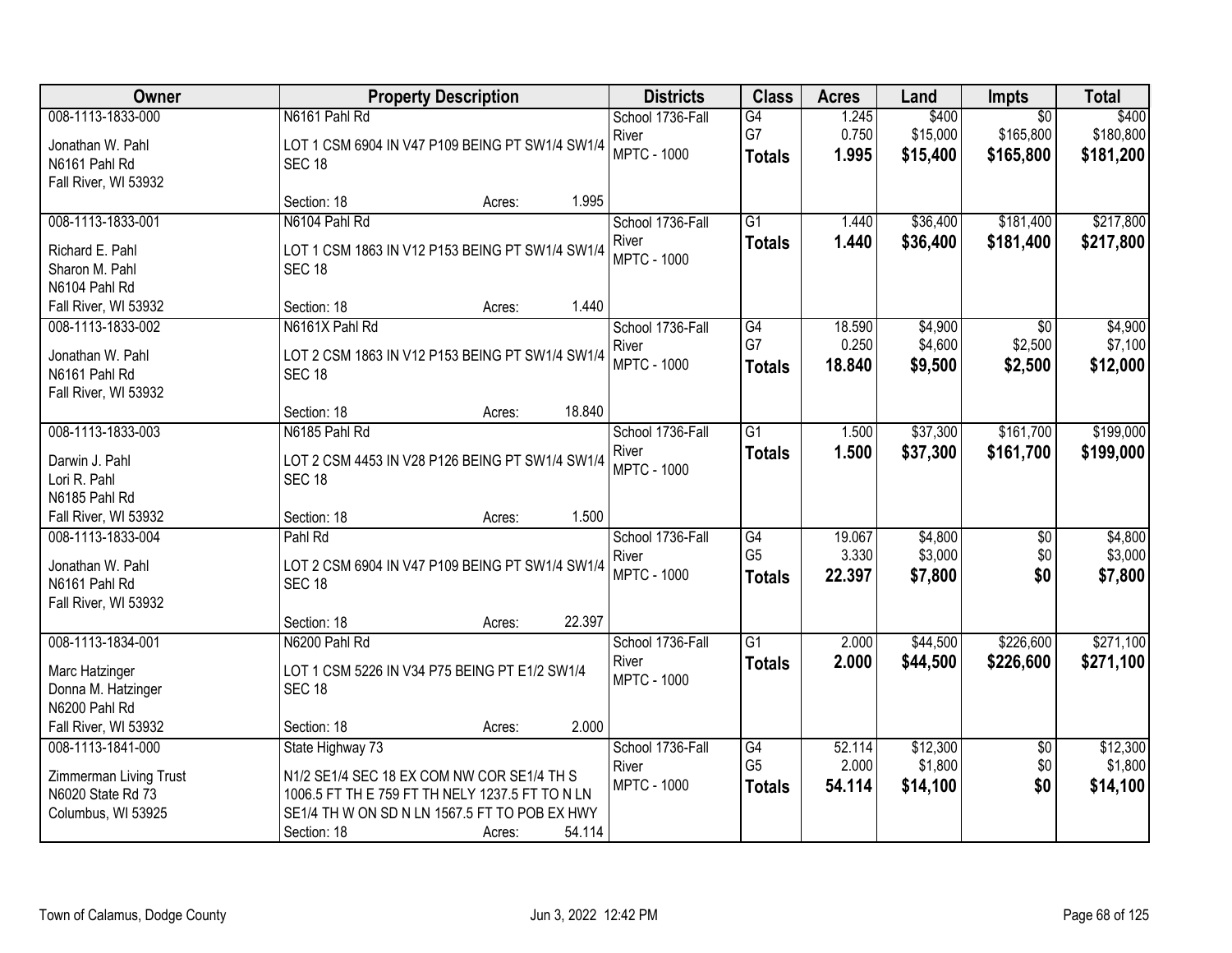| Owner | Property Description | Districts | Class | Acres | Land | Impts | Total |
|---|---|---|---|---|---|---|---|
| 008-1113-1833-000<br><br>Jonathan W. Pahl<br>N6161 Pahl Rd<br>Fall River, WI 53932 | N6161 Pahl Rd<br><br>LOT 1 CSM 6904 IN V47 P109 BEING PT SW1/4 SW1/4 SEC 18<br><br>Section: 18 Acres: 1.995 | School 1736-Fall River<br>MPTC - 1000 | G4<br>G7<br>**Totals** | 1.245<br>0.750<br>**1.995** | $400<br>$15,000<br>**$15,400** | $0<br>$165,800<br>**$165,800** | $400<br>$180,800<br>**$181,200** |
| 008-1113-1833-001<br><br>Richard E. Pahl<br>Sharon M. Pahl<br>N6104 Pahl Rd<br>Fall River, WI 53932 | N6104 Pahl Rd<br><br>LOT 1 CSM 1863 IN V12 P153 BEING PT SW1/4 SW1/4 SEC 18<br><br>Section: 18 Acres: 1.440 | School 1736-Fall River<br>MPTC - 1000 | G1<br>**Totals** | 1.440<br>**1.440** | $36,400<br>**$36,400** | $181,400<br>**$181,400** | $217,800<br>**$217,800** |
| 008-1113-1833-002<br><br>Jonathan W. Pahl<br>N6161 Pahl Rd<br>Fall River, WI 53932 | N6161X Pahl Rd<br><br>LOT 2 CSM 1863 IN V12 P153 BEING PT SW1/4 SW1/4 SEC 18<br><br>Section: 18 Acres: 18.840 | School 1736-Fall River<br>MPTC - 1000 | G4<br>G7<br>**Totals** | 18.590<br>0.250<br>**18.840** | $4,900<br>$4,600<br>**$9,500** | $0<br>$2,500<br>**$2,500** | $4,900<br>$7,100<br>**$12,000** |
| 008-1113-1833-003<br><br>Darwin J. Pahl<br>Lori R. Pahl<br>N6185 Pahl Rd<br>Fall River, WI 53932 | N6185 Pahl Rd<br><br>LOT 2 CSM 4453 IN V28 P126 BEING PT SW1/4 SW1/4 SEC 18<br><br>Section: 18 Acres: 1.500 | School 1736-Fall River<br>MPTC - 1000 | G1<br>**Totals** | 1.500<br>**1.500** | $37,300<br>**$37,300** | $161,700<br>**$161,700** | $199,000<br>**$199,000** |
| 008-1113-1833-004<br><br>Jonathan W. Pahl<br>N6161 Pahl Rd<br>Fall River, WI 53932 | Pahl Rd<br><br>LOT 2 CSM 6904 IN V47 P109 BEING PT SW1/4 SW1/4 SEC 18<br><br>Section: 18 Acres: 22.397 | School 1736-Fall River<br>MPTC - 1000 | G4<br>G5<br>**Totals** | 19.067<br>3.330<br>**22.397** | $4,800<br>$3,000<br>**$7,800** | $0<br>$0<br>**$0** | $4,800<br>$3,000<br>**$7,800** |
| 008-1113-1834-001<br><br>Marc Hatzinger<br>Donna M. Hatzinger<br>N6200 Pahl Rd<br>Fall River, WI 53932 | N6200 Pahl Rd<br><br>LOT 1 CSM 5226 IN V34 P75 BEING PT E1/2 SW1/4 SEC 18<br><br>Section: 18 Acres: 2.000 | School 1736-Fall River<br>MPTC - 1000 | G1<br>**Totals** | 2.000<br>**2.000** | $44,500<br>**$44,500** | $226,600<br>**$226,600** | $271,100<br>**$271,100** |
| 008-1113-1841-000<br><br>Zimmerman Living Trust<br>N6020 State Rd 73<br>Columbus, WI 53925 | State Highway 73<br><br>N1/2 SE1/4 SEC 18 EX COM NW COR SE1/4 TH S 1006.5 FT TH E 759 FT TH NELY 1237.5 FT TO N LN SE1/4 TH W ON SD N LN 1567.5 FT TO POB EX HWY<br>Section: 18 Acres: 54.114 | School 1736-Fall River<br>MPTC - 1000 | G4<br>G5<br>**Totals** | 52.114<br>2.000<br>**54.114** | $12,300<br>$1,800<br>**$14,100** | $0<br>$0<br>**$0** | $12,300<br>$1,800<br>**$14,100** |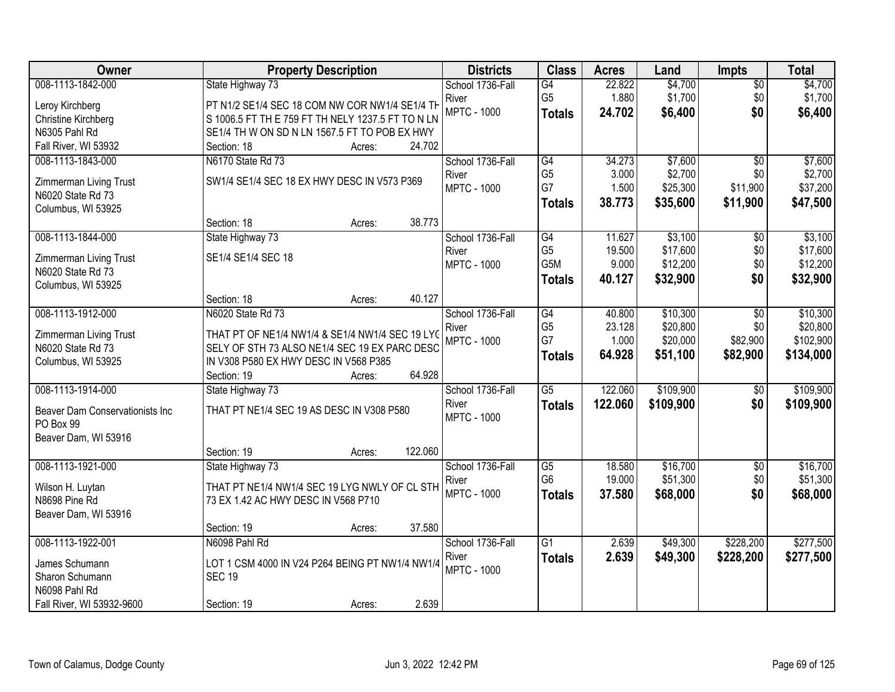| Owner | Property Description | Districts | Class | Acres | Land | Impts | Total |
|---|---|---|---|---|---|---|---|
| 008-1113-1842-000<br>Leroy Kirchberg<br>Christine Kirchberg<br>N6305 Pahl Rd<br>Fall River, WI 53932 | State Highway 73<br>PT N1/2 SE1/4 SEC 18 COM NW COR NW1/4 SE1/4 TH S 1006.5 FT TH E 759 FT TH NELY 1237.5 FT TO N LN SE1/4 TH W ON SD N LN 1567.5 FT TO POB EX HWY<br>Section: 18 Acres: 24.702 | School 1736-Fall River<br>MPTC - 1000 | G4<br>G5<br>**Totals** | 22.822<br>1.880<br>**24.702** | $4,700<br>$1,700<br>**$6,400** | $0<br>$0<br>**$0** | $4,700<br>$1,700<br>**$6,400** |
| 008-1113-1843-000<br>Zimmerman Living Trust<br>N6020 State Rd 73<br>Columbus, WI 53925 | N6170 State Rd 73<br>SW1/4 SE1/4 SEC 18 EX HWY DESC IN V573 P369<br>Section: 18 Acres: 38.773 | School 1736-Fall River<br>MPTC - 1000 | G4<br>G5<br>G7<br>**Totals** | 34.273<br>3.000<br>1.500<br>**38.773** | $7,600<br>$2,700<br>$25,300<br>**$35,600** | $0<br>$0<br>$11,900<br>**$11,900** | $7,600<br>$2,700<br>$37,200<br>**$47,500** |
| 008-1113-1844-000<br>Zimmerman Living Trust<br>N6020 State Rd 73<br>Columbus, WI 53925 | State Highway 73<br>SE1/4 SE1/4 SEC 18<br>Section: 18 Acres: 40.127 | School 1736-Fall River<br>MPTC - 1000 | G4<br>G5<br>G5M<br>**Totals** | 11.627<br>19.500<br>9.000<br>**40.127** | $3,100<br>$17,600<br>$12,200<br>**$32,900** | $0<br>$0<br>$0<br>**$0** | $3,100<br>$17,600<br>$12,200<br>**$32,900** |
| 008-1113-1912-000<br>Zimmerman Living Trust<br>N6020 State Rd 73<br>Columbus, WI 53925 | N6020 State Rd 73<br>THAT PT OF NE1/4 NW1/4 & SE1/4 NW1/4 SEC 19 LYG SELY OF STH 73 ALSO NE1/4 SEC 19 EX PARC DESC IN V308 P580 EX HWY DESC IN V568 P385<br>Section: 19 Acres: 64.928 | School 1736-Fall River<br>MPTC - 1000 | G4<br>G5<br>G7<br>**Totals** | 40.800<br>23.128<br>1.000<br>**64.928** | $10,300<br>$20,800<br>$20,000<br>**$51,100** | $0<br>$0<br>$82,900<br>**$82,900** | $10,300<br>$20,800<br>$102,900<br>**$134,000** |
| 008-1113-1914-000<br>Beaver Dam Conservationists Inc<br>PO Box 99<br>Beaver Dam, WI 53916 | State Highway 73<br>THAT PT NE1/4 SEC 19 AS DESC IN V308 P580<br>Section: 19 Acres: 122.060 | School 1736-Fall River<br>MPTC - 1000 | G5<br>**Totals** | 122.060<br>**122.060** | $109,900<br>**$109,900** | $0<br>**$0** | $109,900<br>**$109,900** |
| 008-1113-1921-000<br>Wilson H. Luytan<br>N8698 Pine Rd<br>Beaver Dam, WI 53916 | State Highway 73<br>THAT PT NE1/4 NW1/4 SEC 19 LYG NWLY OF CL STH 73 EX 1.42 AC HWY DESC IN V568 P710<br>Section: 19 Acres: 37.580 | School 1736-Fall River<br>MPTC - 1000 | G5<br>G6<br>**Totals** | 18.580<br>19.000<br>**37.580** | $16,700<br>$51,300<br>**$68,000** | $0<br>$0<br>**$0** | $16,700<br>$51,300<br>**$68,000** |
| 008-1113-1922-001<br>James Schumann<br>Sharon Schumann<br>N6098 Pahl Rd<br>Fall River, WI 53932-9600 | N6098 Pahl Rd<br>LOT 1 CSM 4000 IN V24 P264 BEING PT NW1/4 NW1/4 SEC 19<br>Section: 19 Acres: 2.639 | School 1736-Fall River<br>MPTC - 1000 | G1<br>**Totals** | 2.639<br>**2.639** | $49,300<br>**$49,300** | $228,200<br>**$228,200** | $277,500<br>**$277,500** |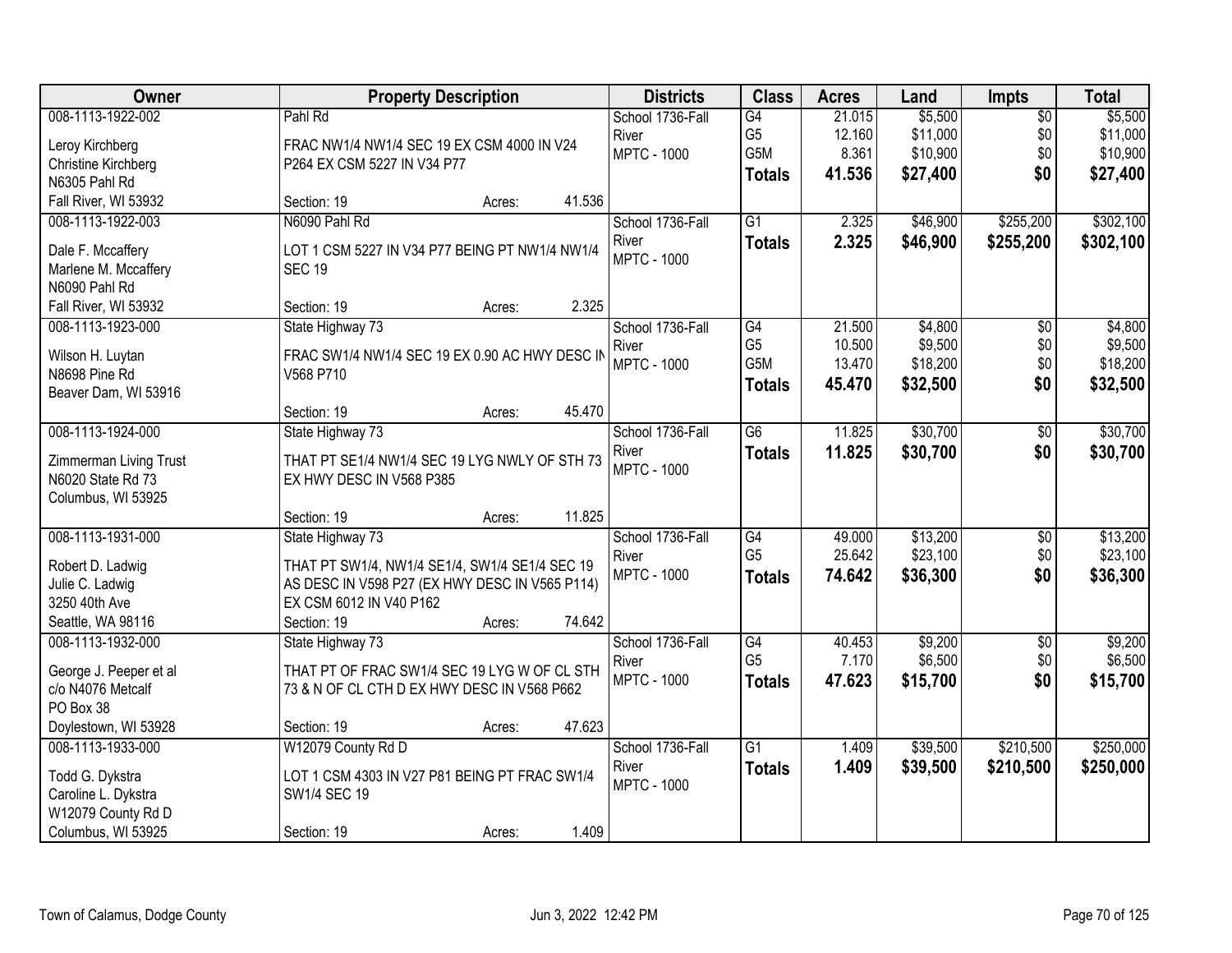| Owner | Property Description | Districts | Class | Acres | Land | Impts | Total |
|---|---|---|---|---|---|---|---|
| 008-1113-1922-002<br>Leroy Kirchberg<br>Christine Kirchberg<br>N6305 Pahl Rd<br>Fall River, WI 53932 | Pahl Rd<br>FRAC NW1/4 NW1/4 SEC 19 EX CSM 4000 IN V24 P264 EX CSM 5227 IN V34 P77<br>Section: 19 Acres: 41.536 | School 1736-Fall River<br>MPTC - 1000 | G4<br>G5<br>G5M<br>**Totals** | 21.015<br>12.160<br>8.361<br>**41.536** | $5,500<br>$11,000<br>$10,900<br>**$27,400** | $0<br>$0<br>$0<br>**$0** | $5,500<br>$11,000<br>$10,900<br>**$27,400** |
| 008-1113-1922-003<br>Dale F. Mccaffery<br>Marlene M. Mccaffery<br>N6090 Pahl Rd<br>Fall River, WI 53932 | N6090 Pahl Rd<br>LOT 1 CSM 5227 IN V34 P77 BEING PT NW1/4 NW1/4 SEC 19<br>Section: 19 Acres: 2.325 | School 1736-Fall River<br>MPTC - 1000 | G1<br>**Totals** | 2.325<br>**2.325** | $46,900<br>**$46,900** | $255,200<br>**$255,200** | $302,100<br>**$302,100** |
| 008-1113-1923-000<br>Wilson H. Luytan<br>N8698 Pine Rd<br>Beaver Dam, WI 53916 | State Highway 73<br>FRAC SW1/4 NW1/4 SEC 19 EX 0.90 AC HWY DESC IN V568 P710<br>Section: 19 Acres: 45.470 | School 1736-Fall River<br>MPTC - 1000 | G4<br>G5<br>G5M<br>**Totals** | 21.500<br>10.500<br>13.470<br>**45.470** | $4,800<br>$9,500<br>$18,200<br>**$32,500** | $0<br>$0<br>$0<br>**$0** | $4,800<br>$9,500<br>$18,200<br>**$32,500** |
| 008-1113-1924-000<br>Zimmerman Living Trust<br>N6020 State Rd 73<br>Columbus, WI 53925 | State Highway 73<br>THAT PT SE1/4 NW1/4 SEC 19 LYG NWLY OF STH 73 EX HWY DESC IN V568 P385<br>Section: 19 Acres: 11.825 | School 1736-Fall River<br>MPTC - 1000 | G6<br>**Totals** | 11.825<br>**11.825** | $30,700<br>**$30,700** | $0<br>**$0** | $30,700<br>**$30,700** |
| 008-1113-1931-000<br>Robert D. Ladwig<br>Julie C. Ladwig<br>3250 40th Ave<br>Seattle, WA 98116 | State Highway 73<br>THAT PT SW1/4, NW1/4 SE1/4, SW1/4 SE1/4 SEC 19 AS DESC IN V598 P27 (EX HWY DESC IN V565 P114) EX CSM 6012 IN V40 P162<br>Section: 19 Acres: 74.642 | School 1736-Fall River<br>MPTC - 1000 | G4<br>G5<br>**Totals** | 49.000<br>25.642<br>**74.642** | $13,200<br>$23,100<br>**$36,300** | $0<br>$0<br>**$0** | $13,200<br>$23,100<br>**$36,300** |
| 008-1113-1932-000<br>George J. Peeper et al<br>c/o N4076 Metcalf<br>PO Box 38<br>Doylestown, WI 53928 | State Highway 73<br>THAT PT OF FRAC SW1/4 SEC 19 LYG W OF CL STH 73 & N OF CL CTH D EX HWY DESC IN V568 P662<br>Section: 19 Acres: 47.623 | School 1736-Fall River<br>MPTC - 1000 | G4<br>G5<br>**Totals** | 40.453<br>7.170<br>**47.623** | $9,200<br>$6,500<br>**$15,700** | $0<br>$0<br>**$0** | $9,200<br>$6,500<br>**$15,700** |
| 008-1113-1933-000<br>Todd G. Dykstra<br>Caroline L. Dykstra<br>W12079 County Rd D<br>Columbus, WI 53925 | W12079 County Rd D<br>LOT 1 CSM 4303 IN V27 P81 BEING PT FRAC SW1/4 SW1/4 SEC 19<br>Section: 19 Acres: 1.409 | School 1736-Fall River<br>MPTC - 1000 | G1<br>**Totals** | 1.409<br>**1.409** | $39,500<br>**$39,500** | $210,500<br>**$210,500** | $250,000<br>**$250,000** |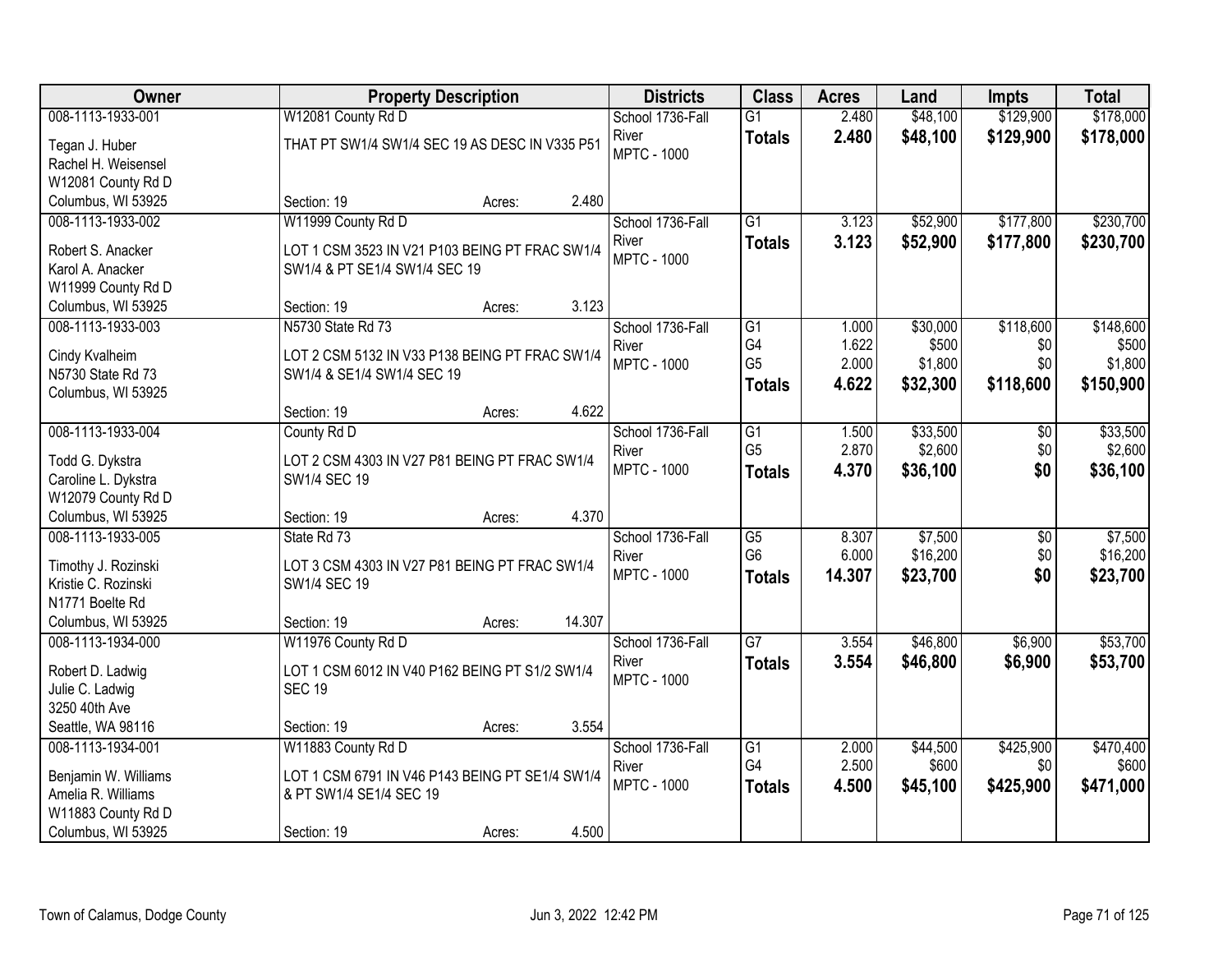| Owner | Property Description | Districts | Class | Acres | Land | Impts | Total |
|---|---|---|---|---|---|---|---|
| 008-1113-1933-001<br>Tegan J. Huber<br>Rachel H. Weisensel<br>W12081 County Rd D<br>Columbus, WI 53925 | W12081 County Rd D<br>THAT PT SW1/4 SW1/4 SEC 19 AS DESC IN V335 P51<br>Section: 19 Acres: 2.480 | School 1736-Fall River<br>MPTC - 1000 | G1<br>**Totals** | 2.480<br>**2.480** | $48,100<br>**$48,100** | $129,900<br>**$129,900** | $178,000<br>**$178,000** |
| 008-1113-1933-002<br>Robert S. Anacker<br>Karol A. Anacker<br>W11999 County Rd D<br>Columbus, WI 53925 | W11999 County Rd D<br>LOT 1 CSM 3523 IN V21 P103 BEING PT FRAC SW1/4 SW1/4 & PT SE1/4 SW1/4 SEC 19<br>Section: 19 Acres: 3.123 | School 1736-Fall River<br>MPTC - 1000 | G1<br>**Totals** | 3.123<br>**3.123** | $52,900<br>**$52,900** | $177,800<br>**$177,800** | $230,700<br>**$230,700** |
| 008-1113-1933-003<br>Cindy Kvalheim<br>N5730 State Rd 73<br>Columbus, WI 53925 | N5730 State Rd 73<br>LOT 2 CSM 5132 IN V33 P138 BEING PT FRAC SW1/4 SW1/4 & SE1/4 SW1/4 SEC 19<br>Section: 19 Acres: 4.622 | School 1736-Fall River<br>MPTC - 1000 | G1<br>G4<br>G5<br>**Totals** | 1.000<br>1.622<br>2.000<br>**4.622** | $30,000<br>$500<br>$1,800<br>**$32,300** | $118,600<br>$0<br>$0<br>**$118,600** | $148,600<br>$500<br>$1,800<br>**$150,900** |
| 008-1113-1933-004<br>Todd G. Dykstra<br>Caroline L. Dykstra<br>W12079 County Rd D<br>Columbus, WI 53925 | County Rd D<br>LOT 2 CSM 4303 IN V27 P81 BEING PT FRAC SW1/4 SW1/4 SEC 19<br>Section: 19 Acres: 4.370 | School 1736-Fall River<br>MPTC - 1000 | G1<br>G5<br>**Totals** | 1.500<br>2.870<br>**4.370** | $33,500<br>$2,600<br>**$36,100** | $0<br>$0<br>**$0** | $33,500<br>$2,600<br>**$36,100** |
| 008-1113-1933-005<br>Timothy J. Rozinski<br>Kristie C. Rozinski<br>N1771 Boelte Rd<br>Columbus, WI 53925 | State Rd 73<br>LOT 3 CSM 4303 IN V27 P81 BEING PT FRAC SW1/4 SW1/4 SEC 19<br>Section: 19 Acres: 14.307 | School 1736-Fall River<br>MPTC - 1000 | G5<br>G6<br>**Totals** | 8.307<br>6.000<br>**14.307** | $7,500<br>$16,200<br>**$23,700** | $0<br>$0<br>**$0** | $7,500<br>$16,200<br>**$23,700** |
| 008-1113-1934-000<br>Robert D. Ladwig<br>Julie C. Ladwig<br>3250 40th Ave<br>Seattle, WA 98116 | W11976 County Rd D<br>LOT 1 CSM 6012 IN V40 P162 BEING PT S1/2 SW1/4 SEC 19<br>Section: 19 Acres: 3.554 | School 1736-Fall River<br>MPTC - 1000 | G7<br>**Totals** | 3.554<br>**3.554** | $46,800<br>**$46,800** | $6,900<br>**$6,900** | $53,700<br>**$53,700** |
| 008-1113-1934-001<br>Benjamin W. Williams<br>Amelia R. Williams<br>W11883 County Rd D<br>Columbus, WI 53925 | W11883 County Rd D<br>LOT 1 CSM 6791 IN V46 P143 BEING PT SE1/4 SW1/4 & PT SW1/4 SE1/4 SEC 19<br>Section: 19 Acres: 4.500 | School 1736-Fall River<br>MPTC - 1000 | G1<br>G4<br>**Totals** | 2.000<br>2.500<br>**4.500** | $44,500<br>$600<br>**$45,100** | $425,900<br>$0<br>**$425,900** | $470,400<br>$600<br>**$471,000** |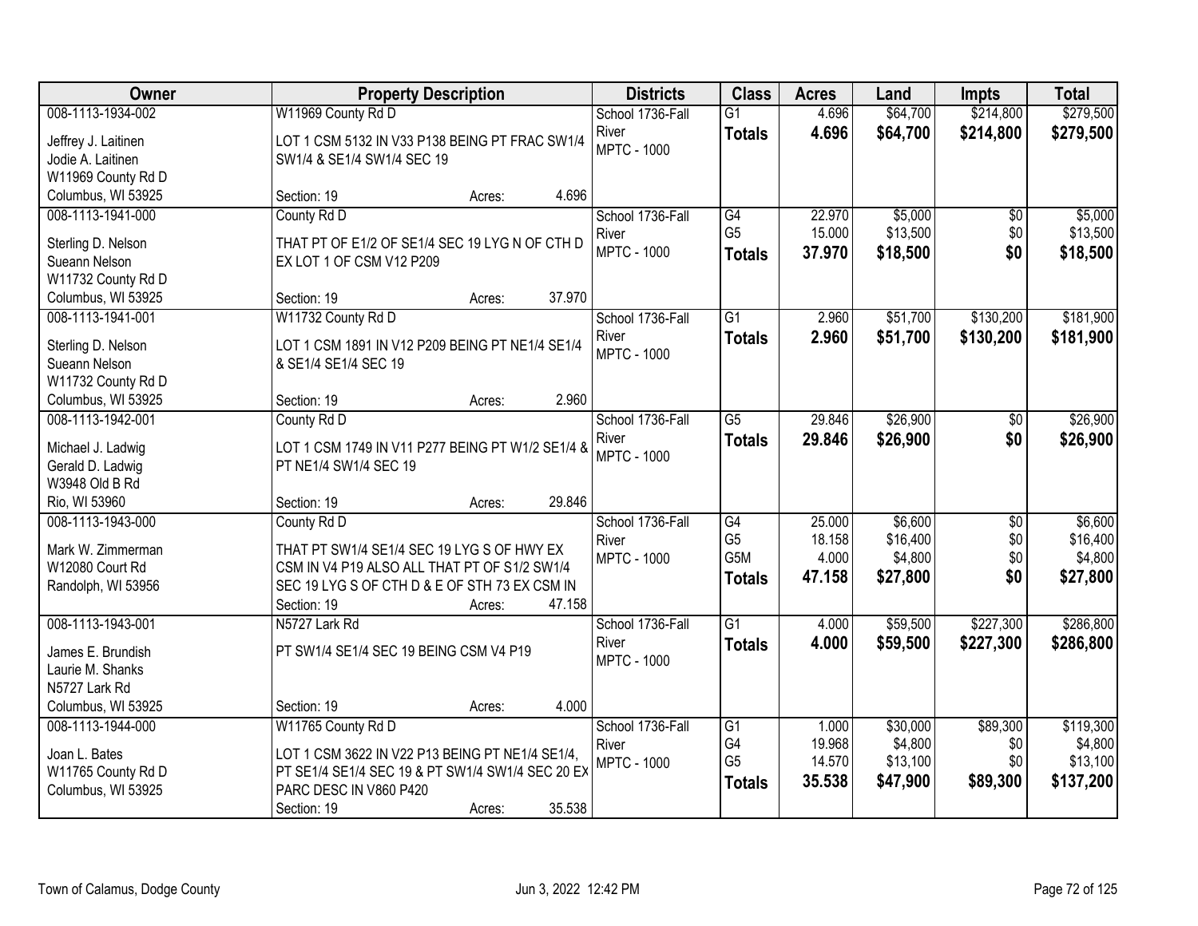| Owner | Property Description | Districts | Class | Acres | Land | Impts | Total |
|---|---|---|---|---|---|---|---|
| 008-1113-1934-002<br>Jeffrey J. Laitinen<br>Jodie A. Laitinen<br>W11969 County Rd D<br>Columbus, WI 53925 | W11969 County Rd D<br>LOT 1 CSM 5132 IN V33 P138 BEING PT FRAC SW1/4 SW1/4 & SE1/4 SW1/4 SEC 19<br>Section: 19 Acres: 4.696 | School 1736-Fall River<br>MPTC - 1000 | G1<br>**Totals** | 4.696<br>**4.696** | $64,700<br>**$64,700** | $214,800<br>**$214,800** | $279,500<br>**$279,500** |
| 008-1113-1941-000<br>Sterling D. Nelson<br>Sueann Nelson<br>W11732 County Rd D<br>Columbus, WI 53925 | County Rd D<br>THAT PT OF E1/2 OF SE1/4 SEC 19 LYG N OF CTH D EX LOT 1 OF CSM V12 P209<br>Section: 19 Acres: 37.970 | School 1736-Fall River<br>MPTC - 1000 | G4<br>G5<br>**Totals** | 22.970<br>15.000<br>**37.970** | $5,000<br>$13,500<br>**$18,500** | $0<br>$0<br>**$0** | $5,000<br>$13,500<br>**$18,500** |
| 008-1113-1941-001<br>Sterling D. Nelson<br>Sueann Nelson<br>W11732 County Rd D<br>Columbus, WI 53925 | W11732 County Rd D<br>LOT 1 CSM 1891 IN V12 P209 BEING PT NE1/4 SE1/4 & SE1/4 SE1/4 SEC 19<br>Section: 19 Acres: 2.960 | School 1736-Fall River<br>MPTC - 1000 | G1<br>**Totals** | 2.960<br>**2.960** | $51,700<br>**$51,700** | $130,200<br>**$130,200** | $181,900<br>**$181,900** |
| 008-1113-1942-001<br>Michael J. Ladwig<br>Gerald D. Ladwig<br>W3948 Old B Rd<br>Rio, WI 53960 | County Rd D<br>LOT 1 CSM 1749 IN V11 P277 BEING PT W1/2 SE1/4 & PT NE1/4 SW1/4 SEC 19<br>Section: 19 Acres: 29.846 | School 1736-Fall River<br>MPTC - 1000 | G5<br>**Totals** | 29.846<br>**29.846** | $26,900<br>**$26,900** | $0<br>**$0** | $26,900<br>**$26,900** |
| 008-1113-1943-000<br>Mark W. Zimmerman<br>W12080 Court Rd<br>Randolph, WI 53956 | County Rd D<br>THAT PT SW1/4 SE1/4 SEC 19 LYG S OF HWY EX CSM IN V4 P19 ALSO ALL THAT PT OF S1/2 SW1/4 SEC 19 LYG S OF CTH D & E OF STH 73 EX CSM IN<br>Section: 19 Acres: 47.158 | School 1736-Fall River<br>MPTC - 1000 | G4<br>G5<br>G5M<br>**Totals** | 25.000<br>18.158<br>4.000<br>**47.158** | $6,600<br>$16,400<br>$4,800<br>**$27,800** | $0<br>$0<br>$0<br>**$0** | $6,600<br>$16,400<br>$4,800<br>**$27,800** |
| 008-1113-1943-001<br>James E. Brundish<br>Laurie M. Shanks<br>N5727 Lark Rd<br>Columbus, WI 53925 | N5727 Lark Rd<br>PT SW1/4 SE1/4 SEC 19 BEING CSM V4 P19<br>Section: 19 Acres: 4.000 | School 1736-Fall River<br>MPTC - 1000 | G1<br>**Totals** | 4.000<br>**4.000** | $59,500<br>**$59,500** | $227,300<br>**$227,300** | $286,800<br>**$286,800** |
| 008-1113-1944-000<br>Joan L. Bates<br>W11765 County Rd D<br>Columbus, WI 53925 | W11765 County Rd D<br>LOT 1 CSM 3622 IN V22 P13 BEING PT NE1/4 SE1/4, PT SE1/4 SE1/4 SEC 19 & PT SW1/4 SW1/4 SEC 20 EX PARC DESC IN V860 P420<br>Section: 19 Acres: 35.538 | School 1736-Fall River<br>MPTC - 1000 | G1<br>G4<br>G5<br>**Totals** | 1.000<br>19.968<br>14.570<br>**35.538** | $30,000<br>$4,800<br>$13,100<br>**$47,900** | $89,300<br>$0<br>$0<br>**$89,300** | $119,300<br>$4,800<br>$13,100<br>**$137,200** |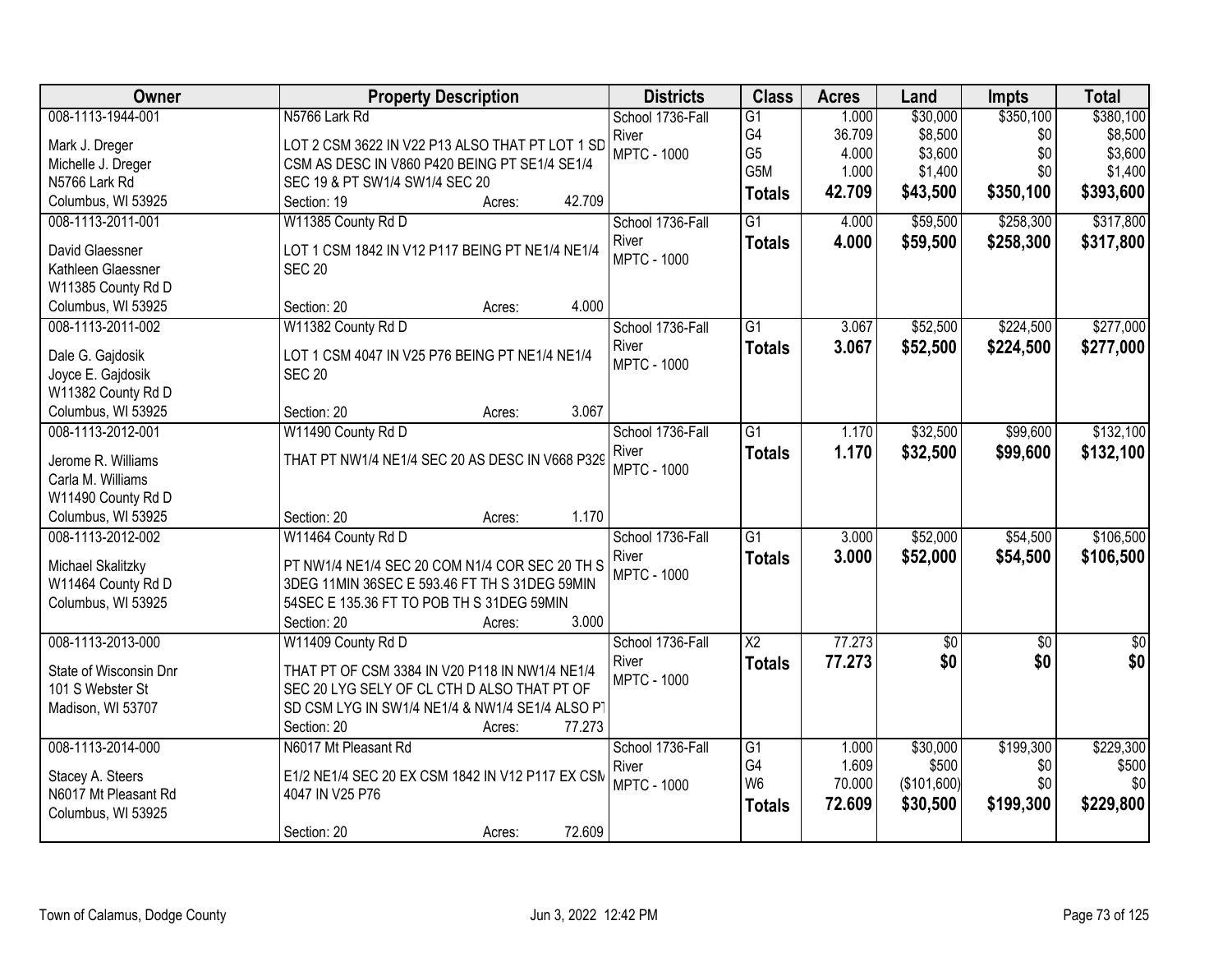| Owner | Property Description | Districts | Class | Acres | Land | Impts | Total |
|---|---|---|---|---|---|---|---|
| 008-1113-1944-001<br>Mark J. Dreger<br>Michelle J. Dreger<br>N5766 Lark Rd<br>Columbus, WI 53925 | N5766 Lark Rd<br>LOT 2 CSM 3622 IN V22 P13 ALSO THAT PT LOT 1 SD CSM AS DESC IN V860 P420 BEING PT SE1/4 SE1/4 SEC 19 & PT SW1/4 SW1/4 SEC 20<br>Section: 19 Acres: 42.709 | School 1736-Fall River<br>MPTC - 1000 | G1<br>G4<br>G5<br>G5M<br>**Totals** | 1.000<br>36.709<br>4.000<br>1.000<br>**42.709** | $30,000<br>$8,500<br>$3,600<br>$1,400<br>**$43,500** | $350,100<br>$0<br>$0<br>$0<br>**$350,100** | $380,100<br>$8,500<br>$3,600<br>$1,400<br>**$393,600** |
| 008-1113-2011-001<br>David Glaessner<br>Kathleen Glaessner<br>W11385 County Rd D<br>Columbus, WI 53925 | W11385 County Rd D<br>LOT 1 CSM 1842 IN V12 P117 BEING PT NE1/4 NE1/4 SEC 20<br>Section: 20 Acres: 4.000 | School 1736-Fall River<br>MPTC - 1000 | G1<br>**Totals** | 4.000<br>**4.000** | $59,500<br>**$59,500** | $258,300<br>**$258,300** | $317,800<br>**$317,800** |
| 008-1113-2011-002<br>Dale G. Gajdosik<br>Joyce E. Gajdosik<br>W11382 County Rd D<br>Columbus, WI 53925 | W11382 County Rd D<br>LOT 1 CSM 4047 IN V25 P76 BEING PT NE1/4 NE1/4 SEC 20<br>Section: 20 Acres: 3.067 | School 1736-Fall River<br>MPTC - 1000 | G1<br>**Totals** | 3.067<br>**3.067** | $52,500<br>**$52,500** | $224,500<br>**$224,500** | $277,000<br>**$277,000** |
| 008-1113-2012-001<br>Jerome R. Williams<br>Carla M. Williams<br>W11490 County Rd D<br>Columbus, WI 53925 | W11490 County Rd D<br>THAT PT NW1/4 NE1/4 SEC 20 AS DESC IN V668 P329<br>Section: 20 Acres: 1.170 | School 1736-Fall River<br>MPTC - 1000 | G1<br>**Totals** | 1.170<br>**1.170** | $32,500<br>**$32,500** | $99,600<br>**$99,600** | $132,100<br>**$132,100** |
| 008-1113-2012-002<br>Michael Skalitzky<br>W11464 County Rd D<br>Columbus, WI 53925 | W11464 County Rd D<br>PT NW1/4 NE1/4 SEC 20 COM N1/4 COR SEC 20 TH S 3DEG 11MIN 36SEC E 593.46 FT TH S 31DEG 59MIN 54SEC E 135.36 FT TO POB TH S 31DEG 59MIN<br>Section: 20 Acres: 3.000 | School 1736-Fall River<br>MPTC - 1000 | G1<br>**Totals** | 3.000<br>**3.000** | $52,000<br>**$52,000** | $54,500<br>**$54,500** | $106,500<br>**$106,500** |
| 008-1113-2013-000<br>State of Wisconsin Dnr<br>101 S Webster St<br>Madison, WI 53707 | W11409 County Rd D<br>THAT PT OF CSM 3384 IN V20 P118 IN NW1/4 NE1/4 SEC 20 LYG SELY OF CL CTH D ALSO THAT PT OF SD CSM LYG IN SW1/4 NE1/4 & NW1/4 SE1/4 ALSO PT<br>Section: 20 Acres: 77.273 | School 1736-Fall River<br>MPTC - 1000 | X2<br>**Totals** | 77.273<br>**77.273** | $0<br>**$0** | $0<br>**$0** | $0<br>**$0** |
| 008-1113-2014-000<br>Stacey A. Steers<br>N6017 Mt Pleasant Rd<br>Columbus, WI 53925 | N6017 Mt Pleasant Rd<br>E1/2 NE1/4 SEC 20 EX CSM 1842 IN V12 P117 EX CSM 4047 IN V25 P76<br>Section: 20 Acres: 72.609 | School 1736-Fall River<br>MPTC - 1000 | G1<br>G4<br>W6<br>**Totals** | 1.000<br>1.609<br>70.000<br>**72.609** | $30,000<br>$500<br>($101,600)<br>**$30,500** | $199,300<br>$0<br>$0<br>**$199,300** | $229,300<br>$500<br>$0<br>**$229,800** |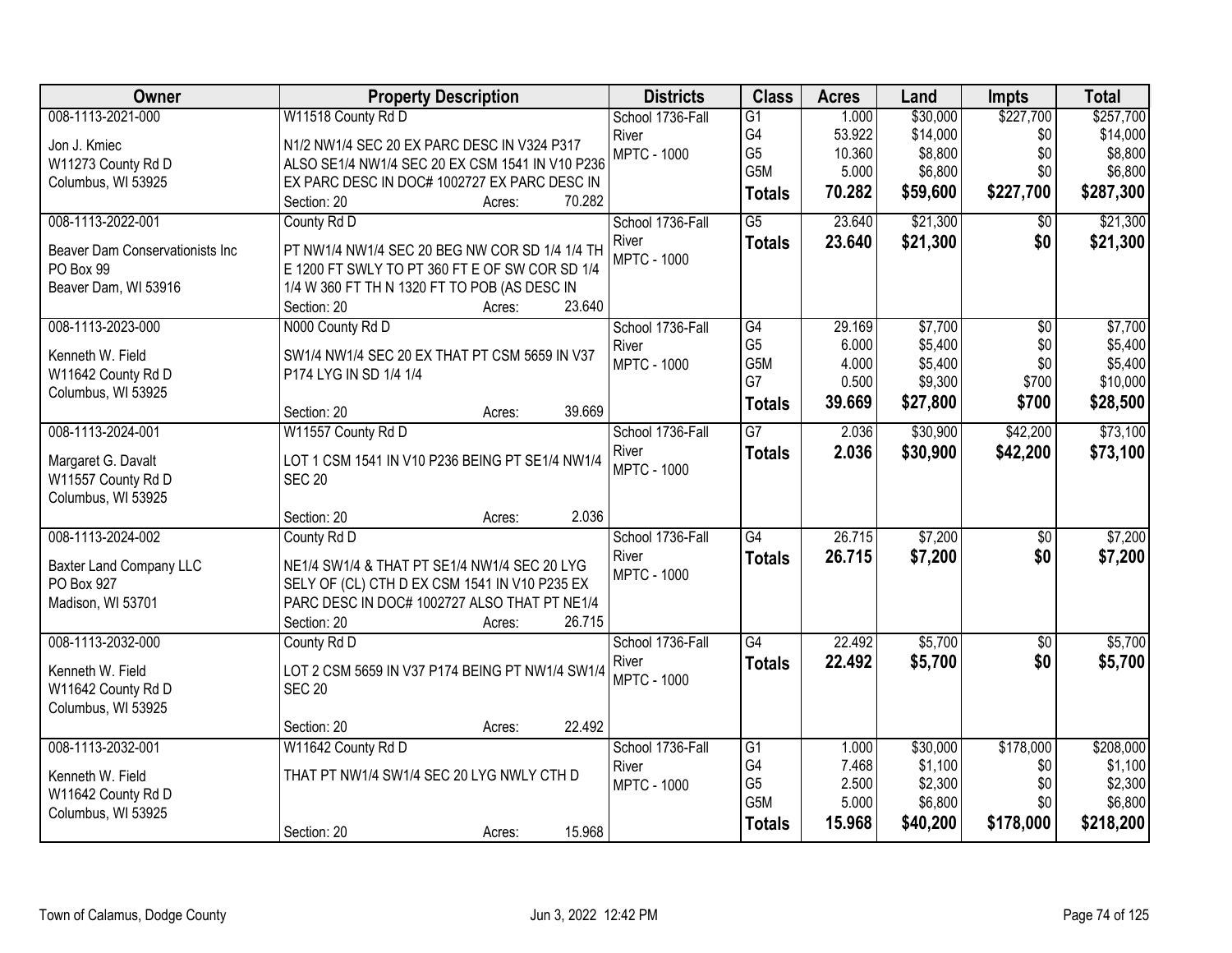| Owner | Property Description | Districts | Class | Acres | Land | Impts | Total |
|---|---|---|---|---|---|---|---|
| 008-1113-2021-000<br><br>Jon J. Kmiec<br>W11273 County Rd D<br>Columbus, WI 53925 | W11518 County Rd D<br><br>N1/2 NW1/4 SEC 20 EX PARC DESC IN V324 P317 ALSO SE1/4 NW1/4 SEC 20 EX CSM 1541 IN V10 P236 EX PARC DESC IN DOC# 1002727 EX PARC DESC IN<br>Section: 20 Acres: 70.282 | School 1736-Fall River<br>MPTC - 1000 | G1<br>G4<br>G5<br>G5M<br>**Totals** | 1.000<br>53.922<br>10.360<br>5.000<br>**70.282** | $30,000<br>$14,000<br>$8,800<br>$6,800<br>**$59,600** | $227,700<br>$0<br>$0<br>$0<br>**$227,700** | $257,700<br>$14,000<br>$8,800<br>$6,800<br>**$287,300** |
| 008-1113-2022-001<br><br>Beaver Dam Conservationists Inc<br>PO Box 99<br>Beaver Dam, WI 53916 | County Rd D<br><br>PT NW1/4 NW1/4 SEC 20 BEG NW COR SD 1/4 1/4 TH E 1200 FT SWLY TO PT 360 FT E OF SW COR SD 1/4 1/4 W 360 FT TH N 1320 FT TO POB (AS DESC IN<br>Section: 20 Acres: 23.640 | School 1736-Fall River<br>MPTC - 1000 | G5<br>**Totals** | 23.640<br>**23.640** | $21,300<br>**$21,300** | $0<br>**$0** | $21,300<br>**$21,300** |
| 008-1113-2023-000<br><br>Kenneth W. Field<br>W11642 County Rd D<br>Columbus, WI 53925 | N000 County Rd D<br><br>SW1/4 NW1/4 SEC 20 EX THAT PT CSM 5659 IN V37 P174 LYG IN SD 1/4 1/4<br>Section: 20 Acres: 39.669 | School 1736-Fall River<br>MPTC - 1000 | G4<br>G5<br>G5M<br>G7<br>**Totals** | 29.169<br>6.000<br>4.000<br>0.500<br>**39.669** | $7,700<br>$5,400<br>$5,400<br>$9,300<br>**$27,800** | $0<br>$0<br>$0<br>$700<br>**$700** | $7,700<br>$5,400<br>$5,400<br>$10,000<br>**$28,500** |
| 008-1113-2024-001<br><br>Margaret G. Davalt<br>W11557 County Rd D<br>Columbus, WI 53925 | W11557 County Rd D<br><br>LOT 1 CSM 1541 IN V10 P236 BEING PT SE1/4 NW1/4 SEC 20<br>Section: 20 Acres: 2.036 | School 1736-Fall River<br>MPTC - 1000 | G7<br>**Totals** | 2.036<br>**2.036** | $30,900<br>**$30,900** | $42,200<br>**$42,200** | $73,100<br>**$73,100** |
| 008-1113-2024-002<br><br>Baxter Land Company LLC<br>PO Box 927<br>Madison, WI 53701 | County Rd D<br><br>NE1/4 SW1/4 & THAT PT SE1/4 NW1/4 SEC 20 LYG SELY OF (CL) CTH D EX CSM 1541 IN V10 P235 EX PARC DESC IN DOC# 1002727 ALSO THAT PT NE1/4<br>Section: 20 Acres: 26.715 | School 1736-Fall River<br>MPTC - 1000 | G4<br>**Totals** | 26.715<br>**26.715** | $7,200<br>**$7,200** | $0<br>**$0** | $7,200<br>**$7,200** |
| 008-1113-2032-000<br><br>Kenneth W. Field<br>W11642 County Rd D<br>Columbus, WI 53925 | County Rd D<br><br>LOT 2 CSM 5659 IN V37 P174 BEING PT NW1/4 SW1/4 SEC 20<br>Section: 20 Acres: 22.492 | School 1736-Fall River<br>MPTC - 1000 | G4<br>**Totals** | 22.492<br>**22.492** | $5,700<br>**$5,700** | $0<br>**$0** | $5,700<br>**$5,700** |
| 008-1113-2032-001<br><br>Kenneth W. Field<br>W11642 County Rd D<br>Columbus, WI 53925 | W11642 County Rd D<br><br>THAT PT NW1/4 SW1/4 SEC 20 LYG NWLY CTH D<br>Section: 20 Acres: 15.968 | School 1736-Fall River<br>MPTC - 1000 | G1<br>G4<br>G5<br>G5M<br>**Totals** | 1.000<br>7.468<br>2.500<br>5.000<br>**15.968** | $30,000<br>$1,100<br>$2,300<br>$6,800<br>**$40,200** | $178,000<br>$0<br>$0<br>$0<br>**$178,000** | $208,000<br>$1,100<br>$2,300<br>$6,800<br>**$218,200** |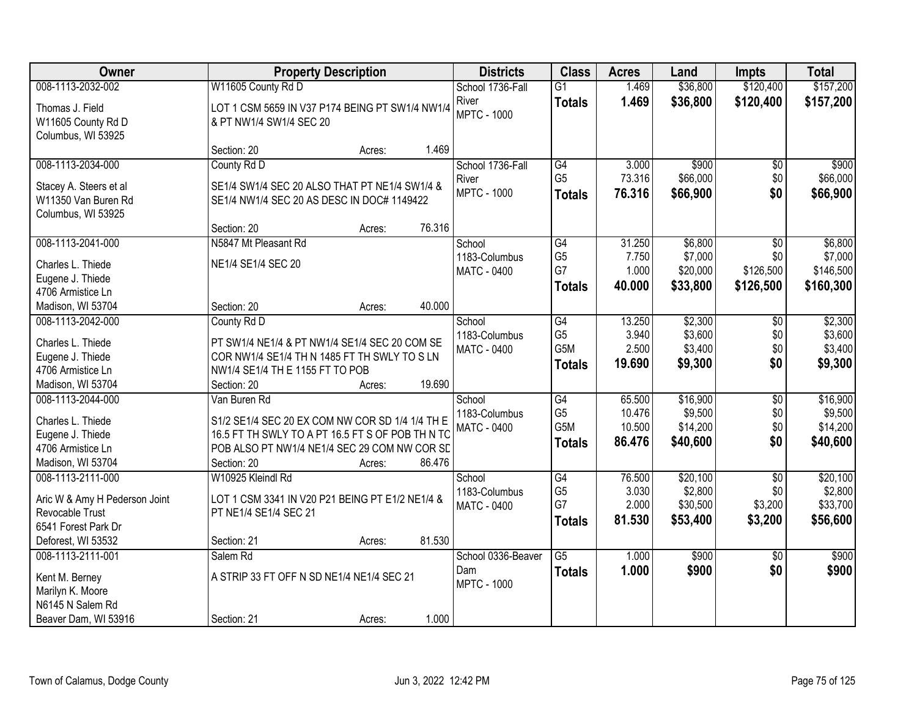| Owner | Property Description | Districts | Class | Acres | Land | Impts | Total |
|---|---|---|---|---|---|---|---|
| 008-1113-2032-002<br>Thomas J. Field<br>W11605 County Rd D<br>Columbus, WI 53925 | W11605 County Rd D<br>LOT 1 CSM 5659 IN V37 P174 BEING PT SW1/4 NW1/4 & PT NW1/4 SW1/4 SEC 20<br>Section: 20 Acres: 1.469 | School 1736-Fall River<br>MPTC - 1000 | G1<br>**Totals** | 1.469<br>**1.469** | \$36,800<br>**\$36,800** | \$120,400<br>**\$120,400** | \$157,200<br>**\$157,200** |
| 008-1113-2034-000<br>Stacey A. Steers et al<br>W11350 Van Buren Rd<br>Columbus, WI 53925 | County Rd D<br>SE1/4 SW1/4 SEC 20 ALSO THAT PT NE1/4 SW1/4 & SE1/4 NW1/4 SEC 20 AS DESC IN DOC# 1149422<br>Section: 20 Acres: 76.316 | School 1736-Fall River<br>MPTC - 1000 | G4<br>G5<br>**Totals** | 3.000<br>73.316<br>**76.316** | \$900<br>\$66,000<br>**\$66,900** | \$0<br>\$0<br>**\$0** | \$900<br>\$66,000<br>**\$66,900** |
| 008-1113-2041-000<br>Charles L. Thiede<br>Eugene J. Thiede<br>4706 Armistice Ln<br>Madison, WI 53704 | N5847 Mt Pleasant Rd<br>NE1/4 SE1/4 SEC 20<br>Section: 20 Acres: 40.000 | School 1183-Columbus<br>MATC - 0400 | G4<br>G5<br>G7<br>**Totals** | 31.250<br>7.750<br>1.000<br>**40.000** | \$6,800<br>\$7,000<br>\$20,000<br>**\$33,800** | \$0<br>\$0<br>\$126,500<br>**\$126,500** | \$6,800<br>\$7,000<br>\$146,500<br>**\$160,300** |
| 008-1113-2042-000<br>Charles L. Thiede<br>Eugene J. Thiede<br>4706 Armistice Ln<br>Madison, WI 53704 | County Rd D<br>PT SW1/4 NE1/4 & PT NW1/4 SE1/4 SEC 20 COM SE COR NW1/4 SE1/4 TH N 1485 FT TH SWLY TO S LN NW1/4 SE1/4 TH E 1155 FT TO POB<br>Section: 20 Acres: 19.690 | School 1183-Columbus<br>MATC - 0400 | G4<br>G5<br>G5M<br>**Totals** | 13.250<br>3.940<br>2.500<br>**19.690** | \$2,300<br>\$3,600<br>\$3,400<br>**\$9,300** | \$0<br>\$0<br>\$0<br>**\$0** | \$2,300<br>\$3,600<br>\$3,400<br>**\$9,300** |
| 008-1113-2044-000<br>Charles L. Thiede<br>Eugene J. Thiede<br>4706 Armistice Ln<br>Madison, WI 53704 | Van Buren Rd<br>S1/2 SE1/4 SEC 20 EX COM NW COR SD 1/4 1/4 TH E 16.5 FT TH SWLY TO A PT 16.5 FT S OF POB TH N TO POB ALSO PT NW1/4 NE1/4 SEC 29 COM NW COR SD<br>Section: 20 Acres: 86.476 | School 1183-Columbus<br>MATC - 0400 | G4<br>G5<br>G5M<br>**Totals** | 65.500<br>10.476<br>10.500<br>**86.476** | \$16,900<br>\$9,500<br>\$14,200<br>**\$40,600** | \$0<br>\$0<br>\$0<br>**\$0** | \$16,900<br>\$9,500<br>\$14,200<br>**\$40,600** |
| 008-1113-2111-000<br>Aric W & Amy H Pederson Joint Revocable Trust<br>6541 Forest Park Dr<br>Deforest, WI 53532 | W10925 Kleindl Rd<br>LOT 1 CSM 3341 IN V20 P21 BEING PT E1/2 NE1/4 & PT NE1/4 SE1/4 SEC 21<br>Section: 21 Acres: 81.530 | School 1183-Columbus<br>MATC - 0400 | G4<br>G5<br>G7<br>**Totals** | 76.500<br>3.030<br>2.000<br>**81.530** | \$20,100<br>\$2,800<br>\$30,500<br>**\$53,400** | \$0<br>\$0<br>\$3,200<br>**\$3,200** | \$20,100<br>\$2,800<br>\$33,700<br>**\$56,600** |
| 008-1113-2111-001<br>Kent M. Berney<br>Marilyn K. Moore<br>N6145 N Salem Rd<br>Beaver Dam, WI 53916 | Salem Rd<br>A STRIP 33 FT OFF N SD NE1/4 NE1/4 SEC 21<br>Section: 21 Acres: 1.000 | School 0336-Beaver Dam<br>MPTC - 1000 | G5<br>**Totals** | 1.000<br>**1.000** | \$900<br>**\$900** | \$0<br>**\$0** | \$900<br>**\$900** |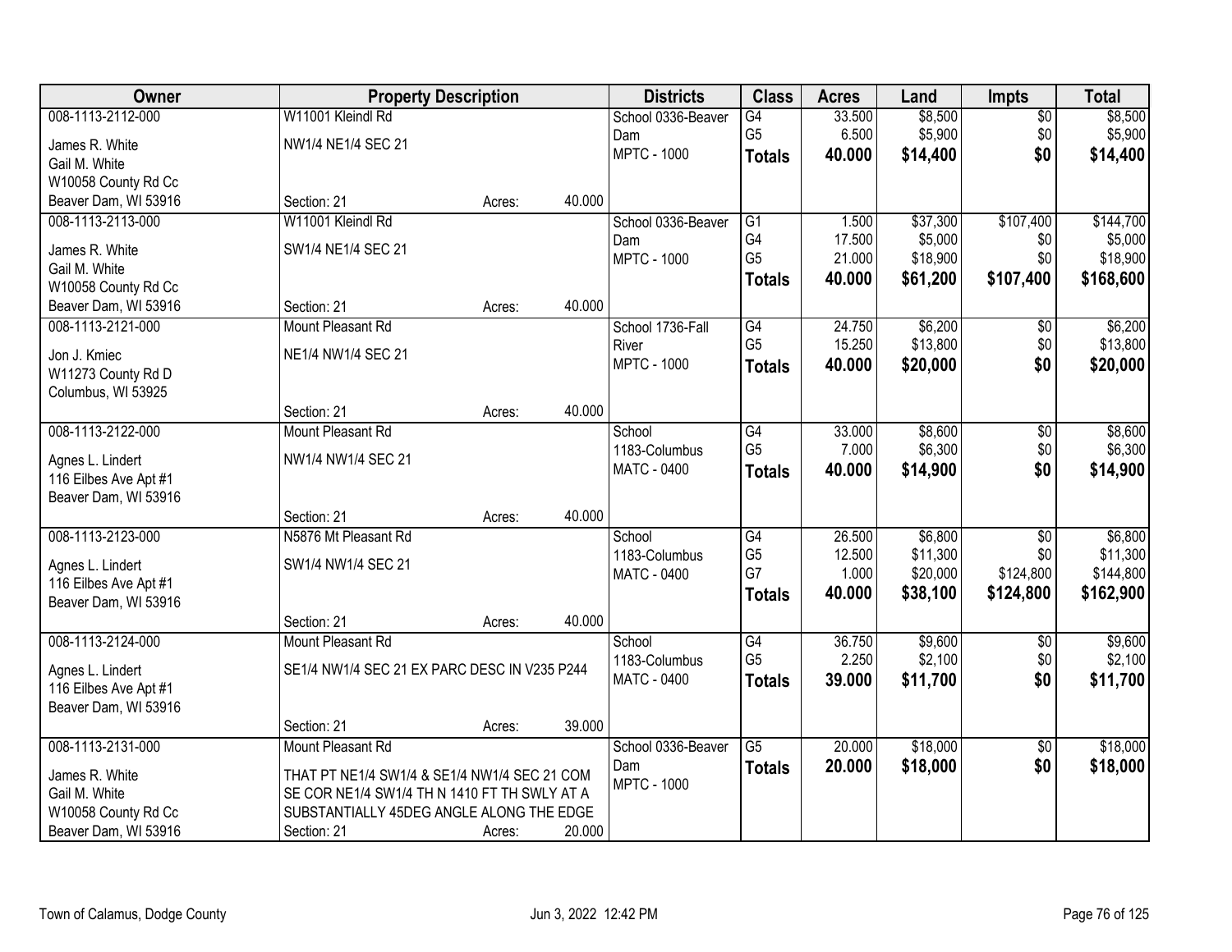| Owner | Property Description | | | Districts | Class | Acres | Land | Impts | Total |
|---|---|---|---|---|---|---|---|---|---|
| 008-1113-2112-000 | W11001 Kleindl Rd | | | School 0336-Beaver Dam | G4 | 33.500 | $8,500 | $0 | $8,500 |
| James R. White | NW1/4 NE1/4 SEC 21 | | | MPTC - 1000 | G5 | 6.500 | $5,900 | $0 | $5,900 |
| Gail M. White | | | | | **Totals** | **40.000** | **$14,400** | **$0** | **$14,400** |
| W10058 County Rd Cc | | | | | | | | | |
| Beaver Dam, WI 53916 | Section: 21 | Acres: | 40.000 | | | | | | |
| 008-1113-2113-000 | W11001 Kleindl Rd | | | School 0336-Beaver Dam | G1 | 1.500 | $37,300 | $107,400 | $144,700 |
| James R. White | SW1/4 NE1/4 SEC 21 | | | MPTC - 1000 | G4 | 17.500 | $5,000 | $0 | $5,000 |
| Gail M. White | | | | | G5 | 21.000 | $18,900 | $0 | $18,900 |
| W10058 County Rd Cc | | | | | **Totals** | **40.000** | **$61,200** | **$107,400** | **$168,600** |
| Beaver Dam, WI 53916 | Section: 21 | Acres: | 40.000 | | | | | | |
| 008-1113-2121-000 | Mount Pleasant Rd | | | School 1736-Fall River | G4 | 24.750 | $6,200 | $0 | $6,200 |
| Jon J. Kmiec | NE1/4 NW1/4 SEC 21 | | | MPTC - 1000 | G5 | 15.250 | $13,800 | $0 | $13,800 |
| W11273 County Rd D | | | | | **Totals** | **40.000** | **$20,000** | **$0** | **$20,000** |
| Columbus, WI 53925 | | | | | | | | | |
| | Section: 21 | Acres: | 40.000 | | | | | | |
| 008-1113-2122-000 | Mount Pleasant Rd | | | School 1183-Columbus | G4 | 33.000 | $8,600 | $0 | $8,600 |
| Agnes L. Lindert | NW1/4 NW1/4 SEC 21 | | | MATC - 0400 | G5 | 7.000 | $6,300 | $0 | $6,300 |
| 116 Eilbes Ave Apt #1 | | | | | **Totals** | **40.000** | **$14,900** | **$0** | **$14,900** |
| Beaver Dam, WI 53916 | | | | | | | | | |
| | Section: 21 | Acres: | 40.000 | | | | | | |
| 008-1113-2123-000 | N5876 Mt Pleasant Rd | | | School 1183-Columbus | G4 | 26.500 | $6,800 | $0 | $6,800 |
| Agnes L. Lindert | SW1/4 NW1/4 SEC 21 | | | MATC - 0400 | G5 | 12.500 | $11,300 | $0 | $11,300 |
| 116 Eilbes Ave Apt #1 | | | | | G7 | 1.000 | $20,000 | $124,800 | $144,800 |
| Beaver Dam, WI 53916 | | | | | **Totals** | **40.000** | **$38,100** | **$124,800** | **$162,900** |
| | Section: 21 | Acres: | 40.000 | | | | | | |
| 008-1113-2124-000 | Mount Pleasant Rd | | | School 1183-Columbus | G4 | 36.750 | $9,600 | $0 | $9,600 |
| Agnes L. Lindert | SE1/4 NW1/4 SEC 21 EX PARC DESC IN V235 P244 | | | MATC - 0400 | G5 | 2.250 | $2,100 | $0 | $2,100 |
| 116 Eilbes Ave Apt #1 | | | | | **Totals** | **39.000** | **$11,700** | **$0** | **$11,700** |
| Beaver Dam, WI 53916 | | | | | | | | | |
| | Section: 21 | Acres: | 39.000 | | | | | | |
| 008-1113-2131-000 | Mount Pleasant Rd | | | School 0336-Beaver Dam | G5 | 20.000 | $18,000 | $0 | $18,000 |
| James R. White | THAT PT NE1/4 SW1/4 & SE1/4 NW1/4 SEC 21 COM SE COR NE1/4 SW1/4 TH N 1410 FT TH SWLY AT A SUBSTANTIALLY 45DEG ANGLE ALONG THE EDGE | | | MPTC - 1000 | **Totals** | **20.000** | **$18,000** | **$0** | **$18,000** |
| Gail M. White | | | | | | | | | |
| W10058 County Rd Cc | | | | | | | | | |
| Beaver Dam, WI 53916 | Section: 21 | Acres: | 20.000 | | | | | | |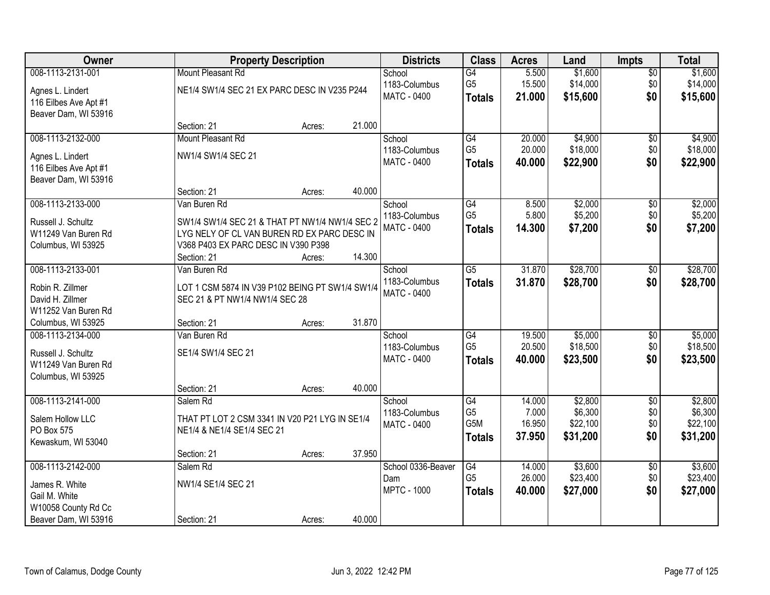| Owner | Property Description | | | Districts | Class | Acres | Land | Impts | Total |
|---|---|---|---|---|---|---|---|---|---|
| 008-1113-2131-001 | Mount Pleasant Rd | | | School | G4 | 5.500 | $1,600 | $0 | $1,600 |
| Agnes L. Lindert<br>116 Eilbes Ave Apt #1<br>Beaver Dam, WI 53916 | NE1/4 SW1/4 SEC 21 EX PARC DESC IN V235 P244 | | | 1183-Columbus<br>MATC - 0400 | G5<br>**Totals** | 15.500<br>**21.000** | $14,000<br>**$15,600** | $0<br>**$0** | $14,000<br>**$15,600** |
| | Section: 21 | Acres: | 21.000 | | | | | | |
| 008-1113-2132-000 | Mount Pleasant Rd | | | School | G4 | 20.000 | $4,900 | $0 | $4,900 |
| Agnes L. Lindert<br>116 Eilbes Ave Apt #1<br>Beaver Dam, WI 53916 | NW1/4 SW1/4 SEC 21 | | | 1183-Columbus<br>MATC - 0400 | G5<br>**Totals** | 20.000<br>**40.000** | $18,000<br>**$22,900** | $0<br>**$0** | $18,000<br>**$22,900** |
| | Section: 21 | Acres: | 40.000 | | | | | | |
| 008-1113-2133-000 | Van Buren Rd | | | School | G4 | 8.500 | $2,000 | $0 | $2,000 |
| Russell J. Schultz<br>W11249 Van Buren Rd<br>Columbus, WI 53925 | SW1/4 SW1/4 SEC 21 & THAT PT NW1/4 NW1/4 SEC 2 LYG NELY OF CL VAN BUREN RD EX PARC DESC IN V368 P403 EX PARC DESC IN V390 P398 | | | 1183-Columbus<br>MATC - 0400 | G5<br>**Totals** | 5.800<br>**14.300** | $5,200<br>**$7,200** | $0<br>**$0** | $5,200<br>**$7,200** |
| | Section: 21 | Acres: | 14.300 | | | | | | |
| 008-1113-2133-001 | Van Buren Rd | | | School | G5 | 31.870 | $28,700 | $0 | $28,700 |
| Robin R. Zillmer<br>David H. Zillmer<br>W11252 Van Buren Rd<br>Columbus, WI 53925 | LOT 1 CSM 5874 IN V39 P102 BEING PT SW1/4 SW1/4 SEC 21 & PT NW1/4 NW1/4 SEC 28 | | | 1183-Columbus<br>MATC - 0400 | **Totals** | **31.870** | **$28,700** | **$0** | **$28,700** |
| | Section: 21 | Acres: | 31.870 | | | | | | |
| 008-1113-2134-000 | Van Buren Rd | | | School | G4 | 19.500 | $5,000 | $0 | $5,000 |
| Russell J. Schultz<br>W11249 Van Buren Rd<br>Columbus, WI 53925 | SE1/4 SW1/4 SEC 21 | | | 1183-Columbus<br>MATC - 0400 | G5<br>**Totals** | 20.500<br>**40.000** | $18,500<br>**$23,500** | $0<br>**$0** | $18,500<br>**$23,500** |
| | Section: 21 | Acres: | 40.000 | | | | | | |
| 008-1113-2141-000 | Salem Rd | | | School | G4 | 14.000 | $2,800 | $0 | $2,800 |
| Salem Hollow LLC<br>PO Box 575<br>Kewaskum, WI 53040 | THAT PT LOT 2 CSM 3341 IN V20 P21 LYG IN SE1/4 NE1/4 & NE1/4 SE1/4 SEC 21 | | | 1183-Columbus<br>MATC - 0400 | G5<br>G5M<br>**Totals** | 7.000<br>16.950<br>**37.950** | $6,300<br>$22,100<br>**$31,200** | $0<br>$0<br>**$0** | $6,300<br>$22,100<br>**$31,200** |
| | Section: 21 | Acres: | 37.950 | | | | | | |
| 008-1113-2142-000 | Salem Rd | | | School 0336-Beaver Dam | G4 | 14.000 | $3,600 | $0 | $3,600 |
| James R. White<br>Gail M. White<br>W10058 County Rd Cc<br>Beaver Dam, WI 53916 | NW1/4 SE1/4 SEC 21 | | | MPTC - 1000 | G5<br>**Totals** | 26.000<br>**40.000** | $23,400<br>**$27,000** | $0<br>**$0** | $23,400<br>**$27,000** |
| | Section: 21 | Acres: | 40.000 | | | | | | |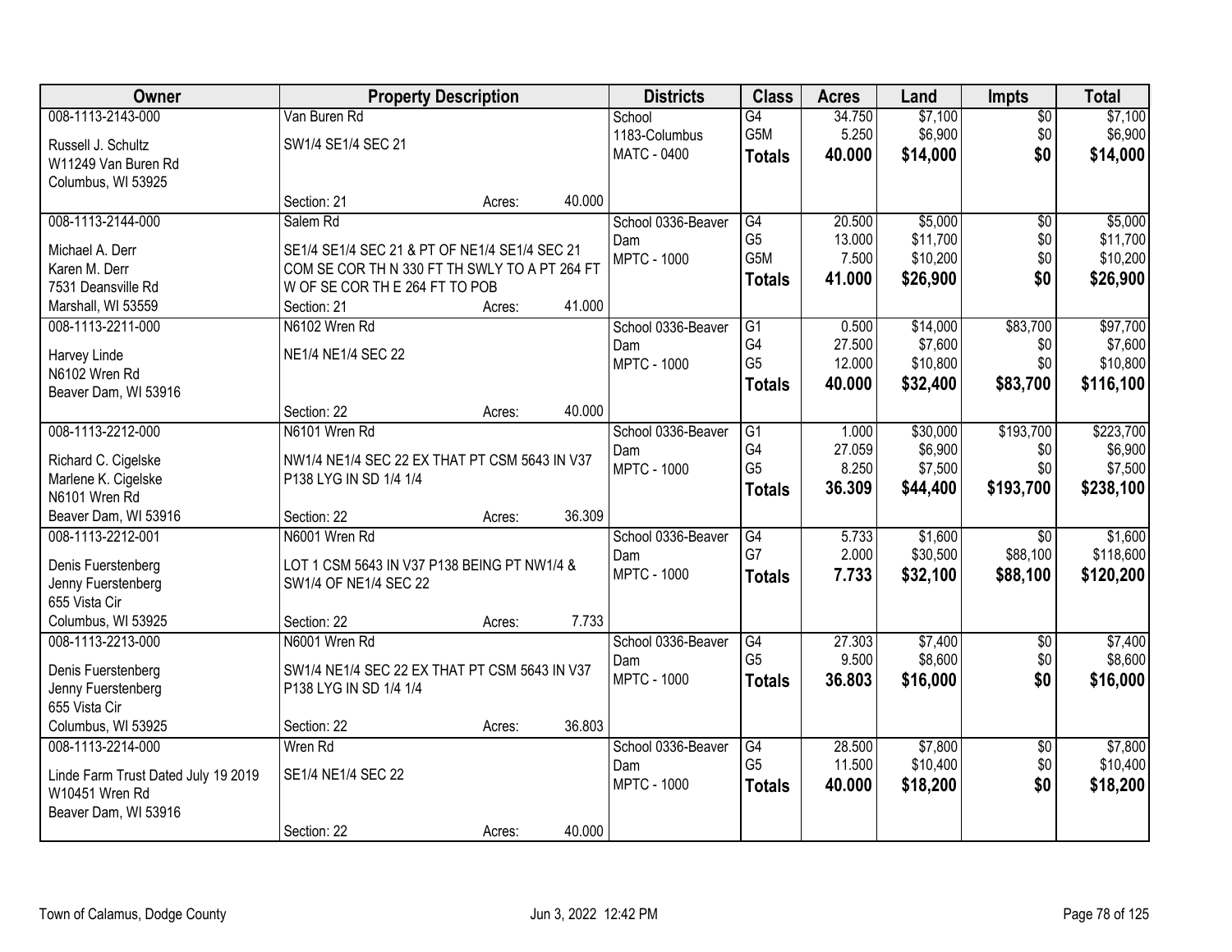| Owner | Property Description | Districts | Class | Acres | Land | Impts | Total |
|---|---|---|---|---|---|---|---|
| 008-1113-2143-000<br>Russell J. Schultz<br>W11249 Van Buren Rd<br>Columbus, WI 53925 | Van Buren Rd<br>SW1/4 SE1/4 SEC 21<br>Section: 21 Acres: 40.000 | School<br>1183-Columbus<br>MATC - 0400 | G4<br>G5M<br>**Totals** | 34.750<br>5.250<br>**40.000** | $7,100<br>$6,900<br>**$14,000** | $0<br>$0<br>**$0** | $7,100<br>$6,900<br>**$14,000** |
| 008-1113-2144-000<br>Michael A. Derr<br>Karen M. Derr<br>7531 Deansville Rd<br>Marshall, WI 53559 | Salem Rd<br>SE1/4 SE1/4 SEC 21 & PT OF NE1/4 SE1/4 SEC 21 COM SE COR TH N 330 FT TH SWLY TO A PT 264 FT W OF SE COR TH E 264 FT TO POB<br>Section: 21 Acres: 41.000 | School 0336-Beaver Dam<br>MPTC - 1000 | G4<br>G5<br>G5M<br>**Totals** | 20.500<br>13.000<br>7.500<br>**41.000** | $5,000<br>$11,700<br>$10,200<br>**$26,900** | $0<br>$0<br>$0<br>**$0** | $5,000<br>$11,700<br>$10,200<br>**$26,900** |
| 008-1113-2211-000<br>Harvey Linde<br>N6102 Wren Rd<br>Beaver Dam, WI 53916 | N6102 Wren Rd<br>NE1/4 NE1/4 SEC 22<br>Section: 22 Acres: 40.000 | School 0336-Beaver Dam<br>MPTC - 1000 | G1<br>G4<br>G5<br>**Totals** | 0.500<br>27.500<br>12.000<br>**40.000** | $14,000<br>$7,600<br>$10,800<br>**$32,400** | $83,700<br>$0<br>$0<br>**$83,700** | $97,700<br>$7,600<br>$10,800<br>**$116,100** |
| 008-1113-2212-000<br>Richard C. Cigelske<br>Marlene K. Cigelske<br>N6101 Wren Rd<br>Beaver Dam, WI 53916 | N6101 Wren Rd<br>NW1/4 NE1/4 SEC 22 EX THAT PT CSM 5643 IN V37 P138 LYG IN SD 1/4 1/4<br>Section: 22 Acres: 36.309 | School 0336-Beaver Dam<br>MPTC - 1000 | G1<br>G4<br>G5<br>**Totals** | 1.000<br>27.059<br>8.250<br>**36.309** | $30,000<br>$6,900<br>$7,500<br>**$44,400** | $193,700<br>$0<br>$0<br>**$193,700** | $223,700<br>$6,900<br>$7,500<br>**$238,100** |
| 008-1113-2212-001<br>Denis Fuerstenberg<br>Jenny Fuerstenberg<br>655 Vista Cir<br>Columbus, WI 53925 | N6001 Wren Rd<br>LOT 1 CSM 5643 IN V37 P138 BEING PT NW1/4 & SW1/4 OF NE1/4 SEC 22<br>Section: 22 Acres: 7.733 | School 0336-Beaver Dam<br>MPTC - 1000 | G4<br>G7<br>**Totals** | 5.733<br>2.000<br>**7.733** | $1,600<br>$30,500<br>**$32,100** | $0<br>$88,100<br>**$88,100** | $1,600<br>$118,600<br>**$120,200** |
| 008-1113-2213-000<br>Denis Fuerstenberg<br>Jenny Fuerstenberg<br>655 Vista Cir<br>Columbus, WI 53925 | N6001 Wren Rd<br>SW1/4 NE1/4 SEC 22 EX THAT PT CSM 5643 IN V37 P138 LYG IN SD 1/4 1/4<br>Section: 22 Acres: 36.803 | School 0336-Beaver Dam<br>MPTC - 1000 | G4<br>G5<br>**Totals** | 27.303<br>9.500<br>**36.803** | $7,400<br>$8,600<br>**$16,000** | $0<br>$0<br>**$0** | $7,400<br>$8,600<br>**$16,000** |
| 008-1113-2214-000<br>Linde Farm Trust Dated July 19 2019<br>W10451 Wren Rd<br>Beaver Dam, WI 53916 | Wren Rd<br>SE1/4 NE1/4 SEC 22<br>Section: 22 Acres: 40.000 | School 0336-Beaver Dam<br>MPTC - 1000 | G4<br>G5<br>**Totals** | 28.500<br>11.500<br>**40.000** | $7,800<br>$10,400<br>**$18,200** | $0<br>$0<br>**$0** | $7,800<br>$10,400<br>**$18,200** |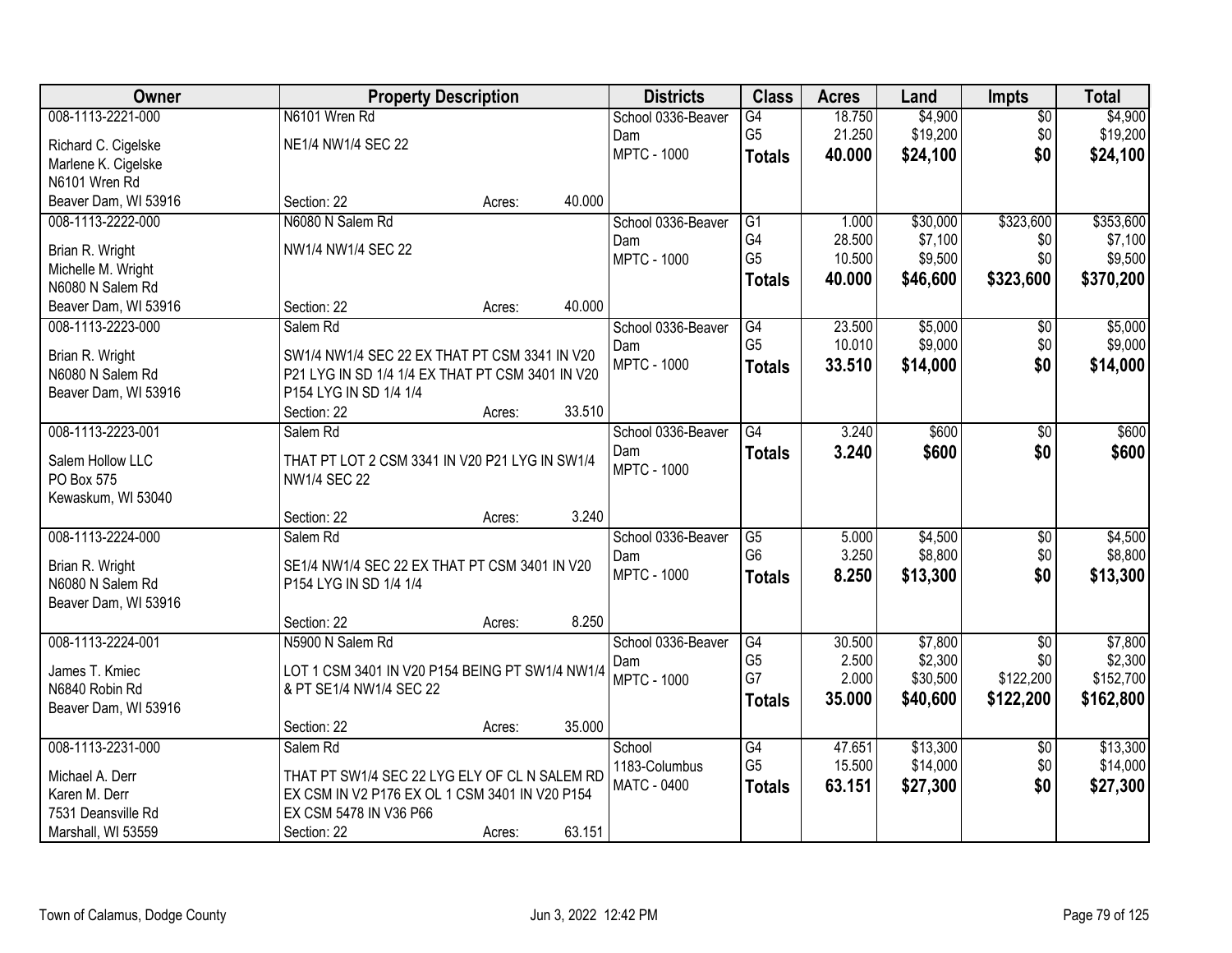| Owner | Property Description | Districts | Class | Acres | Land | Impts | Total |
|---|---|---|---|---|---|---|---|
| 008-1113-2221-000<br>Richard C. Cigelske<br>Marlene K. Cigelske<br>N6101 Wren Rd<br>Beaver Dam, WI 53916 | N6101 Wren Rd<br>NE1/4 NW1/4 SEC 22<br>Section: 22 Acres: 40.000 | School 0336-Beaver Dam<br>MPTC - 1000 | G4<br>G5<br>**Totals** | 18.750<br>21.250<br>**40.000** | $4,900<br>$19,200<br>**$24,100** | $0<br>$0<br>**$0** | $4,900<br>$19,200<br>**$24,100** |
| 008-1113-2222-000<br>Brian R. Wright<br>Michelle M. Wright<br>N6080 N Salem Rd<br>Beaver Dam, WI 53916 | N6080 N Salem Rd<br>NW1/4 NW1/4 SEC 22<br>Section: 22 Acres: 40.000 | School 0336-Beaver Dam<br>MPTC - 1000 | G1<br>G4<br>G5<br>**Totals** | 1.000<br>28.500<br>10.500<br>**40.000** | $30,000<br>$7,100<br>$9,500<br>**$46,600** | $323,600<br>$0<br>$0<br>**$323,600** | $353,600<br>$7,100<br>$9,500<br>**$370,200** |
| 008-1113-2223-000<br>Brian R. Wright<br>N6080 N Salem Rd<br>Beaver Dam, WI 53916 | Salem Rd<br>SW1/4 NW1/4 SEC 22 EX THAT PT CSM 3341 IN V20 P21 LYG IN SD 1/4 1/4 EX THAT PT CSM 3401 IN V20 P154 LYG IN SD 1/4 1/4<br>Section: 22 Acres: 33.510 | School 0336-Beaver Dam<br>MPTC - 1000 | G4<br>G5<br>**Totals** | 23.500<br>10.010<br>**33.510** | $5,000<br>$9,000<br>**$14,000** | $0<br>$0<br>**$0** | $5,000<br>$9,000<br>**$14,000** |
| 008-1113-2223-001<br>Salem Hollow LLC<br>PO Box 575<br>Kewaskum, WI 53040 | Salem Rd<br>THAT PT LOT 2 CSM 3341 IN V20 P21 LYG IN SW1/4 NW1/4 SEC 22<br>Section: 22 Acres: 3.240 | School 0336-Beaver Dam<br>MPTC - 1000 | G4<br>**Totals** | 3.240<br>**3.240** | $600<br>**$600** | $0<br>**$0** | $600<br>**$600** |
| 008-1113-2224-000<br>Brian R. Wright<br>N6080 N Salem Rd<br>Beaver Dam, WI 53916 | Salem Rd<br>SE1/4 NW1/4 SEC 22 EX THAT PT CSM 3401 IN V20 P154 LYG IN SD 1/4 1/4<br>Section: 22 Acres: 8.250 | School 0336-Beaver Dam<br>MPTC - 1000 | G5<br>G6<br>**Totals** | 5.000<br>3.250<br>**8.250** | $4,500<br>$8,800<br>**$13,300** | $0<br>$0<br>**$0** | $4,500<br>$8,800<br>**$13,300** |
| 008-1113-2224-001<br>James T. Kmiec<br>N6840 Robin Rd<br>Beaver Dam, WI 53916 | N5900 N Salem Rd<br>LOT 1 CSM 3401 IN V20 P154 BEING PT SW1/4 NW1/4 & PT SE1/4 NW1/4 SEC 22<br>Section: 22 Acres: 35.000 | School 0336-Beaver Dam<br>MPTC - 1000 | G4<br>G5<br>G7<br>**Totals** | 30.500<br>2.500<br>2.000<br>**35.000** | $7,800<br>$2,300<br>$30,500<br>**$40,600** | $0<br>$0<br>$122,200<br>**$122,200** | $7,800<br>$2,300<br>$152,700<br>**$162,800** |
| 008-1113-2231-000<br>Michael A. Derr<br>Karen M. Derr<br>7531 Deansville Rd<br>Marshall, WI 53559 | Salem Rd<br>THAT PT SW1/4 SEC 22 LYG ELY OF CL N SALEM RD EX CSM IN V2 P176 EX OL 1 CSM 3401 IN V20 P154 EX CSM 5478 IN V36 P66<br>Section: 22 Acres: 63.151 | School 1183-Columbus<br>MATC - 0400 | G4<br>G5<br>**Totals** | 47.651<br>15.500<br>**63.151** | $13,300<br>$14,000<br>**$27,300** | $0<br>$0<br>**$0** | $13,300<br>$14,000<br>**$27,300** |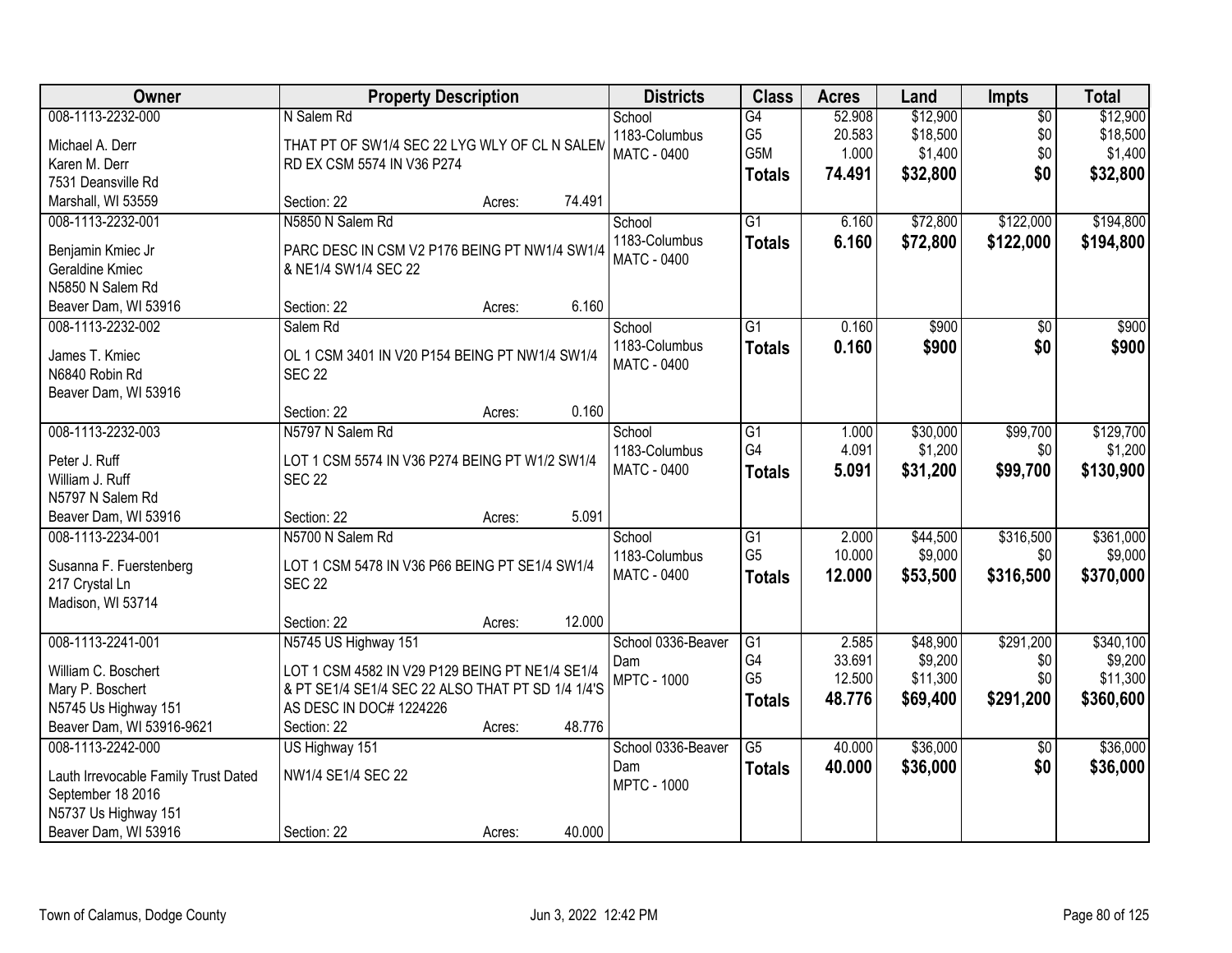| Owner | Property Description | Districts | Class | Acres | Land | Impts | Total |
|---|---|---|---|---|---|---|---|
| 008-1113-2232-000<br>Michael A. Derr<br>Karen M. Derr<br>7531 Deansville Rd<br>Marshall, WI 53559 | N Salem Rd<br>THAT PT OF SW1/4 SEC 22 LYG WLY OF CL N SALEM RD EX CSM 5574 IN V36 P274<br>Section: 22 Acres: 74.491 | School<br>1183-Columbus<br>MATC - 0400 | G4<br>G5<br>G5M<br>**Totals** | 52.908<br>20.583<br>1.000<br>**74.491** | $12,900<br>$18,500<br>$1,400<br>**$32,800** | $0<br>$0<br>$0<br>**$0** | $12,900<br>$18,500<br>$1,400<br>**$32,800** |
| 008-1113-2232-001<br>Benjamin Kmiec Jr<br>Geraldine Kmiec<br>N5850 N Salem Rd<br>Beaver Dam, WI 53916 | N5850 N Salem Rd<br>PARC DESC IN CSM V2 P176 BEING PT NW1/4 SW1/4 & NE1/4 SW1/4 SEC 22<br>Section: 22 Acres: 6.160 | School<br>1183-Columbus<br>MATC - 0400 | G1<br>**Totals** | 6.160<br>**6.160** | $72,800<br>**$72,800** | $122,000<br>**$122,000** | $194,800<br>**$194,800** |
| 008-1113-2232-002<br>James T. Kmiec<br>N6840 Robin Rd<br>Beaver Dam, WI 53916 | Salem Rd<br>OL 1 CSM 3401 IN V20 P154 BEING PT NW1/4 SW1/4 SEC 22<br>Section: 22 Acres: 0.160 | School<br>1183-Columbus<br>MATC - 0400 | G1<br>**Totals** | 0.160<br>**0.160** | $900<br>**$900** | $0<br>**$0** | $900<br>**$900** |
| 008-1113-2232-003<br>Peter J. Ruff<br>William J. Ruff<br>N5797 N Salem Rd<br>Beaver Dam, WI 53916 | N5797 N Salem Rd<br>LOT 1 CSM 5574 IN V36 P274 BEING PT W1/2 SW1/4 SEC 22<br>Section: 22 Acres: 5.091 | School<br>1183-Columbus<br>MATC - 0400 | G1<br>G4<br>**Totals** | 1.000<br>4.091<br>**5.091** | $30,000<br>$1,200<br>**$31,200** | $99,700<br>$0<br>**$99,700** | $129,700<br>$1,200<br>**$130,900** |
| 008-1113-2234-001<br>Susanna F. Fuerstenberg<br>217 Crystal Ln<br>Madison, WI 53714 | N5700 N Salem Rd<br>LOT 1 CSM 5478 IN V36 P66 BEING PT SE1/4 SW1/4 SEC 22<br>Section: 22 Acres: 12.000 | School<br>1183-Columbus<br>MATC - 0400 | G1<br>G5<br>**Totals** | 2.000<br>10.000<br>**12.000** | $44,500<br>$9,000<br>**$53,500** | $316,500<br>$0<br>**$316,500** | $361,000<br>$9,000<br>**$370,000** |
| 008-1113-2241-001<br>William C. Boschert<br>Mary P. Boschert<br>N5745 Us Highway 151<br>Beaver Dam, WI 53916-9621 | N5745 US Highway 151<br>LOT 1 CSM 4582 IN V29 P129 BEING PT NE1/4 SE1/4 & PT SE1/4 SE1/4 SEC 22 ALSO THAT PT SD 1/4 1/4'S AS DESC IN DOC# 1224226<br>Section: 22 Acres: 48.776 | School 0336-Beaver Dam<br>MPTC - 1000 | G1<br>G4<br>G5<br>**Totals** | 2.585<br>33.691<br>12.500<br>**48.776** | $48,900<br>$9,200<br>$11,300<br>**$69,400** | $291,200<br>$0<br>$0<br>**$291,200** | $340,100<br>$9,200<br>$11,300<br>**$360,600** |
| 008-1113-2242-000<br>Lauth Irrevocable Family Trust Dated September 18 2016<br>N5737 Us Highway 151<br>Beaver Dam, WI 53916 | US Highway 151<br>NW1/4 SE1/4 SEC 22<br>Section: 22 Acres: 40.000 | School 0336-Beaver Dam<br>MPTC - 1000 | G5<br>**Totals** | 40.000<br>**40.000** | $36,000<br>**$36,000** | $0<br>**$0** | $36,000<br>**$36,000** |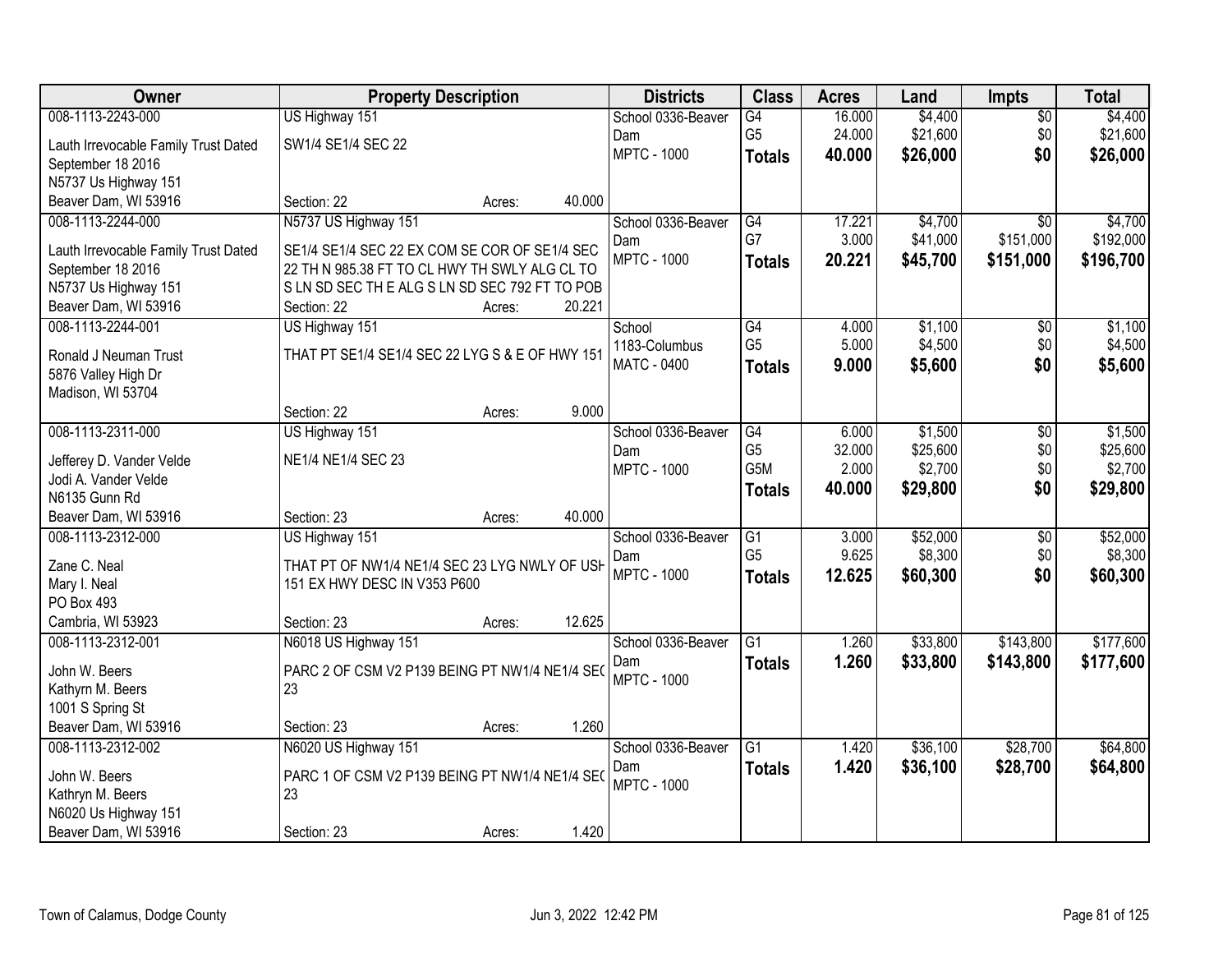| Owner | Property Description | Districts | Class | Acres | Land | Impts | Total |
|---|---|---|---|---|---|---|---|
| 008-1113-2243-000<br>Lauth Irrevocable Family Trust Dated September 18 2016<br>N5737 Us Highway 151<br>Beaver Dam, WI 53916 | US Highway 151<br>SW1/4 SE1/4 SEC 22<br>Section: 22 Acres: 40.000 | School 0336-Beaver Dam<br>MPTC - 1000 | G4<br>G5<br>**Totals** | 16.000<br>24.000<br>**40.000** | $4,400<br>$21,600<br>**$26,000** | $0<br>$0<br>**$0** | $4,400<br>$21,600<br>**$26,000** |
| 008-1113-2244-000<br>Lauth Irrevocable Family Trust Dated September 18 2016<br>N5737 Us Highway 151<br>Beaver Dam, WI 53916 | N5737 US Highway 151<br>SE1/4 SE1/4 SEC 22 EX COM SE COR OF SE1/4 SEC 22 TH N 985.38 FT TO CL HWY TH SWLY ALG CL TO S LN SD SEC TH E ALG S LN SD SEC 792 FT TO POB<br>Section: 22 Acres: 20.221 | School 0336-Beaver Dam<br>MPTC - 1000 | G4<br>G7<br>**Totals** | 17.221<br>3.000<br>**20.221** | $4,700<br>$41,000<br>**$45,700** | $0<br>$151,000<br>**$151,000** | $4,700<br>$192,000<br>**$196,700** |
| 008-1113-2244-001<br>Ronald J Neuman Trust<br>5876 Valley High Dr<br>Madison, WI 53704 | US Highway 151<br>THAT PT SE1/4 SE1/4 SEC 22 LYG S & E OF HWY 151<br>Section: 22 Acres: 9.000 | School 1183-Columbus<br>MATC - 0400 | G4<br>G5<br>**Totals** | 4.000<br>5.000<br>**9.000** | $1,100<br>$4,500<br>**$5,600** | $0<br>$0<br>**$0** | $1,100<br>$4,500<br>**$5,600** |
| 008-1113-2311-000<br>Jefferey D. Vander Velde<br>Jodi A. Vander Velde<br>N6135 Gunn Rd<br>Beaver Dam, WI 53916 | US Highway 151<br>NE1/4 NE1/4 SEC 23<br>Section: 23 Acres: 40.000 | School 0336-Beaver Dam<br>MPTC - 1000 | G4<br>G5<br>G5M<br>**Totals** | 6.000<br>32.000<br>2.000<br>**40.000** | $1,500<br>$25,600<br>$2,700<br>**$29,800** | $0<br>$0<br>$0<br>**$0** | $1,500<br>$25,600<br>$2,700<br>**$29,800** |
| 008-1113-2312-000<br>Zane C. Neal<br>Mary I. Neal<br>PO Box 493<br>Cambria, WI 53923 | US Highway 151<br>THAT PT OF NW1/4 NE1/4 SEC 23 LYG NWLY OF USH 151 EX HWY DESC IN V353 P600<br>Section: 23 Acres: 12.625 | School 0336-Beaver Dam<br>MPTC - 1000 | G1<br>G5<br>**Totals** | 3.000<br>9.625<br>**12.625** | $52,000<br>$8,300<br>**$60,300** | $0<br>$0<br>**$0** | $52,000<br>$8,300<br>**$60,300** |
| 008-1113-2312-001<br>John W. Beers<br>Kathyrn M. Beers<br>1001 S Spring St<br>Beaver Dam, WI 53916 | N6018 US Highway 151<br>PARC 2 OF CSM V2 P139 BEING PT NW1/4 NE1/4 SEC 23<br>Section: 23 Acres: 1.260 | School 0336-Beaver Dam<br>MPTC - 1000 | G1<br>**Totals** | 1.260<br>**1.260** | $33,800<br>**$33,800** | $143,800<br>**$143,800** | $177,600<br>**$177,600** |
| 008-1113-2312-002<br>John W. Beers<br>Kathryn M. Beers<br>N6020 Us Highway 151<br>Beaver Dam, WI 53916 | N6020 US Highway 151<br>PARC 1 OF CSM V2 P139 BEING PT NW1/4 NE1/4 SEC 23<br>Section: 23 Acres: 1.420 | School 0336-Beaver Dam<br>MPTC - 1000 | G1<br>**Totals** | 1.420<br>**1.420** | $36,100<br>**$36,100** | $28,700<br>**$28,700** | $64,800<br>**$64,800** |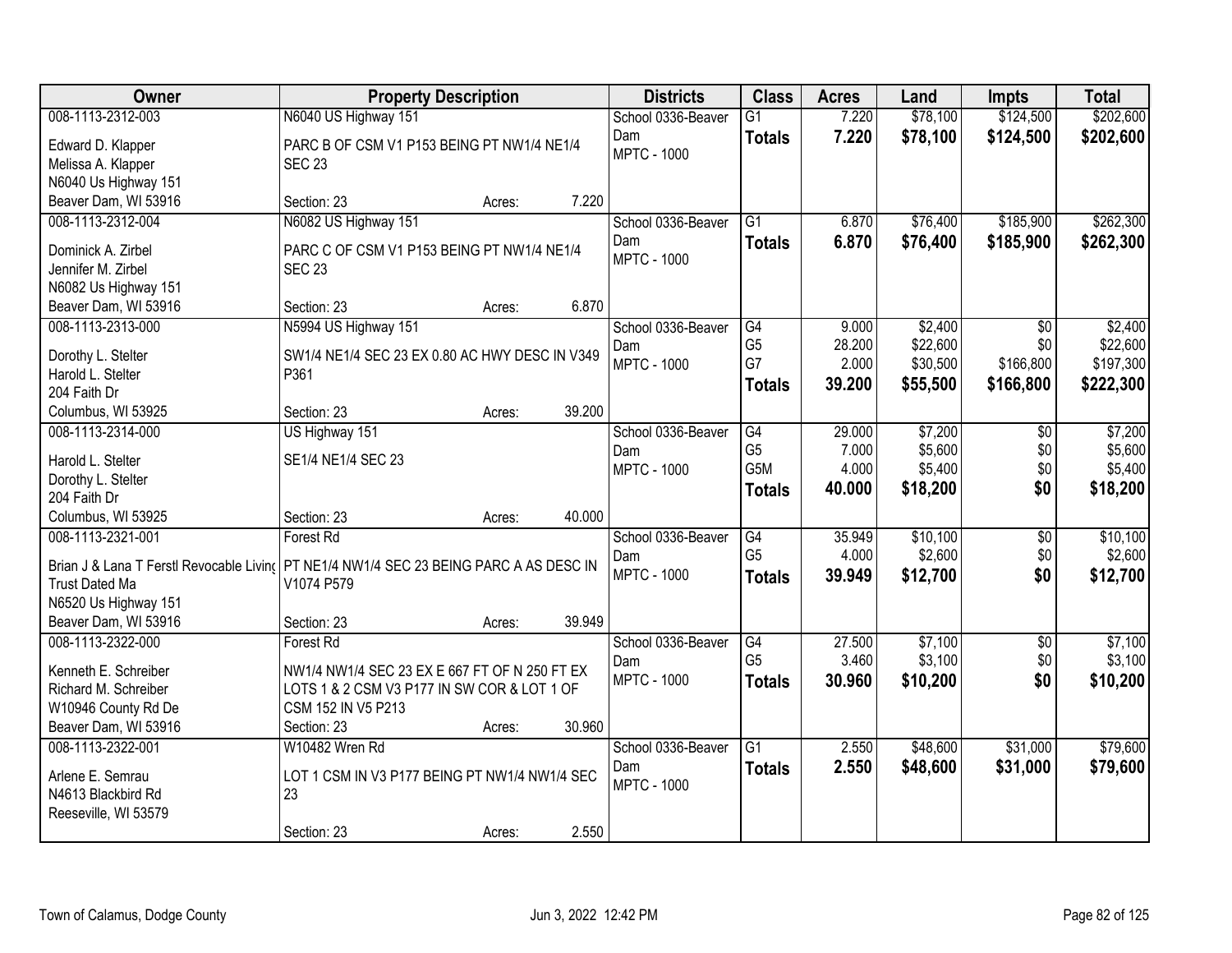| Owner | Property Description | | | Districts | Class | Acres | Land | Impts | Total |
|---|---|---|---|---|---|---|---|---|---|
| 008-1113-2312-003 | N6040 US Highway 151 | | | School 0336-Beaver Dam | G1 | 7.220 | $78,100 | $124,500 | $202,600 |
| Edward D. Klapper<br>Melissa A. Klapper<br>N6040 Us Highway 151<br>Beaver Dam, WI 53916 | PARC B OF CSM V1 P153 BEING PT NW1/4 NE1/4 SEC 23 | | | MPTC - 1000 | **Totals** | **7.220** | **$78,100** | **$124,500** | **$202,600** |
| | Section: 23 | Acres: | 7.220 | | | | | | |
| 008-1113-2312-004 | N6082 US Highway 151 | | | School 0336-Beaver Dam | G1 | 6.870 | $76,400 | $185,900 | $262,300 |
| Dominick A. Zirbel<br>Jennifer M. Zirbel<br>N6082 Us Highway 151<br>Beaver Dam, WI 53916 | PARC C OF CSM V1 P153 BEING PT NW1/4 NE1/4 SEC 23 | | | MPTC - 1000 | **Totals** | **6.870** | **$76,400** | **$185,900** | **$262,300** |
| | Section: 23 | Acres: | 6.870 | | | | | | |
| 008-1113-2313-000 | N5994 US Highway 151 | | | School 0336-Beaver Dam | G4 | 9.000 | $2,400 | $0 | $2,400 |
| Dorothy L. Stelter<br>Harold L. Stelter<br>204 Faith Dr<br>Columbus, WI 53925 | SW1/4 NE1/4 SEC 23 EX 0.80 AC HWY DESC IN V349 P361 | | | MPTC - 1000 | G5 | 28.200 | $22,600 | $0 | $22,600 |
| | | | | | G7 | 2.000 | $30,500 | $166,800 | $197,300 |
| | | | | | **Totals** | **39.200** | **$55,500** | **$166,800** | **$222,300** |
| | Section: 23 | Acres: | 39.200 | | | | | | |
| 008-1113-2314-000 | US Highway 151 | | | School 0336-Beaver Dam | G4 | 29.000 | $7,200 | $0 | $7,200 |
| Harold L. Stelter<br>Dorothy L. Stelter<br>204 Faith Dr<br>Columbus, WI 53925 | SE1/4 NE1/4 SEC 23 | | | MPTC - 1000 | G5 | 7.000 | $5,600 | $0 | $5,600 |
| | | | | | G5M | 4.000 | $5,400 | $0 | $5,400 |
| | | | | | **Totals** | **40.000** | **$18,200** | **$0** | **$18,200** |
| | Section: 23 | Acres: | 40.000 | | | | | | |
| 008-1113-2321-001 | Forest Rd | | | School 0336-Beaver Dam | G4 | 35.949 | $10,100 | $0 | $10,100 |
| Brian J & Lana T Ferstl Revocable Living Trust Dated Ma<br>N6520 Us Highway 151<br>Beaver Dam, WI 53916 | PT NE1/4 NW1/4 SEC 23 BEING PARC A AS DESC IN V1074 P579 | | | MPTC - 1000 | G5 | 4.000 | $2,600 | $0 | $2,600 |
| | | | | | **Totals** | **39.949** | **$12,700** | **$0** | **$12,700** |
| | Section: 23 | Acres: | 39.949 | | | | | | |
| 008-1113-2322-000 | Forest Rd | | | School 0336-Beaver Dam | G4 | 27.500 | $7,100 | $0 | $7,100 |
| Kenneth E. Schreiber<br>Richard M. Schreiber<br>W10946 County Rd De<br>Beaver Dam, WI 53916 | NW1/4 NW1/4 SEC 23 EX E 667 FT OF N 250 FT EX LOTS 1 & 2 CSM V3 P177 IN SW COR & LOT 1 OF CSM 152 IN V5 P213 | | | MPTC - 1000 | G5 | 3.460 | $3,100 | $0 | $3,100 |
| | | | | | **Totals** | **30.960** | **$10,200** | **$0** | **$10,200** |
| | Section: 23 | Acres: | 30.960 | | | | | | |
| 008-1113-2322-001 | W10482 Wren Rd | | | School 0336-Beaver Dam | G1 | 2.550 | $48,600 | $31,000 | $79,600 |
| Arlene E. Semrau<br>N4613 Blackbird Rd<br>Reeseville, WI 53579 | LOT 1 CSM IN V3 P177 BEING PT NW1/4 NW1/4 SEC 23 | | | MPTC - 1000 | **Totals** | **2.550** | **$48,600** | **$31,000** | **$79,600** |
| | Section: 23 | Acres: | 2.550 | | | | | | |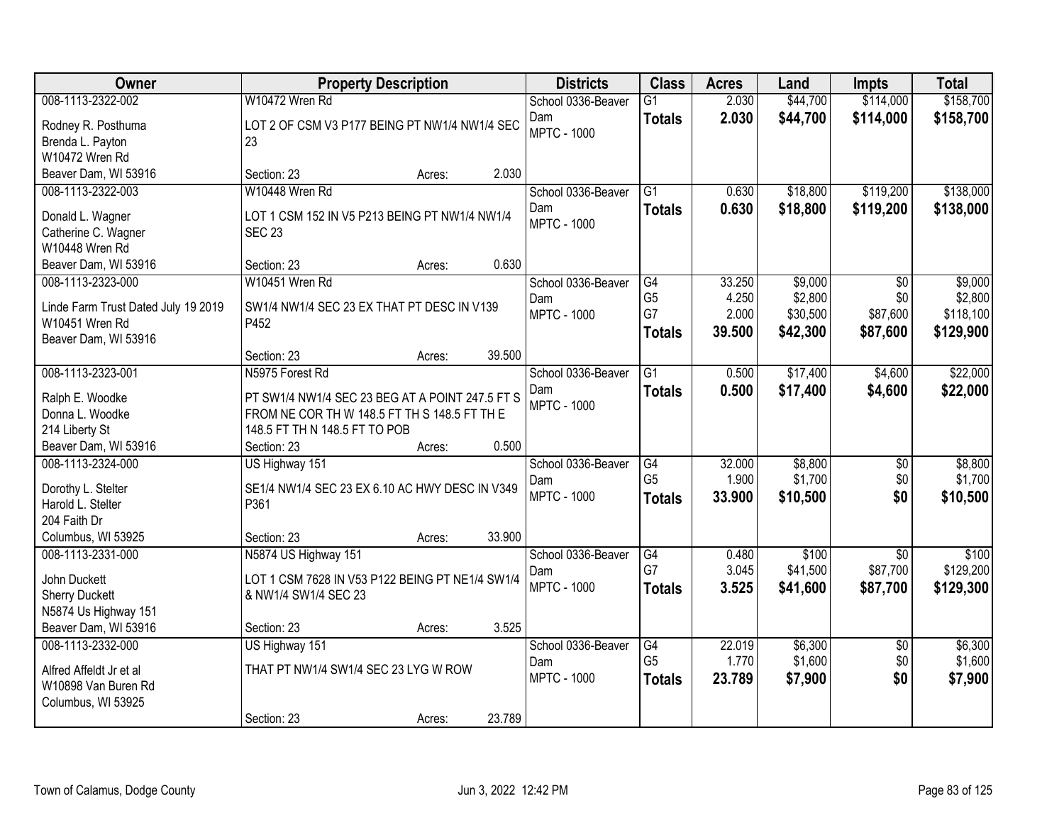| Owner | Property Description | Districts | Class | Acres | Land | Impts | Total |
|---|---|---|---|---|---|---|---|
| 008-1113-2322-002<br>Rodney R. Posthuma<br>Brenda L. Payton<br>W10472 Wren Rd<br>Beaver Dam, WI 53916 | W10472 Wren Rd<br>LOT 2 OF CSM V3 P177 BEING PT NW1/4 NW1/4 SEC 23<br>Section: 23 Acres: 2.030 | School 0336-Beaver Dam<br>MPTC - 1000 | G1<br>**Totals** | 2.030<br>**2.030** | $44,700<br>**$44,700** | $114,000<br>**$114,000** | $158,700<br>**$158,700** |
| 008-1113-2322-003<br>Donald L. Wagner<br>Catherine C. Wagner<br>W10448 Wren Rd<br>Beaver Dam, WI 53916 | W10448 Wren Rd<br>LOT 1 CSM 152 IN V5 P213 BEING PT NW1/4 NW1/4 SEC 23<br>Section: 23 Acres: 0.630 | School 0336-Beaver Dam<br>MPTC - 1000 | G1<br>**Totals** | 0.630<br>**0.630** | $18,800<br>**$18,800** | $119,200<br>**$119,200** | $138,000<br>**$138,000** |
| 008-1113-2323-000<br>Linde Farm Trust Dated July 19 2019<br>W10451 Wren Rd<br>Beaver Dam, WI 53916 | W10451 Wren Rd<br>SW1/4 NW1/4 SEC 23 EX THAT PT DESC IN V139 P452<br>Section: 23 Acres: 39.500 | School 0336-Beaver Dam<br>MPTC - 1000 | G4<br>G5<br>G7<br>**Totals** | 33.250<br>4.250<br>2.000<br>**39.500** | $9,000<br>$2,800<br>$30,500<br>**$42,300** | $0<br>$0<br>$87,600<br>**$87,600** | $9,000<br>$2,800<br>$118,100<br>**$129,900** |
| 008-1113-2323-001<br>Ralph E. Woodke<br>Donna L. Woodke<br>214 Liberty St<br>Beaver Dam, WI 53916 | N5975 Forest Rd<br>PT SW1/4 NW1/4 SEC 23 BEG AT A POINT 247.5 FT S FROM NE COR TH W 148.5 FT TH S 148.5 FT TH E 148.5 FT TH N 148.5 FT TO POB<br>Section: 23 Acres: 0.500 | School 0336-Beaver Dam<br>MPTC - 1000 | G1<br>**Totals** | 0.500<br>**0.500** | $17,400<br>**$17,400** | $4,600<br>**$4,600** | $22,000<br>**$22,000** |
| 008-1113-2324-000<br>Dorothy L. Stelter<br>Harold L. Stelter<br>204 Faith Dr<br>Columbus, WI 53925 | US Highway 151<br>SE1/4 NW1/4 SEC 23 EX 6.10 AC HWY DESC IN V349 P361<br>Section: 23 Acres: 33.900 | School 0336-Beaver Dam<br>MPTC - 1000 | G4<br>G5<br>**Totals** | 32.000<br>1.900<br>**33.900** | $8,800<br>$1,700<br>**$10,500** | $0<br>$0<br>**$0** | $8,800<br>$1,700<br>**$10,500** |
| 008-1113-2331-000<br>John Duckett<br>Sherry Duckett<br>N5874 Us Highway 151<br>Beaver Dam, WI 53916 | N5874 US Highway 151<br>LOT 1 CSM 7628 IN V53 P122 BEING PT NE1/4 SW1/4 & NW1/4 SW1/4 SEC 23<br>Section: 23 Acres: 3.525 | School 0336-Beaver Dam<br>MPTC - 1000 | G4<br>G7<br>**Totals** | 0.480<br>3.045<br>**3.525** | $100<br>$41,500<br>**$41,600** | $0<br>$87,700<br>**$87,700** | $100<br>$129,200<br>**$129,300** |
| 008-1113-2332-000<br>Alfred Affeldt Jr et al<br>W10898 Van Buren Rd<br>Columbus, WI 53925 | US Highway 151<br>THAT PT NW1/4 SW1/4 SEC 23 LYG W ROW<br>Section: 23 Acres: 23.789 | School 0336-Beaver Dam<br>MPTC - 1000 | G4<br>G5<br>**Totals** | 22.019<br>1.770<br>**23.789** | $6,300<br>$1,600<br>**$7,900** | $0<br>$0<br>**$0** | $6,300<br>$1,600<br>**$7,900** |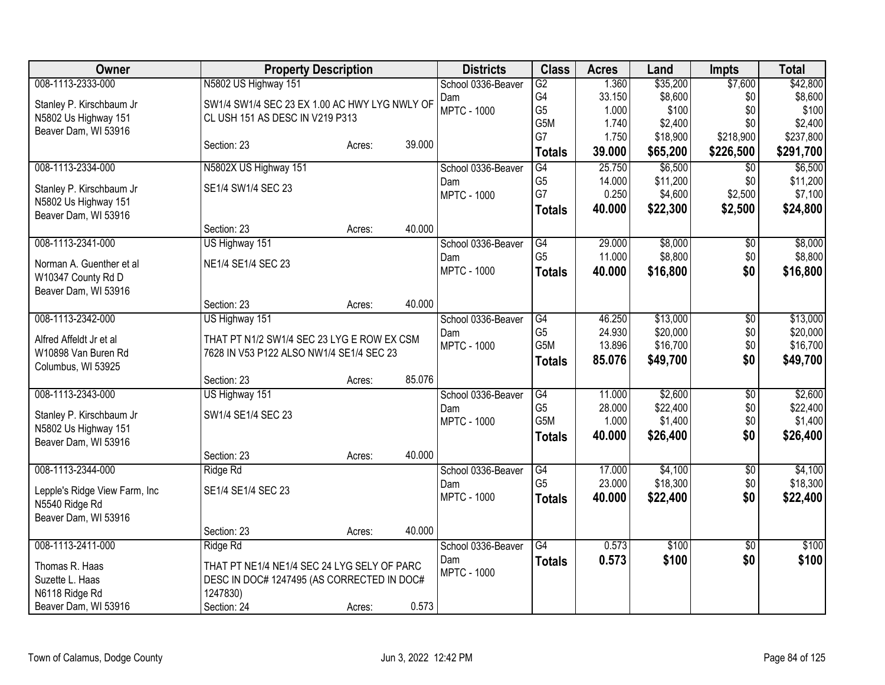| Owner | Property Description | Districts | Class | Acres | Land | Impts | Total |
|---|---|---|---|---|---|---|---|
| 008-1113-2333-000<br><br>Stanley P. Kirschbaum Jr<br>N5802 Us Highway 151<br>Beaver Dam, WI 53916 | N5802 US Highway 151<br><br>SW1/4 SW1/4 SEC 23 EX 1.00 AC HWY LYG NWLY OF CL USH 151 AS DESC IN V219 P313<br><br>Section: 23 Acres: 39.000 | School 0336-Beaver Dam<br>MPTC - 1000 | G2<br>G4<br>G5<br>G5M<br>G7<br>**Totals** | 1.360<br>33.150<br>1.000<br>1.740<br>1.750<br>**39.000** | $35,200<br>$8,600<br>$100<br>$2,400<br>$18,900<br>**$65,200** | $7,600<br>$0<br>$0<br>$0<br>$218,900<br>**$226,500** | $42,800<br>$8,600<br>$100<br>$2,400<br>$237,800<br>**$291,700** |
| 008-1113-2334-000<br><br>Stanley P. Kirschbaum Jr<br>N5802 Us Highway 151<br>Beaver Dam, WI 53916 | N5802X US Highway 151<br><br>SE1/4 SW1/4 SEC 23<br><br>Section: 23 Acres: 40.000 | School 0336-Beaver Dam<br>MPTC - 1000 | G4<br>G5<br>G7<br>**Totals** | 25.750<br>14.000<br>0.250<br>**40.000** | $6,500<br>$11,200<br>$4,600<br>**$22,300** | $0<br>$0<br>$2,500<br>**$2,500** | $6,500<br>$11,200<br>$7,100<br>**$24,800** |
| 008-1113-2341-000<br><br>Norman A. Guenther et al<br>W10347 County Rd D<br>Beaver Dam, WI 53916 | US Highway 151<br><br>NE1/4 SE1/4 SEC 23<br><br>Section: 23 Acres: 40.000 | School 0336-Beaver Dam<br>MPTC - 1000 | G4<br>G5<br>**Totals** | 29.000<br>11.000<br>**40.000** | $8,000<br>$8,800<br>**$16,800** | $0<br>$0<br>**$0** | $8,000<br>$8,800<br>**$16,800** |
| 008-1113-2342-000<br><br>Alfred Affeldt Jr et al<br>W10898 Van Buren Rd<br>Columbus, WI 53925 | US Highway 151<br><br>THAT PT N1/2 SW1/4 SEC 23 LYG E ROW EX CSM 7628 IN V53 P122 ALSO NW1/4 SE1/4 SEC 23<br><br>Section: 23 Acres: 85.076 | School 0336-Beaver Dam<br>MPTC - 1000 | G4<br>G5<br>G5M<br>**Totals** | 46.250<br>24.930<br>13.896<br>**85.076** | $13,000<br>$20,000<br>$16,700<br>**$49,700** | $0<br>$0<br>$0<br>**$0** | $13,000<br>$20,000<br>$16,700<br>**$49,700** |
| 008-1113-2343-000<br><br>Stanley P. Kirschbaum Jr<br>N5802 Us Highway 151<br>Beaver Dam, WI 53916 | US Highway 151<br><br>SW1/4 SE1/4 SEC 23<br><br>Section: 23 Acres: 40.000 | School 0336-Beaver Dam<br>MPTC - 1000 | G4<br>G5<br>G5M<br>**Totals** | 11.000<br>28.000<br>1.000<br>**40.000** | $2,600<br>$22,400<br>$1,400<br>**$26,400** | $0<br>$0<br>$0<br>**$0** | $2,600<br>$22,400<br>$1,400<br>**$26,400** |
| 008-1113-2344-000<br><br>Lepple's Ridge View Farm, Inc<br>N5540 Ridge Rd<br>Beaver Dam, WI 53916 | Ridge Rd<br><br>SE1/4 SE1/4 SEC 23<br><br>Section: 23 Acres: 40.000 | School 0336-Beaver Dam<br>MPTC - 1000 | G4<br>G5<br>**Totals** | 17.000<br>23.000<br>**40.000** | $4,100<br>$18,300<br>**$22,400** | $0<br>$0<br>**$0** | $4,100<br>$18,300<br>**$22,400** |
| 008-1113-2411-000<br><br>Thomas R. Haas<br>Suzette L. Haas<br>N6118 Ridge Rd<br>Beaver Dam, WI 53916 | Ridge Rd<br><br>THAT PT NE1/4 NE1/4 SEC 24 LYG SELY OF PARC DESC IN DOC# 1247495 (AS CORRECTED IN DOC# 1247830)<br>Section: 24 Acres: 0.573 | School 0336-Beaver Dam<br>MPTC - 1000 | G4<br>**Totals** | 0.573<br>**0.573** | $100<br>**$100** | $0<br>**$0** | $100<br>**$100** |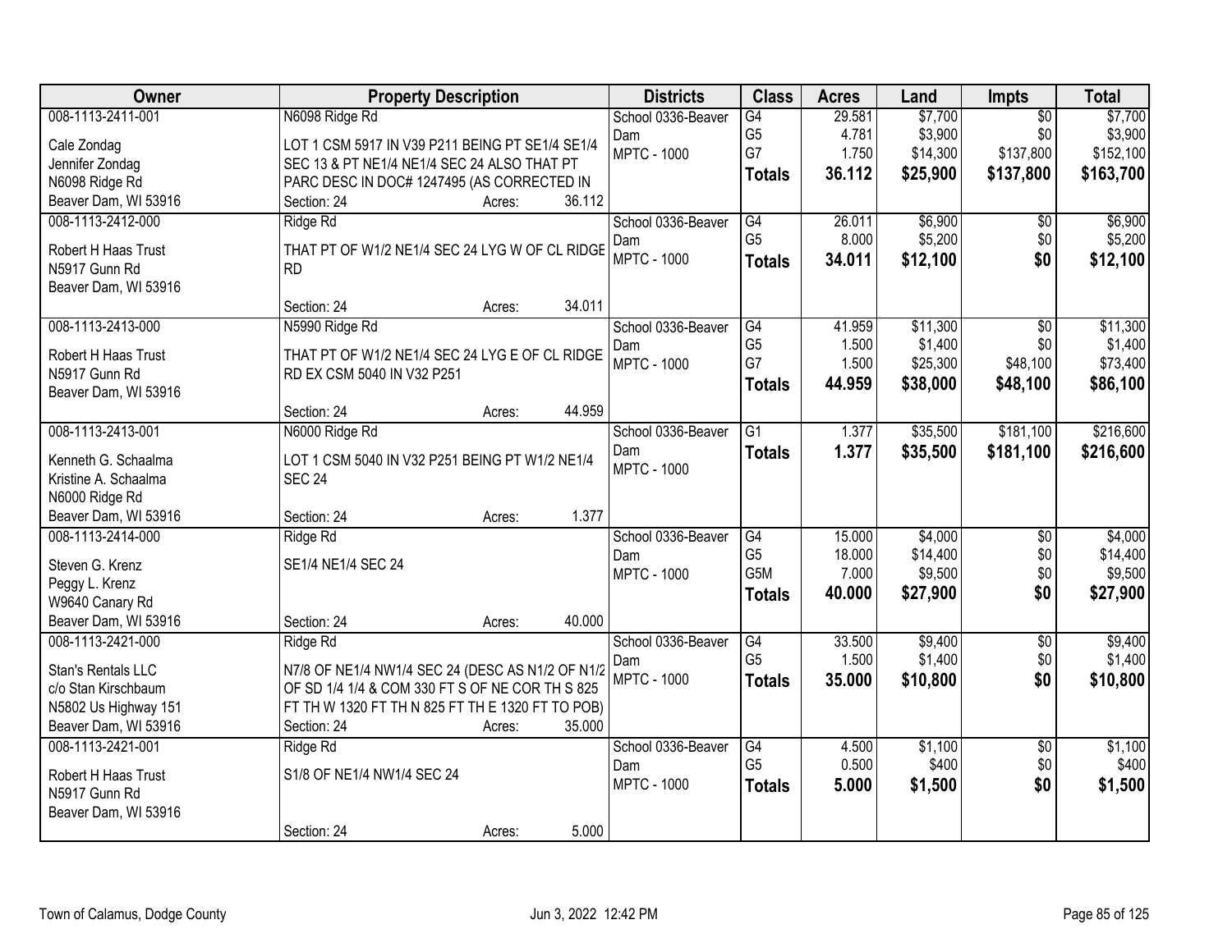| Owner | Property Description | Districts | Class | Acres | Land | Impts | Total |
|---|---|---|---|---|---|---|---|
| 008-1113-2411-001<br>Cale Zondag<br>Jennifer Zondag<br>N6098 Ridge Rd<br>Beaver Dam, WI 53916 | N6098 Ridge Rd<br>LOT 1 CSM 5917 IN V39 P211 BEING PT SE1/4 SE1/4 SEC 13 & PT NE1/4 NE1/4 SEC 24 ALSO THAT PT PARC DESC IN DOC# 1247495 (AS CORRECTED IN<br>Section: 24 Acres: 36.112 | School 0336-Beaver Dam<br>MPTC - 1000 | G4<br>G5<br>G7<br>**Totals** | 29.581<br>4.781<br>1.750<br>**36.112** | $7,700<br>$3,900<br>$14,300<br>**$25,900** | $0<br>$0<br>$137,800<br>**$137,800** | $7,700<br>$3,900<br>$152,100<br>**$163,700** |
| 008-1113-2412-000<br>Robert H Haas Trust<br>N5917 Gunn Rd<br>Beaver Dam, WI 53916 | Ridge Rd<br>THAT PT OF W1/2 NE1/4 SEC 24 LYG W OF CL RIDGE RD<br>Section: 24 Acres: 34.011 | School 0336-Beaver Dam<br>MPTC - 1000 | G4<br>G5<br>**Totals** | 26.011<br>8.000<br>**34.011** | $6,900<br>$5,200<br>**$12,100** | $0<br>$0<br>**$0** | $6,900<br>$5,200<br>**$12,100** |
| 008-1113-2413-000<br>Robert H Haas Trust<br>N5917 Gunn Rd<br>Beaver Dam, WI 53916 | N5990 Ridge Rd<br>THAT PT OF W1/2 NE1/4 SEC 24 LYG E OF CL RIDGE RD EX CSM 5040 IN V32 P251<br>Section: 24 Acres: 44.959 | School 0336-Beaver Dam<br>MPTC - 1000 | G4<br>G5<br>G7<br>**Totals** | 41.959<br>1.500<br>1.500<br>**44.959** | $11,300<br>$1,400<br>$25,300<br>**$38,000** | $0<br>$0<br>$48,100<br>**$48,100** | $11,300<br>$1,400<br>$73,400<br>**$86,100** |
| 008-1113-2413-001<br>Kenneth G. Schaalma<br>Kristine A. Schaalma<br>N6000 Ridge Rd<br>Beaver Dam, WI 53916 | N6000 Ridge Rd<br>LOT 1 CSM 5040 IN V32 P251 BEING PT W1/2 NE1/4 SEC 24<br>Section: 24 Acres: 1.377 | School 0336-Beaver Dam<br>MPTC - 1000 | G1<br>**Totals** | 1.377<br>**1.377** | $35,500<br>**$35,500** | $181,100<br>**$181,100** | $216,600<br>**$216,600** |
| 008-1113-2414-000<br>Steven G. Krenz<br>Peggy L. Krenz<br>W9640 Canary Rd<br>Beaver Dam, WI 53916 | Ridge Rd<br>SE1/4 NE1/4 SEC 24<br>Section: 24 Acres: 40.000 | School 0336-Beaver Dam<br>MPTC - 1000 | G4<br>G5<br>G5M<br>**Totals** | 15.000<br>18.000<br>7.000<br>**40.000** | $4,000<br>$14,400<br>$9,500<br>**$27,900** | $0<br>$0<br>$0<br>**$0** | $4,000<br>$14,400<br>$9,500<br>**$27,900** |
| 008-1113-2421-000<br>Stan's Rentals LLC<br>c/o Stan Kirschbaum<br>N5802 Us Highway 151<br>Beaver Dam, WI 53916 | Ridge Rd<br>N7/8 OF NE1/4 NW1/4 SEC 24 (DESC AS N1/2 OF N1/2 OF SD 1/4 1/4 & COM 330 FT S OF NE COR TH S 825 FT TH W 1320 FT TH N 825 FT TH E 1320 FT TO POB)<br>Section: 24 Acres: 35.000 | School 0336-Beaver Dam<br>MPTC - 1000 | G4<br>G5<br>**Totals** | 33.500<br>1.500<br>**35.000** | $9,400<br>$1,400<br>**$10,800** | $0<br>$0<br>**$0** | $9,400<br>$1,400<br>**$10,800** |
| 008-1113-2421-001<br>Robert H Haas Trust<br>N5917 Gunn Rd<br>Beaver Dam, WI 53916 | Ridge Rd<br>S1/8 OF NE1/4 NW1/4 SEC 24<br>Section: 24 Acres: 5.000 | School 0336-Beaver Dam<br>MPTC - 1000 | G4<br>G5<br>**Totals** | 4.500<br>0.500<br>**5.000** | $1,100<br>$400<br>**$1,500** | $0<br>$0<br>**$0** | $1,100<br>$400<br>**$1,500** |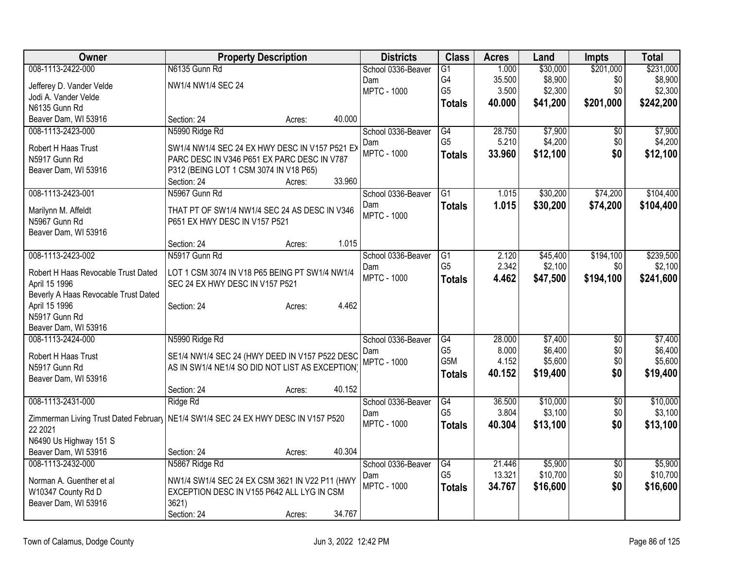| Owner | Property Description | Districts | Class | Acres | Land | Impts | Total |
|---|---|---|---|---|---|---|---|
| 008-1113-2422-000<br>Jefferey D. Vander Velde<br>Jodi A. Vander Velde<br>N6135 Gunn Rd<br>Beaver Dam, WI 53916 | N6135 Gunn Rd<br>NW1/4 NW1/4 SEC 24<br>Section: 24 Acres: 40.000 | School 0336-Beaver Dam<br>MPTC - 1000 | G1<br>G4<br>G5<br>**Totals** | 1.000<br>35.500<br>3.500<br>**40.000** | $30,000<br>$8,900<br>$2,300<br>**$41,200** | $201,000<br>$0<br>$0<br>**$201,000** | $231,000<br>$8,900<br>$2,300<br>**$242,200** |
| 008-1113-2423-000<br>Robert H Haas Trust<br>N5917 Gunn Rd<br>Beaver Dam, WI 53916 | N5990 Ridge Rd<br>SW1/4 NW1/4 SEC 24 EX HWY DESC IN V157 P521 EX PARC DESC IN V346 P651 EX PARC DESC IN V787 P312 (BEING LOT 1 CSM 3074 IN V18 P65)<br>Section: 24 Acres: 33.960 | School 0336-Beaver Dam<br>MPTC - 1000 | G4<br>G5<br>**Totals** | 28.750<br>5.210<br>**33.960** | $7,900<br>$4,200<br>**$12,100** | $0<br>$0<br>**$0** | $7,900<br>$4,200<br>**$12,100** |
| 008-1113-2423-001<br>Marilynn M. Affeldt<br>N5967 Gunn Rd<br>Beaver Dam, WI 53916 | N5967 Gunn Rd<br>THAT PT OF SW1/4 NW1/4 SEC 24 AS DESC IN V346 P651 EX HWY DESC IN V157 P521<br>Section: 24 Acres: 1.015 | School 0336-Beaver Dam<br>MPTC - 1000 | G1<br>**Totals** | 1.015<br>**1.015** | $30,200<br>**$30,200** | $74,200<br>**$74,200** | $104,400<br>**$104,400** |
| 008-1113-2423-002<br>Robert H Haas Revocable Trust Dated April 15 1996<br>Beverly A Haas Revocable Trust Dated April 15 1996<br>N5917 Gunn Rd<br>Beaver Dam, WI 53916 | N5917 Gunn Rd<br>LOT 1 CSM 3074 IN V18 P65 BEING PT SW1/4 NW1/4 SEC 24 EX HWY DESC IN V157 P521<br>Section: 24 Acres: 4.462 | School 0336-Beaver Dam<br>MPTC - 1000 | G1<br>G5<br>**Totals** | 2.120<br>2.342<br>**4.462** | $45,400<br>$2,100<br>**$47,500** | $194,100<br>$0<br>**$194,100** | $239,500<br>$2,100<br>**$241,600** |
| 008-1113-2424-000<br>Robert H Haas Trust<br>N5917 Gunn Rd<br>Beaver Dam, WI 53916 | N5990 Ridge Rd<br>SE1/4 NW1/4 SEC 24 (HWY DEED IN V157 P522 DESC AS IN SW1/4 NE1/4 SO DID NOT LIST AS EXCEPTION)<br>Section: 24 Acres: 40.152 | School 0336-Beaver Dam<br>MPTC - 1000 | G4<br>G5<br>G5M<br>**Totals** | 28.000<br>8.000<br>4.152<br>**40.152** | $7,400<br>$6,400<br>$5,600<br>**$19,400** | $0<br>$0<br>$0<br>**$0** | $7,400<br>$6,400<br>$5,600<br>**$19,400** |
| 008-1113-2431-000<br>Zimmerman Living Trust Dated February 22 2021<br>N6490 Us Highway 151 S<br>Beaver Dam, WI 53916 | Ridge Rd<br>NE1/4 SW1/4 SEC 24 EX HWY DESC IN V157 P520<br>Section: 24 Acres: 40.304 | School 0336-Beaver Dam<br>MPTC - 1000 | G4<br>G5<br>**Totals** | 36.500<br>3.804<br>**40.304** | $10,000<br>$3,100<br>**$13,100** | $0<br>$0<br>**$0** | $10,000<br>$3,100<br>**$13,100** |
| 008-1113-2432-000<br>Norman A. Guenther et al<br>W10347 County Rd D<br>Beaver Dam, WI 53916 | N5867 Ridge Rd<br>NW1/4 SW1/4 SEC 24 EX CSM 3621 IN V22 P11 (HWY EXCEPTION DESC IN V155 P642 ALL LYG IN CSM 3621)<br>Section: 24 Acres: 34.767 | School 0336-Beaver Dam<br>MPTC - 1000 | G4<br>G5<br>**Totals** | 21.446<br>13.321<br>**34.767** | $5,900<br>$10,700<br>**$16,600** | $0<br>$0<br>**$0** | $5,900<br>$10,700<br>**$16,600** |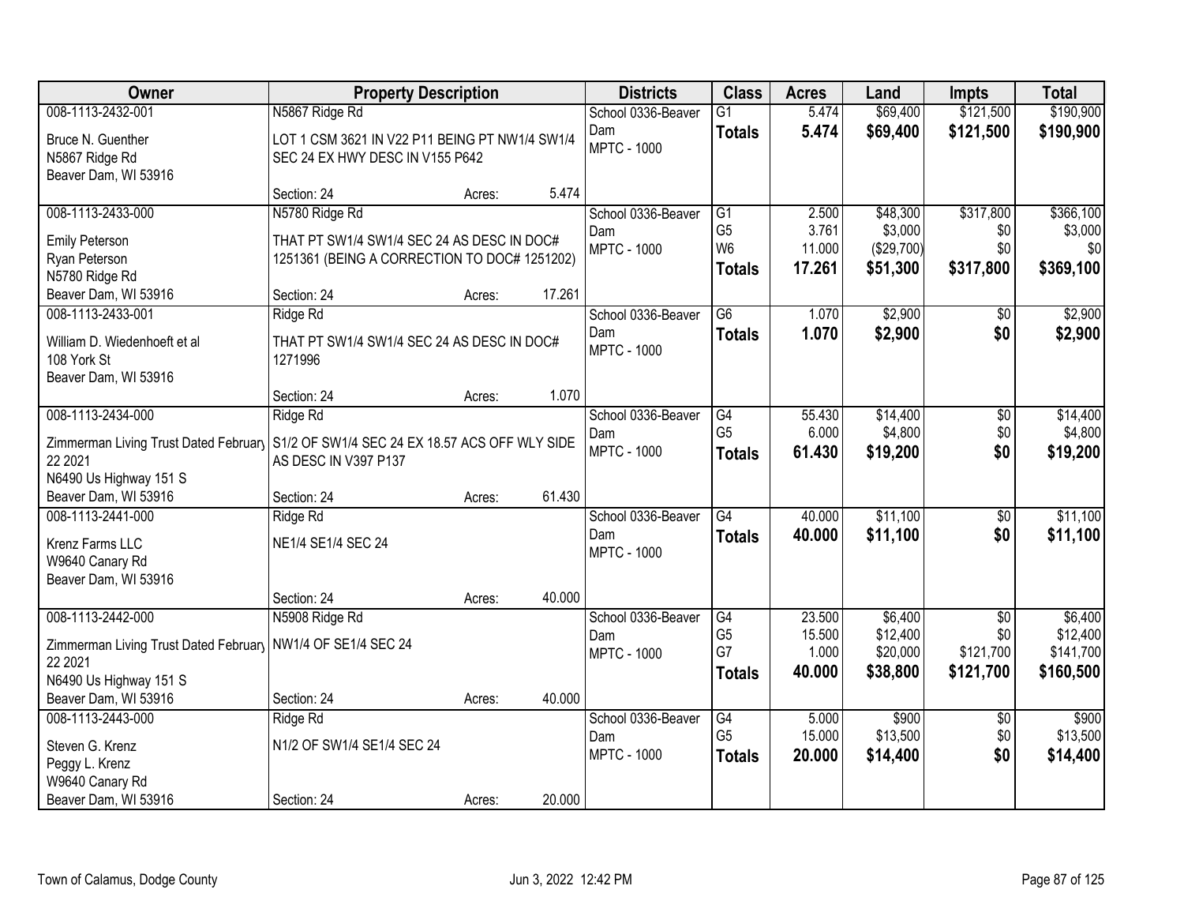| Owner | Property Description | | | Districts | Class | Acres | Land | Impts | Total |
|---|---|---|---|---|---|---|---|---|---|
| 008-1113-2432-001<br>Bruce N. Guenther<br>N5867 Ridge Rd<br>Beaver Dam, WI 53916 | N5867 Ridge Rd<br>LOT 1 CSM 3621 IN V22 P11 BEING PT NW1/4 SW1/4 SEC 24 EX HWY DESC IN V155 P642<br>Section: 24 | Acres: | 5.474 | School 0336-Beaver Dam<br>MPTC - 1000 | G1<br>**Totals** | 5.474<br>**5.474** | $69,400<br>**$69,400** | $121,500<br>**$121,500** | $190,900<br>**$190,900** |
| 008-1113-2433-000<br>Emily Peterson<br>Ryan Peterson<br>N5780 Ridge Rd<br>Beaver Dam, WI 53916 | N5780 Ridge Rd<br>THAT PT SW1/4 SW1/4 SEC 24 AS DESC IN DOC# 1251361 (BEING A CORRECTION TO DOC# 1251202)<br>Section: 24 | Acres: | 17.261 | School 0336-Beaver Dam<br>MPTC - 1000 | G1<br>G5<br>W6<br>**Totals** | 2.500<br>3.761<br>11.000<br>**17.261** | $48,300<br>$3,000<br>($29,700)<br>**$51,300** | $317,800<br>$0<br>$0<br>**$317,800** | $366,100<br>$3,000<br>$0<br>**$369,100** |
| 008-1113-2433-001<br>William D. Wiedenhoeft et al<br>108 York St<br>Beaver Dam, WI 53916 | Ridge Rd<br>THAT PT SW1/4 SW1/4 SEC 24 AS DESC IN DOC# 1271996<br>Section: 24 | Acres: | 1.070 | School 0336-Beaver Dam<br>MPTC - 1000 | G6<br>**Totals** | 1.070<br>**1.070** | $2,900<br>**$2,900** | $0<br>**$0** | $2,900<br>**$2,900** |
| 008-1113-2434-000<br>Zimmerman Living Trust Dated February 22 2021<br>N6490 Us Highway 151 S<br>Beaver Dam, WI 53916 | Ridge Rd<br>S1/2 OF SW1/4 SEC 24 EX 18.57 ACS OFF WLY SIDE AS DESC IN V397 P137<br>Section: 24 | Acres: | 61.430 | School 0336-Beaver Dam<br>MPTC - 1000 | G4<br>G5<br>**Totals** | 55.430<br>6.000<br>**61.430** | $14,400<br>$4,800<br>**$19,200** | $0<br>$0<br>**$0** | $14,400<br>$4,800<br>**$19,200** |
| 008-1113-2441-000<br>Krenz Farms LLC<br>W9640 Canary Rd<br>Beaver Dam, WI 53916 | Ridge Rd<br>NE1/4 SE1/4 SEC 24<br>Section: 24 | Acres: | 40.000 | School 0336-Beaver Dam<br>MPTC - 1000 | G4<br>**Totals** | 40.000<br>**40.000** | $11,100<br>**$11,100** | $0<br>**$0** | $11,100<br>**$11,100** |
| 008-1113-2442-000<br>Zimmerman Living Trust Dated February 22 2021<br>N6490 Us Highway 151 S<br>Beaver Dam, WI 53916 | N5908 Ridge Rd<br>NW1/4 OF SE1/4 SEC 24<br>Section: 24 | Acres: | 40.000 | School 0336-Beaver Dam<br>MPTC - 1000 | G4<br>G5<br>G7<br>**Totals** | 23.500<br>15.500<br>1.000<br>**40.000** | $6,400<br>$12,400<br>$20,000<br>**$38,800** | $0<br>$0<br>$121,700<br>**$121,700** | $6,400<br>$12,400<br>$141,700<br>**$160,500** |
| 008-1113-2443-000<br>Steven G. Krenz<br>Peggy L. Krenz<br>W9640 Canary Rd<br>Beaver Dam, WI 53916 | Ridge Rd<br>N1/2 OF SW1/4 SE1/4 SEC 24<br>Section: 24 | Acres: | 20.000 | School 0336-Beaver Dam<br>MPTC - 1000 | G4<br>G5<br>**Totals** | 5.000<br>15.000<br>**20.000** | $900<br>$13,500<br>**$14,400** | $0<br>$0<br>**$0** | $900<br>$13,500<br>**$14,400** |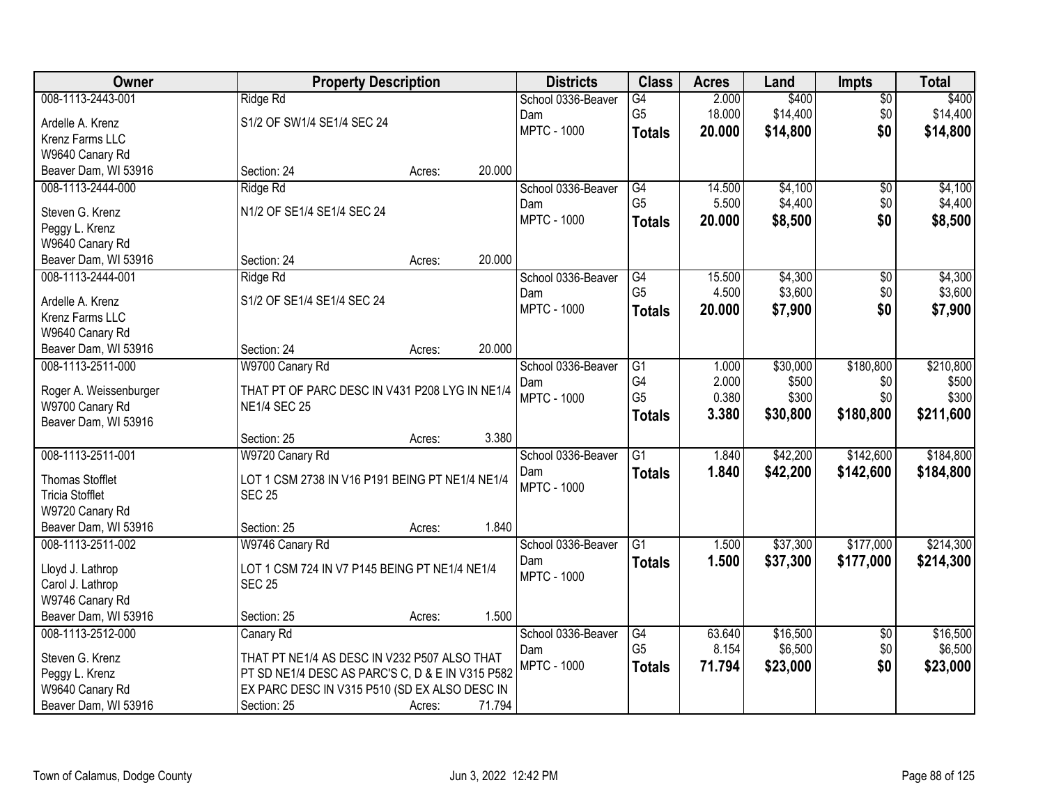| Owner | Property Description | Districts | Class | Acres | Land | Impts | Total |
|---|---|---|---|---|---|---|---|
| 008-1113-2443-001<br>Ardelle A. Krenz<br>Krenz Farms LLC<br>W9640 Canary Rd<br>Beaver Dam, WI 53916 | Ridge Rd<br>S1/2 OF SW1/4 SE1/4 SEC 24<br>Section: 24 Acres: 20.000 | School 0336-Beaver Dam<br>MPTC - 1000 | G4<br>G5<br>**Totals** | 2.000<br>18.000<br>**20.000** | $400<br>$14,400<br>**$14,800** | $0<br>$0<br>**$0** | $400<br>$14,400<br>**$14,800** |
| 008-1113-2444-000<br>Steven G. Krenz<br>Peggy L. Krenz<br>W9640 Canary Rd<br>Beaver Dam, WI 53916 | Ridge Rd<br>N1/2 OF SE1/4 SE1/4 SEC 24<br>Section: 24 Acres: 20.000 | School 0336-Beaver Dam<br>MPTC - 1000 | G4<br>G5<br>**Totals** | 14.500<br>5.500<br>**20.000** | $4,100<br>$4,400<br>**$8,500** | $0<br>$0<br>**$0** | $4,100<br>$4,400<br>**$8,500** |
| 008-1113-2444-001<br>Ardelle A. Krenz<br>Krenz Farms LLC<br>W9640 Canary Rd<br>Beaver Dam, WI 53916 | Ridge Rd<br>S1/2 OF SE1/4 SE1/4 SEC 24<br>Section: 24 Acres: 20.000 | School 0336-Beaver Dam<br>MPTC - 1000 | G4<br>G5<br>**Totals** | 15.500<br>4.500<br>**20.000** | $4,300<br>$3,600<br>**$7,900** | $0<br>$0<br>**$0** | $4,300<br>$3,600<br>**$7,900** |
| 008-1113-2511-000<br>Roger A. Weissenburger<br>W9700 Canary Rd<br>Beaver Dam, WI 53916 | W9700 Canary Rd<br>THAT PT OF PARC DESC IN V431 P208 LYG IN NE1/4 NE1/4 SEC 25<br>Section: 25 Acres: 3.380 | School 0336-Beaver Dam<br>MPTC - 1000 | G1<br>G4<br>G5<br>**Totals** | 1.000<br>2.000<br>0.380<br>**3.380** | $30,000<br>$500<br>$300<br>**$30,800** | $180,800<br>$0<br>$0<br>**$180,800** | $210,800<br>$500<br>$300<br>**$211,600** |
| 008-1113-2511-001<br>Thomas Stofflet<br>Tricia Stofflet<br>W9720 Canary Rd<br>Beaver Dam, WI 53916 | W9720 Canary Rd<br>LOT 1 CSM 2738 IN V16 P191 BEING PT NE1/4 NE1/4 SEC 25<br>Section: 25 Acres: 1.840 | School 0336-Beaver Dam<br>MPTC - 1000 | G1<br>**Totals** | 1.840<br>**1.840** | $42,200<br>**$42,200** | $142,600<br>**$142,600** | $184,800<br>**$184,800** |
| 008-1113-2511-002<br>Lloyd J. Lathrop<br>Carol J. Lathrop<br>W9746 Canary Rd<br>Beaver Dam, WI 53916 | W9746 Canary Rd<br>LOT 1 CSM 724 IN V7 P145 BEING PT NE1/4 NE1/4 SEC 25<br>Section: 25 Acres: 1.500 | School 0336-Beaver Dam<br>MPTC - 1000 | G1<br>**Totals** | 1.500<br>**1.500** | $37,300<br>**$37,300** | $177,000<br>**$177,000** | $214,300<br>**$214,300** |
| 008-1113-2512-000<br>Steven G. Krenz<br>Peggy L. Krenz<br>W9640 Canary Rd<br>Beaver Dam, WI 53916 | Canary Rd<br>THAT PT NE1/4 AS DESC IN V232 P507 ALSO THAT PT SD NE1/4 DESC AS PARC'S C, D & E IN V315 P582 EX PARC DESC IN V315 P510 (SD EX ALSO DESC IN<br>Section: 25 Acres: 71.794 | School 0336-Beaver Dam<br>MPTC - 1000 | G4<br>G5<br>**Totals** | 63.640<br>8.154<br>**71.794** | $16,500<br>$6,500<br>**$23,000** | $0<br>$0<br>**$0** | $16,500<br>$6,500<br>**$23,000** |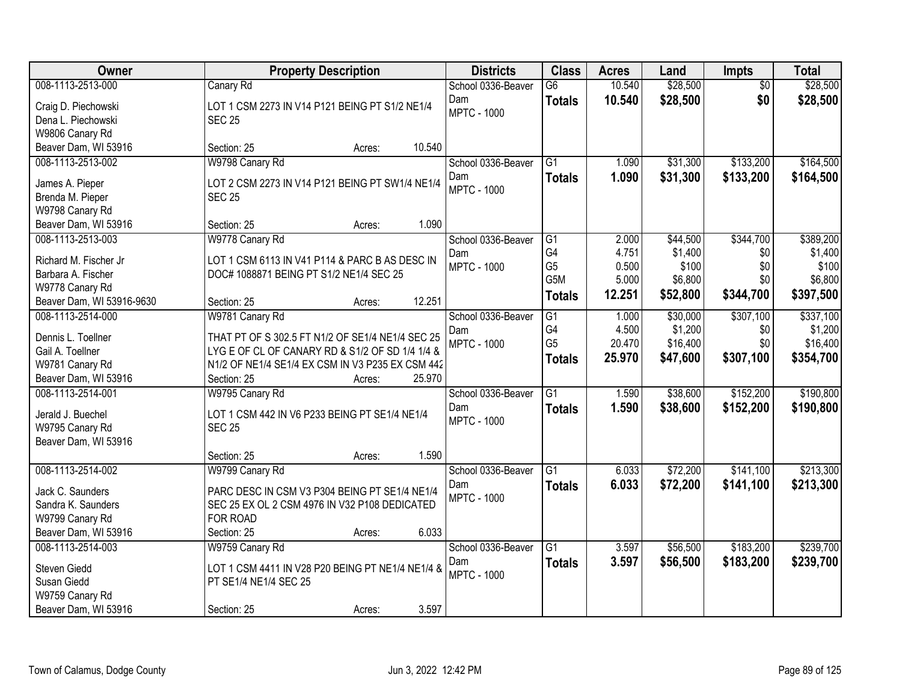| Owner | Property Description | | | Districts | Class | Acres | Land | Impts | Total |
|---|---|---|---|---|---|---|---|---|---|
| 008-1113-2513-000<br>Craig D. Piechowski<br>Dena L. Piechowski<br>W9806 Canary Rd<br>Beaver Dam, WI 53916 | Canary Rd<br>LOT 1 CSM 2273 IN V14 P121 BEING PT S1/2 NE1/4 SEC 25<br>Section: 25 | Acres: | 10.540 | School 0336-Beaver Dam<br>MPTC - 1000 | G6<br>**Totals** | 10.540<br>**10.540** | \$28,500<br>**\$28,500** | \$0<br>**\$0** | \$28,500<br>**\$28,500** |
| 008-1113-2513-002<br>James A. Pieper<br>Brenda M. Pieper<br>W9798 Canary Rd<br>Beaver Dam, WI 53916 | W9798 Canary Rd<br>LOT 2 CSM 2273 IN V14 P121 BEING PT SW1/4 NE1/4 SEC 25<br>Section: 25 | Acres: | 1.090 | School 0336-Beaver Dam<br>MPTC - 1000 | G1<br>**Totals** | 1.090<br>**1.090** | \$31,300<br>**\$31,300** | \$133,200<br>**\$133,200** | \$164,500<br>**\$164,500** |
| 008-1113-2513-003<br>Richard M. Fischer Jr<br>Barbara A. Fischer<br>W9778 Canary Rd<br>Beaver Dam, WI 53916-9630 | W9778 Canary Rd<br>LOT 1 CSM 6113 IN V41 P114 & PARC B AS DESC IN DOC# 1088871 BEING PT S1/2 NE1/4 SEC 25<br>Section: 25 | Acres: | 12.251 | School 0336-Beaver Dam<br>MPTC - 1000 | G1<br>G4<br>G5<br>G5M<br>**Totals** | 2.000<br>4.751<br>0.500<br>5.000<br>**12.251** | \$44,500<br>\$1,400<br>\$100<br>\$6,800<br>**\$52,800** | \$344,700<br>\$0<br>\$0<br>\$0<br>**\$344,700** | \$389,200<br>\$1,400<br>\$100<br>\$6,800<br>**\$397,500** |
| 008-1113-2514-000<br>Dennis L. Toellner<br>Gail A. Toellner<br>W9781 Canary Rd<br>Beaver Dam, WI 53916 | W9781 Canary Rd<br>THAT PT OF S 302.5 FT N1/2 OF SE1/4 NE1/4 SEC 25 LYG E OF CL OF CANARY RD & S1/2 OF SD 1/4 1/4 & N1/2 OF NE1/4 SE1/4 EX CSM IN V3 P235 EX CSM 442<br>Section: 25 | Acres: | 25.970 | School 0336-Beaver Dam<br>MPTC - 1000 | G1<br>G4<br>G5<br>**Totals** | 1.000<br>4.500<br>20.470<br>**25.970** | \$30,000<br>\$1,200<br>\$16,400<br>**\$47,600** | \$307,100<br>\$0<br>\$0<br>**\$307,100** | \$337,100<br>\$1,200<br>\$16,400<br>**\$354,700** |
| 008-1113-2514-001<br>Jerald J. Buechel<br>W9795 Canary Rd<br>Beaver Dam, WI 53916 | W9795 Canary Rd<br>LOT 1 CSM 442 IN V6 P233 BEING PT SE1/4 NE1/4 SEC 25<br>Section: 25 | Acres: | 1.590 | School 0336-Beaver Dam<br>MPTC - 1000 | G1<br>**Totals** | 1.590<br>**1.590** | \$38,600<br>**\$38,600** | \$152,200<br>**\$152,200** | \$190,800<br>**\$190,800** |
| 008-1113-2514-002<br>Jack C. Saunders<br>Sandra K. Saunders<br>W9799 Canary Rd<br>Beaver Dam, WI 53916 | W9799 Canary Rd<br>PARC DESC IN CSM V3 P304 BEING PT SE1/4 NE1/4 SEC 25 EX OL 2 CSM 4976 IN V32 P108 DEDICATED FOR ROAD<br>Section: 25 | Acres: | 6.033 | School 0336-Beaver Dam<br>MPTC - 1000 | G1<br>**Totals** | 6.033<br>**6.033** | \$72,200<br>**\$72,200** | \$141,100<br>**\$141,100** | \$213,300<br>**\$213,300** |
| 008-1113-2514-003<br>Steven Giedd<br>Susan Giedd<br>W9759 Canary Rd<br>Beaver Dam, WI 53916 | W9759 Canary Rd<br>LOT 1 CSM 4411 IN V28 P20 BEING PT NE1/4 NE1/4 & PT SE1/4 NE1/4 SEC 25<br>Section: 25 | Acres: | 3.597 | School 0336-Beaver Dam<br>MPTC - 1000 | G1<br>**Totals** | 3.597<br>**3.597** | \$56,500<br>**\$56,500** | \$183,200<br>**\$183,200** | \$239,700<br>**\$239,700** |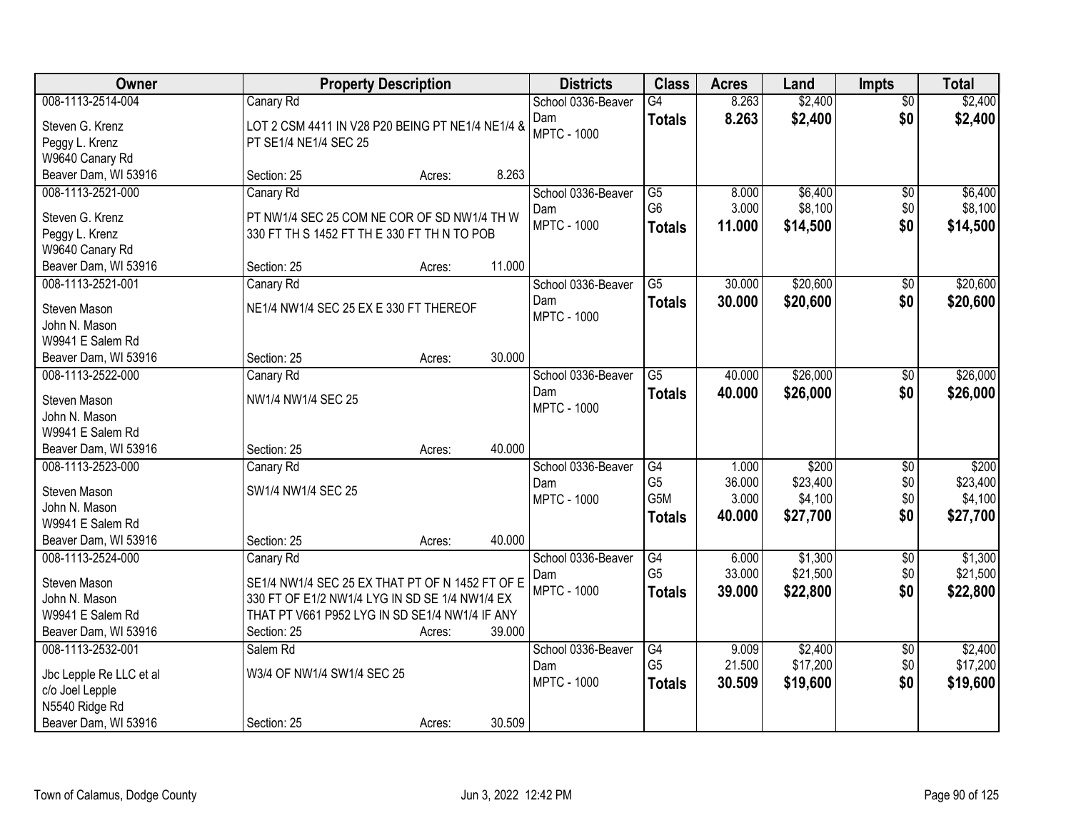| Owner | Property Description | Districts | Class | Acres | Land | Impts | Total |
|---|---|---|---|---|---|---|---|
| 008-1113-2514-004<br>Steven G. Krenz<br>Peggy L. Krenz<br>W9640 Canary Rd<br>Beaver Dam, WI 53916 | Canary Rd<br>LOT 2 CSM 4411 IN V28 P20 BEING PT NE1/4 NE1/4 & PT SE1/4 NE1/4 SEC 25<br>Section: 25 Acres: 8.263 | School 0336-Beaver Dam<br>MPTC - 1000 | G4<br>**Totals** | 8.263<br>**8.263** | \$2,400<br>**\$2,400** | \$0<br>**\$0** | \$2,400<br>**\$2,400** |
| 008-1113-2521-000<br>Steven G. Krenz<br>Peggy L. Krenz<br>W9640 Canary Rd<br>Beaver Dam, WI 53916 | Canary Rd<br>PT NW1/4 SEC 25 COM NE COR OF SD NW1/4 TH W 330 FT TH S 1452 FT TH E 330 FT TH N TO POB<br>Section: 25 Acres: 11.000 | School 0336-Beaver Dam<br>MPTC - 1000 | G5<br>G6<br>**Totals** | 8.000<br>3.000<br>**11.000** | \$6,400<br>\$8,100<br>**\$14,500** | \$0<br>\$0<br>**\$0** | \$6,400<br>\$8,100<br>**\$14,500** |
| 008-1113-2521-001<br>Steven Mason<br>John N. Mason<br>W9941 E Salem Rd<br>Beaver Dam, WI 53916 | Canary Rd<br>NE1/4 NW1/4 SEC 25 EX E 330 FT THEREOF<br>Section: 25 Acres: 30.000 | School 0336-Beaver Dam<br>MPTC - 1000 | G5<br>**Totals** | 30.000<br>**30.000** | \$20,600<br>**\$20,600** | \$0<br>**\$0** | \$20,600<br>**\$20,600** |
| 008-1113-2522-000<br>Steven Mason<br>John N. Mason<br>W9941 E Salem Rd<br>Beaver Dam, WI 53916 | Canary Rd<br>NW1/4 NW1/4 SEC 25<br>Section: 25 Acres: 40.000 | School 0336-Beaver Dam<br>MPTC - 1000 | G5<br>**Totals** | 40.000<br>**40.000** | \$26,000<br>**\$26,000** | \$0<br>**\$0** | \$26,000<br>**\$26,000** |
| 008-1113-2523-000<br>Steven Mason<br>John N. Mason<br>W9941 E Salem Rd<br>Beaver Dam, WI 53916 | Canary Rd<br>SW1/4 NW1/4 SEC 25<br>Section: 25 Acres: 40.000 | School 0336-Beaver Dam<br>MPTC - 1000 | G4<br>G5<br>G5M<br>**Totals** | 1.000<br>36.000<br>3.000<br>**40.000** | \$200<br>\$23,400<br>\$4,100<br>**\$27,700** | \$0<br>\$0<br>\$0<br>**\$0** | \$200<br>\$23,400<br>\$4,100<br>**\$27,700** |
| 008-1113-2524-000<br>Steven Mason<br>John N. Mason<br>W9941 E Salem Rd<br>Beaver Dam, WI 53916 | Canary Rd<br>SE1/4 NW1/4 SEC 25 EX THAT PT OF N 1452 FT OF E 330 FT OF E1/2 NW1/4 LYG IN SD SE 1/4 NW1/4 EX THAT PT V661 P952 LYG IN SD SE1/4 NW1/4 IF ANY<br>Section: 25 Acres: 39.000 | School 0336-Beaver Dam<br>MPTC - 1000 | G4<br>G5<br>**Totals** | 6.000<br>33.000<br>**39.000** | \$1,300<br>\$21,500<br>**\$22,800** | \$0<br>\$0<br>**\$0** | \$1,300<br>\$21,500<br>**\$22,800** |
| 008-1113-2532-001<br>Jbc Lepple Re LLC et al<br>c/o Joel Lepple<br>N5540 Ridge Rd<br>Beaver Dam, WI 53916 | Salem Rd<br>W3/4 OF NW1/4 SW1/4 SEC 25<br>Section: 25 Acres: 30.509 | School 0336-Beaver Dam<br>MPTC - 1000 | G4<br>G5<br>**Totals** | 9.009<br>21.500<br>**30.509** | \$2,400<br>\$17,200<br>**\$19,600** | \$0<br>\$0<br>**\$0** | \$2,400<br>\$17,200<br>**\$19,600** |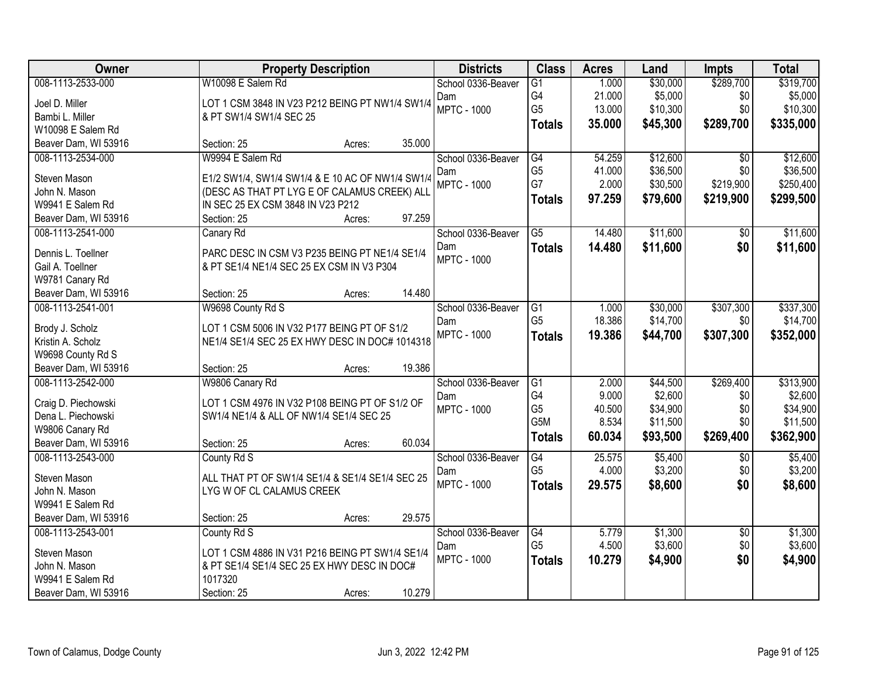| Owner | Property Description | Districts | Class | Acres | Land | Impts | Total |
|---|---|---|---|---|---|---|---|
| 008-1113-2533-000<br>Joel D. Miller<br>Bambi L. Miller<br>W10098 E Salem Rd<br>Beaver Dam, WI 53916 | W10098 E Salem Rd<br>LOT 1 CSM 3848 IN V23 P212 BEING PT NW1/4 SW1/4 & PT SW1/4 SW1/4 SEC 25<br>Section: 25 Acres: 35.000 | School 0336-Beaver Dam<br>MPTC - 1000 | G1<br>G4<br>G5<br>**Totals** | 1.000<br>21.000<br>13.000<br>**35.000** | $30,000<br>$5,000<br>$10,300<br>**$45,300** | $289,700<br>$0<br>$0<br>**$289,700** | $319,700<br>$5,000<br>$10,300<br>**$335,000** |
| 008-1113-2534-000<br>Steven Mason<br>John N. Mason<br>W9941 E Salem Rd<br>Beaver Dam, WI 53916 | W9994 E Salem Rd<br>E1/2 SW1/4, SW1/4 SW1/4 & E 10 AC OF NW1/4 SW1/4 (DESC AS THAT PT LYG E OF CALAMUS CREEK) ALL IN SEC 25 EX CSM 3848 IN V23 P212<br>Section: 25 Acres: 97.259 | School 0336-Beaver Dam<br>MPTC - 1000 | G4<br>G5<br>G7<br>**Totals** | 54.259<br>41.000<br>2.000<br>**97.259** | $12,600<br>$36,500<br>$30,500<br>**$79,600** | $0<br>$0<br>$219,900<br>**$219,900** | $12,600<br>$36,500<br>$250,400<br>**$299,500** |
| 008-1113-2541-000<br>Dennis L. Toellner<br>Gail A. Toellner<br>W9781 Canary Rd<br>Beaver Dam, WI 53916 | Canary Rd<br>PARC DESC IN CSM V3 P235 BEING PT NE1/4 SE1/4 & PT SE1/4 NE1/4 SEC 25 EX CSM IN V3 P304<br>Section: 25 Acres: 14.480 | School 0336-Beaver Dam<br>MPTC - 1000 | G5<br>**Totals** | 14.480<br>**14.480** | $11,600<br>**$11,600** | $0<br>**$0** | $11,600<br>**$11,600** |
| 008-1113-2541-001<br>Brody J. Scholz<br>Kristin A. Scholz<br>W9698 County Rd S<br>Beaver Dam, WI 53916 | W9698 County Rd S<br>LOT 1 CSM 5006 IN V32 P177 BEING PT OF S1/2 NE1/4 SE1/4 SEC 25 EX HWY DESC IN DOC# 1014318<br>Section: 25 Acres: 19.386 | School 0336-Beaver Dam<br>MPTC - 1000 | G1<br>G5<br>**Totals** | 1.000<br>18.386<br>**19.386** | $30,000<br>$14,700<br>**$44,700** | $307,300<br>$0<br>**$307,300** | $337,300<br>$14,700<br>**$352,000** |
| 008-1113-2542-000<br>Craig D. Piechowski<br>Dena L. Piechowski<br>W9806 Canary Rd<br>Beaver Dam, WI 53916 | W9806 Canary Rd<br>LOT 1 CSM 4976 IN V32 P108 BEING PT OF S1/2 OF SW1/4 NE1/4 & ALL OF NW1/4 SE1/4 SEC 25<br>Section: 25 Acres: 60.034 | School 0336-Beaver Dam<br>MPTC - 1000 | G1<br>G4<br>G5<br>G5M<br>**Totals** | 2.000<br>9.000<br>40.500<br>8.534<br>**60.034** | $44,500<br>$2,600<br>$34,900<br>$11,500<br>**$93,500** | $269,400<br>$0<br>$0<br>$0<br>**$269,400** | $313,900<br>$2,600<br>$34,900<br>$11,500<br>**$362,900** |
| 008-1113-2543-000<br>Steven Mason<br>John N. Mason<br>W9941 E Salem Rd<br>Beaver Dam, WI 53916 | County Rd S<br>ALL THAT PT OF SW1/4 SE1/4 & SE1/4 SE1/4 SEC 25 LYG W OF CL CALAMUS CREEK<br>Section: 25 Acres: 29.575 | School 0336-Beaver Dam<br>MPTC - 1000 | G4<br>G5<br>**Totals** | 25.575<br>4.000<br>**29.575** | $5,400<br>$3,200<br>**$8,600** | $0<br>$0<br>**$0** | $5,400<br>$3,200<br>**$8,600** |
| 008-1113-2543-001<br>Steven Mason<br>John N. Mason<br>W9941 E Salem Rd<br>Beaver Dam, WI 53916 | County Rd S<br>LOT 1 CSM 4886 IN V31 P216 BEING PT SW1/4 SE1/4 & PT SE1/4 SE1/4 SEC 25 EX HWY DESC IN DOC# 1017320<br>Section: 25 Acres: 10.279 | School 0336-Beaver Dam<br>MPTC - 1000 | G4<br>G5<br>**Totals** | 5.779<br>4.500<br>**10.279** | $1,300<br>$3,600<br>**$4,900** | $0<br>$0<br>**$0** | $1,300<br>$3,600<br>**$4,900** |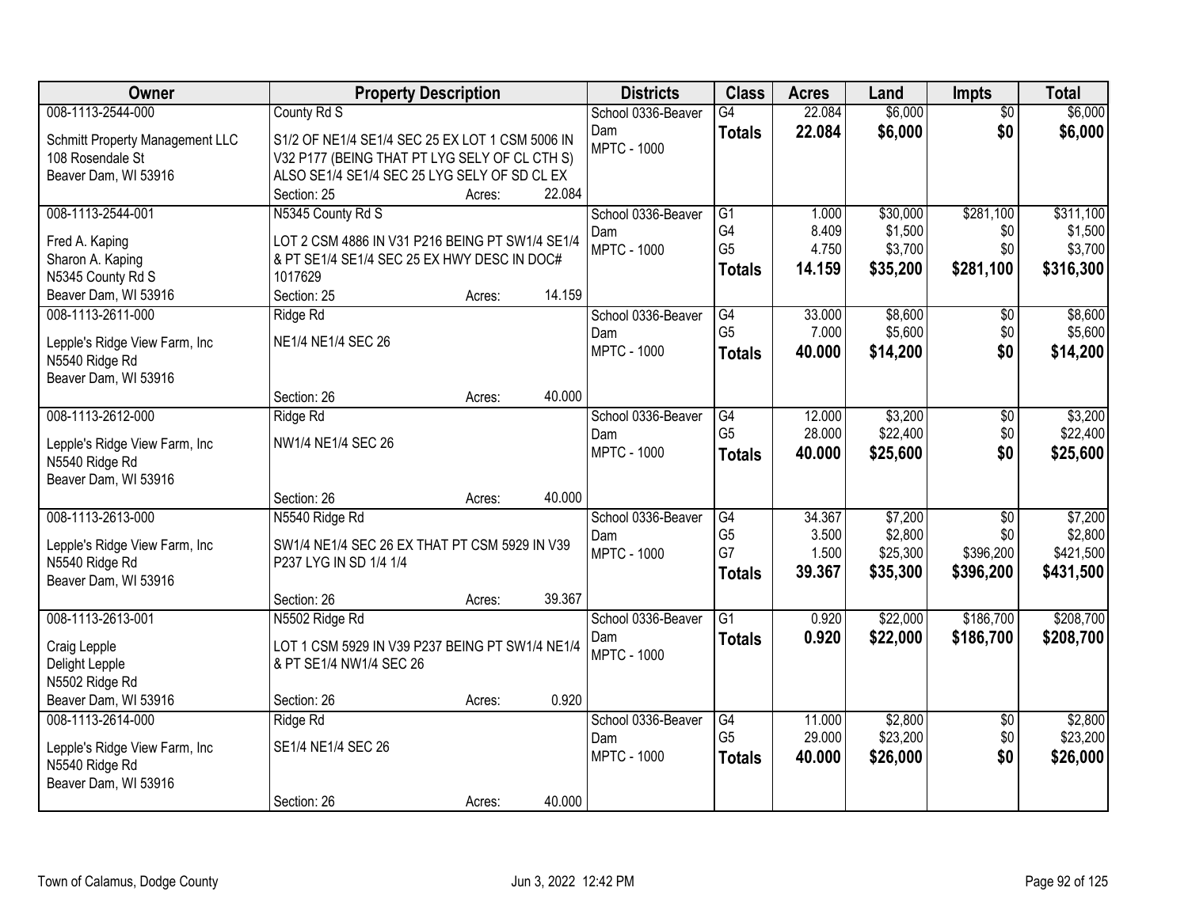| Owner | Property Description | Districts | Class | Acres | Land | Impts | Total |
|---|---|---|---|---|---|---|---|
| 008-1113-2544-000<br>Schmitt Property Management LLC<br>108 Rosendale St<br>Beaver Dam, WI 53916 | County Rd S<br>S1/2 OF NE1/4 SE1/4 SEC 25 EX LOT 1 CSM 5006 IN V32 P177 (BEING THAT PT LYG SELY OF CL CTH S) ALSO SE1/4 SE1/4 SEC 25 LYG SELY OF SD CL EX<br>Section: 25 Acres: 22.084 | School 0336-Beaver Dam<br>MPTC - 1000 | G4<br>**Totals** | 22.084<br>**22.084** | $6,000<br>**$6,000** | $0<br>**$0** | $6,000<br>**$6,000** |
| 008-1113-2544-001<br>Fred A. Kaping<br>Sharon A. Kaping<br>N5345 County Rd S<br>Beaver Dam, WI 53916 | N5345 County Rd S<br>LOT 2 CSM 4886 IN V31 P216 BEING PT SW1/4 SE1/4 & PT SE1/4 SE1/4 SEC 25 EX HWY DESC IN DOC# 1017629<br>Section: 25 Acres: 14.159 | School 0336-Beaver Dam<br>MPTC - 1000 | G1<br>G4<br>G5<br>**Totals** | 1.000<br>8.409<br>4.750<br>**14.159** | $30,000<br>$1,500<br>$3,700<br>**$35,200** | $281,100<br>$0<br>$0<br>**$281,100** | $311,100<br>$1,500<br>$3,700<br>**$316,300** |
| 008-1113-2611-000<br>Lepple's Ridge View Farm, Inc<br>N5540 Ridge Rd<br>Beaver Dam, WI 53916 | Ridge Rd<br>NE1/4 NE1/4 SEC 26<br>Section: 26 Acres: 40.000 | School 0336-Beaver Dam<br>MPTC - 1000 | G4<br>G5<br>**Totals** | 33.000<br>7.000<br>**40.000** | $8,600<br>$5,600<br>**$14,200** | $0<br>$0<br>**$0** | $8,600<br>$5,600<br>**$14,200** |
| 008-1113-2612-000<br>Lepple's Ridge View Farm, Inc<br>N5540 Ridge Rd<br>Beaver Dam, WI 53916 | Ridge Rd<br>NW1/4 NE1/4 SEC 26<br>Section: 26 Acres: 40.000 | School 0336-Beaver Dam<br>MPTC - 1000 | G4<br>G5<br>**Totals** | 12.000<br>28.000<br>**40.000** | $3,200<br>$22,400<br>**$25,600** | $0<br>$0<br>**$0** | $3,200<br>$22,400<br>**$25,600** |
| 008-1113-2613-000<br>Lepple's Ridge View Farm, Inc<br>N5540 Ridge Rd<br>Beaver Dam, WI 53916 | N5540 Ridge Rd<br>SW1/4 NE1/4 SEC 26 EX THAT PT CSM 5929 IN V39 P237 LYG IN SD 1/4 1/4<br>Section: 26 Acres: 39.367 | School 0336-Beaver Dam<br>MPTC - 1000 | G4<br>G5<br>G7<br>**Totals** | 34.367<br>3.500<br>1.500<br>**39.367** | $7,200<br>$2,800<br>$25,300<br>**$35,300** | $0<br>$0<br>$396,200<br>**$396,200** | $7,200<br>$2,800<br>$421,500<br>**$431,500** |
| 008-1113-2613-001<br>Craig Lepple<br>Delight Lepple<br>N5502 Ridge Rd<br>Beaver Dam, WI 53916 | N5502 Ridge Rd<br>LOT 1 CSM 5929 IN V39 P237 BEING PT SW1/4 NE1/4 & PT SE1/4 NW1/4 SEC 26<br>Section: 26 Acres: 0.920 | School 0336-Beaver Dam<br>MPTC - 1000 | G1<br>**Totals** | 0.920<br>**0.920** | $22,000<br>**$22,000** | $186,700<br>**$186,700** | $208,700<br>**$208,700** |
| 008-1113-2614-000<br>Lepple's Ridge View Farm, Inc<br>N5540 Ridge Rd<br>Beaver Dam, WI 53916 | Ridge Rd<br>SE1/4 NE1/4 SEC 26<br>Section: 26 Acres: 40.000 | School 0336-Beaver Dam<br>MPTC - 1000 | G4<br>G5<br>**Totals** | 11.000<br>29.000<br>**40.000** | $2,800<br>$23,200<br>**$26,000** | $0<br>$0<br>**$0** | $2,800<br>$23,200<br>**$26,000** |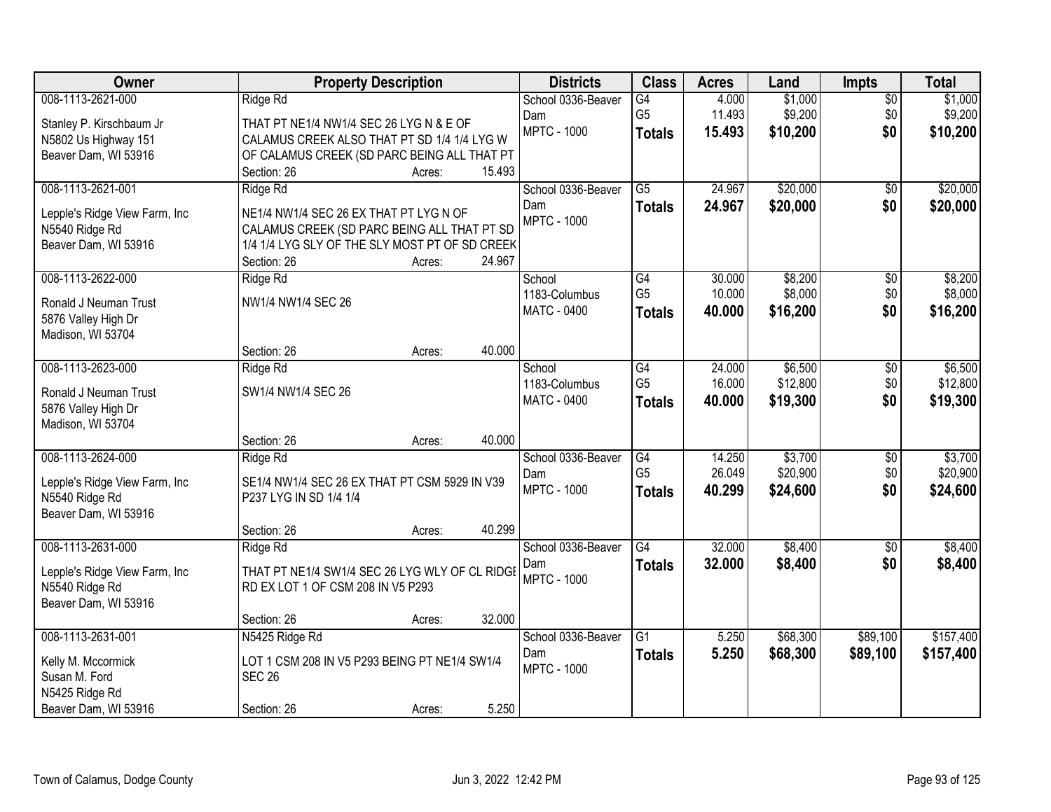| Owner | Property Description | Districts | Class | Acres | Land | Impts | Total |
|---|---|---|---|---|---|---|---|
| 008-1113-2621-000<br>Stanley P. Kirschbaum Jr<br>N5802 Us Highway 151<br>Beaver Dam, WI 53916 | Ridge Rd<br>THAT PT NE1/4 NW1/4 SEC 26 LYG N & E OF CALAMUS CREEK ALSO THAT PT SD 1/4 1/4 LYG W OF CALAMUS CREEK (SD PARC BEING ALL THAT PT<br>Section: 26 Acres: 15.493 | School 0336-Beaver Dam<br>MPTC - 1000 | G4<br>G5<br>**Totals** | 4.000<br>11.493<br>**15.493** | $1,000<br>$9,200<br>**$10,200** | $0<br>$0<br>**$0** | $1,000<br>$9,200<br>**$10,200** |
| 008-1113-2621-001<br>Lepple's Ridge View Farm, Inc<br>N5540 Ridge Rd<br>Beaver Dam, WI 53916 | Ridge Rd<br>NE1/4 NW1/4 SEC 26 EX THAT PT LYG N OF CALAMUS CREEK (SD PARC BEING ALL THAT PT SD 1/4 1/4 LYG SLY OF THE SLY MOST PT OF SD CREEK<br>Section: 26 Acres: 24.967 | School 0336-Beaver Dam<br>MPTC - 1000 | G5<br>**Totals** | 24.967<br>**24.967** | $20,000<br>**$20,000** | $0<br>**$0** | $20,000<br>**$20,000** |
| 008-1113-2622-000<br>Ronald J Neuman Trust<br>5876 Valley High Dr<br>Madison, WI 53704 | Ridge Rd<br>NW1/4 NW1/4 SEC 26<br>Section: 26 Acres: 40.000 | School 1183-Columbus<br>MATC - 0400 | G4<br>G5<br>**Totals** | 30.000<br>10.000<br>**40.000** | $8,200<br>$8,000<br>**$16,200** | $0<br>$0<br>**$0** | $8,200<br>$8,000<br>**$16,200** |
| 008-1113-2623-000<br>Ronald J Neuman Trust<br>5876 Valley High Dr<br>Madison, WI 53704 | Ridge Rd<br>SW1/4 NW1/4 SEC 26<br>Section: 26 Acres: 40.000 | School 1183-Columbus<br>MATC - 0400 | G4<br>G5<br>**Totals** | 24.000<br>16.000<br>**40.000** | $6,500<br>$12,800<br>**$19,300** | $0<br>$0<br>**$0** | $6,500<br>$12,800<br>**$19,300** |
| 008-1113-2624-000<br>Lepple's Ridge View Farm, Inc<br>N5540 Ridge Rd<br>Beaver Dam, WI 53916 | Ridge Rd<br>SE1/4 NW1/4 SEC 26 EX THAT PT CSM 5929 IN V39 P237 LYG IN SD 1/4 1/4<br>Section: 26 Acres: 40.299 | School 0336-Beaver Dam<br>MPTC - 1000 | G4<br>G5<br>**Totals** | 14.250<br>26.049<br>**40.299** | $3,700<br>$20,900<br>**$24,600** | $0<br>$0<br>**$0** | $3,700<br>$20,900<br>**$24,600** |
| 008-1113-2631-000<br>Lepple's Ridge View Farm, Inc<br>N5540 Ridge Rd<br>Beaver Dam, WI 53916 | Ridge Rd<br>THAT PT NE1/4 SW1/4 SEC 26 LYG WLY OF CL RIDGE RD EX LOT 1 OF CSM 208 IN V5 P293<br>Section: 26 Acres: 32.000 | School 0336-Beaver Dam<br>MPTC - 1000 | G4<br>**Totals** | 32.000<br>**32.000** | $8,400<br>**$8,400** | $0<br>**$0** | $8,400<br>**$8,400** |
| 008-1113-2631-001<br>Kelly M. Mccormick<br>Susan M. Ford<br>N5425 Ridge Rd<br>Beaver Dam, WI 53916 | N5425 Ridge Rd<br>LOT 1 CSM 208 IN V5 P293 BEING PT NE1/4 SW1/4 SEC 26<br>Section: 26 Acres: 5.250 | School 0336-Beaver Dam<br>MPTC - 1000 | G1<br>**Totals** | 5.250<br>**5.250** | $68,300<br>**$68,300** | $89,100<br>**$89,100** | $157,400<br>**$157,400** |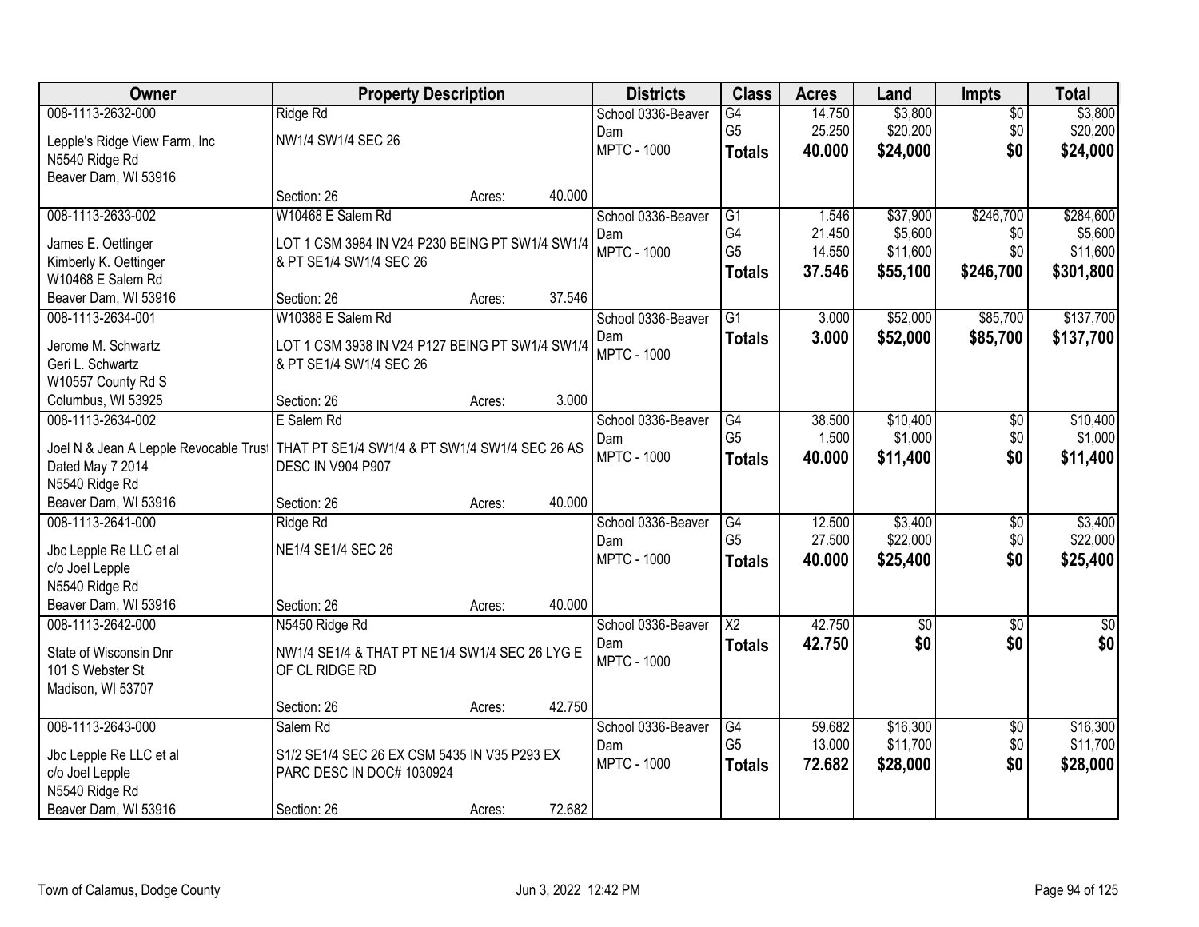| Owner | Property Description | Districts | Class | Acres | Land | Impts | Total |
|---|---|---|---|---|---|---|---|
| 008-1113-2632-000<br>Lepple's Ridge View Farm, Inc<br>N5540 Ridge Rd<br>Beaver Dam, WI 53916 | Ridge Rd<br>NW1/4 SW1/4 SEC 26<br>Section: 26 Acres: 40.000 | School 0336-Beaver Dam<br>MPTC - 1000 | G4<br>G5<br>**Totals** | 14.750<br>25.250<br>**40.000** | $3,800<br>$20,200<br>**$24,000** | $0<br>$0<br>**$0** | $3,800<br>$20,200<br>**$24,000** |
| 008-1113-2633-002<br>James E. Oettinger<br>Kimberly K. Oettinger<br>W10468 E Salem Rd<br>Beaver Dam, WI 53916 | W10468 E Salem Rd<br>LOT 1 CSM 3984 IN V24 P230 BEING PT SW1/4 SW1/4 & PT SE1/4 SW1/4 SEC 26<br>Section: 26 Acres: 37.546 | School 0336-Beaver Dam<br>MPTC - 1000 | G1<br>G4<br>G5<br>**Totals** | 1.546<br>21.450<br>14.550<br>**37.546** | $37,900<br>$5,600<br>$11,600<br>**$55,100** | $246,700<br>$0<br>$0<br>**$246,700** | $284,600<br>$5,600<br>$11,600<br>**$301,800** |
| 008-1113-2634-001<br>Jerome M. Schwartz<br>Geri L. Schwartz<br>W10557 County Rd S<br>Columbus, WI 53925 | W10388 E Salem Rd<br>LOT 1 CSM 3938 IN V24 P127 BEING PT SW1/4 SW1/4 & PT SE1/4 SW1/4 SEC 26<br>Section: 26 Acres: 3.000 | School 0336-Beaver Dam<br>MPTC - 1000 | G1<br>**Totals** | 3.000<br>**3.000** | $52,000<br>**$52,000** | $85,700<br>**$85,700** | $137,700<br>**$137,700** |
| 008-1113-2634-002<br>Joel N & Jean A Lepple Revocable Trust<br>Dated May 7 2014<br>N5540 Ridge Rd<br>Beaver Dam, WI 53916 | E Salem Rd<br>THAT PT SE1/4 SW1/4 & PT SW1/4 SW1/4 SEC 26 AS DESC IN V904 P907<br>Section: 26 Acres: 40.000 | School 0336-Beaver Dam<br>MPTC - 1000 | G4<br>G5<br>**Totals** | 38.500<br>1.500<br>**40.000** | $10,400<br>$1,000<br>**$11,400** | $0<br>$0<br>**$0** | $10,400<br>$1,000<br>**$11,400** |
| 008-1113-2641-000<br>Jbc Lepple Re LLC et al<br>c/o Joel Lepple<br>N5540 Ridge Rd<br>Beaver Dam, WI 53916 | Ridge Rd<br>NE1/4 SE1/4 SEC 26<br>Section: 26 Acres: 40.000 | School 0336-Beaver Dam<br>MPTC - 1000 | G4<br>G5<br>**Totals** | 12.500<br>27.500<br>**40.000** | $3,400<br>$22,000<br>**$25,400** | $0<br>$0<br>**$0** | $3,400<br>$22,000<br>**$25,400** |
| 008-1113-2642-000<br>State of Wisconsin Dnr<br>101 S Webster St<br>Madison, WI 53707 | N5450 Ridge Rd<br>NW1/4 SE1/4 & THAT PT NE1/4 SW1/4 SEC 26 LYG E OF CL RIDGE RD<br>Section: 26 Acres: 42.750 | School 0336-Beaver Dam<br>MPTC - 1000 | X2<br>**Totals** | 42.750<br>**42.750** | $0<br>**$0** | $0<br>**$0** | $0<br>**$0** |
| 008-1113-2643-000<br>Jbc Lepple Re LLC et al<br>c/o Joel Lepple<br>N5540 Ridge Rd<br>Beaver Dam, WI 53916 | Salem Rd<br>S1/2 SE1/4 SEC 26 EX CSM 5435 IN V35 P293 EX PARC DESC IN DOC# 1030924<br>Section: 26 Acres: 72.682 | School 0336-Beaver Dam<br>MPTC - 1000 | G4<br>G5<br>**Totals** | 59.682<br>13.000<br>**72.682** | $16,300<br>$11,700<br>**$28,000** | $0<br>$0<br>**$0** | $16,300<br>$11,700<br>**$28,000** |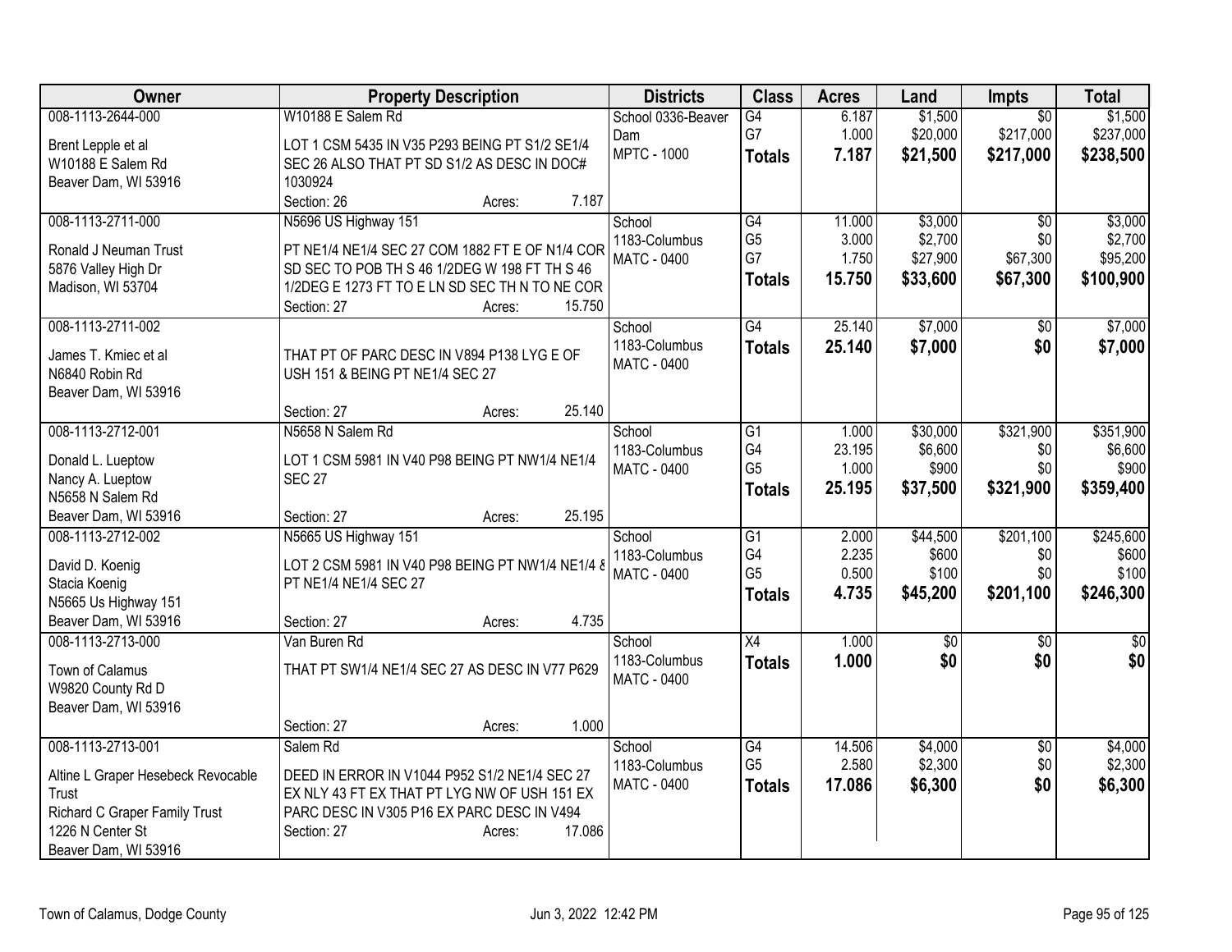| Owner | Property Description | Districts | Class | Acres | Land | Impts | Total |
|---|---|---|---|---|---|---|---|
| 008-1113-2644-000<br>Brent Lepple et al<br>W10188 E Salem Rd<br>Beaver Dam, WI 53916 | W10188 E Salem Rd<br>LOT 1 CSM 5435 IN V35 P293 BEING PT S1/2 SE1/4 SEC 26 ALSO THAT PT SD S1/2 AS DESC IN DOC# 1030924<br>Section: 26 Acres: 7.187 | School 0336-Beaver Dam<br>MPTC - 1000 | G4<br>G7<br>**Totals** | 6.187<br>1.000<br>**7.187** | $1,500<br>$20,000<br>**$21,500** | $0<br>$217,000<br>**$217,000** | $1,500<br>$237,000<br>**$238,500** |
| 008-1113-2711-000<br>Ronald J Neuman Trust<br>5876 Valley High Dr<br>Madison, WI 53704 | N5696 US Highway 151<br>PT NE1/4 NE1/4 SEC 27 COM 1882 FT E OF N1/4 COR SD SEC TO POB TH S 46 1/2DEG W 198 FT TH S 46 1/2DEG E 1273 FT TO E LN SD SEC TH N TO NE COR<br>Section: 27 Acres: 15.750 | School 1183-Columbus<br>MATC - 0400 | G4<br>G5<br>G7<br>**Totals** | 11.000<br>3.000<br>1.750<br>**15.750** | $3,000<br>$2,700<br>$27,900<br>**$33,600** | $0<br>$0<br>$67,300<br>**$67,300** | $3,000<br>$2,700<br>$95,200<br>**$100,900** |
| 008-1113-2711-002<br>James T. Kmiec et al<br>N6840 Robin Rd<br>Beaver Dam, WI 53916 | THAT PT OF PARC DESC IN V894 P138 LYG E OF USH 151 & BEING PT NE1/4 SEC 27<br>Section: 27 Acres: 25.140 | School 1183-Columbus<br>MATC - 0400 | G4<br>**Totals** | 25.140<br>**25.140** | $7,000<br>**$7,000** | $0<br>**$0** | $7,000<br>**$7,000** |
| 008-1113-2712-001<br>Donald L. Lueptow<br>Nancy A. Lueptow<br>N5658 N Salem Rd<br>Beaver Dam, WI 53916 | N5658 N Salem Rd<br>LOT 1 CSM 5981 IN V40 P98 BEING PT NW1/4 NE1/4 SEC 27<br>Section: 27 Acres: 25.195 | School 1183-Columbus<br>MATC - 0400 | G1<br>G4<br>G5<br>**Totals** | 1.000<br>23.195<br>1.000<br>**25.195** | $30,000<br>$6,600<br>$900<br>**$37,500** | $321,900<br>$0<br>$0<br>**$321,900** | $351,900<br>$6,600<br>$900<br>**$359,400** |
| 008-1113-2712-002<br>David D. Koenig<br>Stacia Koenig<br>N5665 Us Highway 151<br>Beaver Dam, WI 53916 | N5665 US Highway 151<br>LOT 2 CSM 5981 IN V40 P98 BEING PT NW1/4 NE1/4 & PT NE1/4 NE1/4 SEC 27<br>Section: 27 Acres: 4.735 | School 1183-Columbus<br>MATC - 0400 | G1<br>G4<br>G5<br>**Totals** | 2.000<br>2.235<br>0.500<br>**4.735** | $44,500<br>$600<br>$100<br>**$45,200** | $201,100<br>$0<br>$0<br>**$201,100** | $245,600<br>$600<br>$100<br>**$246,300** |
| 008-1113-2713-000<br>Town of Calamus<br>W9820 County Rd D<br>Beaver Dam, WI 53916 | Van Buren Rd<br>THAT PT SW1/4 NE1/4 SEC 27 AS DESC IN V77 P629<br>Section: 27 Acres: 1.000 | School 1183-Columbus<br>MATC - 0400 | X4<br>**Totals** | 1.000<br>**1.000** | $0<br>**$0** | $0<br>**$0** | $0<br>**$0** |
| 008-1113-2713-001<br>Altine L Graper Hesebeck Revocable Trust<br>Richard C Graper Family Trust<br>1226 N Center St<br>Beaver Dam, WI 53916 | Salem Rd<br>DEED IN ERROR IN V1044 P952 S1/2 NE1/4 SEC 27 EX NLY 43 FT EX THAT PT LYG NW OF USH 151 EX PARC DESC IN V305 P16 EX PARC DESC IN V494<br>Section: 27 Acres: 17.086 | School 1183-Columbus<br>MATC - 0400 | G4<br>G5<br>**Totals** | 14.506<br>2.580<br>**17.086** | $4,000<br>$2,300<br>**$6,300** | $0<br>$0<br>**$0** | $4,000<br>$2,300<br>**$6,300** |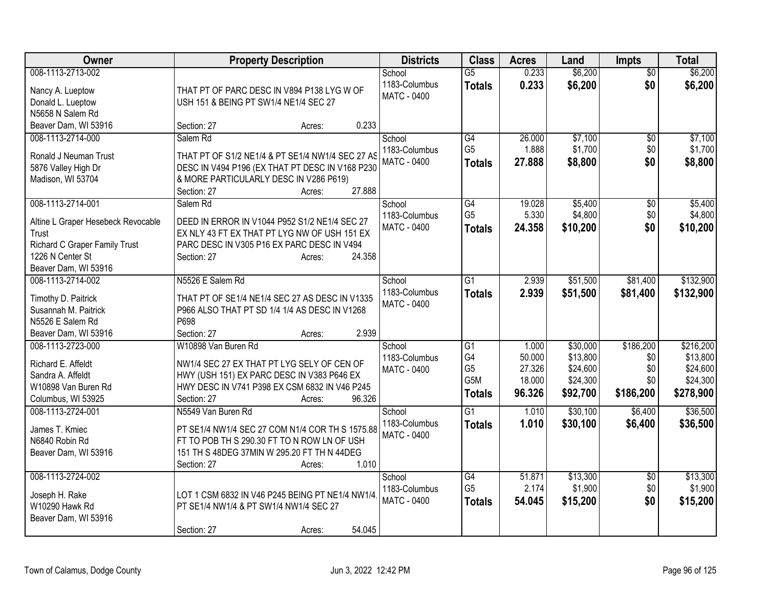| Owner | Property Description | Districts | Class | Acres | Land | Impts | Total |
|---|---|---|---|---|---|---|---|
| 008-1113-2713-002<br><br>Nancy A. Lueptow<br>Donald L. Lueptow<br>N5658 N Salem Rd<br>Beaver Dam, WI 53916 | THAT PT OF PARC DESC IN V894 P138 LYG W OF USH 151 & BEING PT SW1/4 NE1/4 SEC 27<br><br>Section: 27 Acres: 0.233 | School<br>1183-Columbus<br>MATC - 0400 | G5<br>**Totals** | 0.233<br>**0.233** | $6,200<br>**$6,200** | $0<br>**$0** | $6,200<br>**$6,200** |
| 008-1113-2714-000<br><br>Ronald J Neuman Trust<br>5876 Valley High Dr<br>Madison, WI 53704 | Salem Rd<br><br>THAT PT OF S1/2 NE1/4 & PT SE1/4 NW1/4 SEC 27 AS DESC IN V494 P196 (EX THAT PT DESC IN V168 P230 & MORE PARTICULARLY DESC IN V286 P619)<br>Section: 27 Acres: 27.888 | School<br>1183-Columbus<br>MATC - 0400 | G4<br>G5<br>**Totals** | 26.000<br>1.888<br>**27.888** | $7,100<br>$1,700<br>**$8,800** | $0<br>$0<br>**$0** | $7,100<br>$1,700<br>**$8,800** |
| 008-1113-2714-001<br><br>Altine L Graper Hesebeck Revocable Trust<br>Richard C Graper Family Trust<br>1226 N Center St<br>Beaver Dam, WI 53916 | Salem Rd<br><br>DEED IN ERROR IN V1044 P952 S1/2 NE1/4 SEC 27 EX NLY 43 FT EX THAT PT LYG NW OF USH 151 EX PARC DESC IN V305 P16 EX PARC DESC IN V494<br>Section: 27 Acres: 24.358 | School<br>1183-Columbus<br>MATC - 0400 | G4<br>G5<br>**Totals** | 19.028<br>5.330<br>**24.358** | $5,400<br>$4,800<br>**$10,200** | $0<br>$0<br>**$0** | $5,400<br>$4,800<br>**$10,200** |
| 008-1113-2714-002<br><br>Timothy D. Paitrick<br>Susannah M. Paitrick<br>N5526 E Salem Rd<br>Beaver Dam, WI 53916 | N5526 E Salem Rd<br><br>THAT PT OF SE1/4 NE1/4 SEC 27 AS DESC IN V1335 P966 ALSO THAT PT SD 1/4 1/4 AS DESC IN V1268 P698<br>Section: 27 Acres: 2.939 | School<br>1183-Columbus<br>MATC - 0400 | G1<br>**Totals** | 2.939<br>**2.939** | $51,500<br>**$51,500** | $81,400<br>**$81,400** | $132,900<br>**$132,900** |
| 008-1113-2723-000<br><br>Richard E. Affeldt<br>Sandra A. Affeldt<br>W10898 Van Buren Rd<br>Columbus, WI 53925 | W10898 Van Buren Rd<br><br>NW1/4 SEC 27 EX THAT PT LYG SELY OF CEN OF HWY (USH 151) EX PARC DESC IN V383 P646 EX HWY DESC IN V741 P398 EX CSM 6832 IN V46 P245<br>Section: 27 Acres: 96.326 | School<br>1183-Columbus<br>MATC - 0400 | G1<br>G4<br>G5<br>G5M<br>**Totals** | 1.000<br>50.000<br>27.326<br>18.000<br>**96.326** | $30,000<br>$13,800<br>$24,600<br>$24,300<br>**$92,700** | $186,200<br>$0<br>$0<br>$0<br>**$186,200** | $216,200<br>$13,800<br>$24,600<br>$24,300<br>**$278,900** |
| 008-1113-2724-001<br><br>James T. Kmiec<br>N6840 Robin Rd<br>Beaver Dam, WI 53916 | N5549 Van Buren Rd<br><br>PT SE1/4 NW1/4 SEC 27 COM N1/4 COR TH S 1575.88 FT TO POB TH S 290.30 FT TO N ROW LN OF USH 151 TH S 48DEG 37MIN W 295.20 FT TH N 44DEG<br>Section: 27 Acres: 1.010 | School<br>1183-Columbus<br>MATC - 0400 | G1<br>**Totals** | 1.010<br>**1.010** | $30,100<br>**$30,100** | $6,400<br>**$6,400** | $36,500<br>**$36,500** |
| 008-1113-2724-002<br><br>Joseph H. Rake<br>W10290 Hawk Rd<br>Beaver Dam, WI 53916 | LOT 1 CSM 6832 IN V46 P245 BEING PT NE1/4 NW1/4, PT SE1/4 NW1/4 & PT SW1/4 NW1/4 SEC 27<br><br>Section: 27 Acres: 54.045 | School<br>1183-Columbus<br>MATC - 0400 | G4<br>G5<br>**Totals** | 51.871<br>2.174<br>**54.045** | $13,300<br>$1,900<br>**$15,200** | $0<br>$0<br>**$0** | $13,300<br>$1,900<br>**$15,200** |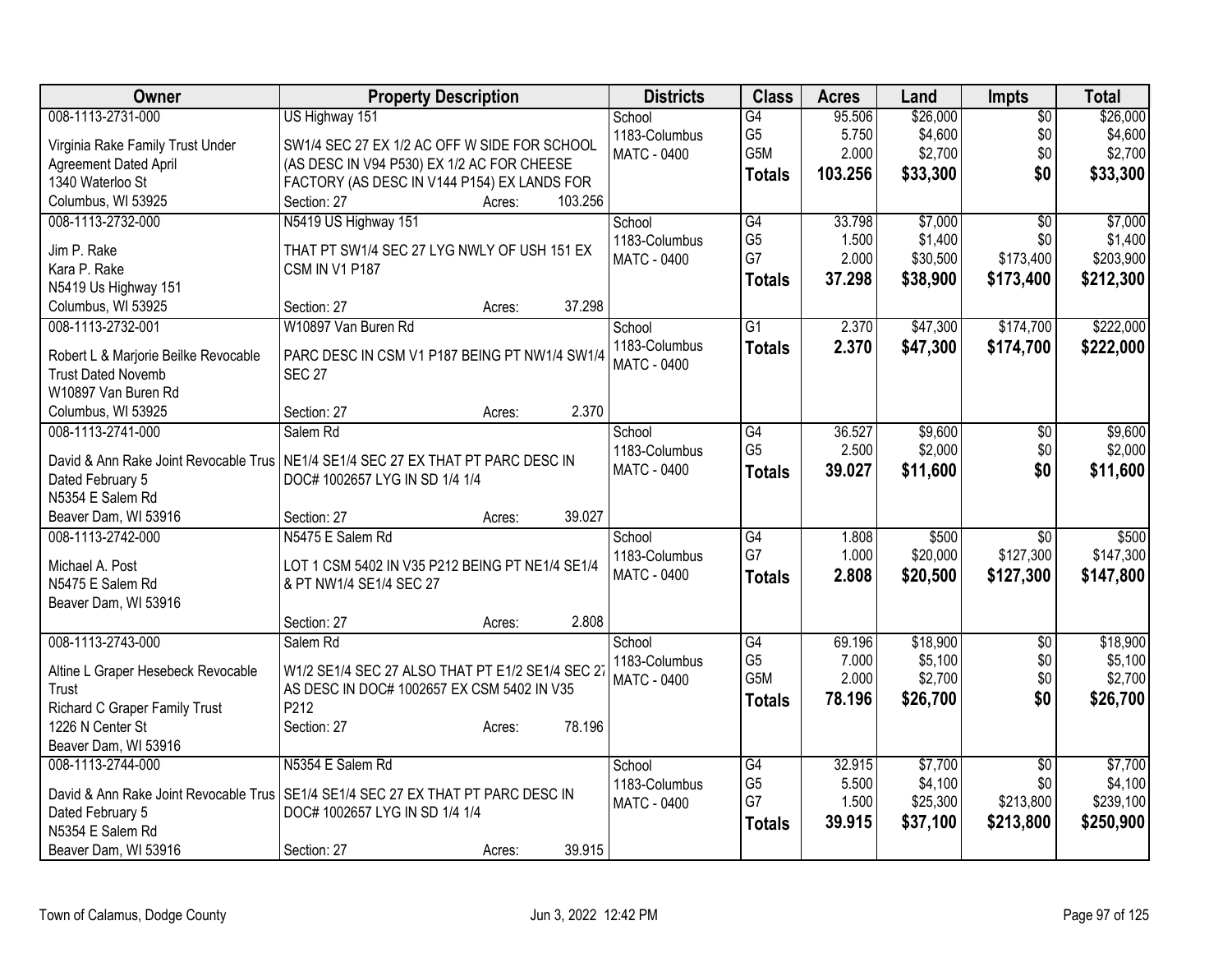| Owner | Property Description | Districts | Class | Acres | Land | Impts | Total |
|---|---|---|---|---|---|---|---|
| 008-1113-2731-000<br>Virginia Rake Family Trust Under Agreement Dated April<br>1340 Waterloo St<br>Columbus, WI 53925 | US Highway 151<br>SW1/4 SEC 27 EX 1/2 AC OFF W SIDE FOR SCHOOL (AS DESC IN V94 P530) EX 1/2 AC FOR CHEESE FACTORY (AS DESC IN V144 P154) EX LANDS FOR<br>Section: 27 Acres: 103.256 | School<br>1183-Columbus<br>MATC - 0400 | G4<br>G5<br>G5M<br>**Totals** | 95.506<br>5.750<br>2.000<br>**103.256** | $26,000<br>$4,600<br>$2,700<br>**$33,300** | $0<br>$0<br>$0<br>**$0** | $26,000<br>$4,600<br>$2,700<br>**$33,300** |
| 008-1113-2732-000<br>Jim P. Rake<br>Kara P. Rake<br>N5419 Us Highway 151<br>Columbus, WI 53925 | N5419 US Highway 151<br>THAT PT SW1/4 SEC 27 LYG NWLY OF USH 151 EX CSM IN V1 P187<br>Section: 27 Acres: 37.298 | School<br>1183-Columbus<br>MATC - 0400 | G4<br>G5<br>G7<br>**Totals** | 33.798<br>1.500<br>2.000<br>**37.298** | $7,000<br>$1,400<br>$30,500<br>**$38,900** | $0<br>$0<br>$173,400<br>**$173,400** | $7,000<br>$1,400<br>$203,900<br>**$212,300** |
| 008-1113-2732-001<br>Robert L & Marjorie Beilke Revocable Trust Dated Novemb<br>W10897 Van Buren Rd<br>Columbus, WI 53925 | W10897 Van Buren Rd<br>PARC DESC IN CSM V1 P187 BEING PT NW1/4 SW1/4 SEC 27<br>Section: 27 Acres: 2.370 | School<br>1183-Columbus<br>MATC - 0400 | G1<br>**Totals** | 2.370<br>**2.370** | $47,300<br>**$47,300** | $174,700<br>**$174,700** | $222,000<br>**$222,000** |
| 008-1113-2741-000<br>David & Ann Rake Joint Revocable Trus Dated February 5<br>N5354 E Salem Rd<br>Beaver Dam, WI 53916 | Salem Rd<br>NE1/4 SE1/4 SEC 27 EX THAT PT PARC DESC IN DOC# 1002657 LYG IN SD 1/4 1/4<br>Section: 27 Acres: 39.027 | School<br>1183-Columbus<br>MATC - 0400 | G4<br>G5<br>**Totals** | 36.527<br>2.500<br>**39.027** | $9,600<br>$2,000<br>**$11,600** | $0<br>$0<br>**$0** | $9,600<br>$2,000<br>**$11,600** |
| 008-1113-2742-000<br>Michael A. Post<br>N5475 E Salem Rd<br>Beaver Dam, WI 53916 | N5475 E Salem Rd<br>LOT 1 CSM 5402 IN V35 P212 BEING PT NE1/4 SE1/4 & PT NW1/4 SE1/4 SEC 27<br>Section: 27 Acres: 2.808 | School<br>1183-Columbus<br>MATC - 0400 | G4<br>G7<br>**Totals** | 1.808<br>1.000<br>**2.808** | $500<br>$20,000<br>**$20,500** | $0<br>$127,300<br>**$127,300** | $500<br>$147,300<br>**$147,800** |
| 008-1113-2743-000<br>Altine L Graper Hesebeck Revocable Trust<br>Richard C Graper Family Trust<br>1226 N Center St<br>Beaver Dam, WI 53916 | Salem Rd<br>W1/2 SE1/4 SEC 27 ALSO THAT PT E1/2 SE1/4 SEC 27 AS DESC IN DOC# 1002657 EX CSM 5402 IN V35 P212<br>Section: 27 Acres: 78.196 | School<br>1183-Columbus<br>MATC - 0400 | G4<br>G5<br>G5M<br>**Totals** | 69.196<br>7.000<br>2.000<br>**78.196** | $18,900<br>$5,100<br>$2,700<br>**$26,700** | $0<br>$0<br>$0<br>**$0** | $18,900<br>$5,100<br>$2,700<br>**$26,700** |
| 008-1113-2744-000<br>David & Ann Rake Joint Revocable Trus Dated February 5<br>N5354 E Salem Rd<br>Beaver Dam, WI 53916 | N5354 E Salem Rd<br>SE1/4 SE1/4 SEC 27 EX THAT PT PARC DESC IN DOC# 1002657 LYG IN SD 1/4 1/4<br>Section: 27 Acres: 39.915 | School<br>1183-Columbus<br>MATC - 0400 | G4<br>G5<br>G7<br>**Totals** | 32.915<br>5.500<br>1.500<br>**39.915** | $7,700<br>$4,100<br>$25,300<br>**$37,100** | $0<br>$0<br>$213,800<br>**$213,800** | $7,700<br>$4,100<br>$239,100<br>**$250,900** |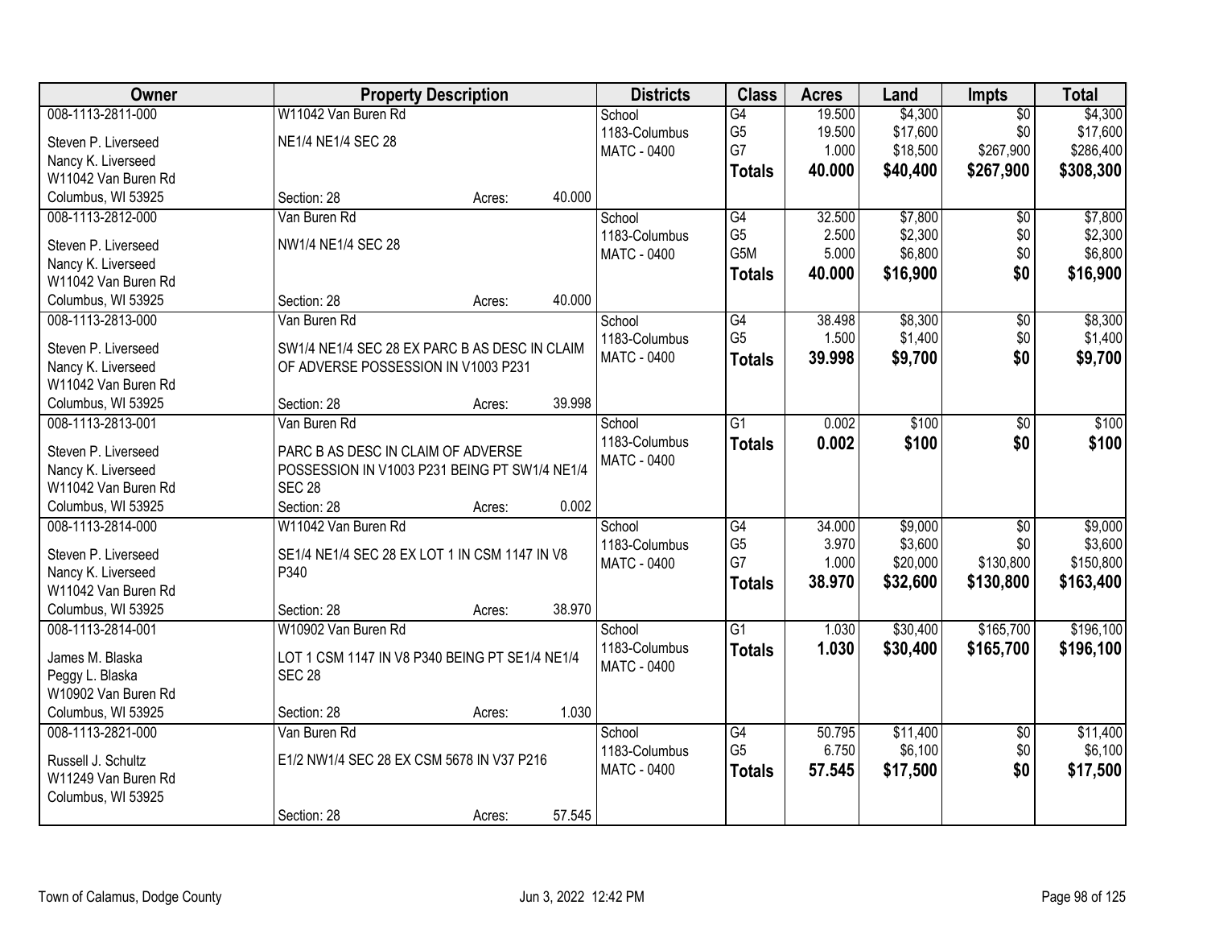| Owner | Property Description | | | Districts | Class | Acres | Land | Impts | Total |
|---|---|---|---|---|---|---|---|---|---|
| 008-1113-2811-000 | W11042 Van Buren Rd | | | School | G4 | 19.500 | $4,300 | $0 | $4,300 |
| Steven P. Liverseed | NE1/4 NE1/4 SEC 28 | | | 1183-Columbus | G5 | 19.500 | $17,600 | $0 | $17,600 |
| Nancy K. Liverseed | | | | MATC - 0400 | G7 | 1.000 | $18,500 | $267,900 | $286,400 |
| W11042 Van Buren Rd | | | | | **Totals** | **40.000** | **$40,400** | **$267,900** | **$308,300** |
| Columbus, WI 53925 | Section: 28 | Acres: | 40.000 | | | | | | |
| 008-1113-2812-000 | Van Buren Rd | | | School | G4 | 32.500 | $7,800 | $0 | $7,800 |
| Steven P. Liverseed | NW1/4 NE1/4 SEC 28 | | | 1183-Columbus | G5 | 2.500 | $2,300 | $0 | $2,300 |
| Nancy K. Liverseed | | | | MATC - 0400 | G5M | 5.000 | $6,800 | $0 | $6,800 |
| W11042 Van Buren Rd | | | | | **Totals** | **40.000** | **$16,900** | **$0** | **$16,900** |
| Columbus, WI 53925 | Section: 28 | Acres: | 40.000 | | | | | | |
| 008-1113-2813-000 | Van Buren Rd | | | School | G4 | 38.498 | $8,300 | $0 | $8,300 |
| Steven P. Liverseed | SW1/4 NE1/4 SEC 28 EX PARC B AS DESC IN CLAIM OF ADVERSE POSSESSION IN V1003 P231 | | | 1183-Columbus | G5 | 1.500 | $1,400 | $0 | $1,400 |
| Nancy K. Liverseed | | | | MATC - 0400 | **Totals** | **39.998** | **$9,700** | **$0** | **$9,700** |
| W11042 Van Buren Rd | | | | | | | | | |
| Columbus, WI 53925 | Section: 28 | Acres: | 39.998 | | | | | | |
| 008-1113-2813-001 | Van Buren Rd | | | School | G1 | 0.002 | $100 | $0 | $100 |
| Steven P. Liverseed | PARC B AS DESC IN CLAIM OF ADVERSE POSSESSION IN V1003 P231 BEING PT SW1/4 NE1/4 SEC 28 | | | 1183-Columbus | **Totals** | **0.002** | **$100** | **$0** | **$100** |
| Nancy K. Liverseed | | | | MATC - 0400 | | | | | |
| W11042 Van Buren Rd | | | | | | | | | |
| Columbus, WI 53925 | Section: 28 | Acres: | 0.002 | | | | | | |
| 008-1113-2814-000 | W11042 Van Buren Rd | | | School | G4 | 34.000 | $9,000 | $0 | $9,000 |
| Steven P. Liverseed | SE1/4 NE1/4 SEC 28 EX LOT 1 IN CSM 1147 IN V8 P340 | | | 1183-Columbus | G5 | 3.970 | $3,600 | $0 | $3,600 |
| Nancy K. Liverseed | | | | MATC - 0400 | G7 | 1.000 | $20,000 | $130,800 | $150,800 |
| W11042 Van Buren Rd | | | | | **Totals** | **38.970** | **$32,600** | **$130,800** | **$163,400** |
| Columbus, WI 53925 | Section: 28 | Acres: | 38.970 | | | | | | |
| 008-1113-2814-001 | W10902 Van Buren Rd | | | School | G1 | 1.030 | $30,400 | $165,700 | $196,100 |
| James M. Blaska | LOT 1 CSM 1147 IN V8 P340 BEING PT SE1/4 NE1/4 SEC 28 | | | 1183-Columbus | **Totals** | **1.030** | **$30,400** | **$165,700** | **$196,100** |
| Peggy L. Blaska | | | | MATC - 0400 | | | | | |
| W10902 Van Buren Rd | | | | | | | | | |
| Columbus, WI 53925 | Section: 28 | Acres: | 1.030 | | | | | | |
| 008-1113-2821-000 | Van Buren Rd | | | School | G4 | 50.795 | $11,400 | $0 | $11,400 |
| Russell J. Schultz | E1/2 NW1/4 SEC 28 EX CSM 5678 IN V37 P216 | | | 1183-Columbus | G5 | 6.750 | $6,100 | $0 | $6,100 |
| W11249 Van Buren Rd | | | | MATC - 0400 | **Totals** | **57.545** | **$17,500** | **$0** | **$17,500** |
| Columbus, WI 53925 | | | | | | | | | |
| | Section: 28 | Acres: | 57.545 | | | | | | |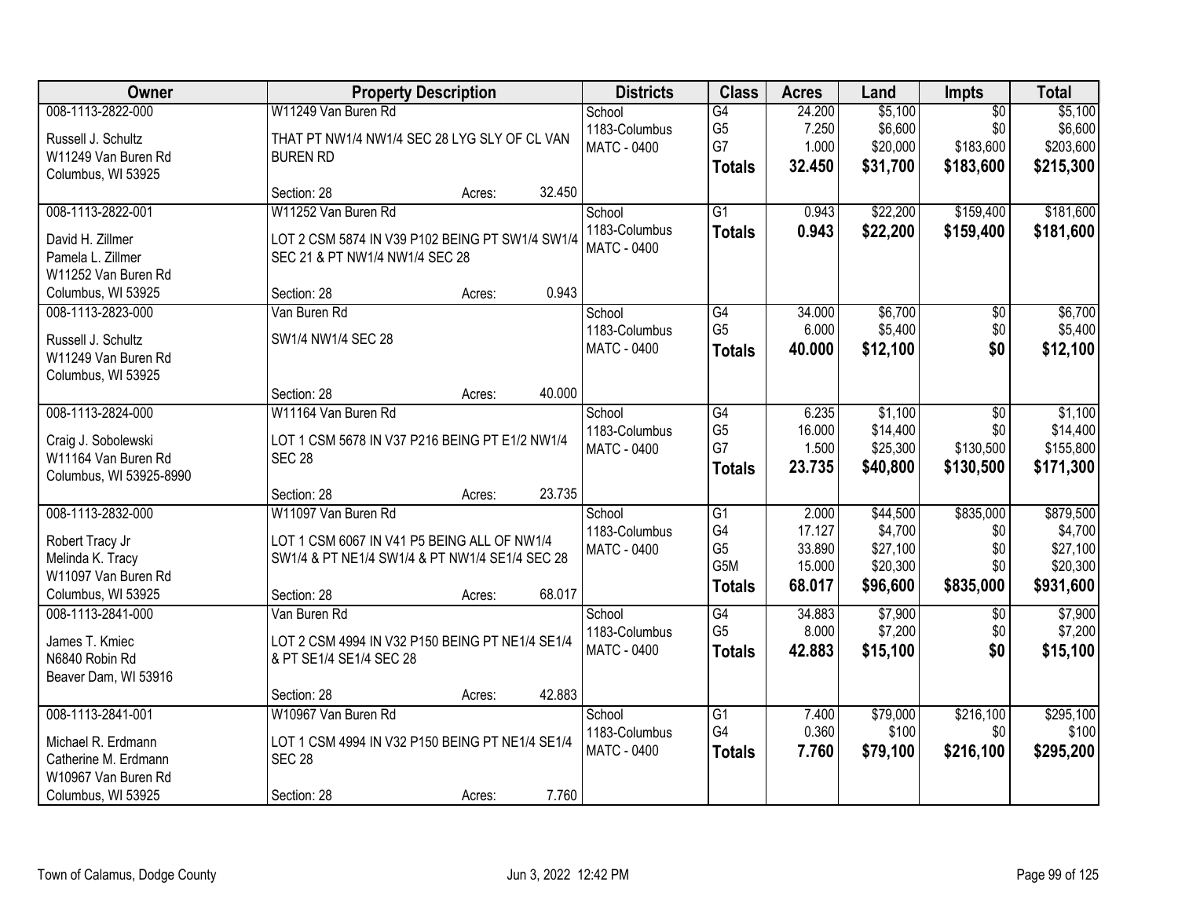| Owner | Property Description | Districts | Class | Acres | Land | Impts | Total |
|---|---|---|---|---|---|---|---|
| 008-1113-2822-000<br>Russell J. Schultz<br>W11249 Van Buren Rd<br>Columbus, WI 53925 | W11249 Van Buren Rd<br>THAT PT NW1/4 NW1/4 SEC 28 LYG SLY OF CL VAN BUREN RD<br>Section: 28 Acres: 32.450 | School<br>1183-Columbus<br>MATC - 0400 | G4<br>G5<br>G7<br>**Totals** | 24.200<br>7.250<br>1.000<br>**32.450** | $5,100<br>$6,600<br>$20,000<br>**$31,700** | $0<br>$0<br>$183,600<br>**$183,600** | $5,100<br>$6,600<br>$203,600<br>**$215,300** |
| 008-1113-2822-001<br>David H. Zillmer<br>Pamela L. Zillmer<br>W11252 Van Buren Rd<br>Columbus, WI 53925 | W11252 Van Buren Rd<br>LOT 2 CSM 5874 IN V39 P102 BEING PT SW1/4 SW1/4 SEC 21 & PT NW1/4 NW1/4 SEC 28<br>Section: 28 Acres: 0.943 | School<br>1183-Columbus<br>MATC - 0400 | G1<br>**Totals** | 0.943<br>**0.943** | $22,200<br>**$22,200** | $159,400<br>**$159,400** | $181,600<br>**$181,600** |
| 008-1113-2823-000<br>Russell J. Schultz<br>W11249 Van Buren Rd<br>Columbus, WI 53925 | Van Buren Rd<br>SW1/4 NW1/4 SEC 28<br>Section: 28 Acres: 40.000 | School<br>1183-Columbus<br>MATC - 0400 | G4<br>G5<br>**Totals** | 34.000<br>6.000<br>**40.000** | $6,700<br>$5,400<br>**$12,100** | $0<br>$0<br>**$0** | $6,700<br>$5,400<br>**$12,100** |
| 008-1113-2824-000<br>Craig J. Sobolewski<br>W11164 Van Buren Rd<br>Columbus, WI 53925-8990 | W11164 Van Buren Rd<br>LOT 1 CSM 5678 IN V37 P216 BEING PT E1/2 NW1/4 SEC 28<br>Section: 28 Acres: 23.735 | School<br>1183-Columbus<br>MATC - 0400 | G4<br>G5<br>G7<br>**Totals** | 6.235<br>16.000<br>1.500<br>**23.735** | $1,100<br>$14,400<br>$25,300<br>**$40,800** | $0<br>$0<br>$130,500<br>**$130,500** | $1,100<br>$14,400<br>$155,800<br>**$171,300** |
| 008-1113-2832-000<br>Robert Tracy Jr<br>Melinda K. Tracy<br>W11097 Van Buren Rd<br>Columbus, WI 53925 | W11097 Van Buren Rd<br>LOT 1 CSM 6067 IN V41 P5 BEING ALL OF NW1/4 SW1/4 & PT NE1/4 SW1/4 & PT NW1/4 SE1/4 SEC 28<br>Section: 28 Acres: 68.017 | School<br>1183-Columbus<br>MATC - 0400 | G1<br>G4<br>G5<br>G5M<br>**Totals** | 2.000<br>17.127<br>33.890<br>15.000<br>**68.017** | $44,500<br>$4,700<br>$27,100<br>$20,300<br>**$96,600** | $835,000<br>$0<br>$0<br>$0<br>**$835,000** | $879,500<br>$4,700<br>$27,100<br>$20,300<br>**$931,600** |
| 008-1113-2841-000<br>James T. Kmiec<br>N6840 Robin Rd<br>Beaver Dam, WI 53916 | Van Buren Rd<br>LOT 2 CSM 4994 IN V32 P150 BEING PT NE1/4 SE1/4 & PT SE1/4 SE1/4 SEC 28<br>Section: 28 Acres: 42.883 | School<br>1183-Columbus<br>MATC - 0400 | G4<br>G5<br>**Totals** | 34.883<br>8.000<br>**42.883** | $7,900<br>$7,200<br>**$15,100** | $0<br>$0<br>**$0** | $7,900<br>$7,200<br>**$15,100** |
| 008-1113-2841-001<br>Michael R. Erdmann<br>Catherine M. Erdmann<br>W10967 Van Buren Rd<br>Columbus, WI 53925 | W10967 Van Buren Rd<br>LOT 1 CSM 4994 IN V32 P150 BEING PT NE1/4 SE1/4 SEC 28<br>Section: 28 Acres: 7.760 | School<br>1183-Columbus<br>MATC - 0400 | G1<br>G4<br>**Totals** | 7.400<br>0.360<br>**7.760** | $79,000<br>$100<br>**$79,100** | $216,100<br>$0<br>**$216,100** | $295,100<br>$100<br>**$295,200** |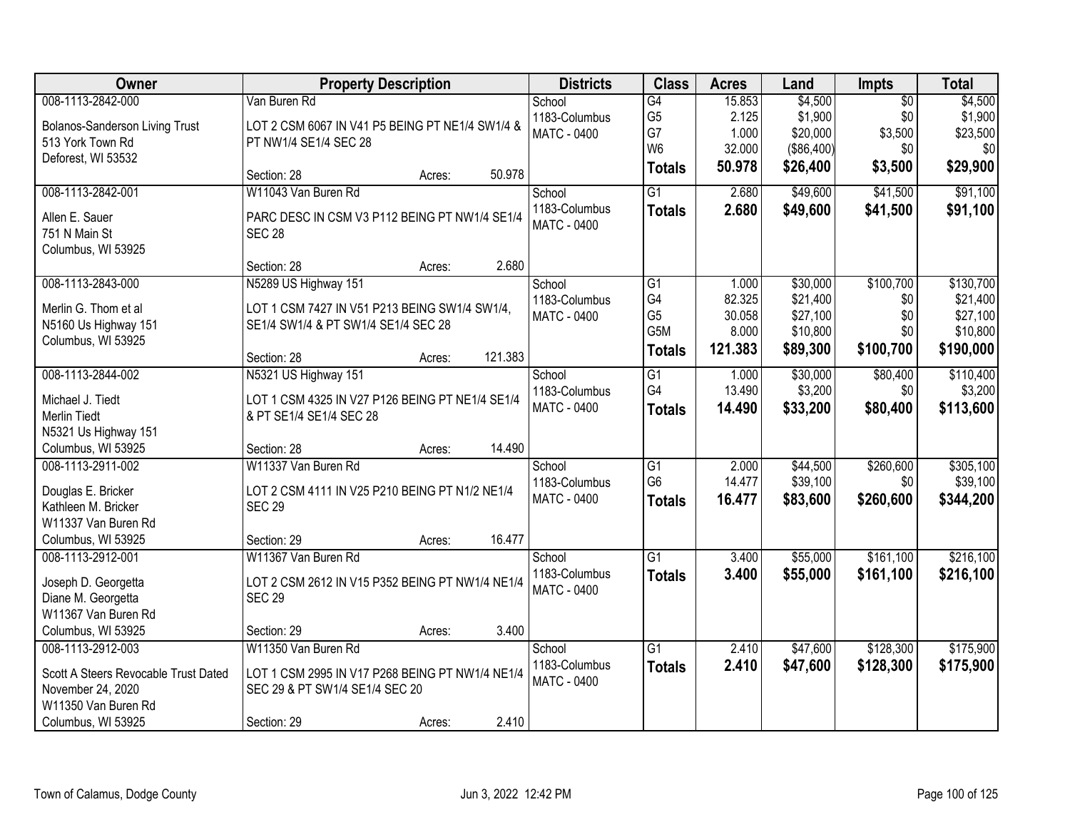| Owner | Property Description | Districts | Class | Acres | Land | Impts | Total |
|---|---|---|---|---|---|---|---|
| 008-1113-2842-000<br>Bolanos-Sanderson Living Trust<br>513 York Town Rd<br>Deforest, WI 53532 | Van Buren Rd<br>LOT 2 CSM 6067 IN V41 P5 BEING PT NE1/4 SW1/4 & PT NW1/4 SE1/4 SEC 28<br>Section: 28 Acres: 50.978 | School<br>1183-Columbus<br>MATC - 0400 | G4<br>G5<br>G7<br>W6<br>**Totals** | 15.853<br>2.125<br>1.000<br>32.000<br>**50.978** | $4,500<br>$1,900<br>$20,000<br>($86,400)<br>**$26,400** | $0<br>$0<br>$3,500<br>$0<br>**$3,500** | $4,500<br>$1,900<br>$23,500<br>$0<br>**$29,900** |
| 008-1113-2842-001<br>Allen E. Sauer<br>751 N Main St<br>Columbus, WI 53925 | W11043 Van Buren Rd<br>PARC DESC IN CSM V3 P112 BEING PT NW1/4 SE1/4 SEC 28<br>Section: 28 Acres: 2.680 | School<br>1183-Columbus<br>MATC - 0400 | G1<br>**Totals** | 2.680<br>**2.680** | $49,600<br>**$49,600** | $41,500<br>**$41,500** | $91,100<br>**$91,100** |
| 008-1113-2843-000<br>Merlin G. Thom et al<br>N5160 Us Highway 151<br>Columbus, WI 53925 | N5289 US Highway 151<br>LOT 1 CSM 7427 IN V51 P213 BEING SW1/4 SW1/4, SE1/4 SW1/4 & PT SW1/4 SE1/4 SEC 28<br>Section: 28 Acres: 121.383 | School<br>1183-Columbus<br>MATC - 0400 | G1<br>G4<br>G5<br>G5M<br>**Totals** | 1.000<br>82.325<br>30.058<br>8.000<br>**121.383** | $30,000<br>$21,400<br>$27,100<br>$10,800<br>**$89,300** | $100,700<br>$0<br>$0<br>$0<br>**$100,700** | $130,700<br>$21,400<br>$27,100<br>$10,800<br>**$190,000** |
| 008-1113-2844-002<br>Michael J. Tiedt<br>Merlin Tiedt<br>N5321 Us Highway 151<br>Columbus, WI 53925 | N5321 US Highway 151<br>LOT 1 CSM 4325 IN V27 P126 BEING PT NE1/4 SE1/4 & PT SE1/4 SE1/4 SEC 28<br>Section: 28 Acres: 14.490 | School<br>1183-Columbus<br>MATC - 0400 | G1<br>G4<br>**Totals** | 1.000<br>13.490<br>**14.490** | $30,000<br>$3,200<br>**$33,200** | $80,400<br>$0<br>**$80,400** | $110,400<br>$3,200<br>**$113,600** |
| 008-1113-2911-002<br>Douglas E. Bricker<br>Kathleen M. Bricker<br>W11337 Van Buren Rd<br>Columbus, WI 53925 | W11337 Van Buren Rd<br>LOT 2 CSM 4111 IN V25 P210 BEING PT N1/2 NE1/4 SEC 29<br>Section: 29 Acres: 16.477 | School<br>1183-Columbus<br>MATC - 0400 | G1<br>G6<br>**Totals** | 2.000<br>14.477<br>**16.477** | $44,500<br>$39,100<br>**$83,600** | $260,600<br>$0<br>**$260,600** | $305,100<br>$39,100<br>**$344,200** |
| 008-1113-2912-001<br>Joseph D. Georgetta<br>Diane M. Georgetta<br>W11367 Van Buren Rd<br>Columbus, WI 53925 | W11367 Van Buren Rd<br>LOT 2 CSM 2612 IN V15 P352 BEING PT NW1/4 NE1/4 SEC 29<br>Section: 29 Acres: 3.400 | School<br>1183-Columbus<br>MATC - 0400 | G1<br>**Totals** | 3.400<br>**3.400** | $55,000<br>**$55,000** | $161,100<br>**$161,100** | $216,100<br>**$216,100** |
| 008-1113-2912-003<br>Scott A Steers Revocable Trust Dated November 24, 2020<br>W11350 Van Buren Rd<br>Columbus, WI 53925 | W11350 Van Buren Rd<br>LOT 1 CSM 2995 IN V17 P268 BEING PT NW1/4 NE1/4 SEC 29 & PT SW1/4 SE1/4 SEC 20<br>Section: 29 Acres: 2.410 | School<br>1183-Columbus<br>MATC - 0400 | G1<br>**Totals** | 2.410<br>**2.410** | $47,600<br>**$47,600** | $128,300<br>**$128,300** | $175,900<br>**$175,900** |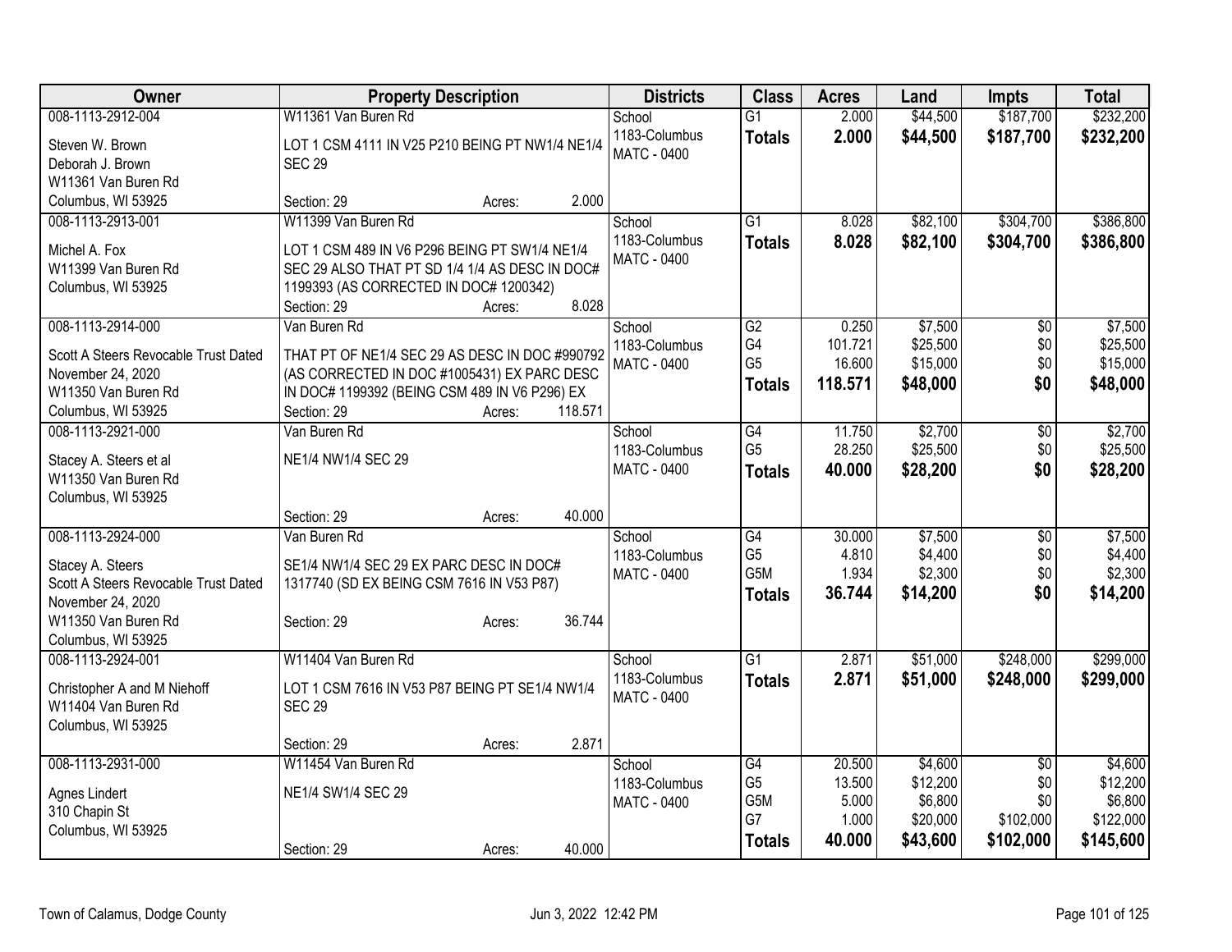| Owner | Property Description | Districts | Class | Acres | Land | Impts | Total |
|---|---|---|---|---|---|---|---|
| 008-1113-2912-004<br>Steven W. Brown<br>Deborah J. Brown<br>W11361 Van Buren Rd<br>Columbus, WI 53925 | W11361 Van Buren Rd<br>LOT 1 CSM 4111 IN V25 P210 BEING PT NW1/4 NE1/4 SEC 29<br>Section: 29 Acres: 2.000 | School<br>1183-Columbus<br>MATC - 0400 | G1<br>**Totals** | 2.000<br>**2.000** | $44,500<br>**$44,500** | $187,700<br>**$187,700** | $232,200<br>**$232,200** |
| 008-1113-2913-001<br>Michel A. Fox<br>W11399 Van Buren Rd<br>Columbus, WI 53925 | W11399 Van Buren Rd<br>LOT 1 CSM 489 IN V6 P296 BEING PT SW1/4 NE1/4 SEC 29 ALSO THAT PT SD 1/4 1/4 AS DESC IN DOC# 1199393 (AS CORRECTED IN DOC# 1200342)<br>Section: 29 Acres: 8.028 | School<br>1183-Columbus<br>MATC - 0400 | G1<br>**Totals** | 8.028<br>**8.028** | $82,100<br>**$82,100** | $304,700<br>**$304,700** | $386,800<br>**$386,800** |
| 008-1113-2914-000<br>Scott A Steers Revocable Trust Dated November 24, 2020<br>W11350 Van Buren Rd<br>Columbus, WI 53925 | Van Buren Rd<br>THAT PT OF NE1/4 SEC 29 AS DESC IN DOC #990792 (AS CORRECTED IN DOC #1005431) EX PARC DESC IN DOC# 1199392 (BEING CSM 489 IN V6 P296) EX<br>Section: 29 Acres: 118.571 | School<br>1183-Columbus<br>MATC - 0400 | G2<br>G4<br>G5<br>**Totals** | 0.250<br>101.721<br>16.600<br>**118.571** | $7,500<br>$25,500<br>$15,000<br>**$48,000** | $0<br>$0<br>$0<br>**$0** | $7,500<br>$25,500<br>$15,000<br>**$48,000** |
| 008-1113-2921-000<br>Stacey A. Steers et al<br>W11350 Van Buren Rd<br>Columbus, WI 53925 | Van Buren Rd<br>NE1/4 NW1/4 SEC 29<br>Section: 29 Acres: 40.000 | School<br>1183-Columbus<br>MATC - 0400 | G4<br>G5<br>**Totals** | 11.750<br>28.250<br>**40.000** | $2,700<br>$25,500<br>**$28,200** | $0<br>$0<br>**$0** | $2,700<br>$25,500<br>**$28,200** |
| 008-1113-2924-000<br>Stacey A. Steers<br>Scott A Steers Revocable Trust Dated November 24, 2020<br>W11350 Van Buren Rd<br>Columbus, WI 53925 | Van Buren Rd<br>SE1/4 NW1/4 SEC 29 EX PARC DESC IN DOC# 1317740 (SD EX BEING CSM 7616 IN V53 P87)<br>Section: 29 Acres: 36.744 | School<br>1183-Columbus<br>MATC - 0400 | G4<br>G5<br>G5M<br>**Totals** | 30.000<br>4.810<br>1.934<br>**36.744** | $7,500<br>$4,400<br>$2,300<br>**$14,200** | $0<br>$0<br>$0<br>**$0** | $7,500<br>$4,400<br>$2,300<br>**$14,200** |
| 008-1113-2924-001<br>Christopher A and M Niehoff<br>W11404 Van Buren Rd<br>Columbus, WI 53925 | W11404 Van Buren Rd<br>LOT 1 CSM 7616 IN V53 P87 BEING PT SE1/4 NW1/4 SEC 29<br>Section: 29 Acres: 2.871 | School<br>1183-Columbus<br>MATC - 0400 | G1<br>**Totals** | 2.871<br>**2.871** | $51,000<br>**$51,000** | $248,000<br>**$248,000** | $299,000<br>**$299,000** |
| 008-1113-2931-000<br>Agnes Lindert<br>310 Chapin St<br>Columbus, WI 53925 | W11454 Van Buren Rd<br>NE1/4 SW1/4 SEC 29<br>Section: 29 Acres: 40.000 | School<br>1183-Columbus<br>MATC - 0400 | G4<br>G5<br>G5M<br>G7<br>**Totals** | 20.500<br>13.500<br>5.000<br>1.000<br>**40.000** | $4,600<br>$12,200<br>$6,800<br>$20,000<br>**$43,600** | $0<br>$0<br>$0<br>$102,000<br>**$102,000** | $4,600<br>$12,200<br>$6,800<br>$122,000<br>**$145,600** |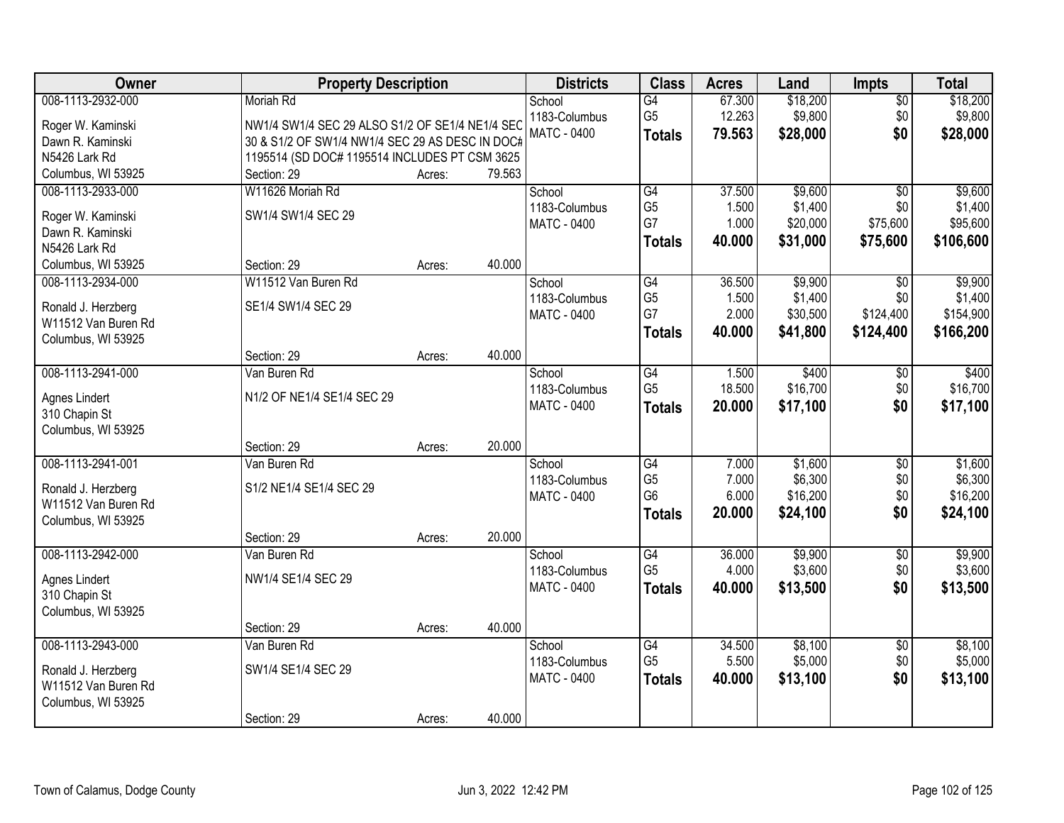| Owner | Property Description | Districts | Class | Acres | Land | Impts | Total |
|---|---|---|---|---|---|---|---|
| 008-1113-2932-000 | Moriah Rd | School | G4 | 67.300 | $18,200 | $0 | $18,200 |
| Roger W. Kaminski | NW1/4 SW1/4 SEC 29 ALSO S1/2 OF SE1/4 NE1/4 SEC | 1183-Columbus | G5 | 12.263 | $9,800 | $0 | $9,800 |
| Dawn R. Kaminski | 30 & S1/2 OF SW1/4 NW1/4 SEC 29 AS DESC IN DOC# | MATC - 0400 | **Totals** | **79.563** | **$28,000** | **$0** | **$28,000** |
| N5426 Lark Rd | 1195514 (SD DOC# 1195514 INCLUDES PT CSM 3625 | | | | | | |
| Columbus, WI 53925 | Section: 29 Acres: 79.563 | | | | | | |
| 008-1113-2933-000 | W11626 Moriah Rd | School | G4 | 37.500 | $9,600 | $0 | $9,600 |
| Roger W. Kaminski | SW1/4 SW1/4 SEC 29 | 1183-Columbus | G5 | 1.500 | $1,400 | $0 | $1,400 |
| Dawn R. Kaminski | | MATC - 0400 | G7 | 1.000 | $20,000 | $75,600 | $95,600 |
| N5426 Lark Rd | | | **Totals** | **40.000** | **$31,000** | **$75,600** | **$106,600** |
| Columbus, WI 53925 | Section: 29 Acres: 40.000 | | | | | | |
| 008-1113-2934-000 | W11512 Van Buren Rd | School | G4 | 36.500 | $9,900 | $0 | $9,900 |
| Ronald J. Herzberg | SE1/4 SW1/4 SEC 29 | 1183-Columbus | G5 | 1.500 | $1,400 | $0 | $1,400 |
| W11512 Van Buren Rd | | MATC - 0400 | G7 | 2.000 | $30,500 | $124,400 | $154,900 |
| Columbus, WI 53925 | | | **Totals** | **40.000** | **$41,800** | **$124,400** | **$166,200** |
| | Section: 29 Acres: 40.000 | | | | | | |
| 008-1113-2941-000 | Van Buren Rd | School | G4 | 1.500 | $400 | $0 | $400 |
| Agnes Lindert | N1/2 OF NE1/4 SE1/4 SEC 29 | 1183-Columbus | G5 | 18.500 | $16,700 | $0 | $16,700 |
| 310 Chapin St | | MATC - 0400 | **Totals** | **20.000** | **$17,100** | **$0** | **$17,100** |
| Columbus, WI 53925 | | | | | | | |
| | Section: 29 Acres: 20.000 | | | | | | |
| 008-1113-2941-001 | Van Buren Rd | School | G4 | 7.000 | $1,600 | $0 | $1,600 |
| Ronald J. Herzberg | S1/2 NE1/4 SE1/4 SEC 29 | 1183-Columbus | G5 | 7.000 | $6,300 | $0 | $6,300 |
| W11512 Van Buren Rd | | MATC - 0400 | G6 | 6.000 | $16,200 | $0 | $16,200 |
| Columbus, WI 53925 | | | **Totals** | **20.000** | **$24,100** | **$0** | **$24,100** |
| | Section: 29 Acres: 20.000 | | | | | | |
| 008-1113-2942-000 | Van Buren Rd | School | G4 | 36.000 | $9,900 | $0 | $9,900 |
| Agnes Lindert | NW1/4 SE1/4 SEC 29 | 1183-Columbus | G5 | 4.000 | $3,600 | $0 | $3,600 |
| 310 Chapin St | | MATC - 0400 | **Totals** | **40.000** | **$13,500** | **$0** | **$13,500** |
| Columbus, WI 53925 | | | | | | | |
| | Section: 29 Acres: 40.000 | | | | | | |
| 008-1113-2943-000 | Van Buren Rd | School | G4 | 34.500 | $8,100 | $0 | $8,100 |
| Ronald J. Herzberg | SW1/4 SE1/4 SEC 29 | 1183-Columbus | G5 | 5.500 | $5,000 | $0 | $5,000 |
| W11512 Van Buren Rd | | MATC - 0400 | **Totals** | **40.000** | **$13,100** | **$0** | **$13,100** |
| Columbus, WI 53925 | | | | | | | |
| | Section: 29 Acres: 40.000 | | | | | | |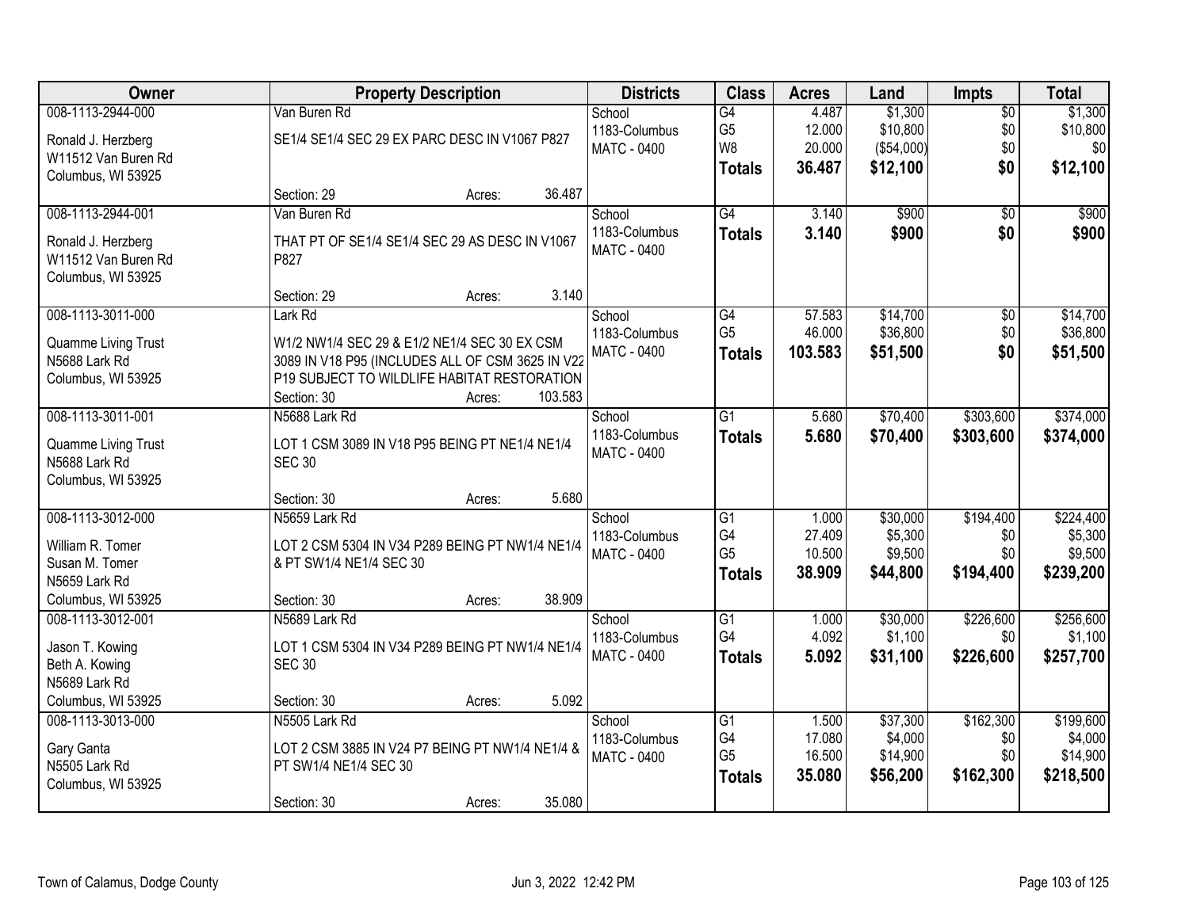| Owner | Property Description | Districts | Class | Acres | Land | Impts | Total |
|---|---|---|---|---|---|---|---|
| 008-1113-2944-000<br>Ronald J. Herzberg<br>W11512 Van Buren Rd<br>Columbus, WI 53925 | Van Buren Rd<br>SE1/4 SE1/4 SEC 29 EX PARC DESC IN V1067 P827<br>Section: 29 Acres: 36.487 | School<br>1183-Columbus<br>MATC - 0400 | G4<br>G5<br>W8<br>**Totals** | 4.487<br>12.000<br>20.000<br>**36.487** | $1,300<br>$10,800<br>($54,000)<br>**$12,100** | $0<br>$0<br>$0<br>**$0** | $1,300<br>$10,800<br>$0<br>**$12,100** |
| 008-1113-2944-001<br>Ronald J. Herzberg<br>W11512 Van Buren Rd<br>Columbus, WI 53925 | Van Buren Rd<br>THAT PT OF SE1/4 SE1/4 SEC 29 AS DESC IN V1067 P827<br>Section: 29 Acres: 3.140 | School<br>1183-Columbus<br>MATC - 0400 | G4<br>**Totals** | 3.140<br>**3.140** | $900<br>**$900** | $0<br>**$0** | $900<br>**$900** |
| 008-1113-3011-000<br>Quamme Living Trust<br>N5688 Lark Rd<br>Columbus, WI 53925 | Lark Rd<br>W1/2 NW1/4 SEC 29 & E1/2 NE1/4 SEC 30 EX CSM 3089 IN V18 P95 (INCLUDES ALL OF CSM 3625 IN V22 P19 SUBJECT TO WILDLIFE HABITAT RESTORATION<br>Section: 30 Acres: 103.583 | School<br>1183-Columbus<br>MATC - 0400 | G4<br>G5<br>**Totals** | 57.583<br>46.000<br>**103.583** | $14,700<br>$36,800<br>**$51,500** | $0<br>$0<br>**$0** | $14,700<br>$36,800<br>**$51,500** |
| 008-1113-3011-001<br>Quamme Living Trust<br>N5688 Lark Rd<br>Columbus, WI 53925 | N5688 Lark Rd<br>LOT 1 CSM 3089 IN V18 P95 BEING PT NE1/4 NE1/4 SEC 30<br>Section: 30 Acres: 5.680 | School<br>1183-Columbus<br>MATC - 0400 | G1<br>**Totals** | 5.680<br>**5.680** | $70,400<br>**$70,400** | $303,600<br>**$303,600** | $374,000<br>**$374,000** |
| 008-1113-3012-000<br>William R. Tomer<br>Susan M. Tomer<br>N5659 Lark Rd<br>Columbus, WI 53925 | N5659 Lark Rd<br>LOT 2 CSM 5304 IN V34 P289 BEING PT NW1/4 NE1/4 & PT SW1/4 NE1/4 SEC 30<br>Section: 30 Acres: 38.909 | School<br>1183-Columbus<br>MATC - 0400 | G1<br>G4<br>G5<br>**Totals** | 1.000<br>27.409<br>10.500<br>**38.909** | $30,000<br>$5,300<br>$9,500<br>**$44,800** | $194,400<br>$0<br>$0<br>**$194,400** | $224,400<br>$5,300<br>$9,500<br>**$239,200** |
| 008-1113-3012-001<br>Jason T. Kowing<br>Beth A. Kowing<br>N5689 Lark Rd<br>Columbus, WI 53925 | N5689 Lark Rd<br>LOT 1 CSM 5304 IN V34 P289 BEING PT NW1/4 NE1/4 SEC 30<br>Section: 30 Acres: 5.092 | School<br>1183-Columbus<br>MATC - 0400 | G1<br>G4<br>**Totals** | 1.000<br>4.092<br>**5.092** | $30,000<br>$1,100<br>**$31,100** | $226,600<br>$0<br>**$226,600** | $256,600<br>$1,100<br>**$257,700** |
| 008-1113-3013-000<br>Gary Ganta<br>N5505 Lark Rd<br>Columbus, WI 53925 | N5505 Lark Rd<br>LOT 2 CSM 3885 IN V24 P7 BEING PT NW1/4 NE1/4 & PT SW1/4 NE1/4 SEC 30<br>Section: 30 Acres: 35.080 | School<br>1183-Columbus<br>MATC - 0400 | G1<br>G4<br>G5<br>**Totals** | 1.500<br>17.080<br>16.500<br>**35.080** | $37,300<br>$4,000<br>$14,900<br>**$56,200** | $162,300<br>$0<br>$0<br>**$162,300** | $199,600<br>$4,000<br>$14,900<br>**$218,500** |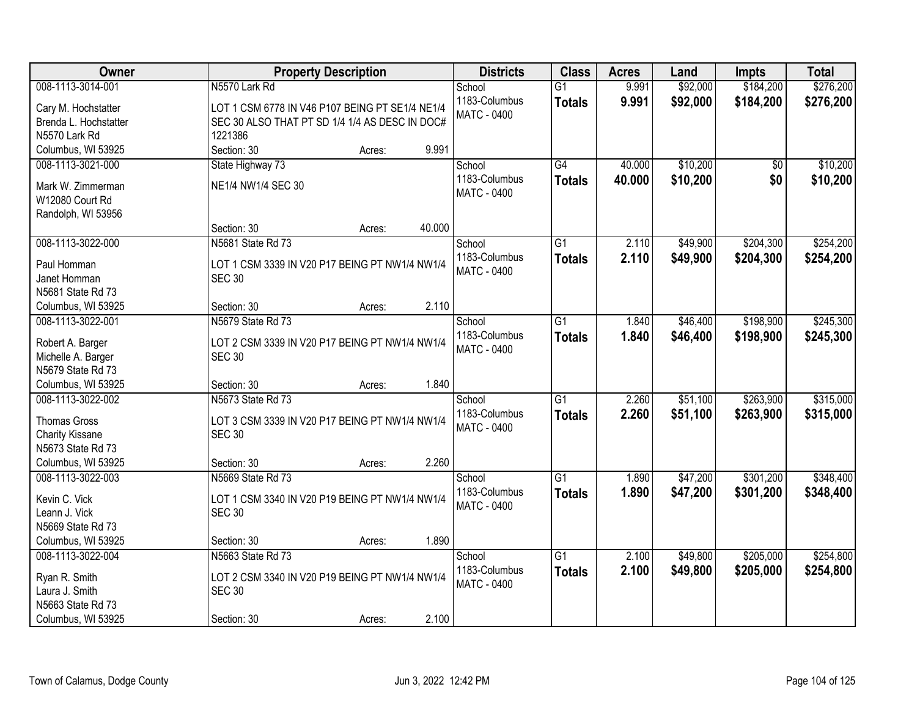| Owner | Property Description | Districts | Class | Acres | Land | Impts | Total |
|---|---|---|---|---|---|---|---|
| 008-1113-3014-001<br>Cary M. Hochstatter<br>Brenda L. Hochstatter<br>N5570 Lark Rd<br>Columbus, WI 53925 | N5570 Lark Rd<br>LOT 1 CSM 6778 IN V46 P107 BEING PT SE1/4 NE1/4 SEC 30 ALSO THAT PT SD 1/4 1/4 AS DESC IN DOC# 1221386<br>Section: 30 Acres: 9.991 | School<br>1183-Columbus<br>MATC - 0400 | G1<br>**Totals** | 9.991<br>**9.991** | $92,000<br>**$92,000** | $184,200<br>**$184,200** | $276,200<br>**$276,200** |
| 008-1113-3021-000<br>Mark W. Zimmerman<br>W12080 Court Rd<br>Randolph, WI 53956 | State Highway 73<br>NE1/4 NW1/4 SEC 30<br>Section: 30 Acres: 40.000 | School<br>1183-Columbus<br>MATC - 0400 | G4<br>**Totals** | 40.000<br>**40.000** | $10,200<br>**$10,200** | $0<br>**$0** | $10,200<br>**$10,200** |
| 008-1113-3022-000<br>Paul Homman<br>Janet Homman<br>N5681 State Rd 73<br>Columbus, WI 53925 | N5681 State Rd 73<br>LOT 1 CSM 3339 IN V20 P17 BEING PT NW1/4 NW1/4 SEC 30<br>Section: 30 Acres: 2.110 | School<br>1183-Columbus<br>MATC - 0400 | G1<br>**Totals** | 2.110<br>**2.110** | $49,900<br>**$49,900** | $204,300<br>**$204,300** | $254,200<br>**$254,200** |
| 008-1113-3022-001<br>Robert A. Barger<br>Michelle A. Barger<br>N5679 State Rd 73<br>Columbus, WI 53925 | N5679 State Rd 73<br>LOT 2 CSM 3339 IN V20 P17 BEING PT NW1/4 NW1/4 SEC 30<br>Section: 30 Acres: 1.840 | School<br>1183-Columbus<br>MATC - 0400 | G1<br>**Totals** | 1.840<br>**1.840** | $46,400<br>**$46,400** | $198,900<br>**$198,900** | $245,300<br>**$245,300** |
| 008-1113-3022-002<br>Thomas Gross<br>Charity Kissane<br>N5673 State Rd 73<br>Columbus, WI 53925 | N5673 State Rd 73<br>LOT 3 CSM 3339 IN V20 P17 BEING PT NW1/4 NW1/4 SEC 30<br>Section: 30 Acres: 2.260 | School<br>1183-Columbus<br>MATC - 0400 | G1<br>**Totals** | 2.260<br>**2.260** | $51,100<br>**$51,100** | $263,900<br>**$263,900** | $315,000<br>**$315,000** |
| 008-1113-3022-003<br>Kevin C. Vick<br>Leann J. Vick<br>N5669 State Rd 73<br>Columbus, WI 53925 | N5669 State Rd 73<br>LOT 1 CSM 3340 IN V20 P19 BEING PT NW1/4 NW1/4 SEC 30<br>Section: 30 Acres: 1.890 | School<br>1183-Columbus<br>MATC - 0400 | G1<br>**Totals** | 1.890<br>**1.890** | $47,200<br>**$47,200** | $301,200<br>**$301,200** | $348,400<br>**$348,400** |
| 008-1113-3022-004<br>Ryan R. Smith<br>Laura J. Smith<br>N5663 State Rd 73<br>Columbus, WI 53925 | N5663 State Rd 73<br>LOT 2 CSM 3340 IN V20 P19 BEING PT NW1/4 NW1/4 SEC 30<br>Section: 30 Acres: 2.100 | School<br>1183-Columbus<br>MATC - 0400 | G1<br>**Totals** | 2.100<br>**2.100** | $49,800<br>**$49,800** | $205,000<br>**$205,000** | $254,800<br>**$254,800** |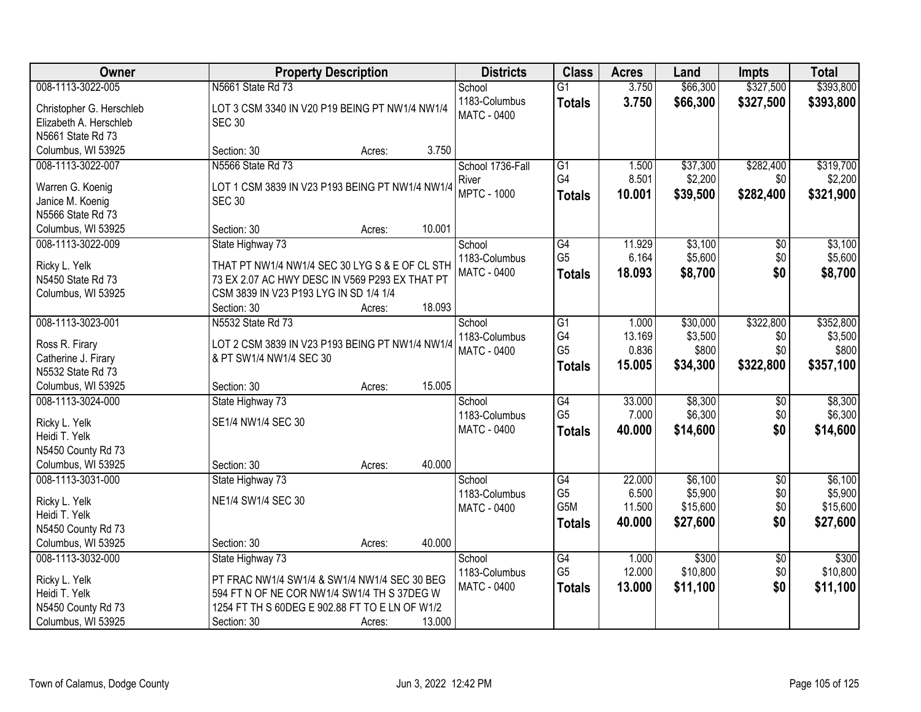| Owner | Property Description | Districts | Class | Acres | Land | Impts | Total |
|---|---|---|---|---|---|---|---|
| 008-1113-3022-005<br>Christopher G. Herschleb<br>Elizabeth A. Herschleb<br>N5661 State Rd 73<br>Columbus, WI 53925 | N5661 State Rd 73<br>LOT 3 CSM 3340 IN V20 P19 BEING PT NW1/4 NW1/4 SEC 30<br>Section: 30 Acres: 3.750 | School<br>1183-Columbus<br>MATC - 0400 | G1<br>**Totals** | 3.750<br>**3.750** | $66,300<br>**$66,300** | $327,500<br>**$327,500** | $393,800<br>**$393,800** |
| 008-1113-3022-007<br>Warren G. Koenig<br>Janice M. Koenig<br>N5566 State Rd 73<br>Columbus, WI 53925 | N5566 State Rd 73<br>LOT 1 CSM 3839 IN V23 P193 BEING PT NW1/4 NW1/4 SEC 30<br>Section: 30 Acres: 10.001 | School 1736-Fall River<br>MPTC - 1000 | G1<br>G4<br>**Totals** | 1.500<br>8.501<br>**10.001** | $37,300<br>$2,200<br>**$39,500** | $282,400<br>$0<br>**$282,400** | $319,700<br>$2,200<br>**$321,900** |
| 008-1113-3022-009<br>Ricky L. Yelk<br>N5450 State Rd 73<br>Columbus, WI 53925 | State Highway 73<br>THAT PT NW1/4 NW1/4 SEC 30 LYG S & E OF CL STH 73 EX 2.07 AC HWY DESC IN V569 P293 EX THAT PT CSM 3839 IN V23 P193 LYG IN SD 1/4 1/4<br>Section: 30 Acres: 18.093 | School<br>1183-Columbus<br>MATC - 0400 | G4<br>G5<br>**Totals** | 11.929<br>6.164<br>**18.093** | $3,100<br>$5,600<br>**$8,700** | $0<br>$0<br>**$0** | $3,100<br>$5,600<br>**$8,700** |
| 008-1113-3023-001<br>Ross R. Firary<br>Catherine J. Firary<br>N5532 State Rd 73<br>Columbus, WI 53925 | N5532 State Rd 73<br>LOT 2 CSM 3839 IN V23 P193 BEING PT NW1/4 NW1/4 & PT SW1/4 NW1/4 SEC 30<br>Section: 30 Acres: 15.005 | School<br>1183-Columbus<br>MATC - 0400 | G1<br>G4<br>G5<br>**Totals** | 1.000<br>13.169<br>0.836<br>**15.005** | $30,000<br>$3,500<br>$800<br>**$34,300** | $322,800<br>$0<br>$0<br>**$322,800** | $352,800<br>$3,500<br>$800<br>**$357,100** |
| 008-1113-3024-000<br>Ricky L. Yelk<br>Heidi T. Yelk<br>N5450 County Rd 73<br>Columbus, WI 53925 | State Highway 73<br>SE1/4 NW1/4 SEC 30<br>Section: 30 Acres: 40.000 | School<br>1183-Columbus<br>MATC - 0400 | G4<br>G5<br>**Totals** | 33.000<br>7.000<br>**40.000** | $8,300<br>$6,300<br>**$14,600** | $0<br>$0<br>**$0** | $8,300<br>$6,300<br>**$14,600** |
| 008-1113-3031-000<br>Ricky L. Yelk<br>Heidi T. Yelk<br>N5450 County Rd 73<br>Columbus, WI 53925 | State Highway 73<br>NE1/4 SW1/4 SEC 30<br>Section: 30 Acres: 40.000 | School<br>1183-Columbus<br>MATC - 0400 | G4<br>G5<br>G5M<br>**Totals** | 22.000<br>6.500<br>11.500<br>**40.000** | $6,100<br>$5,900<br>$15,600<br>**$27,600** | $0<br>$0<br>$0<br>**$0** | $6,100<br>$5,900<br>$15,600<br>**$27,600** |
| 008-1113-3032-000<br>Ricky L. Yelk<br>Heidi T. Yelk<br>N5450 County Rd 73<br>Columbus, WI 53925 | State Highway 73<br>PT FRAC NW1/4 SW1/4 & SW1/4 NW1/4 SEC 30 BEG 594 FT N OF NE COR NW1/4 SW1/4 TH S 37DEG W 1254 FT TH S 60DEG E 902.88 FT TO E LN OF W1/2<br>Section: 30 Acres: 13.000 | School<br>1183-Columbus<br>MATC - 0400 | G4<br>G5<br>**Totals** | 1.000<br>12.000<br>**13.000** | $300<br>$10,800<br>**$11,100** | $0<br>$0<br>**$0** | $300<br>$10,800<br>**$11,100** |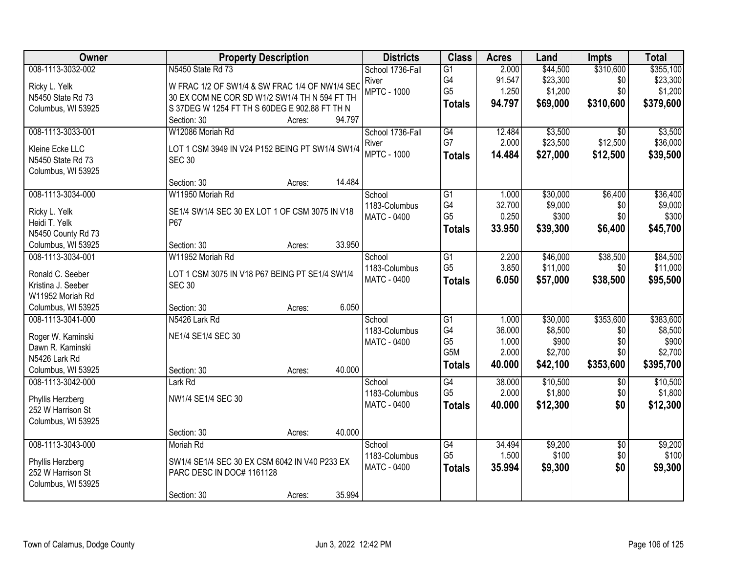| Owner | Property Description | Districts | Class | Acres | Land | Impts | Total |
|---|---|---|---|---|---|---|---|
| 008-1113-3032-002<br><br>Ricky L. Yelk<br>N5450 State Rd 73<br>Columbus, WI 53925 | N5450 State Rd 73<br><br>W FRAC 1/2 OF SW1/4 & SW FRAC 1/4 OF NW1/4 SEC 30 EX COM NE COR SD W1/2 SW1/4 TH N 594 FT TH S 37DEG W 1254 FT TH S 60DEG E 902.88 FT TH N<br>Section: 30 Acres: 94.797 | School 1736-Fall River<br>MPTC - 1000 | G1<br>G4<br>G5<br>**Totals** | 2.000<br>91.547<br>1.250<br>**94.797** | $44,500<br>$23,300<br>$1,200<br>**$69,000** | $310,600<br>$0<br>$0<br>**$310,600** | $355,100<br>$23,300<br>$1,200<br>**$379,600** |
| 008-1113-3033-001<br><br>Kleine Ecke LLC<br>N5450 State Rd 73<br>Columbus, WI 53925 | W12086 Moriah Rd<br><br>LOT 1 CSM 3949 IN V24 P152 BEING PT SW1/4 SW1/4 SEC 30<br>Section: 30 Acres: 14.484 | School 1736-Fall River<br>MPTC - 1000 | G4<br>G7<br>**Totals** | 12.484<br>2.000<br>**14.484** | $3,500<br>$23,500<br>**$27,000** | $0<br>$12,500<br>**$12,500** | $3,500<br>$36,000<br>**$39,500** |
| 008-1113-3034-000<br><br>Ricky L. Yelk<br>Heidi T. Yelk<br>N5450 County Rd 73<br>Columbus, WI 53925 | W11950 Moriah Rd<br><br>SE1/4 SW1/4 SEC 30 EX LOT 1 OF CSM 3075 IN V18 P67<br>Section: 30 Acres: 33.950 | School 1183-Columbus<br>MATC - 0400 | G1<br>G4<br>G5<br>**Totals** | 1.000<br>32.700<br>0.250<br>**33.950** | $30,000<br>$9,000<br>$300<br>**$39,300** | $6,400<br>$0<br>$0<br>**$6,400** | $36,400<br>$9,000<br>$300<br>**$45,700** |
| 008-1113-3034-001<br><br>Ronald C. Seeber<br>Kristina J. Seeber<br>W11952 Moriah Rd<br>Columbus, WI 53925 | W11952 Moriah Rd<br><br>LOT 1 CSM 3075 IN V18 P67 BEING PT SE1/4 SW1/4 SEC 30<br>Section: 30 Acres: 6.050 | School 1183-Columbus<br>MATC - 0400 | G1<br>G5<br>**Totals** | 2.200<br>3.850<br>**6.050** | $46,000<br>$11,000<br>**$57,000** | $38,500<br>$0<br>**$38,500** | $84,500<br>$11,000<br>**$95,500** |
| 008-1113-3041-000<br><br>Roger W. Kaminski<br>Dawn R. Kaminski<br>N5426 Lark Rd<br>Columbus, WI 53925 | N5426 Lark Rd<br><br>NE1/4 SE1/4 SEC 30<br>Section: 30 Acres: 40.000 | School 1183-Columbus<br>MATC - 0400 | G1<br>G4<br>G5<br>G5M<br>**Totals** | 1.000<br>36.000<br>1.000<br>2.000<br>**40.000** | $30,000<br>$8,500<br>$900<br>$2,700<br>**$42,100** | $353,600<br>$0<br>$0<br>$0<br>**$353,600** | $383,600<br>$8,500<br>$900<br>$2,700<br>**$395,700** |
| 008-1113-3042-000<br><br>Phyllis Herzberg<br>252 W Harrison St<br>Columbus, WI 53925 | Lark Rd<br><br>NW1/4 SE1/4 SEC 30<br>Section: 30 Acres: 40.000 | School 1183-Columbus<br>MATC - 0400 | G4<br>G5<br>**Totals** | 38.000<br>2.000<br>**40.000** | $10,500<br>$1,800<br>**$12,300** | $0<br>$0<br>**$0** | $10,500<br>$1,800<br>**$12,300** |
| 008-1113-3043-000<br><br>Phyllis Herzberg<br>252 W Harrison St<br>Columbus, WI 53925 | Moriah Rd<br><br>SW1/4 SE1/4 SEC 30 EX CSM 6042 IN V40 P233 EX PARC DESC IN DOC# 1161128<br>Section: 30 Acres: 35.994 | School 1183-Columbus<br>MATC - 0400 | G4<br>G5<br>**Totals** | 34.494<br>1.500<br>**35.994** | $9,200<br>$100<br>**$9,300** | $0<br>$0<br>**$0** | $9,200<br>$100<br>**$9,300** |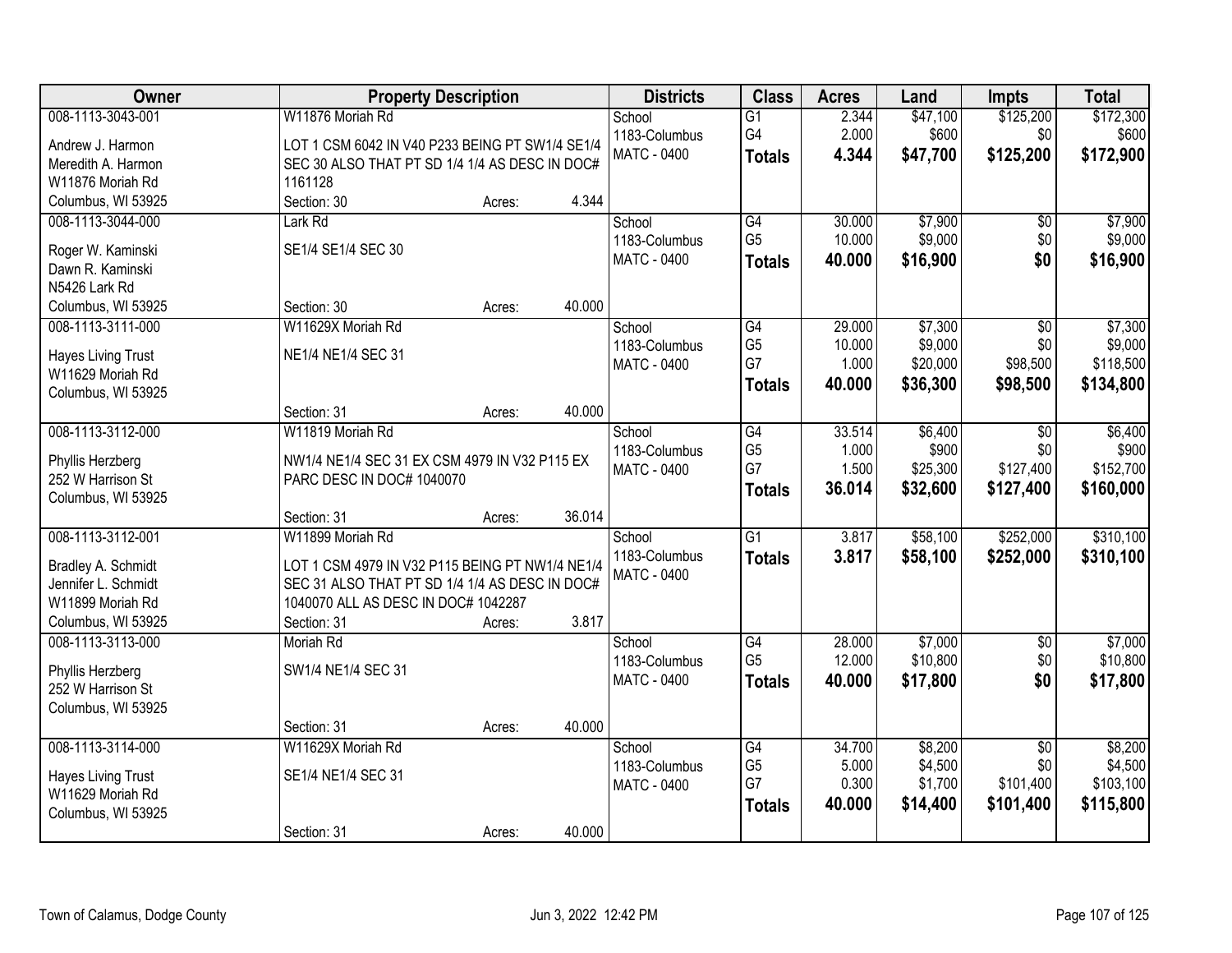| Owner | Property Description | Districts | Class | Acres | Land | Impts | Total |
|---|---|---|---|---|---|---|---|
| 008-1113-3043-001<br>Andrew J. Harmon<br>Meredith A. Harmon<br>W11876 Moriah Rd<br>Columbus, WI 53925 | W11876 Moriah Rd<br>LOT 1 CSM 6042 IN V40 P233 BEING PT SW1/4 SE1/4 SEC 30 ALSO THAT PT SD 1/4 1/4 AS DESC IN DOC# 1161128<br>Section: 30 Acres: 4.344 | School<br>1183-Columbus<br>MATC - 0400 | G1<br>G4<br>**Totals** | 2.344<br>2.000<br>**4.344** | $47,100<br>$600<br>**$47,700** | $125,200<br>$0<br>**$125,200** | $172,300<br>$600<br>**$172,900** |
| 008-1113-3044-000<br>Roger W. Kaminski<br>Dawn R. Kaminski<br>N5426 Lark Rd<br>Columbus, WI 53925 | Lark Rd<br>SE1/4 SE1/4 SEC 30<br>Section: 30 Acres: 40.000 | School<br>1183-Columbus<br>MATC - 0400 | G4<br>G5<br>**Totals** | 30.000<br>10.000<br>**40.000** | $7,900<br>$9,000<br>**$16,900** | $0<br>$0<br>**$0** | $7,900<br>$9,000<br>**$16,900** |
| 008-1113-3111-000<br>Hayes Living Trust<br>W11629 Moriah Rd<br>Columbus, WI 53925 | W11629X Moriah Rd<br>NE1/4 NE1/4 SEC 31<br>Section: 31 Acres: 40.000 | School<br>1183-Columbus<br>MATC - 0400 | G4<br>G5<br>G7<br>**Totals** | 29.000<br>10.000<br>1.000<br>**40.000** | $7,300<br>$9,000<br>$20,000<br>**$36,300** | $0<br>$0<br>$98,500<br>**$98,500** | $7,300<br>$9,000<br>$118,500<br>**$134,800** |
| 008-1113-3112-000<br>Phyllis Herzberg<br>252 W Harrison St<br>Columbus, WI 53925 | W11819 Moriah Rd<br>NW1/4 NE1/4 SEC 31 EX CSM 4979 IN V32 P115 EX PARC DESC IN DOC# 1040070<br>Section: 31 Acres: 36.014 | School<br>1183-Columbus<br>MATC - 0400 | G4<br>G5<br>G7<br>**Totals** | 33.514<br>1.000<br>1.500<br>**36.014** | $6,400<br>$900<br>$25,300<br>**$32,600** | $0<br>$0<br>$127,400<br>**$127,400** | $6,400<br>$900<br>$152,700<br>**$160,000** |
| 008-1113-3112-001<br>Bradley A. Schmidt<br>Jennifer L. Schmidt<br>W11899 Moriah Rd<br>Columbus, WI 53925 | W11899 Moriah Rd<br>LOT 1 CSM 4979 IN V32 P115 BEING PT NW1/4 NE1/4 SEC 31 ALSO THAT PT SD 1/4 1/4 AS DESC IN DOC# 1040070 ALL AS DESC IN DOC# 1042287<br>Section: 31 Acres: 3.817 | School<br>1183-Columbus<br>MATC - 0400 | G1<br>**Totals** | 3.817<br>**3.817** | $58,100<br>**$58,100** | $252,000<br>**$252,000** | $310,100<br>**$310,100** |
| 008-1113-3113-000<br>Phyllis Herzberg<br>252 W Harrison St<br>Columbus, WI 53925 | Moriah Rd<br>SW1/4 NE1/4 SEC 31<br>Section: 31 Acres: 40.000 | School<br>1183-Columbus<br>MATC - 0400 | G4<br>G5<br>**Totals** | 28.000<br>12.000<br>**40.000** | $7,000<br>$10,800<br>**$17,800** | $0<br>$0<br>**$0** | $7,000<br>$10,800<br>**$17,800** |
| 008-1113-3114-000<br>Hayes Living Trust<br>W11629 Moriah Rd<br>Columbus, WI 53925 | W11629X Moriah Rd<br>SE1/4 NE1/4 SEC 31<br>Section: 31 Acres: 40.000 | School<br>1183-Columbus<br>MATC - 0400 | G4<br>G5<br>G7<br>**Totals** | 34.700<br>5.000<br>0.300<br>**40.000** | $8,200<br>$4,500<br>$1,700<br>**$14,400** | $0<br>$0<br>$101,400<br>**$101,400** | $8,200<br>$4,500<br>$103,100<br>**$115,800** |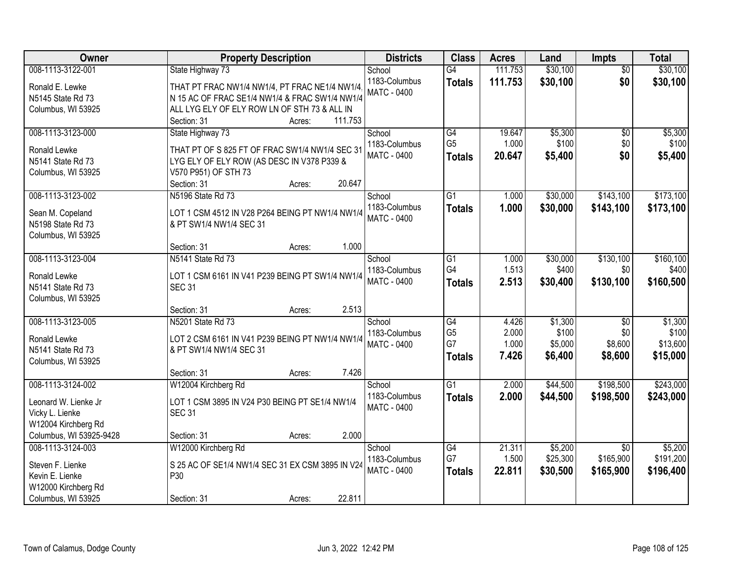| Owner | Property Description | Districts | Class | Acres | Land | Impts | Total |
|---|---|---|---|---|---|---|---|
| 008-1113-3122-001<br>Ronald E. Lewke<br>N5145 State Rd 73<br>Columbus, WI 53925 | State Highway 73<br>THAT PT FRAC NW1/4 NW1/4, PT FRAC NE1/4 NW1/4, N 15 AC OF FRAC SE1/4 NW1/4 & FRAC SW1/4 NW1/4 ALL LYG ELY OF ELY ROW LN OF STH 73 & ALL IN<br>Section: 31 Acres: 111.753 | School<br>1183-Columbus<br>MATC - 0400 | G4<br>**Totals** | 111.753<br>**111.753** | $30,100<br>**$30,100** | $0<br>**$0** | $30,100<br>**$30,100** |
| 008-1113-3123-000<br>Ronald Lewke<br>N5141 State Rd 73<br>Columbus, WI 53925 | State Highway 73<br>THAT PT OF S 825 FT OF FRAC SW1/4 NW1/4 SEC 31 LYG ELY OF ELY ROW (AS DESC IN V378 P339 & V570 P951) OF STH 73<br>Section: 31 Acres: 20.647 | School<br>1183-Columbus<br>MATC - 0400 | G4<br>G5<br>**Totals** | 19.647<br>1.000<br>**20.647** | $5,300<br>$100<br>**$5,400** | $0<br>$0<br>**$0** | $5,300<br>$100<br>**$5,400** |
| 008-1113-3123-002<br>Sean M. Copeland<br>N5198 State Rd 73<br>Columbus, WI 53925 | N5196 State Rd 73<br>LOT 1 CSM 4512 IN V28 P264 BEING PT NW1/4 NW1/4 & PT SW1/4 NW1/4 SEC 31<br>Section: 31 Acres: 1.000 | School<br>1183-Columbus<br>MATC - 0400 | G1<br>**Totals** | 1.000<br>**1.000** | $30,000<br>**$30,000** | $143,100<br>**$143,100** | $173,100<br>**$173,100** |
| 008-1113-3123-004<br>Ronald Lewke<br>N5141 State Rd 73<br>Columbus, WI 53925 | N5141 State Rd 73<br>LOT 1 CSM 6161 IN V41 P239 BEING PT SW1/4 NW1/4 SEC 31<br>Section: 31 Acres: 2.513 | School<br>1183-Columbus<br>MATC - 0400 | G1<br>G4<br>**Totals** | 1.000<br>1.513<br>**2.513** | $30,000<br>$400<br>**$30,400** | $130,100<br>$0<br>**$130,100** | $160,100<br>$400<br>**$160,500** |
| 008-1113-3123-005<br>Ronald Lewke<br>N5141 State Rd 73<br>Columbus, WI 53925 | N5201 State Rd 73<br>LOT 2 CSM 6161 IN V41 P239 BEING PT NW1/4 NW1/4 & PT SW1/4 NW1/4 SEC 31<br>Section: 31 Acres: 7.426 | School<br>1183-Columbus<br>MATC - 0400 | G4<br>G5<br>G7<br>**Totals** | 4.426<br>2.000<br>1.000<br>**7.426** | $1,300<br>$100<br>$5,000<br>**$6,400** | $0<br>$0<br>$8,600<br>**$8,600** | $1,300<br>$100<br>$13,600<br>**$15,000** |
| 008-1113-3124-002<br>Leonard W. Lienke Jr<br>Vicky L. Lienke<br>W12004 Kirchberg Rd<br>Columbus, WI 53925-9428 | W12004 Kirchberg Rd<br>LOT 1 CSM 3895 IN V24 P30 BEING PT SE1/4 NW1/4 SEC 31<br>Section: 31 Acres: 2.000 | School<br>1183-Columbus<br>MATC - 0400 | G1<br>**Totals** | 2.000<br>**2.000** | $44,500<br>**$44,500** | $198,500<br>**$198,500** | $243,000<br>**$243,000** |
| 008-1113-3124-003<br>Steven F. Lienke<br>Kevin E. Lienke<br>W12000 Kirchberg Rd<br>Columbus, WI 53925 | W12000 Kirchberg Rd<br>S 25 AC OF SE1/4 NW1/4 SEC 31 EX CSM 3895 IN V24 P30<br>Section: 31 Acres: 22.811 | School<br>1183-Columbus<br>MATC - 0400 | G4<br>G7<br>**Totals** | 21.311<br>1.500<br>**22.811** | $5,200<br>$25,300<br>**$30,500** | $0<br>$165,900<br>**$165,900** | $5,200<br>$191,200<br>**$196,400** |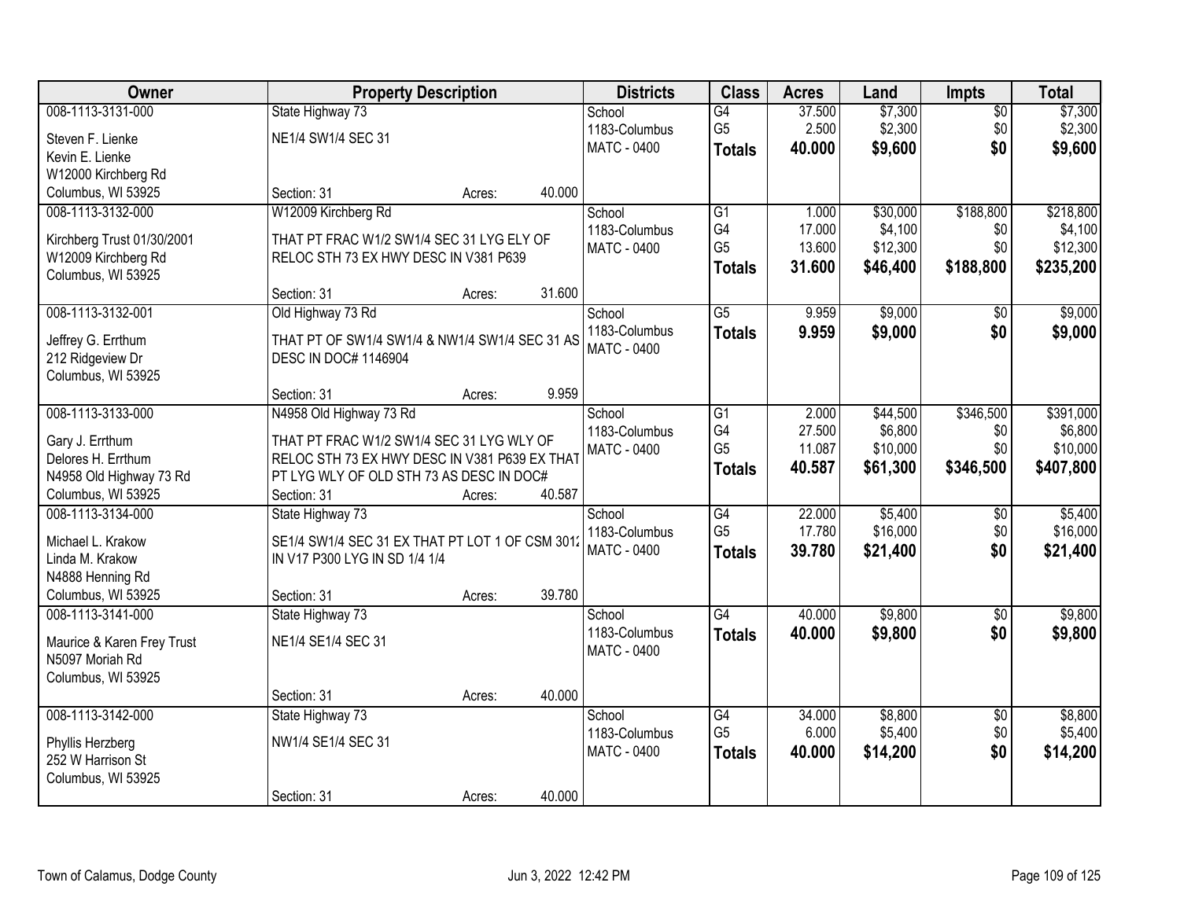| Owner | Property Description | Districts | Class | Acres | Land | Impts | Total |
|---|---|---|---|---|---|---|---|
| 008-1113-3131-000<br>Steven F. Lienke<br>Kevin E. Lienke<br>W12000 Kirchberg Rd<br>Columbus, WI 53925 | State Highway 73<br>NE1/4 SW1/4 SEC 31<br>Section: 31 Acres: 40.000 | School<br>1183-Columbus<br>MATC - 0400 | G4<br>G5<br>**Totals** | 37.500<br>2.500<br>**40.000** | $7,300<br>$2,300<br>**$9,600** | $0<br>$0<br>**$0** | $7,300<br>$2,300<br>**$9,600** |
| 008-1113-3132-000<br>Kirchberg Trust 01/30/2001<br>W12009 Kirchberg Rd<br>Columbus, WI 53925 | W12009 Kirchberg Rd<br>THAT PT FRAC W1/2 SW1/4 SEC 31 LYG ELY OF RELOC STH 73 EX HWY DESC IN V381 P639<br>Section: 31 Acres: 31.600 | School<br>1183-Columbus<br>MATC - 0400 | G1<br>G4<br>G5<br>**Totals** | 1.000<br>17.000<br>13.600<br>**31.600** | $30,000<br>$4,100<br>$12,300<br>**$46,400** | $188,800<br>$0<br>$0<br>**$188,800** | $218,800<br>$4,100<br>$12,300<br>**$235,200** |
| 008-1113-3132-001<br>Jeffrey G. Errthum<br>212 Ridgeview Dr<br>Columbus, WI 53925 | Old Highway 73 Rd<br>THAT PT OF SW1/4 SW1/4 & NW1/4 SW1/4 SEC 31 AS DESC IN DOC# 1146904<br>Section: 31 Acres: 9.959 | School<br>1183-Columbus<br>MATC - 0400 | G5<br>**Totals** | 9.959<br>**9.959** | $9,000<br>**$9,000** | $0<br>**$0** | $9,000<br>**$9,000** |
| 008-1113-3133-000<br>Gary J. Errthum<br>Delores H. Errthum<br>N4958 Old Highway 73 Rd<br>Columbus, WI 53925 | N4958 Old Highway 73 Rd<br>THAT PT FRAC W1/2 SW1/4 SEC 31 LYG WLY OF RELOC STH 73 EX HWY DESC IN V381 P639 EX THAT PT LYG WLY OF OLD STH 73 AS DESC IN DOC#<br>Section: 31 Acres: 40.587 | School<br>1183-Columbus<br>MATC - 0400 | G1<br>G4<br>G5<br>**Totals** | 2.000<br>27.500<br>11.087<br>**40.587** | $44,500<br>$6,800<br>$10,000<br>**$61,300** | $346,500<br>$0<br>$0<br>**$346,500** | $391,000<br>$6,800<br>$10,000<br>**$407,800** |
| 008-1113-3134-000<br>Michael L. Krakow<br>Linda M. Krakow<br>N4888 Henning Rd<br>Columbus, WI 53925 | State Highway 73<br>SE1/4 SW1/4 SEC 31 EX THAT PT LOT 1 OF CSM 3012 IN V17 P300 LYG IN SD 1/4 1/4<br>Section: 31 Acres: 39.780 | School<br>1183-Columbus<br>MATC - 0400 | G4<br>G5<br>**Totals** | 22.000<br>17.780<br>**39.780** | $5,400<br>$16,000<br>**$21,400** | $0<br>$0<br>**$0** | $5,400<br>$16,000<br>**$21,400** |
| 008-1113-3141-000<br>Maurice & Karen Frey Trust<br>N5097 Moriah Rd<br>Columbus, WI 53925 | State Highway 73<br>NE1/4 SE1/4 SEC 31<br>Section: 31 Acres: 40.000 | School<br>1183-Columbus<br>MATC - 0400 | G4<br>**Totals** | 40.000<br>**40.000** | $9,800<br>**$9,800** | $0<br>**$0** | $9,800<br>**$9,800** |
| 008-1113-3142-000<br>Phyllis Herzberg<br>252 W Harrison St<br>Columbus, WI 53925 | State Highway 73<br>NW1/4 SE1/4 SEC 31<br>Section: 31 Acres: 40.000 | School<br>1183-Columbus<br>MATC - 0400 | G4<br>G5<br>**Totals** | 34.000<br>6.000<br>**40.000** | $8,800<br>$5,400<br>**$14,200** | $0<br>$0<br>**$0** | $8,800<br>$5,400<br>**$14,200** |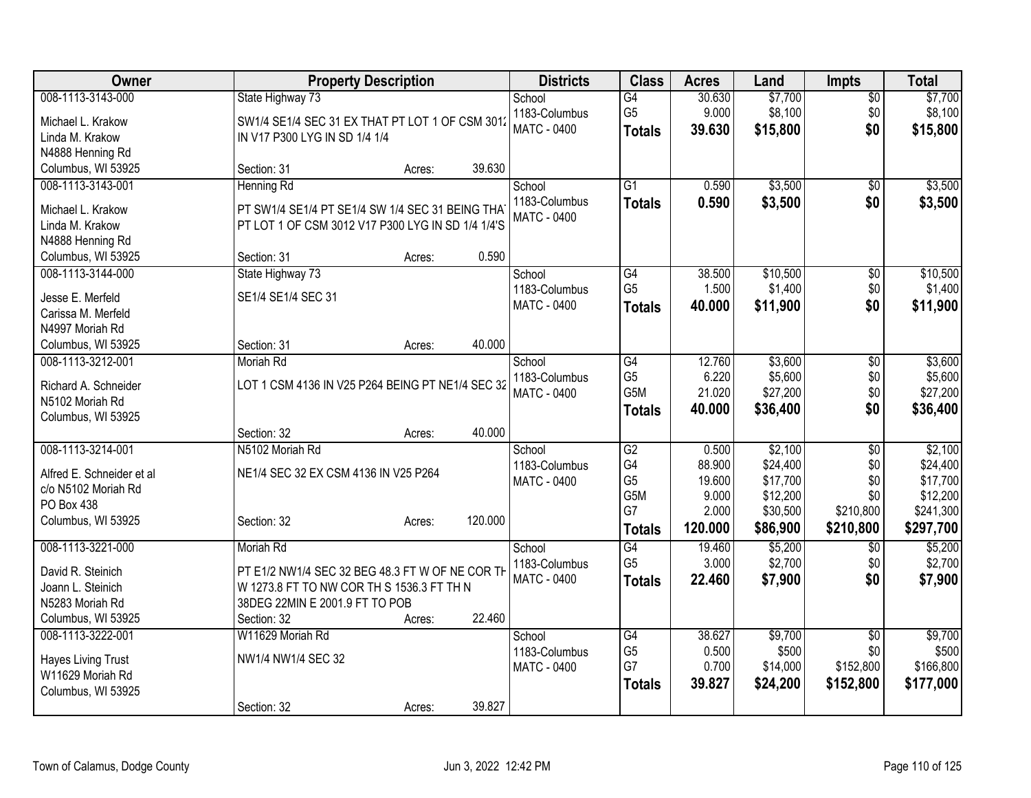| Owner | Property Description | Districts | Class | Acres | Land | Impts | Total |
|---|---|---|---|---|---|---|---|
| 008-1113-3143-000<br>Michael L. Krakow<br>Linda M. Krakow<br>N4888 Henning Rd<br>Columbus, WI 53925 | State Highway 73<br>SW1/4 SE1/4 SEC 31 EX THAT PT LOT 1 OF CSM 3012 IN V17 P300 LYG IN SD 1/4 1/4<br>Section: 31 Acres: 39.630 | School<br>1183-Columbus<br>MATC - 0400 | G4<br>G5<br>**Totals** | 30.630<br>9.000<br>**39.630** | $7,700<br>$8,100<br>**$15,800** | $0<br>$0<br>**$0** | $7,700<br>$8,100<br>**$15,800** |
| 008-1113-3143-001<br>Michael L. Krakow<br>Linda M. Krakow<br>N4888 Henning Rd<br>Columbus, WI 53925 | Henning Rd<br>PT SW1/4 SE1/4 PT SE1/4 SW 1/4 SEC 31 BEING THAT PT LOT 1 OF CSM 3012 V17 P300 LYG IN SD 1/4 1/4'S<br>Section: 31 Acres: 0.590 | School<br>1183-Columbus<br>MATC - 0400 | G1<br>**Totals** | 0.590<br>**0.590** | $3,500<br>**$3,500** | $0<br>**$0** | $3,500<br>**$3,500** |
| 008-1113-3144-000<br>Jesse E. Merfeld<br>Carissa M. Merfeld<br>N4997 Moriah Rd<br>Columbus, WI 53925 | State Highway 73<br>SE1/4 SE1/4 SEC 31<br>Section: 31 Acres: 40.000 | School<br>1183-Columbus<br>MATC - 0400 | G4<br>G5<br>**Totals** | 38.500<br>1.500<br>**40.000** | $10,500<br>$1,400<br>**$11,900** | $0<br>$0<br>**$0** | $10,500<br>$1,400<br>**$11,900** |
| 008-1113-3212-001<br>Richard A. Schneider<br>N5102 Moriah Rd<br>Columbus, WI 53925 | Moriah Rd<br>LOT 1 CSM 4136 IN V25 P264 BEING PT NE1/4 SEC 32<br>Section: 32 Acres: 40.000 | School<br>1183-Columbus<br>MATC - 0400 | G4<br>G5<br>G5M<br>**Totals** | 12.760<br>6.220<br>21.020<br>**40.000** | $3,600<br>$5,600<br>$27,200<br>**$36,400** | $0<br>$0<br>$0<br>**$0** | $3,600<br>$5,600<br>$27,200<br>**$36,400** |
| 008-1113-3214-001<br>Alfred E. Schneider et al<br>c/o N5102 Moriah Rd<br>PO Box 438<br>Columbus, WI 53925 | N5102 Moriah Rd<br>NE1/4 SEC 32 EX CSM 4136 IN V25 P264<br>Section: 32 Acres: 120.000 | School<br>1183-Columbus<br>MATC - 0400 | G2<br>G4<br>G5<br>G5M<br>G7<br>**Totals** | 0.500<br>88.900<br>19.600<br>9.000<br>2.000<br>**120.000** | $2,100<br>$24,400<br>$17,700<br>$12,200<br>$30,500<br>**$86,900** | $0<br>$0<br>$0<br>$0<br>$210,800<br>**$210,800** | $2,100<br>$24,400<br>$17,700<br>$12,200<br>$241,300<br>**$297,700** |
| 008-1113-3221-000<br>David R. Steinich<br>Joann L. Steinich<br>N5283 Moriah Rd<br>Columbus, WI 53925 | Moriah Rd<br>PT E1/2 NW1/4 SEC 32 BEG 48.3 FT W OF NE COR TH W 1273.8 FT TO NW COR TH S 1536.3 FT TH N 38DEG 22MIN E 2001.9 FT TO POB<br>Section: 32 Acres: 22.460 | School<br>1183-Columbus<br>MATC - 0400 | G4<br>G5<br>**Totals** | 19.460<br>3.000<br>**22.460** | $5,200<br>$2,700<br>**$7,900** | $0<br>$0<br>**$0** | $5,200<br>$2,700<br>**$7,900** |
| 008-1113-3222-001<br>Hayes Living Trust<br>W11629 Moriah Rd<br>Columbus, WI 53925 | W11629 Moriah Rd<br>NW1/4 NW1/4 SEC 32<br>Section: 32 Acres: 39.827 | School<br>1183-Columbus<br>MATC - 0400 | G4<br>G5<br>G7<br>**Totals** | 38.627<br>0.500<br>0.700<br>**39.827** | $9,700<br>$500<br>$14,000<br>**$24,200** | $0<br>$0<br>$152,800<br>**$152,800** | $9,700<br>$500<br>$166,800<br>**$177,000** |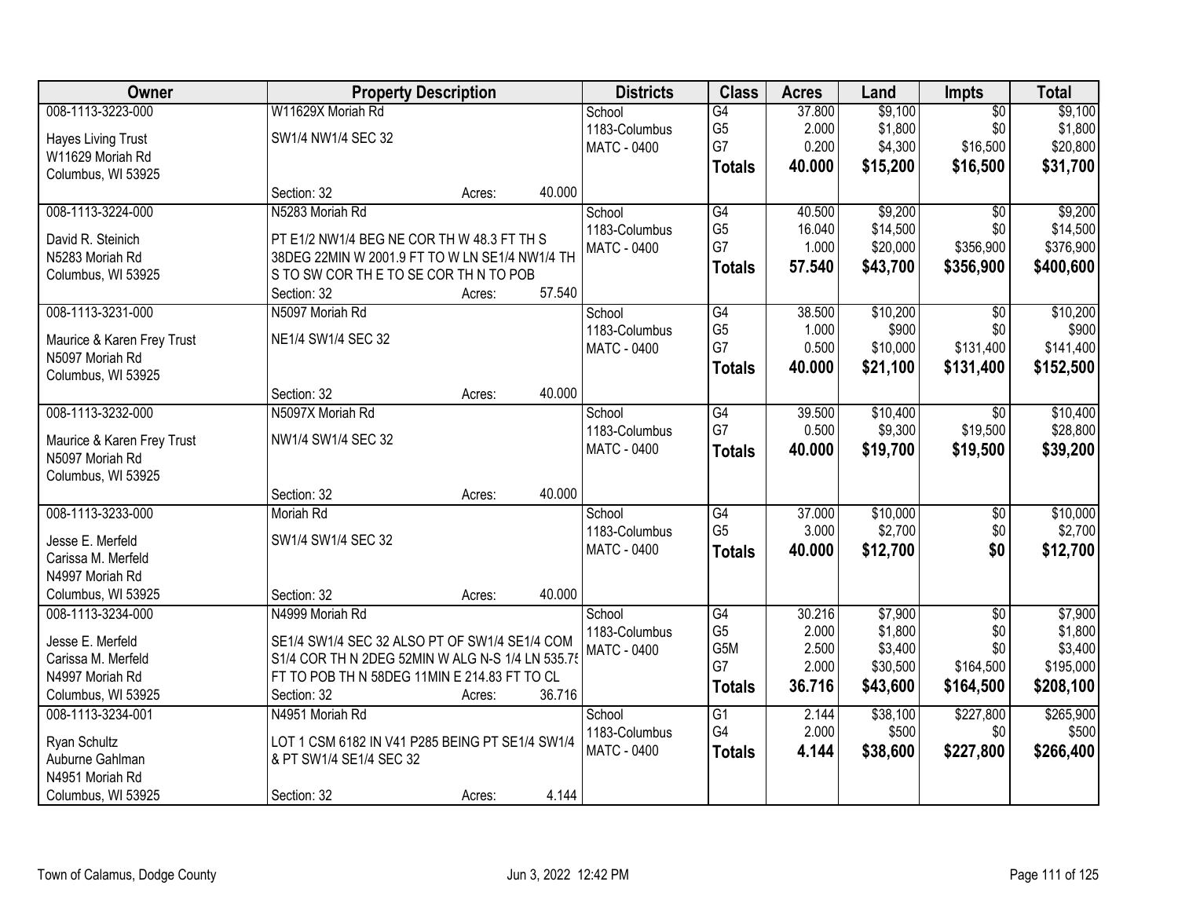| Owner | Property Description | Districts | Class | Acres | Land | Impts | Total |
|---|---|---|---|---|---|---|---|
| 008-1113-3223-000<br>Hayes Living Trust<br>W11629 Moriah Rd<br>Columbus, WI 53925 | W11629X Moriah Rd<br>SW1/4 NW1/4 SEC 32<br>Section: 32 Acres: 40.000 | School<br>1183-Columbus<br>MATC - 0400 | G4<br>G5<br>G7<br>**Totals** | 37.800<br>2.000<br>0.200<br>**40.000** | $9,100<br>$1,800<br>$4,300<br>**$15,200** | $0<br>$0<br>$16,500<br>**$16,500** | $9,100<br>$1,800<br>$20,800<br>**$31,700** |
| 008-1113-3224-000<br>David R. Steinich<br>N5283 Moriah Rd<br>Columbus, WI 53925 | N5283 Moriah Rd<br>PT E1/2 NW1/4 BEG NE COR TH W 48.3 FT TH S 38DEG 22MIN W 2001.9 FT TO W LN SE1/4 NW1/4 TH S TO SW COR TH E TO SE COR TH N TO POB<br>Section: 32 Acres: 57.540 | School<br>1183-Columbus<br>MATC - 0400 | G4<br>G5<br>G7<br>**Totals** | 40.500<br>16.040<br>1.000<br>**57.540** | $9,200<br>$14,500<br>$20,000<br>**$43,700** | $0<br>$0<br>$356,900<br>**$356,900** | $9,200<br>$14,500<br>$376,900<br>**$400,600** |
| 008-1113-3231-000<br>Maurice & Karen Frey Trust<br>N5097 Moriah Rd<br>Columbus, WI 53925 | N5097 Moriah Rd<br>NE1/4 SW1/4 SEC 32<br>Section: 32 Acres: 40.000 | School<br>1183-Columbus<br>MATC - 0400 | G4<br>G5<br>G7<br>**Totals** | 38.500<br>1.000<br>0.500<br>**40.000** | $10,200<br>$900<br>$10,000<br>**$21,100** | $0<br>$0<br>$131,400<br>**$131,400** | $10,200<br>$900<br>$141,400<br>**$152,500** |
| 008-1113-3232-000<br>Maurice & Karen Frey Trust<br>N5097 Moriah Rd<br>Columbus, WI 53925 | N5097X Moriah Rd<br>NW1/4 SW1/4 SEC 32<br>Section: 32 Acres: 40.000 | School<br>1183-Columbus<br>MATC - 0400 | G4<br>G7<br>**Totals** | 39.500<br>0.500<br>**40.000** | $10,400<br>$9,300<br>**$19,700** | $0<br>$19,500<br>**$19,500** | $10,400<br>$28,800<br>**$39,200** |
| 008-1113-3233-000<br>Jesse E. Merfeld<br>Carissa M. Merfeld<br>N4997 Moriah Rd<br>Columbus, WI 53925 | Moriah Rd<br>SW1/4 SW1/4 SEC 32<br>Section: 32 Acres: 40.000 | School<br>1183-Columbus<br>MATC - 0400 | G4<br>G5<br>**Totals** | 37.000<br>3.000<br>**40.000** | $10,000<br>$2,700<br>**$12,700** | $0<br>$0<br>**$0** | $10,000<br>$2,700<br>**$12,700** |
| 008-1113-3234-000<br>Jesse E. Merfeld<br>Carissa M. Merfeld<br>N4997 Moriah Rd<br>Columbus, WI 53925 | N4999 Moriah Rd<br>SE1/4 SW1/4 SEC 32 ALSO PT OF SW1/4 SE1/4 COM S1/4 COR TH N 2DEG 52MIN W ALG N-S 1/4 LN 535.75 FT TO POB TH N 58DEG 11MIN E 214.83 FT TO CL<br>Section: 32 Acres: 36.716 | School<br>1183-Columbus<br>MATC - 0400 | G4<br>G5<br>G5M<br>G7<br>**Totals** | 30.216<br>2.000<br>2.500<br>2.000<br>**36.716** | $7,900<br>$1,800<br>$3,400<br>$30,500<br>**$43,600** | $0<br>$0<br>$0<br>$164,500<br>**$164,500** | $7,900<br>$1,800<br>$3,400<br>$195,000<br>**$208,100** |
| 008-1113-3234-001<br>Ryan Schultz<br>Auburne Gahlman<br>N4951 Moriah Rd<br>Columbus, WI 53925 | N4951 Moriah Rd<br>LOT 1 CSM 6182 IN V41 P285 BEING PT SE1/4 SW1/4 & PT SW1/4 SE1/4 SEC 32<br>Section: 32 Acres: 4.144 | School<br>1183-Columbus<br>MATC - 0400 | G1<br>G4<br>**Totals** | 2.144<br>2.000<br>**4.144** | $38,100<br>$500<br>**$38,600** | $227,800<br>$0<br>**$227,800** | $265,900<br>$500<br>**$266,400** |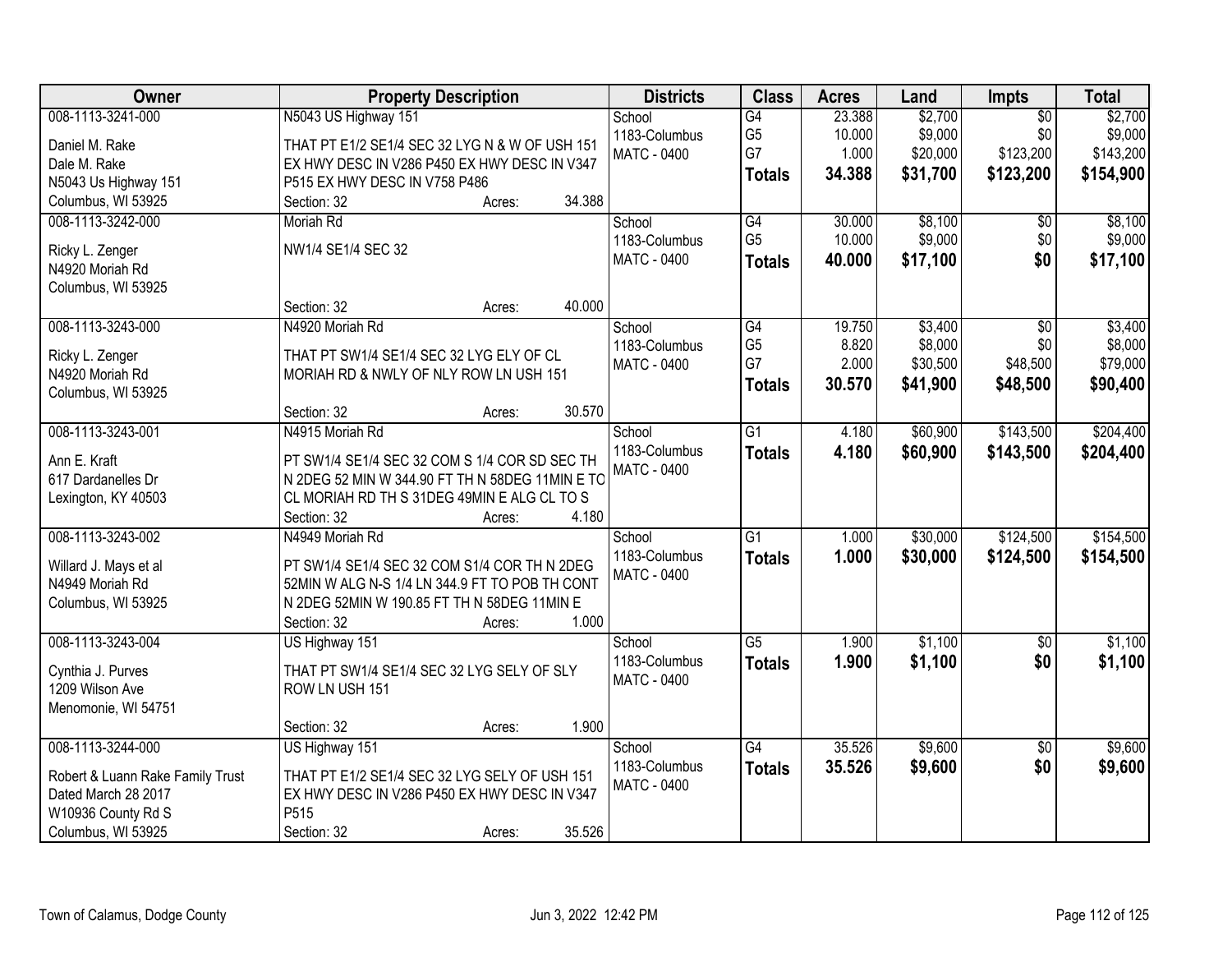| Owner | Property Description | Districts | Class | Acres | Land | Impts | Total |
|---|---|---|---|---|---|---|---|
| 008-1113-3241-000<br>Daniel M. Rake<br>Dale M. Rake<br>N5043 Us Highway 151<br>Columbus, WI 53925 | N5043 US Highway 151<br>THAT PT E1/2 SE1/4 SEC 32 LYG N & W OF USH 151 EX HWY DESC IN V286 P450 EX HWY DESC IN V347 P515 EX HWY DESC IN V758 P486<br>Section: 32 Acres: 34.388 | School<br>1183-Columbus<br>MATC - 0400 | G4<br>G5<br>G7<br>**Totals** | 23.388<br>10.000<br>1.000<br>**34.388** | $2,700<br>$9,000<br>$20,000<br>**$31,700** | $0<br>$0<br>$123,200<br>**$123,200** | $2,700<br>$9,000<br>$143,200<br>**$154,900** |
| 008-1113-3242-000<br>Ricky L. Zenger<br>N4920 Moriah Rd<br>Columbus, WI 53925 | Moriah Rd<br>NW1/4 SE1/4 SEC 32<br>Section: 32 Acres: 40.000 | School<br>1183-Columbus<br>MATC - 0400 | G4<br>G5<br>**Totals** | 30.000<br>10.000<br>**40.000** | $8,100<br>$9,000<br>**$17,100** | $0<br>$0<br>**$0** | $8,100<br>$9,000<br>**$17,100** |
| 008-1113-3243-000<br>Ricky L. Zenger<br>N4920 Moriah Rd<br>Columbus, WI 53925 | N4920 Moriah Rd<br>THAT PT SW1/4 SE1/4 SEC 32 LYG ELY OF CL MORIAH RD & NWLY OF NLY ROW LN USH 151<br>Section: 32 Acres: 30.570 | School<br>1183-Columbus<br>MATC - 0400 | G4<br>G5<br>G7<br>**Totals** | 19.750<br>8.820<br>2.000<br>**30.570** | $3,400<br>$8,000<br>$30,500<br>**$41,900** | $0<br>$0<br>$48,500<br>**$48,500** | $3,400<br>$8,000<br>$79,000<br>**$90,400** |
| 008-1113-3243-001<br>Ann E. Kraft<br>617 Dardanelles Dr<br>Lexington, KY 40503 | N4915 Moriah Rd<br>PT SW1/4 SE1/4 SEC 32 COM S 1/4 COR SD SEC TH N 2DEG 52 MIN W 344.90 FT TH N 58DEG 11MIN E TO CL MORIAH RD TH S 31DEG 49MIN E ALG CL TO S<br>Section: 32 Acres: 4.180 | School<br>1183-Columbus<br>MATC - 0400 | G1<br>**Totals** | 4.180<br>**4.180** | $60,900<br>**$60,900** | $143,500<br>**$143,500** | $204,400<br>**$204,400** |
| 008-1113-3243-002<br>Willard J. Mays et al<br>N4949 Moriah Rd<br>Columbus, WI 53925 | N4949 Moriah Rd<br>PT SW1/4 SE1/4 SEC 32 COM S1/4 COR TH N 2DEG 52MIN W ALG N-S 1/4 LN 344.9 FT TO POB TH CONT N 2DEG 52MIN W 190.85 FT TH N 58DEG 11MIN E<br>Section: 32 Acres: 1.000 | School<br>1183-Columbus<br>MATC - 0400 | G1<br>**Totals** | 1.000<br>**1.000** | $30,000<br>**$30,000** | $124,500<br>**$124,500** | $154,500<br>**$154,500** |
| 008-1113-3243-004<br>Cynthia J. Purves<br>1209 Wilson Ave<br>Menomonie, WI 54751 | US Highway 151<br>THAT PT SW1/4 SE1/4 SEC 32 LYG SELY OF SLY ROW LN USH 151<br>Section: 32 Acres: 1.900 | School<br>1183-Columbus<br>MATC - 0400 | G5<br>**Totals** | 1.900<br>**1.900** | $1,100<br>**$1,100** | $0<br>**$0** | $1,100<br>**$1,100** |
| 008-1113-3244-000<br>Robert & Luann Rake Family Trust<br>Dated March 28 2017<br>W10936 County Rd S<br>Columbus, WI 53925 | US Highway 151<br>THAT PT E1/2 SE1/4 SEC 32 LYG SELY OF USH 151 EX HWY DESC IN V286 P450 EX HWY DESC IN V347 P515<br>Section: 32 Acres: 35.526 | School<br>1183-Columbus<br>MATC - 0400 | G4<br>**Totals** | 35.526<br>**35.526** | $9,600<br>**$9,600** | $0<br>**$0** | $9,600<br>**$9,600** |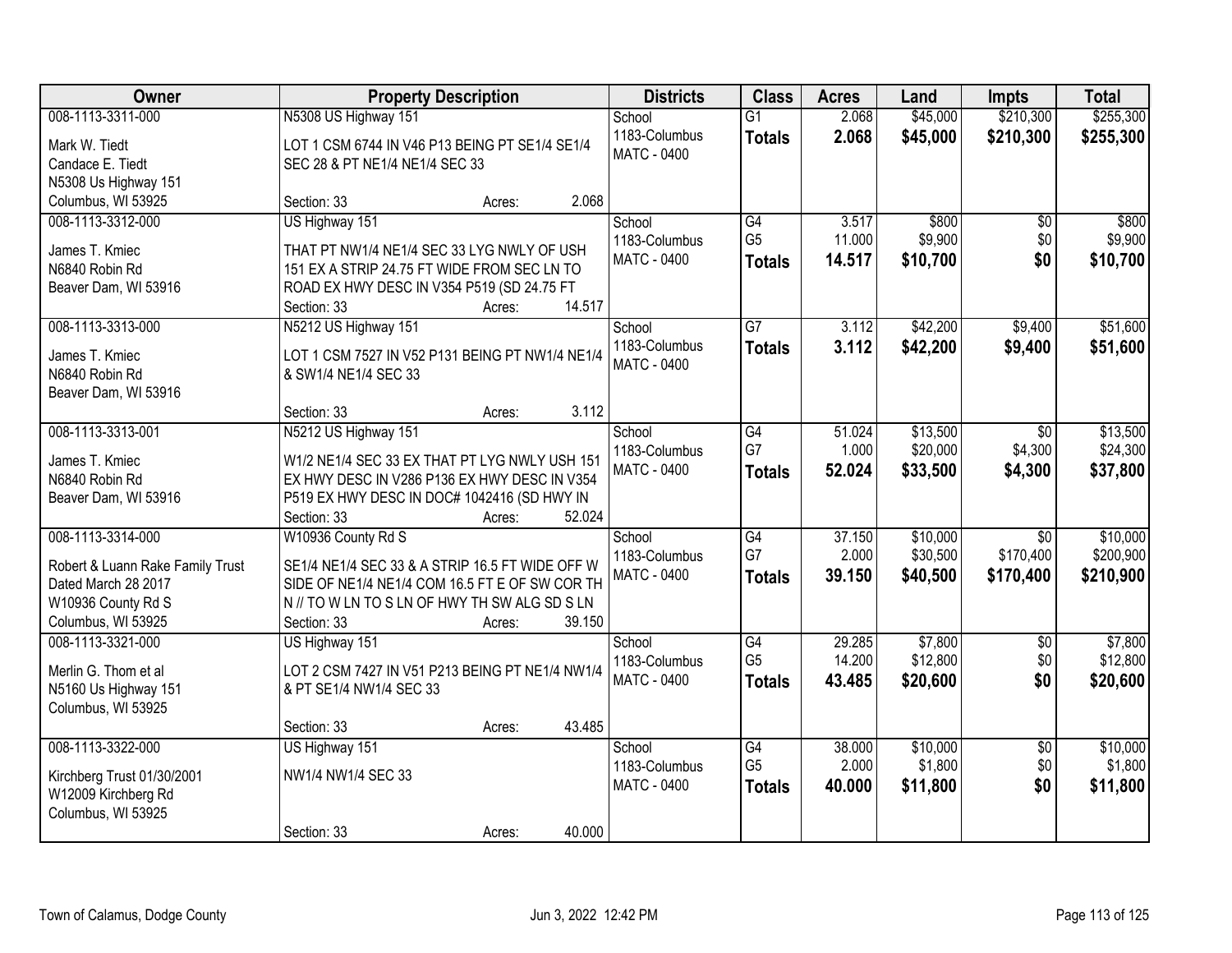| Owner | Property Description | Districts | Class | Acres | Land | Impts | Total |
|---|---|---|---|---|---|---|---|
| 008-1113-3311-000<br>Mark W. Tiedt<br>Candace E. Tiedt<br>N5308 Us Highway 151<br>Columbus, WI 53925 | N5308 US Highway 151<br>LOT 1 CSM 6744 IN V46 P13 BEING PT SE1/4 SE1/4 SEC 28 & PT NE1/4 NE1/4 SEC 33<br>Section: 33 Acres: 2.068 | School<br>1183-Columbus<br>MATC - 0400 | G1<br>**Totals** | 2.068<br>**2.068** | $45,000<br>**$45,000** | $210,300<br>**$210,300** | $255,300<br>**$255,300** |
| 008-1113-3312-000<br>James T. Kmiec<br>N6840 Robin Rd<br>Beaver Dam, WI 53916 | US Highway 151<br>THAT PT NW1/4 NE1/4 SEC 33 LYG NWLY OF USH 151 EX A STRIP 24.75 FT WIDE FROM SEC LN TO ROAD EX HWY DESC IN V354 P519 (SD 24.75 FT<br>Section: 33 Acres: 14.517 | School<br>1183-Columbus<br>MATC - 0400 | G4<br>G5<br>**Totals** | 3.517<br>11.000<br>**14.517** | $800<br>$9,900<br>**$10,700** | $0<br>$0<br>**$0** | $800<br>$9,900<br>**$10,700** |
| 008-1113-3313-000<br>James T. Kmiec<br>N6840 Robin Rd<br>Beaver Dam, WI 53916 | N5212 US Highway 151<br>LOT 1 CSM 7527 IN V52 P131 BEING PT NW1/4 NE1/4 & SW1/4 NE1/4 SEC 33<br>Section: 33 Acres: 3.112 | School<br>1183-Columbus<br>MATC - 0400 | G7<br>**Totals** | 3.112<br>**3.112** | $42,200<br>**$42,200** | $9,400<br>**$9,400** | $51,600<br>**$51,600** |
| 008-1113-3313-001<br>James T. Kmiec<br>N6840 Robin Rd<br>Beaver Dam, WI 53916 | N5212 US Highway 151<br>W1/2 NE1/4 SEC 33 EX THAT PT LYG NWLY USH 151 EX HWY DESC IN V286 P136 EX HWY DESC IN V354 P519 EX HWY DESC IN DOC# 1042416 (SD HWY IN<br>Section: 33 Acres: 52.024 | School<br>1183-Columbus<br>MATC - 0400 | G4<br>G7<br>**Totals** | 51.024<br>1.000<br>**52.024** | $13,500<br>$20,000<br>**$33,500** | $0<br>$4,300<br>**$4,300** | $13,500<br>$24,300<br>**$37,800** |
| 008-1113-3314-000<br>Robert & Luann Rake Family Trust<br>Dated March 28 2017<br>W10936 County Rd S<br>Columbus, WI 53925 | W10936 County Rd S<br>SE1/4 NE1/4 SEC 33 & A STRIP 16.5 FT WIDE OFF W SIDE OF NE1/4 NE1/4 COM 16.5 FT E OF SW COR TH N // TO W LN TO S LN OF HWY TH SW ALG SD S LN<br>Section: 33 Acres: 39.150 | School<br>1183-Columbus<br>MATC - 0400 | G4<br>G7<br>**Totals** | 37.150<br>2.000<br>**39.150** | $10,000<br>$30,500<br>**$40,500** | $0<br>$170,400<br>**$170,400** | $10,000<br>$200,900<br>**$210,900** |
| 008-1113-3321-000<br>Merlin G. Thom et al<br>N5160 Us Highway 151<br>Columbus, WI 53925 | US Highway 151<br>LOT 2 CSM 7427 IN V51 P213 BEING PT NE1/4 NW1/4 & PT SE1/4 NW1/4 SEC 33<br>Section: 33 Acres: 43.485 | School<br>1183-Columbus<br>MATC - 0400 | G4<br>G5<br>**Totals** | 29.285<br>14.200<br>**43.485** | $7,800<br>$12,800<br>**$20,600** | $0<br>$0<br>**$0** | $7,800<br>$12,800<br>**$20,600** |
| 008-1113-3322-000<br>Kirchberg Trust 01/30/2001<br>W12009 Kirchberg Rd<br>Columbus, WI 53925 | US Highway 151<br>NW1/4 NW1/4 SEC 33<br>Section: 33 Acres: 40.000 | School<br>1183-Columbus<br>MATC - 0400 | G4<br>G5<br>**Totals** | 38.000<br>2.000<br>**40.000** | $10,000<br>$1,800<br>**$11,800** | $0<br>$0<br>**$0** | $10,000<br>$1,800<br>**$11,800** |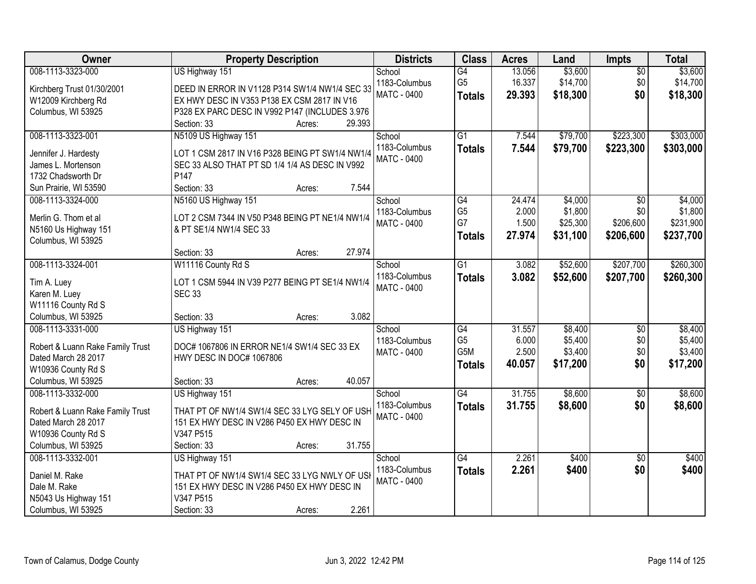| Owner | Property Description | Districts | Class | Acres | Land | Impts | Total |
|---|---|---|---|---|---|---|---|
| 008-1113-3323-000<br>Kirchberg Trust 01/30/2001<br>W12009 Kirchberg Rd<br>Columbus, WI 53925 | US Highway 151<br>DEED IN ERROR IN V1128 P314 SW1/4 NW1/4 SEC 33 EX HWY DESC IN V353 P138 EX CSM 2817 IN V16 P328 EX PARC DESC IN V992 P147 (INCLUDES 3.976<br>Section: 33 Acres: 29.393 | School<br>1183-Columbus<br>MATC - 0400 | G4<br>G5<br>**Totals** | 13.056<br>16.337<br>**29.393** | $3,600<br>$14,700<br>**$18,300** | $0<br>$0<br>**$0** | $3,600<br>$14,700<br>**$18,300** |
| 008-1113-3323-001<br>Jennifer J. Hardesty<br>James L. Mortenson<br>1732 Chadsworth Dr<br>Sun Prairie, WI 53590 | N5109 US Highway 151<br>LOT 1 CSM 2817 IN V16 P328 BEING PT SW1/4 NW1/4 SEC 33 ALSO THAT PT SD 1/4 1/4 AS DESC IN V992 P147<br>Section: 33 Acres: 7.544 | School<br>1183-Columbus<br>MATC - 0400 | G1<br>**Totals** | 7.544<br>**7.544** | $79,700<br>**$79,700** | $223,300<br>**$223,300** | $303,000<br>**$303,000** |
| 008-1113-3324-000<br>Merlin G. Thom et al<br>N5160 Us Highway 151<br>Columbus, WI 53925 | N5160 US Highway 151<br>LOT 2 CSM 7344 IN V50 P348 BEING PT NE1/4 NW1/4 & PT SE1/4 NW1/4 SEC 33<br>Section: 33 Acres: 27.974 | School<br>1183-Columbus<br>MATC - 0400 | G4<br>G5<br>G7<br>**Totals** | 24.474<br>2.000<br>1.500<br>**27.974** | $4,000<br>$1,800<br>$25,300<br>**$31,100** | $0<br>$0<br>$206,600<br>**$206,600** | $4,000<br>$1,800<br>$231,900<br>**$237,700** |
| 008-1113-3324-001<br>Tim A. Luey<br>Karen M. Luey<br>W11116 County Rd S<br>Columbus, WI 53925 | W11116 County Rd S<br>LOT 1 CSM 5944 IN V39 P277 BEING PT SE1/4 NW1/4 SEC 33<br>Section: 33 Acres: 3.082 | School<br>1183-Columbus<br>MATC - 0400 | G1<br>**Totals** | 3.082<br>**3.082** | $52,600<br>**$52,600** | $207,700<br>**$207,700** | $260,300<br>**$260,300** |
| 008-1113-3331-000<br>Robert & Luann Rake Family Trust<br>Dated March 28 2017<br>W10936 County Rd S<br>Columbus, WI 53925 | US Highway 151<br>DOC# 1067806 IN ERROR NE1/4 SW1/4 SEC 33 EX HWY DESC IN DOC# 1067806<br>Section: 33 Acres: 40.057 | School<br>1183-Columbus<br>MATC - 0400 | G4<br>G5<br>G5M<br>**Totals** | 31.557<br>6.000<br>2.500<br>**40.057** | $8,400<br>$5,400<br>$3,400<br>**$17,200** | $0<br>$0<br>$0<br>**$0** | $8,400<br>$5,400<br>$3,400<br>**$17,200** |
| 008-1113-3332-000<br>Robert & Luann Rake Family Trust<br>Dated March 28 2017<br>W10936 County Rd S<br>Columbus, WI 53925 | US Highway 151<br>THAT PT OF NW1/4 SW1/4 SEC 33 LYG SELY OF USH 151 EX HWY DESC IN V286 P450 EX HWY DESC IN V347 P515<br>Section: 33 Acres: 31.755 | School<br>1183-Columbus<br>MATC - 0400 | G4<br>**Totals** | 31.755<br>**31.755** | $8,600<br>**$8,600** | $0<br>**$0** | $8,600<br>**$8,600** |
| 008-1113-3332-001<br>Daniel M. Rake<br>Dale M. Rake<br>N5043 Us Highway 151<br>Columbus, WI 53925 | US Highway 151<br>THAT PT OF NW1/4 SW1/4 SEC 33 LYG NWLY OF USH 151 EX HWY DESC IN V286 P450 EX HWY DESC IN V347 P515<br>Section: 33 Acres: 2.261 | School<br>1183-Columbus<br>MATC - 0400 | G4<br>**Totals** | 2.261<br>**2.261** | $400<br>**$400** | $0<br>**$0** | $400<br>**$400** |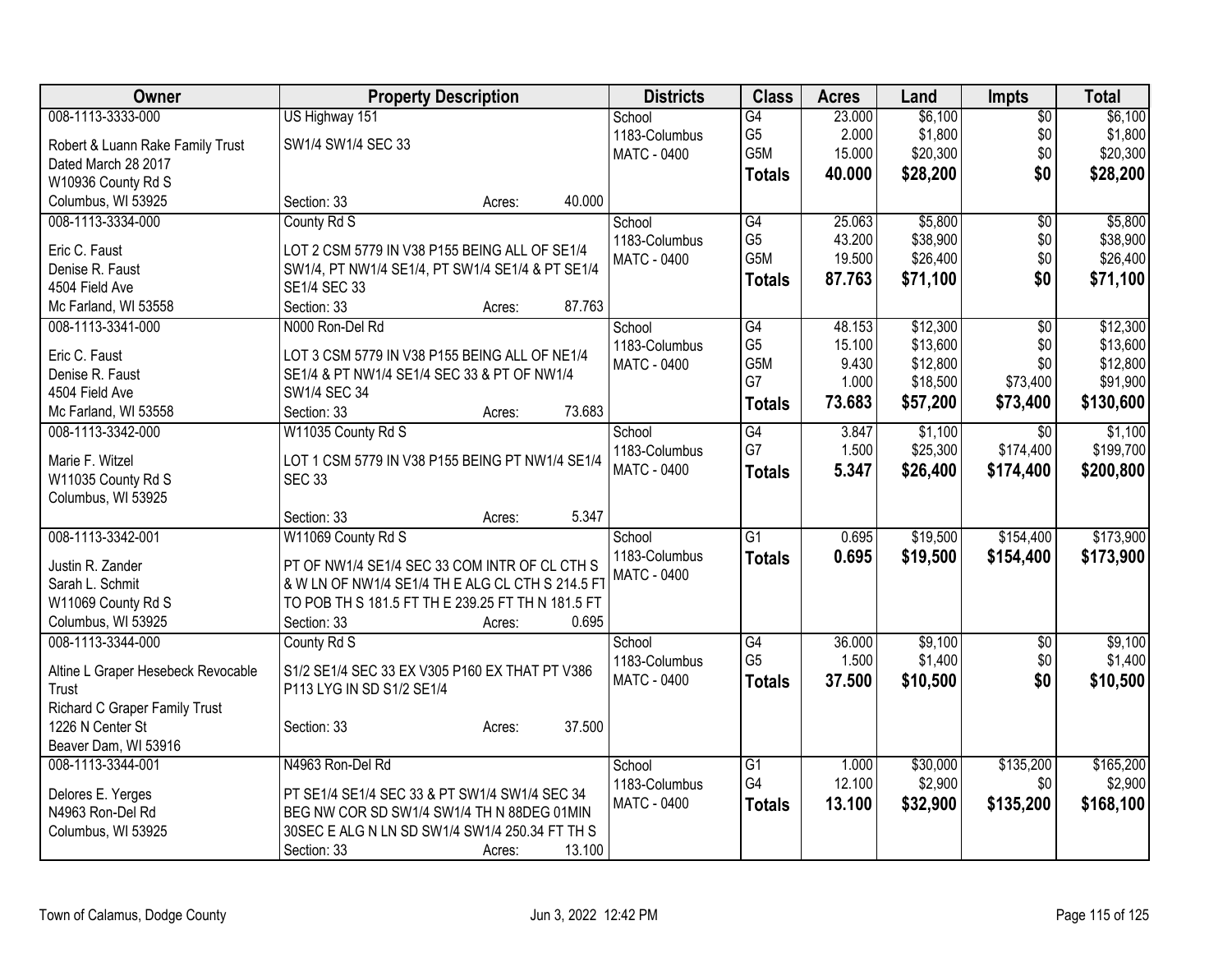| Owner | Property Description | Districts | Class | Acres | Land | Impts | Total |
|---|---|---|---|---|---|---|---|
| 008-1113-3333-000<br>Robert & Luann Rake Family Trust<br>Dated March 28 2017<br>W10936 County Rd S<br>Columbus, WI 53925 | US Highway 151<br>SW1/4 SW1/4 SEC 33<br>Section: 33 Acres: 40.000 | School<br>1183-Columbus<br>MATC - 0400 | G4<br>G5<br>G5M<br>**Totals** | 23.000<br>2.000<br>15.000<br>**40.000** | $6,100<br>$1,800<br>$20,300<br>**$28,200** | $0<br>$0<br>$0<br>**$0** | $6,100<br>$1,800<br>$20,300<br>**$28,200** |
| 008-1113-3334-000<br>Eric C. Faust<br>Denise R. Faust<br>4504 Field Ave<br>Mc Farland, WI 53558 | County Rd S<br>LOT 2 CSM 5779 IN V38 P155 BEING ALL OF SE1/4 SW1/4, PT NW1/4 SE1/4, PT SW1/4 SE1/4 & PT SE1/4 SE1/4 SEC 33<br>Section: 33 Acres: 87.763 | School<br>1183-Columbus<br>MATC - 0400 | G4<br>G5<br>G5M<br>**Totals** | 25.063<br>43.200<br>19.500<br>**87.763** | $5,800<br>$38,900<br>$26,400<br>**$71,100** | $0<br>$0<br>$0<br>**$0** | $5,800<br>$38,900<br>$26,400<br>**$71,100** |
| 008-1113-3341-000<br>Eric C. Faust<br>Denise R. Faust<br>4504 Field Ave<br>Mc Farland, WI 53558 | N000 Ron-Del Rd<br>LOT 3 CSM 5779 IN V38 P155 BEING ALL OF NE1/4 SE1/4 & PT NW1/4 SE1/4 SEC 33 & PT OF NW1/4 SW1/4 SEC 34<br>Section: 33 Acres: 73.683 | School<br>1183-Columbus<br>MATC - 0400 | G4<br>G5<br>G5M<br>G7<br>**Totals** | 48.153<br>15.100<br>9.430<br>1.000<br>**73.683** | $12,300<br>$13,600<br>$12,800<br>$18,500<br>**$57,200** | $0<br>$0<br>$0<br>$73,400<br>**$73,400** | $12,300<br>$13,600<br>$12,800<br>$91,900<br>**$130,600** |
| 008-1113-3342-000<br>Marie F. Witzel<br>W11035 County Rd S<br>Columbus, WI 53925 | W11035 County Rd S<br>LOT 1 CSM 5779 IN V38 P155 BEING PT NW1/4 SE1/4 SEC 33<br>Section: 33 Acres: 5.347 | School<br>1183-Columbus<br>MATC - 0400 | G4<br>G7<br>**Totals** | 3.847<br>1.500<br>**5.347** | $1,100<br>$25,300<br>**$26,400** | $0<br>$174,400<br>**$174,400** | $1,100<br>$199,700<br>**$200,800** |
| 008-1113-3342-001<br>Justin R. Zander<br>Sarah L. Schmit<br>W11069 County Rd S<br>Columbus, WI 53925 | W11069 County Rd S<br>PT OF NW1/4 SE1/4 SEC 33 COM INTR OF CL CTH S & W LN OF NW1/4 SE1/4 TH E ALG CL CTH S 214.5 FT TO POB TH S 181.5 FT TH E 239.25 FT TH N 181.5 FT<br>Section: 33 Acres: 0.695 | School<br>1183-Columbus<br>MATC - 0400 | G1<br>**Totals** | 0.695<br>**0.695** | $19,500<br>**$19,500** | $154,400<br>**$154,400** | $173,900<br>**$173,900** |
| 008-1113-3344-000<br>Altine L Graper Hesebeck Revocable Trust<br>Richard C Graper Family Trust<br>1226 N Center St<br>Beaver Dam, WI 53916 | County Rd S<br>S1/2 SE1/4 SEC 33 EX V305 P160 EX THAT PT V386 P113 LYG IN SD S1/2 SE1/4<br>Section: 33 Acres: 37.500 | School<br>1183-Columbus<br>MATC - 0400 | G4<br>G5<br>**Totals** | 36.000<br>1.500<br>**37.500** | $9,100<br>$1,400<br>**$10,500** | $0<br>$0<br>**$0** | $9,100<br>$1,400<br>**$10,500** |
| 008-1113-3344-001<br>Delores E. Yerges<br>N4963 Ron-Del Rd<br>Columbus, WI 53925 | N4963 Ron-Del Rd<br>PT SE1/4 SE1/4 SEC 33 & PT SW1/4 SW1/4 SEC 34 BEG NW COR SD SW1/4 SW1/4 TH N 88DEG 01MIN 30SEC E ALG N LN SD SW1/4 SW1/4 250.34 FT TH S<br>Section: 33 Acres: 13.100 | School<br>1183-Columbus<br>MATC - 0400 | G1<br>G4<br>**Totals** | 1.000<br>12.100<br>**13.100** | $30,000<br>$2,900<br>**$32,900** | $135,200<br>$0<br>**$135,200** | $165,200<br>$2,900<br>**$168,100** |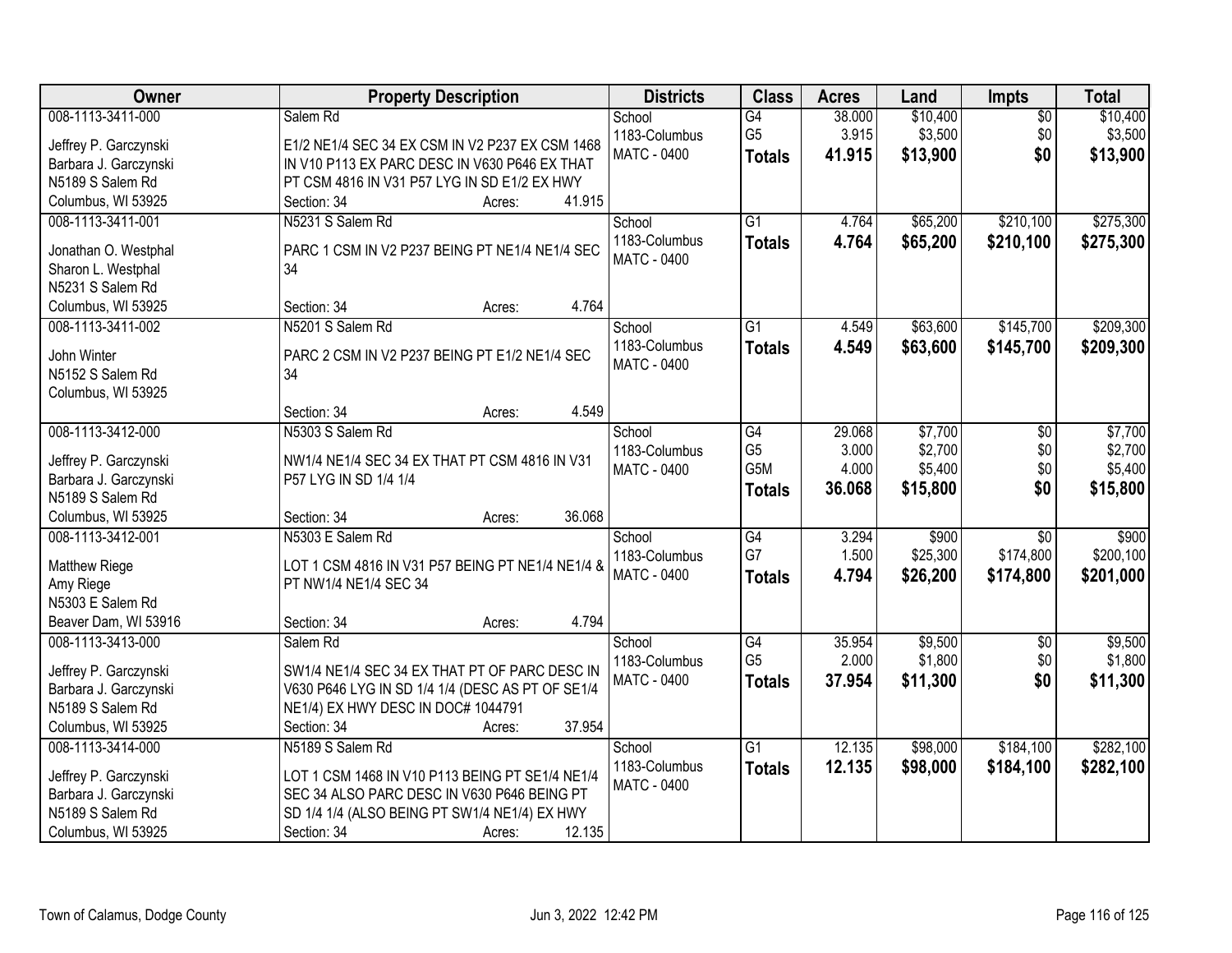| Owner | Property Description | Districts | Class | Acres | Land | Impts | Total |
|---|---|---|---|---|---|---|---|
| 008-1113-3411-000<br>Jeffrey P. Garczynski<br>Barbara J. Garczynski<br>N5189 S Salem Rd<br>Columbus, WI 53925 | Salem Rd<br>E1/2 NE1/4 SEC 34 EX CSM IN V2 P237 EX CSM 1468 IN V10 P113 EX PARC DESC IN V630 P646 EX THAT PT CSM 4816 IN V31 P57 LYG IN SD E1/2 EX HWY<br>Section: 34 Acres: 41.915 | School<br>1183-Columbus<br>MATC - 0400 | G4<br>G5<br>**Totals** | 38.000<br>3.915<br>**41.915** | $10,400<br>$3,500<br>**$13,900** | $0<br>$0<br>**$0** | $10,400<br>$3,500<br>**$13,900** |
| 008-1113-3411-001<br>Jonathan O. Westphal<br>Sharon L. Westphal<br>N5231 S Salem Rd<br>Columbus, WI 53925 | N5231 S Salem Rd<br>PARC 1 CSM IN V2 P237 BEING PT NE1/4 NE1/4 SEC 34<br>Section: 34 Acres: 4.764 | School<br>1183-Columbus<br>MATC - 0400 | G1<br>**Totals** | 4.764<br>**4.764** | $65,200<br>**$65,200** | $210,100<br>**$210,100** | $275,300<br>**$275,300** |
| 008-1113-3411-002<br>John Winter<br>N5152 S Salem Rd<br>Columbus, WI 53925 | N5201 S Salem Rd<br>PARC 2 CSM IN V2 P237 BEING PT E1/2 NE1/4 SEC 34<br>Section: 34 Acres: 4.549 | School<br>1183-Columbus<br>MATC - 0400 | G1<br>**Totals** | 4.549<br>**4.549** | $63,600<br>**$63,600** | $145,700<br>**$145,700** | $209,300<br>**$209,300** |
| 008-1113-3412-000<br>Jeffrey P. Garczynski<br>Barbara J. Garczynski<br>N5189 S Salem Rd<br>Columbus, WI 53925 | N5303 S Salem Rd<br>NW1/4 NE1/4 SEC 34 EX THAT PT CSM 4816 IN V31 P57 LYG IN SD 1/4 1/4<br>Section: 34 Acres: 36.068 | School<br>1183-Columbus<br>MATC - 0400 | G4<br>G5<br>G5M<br>**Totals** | 29.068<br>3.000<br>4.000<br>**36.068** | $7,700<br>$2,700<br>$5,400<br>**$15,800** | $0<br>$0<br>$0<br>**$0** | $7,700<br>$2,700<br>$5,400<br>**$15,800** |
| 008-1113-3412-001<br>Matthew Riege<br>Amy Riege<br>N5303 E Salem Rd<br>Beaver Dam, WI 53916 | N5303 E Salem Rd<br>LOT 1 CSM 4816 IN V31 P57 BEING PT NE1/4 NE1/4 & PT NW1/4 NE1/4 SEC 34<br>Section: 34 Acres: 4.794 | School<br>1183-Columbus<br>MATC - 0400 | G4<br>G7<br>**Totals** | 3.294<br>1.500<br>**4.794** | $900<br>$25,300<br>**$26,200** | $0<br>$174,800<br>**$174,800** | $900<br>$200,100<br>**$201,000** |
| 008-1113-3413-000<br>Jeffrey P. Garczynski<br>Barbara J. Garczynski<br>N5189 S Salem Rd<br>Columbus, WI 53925 | Salem Rd<br>SW1/4 NE1/4 SEC 34 EX THAT PT OF PARC DESC IN V630 P646 LYG IN SD 1/4 1/4 (DESC AS PT OF SE1/4 NE1/4) EX HWY DESC IN DOC# 1044791<br>Section: 34 Acres: 37.954 | School<br>1183-Columbus<br>MATC - 0400 | G4<br>G5<br>**Totals** | 35.954<br>2.000<br>**37.954** | $9,500<br>$1,800<br>**$11,300** | $0<br>$0<br>**$0** | $9,500<br>$1,800<br>**$11,300** |
| 008-1113-3414-000<br>Jeffrey P. Garczynski<br>Barbara J. Garczynski<br>N5189 S Salem Rd<br>Columbus, WI 53925 | N5189 S Salem Rd<br>LOT 1 CSM 1468 IN V10 P113 BEING PT SE1/4 NE1/4 SEC 34 ALSO PARC DESC IN V630 P646 BEING PT SD 1/4 1/4 (ALSO BEING PT SW1/4 NE1/4) EX HWY<br>Section: 34 Acres: 12.135 | School<br>1183-Columbus<br>MATC - 0400 | G1<br>**Totals** | 12.135<br>**12.135** | $98,000<br>**$98,000** | $184,100<br>**$184,100** | $282,100<br>**$282,100** |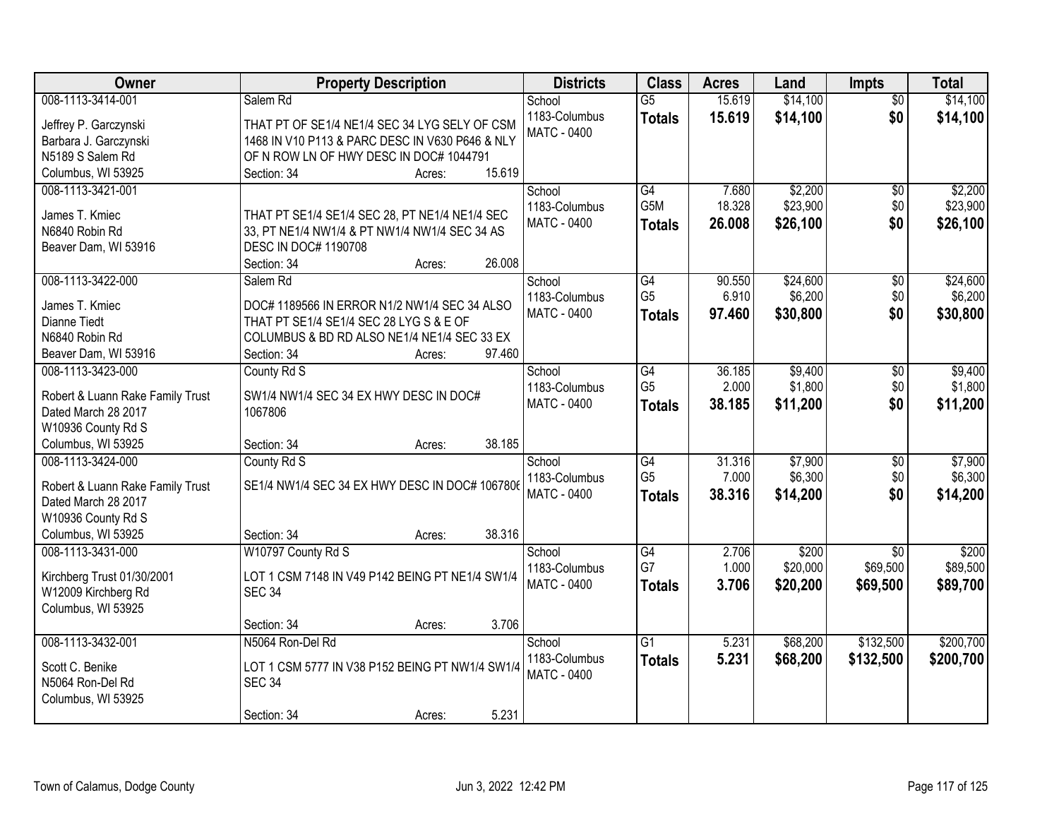| Owner | Property Description | Districts | Class | Acres | Land | Impts | Total |
|---|---|---|---|---|---|---|---|
| 008-1113-3414-001<br>Jeffrey P. Garczynski<br>Barbara J. Garczynski<br>N5189 S Salem Rd<br>Columbus, WI 53925 | Salem Rd<br>THAT PT OF SE1/4 NE1/4 SEC 34 LYG SELY OF CSM 1468 IN V10 P113 & PARC DESC IN V630 P646 & NLY OF N ROW LN OF HWY DESC IN DOC# 1044791<br>Section: 34 Acres: 15.619 | School<br>1183-Columbus<br>MATC - 0400 | G5<br>**Totals** | 15.619<br>**15.619** | $14,100<br>**$14,100** | $0<br>**$0** | $14,100<br>**$14,100** |
| 008-1113-3421-001<br>James T. Kmiec<br>N6840 Robin Rd<br>Beaver Dam, WI 53916 | THAT PT SE1/4 SE1/4 SEC 28, PT NE1/4 NE1/4 SEC 33, PT NE1/4 NW1/4 & PT NW1/4 NW1/4 SEC 34 AS DESC IN DOC# 1190708<br>Section: 34 Acres: 26.008 | School<br>1183-Columbus<br>MATC - 0400 | G4<br>G5M<br>**Totals** | 7.680<br>18.328<br>**26.008** | $2,200<br>$23,900<br>**$26,100** | $0<br>$0<br>**$0** | $2,200<br>$23,900<br>**$26,100** |
| 008-1113-3422-000<br>James T. Kmiec<br>Dianne Tiedt<br>N6840 Robin Rd<br>Beaver Dam, WI 53916 | Salem Rd<br>DOC# 1189566 IN ERROR N1/2 NW1/4 SEC 34 ALSO THAT PT SE1/4 SE1/4 SEC 28 LYG S & E OF COLUMBUS & BD RD ALSO NE1/4 NE1/4 SEC 33 EX<br>Section: 34 Acres: 97.460 | School<br>1183-Columbus<br>MATC - 0400 | G4<br>G5<br>**Totals** | 90.550<br>6.910<br>**97.460** | $24,600<br>$6,200<br>**$30,800** | $0<br>$0<br>**$0** | $24,600<br>$6,200<br>**$30,800** |
| 008-1113-3423-000<br>Robert & Luann Rake Family Trust<br>Dated March 28 2017<br>W10936 County Rd S<br>Columbus, WI 53925 | County Rd S<br>SW1/4 NW1/4 SEC 34 EX HWY DESC IN DOC# 1067806<br>Section: 34 Acres: 38.185 | School<br>1183-Columbus<br>MATC - 0400 | G4<br>G5<br>**Totals** | 36.185<br>2.000<br>**38.185** | $9,400<br>$1,800<br>**$11,200** | $0<br>$0<br>**$0** | $9,400<br>$1,800<br>**$11,200** |
| 008-1113-3424-000<br>Robert & Luann Rake Family Trust<br>Dated March 28 2017<br>W10936 County Rd S<br>Columbus, WI 53925 | County Rd S<br>SE1/4 NW1/4 SEC 34 EX HWY DESC IN DOC# 1067806<br>Section: 34 Acres: 38.316 | School<br>1183-Columbus<br>MATC - 0400 | G4<br>G5<br>**Totals** | 31.316<br>7.000<br>**38.316** | $7,900<br>$6,300<br>**$14,200** | $0<br>$0<br>**$0** | $7,900<br>$6,300<br>**$14,200** |
| 008-1113-3431-000<br>Kirchberg Trust 01/30/2001<br>W12009 Kirchberg Rd<br>Columbus, WI 53925 | W10797 County Rd S<br>LOT 1 CSM 7148 IN V49 P142 BEING PT NE1/4 SW1/4 SEC 34<br>Section: 34 Acres: 3.706 | School<br>1183-Columbus<br>MATC - 0400 | G4<br>G7<br>**Totals** | 2.706<br>1.000<br>**3.706** | $200<br>$20,000<br>**$20,200** | $0<br>$69,500<br>**$69,500** | $200<br>$89,500<br>**$89,700** |
| 008-1113-3432-001<br>Scott C. Benike<br>N5064 Ron-Del Rd<br>Columbus, WI 53925 | N5064 Ron-Del Rd<br>LOT 1 CSM 5777 IN V38 P152 BEING PT NW1/4 SW1/4 SEC 34<br>Section: 34 Acres: 5.231 | School<br>1183-Columbus<br>MATC - 0400 | G1<br>**Totals** | 5.231<br>**5.231** | $68,200<br>**$68,200** | $132,500<br>**$132,500** | $200,700<br>**$200,700** |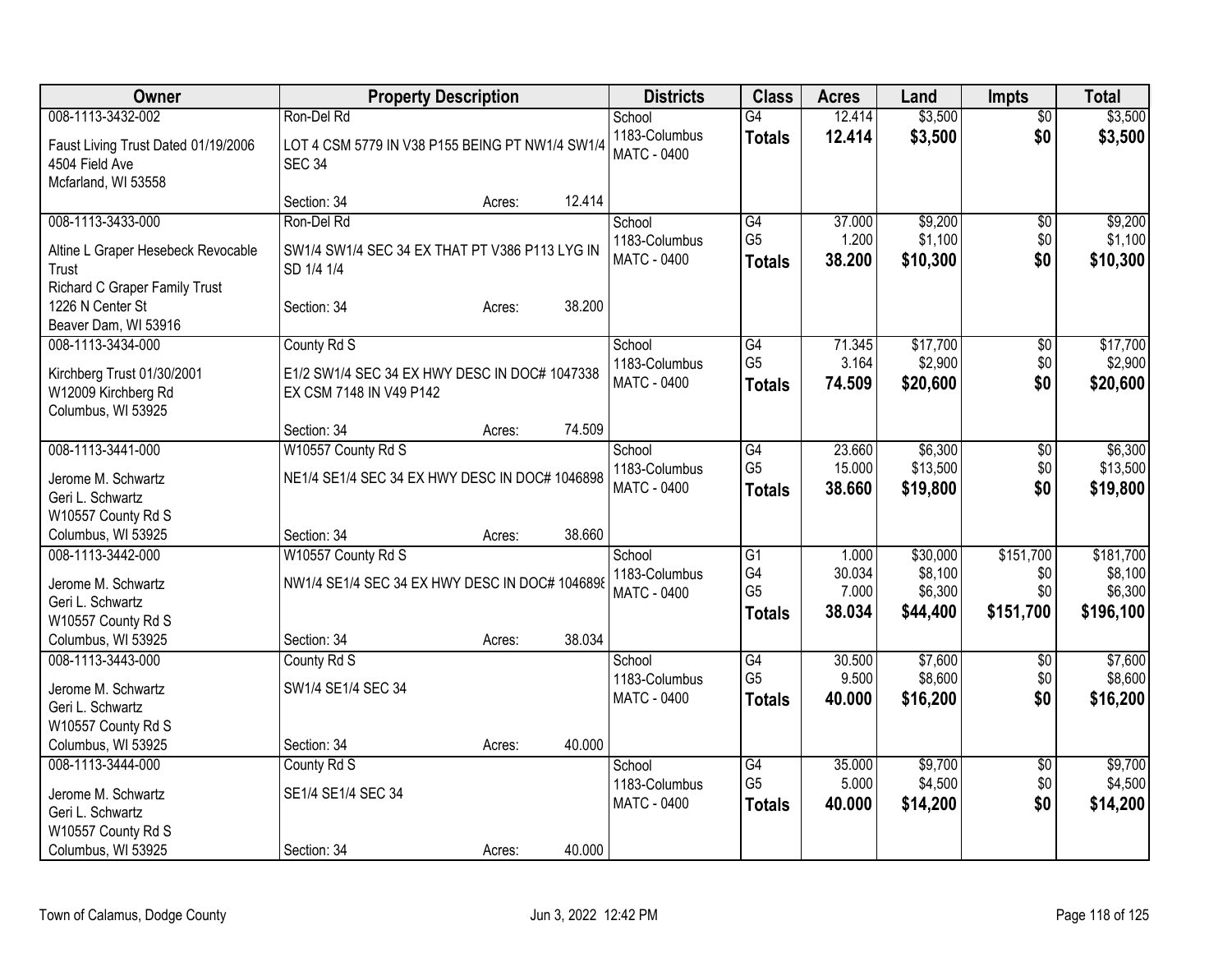| Owner | Property Description | | | Districts | Class | Acres | Land | Impts | Total |
|---|---|---|---|---|---|---|---|---|---|
| 008-1113-3432-002 | Ron-Del Rd | | | School | G4 | 12.414 | $3,500 | $0 | $3,500 |
| Faust Living Trust Dated 01/19/2006<br>4504 Field Ave<br>Mcfarland, WI 53558 | LOT 4 CSM 5779 IN V38 P155 BEING PT NW1/4 SW1/4 SEC 34 | | | 1183-Columbus<br>MATC - 0400 | **Totals** | **12.414** | **$3,500** | **$0** | **$3,500** |
| | Section: 34 | Acres: | 12.414 | | | | | | |
| 008-1113-3433-000 | Ron-Del Rd | | | School | G4 | 37.000 | $9,200 | $0 | $9,200 |
| Altine L Graper Hesebeck Revocable Trust<br>Richard C Graper Family Trust<br>1226 N Center St<br>Beaver Dam, WI 53916 | SW1/4 SW1/4 SEC 34 EX THAT PT V386 P113 LYG IN SD 1/4 1/4 | | | 1183-Columbus<br>MATC - 0400 | G5 | 1.200 | $1,100 | $0 | $1,100 |
| | | | | | **Totals** | **38.200** | **$10,300** | **$0** | **$10,300** |
| | Section: 34 | Acres: | 38.200 | | | | | | |
| 008-1113-3434-000 | County Rd S | | | School | G4 | 71.345 | $17,700 | $0 | $17,700 |
| Kirchberg Trust 01/30/2001<br>W12009 Kirchberg Rd<br>Columbus, WI 53925 | E1/2 SW1/4 SEC 34 EX HWY DESC IN DOC# 1047338 EX CSM 7148 IN V49 P142 | | | 1183-Columbus<br>MATC - 0400 | G5 | 3.164 | $2,900 | $0 | $2,900 |
| | | | | | **Totals** | **74.509** | **$20,600** | **$0** | **$20,600** |
| | Section: 34 | Acres: | 74.509 | | | | | | |
| 008-1113-3441-000 | W10557 County Rd S | | | School | G4 | 23.660 | $6,300 | $0 | $6,300 |
| Jerome M. Schwartz<br>Geri L. Schwartz<br>W10557 County Rd S<br>Columbus, WI 53925 | NE1/4 SE1/4 SEC 34 EX HWY DESC IN DOC# 1046898 | | | 1183-Columbus<br>MATC - 0400 | G5 | 15.000 | $13,500 | $0 | $13,500 |
| | | | | | **Totals** | **38.660** | **$19,800** | **$0** | **$19,800** |
| | Section: 34 | Acres: | 38.660 | | | | | | |
| 008-1113-3442-000 | W10557 County Rd S | | | School | G1 | 1.000 | $30,000 | $151,700 | $181,700 |
| Jerome M. Schwartz<br>Geri L. Schwartz<br>W10557 County Rd S<br>Columbus, WI 53925 | NW1/4 SE1/4 SEC 34 EX HWY DESC IN DOC# 1046898 | | | 1183-Columbus<br>MATC - 0400 | G4 | 30.034 | $8,100 | $0 | $8,100 |
| | | | | | G5 | 7.000 | $6,300 | $0 | $6,300 |
| | | | | | **Totals** | **38.034** | **$44,400** | **$151,700** | **$196,100** |
| | Section: 34 | Acres: | 38.034 | | | | | | |
| 008-1113-3443-000 | County Rd S | | | School | G4 | 30.500 | $7,600 | $0 | $7,600 |
| Jerome M. Schwartz<br>Geri L. Schwartz<br>W10557 County Rd S<br>Columbus, WI 53925 | SW1/4 SE1/4 SEC 34 | | | 1183-Columbus<br>MATC - 0400 | G5 | 9.500 | $8,600 | $0 | $8,600 |
| | | | | | **Totals** | **40.000** | **$16,200** | **$0** | **$16,200** |
| | Section: 34 | Acres: | 40.000 | | | | | | |
| 008-1113-3444-000 | County Rd S | | | School | G4 | 35.000 | $9,700 | $0 | $9,700 |
| Jerome M. Schwartz<br>Geri L. Schwartz<br>W10557 County Rd S<br>Columbus, WI 53925 | SE1/4 SE1/4 SEC 34 | | | 1183-Columbus<br>MATC - 0400 | G5 | 5.000 | $4,500 | $0 | $4,500 |
| | | | | | **Totals** | **40.000** | **$14,200** | **$0** | **$14,200** |
| | Section: 34 | Acres: | 40.000 | | | | | | |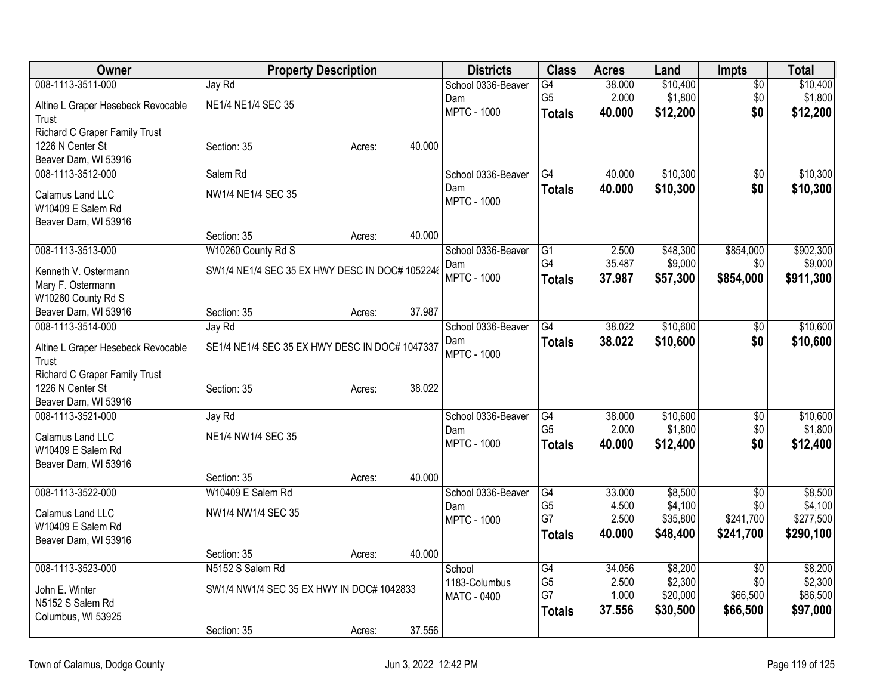| Owner | Property Description | | | Districts | Class | Acres | Land | Impts | Total |
|---|---|---|---|---|---|---|---|---|---|
| 008-1113-3511-000 | Jay Rd | | | School 0336-Beaver Dam | G4 | 38.000 | $10,400 | $0 | $10,400 |
| Altine L Graper Hesebeck Revocable Trust | NE1/4 NE1/4 SEC 35 | | | MPTC - 1000 | G5 | 2.000 | $1,800 | $0 | $1,800 |
| Richard C Graper Family Trust | | | | | **Totals** | **40.000** | **$12,200** | **$0** | **$12,200** |
| 1226 N Center St | Section: 35 | Acres: | 40.000 | | | | | | |
| Beaver Dam, WI 53916 | | | | | | | | | |
| 008-1113-3512-000 | Salem Rd | | | School 0336-Beaver Dam | G4 | 40.000 | $10,300 | $0 | $10,300 |
| Calamus Land LLC | NW1/4 NE1/4 SEC 35 | | | MPTC - 1000 | **Totals** | **40.000** | **$10,300** | **$0** | **$10,300** |
| W10409 E Salem Rd | | | | | | | | | |
| Beaver Dam, WI 53916 | Section: 35 | Acres: | 40.000 | | | | | | |
| 008-1113-3513-000 | W10260 County Rd S | | | School 0336-Beaver Dam | G1 | 2.500 | $48,300 | $854,000 | $902,300 |
| Kenneth V. Ostermann | SW1/4 NE1/4 SEC 35 EX HWY DESC IN DOC# 105224( | | | MPTC - 1000 | G4 | 35.487 | $9,000 | $0 | $9,000 |
| Mary F. Ostermann | | | | | **Totals** | **37.987** | **$57,300** | **$854,000** | **$911,300** |
| W10260 County Rd S | | | | | | | | | |
| Beaver Dam, WI 53916 | Section: 35 | Acres: | 37.987 | | | | | | |
| 008-1113-3514-000 | Jay Rd | | | School 0336-Beaver Dam | G4 | 38.022 | $10,600 | $0 | $10,600 |
| Altine L Graper Hesebeck Revocable Trust | SE1/4 NE1/4 SEC 35 EX HWY DESC IN DOC# 1047337 | | | MPTC - 1000 | **Totals** | **38.022** | **$10,600** | **$0** | **$10,600** |
| Richard C Graper Family Trust | | | | | | | | | |
| 1226 N Center St | Section: 35 | Acres: | 38.022 | | | | | | |
| Beaver Dam, WI 53916 | | | | | | | | | |
| 008-1113-3521-000 | Jay Rd | | | School 0336-Beaver Dam | G4 | 38.000 | $10,600 | $0 | $10,600 |
| Calamus Land LLC | NE1/4 NW1/4 SEC 35 | | | MPTC - 1000 | G5 | 2.000 | $1,800 | $0 | $1,800 |
| W10409 E Salem Rd | | | | | **Totals** | **40.000** | **$12,400** | **$0** | **$12,400** |
| Beaver Dam, WI 53916 | Section: 35 | Acres: | 40.000 | | | | | | |
| 008-1113-3522-000 | W10409 E Salem Rd | | | School 0336-Beaver Dam | G4 | 33.000 | $8,500 | $0 | $8,500 |
| Calamus Land LLC | NW1/4 NW1/4 SEC 35 | | | MPTC - 1000 | G5 | 4.500 | $4,100 | $0 | $4,100 |
| W10409 E Salem Rd | | | | | G7 | 2.500 | $35,800 | $241,700 | $277,500 |
| Beaver Dam, WI 53916 | | | | | **Totals** | **40.000** | **$48,400** | **$241,700** | **$290,100** |
| | Section: 35 | Acres: | 40.000 | | | | | | |
| 008-1113-3523-000 | N5152 S Salem Rd | | | School 1183-Columbus | G4 | 34.056 | $8,200 | $0 | $8,200 |
| John E. Winter | SW1/4 NW1/4 SEC 35 EX HWY IN DOC# 1042833 | | | MATC - 0400 | G5 | 2.500 | $2,300 | $0 | $2,300 |
| N5152 S Salem Rd | | | | | G7 | 1.000 | $20,000 | $66,500 | $86,500 |
| Columbus, WI 53925 | | | | | **Totals** | **37.556** | **$30,500** | **$66,500** | **$97,000** |
| | Section: 35 | Acres: | 37.556 | | | | | | |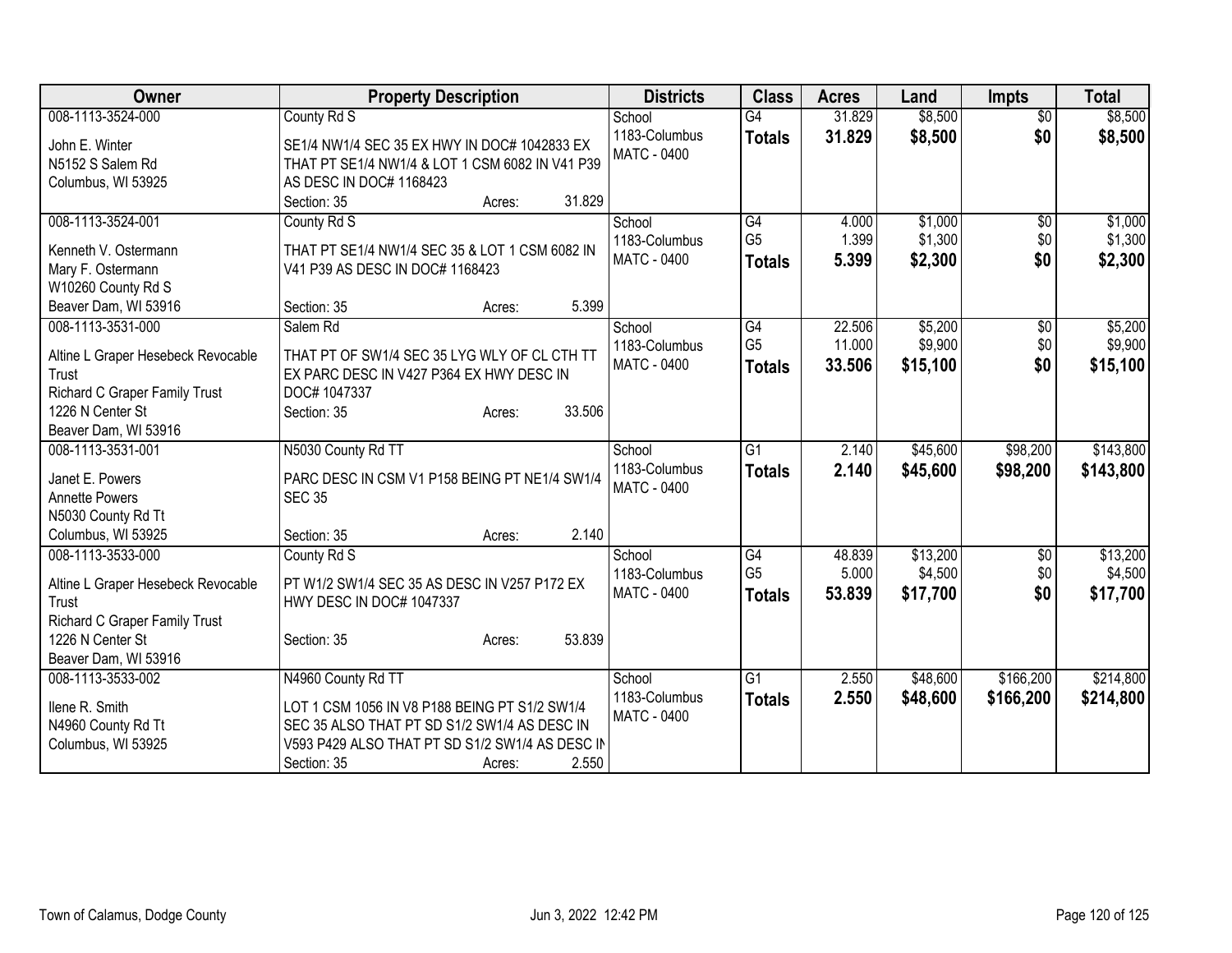| Owner | Property Description | Districts | Class | Acres | Land | Impts | Total |
|---|---|---|---|---|---|---|---|
| 008-1113-3524-000<br>John E. Winter<br>N5152 S Salem Rd<br>Columbus, WI 53925 | County Rd S<br>SE1/4 NW1/4 SEC 35 EX HWY IN DOC# 1042833 EX THAT PT SE1/4 NW1/4 & LOT 1 CSM 6082 IN V41 P39 AS DESC IN DOC# 1168423<br>Section: 35 Acres: 31.829 | School<br>1183-Columbus<br>MATC - 0400 | G4<br>**Totals** | 31.829<br>**31.829** | $8,500<br>**$8,500** | $0<br>**$0** | $8,500<br>**$8,500** |
| 008-1113-3524-001<br>Kenneth V. Ostermann<br>Mary F. Ostermann<br>W10260 County Rd S<br>Beaver Dam, WI 53916 | County Rd S<br>THAT PT SE1/4 NW1/4 SEC 35 & LOT 1 CSM 6082 IN V41 P39 AS DESC IN DOC# 1168423<br>Section: 35 Acres: 5.399 | School<br>1183-Columbus<br>MATC - 0400 | G4<br>G5<br>**Totals** | 4.000<br>1.399<br>**5.399** | $1,000<br>$1,300<br>**$2,300** | $0<br>$0<br>**$0** | $1,000<br>$1,300<br>**$2,300** |
| 008-1113-3531-000<br>Altine L Graper Hesebeck Revocable Trust<br>Richard C Graper Family Trust<br>1226 N Center St<br>Beaver Dam, WI 53916 | Salem Rd<br>THAT PT OF SW1/4 SEC 35 LYG WLY OF CL CTH TT EX PARC DESC IN V427 P364 EX HWY DESC IN DOC# 1047337<br>Section: 35 Acres: 33.506 | School<br>1183-Columbus<br>MATC - 0400 | G4<br>G5<br>**Totals** | 22.506<br>11.000<br>**33.506** | $5,200<br>$9,900<br>**$15,100** | $0<br>$0<br>**$0** | $5,200<br>$9,900<br>**$15,100** |
| 008-1113-3531-001<br>Janet E. Powers<br>Annette Powers<br>N5030 County Rd Tt<br>Columbus, WI 53925 | N5030 County Rd TT<br>PARC DESC IN CSM V1 P158 BEING PT NE1/4 SW1/4 SEC 35<br>Section: 35 Acres: 2.140 | School<br>1183-Columbus<br>MATC - 0400 | G1<br>**Totals** | 2.140<br>**2.140** | $45,600<br>**$45,600** | $98,200<br>**$98,200** | $143,800<br>**$143,800** |
| 008-1113-3533-000<br>Altine L Graper Hesebeck Revocable Trust<br>Richard C Graper Family Trust<br>1226 N Center St<br>Beaver Dam, WI 53916 | County Rd S<br>PT W1/2 SW1/4 SEC 35 AS DESC IN V257 P172 EX HWY DESC IN DOC# 1047337<br>Section: 35 Acres: 53.839 | School<br>1183-Columbus<br>MATC - 0400 | G4<br>G5<br>**Totals** | 48.839<br>5.000<br>**53.839** | $13,200<br>$4,500<br>**$17,700** | $0<br>$0<br>**$0** | $13,200<br>$4,500<br>**$17,700** |
| 008-1113-3533-002<br>Ilene R. Smith<br>N4960 County Rd Tt<br>Columbus, WI 53925 | N4960 County Rd TT<br>LOT 1 CSM 1056 IN V8 P188 BEING PT S1/2 SW1/4 SEC 35 ALSO THAT PT SD S1/2 SW1/4 AS DESC IN V593 P429 ALSO THAT PT SD S1/2 SW1/4 AS DESC IN<br>Section: 35 Acres: 2.550 | School<br>1183-Columbus<br>MATC - 0400 | G1<br>**Totals** | 2.550<br>**2.550** | $48,600<br>**$48,600** | $166,200<br>**$166,200** | $214,800<br>**$214,800** |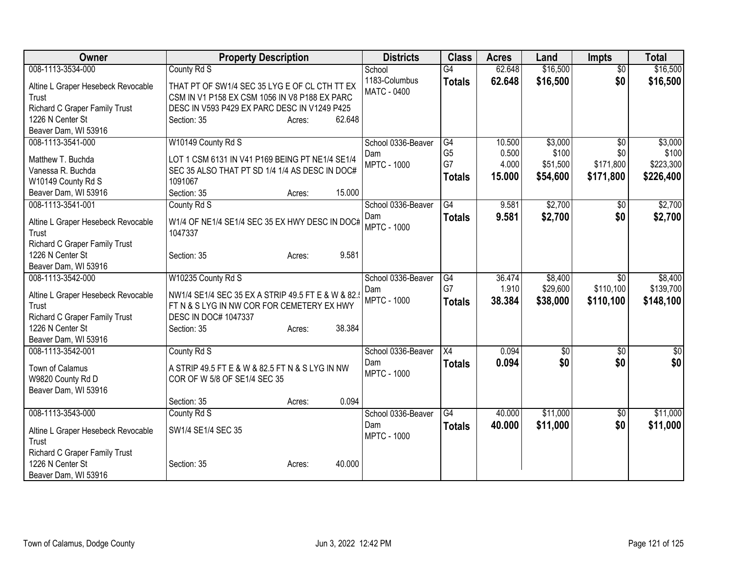| Owner | Property Description | Districts | Class | Acres | Land | Impts | Total |
|---|---|---|---|---|---|---|---|
| 008-1113-3534-000<br>Altine L Graper Hesebeck Revocable Trust<br>Richard C Graper Family Trust<br>1226 N Center St<br>Beaver Dam, WI 53916 | County Rd S<br>THAT PT OF SW1/4 SEC 35 LYG E OF CL CTH TT EX CSM IN V1 P158 EX CSM 1056 IN V8 P188 EX PARC DESC IN V593 P429 EX PARC DESC IN V1249 P425<br>Section: 35 Acres: 62.648 | School 1183-Columbus<br>MATC - 0400 | G4<br>**Totals** | 62.648<br>**62.648** | $16,500<br>**$16,500** | $0<br>**$0** | $16,500<br>**$16,500** |
| 008-1113-3541-000<br>Matthew T. Buchda<br>Vanessa R. Buchda<br>W10149 County Rd S<br>Beaver Dam, WI 53916 | W10149 County Rd S<br>LOT 1 CSM 6131 IN V41 P169 BEING PT NE1/4 SE1/4 SEC 35 ALSO THAT PT SD 1/4 1/4 AS DESC IN DOC# 1091067<br>Section: 35 Acres: 15.000 | School 0336-Beaver Dam<br>MPTC - 1000 | G4<br>G5<br>G7<br>**Totals** | 10.500<br>0.500<br>4.000<br>**15.000** | $3,000<br>$100<br>$51,500<br>**$54,600** | $0<br>$0<br>$171,800<br>**$171,800** | $3,000<br>$100<br>$223,300<br>**$226,400** |
| 008-1113-3541-001<br>Altine L Graper Hesebeck Revocable Trust<br>Richard C Graper Family Trust<br>1226 N Center St<br>Beaver Dam, WI 53916 | County Rd S<br>W1/4 OF NE1/4 SE1/4 SEC 35 EX HWY DESC IN DOC# 1047337<br>Section: 35 Acres: 9.581 | School 0336-Beaver Dam<br>MPTC - 1000 | G4<br>**Totals** | 9.581<br>**9.581** | $2,700<br>**$2,700** | $0<br>**$0** | $2,700<br>**$2,700** |
| 008-1113-3542-000<br>Altine L Graper Hesebeck Revocable Trust<br>Richard C Graper Family Trust<br>1226 N Center St<br>Beaver Dam, WI 53916 | W10235 County Rd S<br>NW1/4 SE1/4 SEC 35 EX A STRIP 49.5 FT E & W & 82.5 FT N & S LYG IN NW COR FOR CEMETERY EX HWY DESC IN DOC# 1047337<br>Section: 35 Acres: 38.384 | School 0336-Beaver Dam<br>MPTC - 1000 | G4<br>G7<br>**Totals** | 36.474<br>1.910<br>**38.384** | $8,400<br>$29,600<br>**$38,000** | $0<br>$110,100<br>**$110,100** | $8,400<br>$139,700<br>**$148,100** |
| 008-1113-3542-001<br>Town of Calamus<br>W9820 County Rd D<br>Beaver Dam, WI 53916 | County Rd S<br>A STRIP 49.5 FT E & W & 82.5 FT N & S LYG IN NW COR OF W 5/8 OF SE1/4 SEC 35<br>Section: 35 Acres: 0.094 | School 0336-Beaver Dam<br>MPTC - 1000 | X4<br>**Totals** | 0.094<br>**0.094** | $0<br>**$0** | $0<br>**$0** | $0<br>**$0** |
| 008-1113-3543-000<br>Altine L Graper Hesebeck Revocable Trust<br>Richard C Graper Family Trust<br>1226 N Center St<br>Beaver Dam, WI 53916 | County Rd S<br>SW1/4 SE1/4 SEC 35<br>Section: 35 Acres: 40.000 | School 0336-Beaver Dam<br>MPTC - 1000 | G4<br>**Totals** | 40.000<br>**40.000** | $11,000<br>**$11,000** | $0<br>**$0** | $11,000<br>**$11,000** |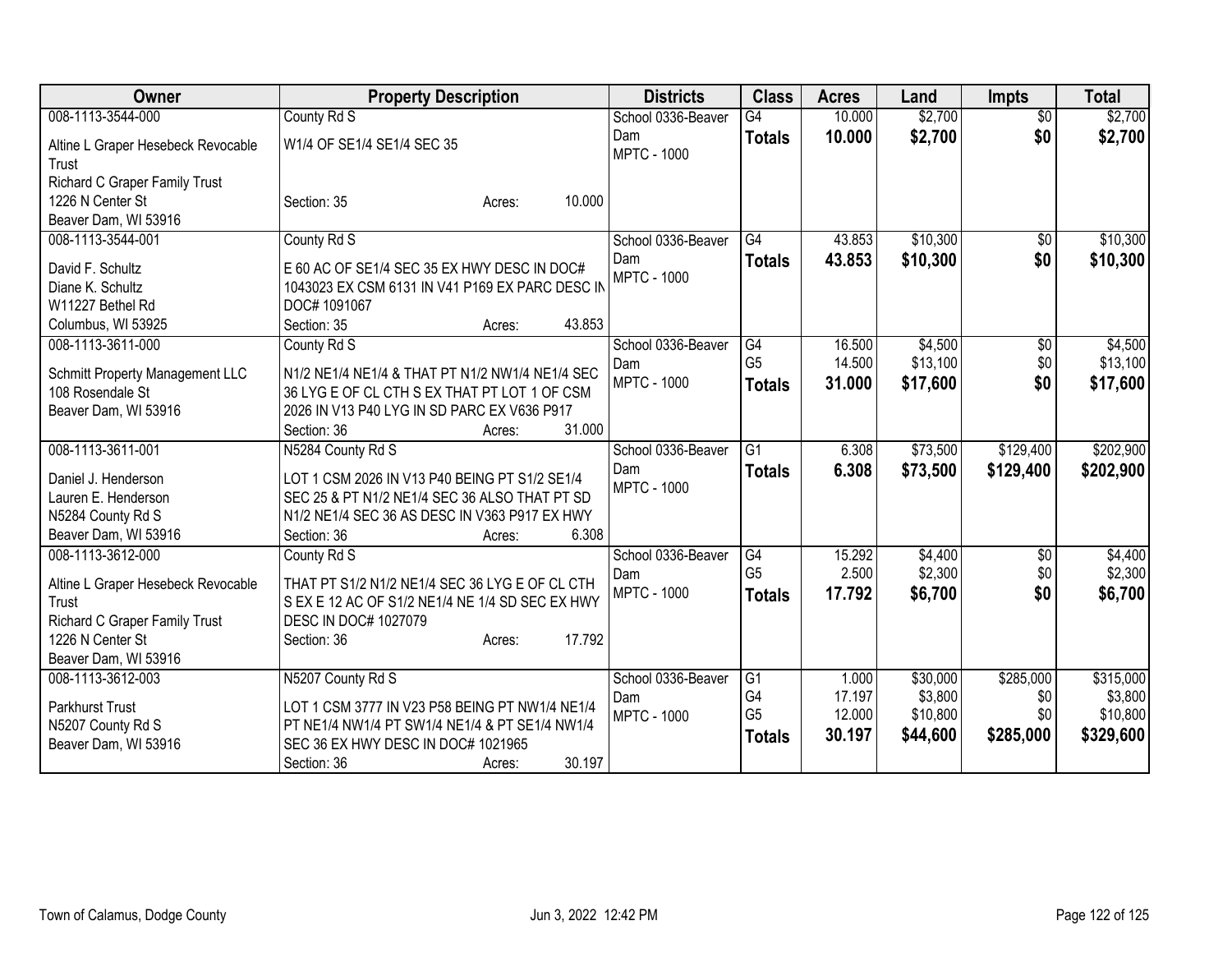| Owner | Property Description | Districts | Class | Acres | Land | Impts | Total |
|---|---|---|---|---|---|---|---|
| 008-1113-3544-000<br>Altine L Graper Hesebeck Revocable Trust<br>Richard C Graper Family Trust<br>1226 N Center St<br>Beaver Dam, WI 53916 | County Rd S<br>W1/4 OF SE1/4 SE1/4 SEC 35<br>Section: 35 Acres: 10.000 | School 0336-Beaver Dam<br>MPTC - 1000 | G4<br>**Totals** | 10.000<br>**10.000** | $2,700<br>**$2,700** | $0<br>**$0** | $2,700<br>**$2,700** |
| 008-1113-3544-001<br>David F. Schultz<br>Diane K. Schultz<br>W11227 Bethel Rd<br>Columbus, WI 53925 | County Rd S<br>E 60 AC OF SE1/4 SEC 35 EX HWY DESC IN DOC# 1043023 EX CSM 6131 IN V41 P169 EX PARC DESC IN DOC# 1091067<br>Section: 35 Acres: 43.853 | School 0336-Beaver Dam<br>MPTC - 1000 | G4<br>**Totals** | 43.853<br>**43.853** | $10,300<br>**$10,300** | $0<br>**$0** | $10,300<br>**$10,300** |
| 008-1113-3611-000<br>Schmitt Property Management LLC<br>108 Rosendale St<br>Beaver Dam, WI 53916 | County Rd S<br>N1/2 NE1/4 NE1/4 & THAT PT N1/2 NW1/4 NE1/4 SEC 36 LYG E OF CL CTH S EX THAT PT LOT 1 OF CSM 2026 IN V13 P40 LYG IN SD PARC EX V636 P917<br>Section: 36 Acres: 31.000 | School 0336-Beaver Dam<br>MPTC - 1000 | G4<br>G5<br>**Totals** | 16.500<br>14.500<br>**31.000** | $4,500<br>$13,100<br>**$17,600** | $0<br>$0<br>**$0** | $4,500<br>$13,100<br>**$17,600** |
| 008-1113-3611-001<br>Daniel J. Henderson<br>Lauren E. Henderson<br>N5284 County Rd S<br>Beaver Dam, WI 53916 | N5284 County Rd S<br>LOT 1 CSM 2026 IN V13 P40 BEING PT S1/2 SE1/4 SEC 25 & PT N1/2 NE1/4 SEC 36 ALSO THAT PT SD N1/2 NE1/4 SEC 36 AS DESC IN V363 P917 EX HWY<br>Section: 36 Acres: 6.308 | School 0336-Beaver Dam<br>MPTC - 1000 | G1<br>**Totals** | 6.308<br>**6.308** | $73,500<br>**$73,500** | $129,400<br>**$129,400** | $202,900<br>**$202,900** |
| 008-1113-3612-000<br>Altine L Graper Hesebeck Revocable Trust<br>Richard C Graper Family Trust<br>1226 N Center St<br>Beaver Dam, WI 53916 | County Rd S<br>THAT PT S1/2 N1/2 NE1/4 SEC 36 LYG E OF CL CTH S EX E 12 AC OF S1/2 NE1/4 NE 1/4 SD SEC EX HWY DESC IN DOC# 1027079<br>Section: 36 Acres: 17.792 | School 0336-Beaver Dam<br>MPTC - 1000 | G4<br>G5<br>**Totals** | 15.292<br>2.500<br>**17.792** | $4,400<br>$2,300<br>**$6,700** | $0<br>$0<br>**$0** | $4,400<br>$2,300<br>**$6,700** |
| 008-1113-3612-003<br>Parkhurst Trust<br>N5207 County Rd S<br>Beaver Dam, WI 53916 | N5207 County Rd S<br>LOT 1 CSM 3777 IN V23 P58 BEING PT NW1/4 NE1/4 PT NE1/4 NW1/4 PT SW1/4 NE1/4 & PT SE1/4 NW1/4 SEC 36 EX HWY DESC IN DOC# 1021965<br>Section: 36 Acres: 30.197 | School 0336-Beaver Dam<br>MPTC - 1000 | G1<br>G4<br>G5<br>**Totals** | 1.000<br>17.197<br>12.000<br>**30.197** | $30,000<br>$3,800<br>$10,800<br>**$44,600** | $285,000<br>$0<br>$0<br>**$285,000** | $315,000<br>$3,800<br>$10,800<br>**$329,600** |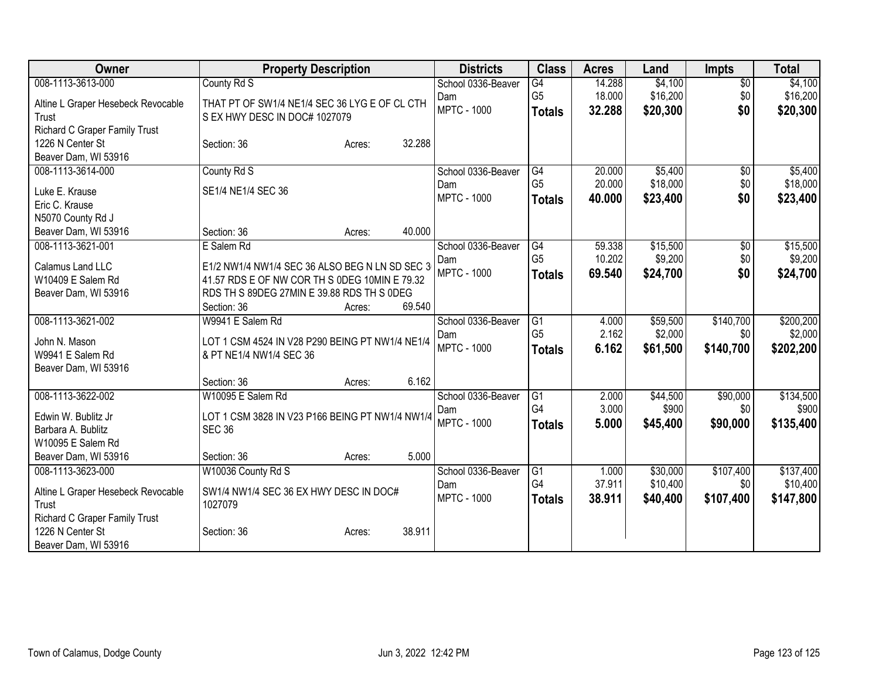| Owner | Property Description | Districts | Class | Acres | Land | Impts | Total |
|---|---|---|---|---|---|---|---|
| 008-1113-3613-000<br>Altine L Graper Hesebeck Revocable Trust<br>Richard C Graper Family Trust<br>1226 N Center St<br>Beaver Dam, WI 53916 | County Rd S<br>THAT PT OF SW1/4 NE1/4 SEC 36 LYG E OF CL CTH S EX HWY DESC IN DOC# 1027079<br>Section: 36 Acres: 32.288 | School 0336-Beaver Dam<br>MPTC - 1000 | G4<br>G5<br>**Totals** | 14.288<br>18.000<br>**32.288** | $4,100<br>$16,200<br>**$20,300** | $0<br>$0<br>**$0** | $4,100<br>$16,200<br>**$20,300** |
| 008-1113-3614-000<br>Luke E. Krause<br>Eric C. Krause<br>N5070 County Rd J<br>Beaver Dam, WI 53916 | County Rd S<br>SE1/4 NE1/4 SEC 36<br>Section: 36 Acres: 40.000 | School 0336-Beaver Dam<br>MPTC - 1000 | G4<br>G5<br>**Totals** | 20.000<br>20.000<br>**40.000** | $5,400<br>$18,000<br>**$23,400** | $0<br>$0<br>**$0** | $5,400<br>$18,000<br>**$23,400** |
| 008-1113-3621-001<br>Calamus Land LLC<br>W10409 E Salem Rd<br>Beaver Dam, WI 53916 | E Salem Rd<br>E1/2 NW1/4 NW1/4 SEC 36 ALSO BEG N LN SD SEC 3 41.57 RDS E OF NW COR TH S 0DEG 10MIN E 79.32 RDS TH S 89DEG 27MIN E 39.88 RDS TH S 0DEG<br>Section: 36 Acres: 69.540 | School 0336-Beaver Dam<br>MPTC - 1000 | G4<br>G5<br>**Totals** | 59.338<br>10.202<br>**69.540** | $15,500<br>$9,200<br>**$24,700** | $0<br>$0<br>**$0** | $15,500<br>$9,200<br>**$24,700** |
| 008-1113-3621-002<br>John N. Mason<br>W9941 E Salem Rd<br>Beaver Dam, WI 53916 | W9941 E Salem Rd<br>LOT 1 CSM 4524 IN V28 P290 BEING PT NW1/4 NE1/4 & PT NE1/4 NW1/4 SEC 36<br>Section: 36 Acres: 6.162 | School 0336-Beaver Dam<br>MPTC - 1000 | G1<br>G5<br>**Totals** | 4.000<br>2.162<br>**6.162** | $59,500<br>$2,000<br>**$61,500** | $140,700<br>$0<br>**$140,700** | $200,200<br>$2,000<br>**$202,200** |
| 008-1113-3622-002<br>Edwin W. Bublitz Jr<br>Barbara A. Bublitz<br>W10095 E Salem Rd<br>Beaver Dam, WI 53916 | W10095 E Salem Rd<br>LOT 1 CSM 3828 IN V23 P166 BEING PT NW1/4 NW1/4 SEC 36<br>Section: 36 Acres: 5.000 | School 0336-Beaver Dam<br>MPTC - 1000 | G1<br>G4<br>**Totals** | 2.000<br>3.000<br>**5.000** | $44,500<br>$900<br>**$45,400** | $90,000<br>$0<br>**$90,000** | $134,500<br>$900<br>**$135,400** |
| 008-1113-3623-000<br>Altine L Graper Hesebeck Revocable Trust<br>Richard C Graper Family Trust<br>1226 N Center St<br>Beaver Dam, WI 53916 | W10036 County Rd S<br>SW1/4 NW1/4 SEC 36 EX HWY DESC IN DOC# 1027079<br>Section: 36 Acres: 38.911 | School 0336-Beaver Dam<br>MPTC - 1000 | G1<br>G4<br>**Totals** | 1.000<br>37.911<br>**38.911** | $30,000<br>$10,400<br>**$40,400** | $107,400<br>$0<br>**$107,400** | $137,400<br>$10,400<br>**$147,800** |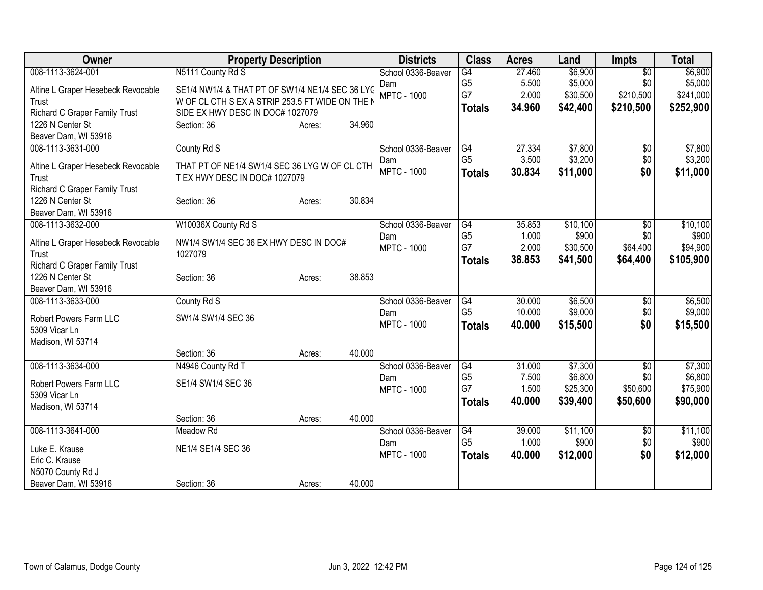| Owner | Property Description | | | Districts | Class | Acres | Land | Impts | Total |
|---|---|---|---|---|---|---|---|---|---|
| 008-1113-3624-001<br>Altine L Graper Hesebeck Revocable Trust<br>Richard C Graper Family Trust<br>1226 N Center St<br>Beaver Dam, WI 53916 | N5111 County Rd S<br>SE1/4 NW1/4 & THAT PT OF SW1/4 NE1/4 SEC 36 LYG W OF CL CTH S EX A STRIP 253.5 FT WIDE ON THE N SIDE EX HWY DESC IN DOC# 1027079<br>Section: 36 | Acres: | 34.960 | School 0336-Beaver Dam<br>MPTC - 1000 | G4<br>G5<br>G7<br>**Totals** | 27.460<br>5.500<br>2.000<br>**34.960** | $6,900<br>$5,000<br>$30,500<br>**$42,400** | $0<br>$0<br>$210,500<br>**$210,500** | $6,900<br>$5,000<br>$241,000<br>**$252,900** |
| 008-1113-3631-000<br>Altine L Graper Hesebeck Revocable Trust<br>Richard C Graper Family Trust<br>1226 N Center St<br>Beaver Dam, WI 53916 | County Rd S<br>THAT PT OF NE1/4 SW1/4 SEC 36 LYG W OF CL CTH T EX HWY DESC IN DOC# 1027079<br>Section: 36 | Acres: | 30.834 | School 0336-Beaver Dam<br>MPTC - 1000 | G4<br>G5<br>**Totals** | 27.334<br>3.500<br>**30.834** | $7,800<br>$3,200<br>**$11,000** | $0<br>$0<br>**$0** | $7,800<br>$3,200<br>**$11,000** |
| 008-1113-3632-000<br>Altine L Graper Hesebeck Revocable Trust<br>Richard C Graper Family Trust<br>1226 N Center St<br>Beaver Dam, WI 53916 | W10036X County Rd S<br>NW1/4 SW1/4 SEC 36 EX HWY DESC IN DOC# 1027079<br>Section: 36 | Acres: | 38.853 | School 0336-Beaver Dam<br>MPTC - 1000 | G4<br>G5<br>G7<br>**Totals** | 35.853<br>1.000<br>2.000<br>**38.853** | $10,100<br>$900<br>$30,500<br>**$41,500** | $0<br>$0<br>$64,400<br>**$64,400** | $10,100<br>$900<br>$94,900<br>**$105,900** |
| 008-1113-3633-000<br>Robert Powers Farm LLC<br>5309 Vicar Ln<br>Madison, WI 53714 | County Rd S<br>SW1/4 SW1/4 SEC 36<br>Section: 36 | Acres: | 40.000 | School 0336-Beaver Dam<br>MPTC - 1000 | G4<br>G5<br>**Totals** | 30.000<br>10.000<br>**40.000** | $6,500<br>$9,000<br>**$15,500** | $0<br>$0<br>**$0** | $6,500<br>$9,000<br>**$15,500** |
| 008-1113-3634-000<br>Robert Powers Farm LLC<br>5309 Vicar Ln<br>Madison, WI 53714 | N4946 County Rd T<br>SE1/4 SW1/4 SEC 36<br>Section: 36 | Acres: | 40.000 | School 0336-Beaver Dam<br>MPTC - 1000 | G4<br>G5<br>G7<br>**Totals** | 31.000<br>7.500<br>1.500<br>**40.000** | $7,300<br>$6,800<br>$25,300<br>**$39,400** | $0<br>$0<br>$50,600<br>**$50,600** | $7,300<br>$6,800<br>$75,900<br>**$90,000** |
| 008-1113-3641-000<br>Luke E. Krause<br>Eric C. Krause<br>N5070 County Rd J<br>Beaver Dam, WI 53916 | Meadow Rd<br>NE1/4 SE1/4 SEC 36<br>Section: 36 | Acres: | 40.000 | School 0336-Beaver Dam<br>MPTC - 1000 | G4<br>G5<br>**Totals** | 39.000<br>1.000<br>**40.000** | $11,100<br>$900<br>**$12,000** | $0<br>$0<br>**$0** | $11,100<br>$900<br>**$12,000** |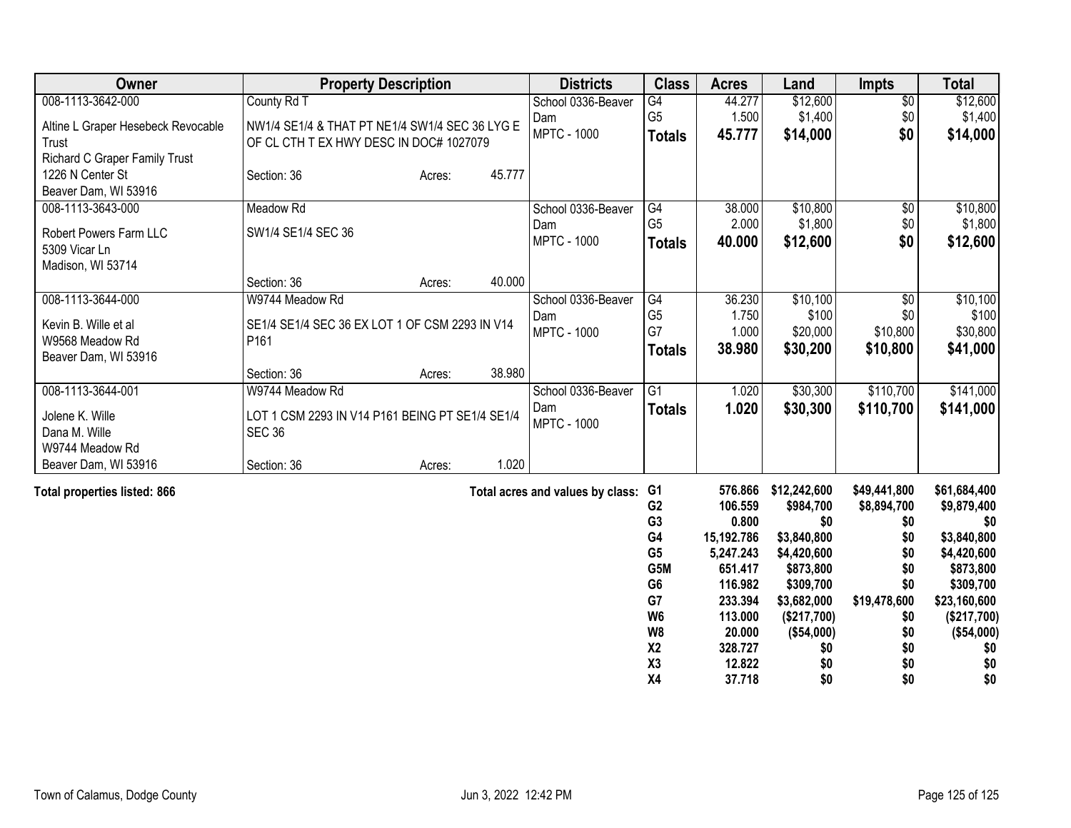| Owner | Property Description | Districts | Class | Acres | Land | Impts | Total |
|---|---|---|---|---|---|---|---|
| 008-1113-3642-000<br>Altine L Graper Hesebeck Revocable Trust<br>Richard C Graper Family Trust<br>1226 N Center St<br>Beaver Dam, WI 53916 | County Rd T<br>NW1/4 SE1/4 & THAT PT NE1/4 SW1/4 SEC 36 LYG E OF CL CTH T EX HWY DESC IN DOC# 1027079<br>Section: 36 Acres: 45.777 | School 0336-Beaver Dam<br>MPTC - 1000 | G4<br>G5<br>**Totals** | 44.277<br>1.500<br>**45.777** | $12,600<br>$1,400<br>**$14,000** | $0<br>$0<br>**$0** | $12,600<br>$1,400<br>**$14,000** |
| 008-1113-3643-000<br>Robert Powers Farm LLC<br>5309 Vicar Ln<br>Madison, WI 53714 | Meadow Rd<br>SW1/4 SE1/4 SEC 36<br>Section: 36 Acres: 40.000 | School 0336-Beaver Dam<br>MPTC - 1000 | G4<br>G5<br>**Totals** | 38.000<br>2.000<br>**40.000** | $10,800<br>$1,800<br>**$12,600** | $0<br>$0<br>**$0** | $10,800<br>$1,800<br>**$12,600** |
| 008-1113-3644-000<br>Kevin B. Wille et al<br>W9568 Meadow Rd<br>Beaver Dam, WI 53916 | W9744 Meadow Rd<br>SE1/4 SE1/4 SEC 36 EX LOT 1 OF CSM 2293 IN V14 P161<br>Section: 36 Acres: 38.980 | School 0336-Beaver Dam<br>MPTC - 1000 | G4<br>G5<br>G7<br>**Totals** | 36.230<br>1.750<br>1.000<br>**38.980** | $10,100<br>$100<br>$20,000<br>**$30,200** | $0<br>$0<br>$10,800<br>**$10,800** | $10,100<br>$100<br>$30,800<br>**$41,000** |
| 008-1113-3644-001<br>Jolene K. Wille<br>Dana M. Wille<br>W9744 Meadow Rd<br>Beaver Dam, WI 53916 | W9744 Meadow Rd<br>LOT 1 CSM 2293 IN V14 P161 BEING PT SE1/4 SE1/4 SEC 36<br>Section: 36 Acres: 1.020 | School 0336-Beaver Dam<br>MPTC - 1000 | G1<br>**Totals** | 1.020<br>**1.020** | $30,300<br>**$30,300** | $110,700<br>**$110,700** | $141,000<br>**$141,000** |

**Total properties listed: 866**

**Total acres and values by class:**

| Class | Acres | Land | Impts | Total |
|---|---|---|---|---|
| G1 | 576.866 | $12,242,600 | $49,441,800 | $61,684,400 |
| G2 | 106.559 | $984,700 | $8,894,700 | $9,879,400 |
| G3 | 0.800 | $0 | $0 | $0 |
| G4 | 15,192.786 | $3,840,800 | $0 | $3,840,800 |
| G5 | 5,247.243 | $4,420,600 | $0 | $4,420,600 |
| G5M | 651.417 | $873,800 | $0 | $873,800 |
| G6 | 116.982 | $309,700 | $0 | $309,700 |
| G7 | 233.394 | $3,682,000 | $19,478,600 | $23,160,600 |
| W6 | 113.000 | ($217,700) | $0 | ($217,700) |
| W8 | 20.000 | ($54,000) | $0 | ($54,000) |
| X2 | 328.727 | $0 | $0 | $0 |
| X3 | 12.822 | $0 | $0 | $0 |
| X4 | 37.718 | $0 | $0 | $0 |